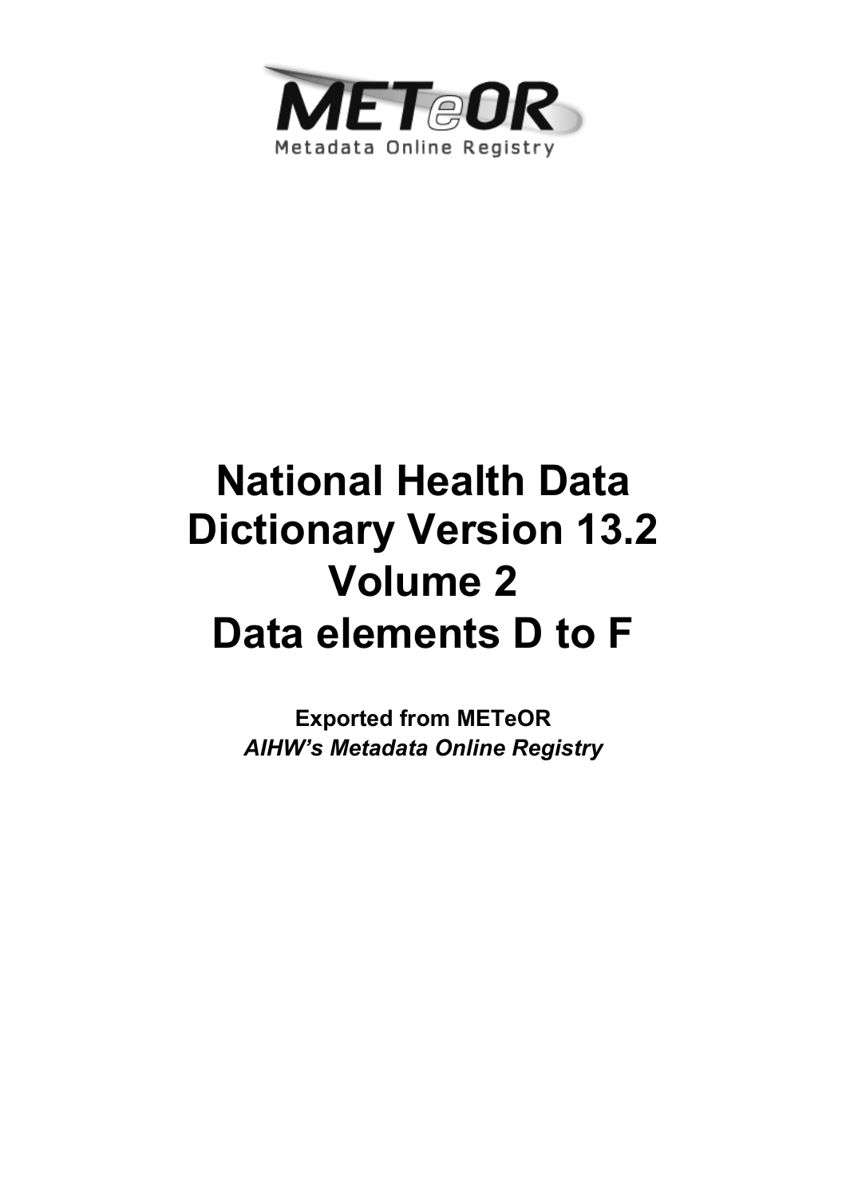METeOR

Metadata Online Registry

# National Health Data Dictionary Version 13.2 Volume 2 Data elements D to F

**Exported from METeOR**

***AIHW's Metadata Online Registry***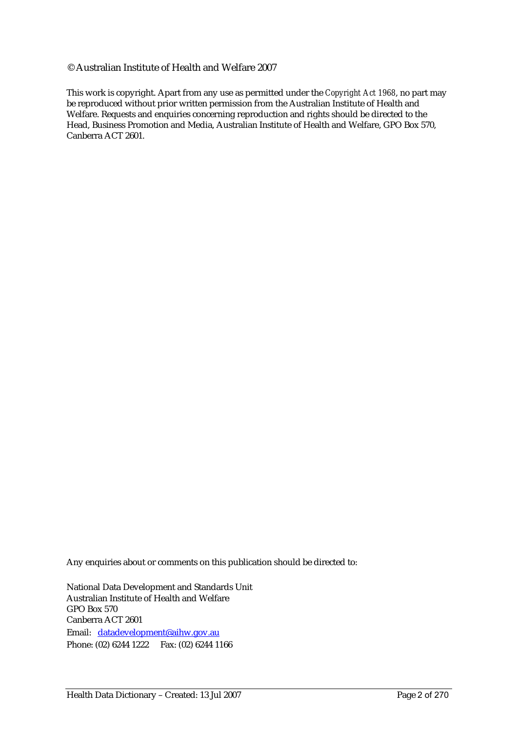© Australian Institute of Health and Welfare 2007

This work is copyright. Apart from any use as permitted under the *Copyright Act 1968*, no part may be reproduced without prior written permission from the Australian Institute of Health and Welfare. Requests and enquiries concerning reproduction and rights should be directed to the Head, Business Promotion and Media, Australian Institute of Health and Welfare, GPO Box 570, Canberra ACT 2601.

Any enquiries about or comments on this publication should be directed to:

National Data Development and Standards Unit
Australian Institute of Health and Welfare
GPO Box 570
Canberra ACT 2601
Email: datadevelopment@aihw.gov.au
Phone: (02) 6244 1222 Fax: (02) 6244 1166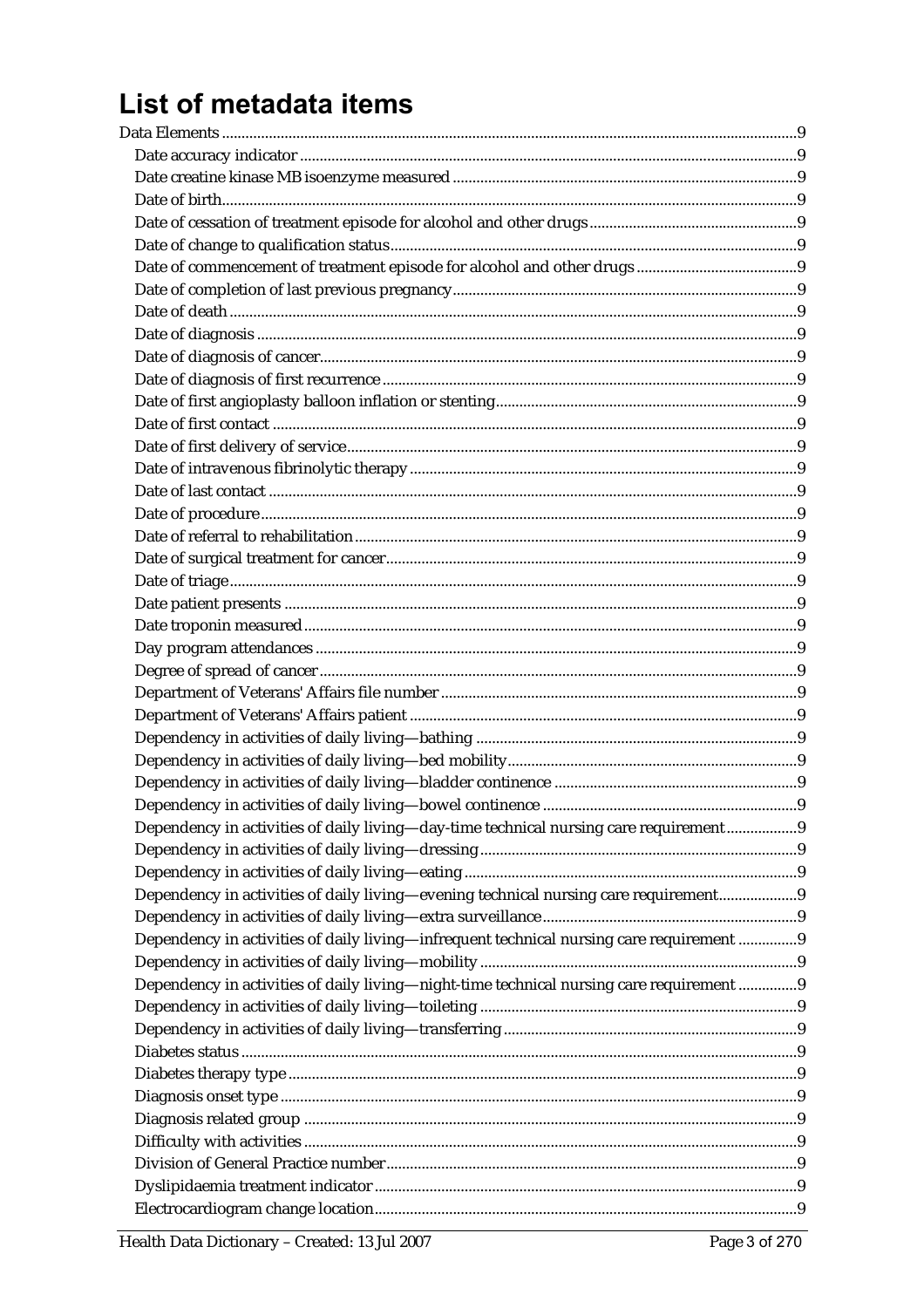# List of metadata items

- Data Elements ... 9
  - Date accuracy indicator ... 9
  - Date creatine kinase MB isoenzyme measured ... 9
  - Date of birth ... 9
  - Date of cessation of treatment episode for alcohol and other drugs ... 9
  - Date of change to qualification status ... 9
  - Date of commencement of treatment episode for alcohol and other drugs ... 9
  - Date of completion of last previous pregnancy ... 9
  - Date of death ... 9
  - Date of diagnosis ... 9
  - Date of diagnosis of cancer ... 9
  - Date of diagnosis of first recurrence ... 9
  - Date of first angioplasty balloon inflation or stenting ... 9
  - Date of first contact ... 9
  - Date of first delivery of service ... 9
  - Date of intravenous fibrinolytic therapy ... 9
  - Date of last contact ... 9
  - Date of procedure ... 9
  - Date of referral to rehabilitation ... 9
  - Date of surgical treatment for cancer ... 9
  - Date of triage ... 9
  - Date patient presents ... 9
  - Date troponin measured ... 9
  - Day program attendances ... 9
  - Degree of spread of cancer ... 9
  - Department of Veterans' Affairs file number ... 9
  - Department of Veterans' Affairs patient ... 9
  - Dependency in activities of daily living—bathing ... 9
  - Dependency in activities of daily living—bed mobility ... 9
  - Dependency in activities of daily living—bladder continence ... 9
  - Dependency in activities of daily living—bowel continence ... 9
  - Dependency in activities of daily living—day-time technical nursing care requirement ... 9
  - Dependency in activities of daily living—dressing ... 9
  - Dependency in activities of daily living—eating ... 9
  - Dependency in activities of daily living—evening technical nursing care requirement ... 9
  - Dependency in activities of daily living—extra surveillance ... 9
  - Dependency in activities of daily living—infrequent technical nursing care requirement ... 9
  - Dependency in activities of daily living—mobility ... 9
  - Dependency in activities of daily living—night-time technical nursing care requirement ... 9
  - Dependency in activities of daily living—toileting ... 9
  - Dependency in activities of daily living—transferring ... 9
  - Diabetes status ... 9
  - Diabetes therapy type ... 9
  - Diagnosis onset type ... 9
  - Diagnosis related group ... 9
  - Difficulty with activities ... 9
  - Division of General Practice number ... 9
  - Dyslipidaemia treatment indicator ... 9
  - Electrocardiogram change location ... 9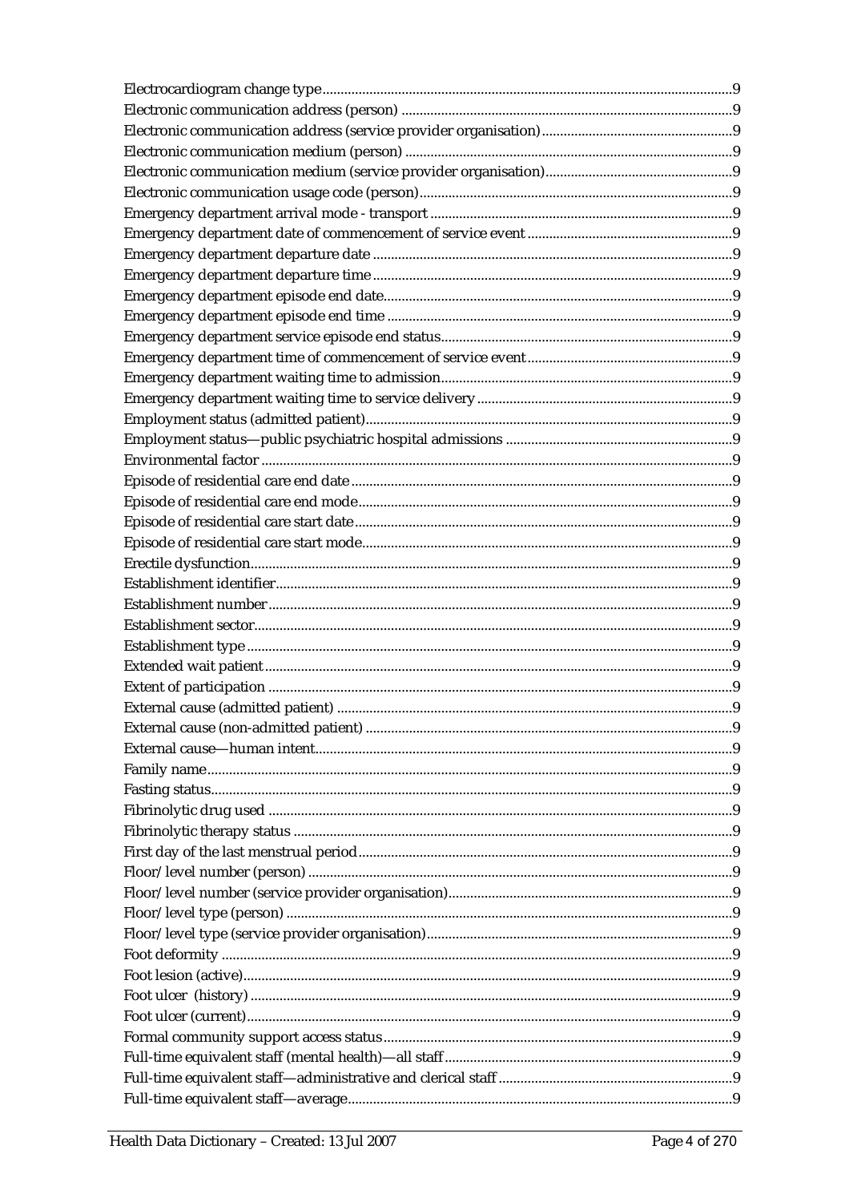Electrocardiogram change type....................................................................................................9
Electronic communication address (person) .............................................................................9
Electronic communication address (service provider organisation)......................................................9
Electronic communication medium (person) ............................................................................9
Electronic communication medium (service provider organisation)......................................................9
Electronic communication usage code (person)........................................................................9
Emergency department arrival mode - transport .......................................................................9
Emergency department date of commencement of service event..........................................................9
Emergency department departure date .....................................................................................9
Emergency department departure time .....................................................................................9
Emergency department episode end date...................................................................................9
Emergency department episode end time ..................................................................................9
Emergency department service episode end status..................................................................9
Emergency department time of commencement of service event..........................................................9
Emergency department waiting time to admission.....................................................................9
Emergency department waiting time to service delivery ...........................................................9
Employment status (admitted patient).......................................................................................9
Employment status—public psychiatric hospital admissions .....................................................9
Environmental factor ..................................................................................................................9
Episode of residential care end date..........................................................................................9
Episode of residential care end mode.........................................................................................9
Episode of residential care start date.........................................................................................9
Episode of residential care start mode.......................................................................................9
Erectile dysfunction.....................................................................................................................9
Establishment identifier...............................................................................................................9
Establishment number.................................................................................................................9
Establishment sector....................................................................................................................9
Establishment type ......................................................................................................................9
Extended wait patient..................................................................................................................9
Extent of participation .................................................................................................................9
External cause (admitted patient) ..............................................................................................9
External cause (non-admitted patient) .......................................................................................9
External cause—human intent.....................................................................................................9
Family name.................................................................................................................................9
Fasting status................................................................................................................................9
Fibrinolytic drug used .................................................................................................................9
Fibrinolytic therapy status ...........................................................................................................9
First day of the last menstrual period.........................................................................................9
Floor/level number (person) ......................................................................................................9
Floor/level number (service provider organisation)..................................................................9
Floor/level type (person) ............................................................................................................9
Floor/level type (service provider organisation)........................................................................9
Foot deformity .............................................................................................................................9
Foot lesion (active).......................................................................................................................9
Foot ulcer (history) .....................................................................................................................9
Foot ulcer (current)......................................................................................................................9
Formal community support access status..................................................................................9
Full-time equivalent staff (mental health)—all staff .................................................................9
Full-time equivalent staff—administrative and clerical staff ...................................................9
Full-time equivalent staff—average...........................................................................................9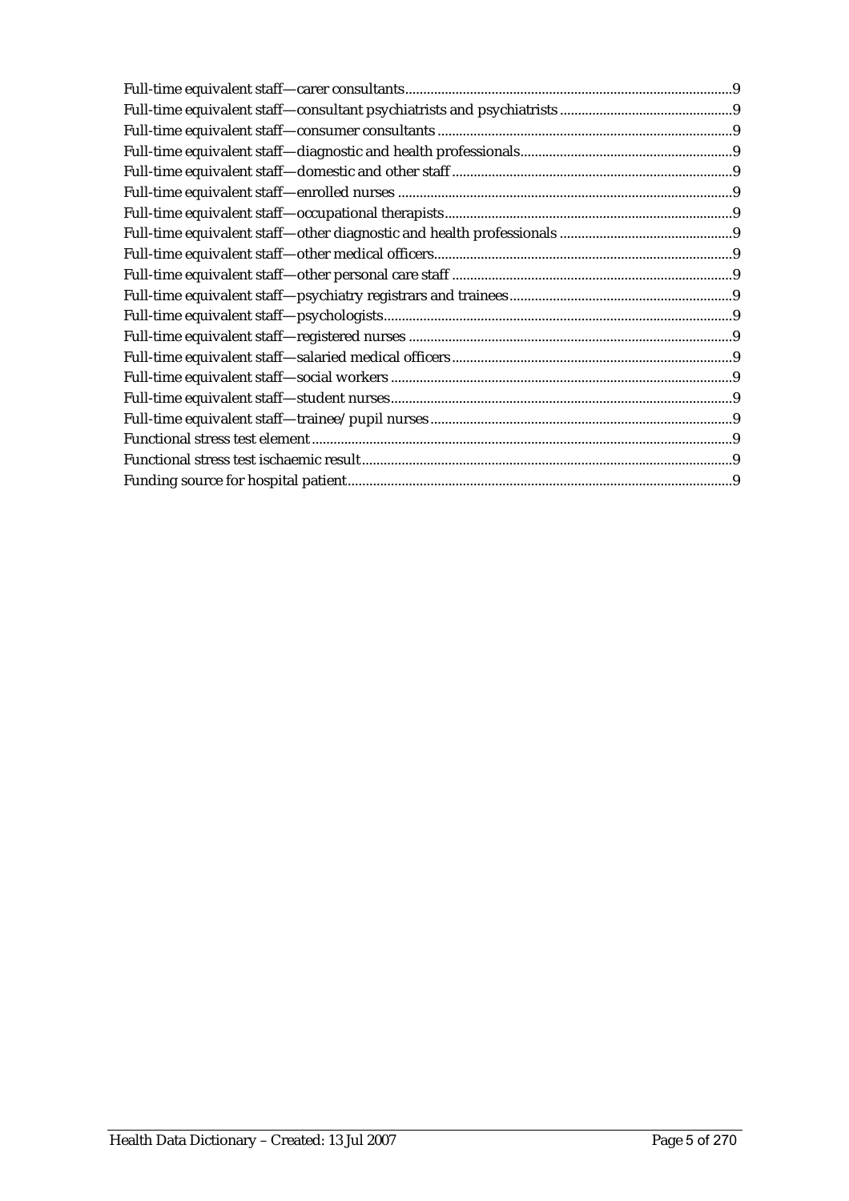Full-time equivalent staff—carer consultants.........................................................................................9
Full-time equivalent staff—consultant psychiatrists and psychiatrists ...............................................9
Full-time equivalent staff—consumer consultants ..................................................................................9
Full-time equivalent staff—diagnostic and health professionals..........................................................9
Full-time equivalent staff—domestic and other staff ..............................................................................9
Full-time equivalent staff—enrolled nurses ..............................................................................................9
Full-time equivalent staff—occupational therapists................................................................................9
Full-time equivalent staff—other diagnostic and health professionals ...............................................9
Full-time equivalent staff—other medical officers...................................................................................9
Full-time equivalent staff—other personal care staff ..............................................................................9
Full-time equivalent staff—psychiatry registrars and trainees..............................................................9
Full-time equivalent staff—psychologists..................................................................................................9
Full-time equivalent staff—registered nurses ...........................................................................................9
Full-time equivalent staff—salaried medical officers..............................................................................9
Full-time equivalent staff—social workers ...............................................................................................9
Full-time equivalent staff—student nurses................................................................................................9
Full-time equivalent staff—trainee/pupil nurses.....................................................................................9
Functional stress test element.......................................................................................................................9
Functional stress test ischaemic result........................................................................................................9
Funding source for hospital patient............................................................................................................9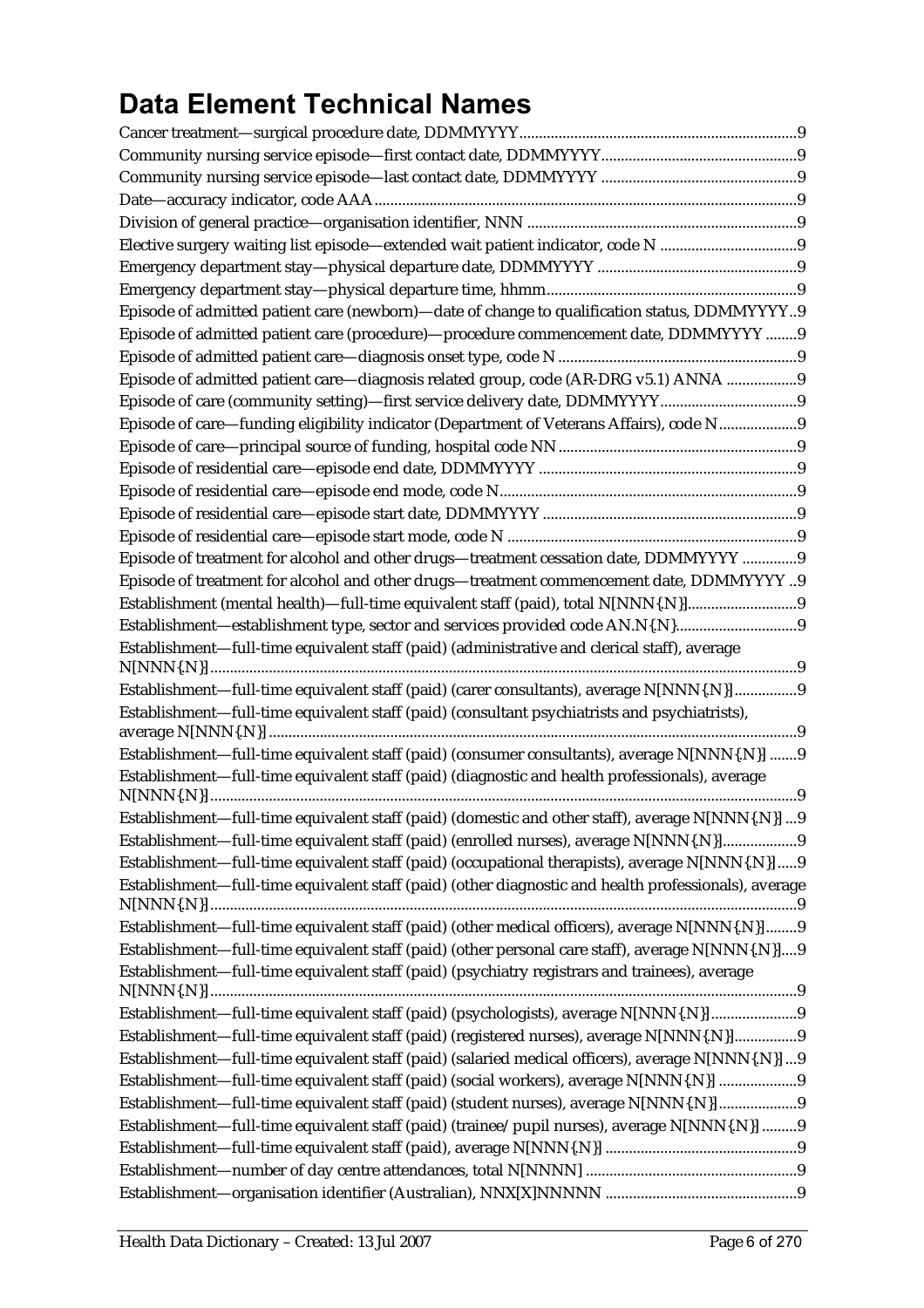# Data Element Technical Names

Cancer treatment—surgical procedure date, DDMMYYYY......................................................................9
Community nursing service episode—first contact date, DDMMYYYY...................................................9
Community nursing service episode—last contact date, DDMMYYYY ...................................................9
Date—accuracy indicator, code AAA..............................................................................................................9
Division of general practice—organisation identifier, NNN .......................................................................9
Elective surgery waiting list episode—extended wait patient indicator, code N ......................................9
Emergency department stay—physical departure date, DDMMYYYY ....................................................9
Emergency department stay—physical departure time, hhmm.................................................................9
Episode of admitted patient care (newborn)—date of change to qualification status, DDMMYYYY..9
Episode of admitted patient care (procedure)—procedure commencement date, DDMMYYYY ........9
Episode of admitted patient care—diagnosis onset type, code N .............................................................9
Episode of admitted patient care—diagnosis related group, code (AR-DRG v5.1) ANNA ..................9
Episode of care (community setting)—first service delivery date, DDMMYYYY...................................9
Episode of care—funding eligibility indicator (Department of Veterans Affairs), code N....................9
Episode of care—principal source of funding, hospital code NN .............................................................9
Episode of residential care—episode end date, DDMMYYYY ..................................................................9
Episode of residential care—episode end mode, code N............................................................................9
Episode of residential care—episode start date, DDMMYYYY .................................................................9
Episode of residential care—episode start mode, code N ..........................................................................9
Episode of treatment for alcohol and other drugs—treatment cessation date, DDMMYYYY ..............9
Episode of treatment for alcohol and other drugs—treatment commencement date, DDMMYYYY ..9
Establishment (mental health)—full-time equivalent staff (paid), total N[NNN{.N}]............................9
Establishment—establishment type, sector and services provided code AN.N{.N}...............................9
Establishment—full-time equivalent staff (paid) (administrative and clerical staff), average N[NNN{.N}]....................................................................................................................................................9
Establishment—full-time equivalent staff (paid) (carer consultants), average N[NNN{.N}]................9
Establishment—full-time equivalent staff (paid) (consultant psychiatrists and psychiatrists), average N[NNN{.N}].....................................................................................................................................9
Establishment—full-time equivalent staff (paid) (consumer consultants), average N[NNN{.N}] .......9
Establishment—full-time equivalent staff (paid) (diagnostic and health professionals), average N[NNN{.N}]....................................................................................................................................................9
Establishment—full-time equivalent staff (paid) (domestic and other staff), average N[NNN{.N}] ...9
Establishment—full-time equivalent staff (paid) (enrolled nurses), average N[NNN{.N}]...................9
Establishment—full-time equivalent staff (paid) (occupational therapists), average N[NNN{.N}].....9
Establishment—full-time equivalent staff (paid) (other diagnostic and health professionals), average N[NNN{.N}]....................................................................................................................................................9
Establishment—full-time equivalent staff (paid) (other medical officers), average N[NNN{.N}]........9
Establishment—full-time equivalent staff (paid) (other personal care staff), average N[NNN{.N}]....9
Establishment—full-time equivalent staff (paid) (psychiatry registrars and trainees), average N[NNN{.N}]....................................................................................................................................................9
Establishment—full-time equivalent staff (paid) (psychologists), average N[NNN{.N}]......................9
Establishment—full-time equivalent staff (paid) (registered nurses), average N[NNN{.N}]................9
Establishment—full-time equivalent staff (paid) (salaried medical officers), average N[NNN{.N}] ...9
Establishment—full-time equivalent staff (paid) (social workers), average N[NNN{.N}] ....................9
Establishment—full-time equivalent staff (paid) (student nurses), average N[NNN{.N}]....................9
Establishment—full-time equivalent staff (paid) (trainee/pupil nurses), average N[NNN{.N}] .........9
Establishment—full-time equivalent staff (paid), average N[NNN{.N}] .................................................9
Establishment—number of day centre attendances, total N[NNNN] ......................................................9
Establishment—organisation identifier (Australian), NNX[X]NNNNN .................................................9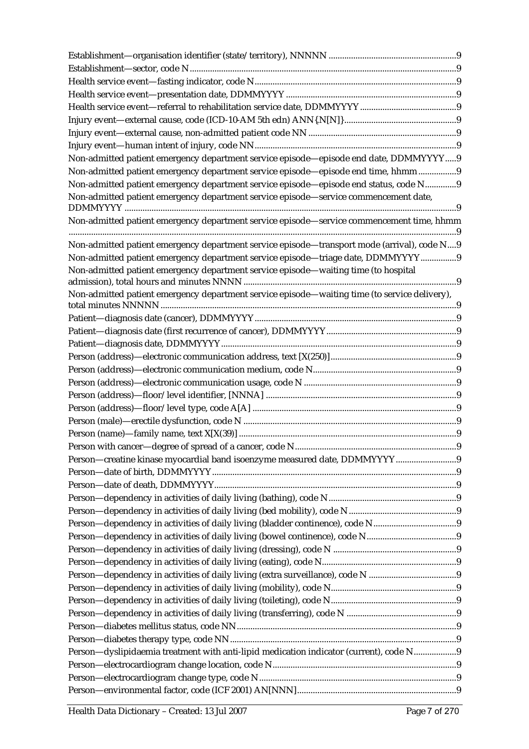Establishment—organisation identifier (state/territory), NNNNN .....9
Establishment—sector, code N .....9
Health service event—fasting indicator, code N .....9
Health service event—presentation date, DDMMYYYY .....9
Health service event—referral to rehabilitation service date, DDMMYYYY .....9
Injury event—external cause, code (ICD-10-AM 5th edn) ANN{.N[N]} .....9
Injury event—external cause, non-admitted patient code NN .....9
Injury event—human intent of injury, code NN .....9
Non-admitted patient emergency department service episode—episode end date, DDMMYYYY .....9
Non-admitted patient emergency department service episode—episode end time, hhmm .....9
Non-admitted patient emergency department service episode—episode end status, code N .....9
Non-admitted patient emergency department service episode—service commencement date, DDMMYYYY .....9
Non-admitted patient emergency department service episode—service commencement time, hhmm .....9
Non-admitted patient emergency department service episode—transport mode (arrival), code N .....9
Non-admitted patient emergency department service episode—triage date, DDMMYYYY .....9
Non-admitted patient emergency department service episode—waiting time (to hospital admission), total hours and minutes NNNN .....9
Non-admitted patient emergency department service episode—waiting time (to service delivery), total minutes NNNNN .....9
Patient—diagnosis date (cancer), DDMMYYYY .....9
Patient—diagnosis date (first recurrence of cancer), DDMMYYYY .....9
Patient—diagnosis date, DDMMYYYY .....9
Person (address)—electronic communication address, text [X(250)] .....9
Person (address)—electronic communication medium, code N .....9
Person (address)—electronic communication usage, code N .....9
Person (address)—floor/level identifier, [NNNA] .....9
Person (address)—floor/level type, code A[A] .....9
Person (male)—erectile dysfunction, code N .....9
Person (name)—family name, text X[X(39)] .....9
Person with cancer—degree of spread of a cancer, code N .....9
Person—creatine kinase myocardial band isoenzyme measured date, DDMMYYYY .....9
Person—date of birth, DDMMYYYY .....9
Person—date of death, DDMMYYYY .....9
Person—dependency in activities of daily living (bathing), code N .....9
Person—dependency in activities of daily living (bed mobility), code N .....9
Person—dependency in activities of daily living (bladder continence), code N .....9
Person—dependency in activities of daily living (bowel continence), code N .....9
Person—dependency in activities of daily living (dressing), code N .....9
Person—dependency in activities of daily living (eating), code N .....9
Person—dependency in activities of daily living (extra surveillance), code N .....9
Person—dependency in activities of daily living (mobility), code N .....9
Person—dependency in activities of daily living (toileting), code N .....9
Person—dependency in activities of daily living (transferring), code N .....9
Person—diabetes mellitus status, code NN .....9
Person—diabetes therapy type, code NN .....9
Person—dyslipidaemia treatment with anti-lipid medication indicator (current), code N .....9
Person—electrocardiogram change location, code N .....9
Person—electrocardiogram change type, code N .....9
Person—environmental factor, code (ICF 2001) AN[NNN] .....9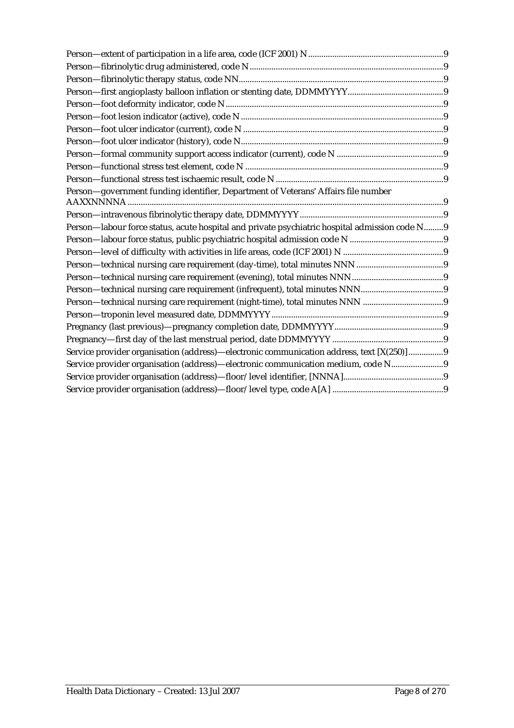Person—extent of participation in a life area, code (ICF 2001) N .............................................................9
Person—fibrinolytic drug administered, code N........................................................................................9
Person—fibrinolytic therapy status, code NN.............................................................................................9
Person—first angioplasty balloon inflation or stenting date, DDMMYYYY............................................9
Person—foot deformity indicator, code N....................................................................................................9
Person—foot lesion indicator (active), code N............................................................................................9
Person—foot ulcer indicator (current), code N ...........................................................................................9
Person—foot ulcer indicator (history), code N............................................................................................9
Person—formal community support access indicator (current), code N .................................................9
Person—functional stress test element, code N ...........................................................................................9
Person—functional stress test ischaemic result, code N .............................................................................9
Person—government funding identifier, Department of Veterans' Affairs file number AAXXNNNNA .................................................................................................................................................9
Person—intravenous fibrinolytic therapy date, DDMMYYYY.................................................................9
Person—labour force status, acute hospital and private psychiatric hospital admission code N.........9
Person—labour force status, public psychiatric hospital admission code N ...........................................9
Person—level of difficulty with activities in life areas, code (ICF 2001) N ..............................................9
Person—technical nursing care requirement (day-time), total minutes NNN........................................9
Person—technical nursing care requirement (evening), total minutes NNN..........................................9
Person—technical nursing care requirement (infrequent), total minutes NNN......................................9
Person—technical nursing care requirement (night-time), total minutes NNN .....................................9
Person—troponin level measured date, DDMMYYYY...............................................................................9
Pregnancy (last previous)—pregnancy completion date, DDMMYYYY..................................................9
Pregnancy—first day of the last menstrual period, date DDMMYYYY ...................................................9
Service provider organisation (address)—electronic communication address, text [X(250)]................9
Service provider organisation (address)—electronic communication medium, code N........................9
Service provider organisation (address)—floor/level identifier, [NNNA]..............................................9
Service provider organisation (address)—floor/level type, code A[A] ...................................................9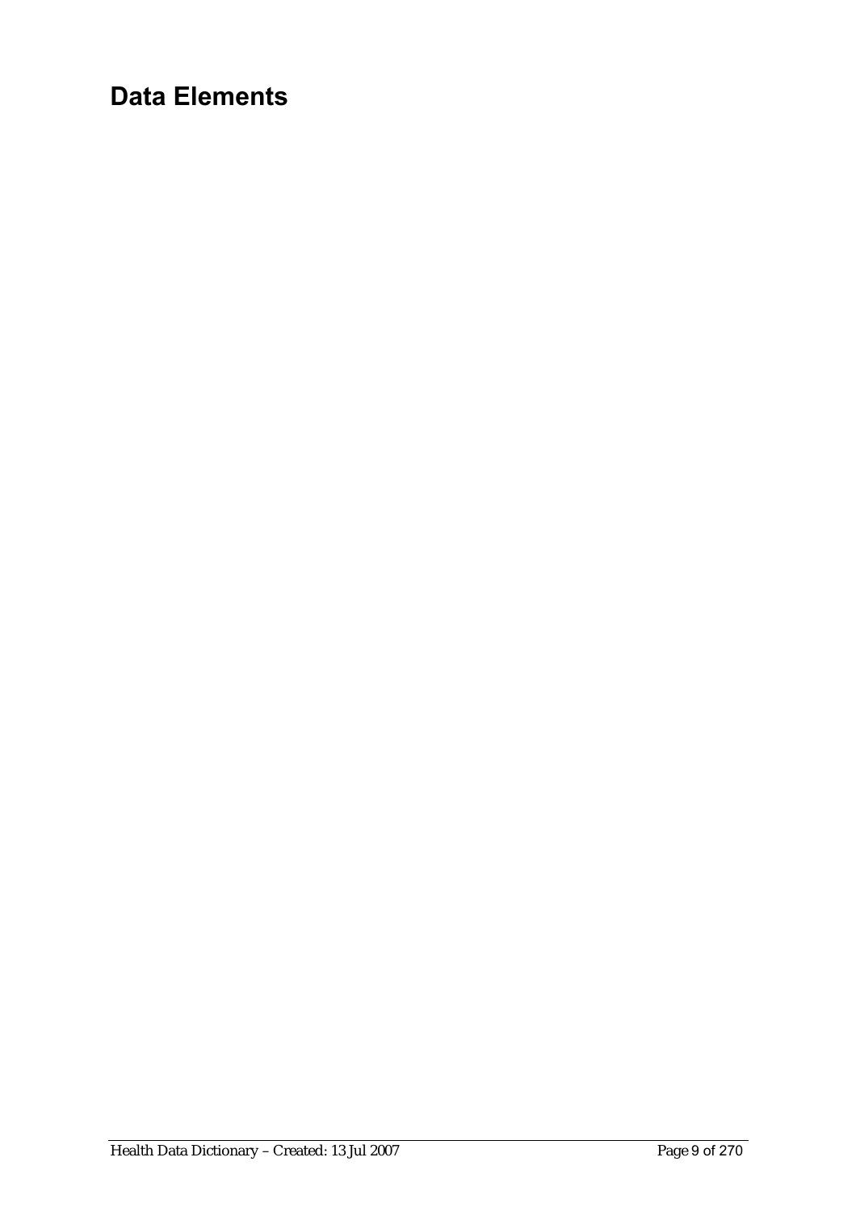# Data Elements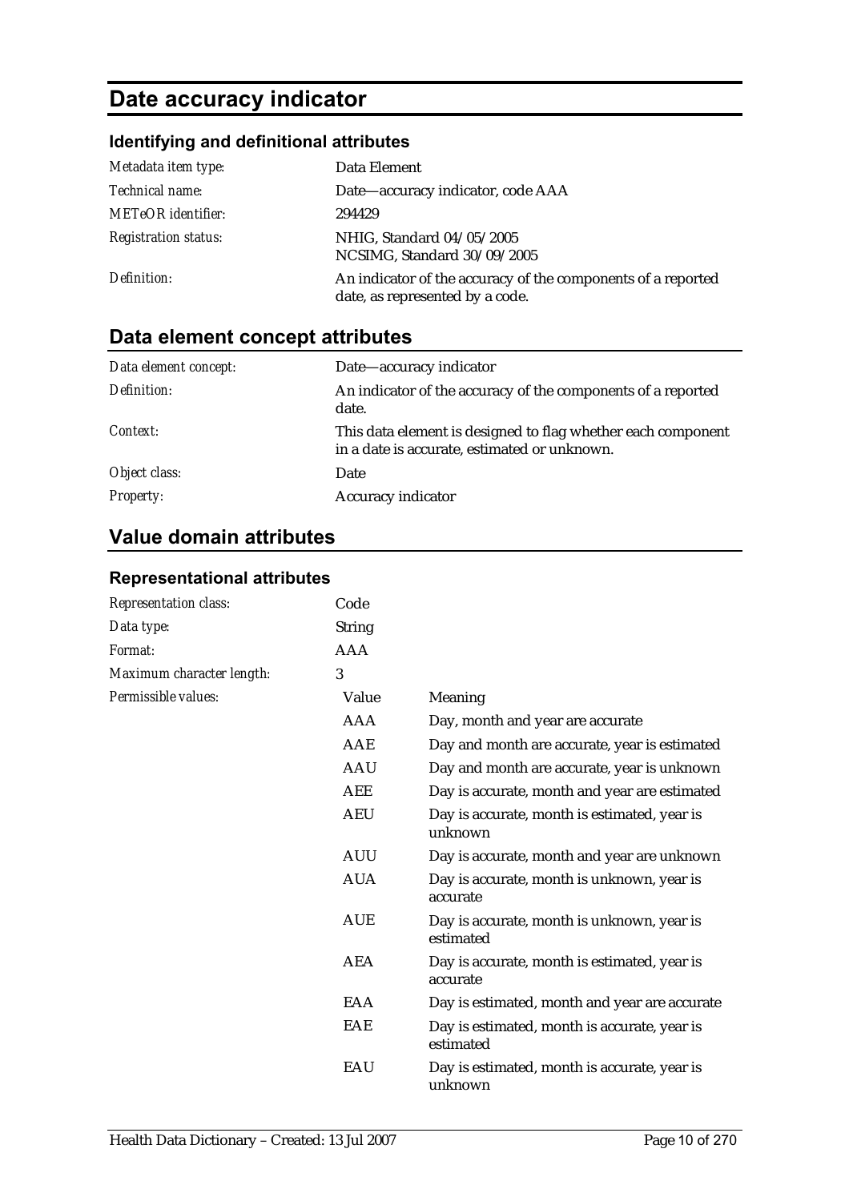# Date accuracy indicator

### Identifying and definitional attributes

| | |
|---|---|
| *Metadata item type:* | Data Element |
| *Technical name:* | Date—accuracy indicator, code AAA |
| *METeOR identifier:* | 294429 |
| *Registration status:* | NHIG, Standard 04/05/2005<br>NCSIMG, Standard 30/09/2005 |
| *Definition:* | An indicator of the accuracy of the components of a reported date, as represented by a code. |

## Data element concept attributes

| | |
|---|---|
| *Data element concept:* | Date—accuracy indicator |
| *Definition:* | An indicator of the accuracy of the components of a reported date. |
| *Context:* | This data element is designed to flag whether each component in a date is accurate, estimated or unknown. |
| *Object class:* | Date |
| *Property:* | Accuracy indicator |

## Value domain attributes

### Representational attributes

| | | |
|---|---|---|
| *Representation class:* | Code | |
| *Data type:* | String | |
| *Format:* | AAA | |
| *Maximum character length:* | 3 | |
| *Permissible values:* | Value | Meaning |
| | AAA | Day, month and year are accurate |
| | AAE | Day and month are accurate, year is estimated |
| | AAU | Day and month are accurate, year is unknown |
| | AEE | Day is accurate, month and year are estimated |
| | AEU | Day is accurate, month is estimated, year is unknown |
| | AUU | Day is accurate, month and year are unknown |
| | AUA | Day is accurate, month is unknown, year is accurate |
| | AUE | Day is accurate, month is unknown, year is estimated |
| | AEA | Day is accurate, month is estimated, year is accurate |
| | EAA | Day is estimated, month and year are accurate |
| | EAE | Day is estimated, month is accurate, year is estimated |
| | EAU | Day is estimated, month is accurate, year is unknown |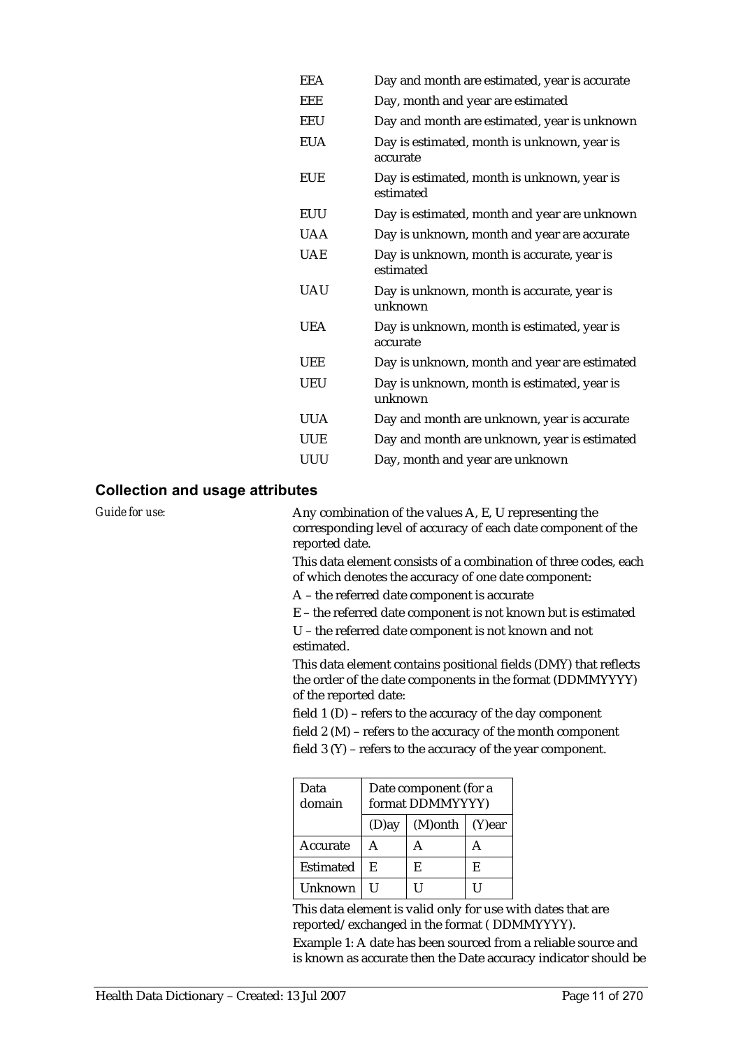| | |
|---|---|
| EEA | Day and month are estimated, year is accurate |
| EEE | Day, month and year are estimated |
| EEU | Day and month are estimated, year is unknown |
| EUA | Day is estimated, month is unknown, year is accurate |
| EUE | Day is estimated, month is unknown, year is estimated |
| EUU | Day is estimated, month and year are unknown |
| UAA | Day is unknown, month and year are accurate |
| UAE | Day is unknown, month is accurate, year is estimated |
| UAU | Day is unknown, month is accurate, year is unknown |
| UEA | Day is unknown, month is estimated, year is accurate |
| UEE | Day is unknown, month and year are estimated |
| UEU | Day is unknown, month is estimated, year is unknown |
| UUA | Day and month are unknown, year is accurate |
| UUE | Day and month are unknown, year is estimated |
| UUU | Day, month and year are unknown |

## Collection and usage attributes

*Guide for use:*

Any combination of the values A, E, U representing the corresponding level of accuracy of each date component of the reported date.

This data element consists of a combination of three codes, each of which denotes the accuracy of one date component:

A – the referred date component is accurate

E – the referred date component is not known but is estimated

U – the referred date component is not known and not estimated.

This data element contains positional fields (DMY) that reflects the order of the date components in the format (DDMMYYYY) of the reported date:

field 1 (D) – refers to the accuracy of the day component

field 2 (M) – refers to the accuracy of the month component

field 3 (Y) – refers to the accuracy of the year component.

| Data domain | Date component (for a format DDMMYYYY) | | |
|---|---|---|---|
| | (D)ay | (M)onth | (Y)ear |
| Accurate | A | A | A |
| Estimated | E | E | E |
| Unknown | U | U | U |

This data element is valid only for use with dates that are reported/exchanged in the format ( DDMMYYYY).

Example 1: A date has been sourced from a reliable source and is known as accurate then the Date accuracy indicator should be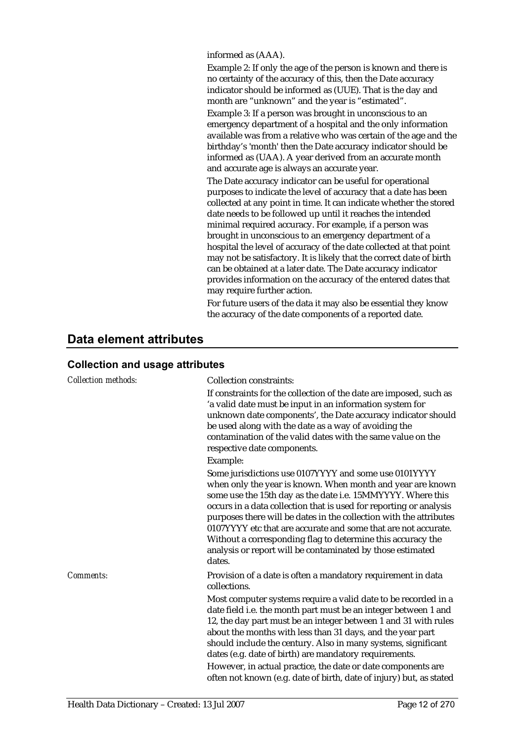informed as (AAA).

Example 2: If only the age of the person is known and there is no certainty of the accuracy of this, then the Date accuracy indicator should be informed as (UUE). That is the day and month are "unknown" and the year is "estimated".

Example 3: If a person was brought in unconscious to an emergency department of a hospital and the only information available was from a relative who was certain of the age and the birthday's 'month' then the Date accuracy indicator should be informed as (UAA). A year derived from an accurate month and accurate age is always an accurate year.

The Date accuracy indicator can be useful for operational purposes to indicate the level of accuracy that a date has been collected at any point in time. It can indicate whether the stored date needs to be followed up until it reaches the intended minimal required accuracy. For example, if a person was brought in unconscious to an emergency department of a hospital the level of accuracy of the date collected at that point may not be satisfactory. It is likely that the correct date of birth can be obtained at a later date. The Date accuracy indicator provides information on the accuracy of the entered dates that may require further action.

For future users of the data it may also be essential they know the accuracy of the date components of a reported date.

## Data element attributes

### Collection and usage attributes

*Collection methods:*

Collection constraints:

If constraints for the collection of the date are imposed, such as 'a valid date must be input in an information system for unknown date components', the Date accuracy indicator should be used along with the date as a way of avoiding the contamination of the valid dates with the same value on the respective date components.

Example:

Some jurisdictions use 0107YYYY and some use 0101YYYY when only the year is known. When month and year are known some use the 15th day as the date i.e. 15MMYYYY. Where this occurs in a data collection that is used for reporting or analysis purposes there will be dates in the collection with the attributes 0107YYYY etc that are accurate and some that are not accurate. Without a corresponding flag to determine this accuracy the analysis or report will be contaminated by those estimated dates.

*Comments:*

Provision of a date is often a mandatory requirement in data collections.

Most computer systems require a valid date to be recorded in a date field i.e. the month part must be an integer between 1 and 12, the day part must be an integer between 1 and 31 with rules about the months with less than 31 days, and the year part should include the century. Also in many systems, significant dates (e.g. date of birth) are mandatory requirements.

However, in actual practice, the date or date components are often not known (e.g. date of birth, date of injury) but, as stated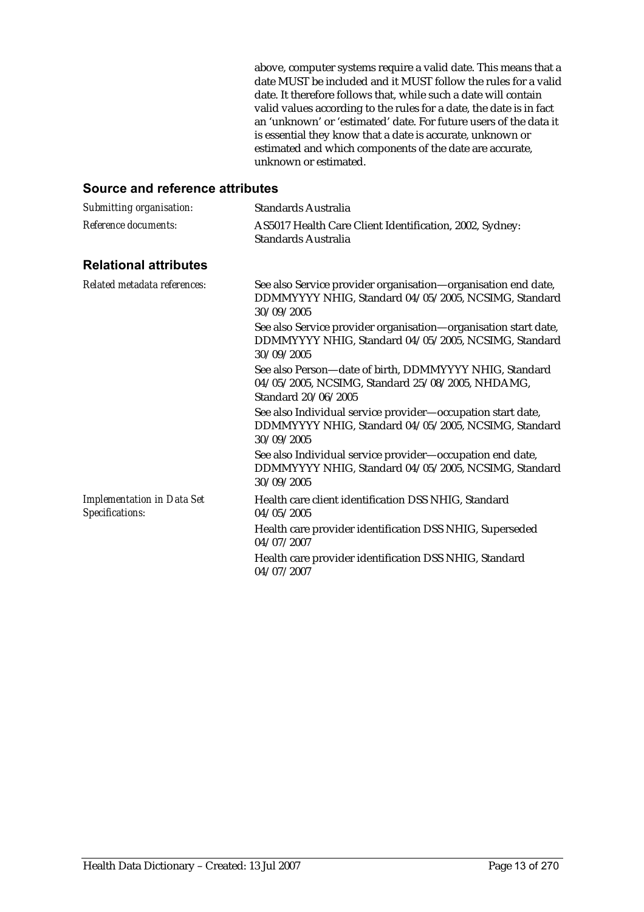above, computer systems require a valid date. This means that a date MUST be included and it MUST follow the rules for a valid date. It therefore follows that, while such a date will contain valid values according to the rules for a date, the date is in fact an 'unknown' or 'estimated' date. For future users of the data it is essential they know that a date is accurate, unknown or estimated and which components of the date are accurate, unknown or estimated.

### Source and reference attributes

| | |
|---|---|
| *Submitting organisation:* | Standards Australia |
| *Reference documents:* | AS5017 Health Care Client Identification, 2002, Sydney: Standards Australia |

### Relational attributes

| | |
|---|---|
| *Related metadata references:* | See also Service provider organisation—organisation end date, DDMMYYYY NHIG, Standard 04/05/2005, NCSIMG, Standard 30/09/2005 |
| | See also Service provider organisation—organisation start date, DDMMYYYY NHIG, Standard 04/05/2005, NCSIMG, Standard 30/09/2005 |
| | See also Person—date of birth, DDMMYYYY NHIG, Standard 04/05/2005, NCSIMG, Standard 25/08/2005, NHDAMG, Standard 20/06/2005 |
| | See also Individual service provider—occupation start date, DDMMYYYY NHIG, Standard 04/05/2005, NCSIMG, Standard 30/09/2005 |
| | See also Individual service provider—occupation end date, DDMMYYYY NHIG, Standard 04/05/2005, NCSIMG, Standard 30/09/2005 |
| *Implementation in Data Set Specifications:* | Health care client identification DSS NHIG, Standard 04/05/2005 |
| | Health care provider identification DSS NHIG, Superseded 04/07/2007 |
| | Health care provider identification DSS NHIG, Standard 04/07/2007 |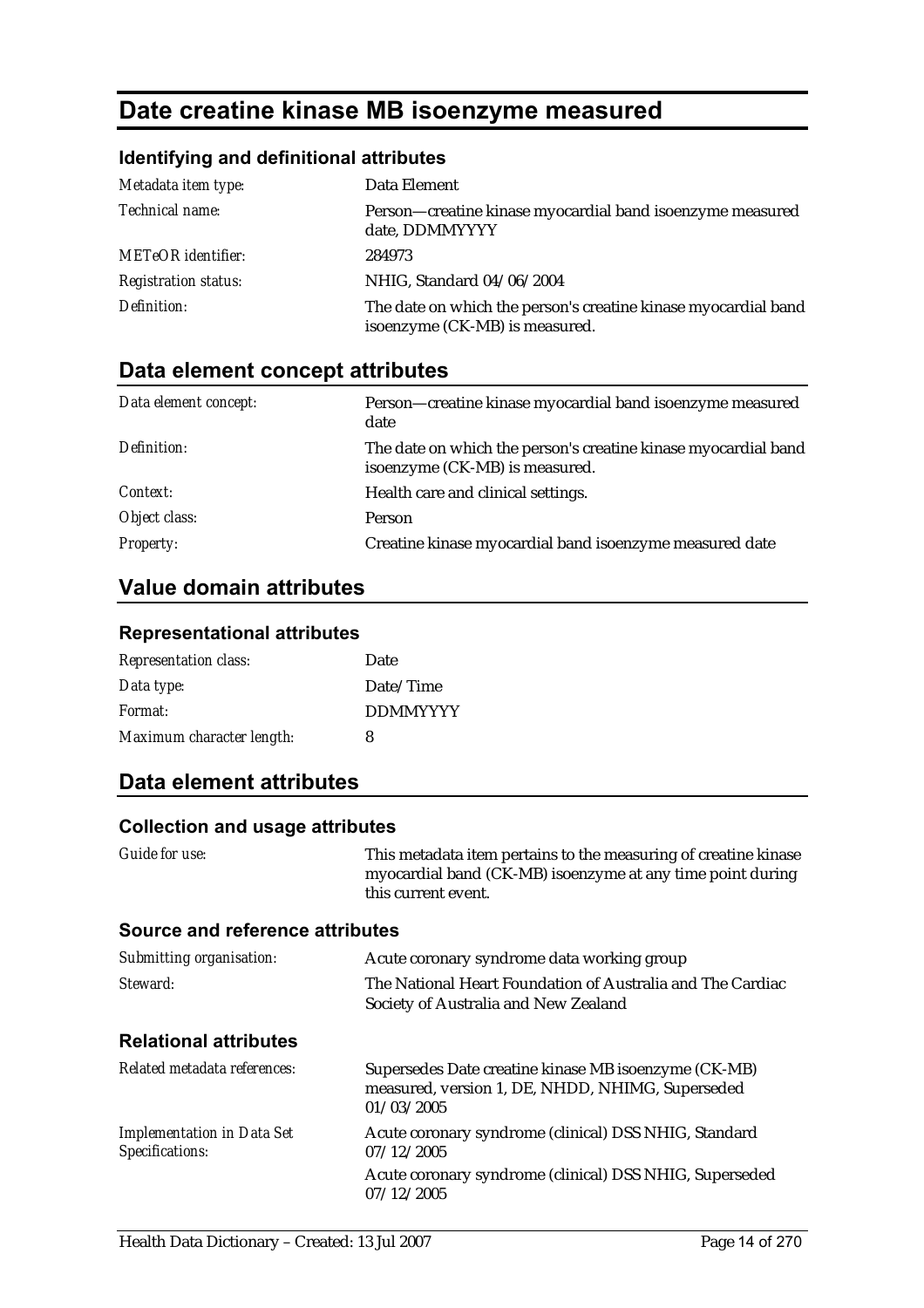# Date creatine kinase MB isoenzyme measured

### Identifying and definitional attributes

| | |
|---|---|
| *Metadata item type:* | Data Element |
| *Technical name:* | Person—creatine kinase myocardial band isoenzyme measured date, DDMMYYYY |
| *METeOR identifier:* | 284973 |
| *Registration status:* | NHIG, Standard 04/06/2004 |
| *Definition:* | The date on which the person's creatine kinase myocardial band isoenzyme (CK-MB) is measured. |

## Data element concept attributes

| | |
|---|---|
| *Data element concept:* | Person—creatine kinase myocardial band isoenzyme measured date |
| *Definition:* | The date on which the person's creatine kinase myocardial band isoenzyme (CK-MB) is measured. |
| *Context:* | Health care and clinical settings. |
| *Object class:* | Person |
| *Property:* | Creatine kinase myocardial band isoenzyme measured date |

## Value domain attributes

### Representational attributes

| | |
|---|---|
| *Representation class:* | Date |
| *Data type:* | Date/Time |
| *Format:* | DDMMYYYY |
| *Maximum character length:* | 8 |

## Data element attributes

### Collection and usage attributes

| | |
|---|---|
| *Guide for use:* | This metadata item pertains to the measuring of creatine kinase myocardial band (CK-MB) isoenzyme at any time point during this current event. |

### Source and reference attributes

| | |
|---|---|
| *Submitting organisation:* | Acute coronary syndrome data working group |
| *Steward:* | The National Heart Foundation of Australia and The Cardiac Society of Australia and New Zealand |

### Relational attributes

| | |
|---|---|
| *Related metadata references:* | Supersedes Date creatine kinase MB isoenzyme (CK-MB) measured, version 1, DE, NHDD, NHIMG, Superseded 01/03/2005 |
| *Implementation in Data Set Specifications:* | Acute coronary syndrome (clinical) DSS NHIG, Standard 07/12/2005<br>Acute coronary syndrome (clinical) DSS NHIG, Superseded 07/12/2005 |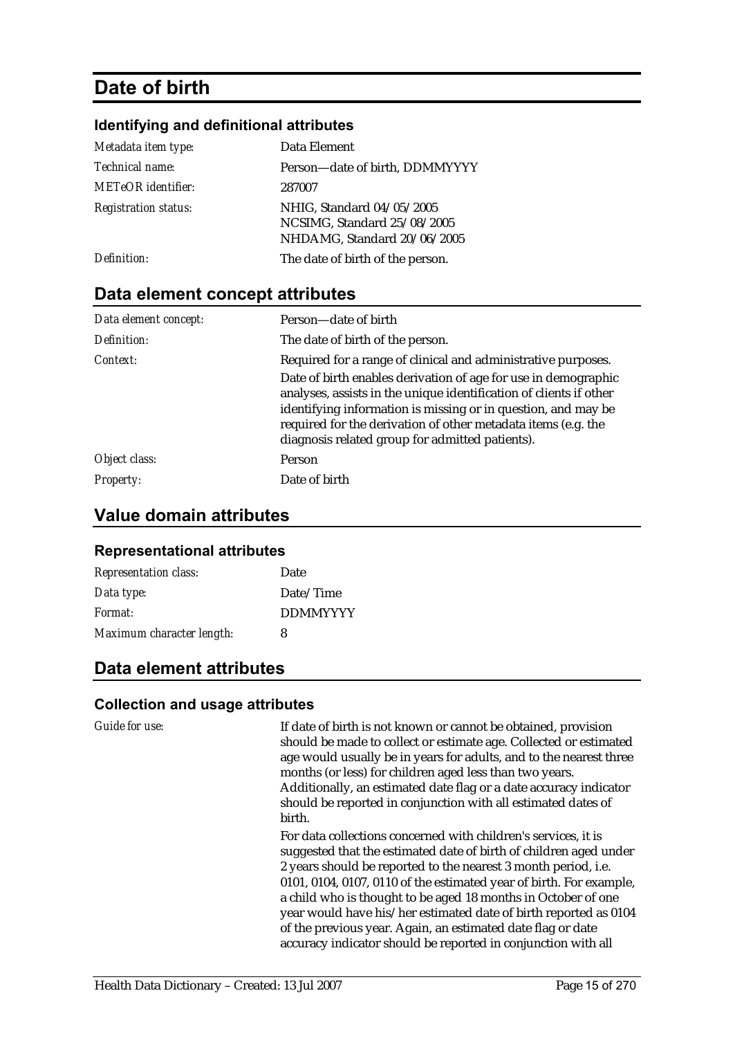# Date of birth

### Identifying and definitional attributes

| | |
|---|---|
| *Metadata item type:* | Data Element |
| *Technical name:* | Person—date of birth, DDMMYYYY |
| *METeOR identifier:* | 287007 |
| *Registration status:* | NHIG, Standard 04/05/2005<br>NCSIMG, Standard 25/08/2005<br>NHDAMG, Standard 20/06/2005 |
| *Definition:* | The date of birth of the person. |

## Data element concept attributes

| | |
|---|---|
| *Data element concept:* | Person—date of birth |
| *Definition:* | The date of birth of the person. |
| *Context:* | Required for a range of clinical and administrative purposes.<br>Date of birth enables derivation of age for use in demographic analyses, assists in the unique identification of clients if other identifying information is missing or in question, and may be required for the derivation of other metadata items (e.g. the diagnosis related group for admitted patients). |
| *Object class:* | Person |
| *Property:* | Date of birth |

## Value domain attributes

### Representational attributes

| | |
|---|---|
| *Representation class:* | Date |
| *Data type:* | Date/Time |
| *Format:* | DDMMYYYY |
| *Maximum character length:* | 8 |

## Data element attributes

### Collection and usage attributes

*Guide for use:*

If date of birth is not known or cannot be obtained, provision should be made to collect or estimate age. Collected or estimated age would usually be in years for adults, and to the nearest three months (or less) for children aged less than two years. Additionally, an estimated date flag or a date accuracy indicator should be reported in conjunction with all estimated dates of birth.

For data collections concerned with children's services, it is suggested that the estimated date of birth of children aged under 2 years should be reported to the nearest 3 month period, i.e. 0101, 0104, 0107, 0110 of the estimated year of birth. For example, a child who is thought to be aged 18 months in October of one year would have his/her estimated date of birth reported as 0104 of the previous year. Again, an estimated date flag or date accuracy indicator should be reported in conjunction with all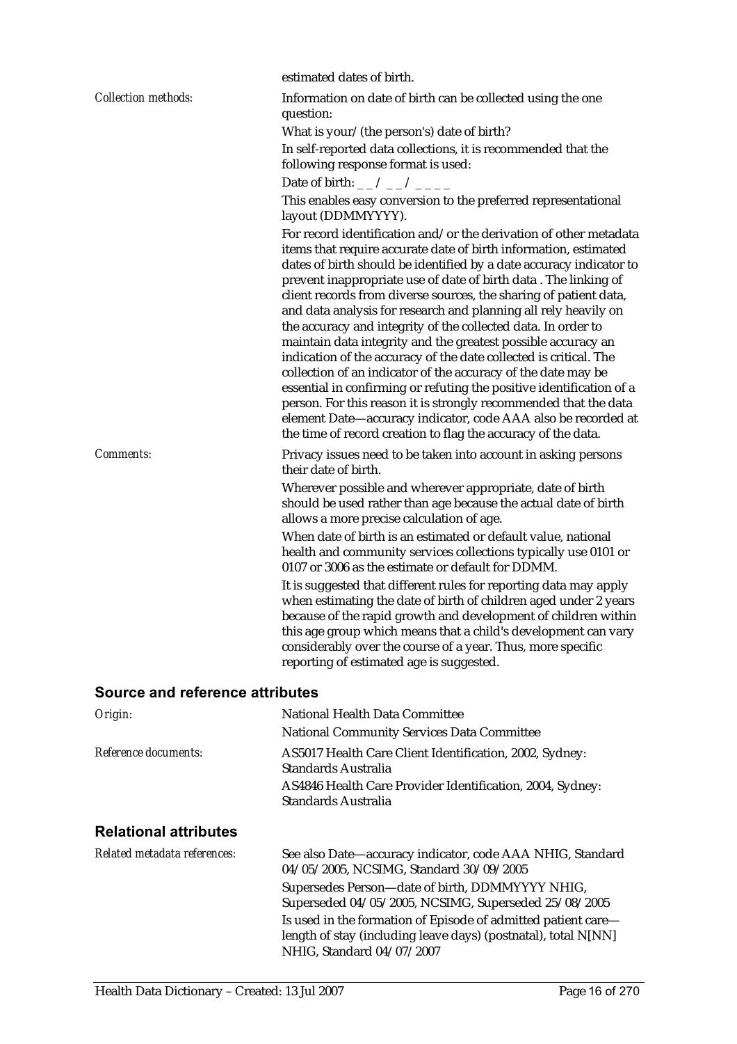estimated dates of birth.

*Collection methods:*

Information on date of birth can be collected using the one question:

What is your/(the person's) date of birth?

In self-reported data collections, it is recommended that the following response format is used:

Date of birth: _ _ / _ _ / _ _ _ _

This enables easy conversion to the preferred representational layout (DDMMYYYY).

For record identification and/or the derivation of other metadata items that require accurate date of birth information, estimated dates of birth should be identified by a date accuracy indicator to prevent inappropriate use of date of birth data . The linking of client records from diverse sources, the sharing of patient data, and data analysis for research and planning all rely heavily on the accuracy and integrity of the collected data. In order to maintain data integrity and the greatest possible accuracy an indication of the accuracy of the date collected is critical. The collection of an indicator of the accuracy of the date may be essential in confirming or refuting the positive identification of a person. For this reason it is strongly recommended that the data element Date—accuracy indicator, code AAA also be recorded at the time of record creation to flag the accuracy of the data.

*Comments:*

Privacy issues need to be taken into account in asking persons their date of birth.

Wherever possible and wherever appropriate, date of birth should be used rather than age because the actual date of birth allows a more precise calculation of age.

When date of birth is an estimated or default value, national health and community services collections typically use 0101 or 0107 or 3006 as the estimate or default for DDMM.

It is suggested that different rules for reporting data may apply when estimating the date of birth of children aged under 2 years because of the rapid growth and development of children within this age group which means that a child's development can vary considerably over the course of a year. Thus, more specific reporting of estimated age is suggested.

## Source and reference attributes

*Origin:*

National Health Data Committee

National Community Services Data Committee

*Reference documents:*

AS5017 Health Care Client Identification, 2002, Sydney: Standards Australia

AS4846 Health Care Provider Identification, 2004, Sydney: Standards Australia

## Relational attributes

*Related metadata references:*

See also Date—accuracy indicator, code AAA NHIG, Standard 04/05/2005, NCSIMG, Standard 30/09/2005

Supersedes Person—date of birth, DDMMYYYY NHIG, Superseded 04/05/2005, NCSIMG, Superseded 25/08/2005

Is used in the formation of Episode of admitted patient care—length of stay (including leave days) (postnatal), total N[NN] NHIG, Standard 04/07/2007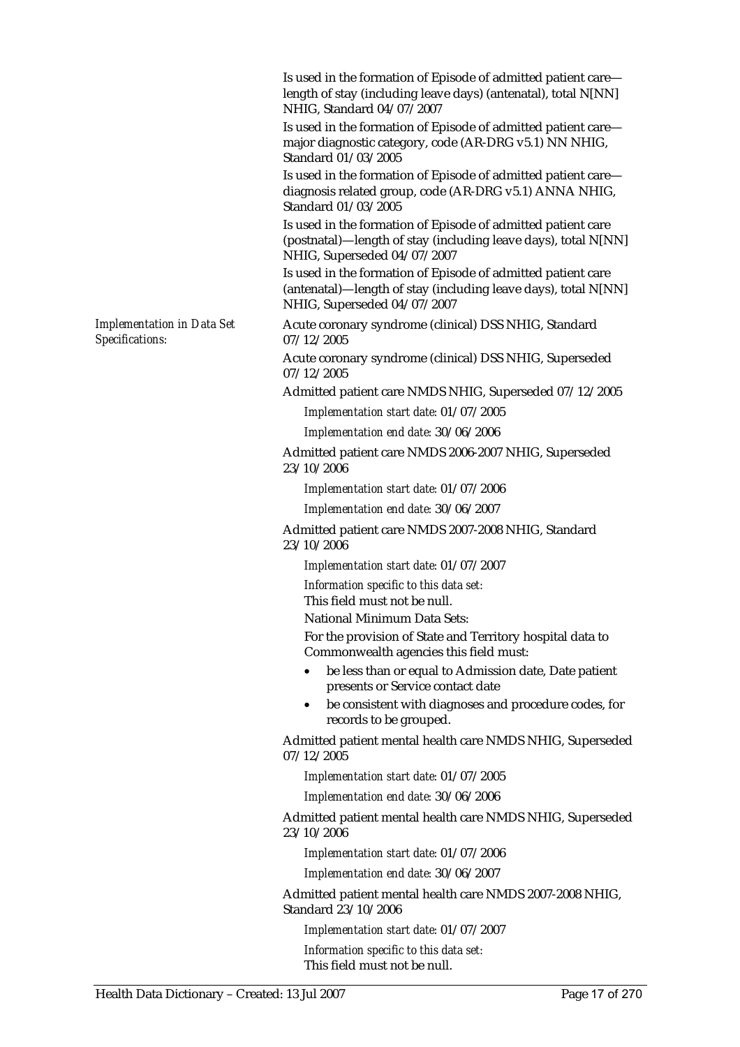Is used in the formation of Episode of admitted patient care—length of stay (including leave days) (antenatal), total N[NN] NHIG, Standard 04/07/2007

Is used in the formation of Episode of admitted patient care—major diagnostic category, code (AR-DRG v5.1) NN NHIG, Standard 01/03/2005

Is used in the formation of Episode of admitted patient care—diagnosis related group, code (AR-DRG v5.1) ANNA NHIG, Standard 01/03/2005

Is used in the formation of Episode of admitted patient care (postnatal)—length of stay (including leave days), total N[NN] NHIG, Superseded 04/07/2007

Is used in the formation of Episode of admitted patient care (antenatal)—length of stay (including leave days), total N[NN] NHIG, Superseded 04/07/2007

*Implementation in Data Set Specifications:*

Acute coronary syndrome (clinical) DSS NHIG, Standard 07/12/2005

Acute coronary syndrome (clinical) DSS NHIG, Superseded 07/12/2005

Admitted patient care NMDS NHIG, Superseded 07/12/2005

*Implementation start date:* 01/07/2005

*Implementation end date:* 30/06/2006

Admitted patient care NMDS 2006-2007 NHIG, Superseded 23/10/2006

*Implementation start date:* 01/07/2006

*Implementation end date:* 30/06/2007

Admitted patient care NMDS 2007-2008 NHIG, Standard 23/10/2006

*Implementation start date:* 01/07/2007

*Information specific to this data set:*

This field must not be null.

National Minimum Data Sets:

For the provision of State and Territory hospital data to Commonwealth agencies this field must:

- be less than or equal to Admission date, Date patient presents or Service contact date
- be consistent with diagnoses and procedure codes, for records to be grouped.

Admitted patient mental health care NMDS NHIG, Superseded 07/12/2005

*Implementation start date:* 01/07/2005

*Implementation end date:* 30/06/2006

Admitted patient mental health care NMDS NHIG, Superseded 23/10/2006

*Implementation start date:* 01/07/2006

*Implementation end date:* 30/06/2007

Admitted patient mental health care NMDS 2007-2008 NHIG, Standard 23/10/2006

*Implementation start date:* 01/07/2007

*Information specific to this data set:*

This field must not be null.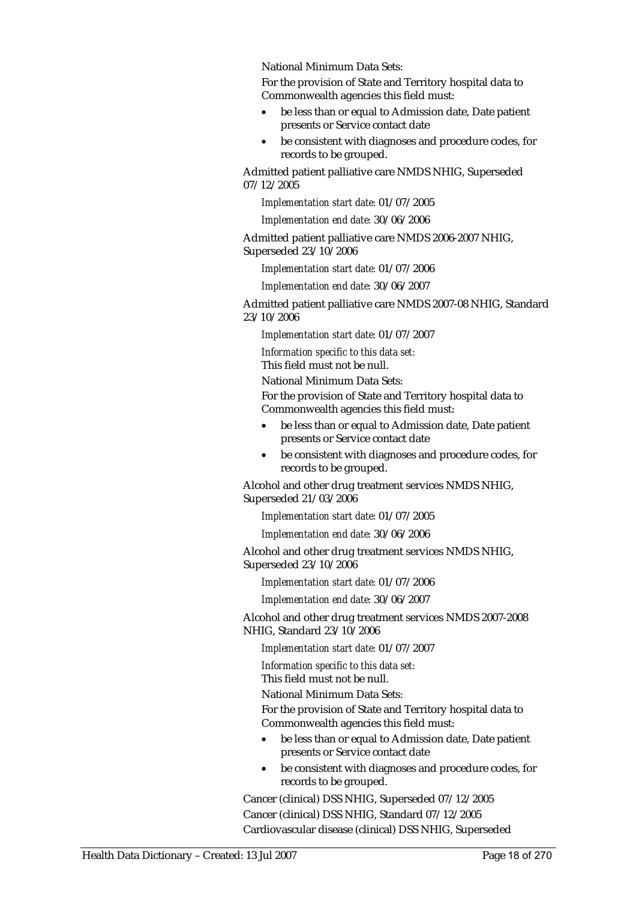National Minimum Data Sets:

For the provision of State and Territory hospital data to Commonwealth agencies this field must:

- be less than or equal to Admission date, Date patient presents or Service contact date
- be consistent with diagnoses and procedure codes, for records to be grouped.

Admitted patient palliative care NMDS NHIG, Superseded 07/12/2005

*Implementation start date:* 01/07/2005

*Implementation end date:* 30/06/2006

Admitted patient palliative care NMDS 2006-2007 NHIG, Superseded 23/10/2006

*Implementation start date:* 01/07/2006

*Implementation end date:* 30/06/2007

Admitted patient palliative care NMDS 2007-08 NHIG, Standard 23/10/2006

*Implementation start date:* 01/07/2007

*Information specific to this data set:*

This field must not be null.

National Minimum Data Sets:

For the provision of State and Territory hospital data to Commonwealth agencies this field must:

- be less than or equal to Admission date, Date patient presents or Service contact date
- be consistent with diagnoses and procedure codes, for records to be grouped.

Alcohol and other drug treatment services NMDS NHIG, Superseded 21/03/2006

*Implementation start date:* 01/07/2005

*Implementation end date:* 30/06/2006

Alcohol and other drug treatment services NMDS NHIG, Superseded 23/10/2006

*Implementation start date:* 01/07/2006

*Implementation end date:* 30/06/2007

Alcohol and other drug treatment services NMDS 2007-2008 NHIG, Standard 23/10/2006

*Implementation start date:* 01/07/2007

*Information specific to this data set:*

This field must not be null.

National Minimum Data Sets:

For the provision of State and Territory hospital data to Commonwealth agencies this field must:

- be less than or equal to Admission date, Date patient presents or Service contact date
- be consistent with diagnoses and procedure codes, for records to be grouped.

Cancer (clinical) DSS NHIG, Superseded 07/12/2005

Cancer (clinical) DSS NHIG, Standard 07/12/2005

Cardiovascular disease (clinical) DSS NHIG, Superseded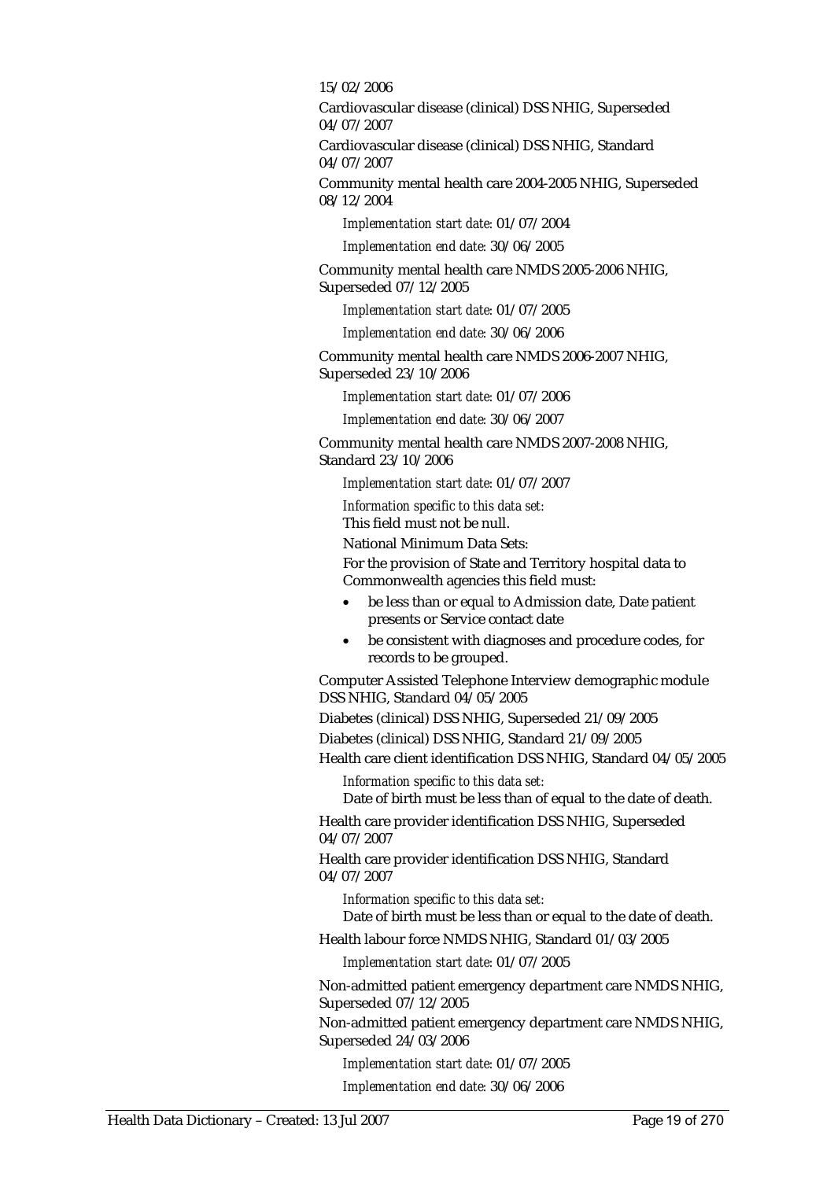15/02/2006

Cardiovascular disease (clinical) DSS NHIG, Superseded 04/07/2007

Cardiovascular disease (clinical) DSS NHIG, Standard 04/07/2007

Community mental health care 2004-2005 NHIG, Superseded 08/12/2004

*Implementation start date:* 01/07/2004

*Implementation end date:* 30/06/2005

Community mental health care NMDS 2005-2006 NHIG, Superseded 07/12/2005

*Implementation start date:* 01/07/2005

*Implementation end date:* 30/06/2006

Community mental health care NMDS 2006-2007 NHIG, Superseded 23/10/2006

*Implementation start date:* 01/07/2006

*Implementation end date:* 30/06/2007

Community mental health care NMDS 2007-2008 NHIG, Standard 23/10/2006

*Implementation start date:* 01/07/2007

*Information specific to this data set:*

This field must not be null.

National Minimum Data Sets:

For the provision of State and Territory hospital data to Commonwealth agencies this field must:

- be less than or equal to Admission date, Date patient presents or Service contact date
- be consistent with diagnoses and procedure codes, for records to be grouped.

Computer Assisted Telephone Interview demographic module DSS NHIG, Standard 04/05/2005

Diabetes (clinical) DSS NHIG, Superseded 21/09/2005

Diabetes (clinical) DSS NHIG, Standard 21/09/2005

Health care client identification DSS NHIG, Standard 04/05/2005

*Information specific to this data set:*

Date of birth must be less than of equal to the date of death.

Health care provider identification DSS NHIG, Superseded 04/07/2007

Health care provider identification DSS NHIG, Standard 04/07/2007

*Information specific to this data set:*

Date of birth must be less than or equal to the date of death.

Health labour force NMDS NHIG, Standard 01/03/2005

*Implementation start date:* 01/07/2005

Non-admitted patient emergency department care NMDS NHIG, Superseded 07/12/2005

Non-admitted patient emergency department care NMDS NHIG, Superseded 24/03/2006

*Implementation start date:* 01/07/2005

*Implementation end date:* 30/06/2006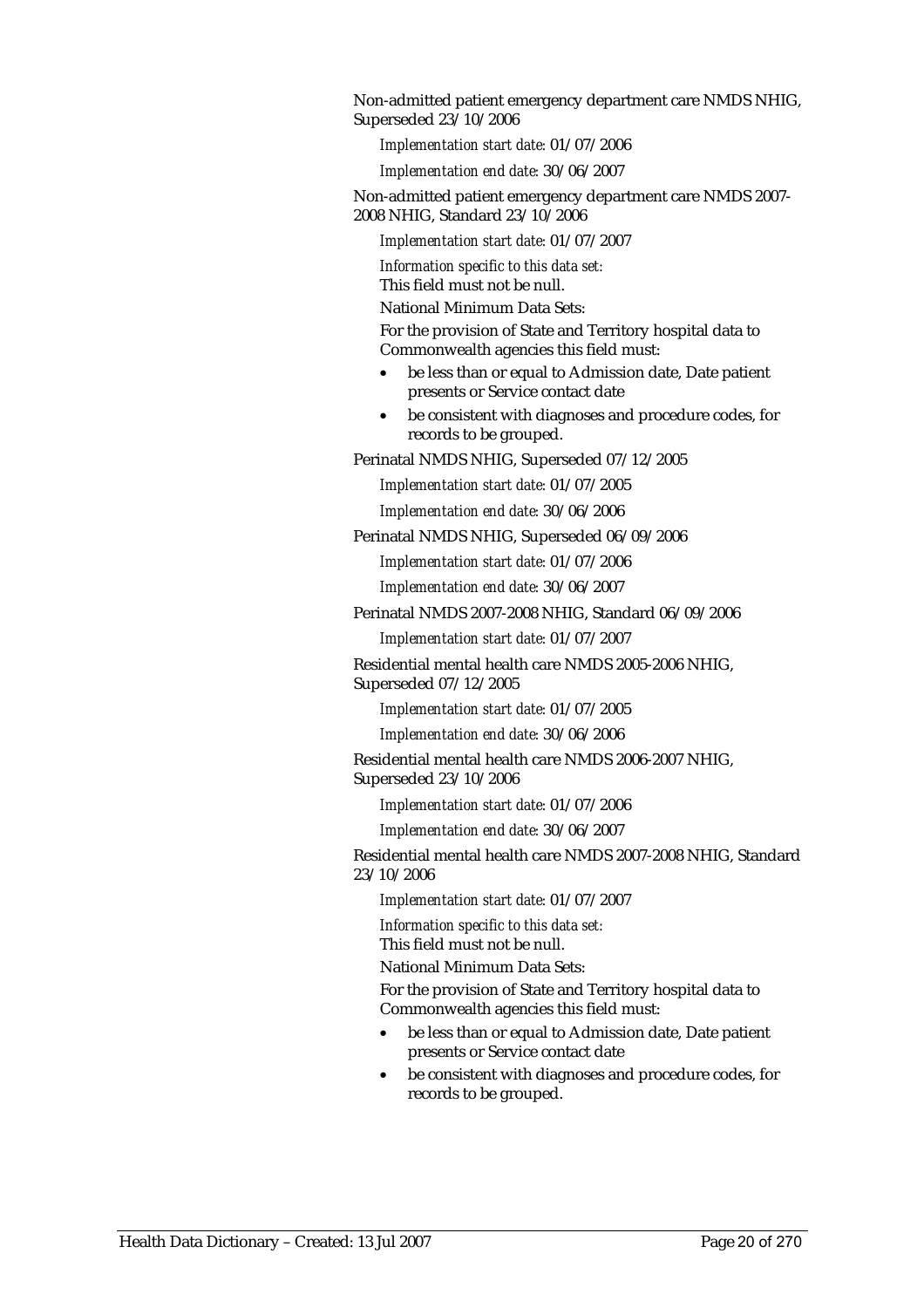Non-admitted patient emergency department care NMDS NHIG, Superseded 23/10/2006

*Implementation start date:* 01/07/2006

*Implementation end date:* 30/06/2007

Non-admitted patient emergency department care NMDS 2007-2008 NHIG, Standard 23/10/2006

*Implementation start date:* 01/07/2007

*Information specific to this data set:*

This field must not be null.

National Minimum Data Sets:

For the provision of State and Territory hospital data to Commonwealth agencies this field must:

- be less than or equal to Admission date, Date patient presents or Service contact date
- be consistent with diagnoses and procedure codes, for records to be grouped.

Perinatal NMDS NHIG, Superseded 07/12/2005

*Implementation start date:* 01/07/2005

*Implementation end date:* 30/06/2006

Perinatal NMDS NHIG, Superseded 06/09/2006

*Implementation start date:* 01/07/2006

*Implementation end date:* 30/06/2007

Perinatal NMDS 2007-2008 NHIG, Standard 06/09/2006

*Implementation start date:* 01/07/2007

Residential mental health care NMDS 2005-2006 NHIG, Superseded 07/12/2005

*Implementation start date:* 01/07/2005

*Implementation end date:* 30/06/2006

Residential mental health care NMDS 2006-2007 NHIG, Superseded 23/10/2006

*Implementation start date:* 01/07/2006

*Implementation end date:* 30/06/2007

Residential mental health care NMDS 2007-2008 NHIG, Standard 23/10/2006

*Implementation start date:* 01/07/2007

*Information specific to this data set:*

This field must not be null.

National Minimum Data Sets:

For the provision of State and Territory hospital data to Commonwealth agencies this field must:

- be less than or equal to Admission date, Date patient presents or Service contact date
- be consistent with diagnoses and procedure codes, for records to be grouped.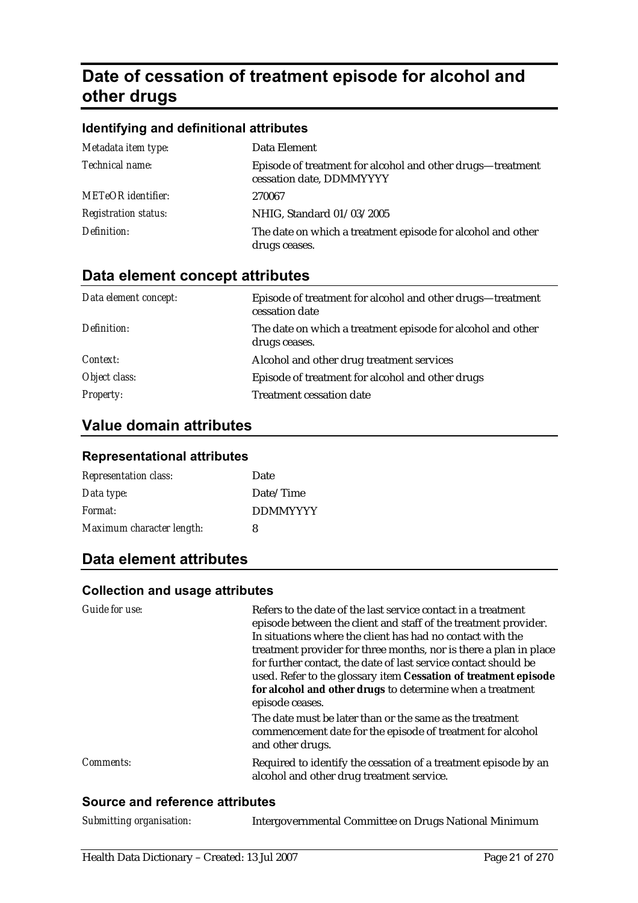# Date of cessation of treatment episode for alcohol and other drugs

### Identifying and definitional attributes

| | |
|---|---|
| *Metadata item type:* | Data Element |
| *Technical name:* | Episode of treatment for alcohol and other drugs—treatment cessation date, DDMMYYYY |
| *METeOR identifier:* | 270067 |
| *Registration status:* | NHIG, Standard 01/03/2005 |
| *Definition:* | The date on which a treatment episode for alcohol and other drugs ceases. |

## Data element concept attributes

| | |
|---|---|
| *Data element concept:* | Episode of treatment for alcohol and other drugs—treatment cessation date |
| *Definition:* | The date on which a treatment episode for alcohol and other drugs ceases. |
| *Context:* | Alcohol and other drug treatment services |
| *Object class:* | Episode of treatment for alcohol and other drugs |
| *Property:* | Treatment cessation date |

## Value domain attributes

### Representational attributes

| | |
|---|---|
| *Representation class:* | Date |
| *Data type:* | Date/Time |
| *Format:* | DDMMYYYY |
| *Maximum character length:* | 8 |

## Data element attributes

### Collection and usage attributes

| | |
|---|---|
| *Guide for use:* | Refers to the date of the last service contact in a treatment episode between the client and staff of the treatment provider. In situations where the client has had no contact with the treatment provider for three months, nor is there a plan in place for further contact, the date of last service contact should be used. Refer to the glossary item **Cessation of treatment episode for alcohol and other drugs** to determine when a treatment episode ceases.<br><br>The date must be later than or the same as the treatment commencement date for the episode of treatment for alcohol and other drugs. |
| *Comments:* | Required to identify the cessation of a treatment episode by an alcohol and other drug treatment service. |

### Source and reference attributes

| | |
|---|---|
| *Submitting organisation:* | Intergovernmental Committee on Drugs National Minimum |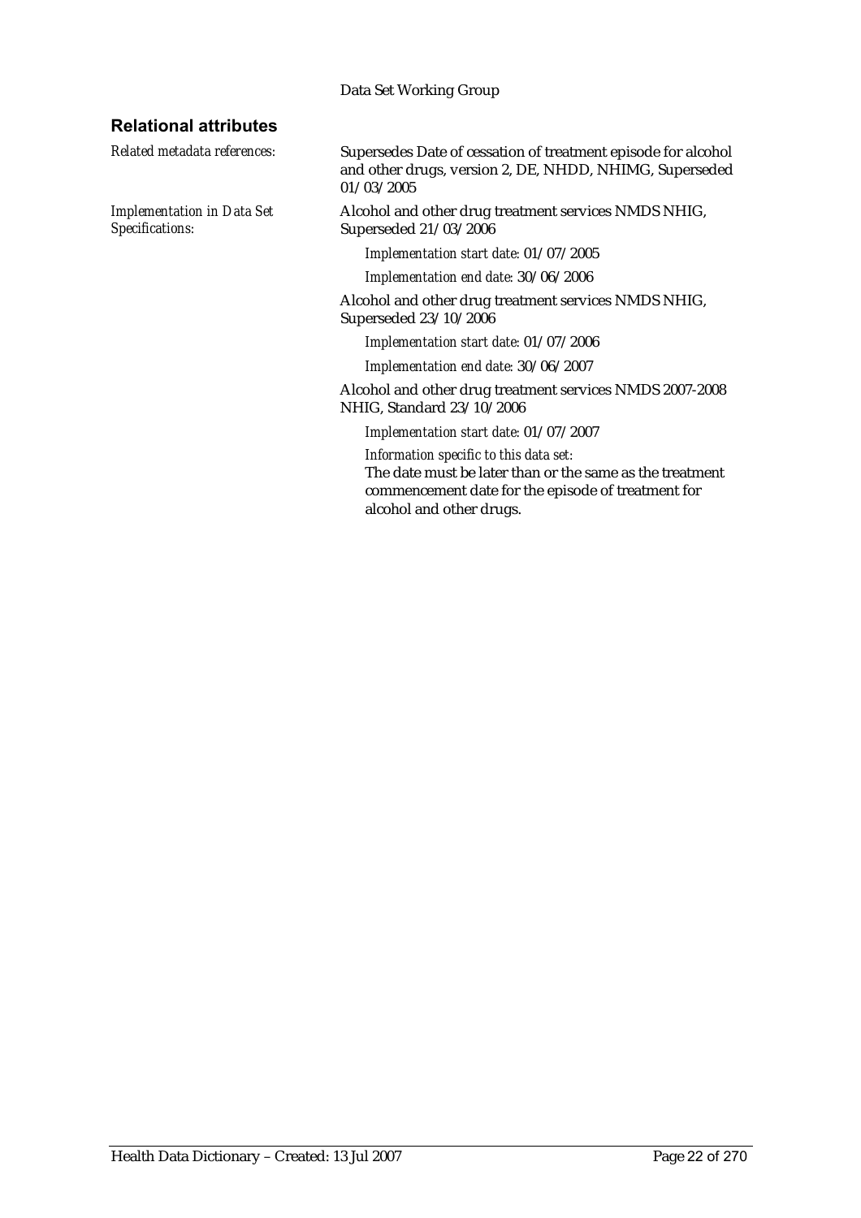Data Set Working Group

## Relational attributes

*Related metadata references:* Supersedes Date of cessation of treatment episode for alcohol and other drugs, version 2, DE, NHDD, NHIMG, Superseded 01/03/2005

*Implementation in Data Set Specifications:* Alcohol and other drug treatment services NMDS NHIG, Superseded 21/03/2006

*Implementation start date:* 01/07/2005

*Implementation end date:* 30/06/2006

Alcohol and other drug treatment services NMDS NHIG, Superseded 23/10/2006

*Implementation start date:* 01/07/2006

*Implementation end date:* 30/06/2007

Alcohol and other drug treatment services NMDS 2007-2008 NHIG, Standard 23/10/2006

*Implementation start date:* 01/07/2007

*Information specific to this data set:*

The date must be later than or the same as the treatment commencement date for the episode of treatment for alcohol and other drugs.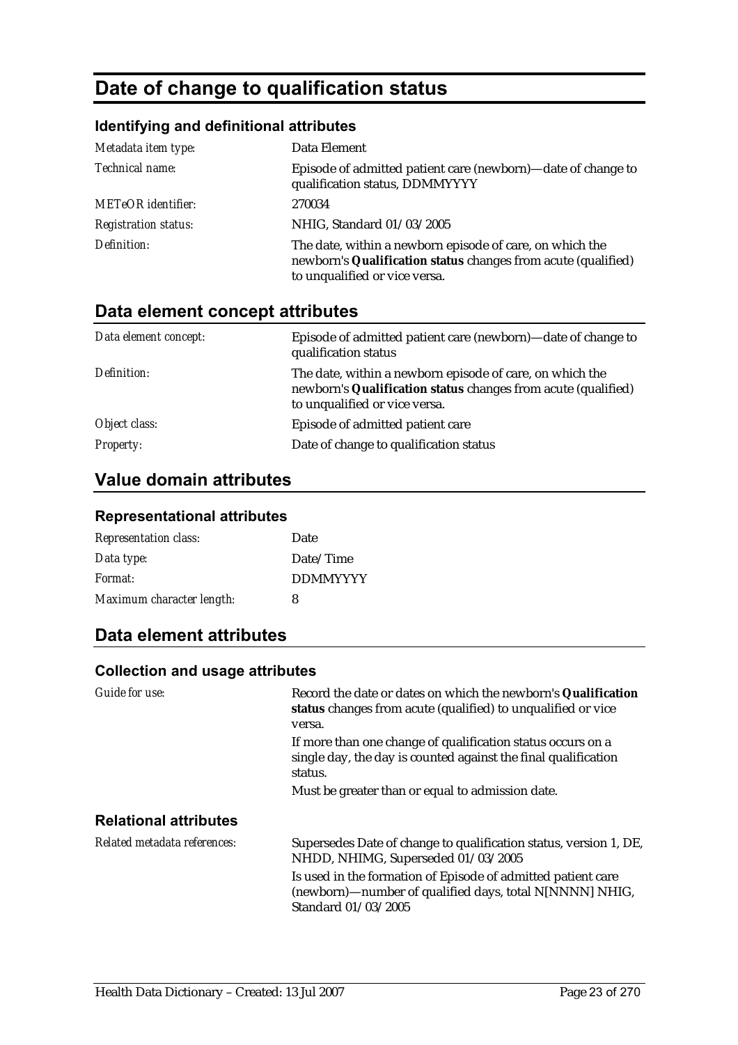# Date of change to qualification status

### Identifying and definitional attributes

| | |
|---|---|
| *Metadata item type:* | Data Element |
| *Technical name:* | Episode of admitted patient care (newborn)—date of change to qualification status, DDMMYYYY |
| *METeOR identifier:* | 270034 |
| *Registration status:* | NHIG, Standard 01/03/2005 |
| *Definition:* | The date, within a newborn episode of care, on which the newborn's **Qualification status** changes from acute (qualified) to unqualified or vice versa. |

## Data element concept attributes

| | |
|---|---|
| *Data element concept:* | Episode of admitted patient care (newborn)—date of change to qualification status |
| *Definition:* | The date, within a newborn episode of care, on which the newborn's **Qualification status** changes from acute (qualified) to unqualified or vice versa. |
| *Object class:* | Episode of admitted patient care |
| *Property:* | Date of change to qualification status |

## Value domain attributes

### Representational attributes

| | |
|---|---|
| *Representation class:* | Date |
| *Data type:* | Date/Time |
| *Format:* | DDMMYYYY |
| *Maximum character length:* | 8 |

## Data element attributes

### Collection and usage attributes

| | |
|---|---|
| *Guide for use:* | Record the date or dates on which the newborn's **Qualification status** changes from acute (qualified) to unqualified or vice versa.<br><br>If more than one change of qualification status occurs on a single day, the day is counted against the final qualification status.<br><br>Must be greater than or equal to admission date. |

### Relational attributes

| | |
|---|---|
| *Related metadata references:* | Supersedes Date of change to qualification status, version 1, DE, NHDD, NHIMG, Superseded 01/03/2005<br><br>Is used in the formation of Episode of admitted patient care (newborn)—number of qualified days, total N[NNNN] NHIG, Standard 01/03/2005 |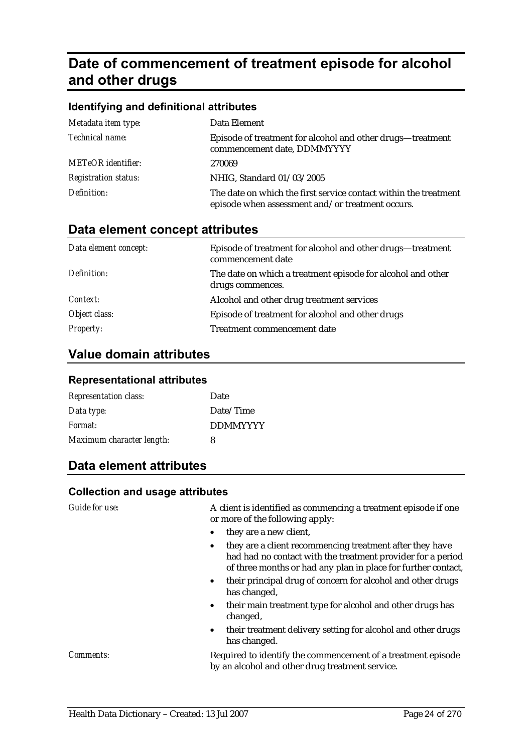# Date of commencement of treatment episode for alcohol and other drugs

### Identifying and definitional attributes

| | |
|---|---|
| *Metadata item type:* | Data Element |
| *Technical name:* | Episode of treatment for alcohol and other drugs—treatment commencement date, DDMMYYYY |
| *METeOR identifier:* | 270069 |
| *Registration status:* | NHIG, Standard 01/03/2005 |
| *Definition:* | The date on which the first service contact within the treatment episode when assessment and/or treatment occurs. |

## Data element concept attributes

| | |
|---|---|
| *Data element concept:* | Episode of treatment for alcohol and other drugs—treatment commencement date |
| *Definition:* | The date on which a treatment episode for alcohol and other drugs commences. |
| *Context:* | Alcohol and other drug treatment services |
| *Object class:* | Episode of treatment for alcohol and other drugs |
| *Property:* | Treatment commencement date |

## Value domain attributes

### Representational attributes

| | |
|---|---|
| *Representation class:* | Date |
| *Data type:* | Date/Time |
| *Format:* | DDMMYYYY |
| *Maximum character length:* | 8 |

## Data element attributes

### Collection and usage attributes

*Guide for use:*

A client is identified as commencing a treatment episode if one or more of the following apply:

- they are a new client,
- they are a client recommencing treatment after they have had had no contact with the treatment provider for a period of three months or had any plan in place for further contact,
- their principal drug of concern for alcohol and other drugs has changed,
- their main treatment type for alcohol and other drugs has changed,
- their treatment delivery setting for alcohol and other drugs has changed.

*Comments:*

Required to identify the commencement of a treatment episode by an alcohol and other drug treatment service.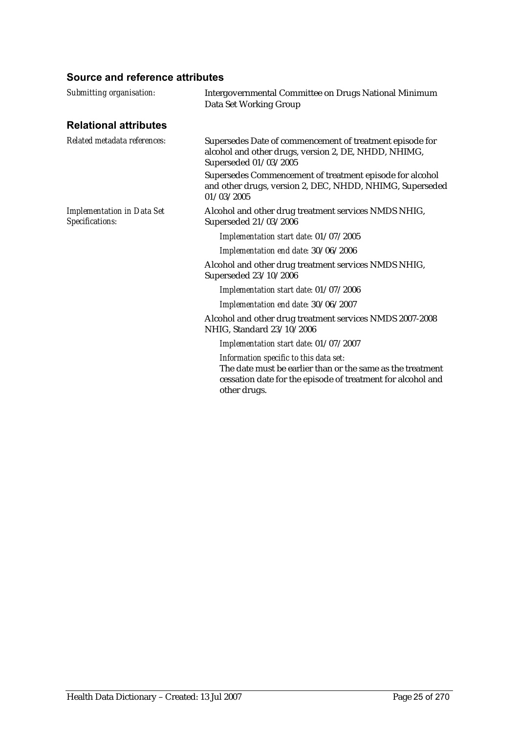### Source and reference attributes

*Submitting organisation:* Intergovernmental Committee on Drugs National Minimum Data Set Working Group

### Relational attributes

*Related metadata references:* Supersedes Date of commencement of treatment episode for alcohol and other drugs, version 2, DE, NHDD, NHIMG, Superseded 01/03/2005

Supersedes Commencement of treatment episode for alcohol and other drugs, version 2, DEC, NHDD, NHIMG, Superseded 01/03/2005

*Implementation in Data Set Specifications:* Alcohol and other drug treatment services NMDS NHIG, Superseded 21/03/2006

*Implementation start date:* 01/07/2005

*Implementation end date:* 30/06/2006

Alcohol and other drug treatment services NMDS NHIG, Superseded 23/10/2006

*Implementation start date:* 01/07/2006

*Implementation end date:* 30/06/2007

Alcohol and other drug treatment services NMDS 2007-2008 NHIG, Standard 23/10/2006

*Implementation start date:* 01/07/2007

*Information specific to this data set:*
The date must be earlier than or the same as the treatment cessation date for the episode of treatment for alcohol and other drugs.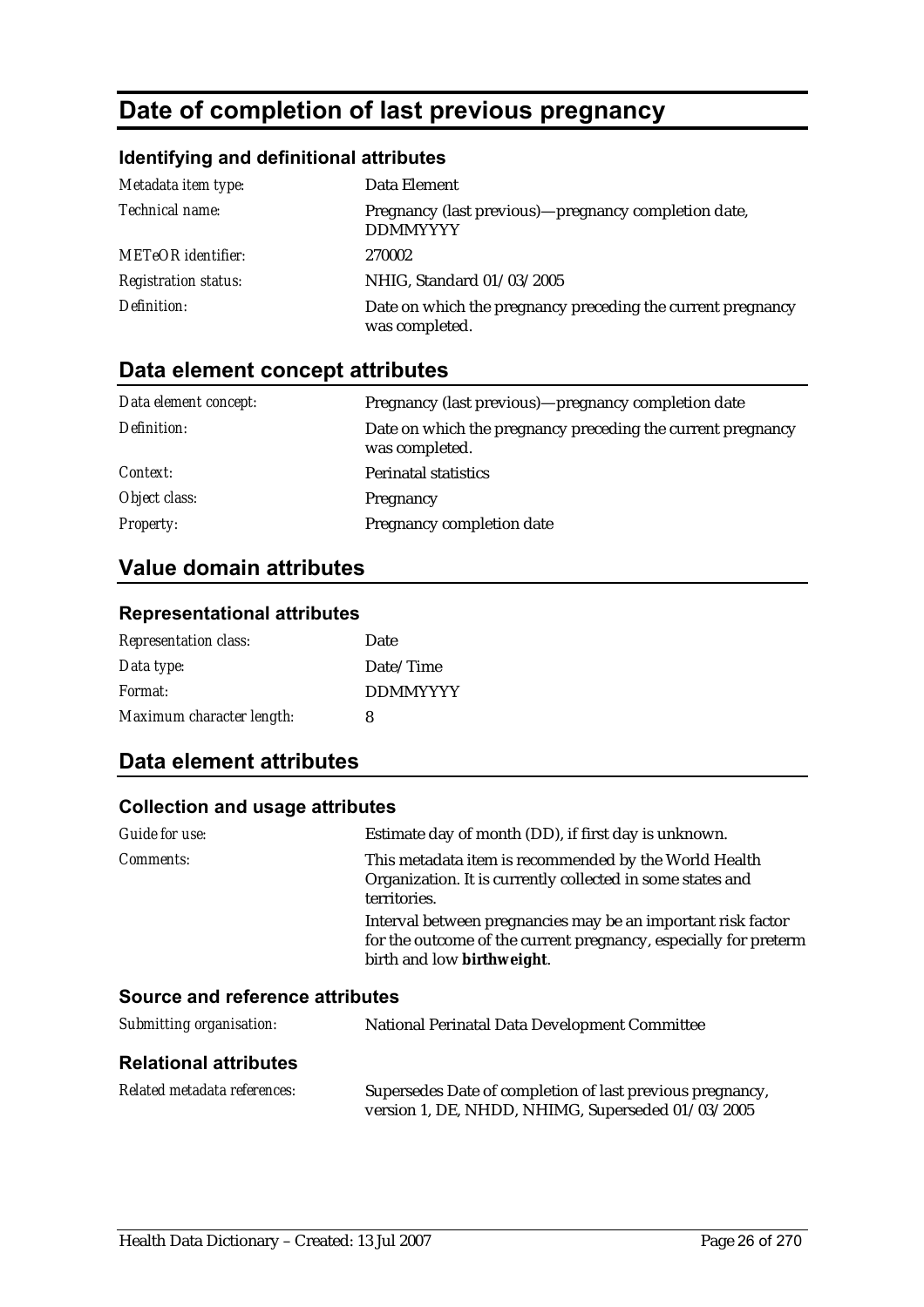# Date of completion of last previous pregnancy

### Identifying and definitional attributes

| | |
|---|---|
| *Metadata item type:* | Data Element |
| *Technical name:* | Pregnancy (last previous)—pregnancy completion date, DDMMYYYY |
| *METeOR identifier:* | 270002 |
| *Registration status:* | NHIG, Standard 01/03/2005 |
| *Definition:* | Date on which the pregnancy preceding the current pregnancy was completed. |

## Data element concept attributes

| | |
|---|---|
| *Data element concept:* | Pregnancy (last previous)—pregnancy completion date |
| *Definition:* | Date on which the pregnancy preceding the current pregnancy was completed. |
| *Context:* | Perinatal statistics |
| *Object class:* | Pregnancy |
| *Property:* | Pregnancy completion date |

## Value domain attributes

### Representational attributes

| | |
|---|---|
| *Representation class:* | Date |
| *Data type:* | Date/Time |
| *Format:* | DDMMYYYY |
| *Maximum character length:* | 8 |

## Data element attributes

### Collection and usage attributes

| | |
|---|---|
| *Guide for use:* | Estimate day of month (DD), if first day is unknown. |
| *Comments:* | This metadata item is recommended by the World Health Organization. It is currently collected in some states and territories.<br>Interval between pregnancies may be an important risk factor for the outcome of the current pregnancy, especially for preterm birth and low **birthweight**. |

### Source and reference attributes

| | |
|---|---|
| *Submitting organisation:* | National Perinatal Data Development Committee |

### Relational attributes

| | |
|---|---|
| *Related metadata references:* | Supersedes Date of completion of last previous pregnancy, version 1, DE, NHDD, NHIMG, Superseded 01/03/2005 |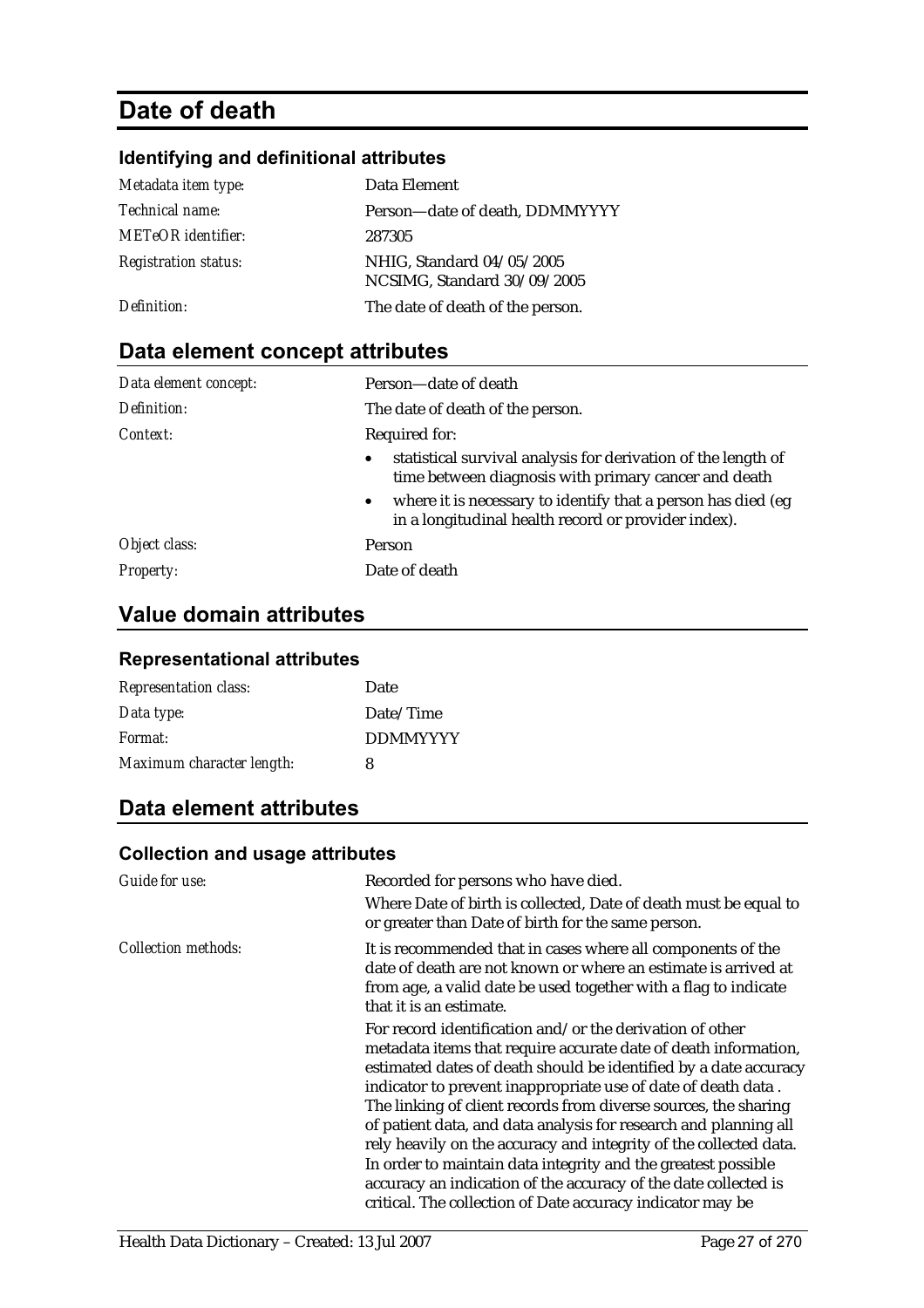# Date of death

### Identifying and definitional attributes

| | |
|---|---|
| *Metadata item type:* | Data Element |
| *Technical name:* | Person—date of death, DDMMYYYY |
| *METeOR identifier:* | 287305 |
| *Registration status:* | NHIG, Standard 04/05/2005<br>NCSIMG, Standard 30/09/2005 |
| *Definition:* | The date of death of the person. |

## Data element concept attributes

| | |
|---|---|
| *Data element concept:* | Person—date of death |
| *Definition:* | The date of death of the person. |
| *Context:* | Required for:<br>• statistical survival analysis for derivation of the length of time between diagnosis with primary cancer and death<br>• where it is necessary to identify that a person has died (eg in a longitudinal health record or provider index). |
| *Object class:* | Person |
| *Property:* | Date of death |

## Value domain attributes

### Representational attributes

| | |
|---|---|
| *Representation class:* | Date |
| *Data type:* | Date/Time |
| *Format:* | DDMMYYYY |
| *Maximum character length:* | 8 |

## Data element attributes

### Collection and usage attributes

| | |
|---|---|
| *Guide for use:* | Recorded for persons who have died.<br>Where Date of birth is collected, Date of death must be equal to or greater than Date of birth for the same person. |
| *Collection methods:* | It is recommended that in cases where all components of the date of death are not known or where an estimate is arrived at from age, a valid date be used together with a flag to indicate that it is an estimate.<br>For record identification and/or the derivation of other metadata items that require accurate date of death information, estimated dates of death should be identified by a date accuracy indicator to prevent inappropriate use of date of death data . The linking of client records from diverse sources, the sharing of patient data, and data analysis for research and planning all rely heavily on the accuracy and integrity of the collected data. In order to maintain data integrity and the greatest possible accuracy an indication of the accuracy of the date collected is critical. The collection of Date accuracy indicator may be |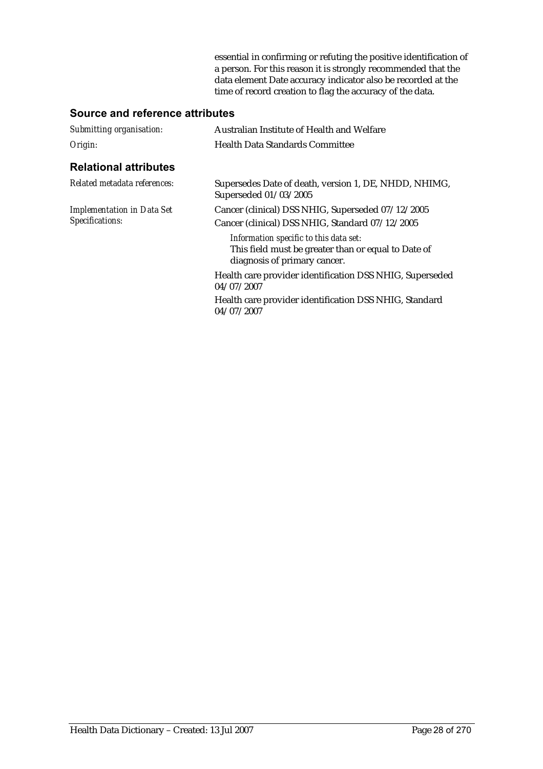essential in confirming or refuting the positive identification of a person. For this reason it is strongly recommended that the data element Date accuracy indicator also be recorded at the time of record creation to flag the accuracy of the data.

### Source and reference attributes

*Submitting organisation:* Australian Institute of Health and Welfare

*Origin:* Health Data Standards Committee

### Relational attributes

*Related metadata references:* Supersedes Date of death, version 1, DE, NHDD, NHIMG, Superseded 01/03/2005

*Implementation in Data Set Specifications:* Cancer (clinical) DSS NHIG, Superseded 07/12/2005

Cancer (clinical) DSS NHIG, Standard 07/12/2005

*Information specific to this data set:*
This field must be greater than or equal to Date of diagnosis of primary cancer.

Health care provider identification DSS NHIG, Superseded 04/07/2007

Health care provider identification DSS NHIG, Standard 04/07/2007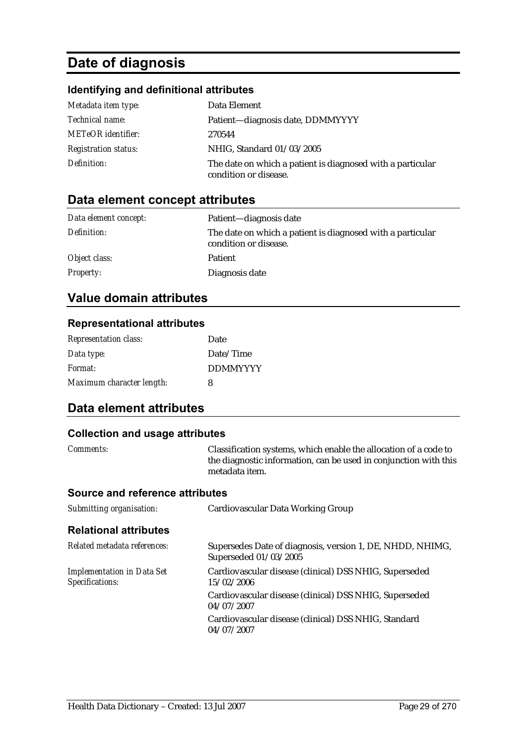# Date of diagnosis

### Identifying and definitional attributes

| | |
|---|---|
| *Metadata item type:* | Data Element |
| *Technical name:* | Patient—diagnosis date, DDMMYYYY |
| *METeOR identifier:* | 270544 |
| *Registration status:* | NHIG, Standard 01/03/2005 |
| *Definition:* | The date on which a patient is diagnosed with a particular condition or disease. |

## Data element concept attributes

| | |
|---|---|
| *Data element concept:* | Patient—diagnosis date |
| *Definition:* | The date on which a patient is diagnosed with a particular condition or disease. |
| *Object class:* | Patient |
| *Property:* | Diagnosis date |

## Value domain attributes

### Representational attributes

| | |
|---|---|
| *Representation class:* | Date |
| *Data type:* | Date/Time |
| *Format:* | DDMMYYYY |
| *Maximum character length:* | 8 |

## Data element attributes

### Collection and usage attributes

| | |
|---|---|
| *Comments:* | Classification systems, which enable the allocation of a code to the diagnostic information, can be used in conjunction with this metadata item. |

### Source and reference attributes

| | |
|---|---|
| *Submitting organisation:* | Cardiovascular Data Working Group |

### Relational attributes

| | |
|---|---|
| *Related metadata references:* | Supersedes Date of diagnosis, version 1, DE, NHDD, NHIMG, Superseded 01/03/2005 |
| *Implementation in Data Set Specifications:* | Cardiovascular disease (clinical) DSS NHIG, Superseded 15/02/2006 |
| | Cardiovascular disease (clinical) DSS NHIG, Superseded 04/07/2007 |
| | Cardiovascular disease (clinical) DSS NHIG, Standard 04/07/2007 |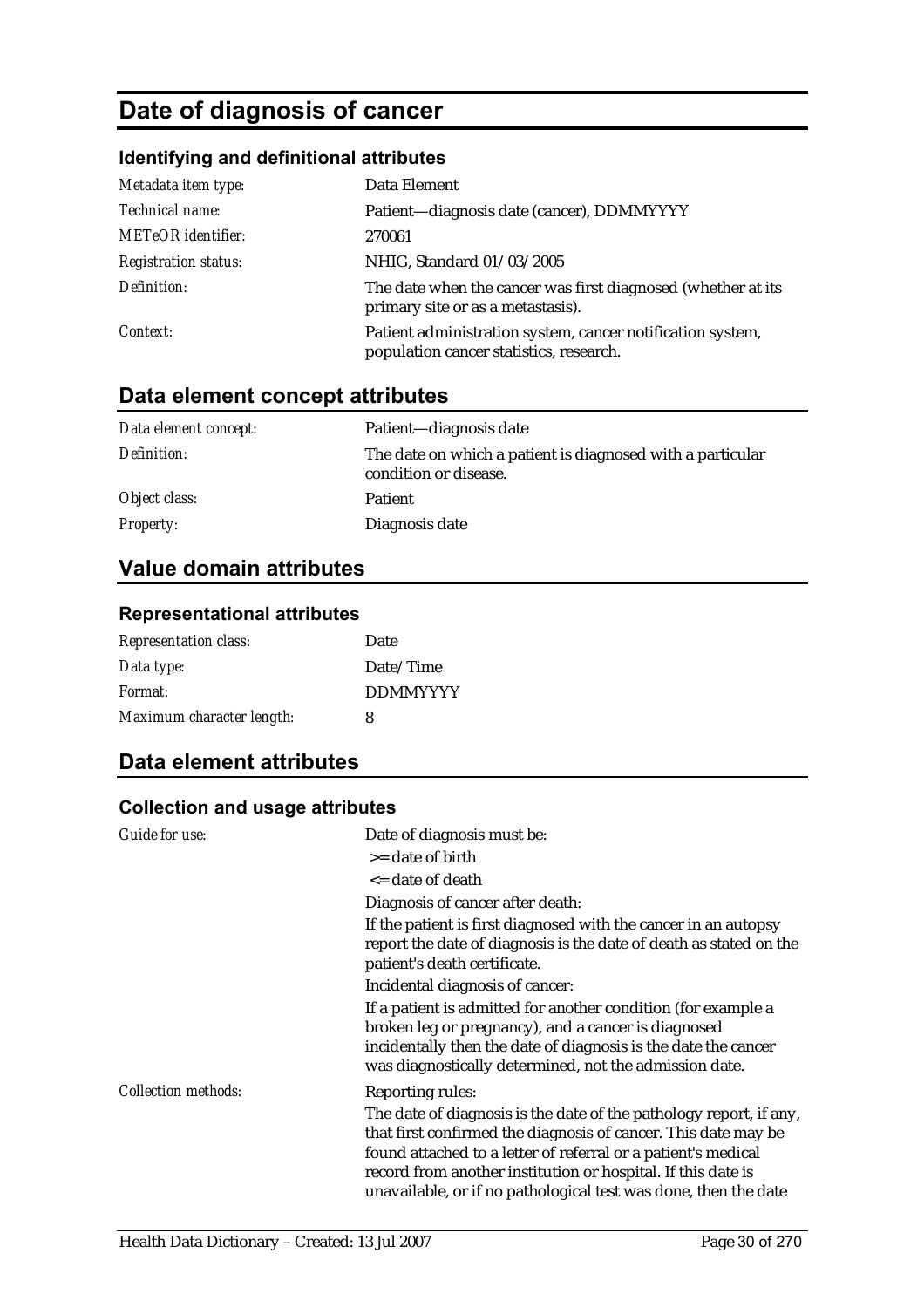# Date of diagnosis of cancer

### Identifying and definitional attributes

| | |
|---|---|
| *Metadata item type:* | Data Element |
| *Technical name:* | Patient—diagnosis date (cancer), DDMMYYYY |
| *METeOR identifier:* | 270061 |
| *Registration status:* | NHIG, Standard 01/03/2005 |
| *Definition:* | The date when the cancer was first diagnosed (whether at its primary site or as a metastasis). |
| *Context:* | Patient administration system, cancer notification system, population cancer statistics, research. |

## Data element concept attributes

| | |
|---|---|
| *Data element concept:* | Patient—diagnosis date |
| *Definition:* | The date on which a patient is diagnosed with a particular condition or disease. |
| *Object class:* | Patient |
| *Property:* | Diagnosis date |

## Value domain attributes

### Representational attributes

| | |
|---|---|
| *Representation class:* | Date |
| *Data type:* | Date/Time |
| *Format:* | DDMMYYYY |
| *Maximum character length:* | 8 |

## Data element attributes

### Collection and usage attributes

*Guide for use:*

Date of diagnosis must be:

>= date of birth

<= date of death

Diagnosis of cancer after death:

If the patient is first diagnosed with the cancer in an autopsy report the date of diagnosis is the date of death as stated on the patient's death certificate.

Incidental diagnosis of cancer:

If a patient is admitted for another condition (for example a broken leg or pregnancy), and a cancer is diagnosed incidentally then the date of diagnosis is the date the cancer was diagnostically determined, not the admission date.

*Collection methods:*

Reporting rules:

The date of diagnosis is the date of the pathology report, if any, that first confirmed the diagnosis of cancer. This date may be found attached to a letter of referral or a patient's medical record from another institution or hospital. If this date is unavailable, or if no pathological test was done, then the date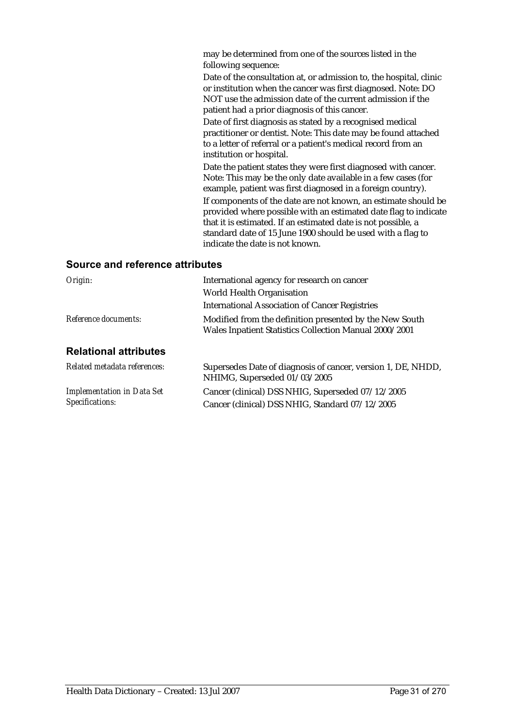may be determined from one of the sources listed in the following sequence:

Date of the consultation at, or admission to, the hospital, clinic or institution when the cancer was first diagnosed. Note: DO NOT use the admission date of the current admission if the patient had a prior diagnosis of this cancer.

Date of first diagnosis as stated by a recognised medical practitioner or dentist. Note: This date may be found attached to a letter of referral or a patient's medical record from an institution or hospital.

Date the patient states they were first diagnosed with cancer. Note: This may be the only date available in a few cases (for example, patient was first diagnosed in a foreign country).

If components of the date are not known, an estimate should be provided where possible with an estimated date flag to indicate that it is estimated. If an estimated date is not possible, a standard date of 15 June 1900 should be used with a flag to indicate the date is not known.

## Source and reference attributes

*Origin:* International agency for research on cancer
World Health Organisation
International Association of Cancer Registries

*Reference documents:* Modified from the definition presented by the New South Wales Inpatient Statistics Collection Manual 2000/2001

## Relational attributes

*Related metadata references:* Supersedes Date of diagnosis of cancer, version 1, DE, NHDD, NHIMG, Superseded 01/03/2005

*Implementation in Data Set Specifications:* Cancer (clinical) DSS NHIG, Superseded 07/12/2005
Cancer (clinical) DSS NHIG, Standard 07/12/2005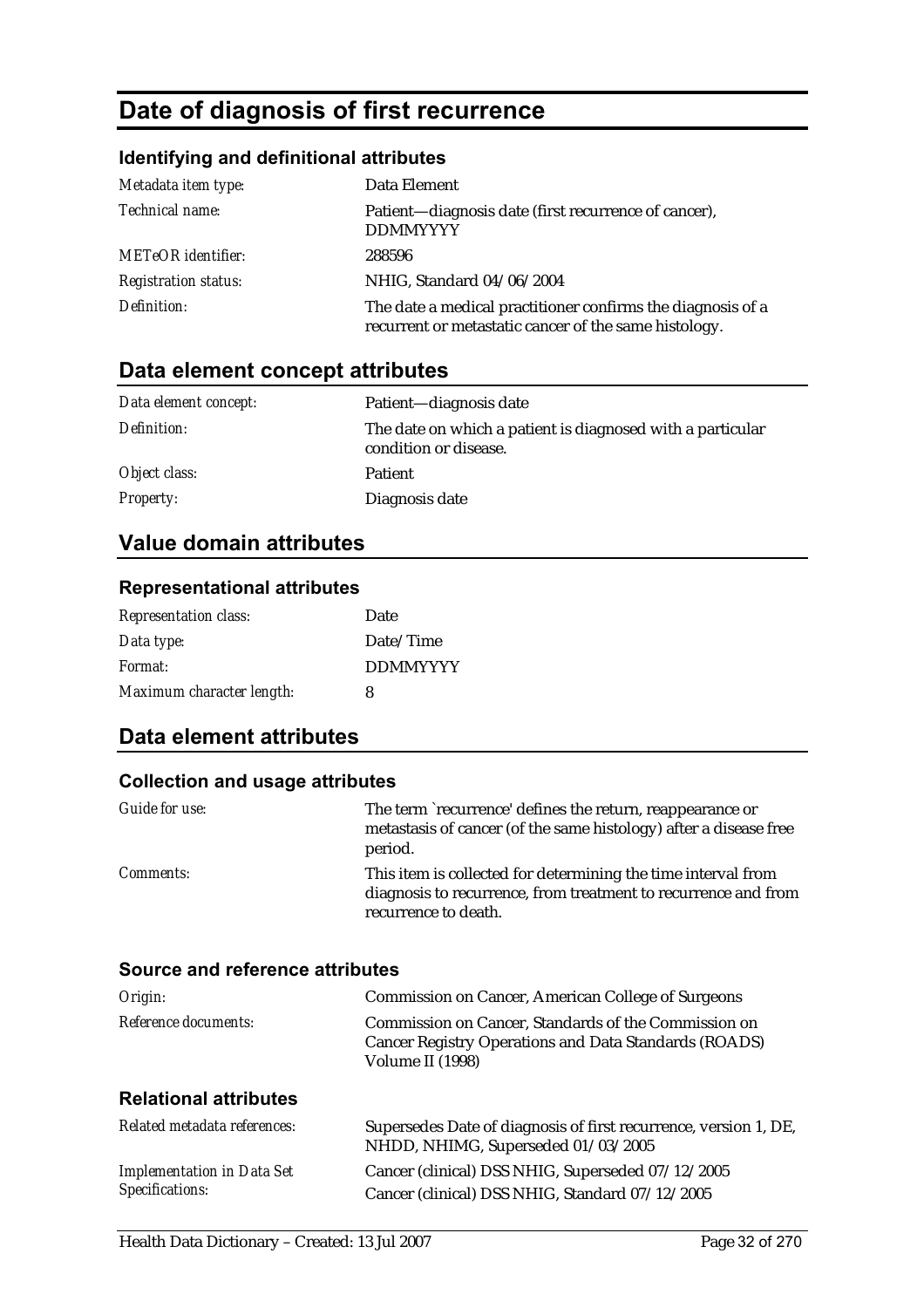# Date of diagnosis of first recurrence

### Identifying and definitional attributes

| | |
|---|---|
| *Metadata item type:* | Data Element |
| *Technical name:* | Patient—diagnosis date (first recurrence of cancer), DDMMYYYY |
| *METeOR identifier:* | 288596 |
| *Registration status:* | NHIG, Standard 04/06/2004 |
| *Definition:* | The date a medical practitioner confirms the diagnosis of a recurrent or metastatic cancer of the same histology. |

## Data element concept attributes

| | |
|---|---|
| *Data element concept:* | Patient—diagnosis date |
| *Definition:* | The date on which a patient is diagnosed with a particular condition or disease. |
| *Object class:* | Patient |
| *Property:* | Diagnosis date |

## Value domain attributes

### Representational attributes

| | |
|---|---|
| *Representation class:* | Date |
| *Data type:* | Date/Time |
| *Format:* | DDMMYYYY |
| *Maximum character length:* | 8 |

## Data element attributes

### Collection and usage attributes

| | |
|---|---|
| *Guide for use:* | The term `recurrence' defines the return, reappearance or metastasis of cancer (of the same histology) after a disease free period. |
| *Comments:* | This item is collected for determining the time interval from diagnosis to recurrence, from treatment to recurrence and from recurrence to death. |

### Source and reference attributes

| | |
|---|---|
| *Origin:* | Commission on Cancer, American College of Surgeons |
| *Reference documents:* | Commission on Cancer, Standards of the Commission on Cancer Registry Operations and Data Standards (ROADS) Volume II (1998) |

### Relational attributes

| | |
|---|---|
| *Related metadata references:* | Supersedes Date of diagnosis of first recurrence, version 1, DE, NHDD, NHIMG, Superseded 01/03/2005 |
| *Implementation in Data Set Specifications:* | Cancer (clinical) DSS NHIG, Superseded 07/12/2005<br>Cancer (clinical) DSS NHIG, Standard 07/12/2005 |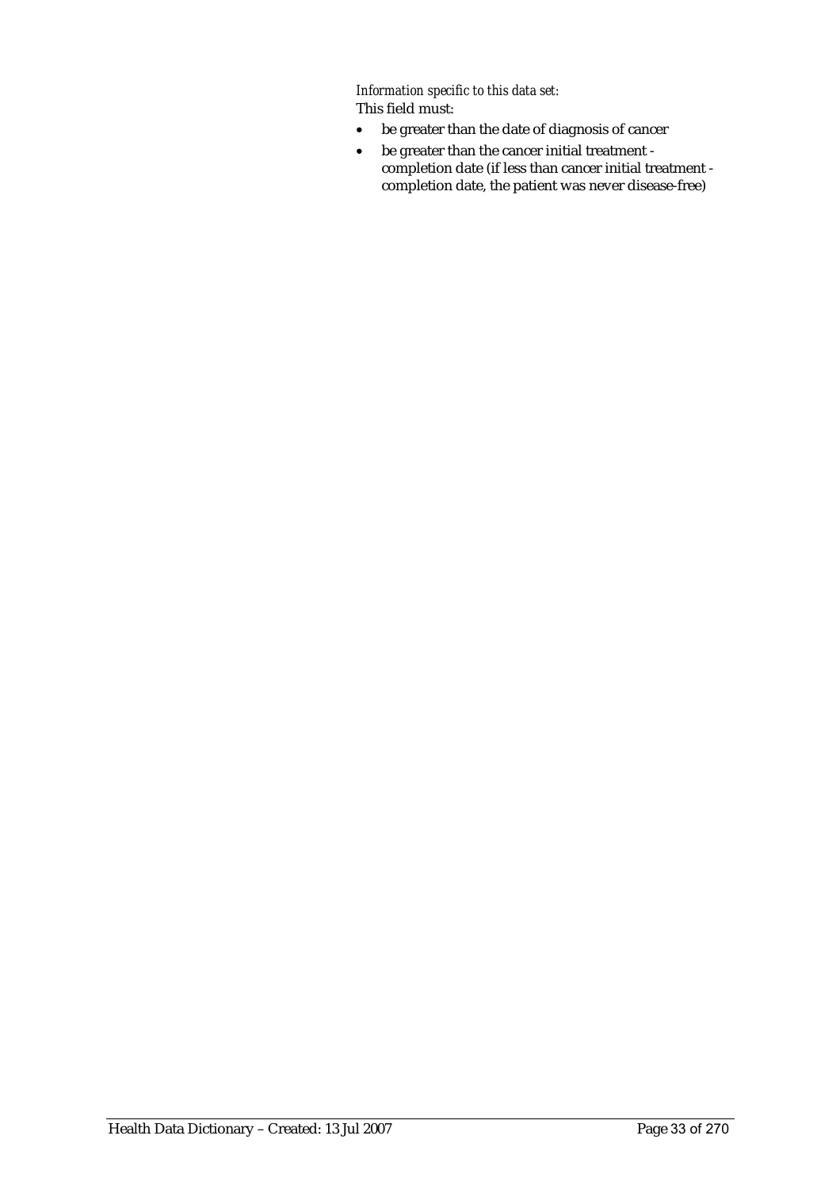*Information specific to this data set:*

This field must:

- be greater than the date of diagnosis of cancer
- be greater than the cancer initial treatment - completion date (if less than cancer initial treatment - completion date, the patient was never disease-free)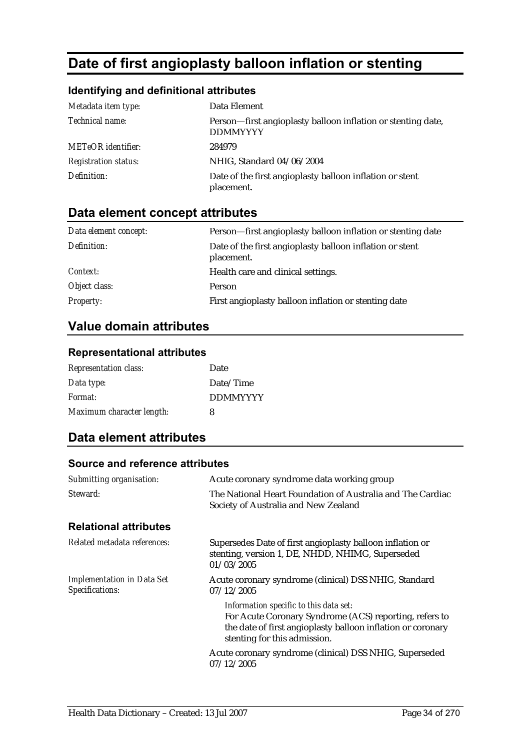# Date of first angioplasty balloon inflation or stenting

### Identifying and definitional attributes

| | |
|---|---|
| *Metadata item type:* | Data Element |
| *Technical name:* | Person—first angioplasty balloon inflation or stenting date, DDMMYYYY |
| *METeOR identifier:* | 284979 |
| *Registration status:* | NHIG, Standard 04/06/2004 |
| *Definition:* | Date of the first angioplasty balloon inflation or stent placement. |

## Data element concept attributes

| | |
|---|---|
| *Data element concept:* | Person—first angioplasty balloon inflation or stenting date |
| *Definition:* | Date of the first angioplasty balloon inflation or stent placement. |
| *Context:* | Health care and clinical settings. |
| *Object class:* | Person |
| *Property:* | First angioplasty balloon inflation or stenting date |

## Value domain attributes

### Representational attributes

| | |
|---|---|
| *Representation class:* | Date |
| *Data type:* | Date/Time |
| *Format:* | DDMMYYYY |
| *Maximum character length:* | 8 |

## Data element attributes

### Source and reference attributes

| | |
|---|---|
| *Submitting organisation:* | Acute coronary syndrome data working group |
| *Steward:* | The National Heart Foundation of Australia and The Cardiac Society of Australia and New Zealand |

### Relational attributes

| | |
|---|---|
| *Related metadata references:* | Supersedes Date of first angioplasty balloon inflation or stenting, version 1, DE, NHDD, NHIMG, Superseded 01/03/2005 |
| *Implementation in Data Set Specifications:* | Acute coronary syndrome (clinical) DSS NHIG, Standard 07/12/2005<br><br>*Information specific to this data set:*<br>For Acute Coronary Syndrome (ACS) reporting, refers to the date of first angioplasty balloon inflation or coronary stenting for this admission.<br><br>Acute coronary syndrome (clinical) DSS NHIG, Superseded 07/12/2005 |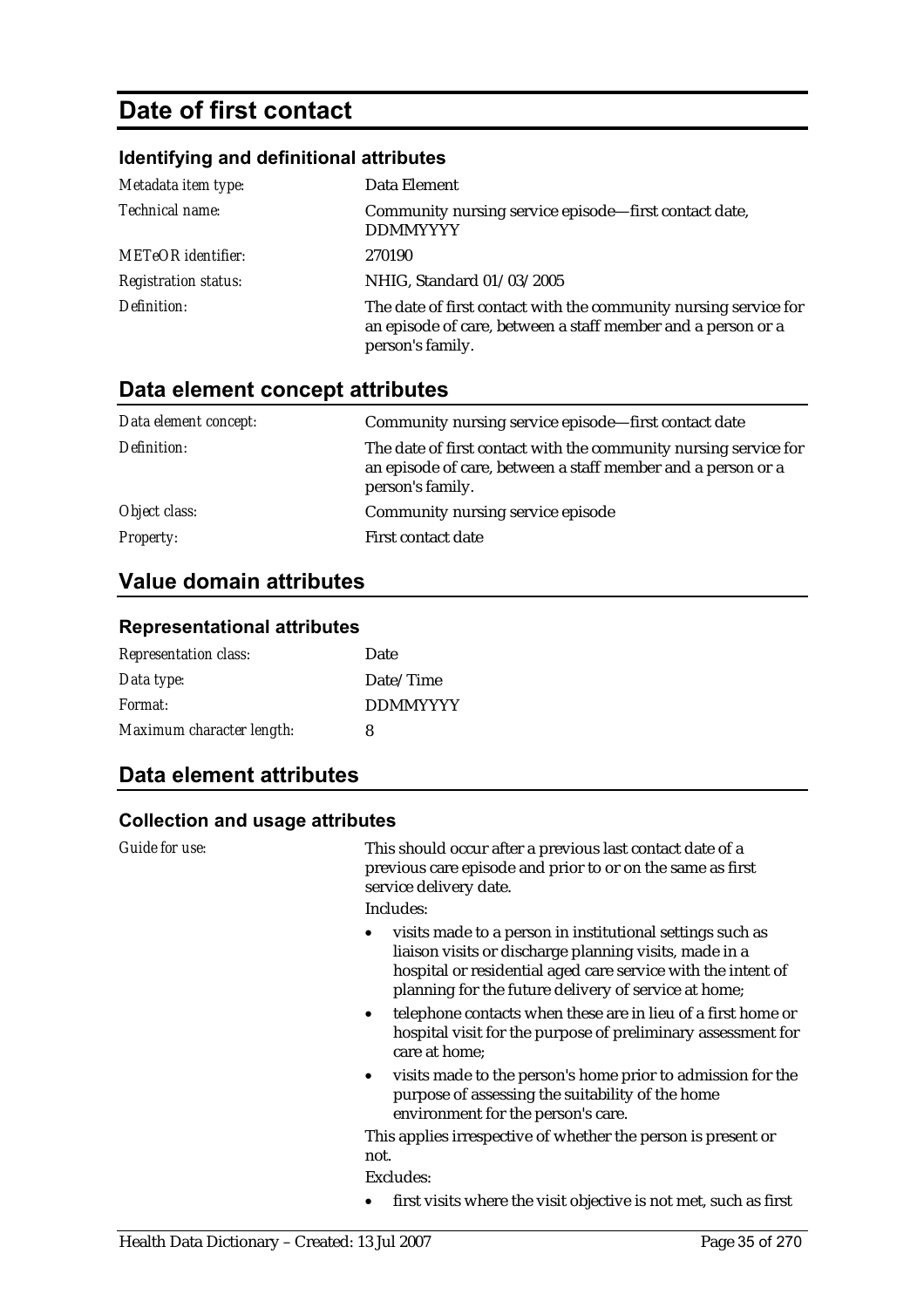# Date of first contact

### Identifying and definitional attributes

| | |
|---|---|
| *Metadata item type:* | Data Element |
| *Technical name:* | Community nursing service episode—first contact date, DDMMYYYY |
| *METeOR identifier:* | 270190 |
| *Registration status:* | NHIG, Standard 01/03/2005 |
| *Definition:* | The date of first contact with the community nursing service for an episode of care, between a staff member and a person or a person's family. |

## Data element concept attributes

| | |
|---|---|
| *Data element concept:* | Community nursing service episode—first contact date |
| *Definition:* | The date of first contact with the community nursing service for an episode of care, between a staff member and a person or a person's family. |
| *Object class:* | Community nursing service episode |
| *Property:* | First contact date |

## Value domain attributes

### Representational attributes

| | |
|---|---|
| *Representation class:* | Date |
| *Data type:* | Date/Time |
| *Format:* | DDMMYYYY |
| *Maximum character length:* | 8 |

## Data element attributes

### Collection and usage attributes

*Guide for use:*

This should occur after a previous last contact date of a previous care episode and prior to or on the same as first service delivery date.

Includes:

- visits made to a person in institutional settings such as liaison visits or discharge planning visits, made in a hospital or residential aged care service with the intent of planning for the future delivery of service at home;
- telephone contacts when these are in lieu of a first home or hospital visit for the purpose of preliminary assessment for care at home;
- visits made to the person's home prior to admission for the purpose of assessing the suitability of the home environment for the person's care.

This applies irrespective of whether the person is present or not.

Excludes:

- first visits where the visit objective is not met, such as first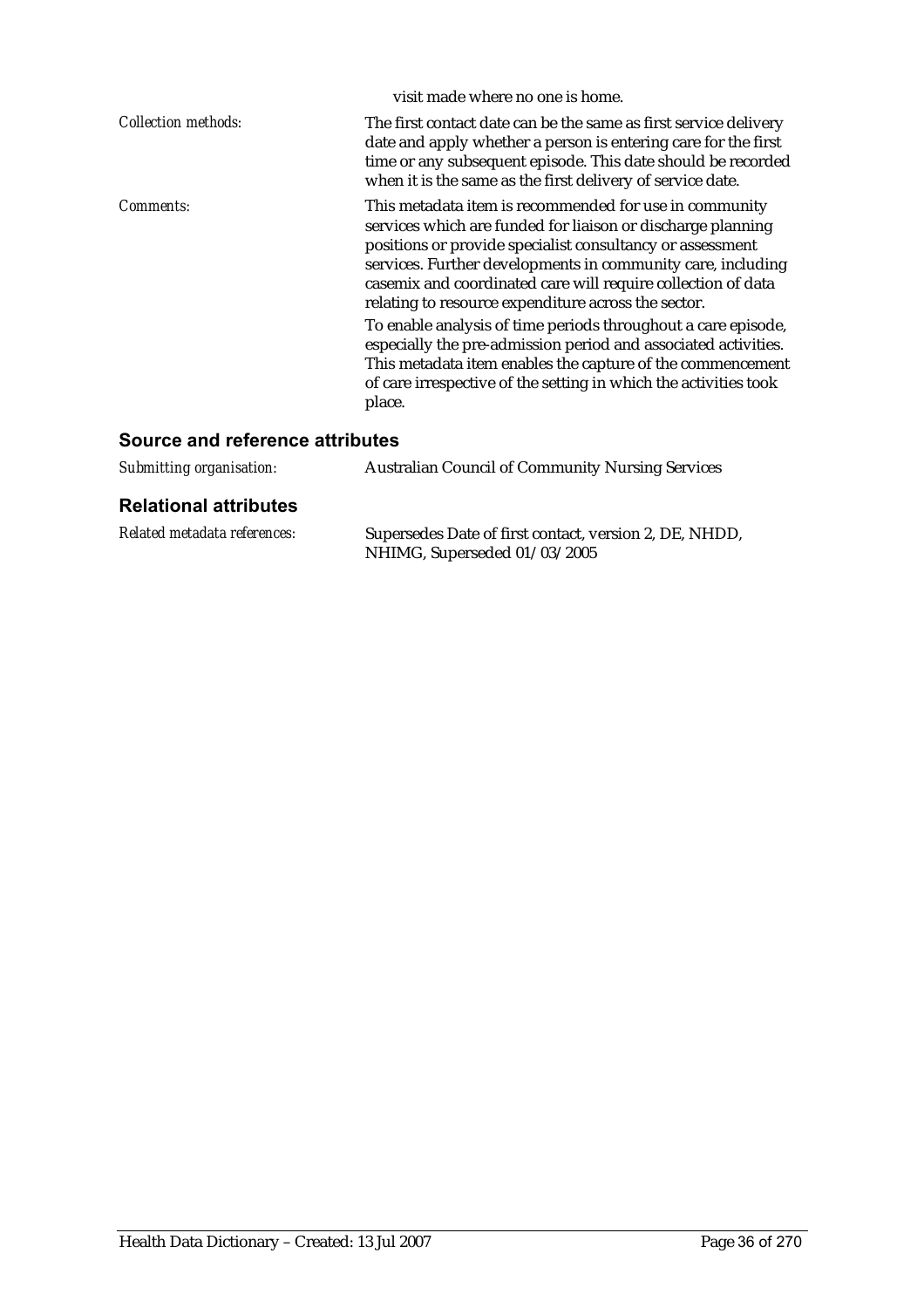visit made where no one is home.

| | |
|---|---|
| *Collection methods:* | The first contact date can be the same as first service delivery date and apply whether a person is entering care for the first time or any subsequent episode. This date should be recorded when it is the same as the first delivery of service date. |
| *Comments:* | This metadata item is recommended for use in community services which are funded for liaison or discharge planning positions or provide specialist consultancy or assessment services. Further developments in community care, including casemix and coordinated care will require collection of data relating to resource expenditure across the sector.<br><br>To enable analysis of time periods throughout a care episode, especially the pre-admission period and associated activities. This metadata item enables the capture of the commencement of care irrespective of the setting in which the activities took place. |

## Source and reference attributes

| | |
|---|---|
| *Submitting organisation:* | Australian Council of Community Nursing Services |

## Relational attributes

| | |
|---|---|
| *Related metadata references:* | Supersedes Date of first contact, version 2, DE, NHDD, NHIMG, Superseded 01/03/2005 |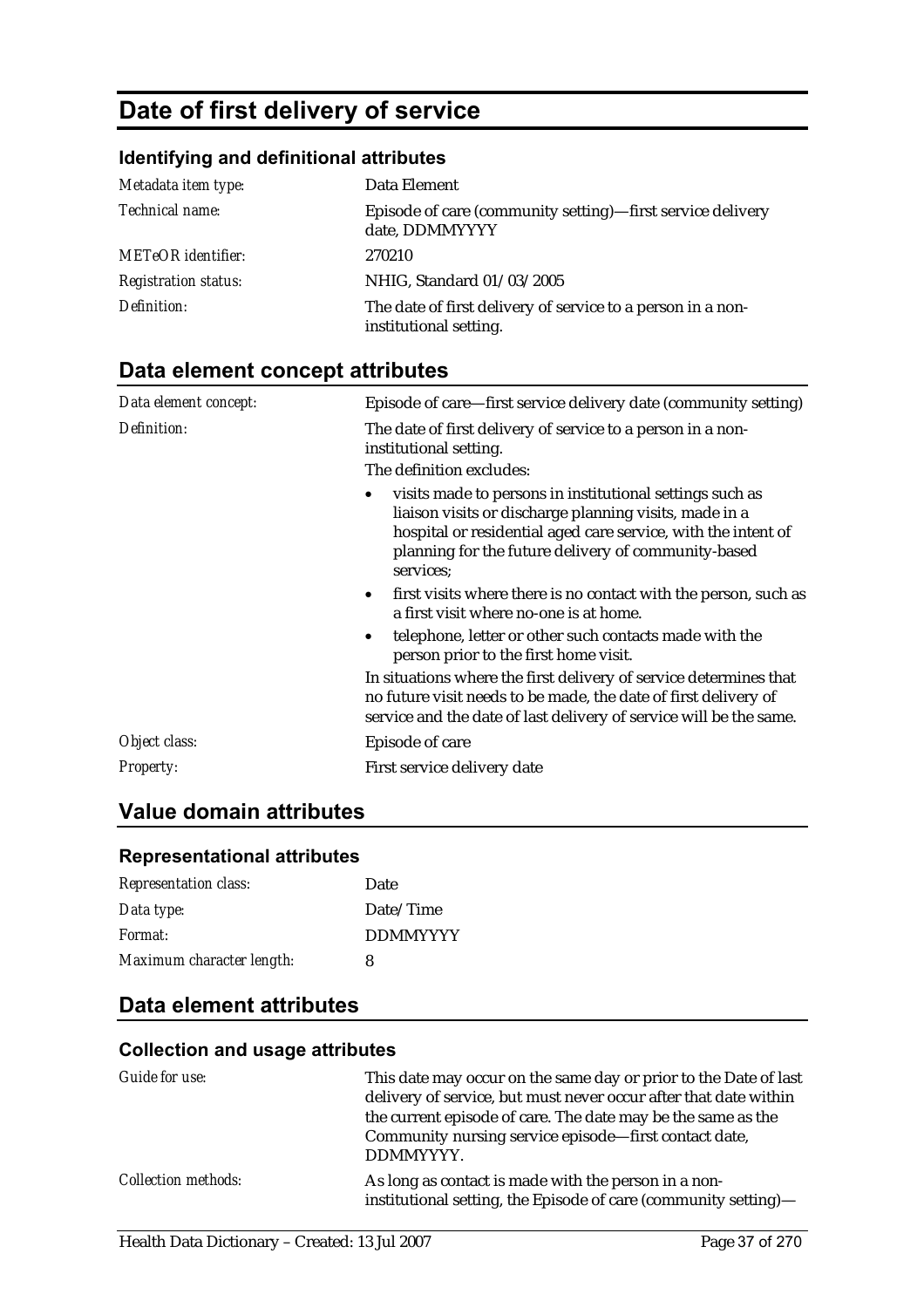# Date of first delivery of service

### Identifying and definitional attributes

| | |
|---|---|
| *Metadata item type:* | Data Element |
| *Technical name:* | Episode of care (community setting)—first service delivery date, DDMMYYYY |
| *METeOR identifier:* | 270210 |
| *Registration status:* | NHIG, Standard 01/03/2005 |
| *Definition:* | The date of first delivery of service to a person in a non-institutional setting. |

## Data element concept attributes

*Data element concept:* Episode of care—first service delivery date (community setting)

*Definition:* The date of first delivery of service to a person in a non-institutional setting.

The definition excludes:

- visits made to persons in institutional settings such as liaison visits or discharge planning visits, made in a hospital or residential aged care service, with the intent of planning for the future delivery of community-based services;
- first visits where there is no contact with the person, such as a first visit where no-one is at home.
- telephone, letter or other such contacts made with the person prior to the first home visit.

In situations where the first delivery of service determines that no future visit needs to be made, the date of first delivery of service and the date of last delivery of service will be the same.

*Object class:* Episode of care

*Property:* First service delivery date

## Value domain attributes

### Representational attributes

| | |
|---|---|
| *Representation class:* | Date |
| *Data type:* | Date/Time |
| *Format:* | DDMMYYYY |
| *Maximum character length:* | 8 |

## Data element attributes

### Collection and usage attributes

*Guide for use:* This date may occur on the same day or prior to the Date of last delivery of service, but must never occur after that date within the current episode of care. The date may be the same as the Community nursing service episode—first contact date, DDMMYYYY.

*Collection methods:* As long as contact is made with the person in a non-institutional setting, the Episode of care (community setting)—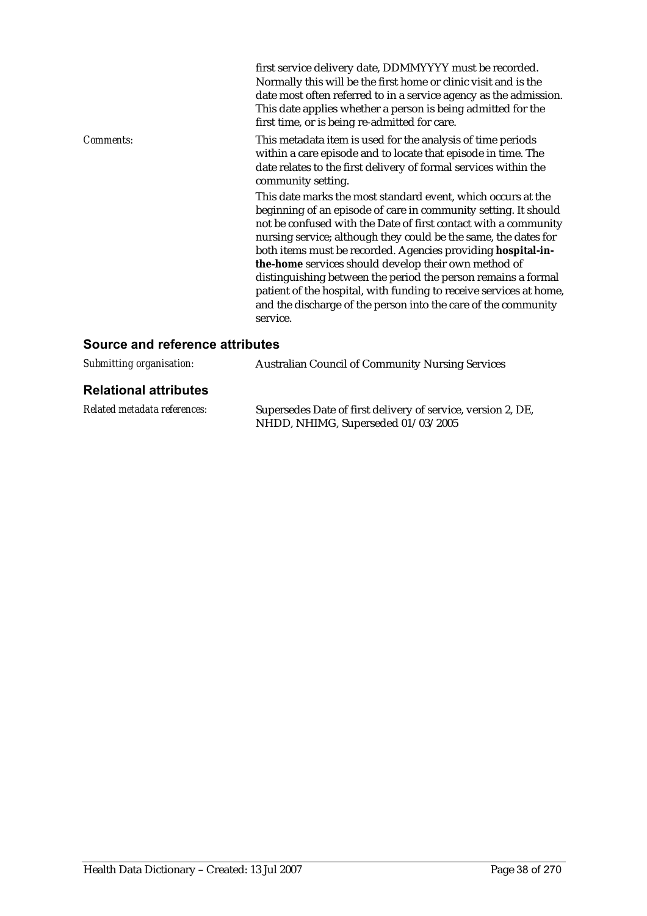first service delivery date, DDMMYYYY must be recorded. Normally this will be the first home or clinic visit and is the date most often referred to in a service agency as the admission. This date applies whether a person is being admitted for the first time, or is being re-admitted for care.

*Comments:* This metadata item is used for the analysis of time periods within a care episode and to locate that episode in time. The date relates to the first delivery of formal services within the community setting.

This date marks the most standard event, which occurs at the beginning of an episode of care in community setting. It should not be confused with the Date of first contact with a community nursing service; although they could be the same, the dates for both items must be recorded. Agencies providing **hospital-in-the-home** services should develop their own method of distinguishing between the period the person remains a formal patient of the hospital, with funding to receive services at home, and the discharge of the person into the care of the community service.

## Source and reference attributes

*Submitting organisation:* Australian Council of Community Nursing Services

## Relational attributes

*Related metadata references:* Supersedes Date of first delivery of service, version 2, DE, NHDD, NHIMG, Superseded 01/03/2005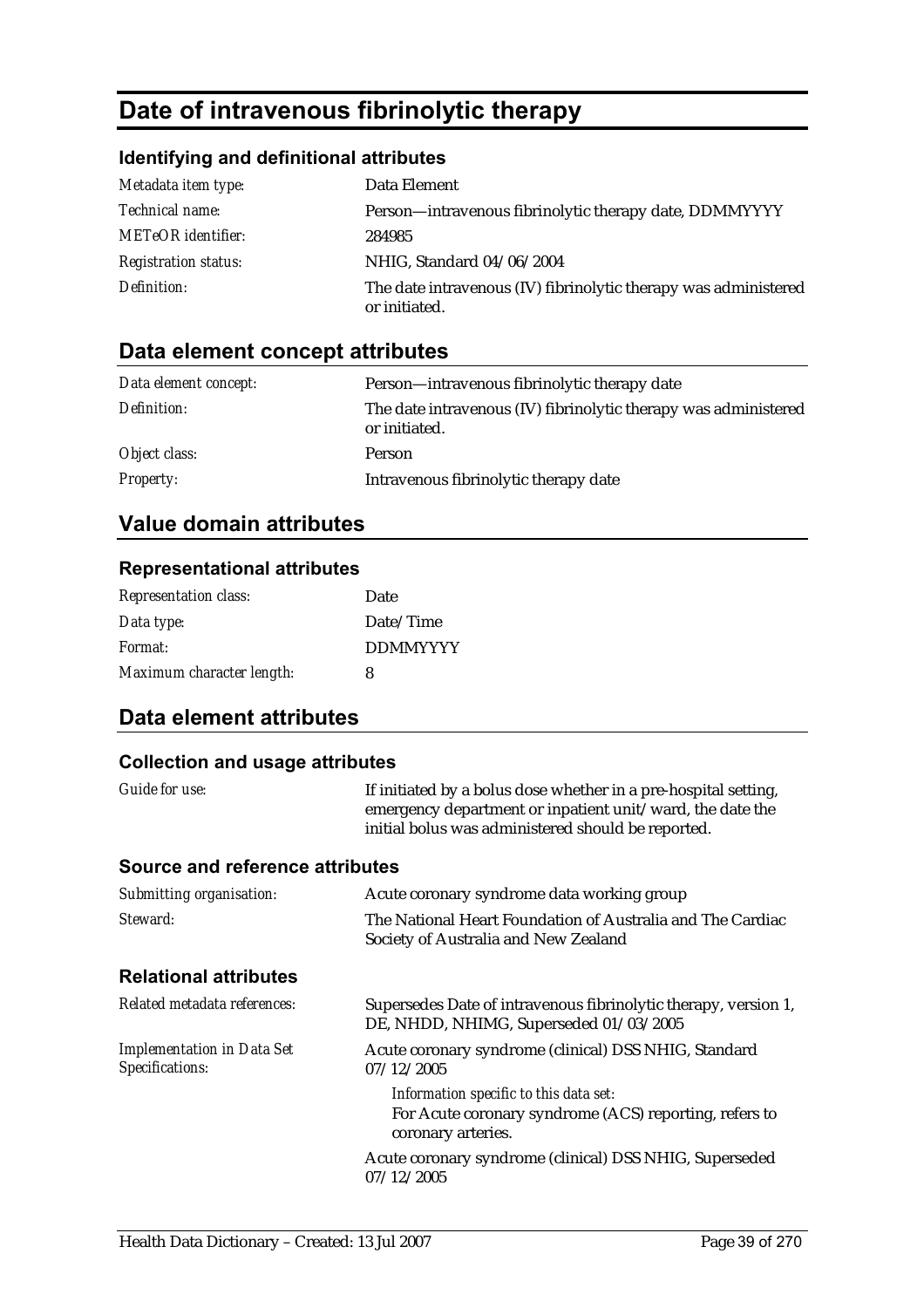# Date of intravenous fibrinolytic therapy

### Identifying and definitional attributes

| | |
|---|---|
| *Metadata item type:* | Data Element |
| *Technical name:* | Person—intravenous fibrinolytic therapy date, DDMMYYYY |
| *METeOR identifier:* | 284985 |
| *Registration status:* | NHIG, Standard 04/06/2004 |
| *Definition:* | The date intravenous (IV) fibrinolytic therapy was administered or initiated. |

## Data element concept attributes

| | |
|---|---|
| *Data element concept:* | Person—intravenous fibrinolytic therapy date |
| *Definition:* | The date intravenous (IV) fibrinolytic therapy was administered or initiated. |
| *Object class:* | Person |
| *Property:* | Intravenous fibrinolytic therapy date |

## Value domain attributes

### Representational attributes

| | |
|---|---|
| *Representation class:* | Date |
| *Data type:* | Date/Time |
| *Format:* | DDMMYYYY |
| *Maximum character length:* | 8 |

## Data element attributes

### Collection and usage attributes

| | |
|---|---|
| *Guide for use:* | If initiated by a bolus dose whether in a pre-hospital setting, emergency department or inpatient unit/ward, the date the initial bolus was administered should be reported. |

### Source and reference attributes

| | |
|---|---|
| *Submitting organisation:* | Acute coronary syndrome data working group |
| *Steward:* | The National Heart Foundation of Australia and The Cardiac Society of Australia and New Zealand |

### Relational attributes

| | |
|---|---|
| *Related metadata references:* | Supersedes Date of intravenous fibrinolytic therapy, version 1, DE, NHDD, NHIMG, Superseded 01/03/2005 |
| *Implementation in Data Set Specifications:* | Acute coronary syndrome (clinical) DSS NHIG, Standard 07/12/2005<br>*Information specific to this data set:*<br>For Acute coronary syndrome (ACS) reporting, refers to coronary arteries.<br>Acute coronary syndrome (clinical) DSS NHIG, Superseded 07/12/2005 |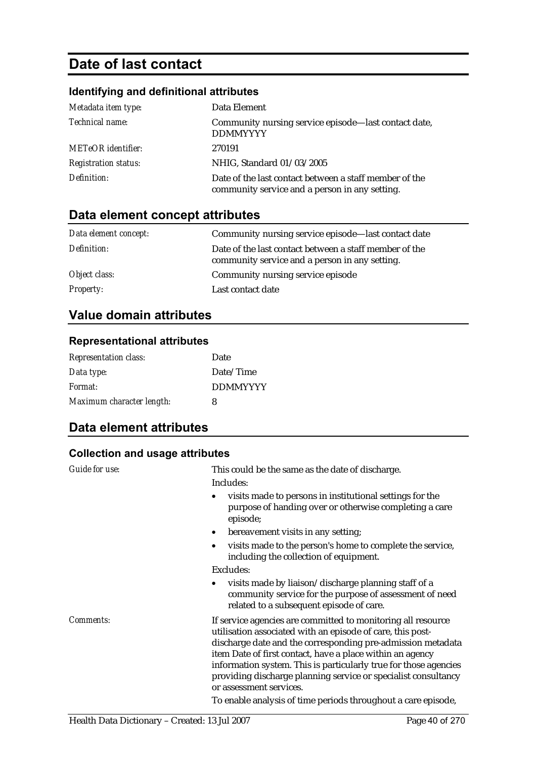# Date of last contact

### Identifying and definitional attributes

| | |
|---|---|
| *Metadata item type:* | Data Element |
| *Technical name:* | Community nursing service episode—last contact date, DDMMYYYY |
| *METeOR identifier:* | 270191 |
| *Registration status:* | NHIG, Standard 01/03/2005 |
| *Definition:* | Date of the last contact between a staff member of the community service and a person in any setting. |

## Data element concept attributes

| | |
|---|---|
| *Data element concept:* | Community nursing service episode—last contact date |
| *Definition:* | Date of the last contact between a staff member of the community service and a person in any setting. |
| *Object class:* | Community nursing service episode |
| *Property:* | Last contact date |

## Value domain attributes

### Representational attributes

| | |
|---|---|
| *Representation class:* | Date |
| *Data type:* | Date/Time |
| *Format:* | DDMMYYYY |
| *Maximum character length:* | 8 |

## Data element attributes

### Collection and usage attributes

*Guide for use:*

This could be the same as the date of discharge.

Includes:

- visits made to persons in institutional settings for the purpose of handing over or otherwise completing a care episode;
- bereavement visits in any setting;
- visits made to the person's home to complete the service, including the collection of equipment.

Excludes:

- visits made by liaison/discharge planning staff of a community service for the purpose of assessment of need related to a subsequent episode of care.

*Comments:*

If service agencies are committed to monitoring all resource utilisation associated with an episode of care, this post-discharge date and the corresponding pre-admission metadata item Date of first contact, have a place within an agency information system. This is particularly true for those agencies providing discharge planning service or specialist consultancy or assessment services.

To enable analysis of time periods throughout a care episode,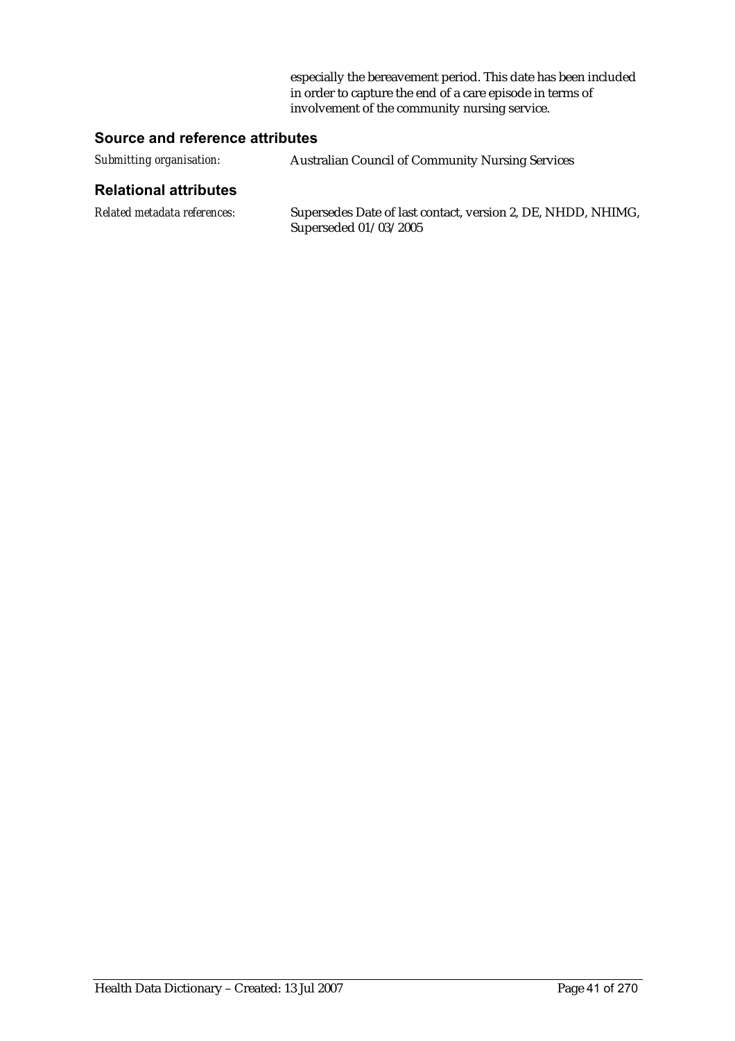especially the bereavement period. This date has been included in order to capture the end of a care episode in terms of involvement of the community nursing service.

### Source and reference attributes

*Submitting organisation:* Australian Council of Community Nursing Services

### Relational attributes

*Related metadata references:* Supersedes Date of last contact, version 2, DE, NHDD, NHIMG, Superseded 01/03/2005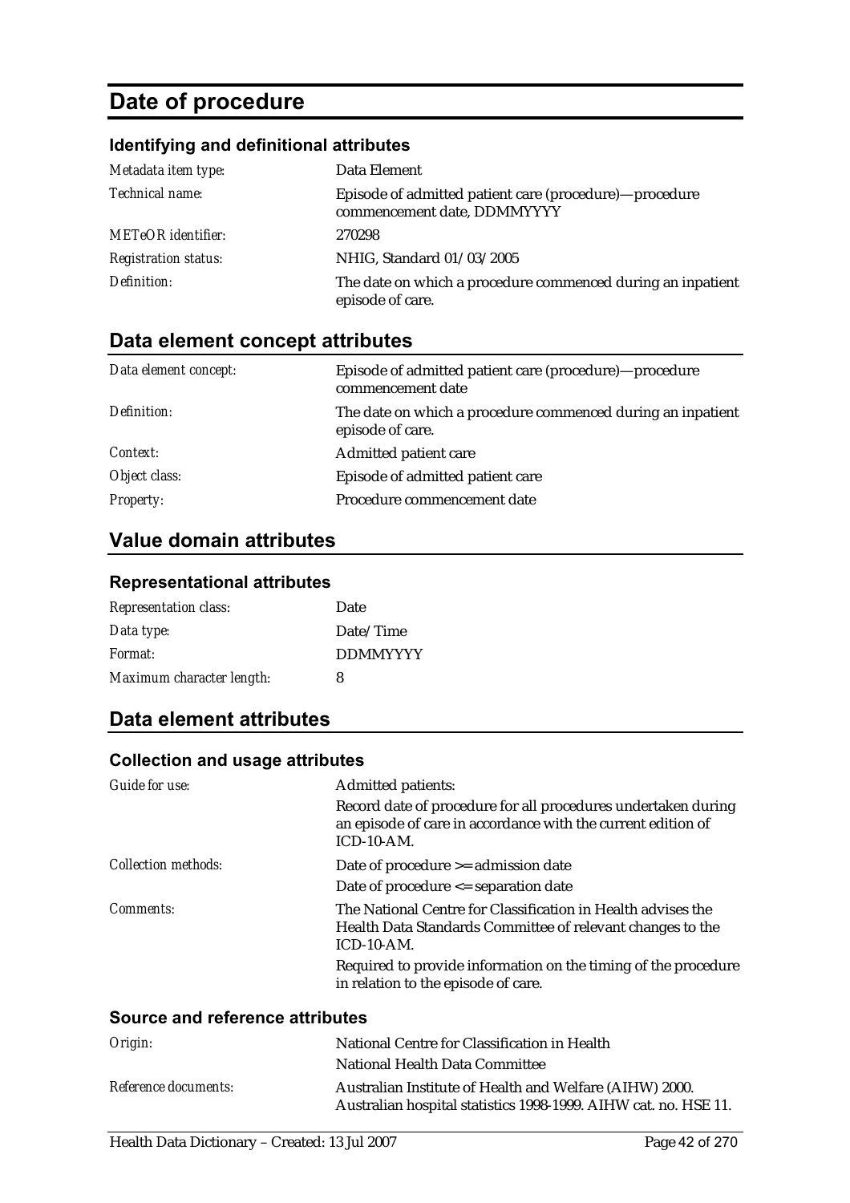# Date of procedure

## Identifying and definitional attributes

| | |
|---|---|
| *Metadata item type:* | Data Element |
| *Technical name:* | Episode of admitted patient care (procedure)—procedure commencement date, DDMMYYYY |
| *METeOR identifier:* | 270298 |
| *Registration status:* | NHIG, Standard 01/03/2005 |
| *Definition:* | The date on which a procedure commenced during an inpatient episode of care. |

## Data element concept attributes

| | |
|---|---|
| *Data element concept:* | Episode of admitted patient care (procedure)—procedure commencement date |
| *Definition:* | The date on which a procedure commenced during an inpatient episode of care. |
| *Context:* | Admitted patient care |
| *Object class:* | Episode of admitted patient care |
| *Property:* | Procedure commencement date |

## Value domain attributes

### Representational attributes

| | |
|---|---|
| *Representation class:* | Date |
| *Data type:* | Date/Time |
| *Format:* | DDMMYYYY |
| *Maximum character length:* | 8 |

## Data element attributes

### Collection and usage attributes

| | |
|---|---|
| *Guide for use:* | Admitted patients:<br>Record date of procedure for all procedures undertaken during an episode of care in accordance with the current edition of ICD-10-AM. |
| *Collection methods:* | Date of procedure >= admission date<br>Date of procedure <= separation date |
| *Comments:* | The National Centre for Classification in Health advises the Health Data Standards Committee of relevant changes to the ICD-10-AM.<br>Required to provide information on the timing of the procedure in relation to the episode of care. |

### Source and reference attributes

| | |
|---|---|
| *Origin:* | National Centre for Classification in Health<br>National Health Data Committee |
| *Reference documents:* | Australian Institute of Health and Welfare (AIHW) 2000. Australian hospital statistics 1998-1999. AIHW cat. no. HSE 11. |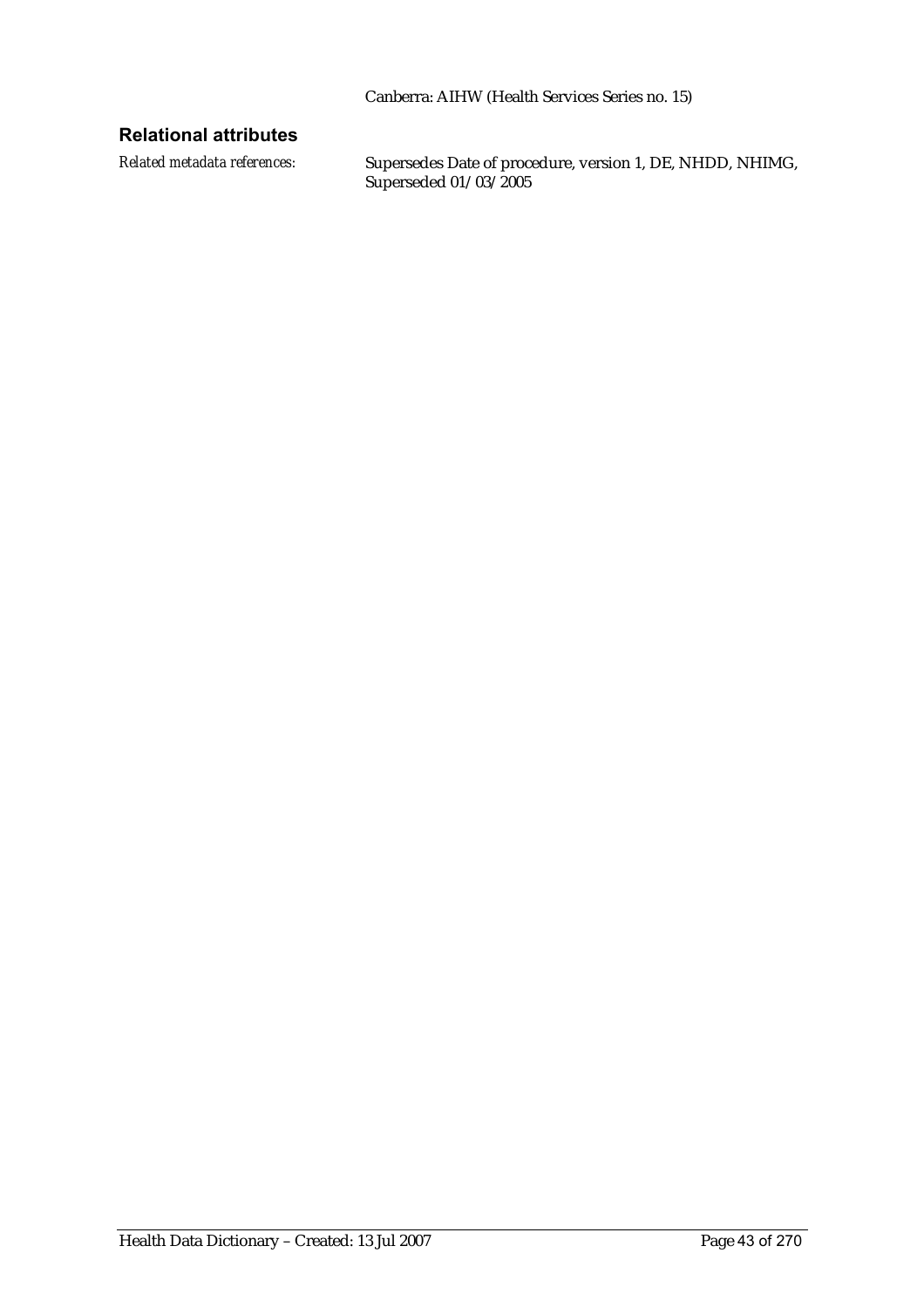Canberra: AIHW (Health Services Series no. 15)

## Relational attributes

*Related metadata references:* Supersedes Date of procedure, version 1, DE, NHDD, NHIMG, Superseded 01/03/2005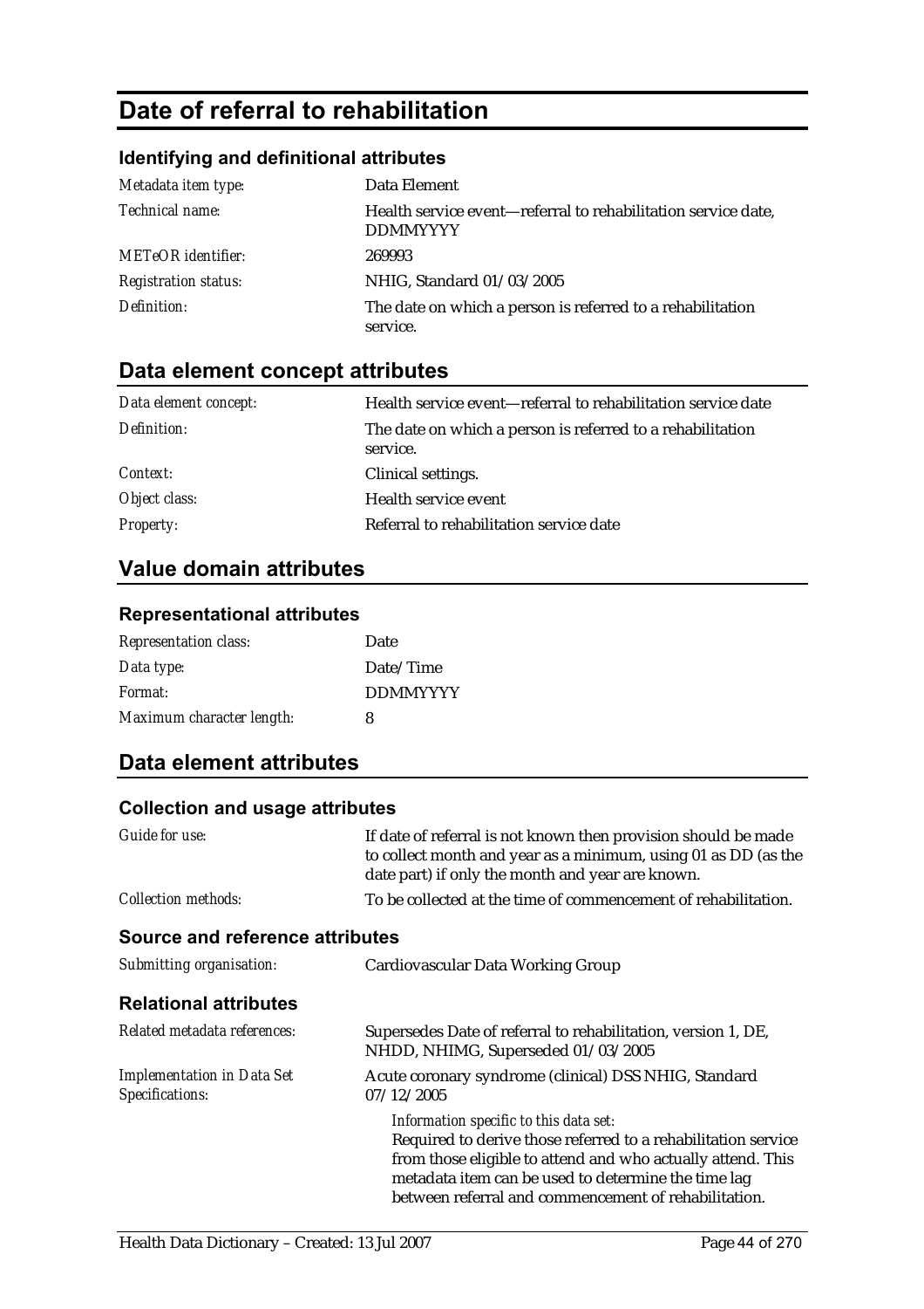# Date of referral to rehabilitation

### Identifying and definitional attributes

| | |
|---|---|
| *Metadata item type:* | Data Element |
| *Technical name:* | Health service event—referral to rehabilitation service date, DDMMYYYY |
| *METeOR identifier:* | 269993 |
| *Registration status:* | NHIG, Standard 01/03/2005 |
| *Definition:* | The date on which a person is referred to a rehabilitation service. |

## Data element concept attributes

| | |
|---|---|
| *Data element concept:* | Health service event—referral to rehabilitation service date |
| *Definition:* | The date on which a person is referred to a rehabilitation service. |
| *Context:* | Clinical settings. |
| *Object class:* | Health service event |
| *Property:* | Referral to rehabilitation service date |

## Value domain attributes

### Representational attributes

| | |
|---|---|
| *Representation class:* | Date |
| *Data type:* | Date/Time |
| *Format:* | DDMMYYYY |
| *Maximum character length:* | 8 |

## Data element attributes

### Collection and usage attributes

| | |
|---|---|
| *Guide for use:* | If date of referral is not known then provision should be made to collect month and year as a minimum, using 01 as DD (as the date part) if only the month and year are known. |
| *Collection methods:* | To be collected at the time of commencement of rehabilitation. |

### Source and reference attributes

| | |
|---|---|
| *Submitting organisation:* | Cardiovascular Data Working Group |

### Relational attributes

| | |
|---|---|
| *Related metadata references:* | Supersedes Date of referral to rehabilitation, version 1, DE, NHDD, NHIMG, Superseded 01/03/2005 |
| *Implementation in Data Set Specifications:* | Acute coronary syndrome (clinical) DSS NHIG, Standard 07/12/2005<br>*Information specific to this data set:*<br>Required to derive those referred to a rehabilitation service from those eligible to attend and who actually attend. This metadata item can be used to determine the time lag between referral and commencement of rehabilitation. |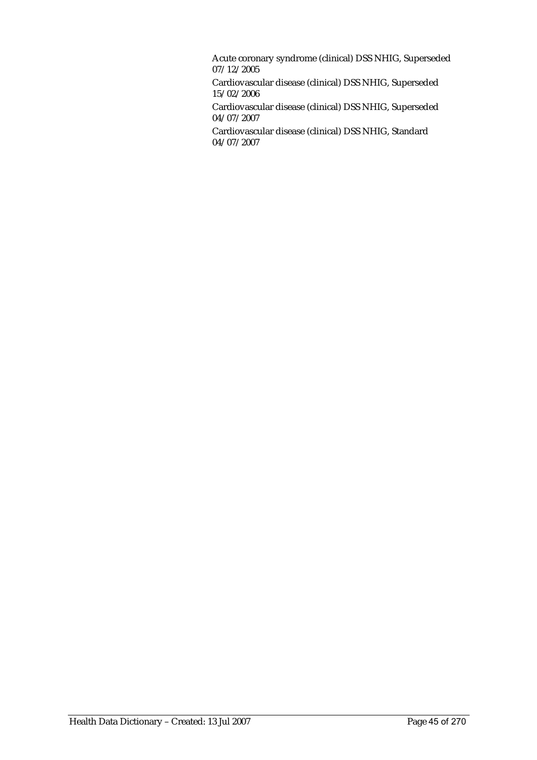Acute coronary syndrome (clinical) DSS NHIG, Superseded 07/12/2005

Cardiovascular disease (clinical) DSS NHIG, Superseded 15/02/2006

Cardiovascular disease (clinical) DSS NHIG, Superseded 04/07/2007

Cardiovascular disease (clinical) DSS NHIG, Standard 04/07/2007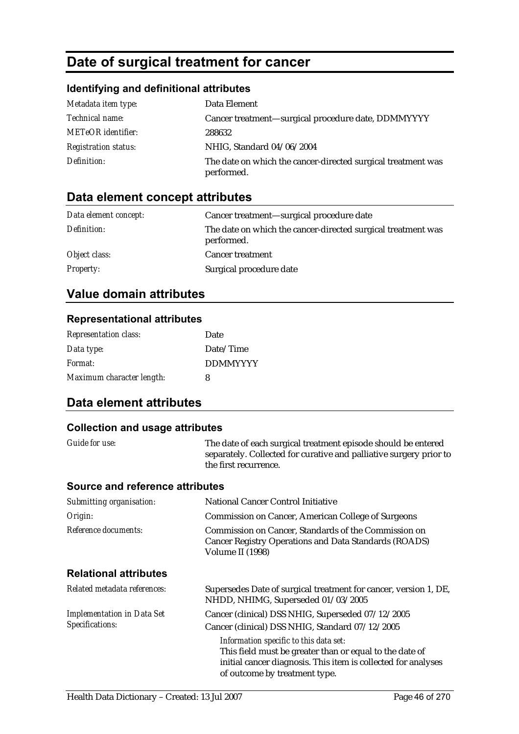# Date of surgical treatment for cancer

## Identifying and definitional attributes

| | |
|---|---|
| *Metadata item type:* | Data Element |
| *Technical name:* | Cancer treatment—surgical procedure date, DDMMYYYY |
| *METeOR identifier:* | 288632 |
| *Registration status:* | NHIG, Standard 04/06/2004 |
| *Definition:* | The date on which the cancer-directed surgical treatment was performed. |

## Data element concept attributes

| | |
|---|---|
| *Data element concept:* | Cancer treatment—surgical procedure date |
| *Definition:* | The date on which the cancer-directed surgical treatment was performed. |
| *Object class:* | Cancer treatment |
| *Property:* | Surgical procedure date |

## Value domain attributes

### Representational attributes

| | |
|---|---|
| *Representation class:* | Date |
| *Data type:* | Date/Time |
| *Format:* | DDMMYYYY |
| *Maximum character length:* | 8 |

## Data element attributes

### Collection and usage attributes

| | |
|---|---|
| *Guide for use:* | The date of each surgical treatment episode should be entered separately. Collected for curative and palliative surgery prior to the first recurrence. |

### Source and reference attributes

| | |
|---|---|
| *Submitting organisation:* | National Cancer Control Initiative |
| *Origin:* | Commission on Cancer, American College of Surgeons |
| *Reference documents:* | Commission on Cancer, Standards of the Commission on Cancer Registry Operations and Data Standards (ROADS) Volume II (1998) |

### Relational attributes

| | |
|---|---|
| *Related metadata references:* | Supersedes Date of surgical treatment for cancer, version 1, DE, NHDD, NHIMG, Superseded 01/03/2005 |
| *Implementation in Data Set Specifications:* | Cancer (clinical) DSS NHIG, Superseded 07/12/2005<br>Cancer (clinical) DSS NHIG, Standard 07/12/2005<br>*Information specific to this data set:*<br>This field must be greater than or equal to the date of initial cancer diagnosis. This item is collected for analyses of outcome by treatment type. |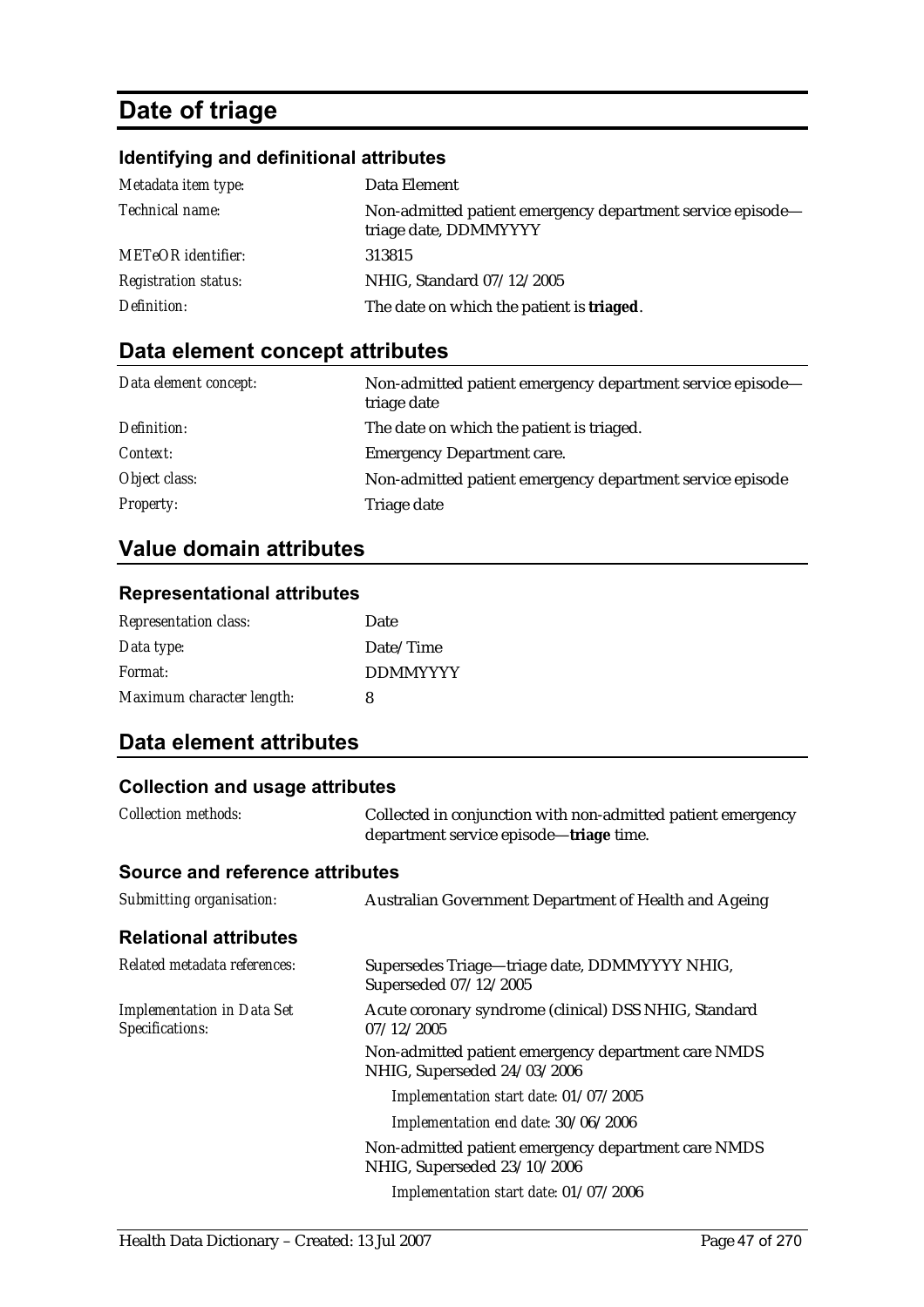# Date of triage

### Identifying and definitional attributes

| | |
|---|---|
| *Metadata item type:* | Data Element |
| *Technical name:* | Non-admitted patient emergency department service episode—triage date, DDMMYYYY |
| *METeOR identifier:* | 313815 |
| *Registration status:* | NHIG, Standard 07/12/2005 |
| *Definition:* | The date on which the patient is **triaged**. |

## Data element concept attributes

| | |
|---|---|
| *Data element concept:* | Non-admitted patient emergency department service episode—triage date |
| *Definition:* | The date on which the patient is triaged. |
| *Context:* | Emergency Department care. |
| *Object class:* | Non-admitted patient emergency department service episode |
| *Property:* | Triage date |

## Value domain attributes

### Representational attributes

| | |
|---|---|
| *Representation class:* | Date |
| *Data type:* | Date/Time |
| *Format:* | DDMMYYYY |
| *Maximum character length:* | 8 |

## Data element attributes

### Collection and usage attributes

| | |
|---|---|
| *Collection methods:* | Collected in conjunction with non-admitted patient emergency department service episode—**triage** time. |

### Source and reference attributes

| | |
|---|---|
| *Submitting organisation:* | Australian Government Department of Health and Ageing |

### Relational attributes

| | |
|---|---|
| *Related metadata references:* | Supersedes Triage—triage date, DDMMYYYY NHIG, Superseded 07/12/2005 |
| *Implementation in Data Set Specifications:* | Acute coronary syndrome (clinical) DSS NHIG, Standard 07/12/2005 |
| | Non-admitted patient emergency department care NMDS NHIG, Superseded 24/03/2006 |
| | *Implementation start date:* 01/07/2005 |
| | *Implementation end date:* 30/06/2006 |
| | Non-admitted patient emergency department care NMDS NHIG, Superseded 23/10/2006 |
| | *Implementation start date:* 01/07/2006 |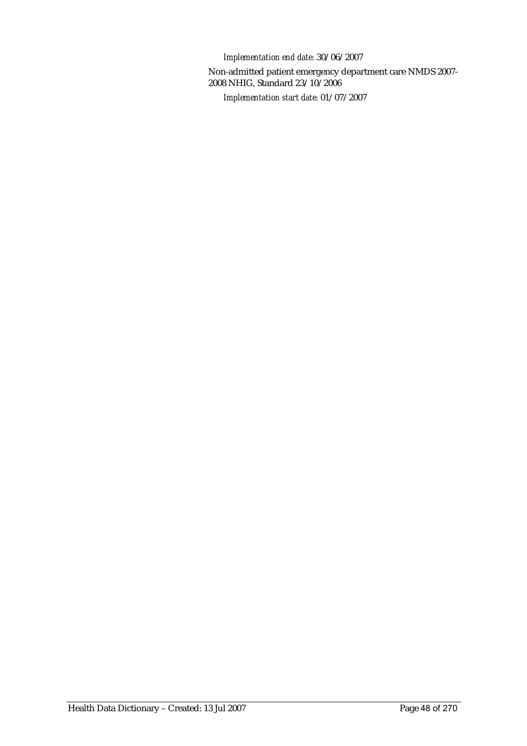*Implementation end date:* 30/06/2007

Non-admitted patient emergency department care NMDS 2007-2008 NHIG, Standard 23/10/2006

*Implementation start date:* 01/07/2007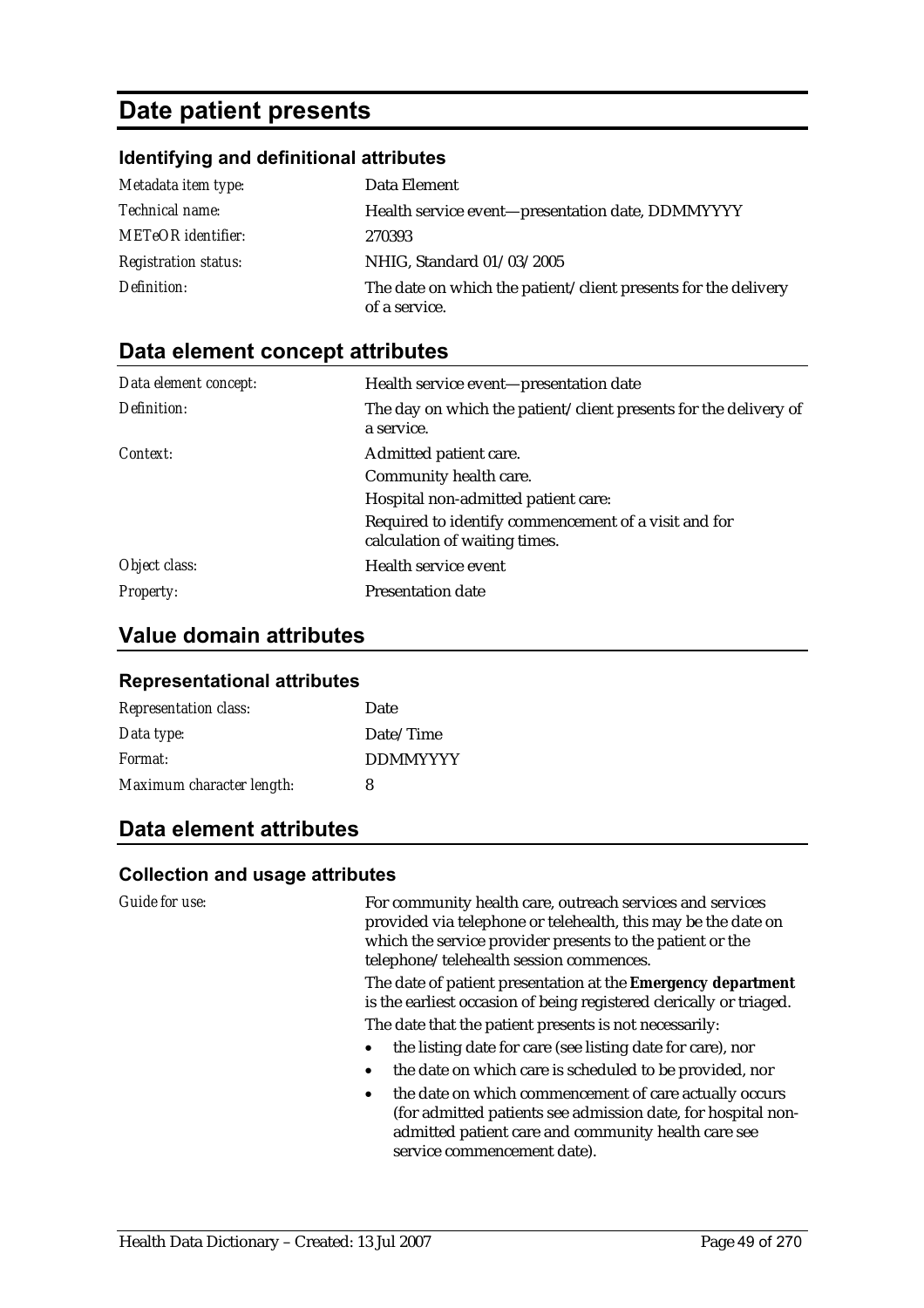# Date patient presents

### Identifying and definitional attributes

| | |
|---|---|
| *Metadata item type:* | Data Element |
| *Technical name:* | Health service event—presentation date, DDMMYYYY |
| *METeOR identifier:* | 270393 |
| *Registration status:* | NHIG, Standard 01/03/2005 |
| *Definition:* | The date on which the patient/client presents for the delivery of a service. |

## Data element concept attributes

| | |
|---|---|
| *Data element concept:* | Health service event—presentation date |
| *Definition:* | The day on which the patient/client presents for the delivery of a service. |
| *Context:* | Admitted patient care.<br>Community health care.<br>Hospital non-admitted patient care:<br>Required to identify commencement of a visit and for calculation of waiting times. |
| *Object class:* | Health service event |
| *Property:* | Presentation date |

## Value domain attributes

### Representational attributes

| | |
|---|---|
| *Representation class:* | Date |
| *Data type:* | Date/Time |
| *Format:* | DDMMYYYY |
| *Maximum character length:* | 8 |

## Data element attributes

### Collection and usage attributes

*Guide for use:*

For community health care, outreach services and services provided via telephone or telehealth, this may be the date on which the service provider presents to the patient or the telephone/telehealth session commences.

The date of patient presentation at the **Emergency department** is the earliest occasion of being registered clerically or triaged.

The date that the patient presents is not necessarily:

- the listing date for care (see listing date for care), nor
- the date on which care is scheduled to be provided, nor
- the date on which commencement of care actually occurs (for admitted patients see admission date, for hospital non-admitted patient care and community health care see service commencement date).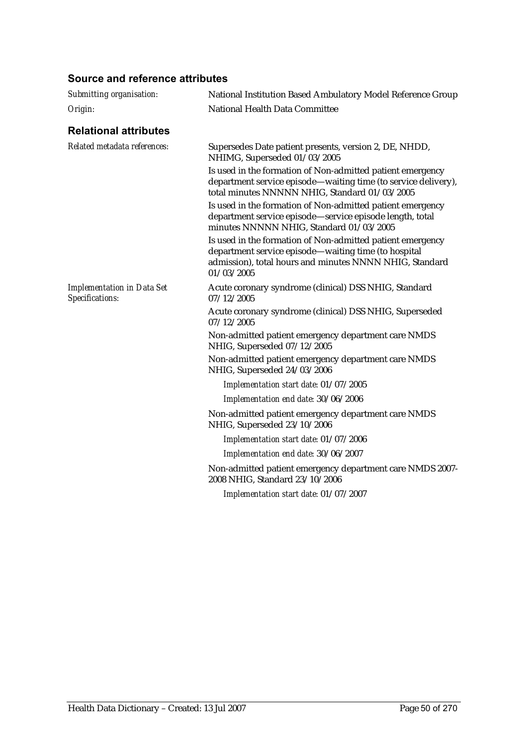### Source and reference attributes

*Submitting organisation:* National Institution Based Ambulatory Model Reference Group

*Origin:* National Health Data Committee

### Relational attributes

*Related metadata references:*

Supersedes Date patient presents, version 2, DE, NHDD, NHIMG, Superseded 01/03/2005

Is used in the formation of Non-admitted patient emergency department service episode—waiting time (to service delivery), total minutes NNNNN NHIG, Standard 01/03/2005

Is used in the formation of Non-admitted patient emergency department service episode—service episode length, total minutes NNNNN NHIG, Standard 01/03/2005

Is used in the formation of Non-admitted patient emergency department service episode—waiting time (to hospital admission), total hours and minutes NNNN NHIG, Standard 01/03/2005

*Implementation in Data Set Specifications:*

Acute coronary syndrome (clinical) DSS NHIG, Standard 07/12/2005

Acute coronary syndrome (clinical) DSS NHIG, Superseded 07/12/2005

Non-admitted patient emergency department care NMDS NHIG, Superseded 07/12/2005

Non-admitted patient emergency department care NMDS NHIG, Superseded 24/03/2006

*Implementation start date:* 01/07/2005

*Implementation end date:* 30/06/2006

Non-admitted patient emergency department care NMDS NHIG, Superseded 23/10/2006

*Implementation start date:* 01/07/2006

*Implementation end date:* 30/06/2007

Non-admitted patient emergency department care NMDS 2007-2008 NHIG, Standard 23/10/2006

*Implementation start date:* 01/07/2007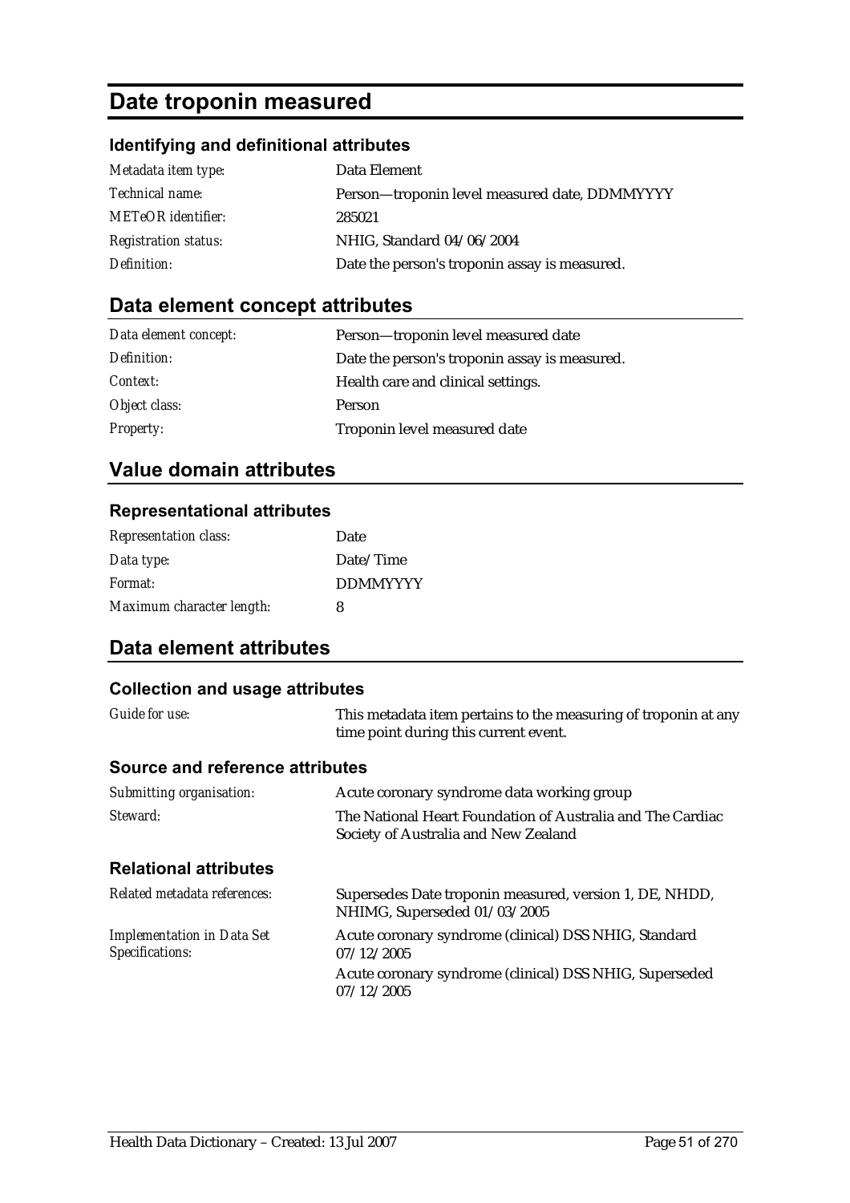# Date troponin measured

## Identifying and definitional attributes

| | |
|---|---|
| *Metadata item type:* | Data Element |
| *Technical name:* | Person—troponin level measured date, DDMMYYYY |
| *METeOR identifier:* | 285021 |
| *Registration status:* | NHIG, Standard 04/06/2004 |
| *Definition:* | Date the person's troponin assay is measured. |

## Data element concept attributes

| | |
|---|---|
| *Data element concept:* | Person—troponin level measured date |
| *Definition:* | Date the person's troponin assay is measured. |
| *Context:* | Health care and clinical settings. |
| *Object class:* | Person |
| *Property:* | Troponin level measured date |

## Value domain attributes

### Representational attributes

| | |
|---|---|
| *Representation class:* | Date |
| *Data type:* | Date/Time |
| *Format:* | DDMMYYYY |
| *Maximum character length:* | 8 |

## Data element attributes

### Collection and usage attributes

| | |
|---|---|
| *Guide for use:* | This metadata item pertains to the measuring of troponin at any time point during this current event. |

### Source and reference attributes

| | |
|---|---|
| *Submitting organisation:* | Acute coronary syndrome data working group |
| *Steward:* | The National Heart Foundation of Australia and The Cardiac Society of Australia and New Zealand |

### Relational attributes

| | |
|---|---|
| *Related metadata references:* | Supersedes Date troponin measured, version 1, DE, NHDD, NHIMG, Superseded 01/03/2005 |
| *Implementation in Data Set Specifications:* | Acute coronary syndrome (clinical) DSS NHIG, Standard 07/12/2005<br>Acute coronary syndrome (clinical) DSS NHIG, Superseded 07/12/2005 |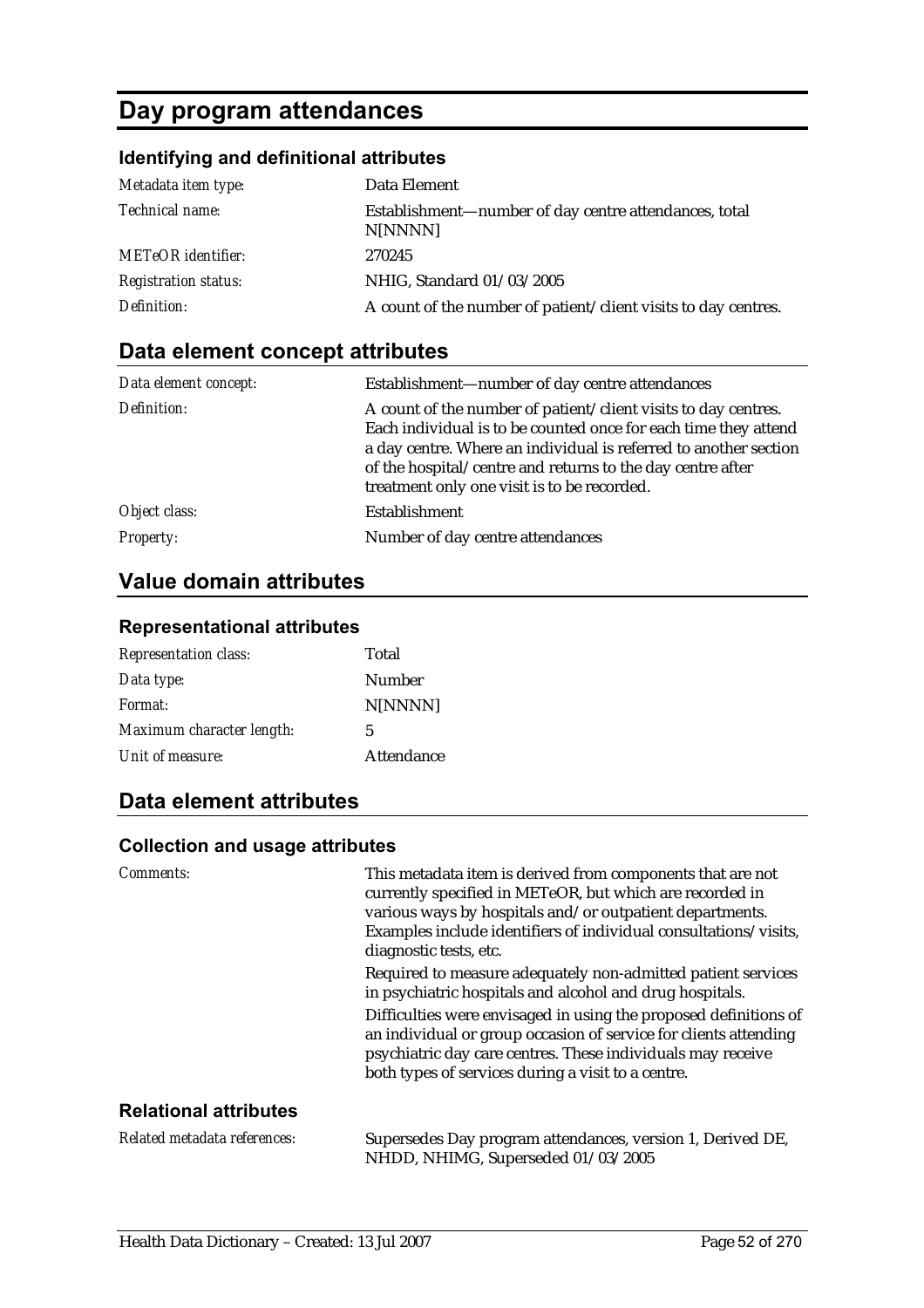# Day program attendances

### Identifying and definitional attributes

| | |
|---|---|
| *Metadata item type:* | Data Element |
| *Technical name:* | Establishment—number of day centre attendances, total N[NNNN] |
| *METeOR identifier:* | 270245 |
| *Registration status:* | NHIG, Standard 01/03/2005 |
| *Definition:* | A count of the number of patient/client visits to day centres. |

## Data element concept attributes

| | |
|---|---|
| *Data element concept:* | Establishment—number of day centre attendances |
| *Definition:* | A count of the number of patient/client visits to day centres. Each individual is to be counted once for each time they attend a day centre. Where an individual is referred to another section of the hospital/centre and returns to the day centre after treatment only one visit is to be recorded. |
| *Object class:* | Establishment |
| *Property:* | Number of day centre attendances |

## Value domain attributes

### Representational attributes

| | |
|---|---|
| *Representation class:* | Total |
| *Data type:* | Number |
| *Format:* | N[NNNN] |
| *Maximum character length:* | 5 |
| *Unit of measure:* | Attendance |

## Data element attributes

### Collection and usage attributes

*Comments:*

This metadata item is derived from components that are not currently specified in METeOR, but which are recorded in various ways by hospitals and/or outpatient departments. Examples include identifiers of individual consultations/visits, diagnostic tests, etc.

Required to measure adequately non-admitted patient services in psychiatric hospitals and alcohol and drug hospitals.

Difficulties were envisaged in using the proposed definitions of an individual or group occasion of service for clients attending psychiatric day care centres. These individuals may receive both types of services during a visit to a centre.

### Relational attributes

*Related metadata references:*

Supersedes Day program attendances, version 1, Derived DE, NHDD, NHIMG, Superseded 01/03/2005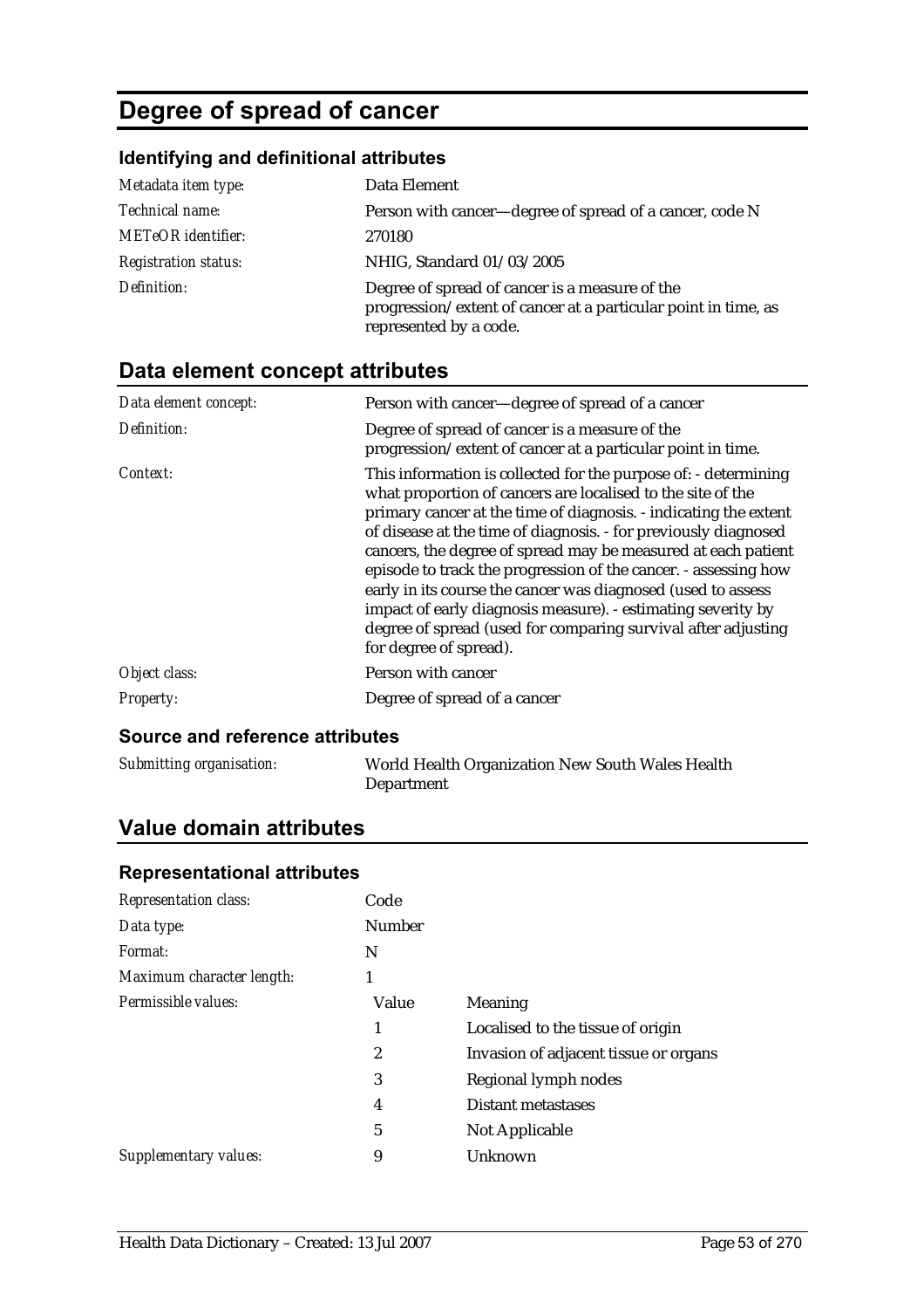# Degree of spread of cancer

### Identifying and definitional attributes

| | |
|---|---|
| *Metadata item type:* | Data Element |
| *Technical name:* | Person with cancer—degree of spread of a cancer, code N |
| *METeOR identifier:* | 270180 |
| *Registration status:* | NHIG, Standard 01/03/2005 |
| *Definition:* | Degree of spread of cancer is a measure of the progression/extent of cancer at a particular point in time, as represented by a code. |

## Data element concept attributes

| | |
|---|---|
| *Data element concept:* | Person with cancer—degree of spread of a cancer |
| *Definition:* | Degree of spread of cancer is a measure of the progression/extent of cancer at a particular point in time. |
| *Context:* | This information is collected for the purpose of: - determining what proportion of cancers are localised to the site of the primary cancer at the time of diagnosis. - indicating the extent of disease at the time of diagnosis. - for previously diagnosed cancers, the degree of spread may be measured at each patient episode to track the progression of the cancer. - assessing how early in its course the cancer was diagnosed (used to assess impact of early diagnosis measure). - estimating severity by degree of spread (used for comparing survival after adjusting for degree of spread). |
| *Object class:* | Person with cancer |
| *Property:* | Degree of spread of a cancer |

### Source and reference attributes

| | |
|---|---|
| *Submitting organisation:* | World Health Organization New South Wales Health Department |

## Value domain attributes

### Representational attributes

| | | |
|---|---|---|
| *Representation class:* | Code | |
| *Data type:* | Number | |
| *Format:* | N | |
| *Maximum character length:* | 1 | |
| *Permissible values:* | Value | Meaning |
| | 1 | Localised to the tissue of origin |
| | 2 | Invasion of adjacent tissue or organs |
| | 3 | Regional lymph nodes |
| | 4 | Distant metastases |
| | 5 | Not Applicable |
| *Supplementary values:* | 9 | Unknown |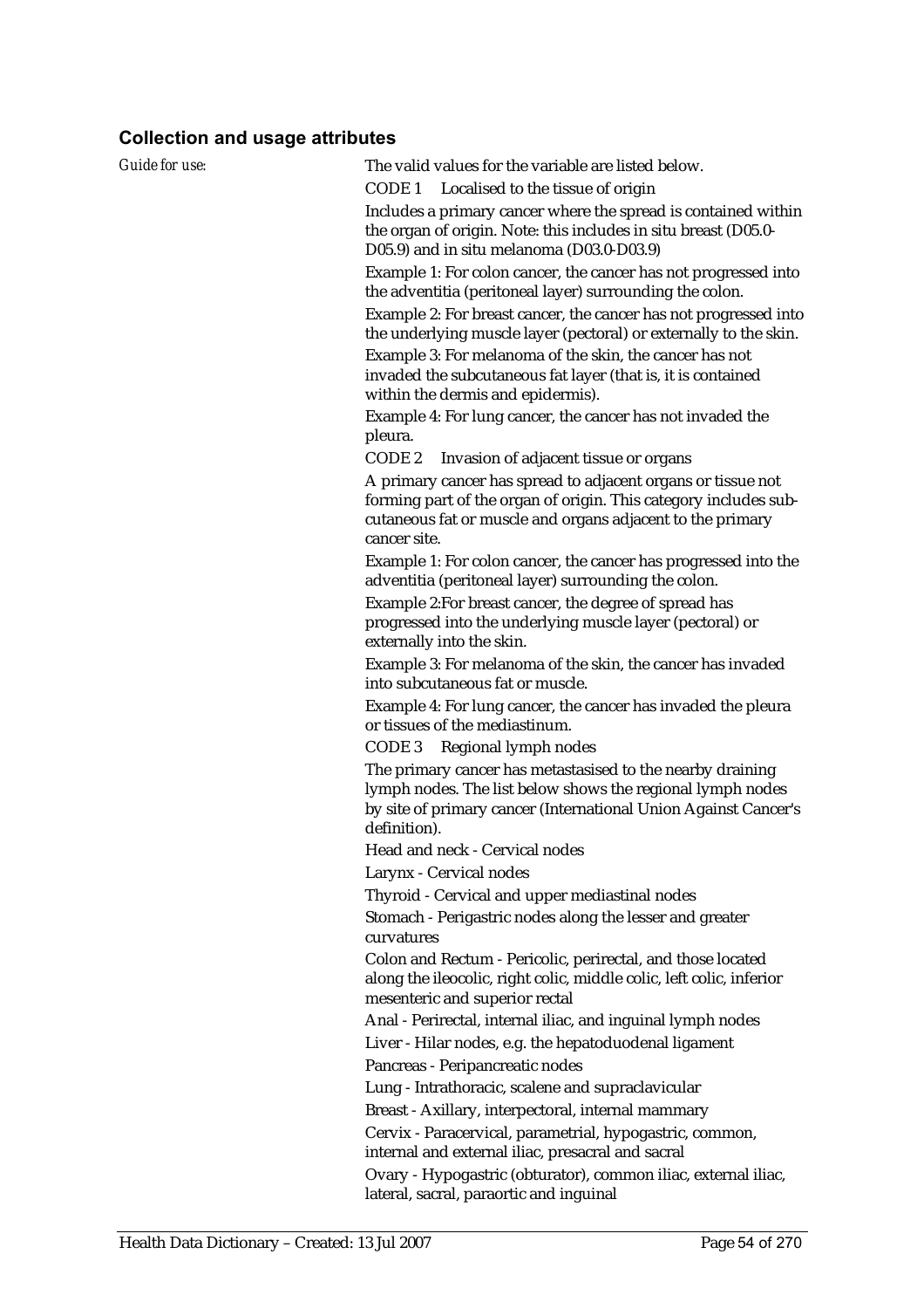### Collection and usage attributes

*Guide for use:* The valid values for the variable are listed below.

CODE 1 Localised to the tissue of origin

Includes a primary cancer where the spread is contained within the organ of origin. Note: this includes in situ breast (D05.0-D05.9) and in situ melanoma (D03.0-D03.9)

Example 1: For colon cancer, the cancer has not progressed into the adventitia (peritoneal layer) surrounding the colon.

Example 2: For breast cancer, the cancer has not progressed into the underlying muscle layer (pectoral) or externally to the skin.

Example 3: For melanoma of the skin, the cancer has not invaded the subcutaneous fat layer (that is, it is contained within the dermis and epidermis).

Example 4: For lung cancer, the cancer has not invaded the pleura.

CODE 2 Invasion of adjacent tissue or organs

A primary cancer has spread to adjacent organs or tissue not forming part of the organ of origin. This category includes sub-cutaneous fat or muscle and organs adjacent to the primary cancer site.

Example 1: For colon cancer, the cancer has progressed into the adventitia (peritoneal layer) surrounding the colon.

Example 2:For breast cancer, the degree of spread has progressed into the underlying muscle layer (pectoral) or externally into the skin.

Example 3: For melanoma of the skin, the cancer has invaded into subcutaneous fat or muscle.

Example 4: For lung cancer, the cancer has invaded the pleura or tissues of the mediastinum.

CODE 3 Regional lymph nodes

The primary cancer has metastasised to the nearby draining lymph nodes. The list below shows the regional lymph nodes by site of primary cancer (International Union Against Cancer's definition).

Head and neck - Cervical nodes

Larynx - Cervical nodes

Thyroid - Cervical and upper mediastinal nodes

Stomach - Perigastric nodes along the lesser and greater curvatures

Colon and Rectum - Pericolic, perirectal, and those located along the ileocolic, right colic, middle colic, left colic, inferior mesenteric and superior rectal

Anal - Perirectal, internal iliac, and inguinal lymph nodes

Liver - Hilar nodes, e.g. the hepatoduodenal ligament

Pancreas - Peripancreatic nodes

Lung - Intrathoracic, scalene and supraclavicular

Breast - Axillary, interpectoral, internal mammary

Cervix - Paracervical, parametrial, hypogastric, common, internal and external iliac, presacral and sacral

Ovary - Hypogastric (obturator), common iliac, external iliac, lateral, sacral, paraortic and inguinal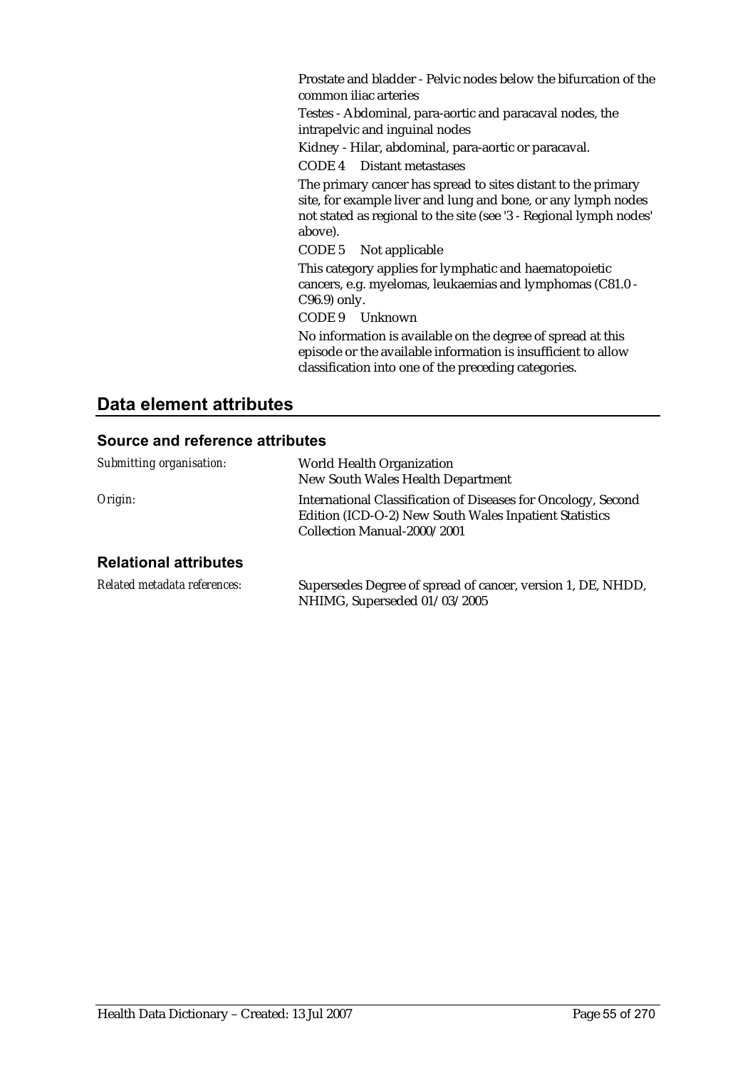Prostate and bladder - Pelvic nodes below the bifurcation of the common iliac arteries

Testes - Abdominal, para-aortic and paracaval nodes, the intrapelvic and inguinal nodes

Kidney - Hilar, abdominal, para-aortic or paracaval.

CODE 4 Distant metastases

The primary cancer has spread to sites distant to the primary site, for example liver and lung and bone, or any lymph nodes not stated as regional to the site (see '3 - Regional lymph nodes' above).

CODE 5 Not applicable

This category applies for lymphatic and haematopoietic cancers, e.g. myelomas, leukaemias and lymphomas (C81.0 - C96.9) only.

CODE 9 Unknown

No information is available on the degree of spread at this episode or the available information is insufficient to allow classification into one of the preceding categories.

## Data element attributes

### Source and reference attributes

*Submitting organisation:* World Health Organization
New South Wales Health Department

*Origin:* International Classification of Diseases for Oncology, Second Edition (ICD-O-2) New South Wales Inpatient Statistics Collection Manual-2000/2001

### Relational attributes

*Related metadata references:* Supersedes Degree of spread of cancer, version 1, DE, NHDD, NHIMG, Superseded 01/03/2005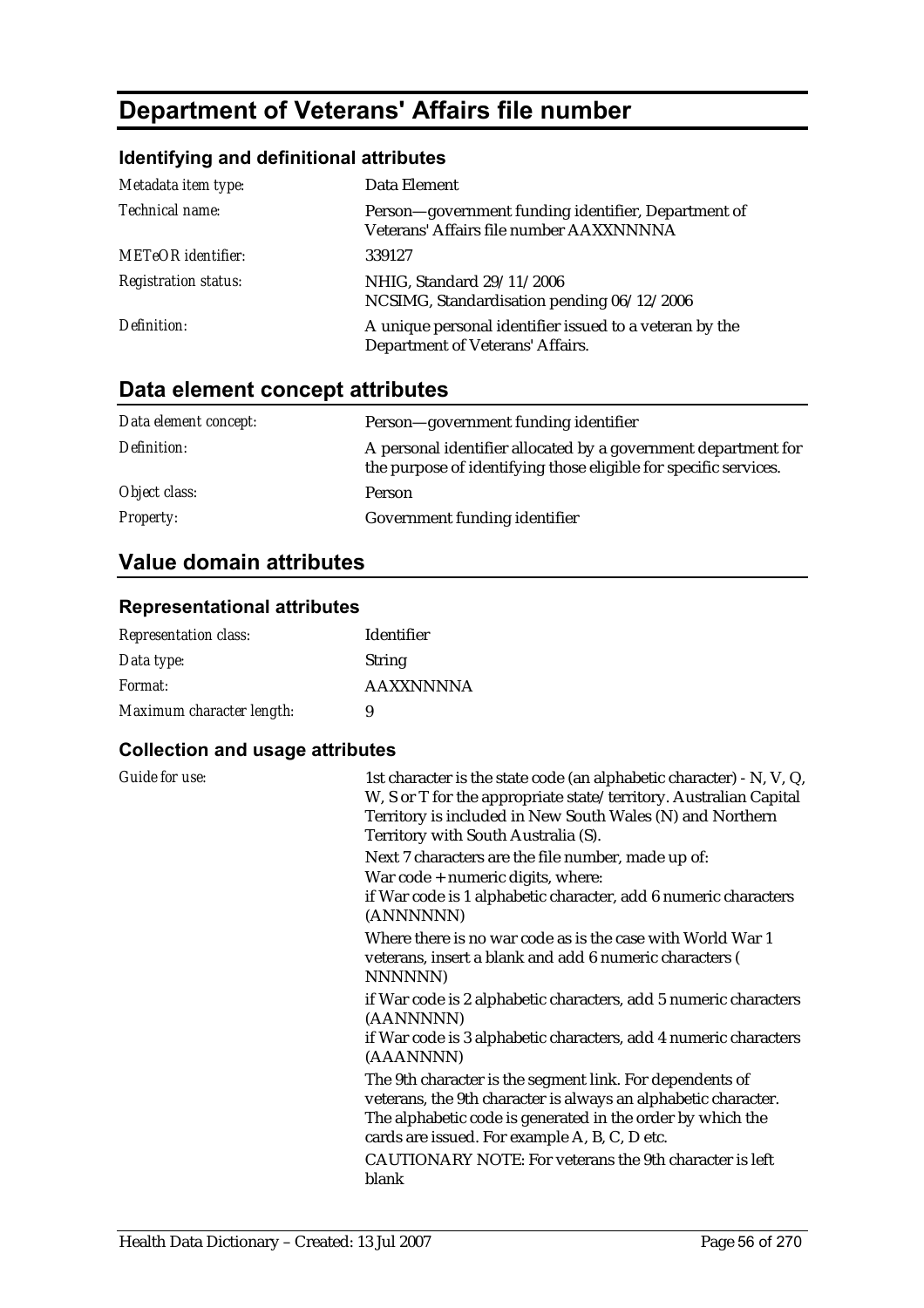# Department of Veterans' Affairs file number

### Identifying and definitional attributes

| | |
|---|---|
| *Metadata item type:* | Data Element |
| *Technical name:* | Person—government funding identifier, Department of Veterans' Affairs file number AAXXNNNNA |
| *METeOR identifier:* | 339127 |
| *Registration status:* | NHIG, Standard 29/11/2006<br>NCSIMG, Standardisation pending 06/12/2006 |
| *Definition:* | A unique personal identifier issued to a veteran by the Department of Veterans' Affairs. |

## Data element concept attributes

| | |
|---|---|
| *Data element concept:* | Person—government funding identifier |
| *Definition:* | A personal identifier allocated by a government department for the purpose of identifying those eligible for specific services. |
| *Object class:* | Person |
| *Property:* | Government funding identifier |

## Value domain attributes

### Representational attributes

| | |
|---|---|
| *Representation class:* | Identifier |
| *Data type:* | String |
| *Format:* | AAXXNNNNA |
| *Maximum character length:* | 9 |

### Collection and usage attributes

*Guide for use:*

1st character is the state code (an alphabetic character) - N, V, Q, W, S or T for the appropriate state/territory. Australian Capital Territory is included in New South Wales (N) and Northern Territory with South Australia (S).

Next 7 characters are the file number, made up of:
War code + numeric digits, where:
if War code is 1 alphabetic character, add 6 numeric characters (ANNNNNN)

Where there is no war code as is the case with World War 1 veterans, insert a blank and add 6 numeric characters ( NNNNNN)

if War code is 2 alphabetic characters, add 5 numeric characters (AANNNNN)
if War code is 3 alphabetic characters, add 4 numeric characters (AAANNNN)

The 9th character is the segment link. For dependents of veterans, the 9th character is always an alphabetic character. The alphabetic code is generated in the order by which the cards are issued. For example A, B, C, D etc.

CAUTIONARY NOTE: For veterans the 9th character is left blank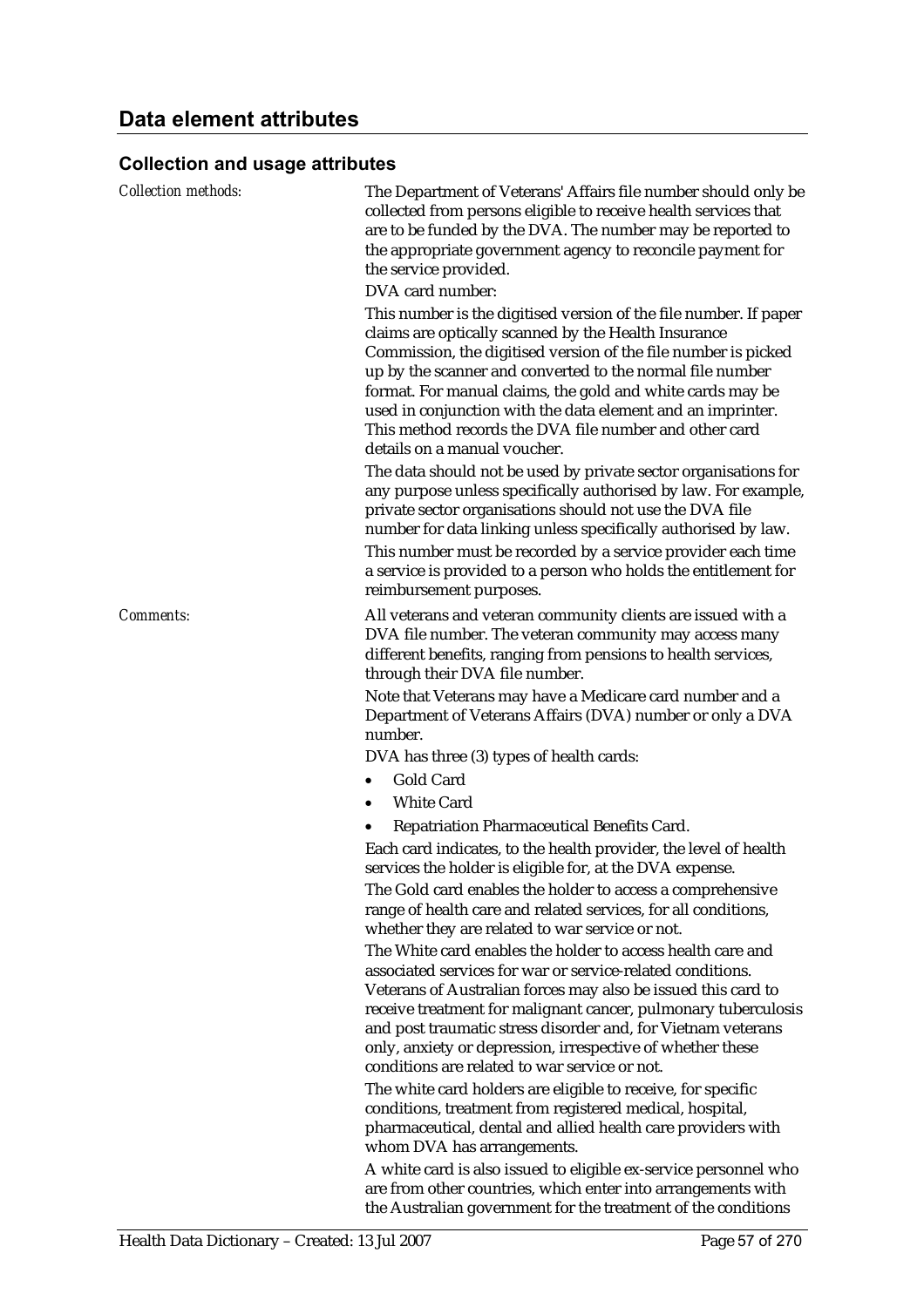## Data element attributes

### Collection and usage attributes

*Collection methods:*

The Department of Veterans' Affairs file number should only be collected from persons eligible to receive health services that are to be funded by the DVA. The number may be reported to the appropriate government agency to reconcile payment for the service provided.

DVA card number:

This number is the digitised version of the file number. If paper claims are optically scanned by the Health Insurance Commission, the digitised version of the file number is picked up by the scanner and converted to the normal file number format. For manual claims, the gold and white cards may be used in conjunction with the data element and an imprinter. This method records the DVA file number and other card details on a manual voucher.

The data should not be used by private sector organisations for any purpose unless specifically authorised by law. For example, private sector organisations should not use the DVA file number for data linking unless specifically authorised by law.

This number must be recorded by a service provider each time a service is provided to a person who holds the entitlement for reimbursement purposes.

*Comments:*

All veterans and veteran community clients are issued with a DVA file number. The veteran community may access many different benefits, ranging from pensions to health services, through their DVA file number.

Note that Veterans may have a Medicare card number and a Department of Veterans Affairs (DVA) number or only a DVA number.

DVA has three (3) types of health cards:

- Gold Card
- White Card
- Repatriation Pharmaceutical Benefits Card.

Each card indicates, to the health provider, the level of health services the holder is eligible for, at the DVA expense.

The Gold card enables the holder to access a comprehensive range of health care and related services, for all conditions, whether they are related to war service or not.

The White card enables the holder to access health care and associated services for war or service-related conditions. Veterans of Australian forces may also be issued this card to receive treatment for malignant cancer, pulmonary tuberculosis and post traumatic stress disorder and, for Vietnam veterans only, anxiety or depression, irrespective of whether these conditions are related to war service or not.

The white card holders are eligible to receive, for specific conditions, treatment from registered medical, hospital, pharmaceutical, dental and allied health care providers with whom DVA has arrangements.

A white card is also issued to eligible ex-service personnel who are from other countries, which enter into arrangements with the Australian government for the treatment of the conditions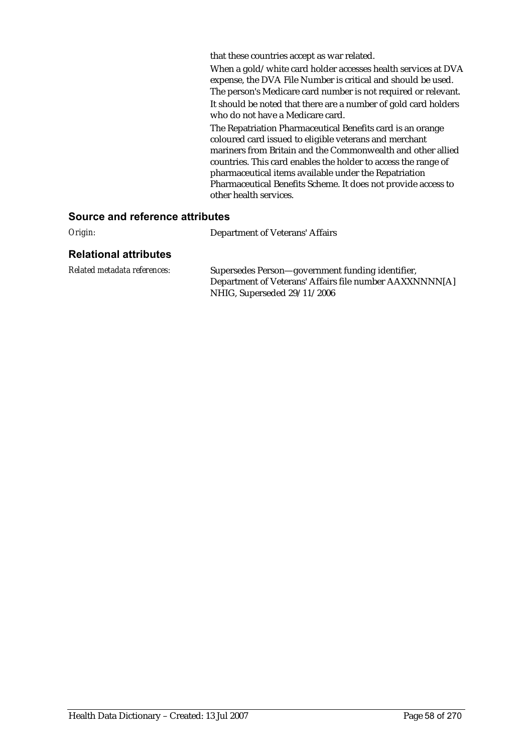that these countries accept as war related.

When a gold/white card holder accesses health services at DVA expense, the DVA File Number is critical and should be used. The person's Medicare card number is not required or relevant. It should be noted that there are a number of gold card holders who do not have a Medicare card.

The Repatriation Pharmaceutical Benefits card is an orange coloured card issued to eligible veterans and merchant mariners from Britain and the Commonwealth and other allied countries. This card enables the holder to access the range of pharmaceutical items available under the Repatriation Pharmaceutical Benefits Scheme. It does not provide access to other health services.

## Source and reference attributes

*Origin:* Department of Veterans' Affairs

## Relational attributes

*Related metadata references:* Supersedes Person—government funding identifier, Department of Veterans' Affairs file number AAXXNNNN[A] NHIG, Superseded 29/11/2006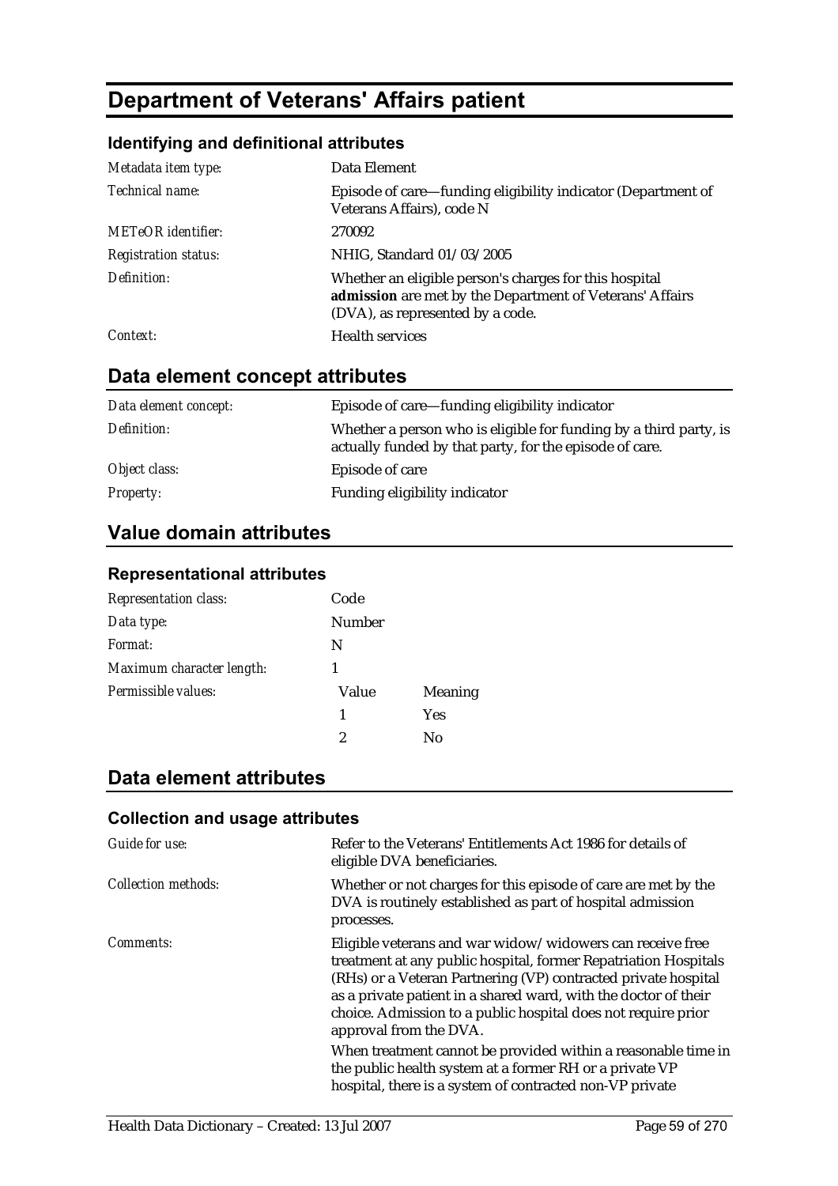# Department of Veterans' Affairs patient

### Identifying and definitional attributes

| | |
|---|---|
| *Metadata item type:* | Data Element |
| *Technical name:* | Episode of care—funding eligibility indicator (Department of Veterans Affairs), code N |
| *METeOR identifier:* | 270092 |
| *Registration status:* | NHIG, Standard 01/03/2005 |
| *Definition:* | Whether an eligible person's charges for this hospital **admission** are met by the Department of Veterans' Affairs (DVA), as represented by a code. |
| *Context:* | Health services |

## Data element concept attributes

| | |
|---|---|
| *Data element concept:* | Episode of care—funding eligibility indicator |
| *Definition:* | Whether a person who is eligible for funding by a third party, is actually funded by that party, for the episode of care. |
| *Object class:* | Episode of care |
| *Property:* | Funding eligibility indicator |

## Value domain attributes

### Representational attributes

| | | |
|---|---|---|
| *Representation class:* | Code | |
| *Data type:* | Number | |
| *Format:* | N | |
| *Maximum character length:* | 1 | |
| *Permissible values:* | Value | Meaning |
| | 1 | Yes |
| | 2 | No |

## Data element attributes

### Collection and usage attributes

| | |
|---|---|
| *Guide for use:* | Refer to the Veterans' Entitlements Act 1986 for details of eligible DVA beneficiaries. |
| *Collection methods:* | Whether or not charges for this episode of care are met by the DVA is routinely established as part of hospital admission processes. |
| *Comments:* | Eligible veterans and war widow/widowers can receive free treatment at any public hospital, former Repatriation Hospitals (RHs) or a Veteran Partnering (VP) contracted private hospital as a private patient in a shared ward, with the doctor of their choice. Admission to a public hospital does not require prior approval from the DVA.<br><br>When treatment cannot be provided within a reasonable time in the public health system at a former RH or a private VP hospital, there is a system of contracted non-VP private |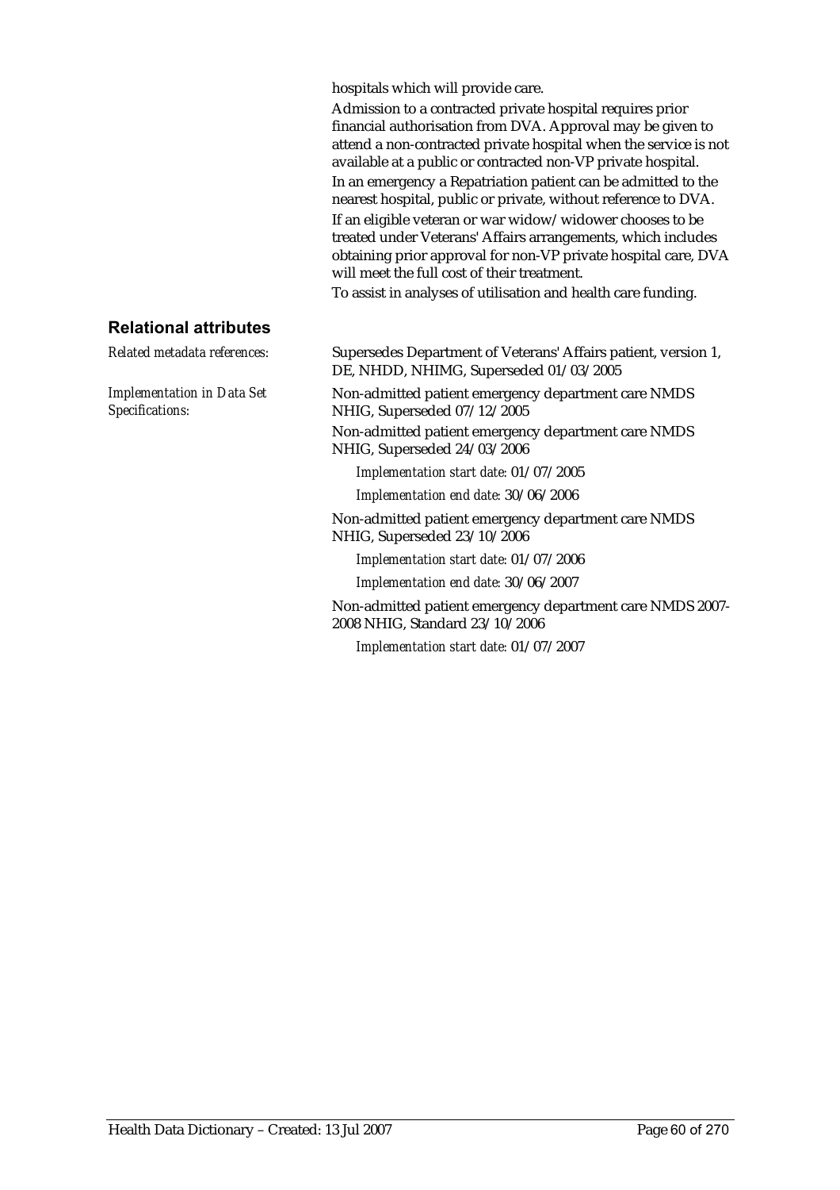hospitals which will provide care.

Admission to a contracted private hospital requires prior financial authorisation from DVA. Approval may be given to attend a non-contracted private hospital when the service is not available at a public or contracted non-VP private hospital.

In an emergency a Repatriation patient can be admitted to the nearest hospital, public or private, without reference to DVA.

If an eligible veteran or war widow/widower chooses to be treated under Veterans' Affairs arrangements, which includes obtaining prior approval for non-VP private hospital care, DVA will meet the full cost of their treatment.

To assist in analyses of utilisation and health care funding.

## Relational attributes

*Related metadata references:* Supersedes Department of Veterans' Affairs patient, version 1, DE, NHDD, NHIMG, Superseded 01/03/2005

*Implementation in Data Set Specifications:*

Non-admitted patient emergency department care NMDS NHIG, Superseded 07/12/2005

Non-admitted patient emergency department care NMDS NHIG, Superseded 24/03/2006

*Implementation start date:* 01/07/2005

*Implementation end date:* 30/06/2006

Non-admitted patient emergency department care NMDS NHIG, Superseded 23/10/2006

*Implementation start date:* 01/07/2006

*Implementation end date:* 30/06/2007

Non-admitted patient emergency department care NMDS 2007-2008 NHIG, Standard 23/10/2006

*Implementation start date:* 01/07/2007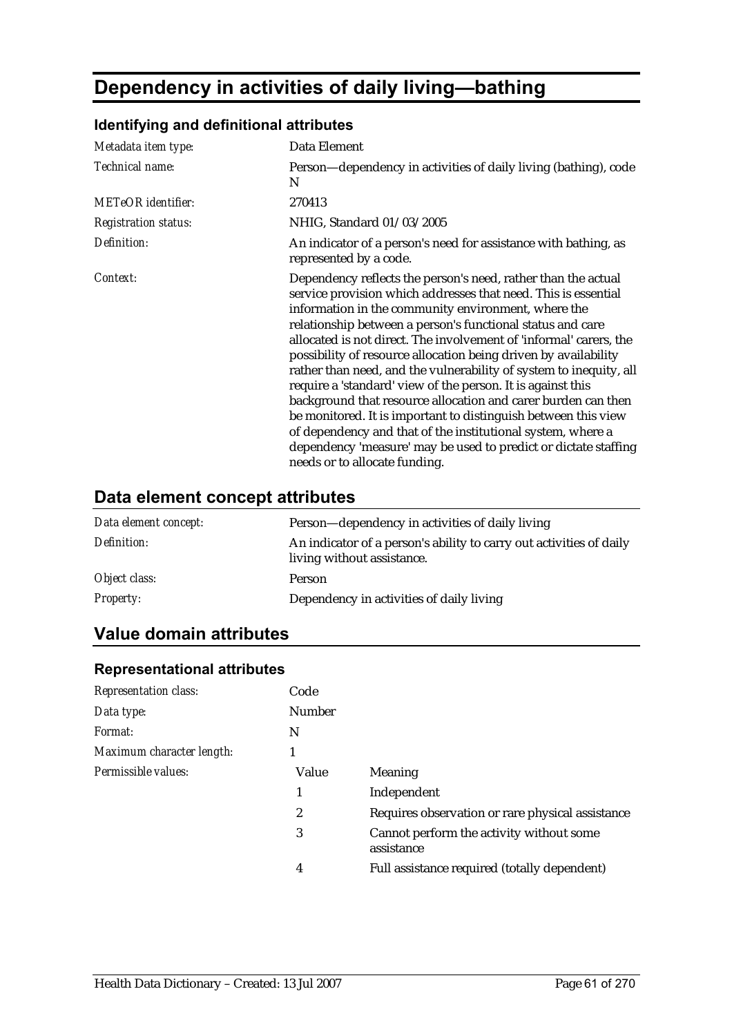# Dependency in activities of daily living—bathing

### Identifying and definitional attributes

| | |
|---|---|
| *Metadata item type:* | Data Element |
| *Technical name:* | Person—dependency in activities of daily living (bathing), code N |
| *METeOR identifier:* | 270413 |
| *Registration status:* | NHIG, Standard 01/03/2005 |
| *Definition:* | An indicator of a person's need for assistance with bathing, as represented by a code. |
| *Context:* | Dependency reflects the person's need, rather than the actual service provision which addresses that need. This is essential information in the community environment, where the relationship between a person's functional status and care allocated is not direct. The involvement of 'informal' carers, the possibility of resource allocation being driven by availability rather than need, and the vulnerability of system to inequity, all require a 'standard' view of the person. It is against this background that resource allocation and carer burden can then be monitored. It is important to distinguish between this view of dependency and that of the institutional system, where a dependency 'measure' may be used to predict or dictate staffing needs or to allocate funding. |

## Data element concept attributes

| | |
|---|---|
| *Data element concept:* | Person—dependency in activities of daily living |
| *Definition:* | An indicator of a person's ability to carry out activities of daily living without assistance. |
| *Object class:* | Person |
| *Property:* | Dependency in activities of daily living |

## Value domain attributes

### Representational attributes

| | | |
|---|---|---|
| *Representation class:* | Code | |
| *Data type:* | Number | |
| *Format:* | N | |
| *Maximum character length:* | 1 | |
| *Permissible values:* | Value | Meaning |
| | 1 | Independent |
| | 2 | Requires observation or rare physical assistance |
| | 3 | Cannot perform the activity without some assistance |
| | 4 | Full assistance required (totally dependent) |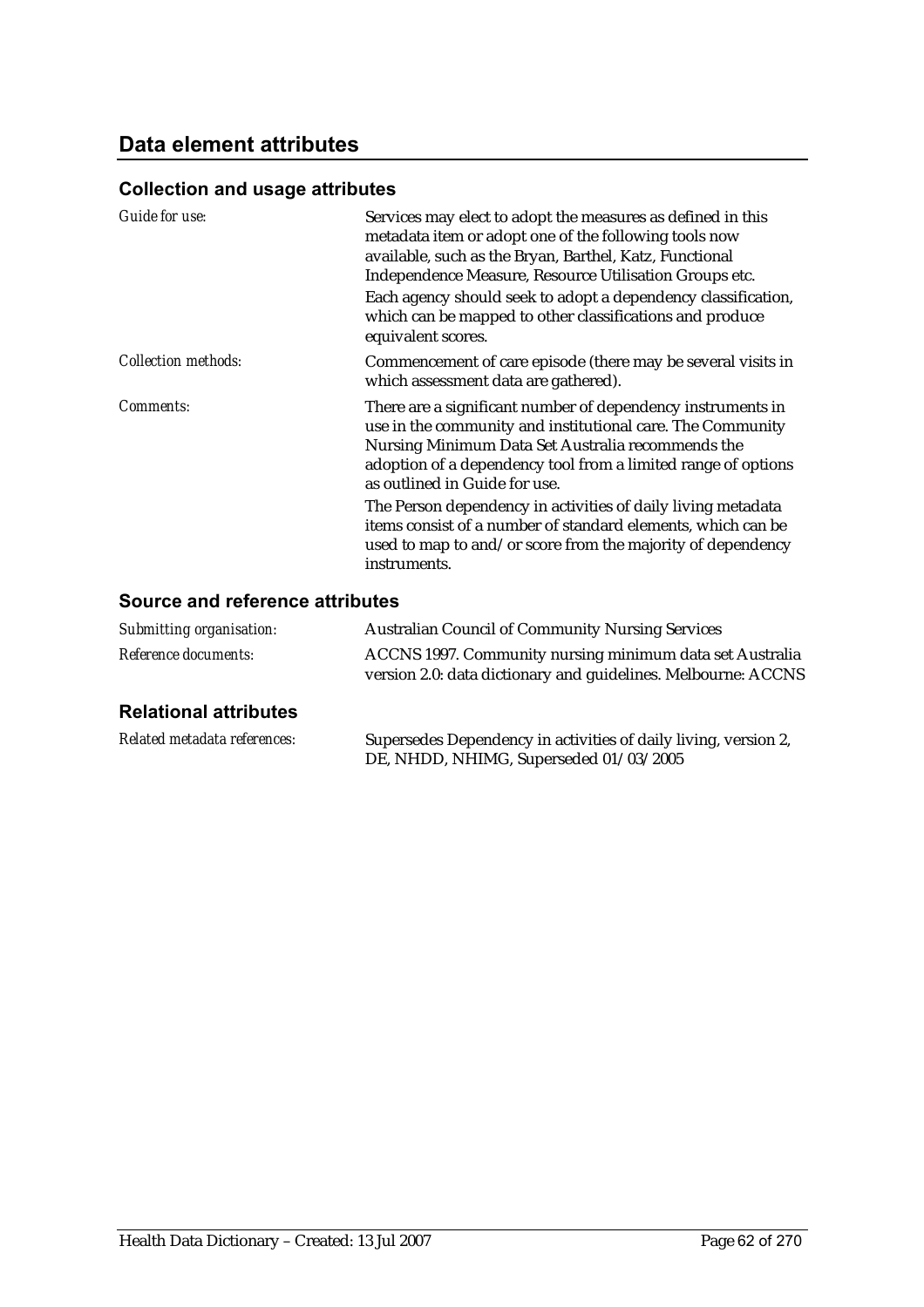## Data element attributes

### Collection and usage attributes

| | |
|---|---|
| *Guide for use:* | Services may elect to adopt the measures as defined in this metadata item or adopt one of the following tools now available, such as the Bryan, Barthel, Katz, Functional Independence Measure, Resource Utilisation Groups etc.<br>Each agency should seek to adopt a dependency classification, which can be mapped to other classifications and produce equivalent scores. |
| *Collection methods:* | Commencement of care episode (there may be several visits in which assessment data are gathered). |
| *Comments:* | There are a significant number of dependency instruments in use in the community and institutional care. The Community Nursing Minimum Data Set Australia recommends the adoption of a dependency tool from a limited range of options as outlined in Guide for use.<br>The Person dependency in activities of daily living metadata items consist of a number of standard elements, which can be used to map to and/or score from the majority of dependency instruments. |

### Source and reference attributes

| | |
|---|---|
| *Submitting organisation:* | Australian Council of Community Nursing Services |
| *Reference documents:* | ACCNS 1997. Community nursing minimum data set Australia version 2.0: data dictionary and guidelines. Melbourne: ACCNS |

### Relational attributes

| | |
|---|---|
| *Related metadata references:* | Supersedes Dependency in activities of daily living, version 2, DE, NHDD, NHIMG, Superseded 01/03/2005 |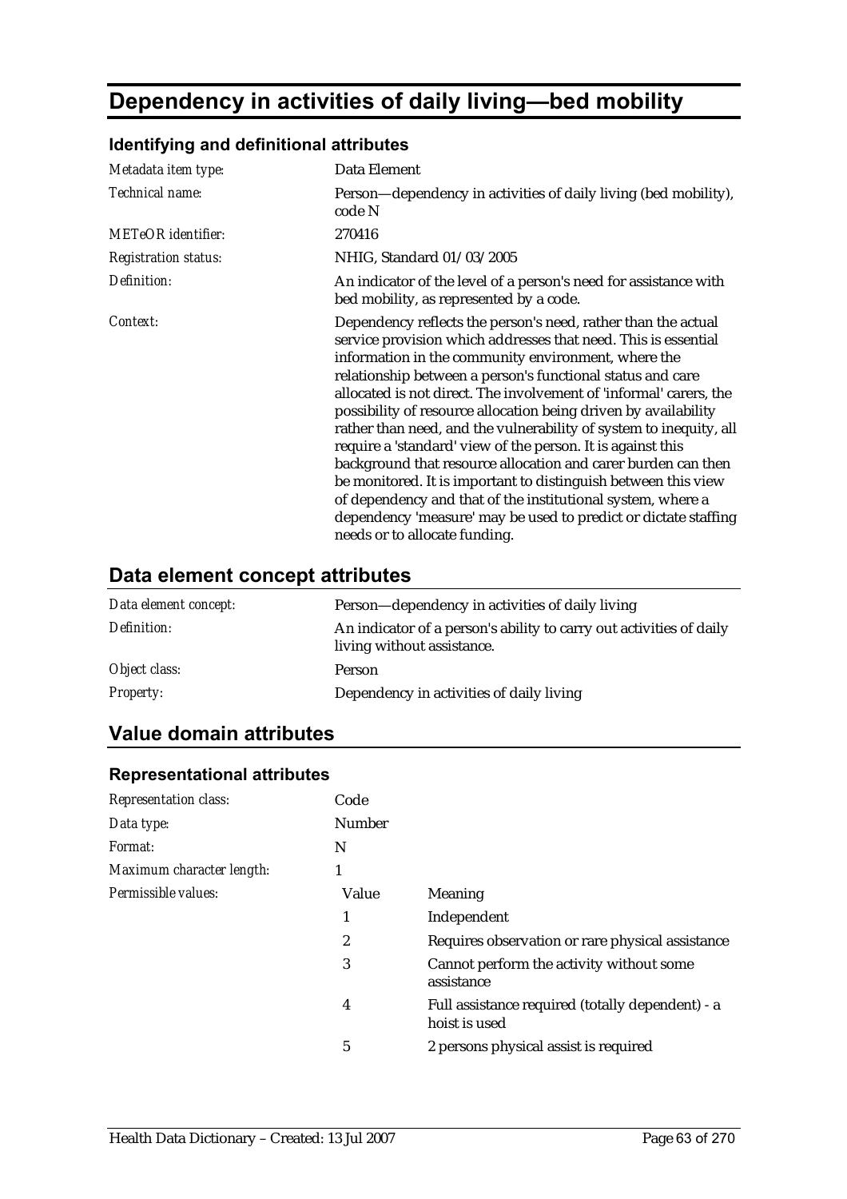# Dependency in activities of daily living—bed mobility

### Identifying and definitional attributes

| | |
|---|---|
| *Metadata item type:* | Data Element |
| *Technical name:* | Person—dependency in activities of daily living (bed mobility), code N |
| *METeOR identifier:* | 270416 |
| *Registration status:* | NHIG, Standard 01/03/2005 |
| *Definition:* | An indicator of the level of a person's need for assistance with bed mobility, as represented by a code. |
| *Context:* | Dependency reflects the person's need, rather than the actual service provision which addresses that need. This is essential information in the community environment, where the relationship between a person's functional status and care allocated is not direct. The involvement of 'informal' carers, the possibility of resource allocation being driven by availability rather than need, and the vulnerability of system to inequity, all require a 'standard' view of the person. It is against this background that resource allocation and carer burden can then be monitored. It is important to distinguish between this view of dependency and that of the institutional system, where a dependency 'measure' may be used to predict or dictate staffing needs or to allocate funding. |

## Data element concept attributes

| | |
|---|---|
| *Data element concept:* | Person—dependency in activities of daily living |
| *Definition:* | An indicator of a person's ability to carry out activities of daily living without assistance. |
| *Object class:* | Person |
| *Property:* | Dependency in activities of daily living |

## Value domain attributes

### Representational attributes

| | | |
|---|---|---|
| *Representation class:* | Code | |
| *Data type:* | Number | |
| *Format:* | N | |
| *Maximum character length:* | 1 | |
| *Permissible values:* | Value | Meaning |
| | 1 | Independent |
| | 2 | Requires observation or rare physical assistance |
| | 3 | Cannot perform the activity without some assistance |
| | 4 | Full assistance required (totally dependent) - a hoist is used |
| | 5 | 2 persons physical assist is required |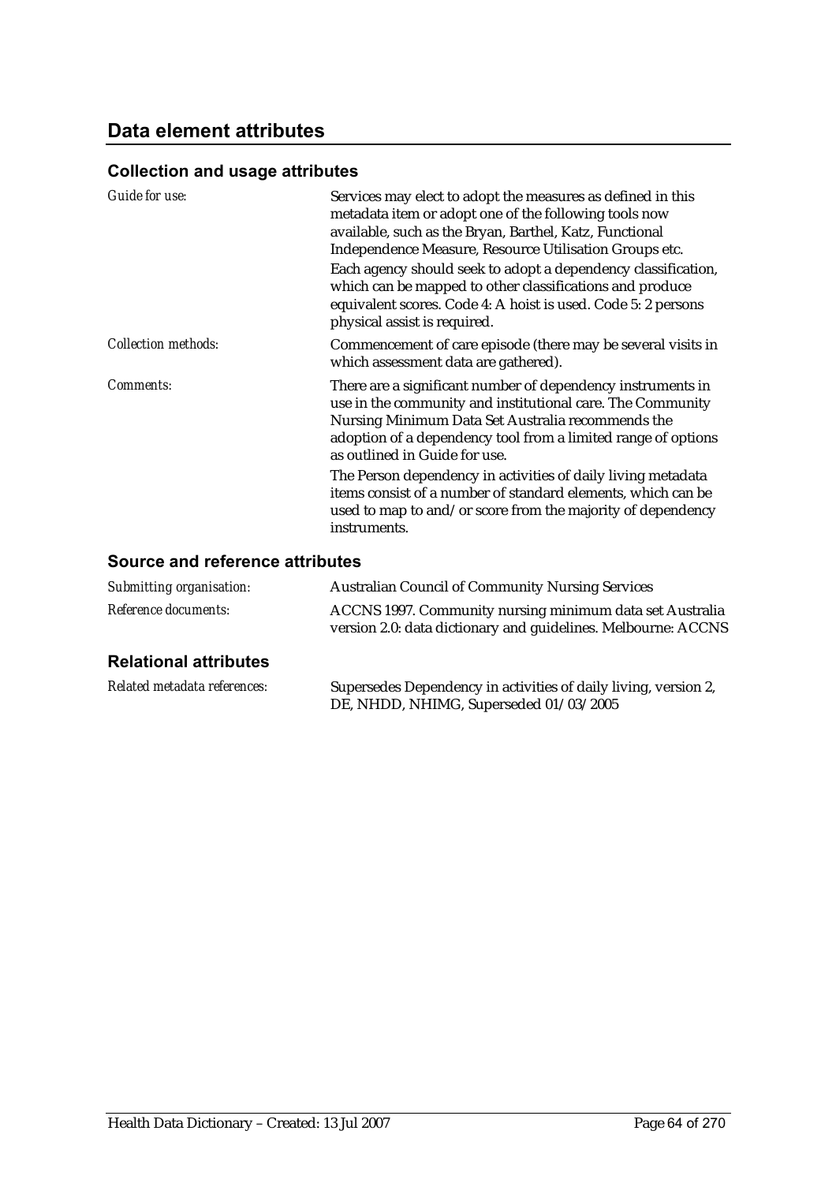## Data element attributes

### Collection and usage attributes

| | |
|---|---|
| *Guide for use:* | Services may elect to adopt the measures as defined in this metadata item or adopt one of the following tools now available, such as the Bryan, Barthel, Katz, Functional Independence Measure, Resource Utilisation Groups etc.<br>Each agency should seek to adopt a dependency classification, which can be mapped to other classifications and produce equivalent scores. Code 4: A hoist is used. Code 5: 2 persons physical assist is required. |
| *Collection methods:* | Commencement of care episode (there may be several visits in which assessment data are gathered). |
| *Comments:* | There are a significant number of dependency instruments in use in the community and institutional care. The Community Nursing Minimum Data Set Australia recommends the adoption of a dependency tool from a limited range of options as outlined in Guide for use.<br>The Person dependency in activities of daily living metadata items consist of a number of standard elements, which can be used to map to and/or score from the majority of dependency instruments. |

### Source and reference attributes

| | |
|---|---|
| *Submitting organisation:* | Australian Council of Community Nursing Services |
| *Reference documents:* | ACCNS 1997. Community nursing minimum data set Australia version 2.0: data dictionary and guidelines. Melbourne: ACCNS |

### Relational attributes

| | |
|---|---|
| *Related metadata references:* | Supersedes Dependency in activities of daily living, version 2, DE, NHDD, NHIMG, Superseded 01/03/2005 |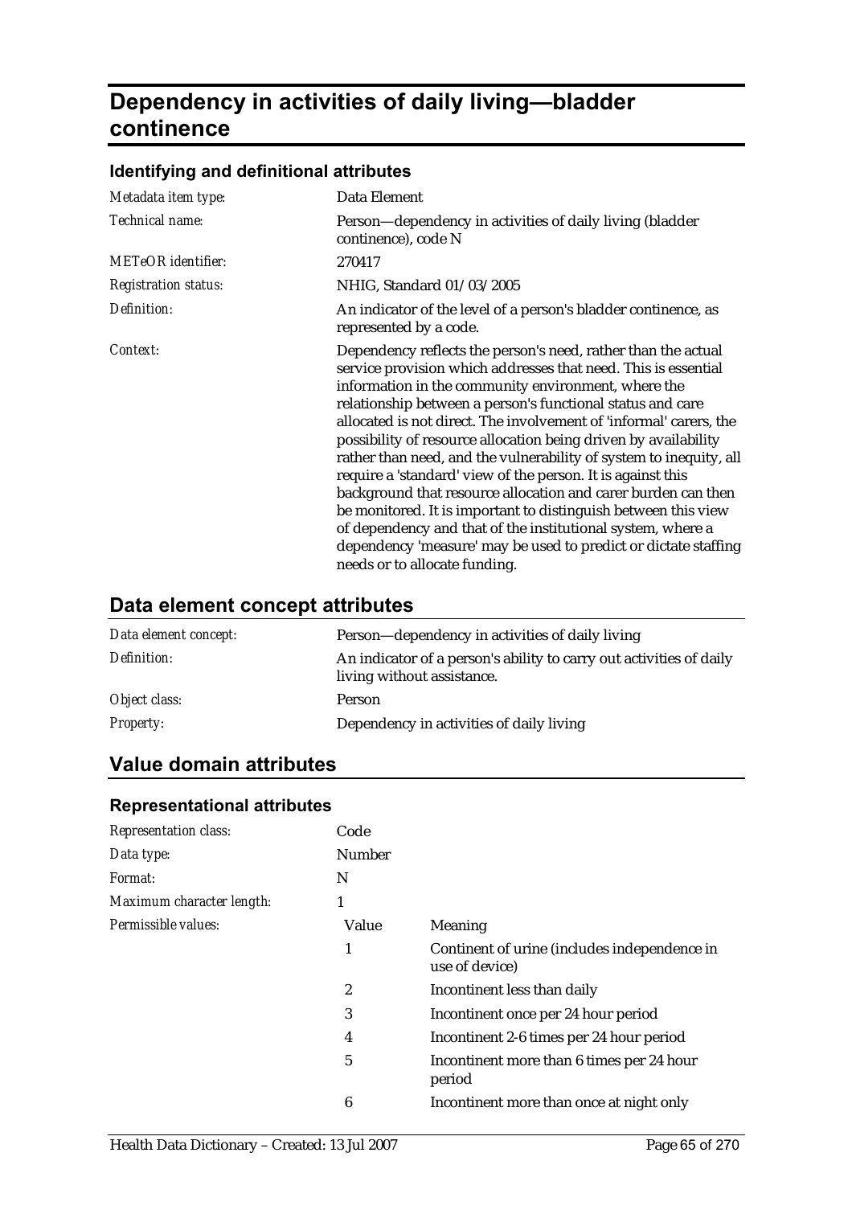# Dependency in activities of daily living—bladder continence

### Identifying and definitional attributes

| | |
|---|---|
| *Metadata item type:* | Data Element |
| *Technical name:* | Person—dependency in activities of daily living (bladder continence), code N |
| *METeOR identifier:* | 270417 |
| *Registration status:* | NHIG, Standard 01/03/2005 |
| *Definition:* | An indicator of the level of a person's bladder continence, as represented by a code. |
| *Context:* | Dependency reflects the person's need, rather than the actual service provision which addresses that need. This is essential information in the community environment, where the relationship between a person's functional status and care allocated is not direct. The involvement of 'informal' carers, the possibility of resource allocation being driven by availability rather than need, and the vulnerability of system to inequity, all require a 'standard' view of the person. It is against this background that resource allocation and carer burden can then be monitored. It is important to distinguish between this view of dependency and that of the institutional system, where a dependency 'measure' may be used to predict or dictate staffing needs or to allocate funding. |

## Data element concept attributes

| | |
|---|---|
| *Data element concept:* | Person—dependency in activities of daily living |
| *Definition:* | An indicator of a person's ability to carry out activities of daily living without assistance. |
| *Object class:* | Person |
| *Property:* | Dependency in activities of daily living |

## Value domain attributes

### Representational attributes

| | | |
|---|---|---|
| *Representation class:* | Code | |
| *Data type:* | Number | |
| *Format:* | N | |
| *Maximum character length:* | 1 | |
| *Permissible values:* | Value | Meaning |
| | 1 | Continent of urine (includes independence in use of device) |
| | 2 | Incontinent less than daily |
| | 3 | Incontinent once per 24 hour period |
| | 4 | Incontinent 2-6 times per 24 hour period |
| | 5 | Incontinent more than 6 times per 24 hour period |
| | 6 | Incontinent more than once at night only |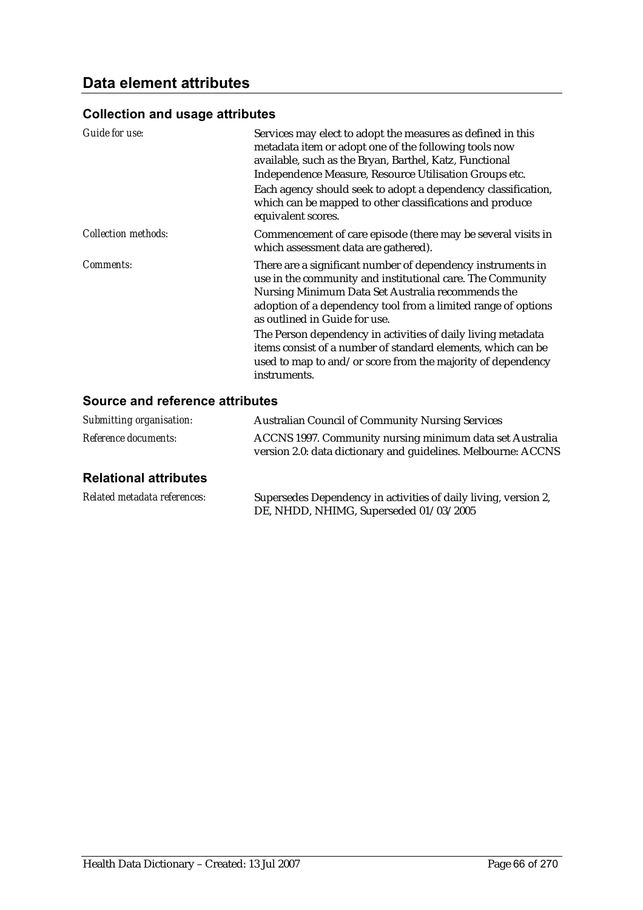## Data element attributes

### Collection and usage attributes

| | |
|---|---|
| *Guide for use:* | Services may elect to adopt the measures as defined in this metadata item or adopt one of the following tools now available, such as the Bryan, Barthel, Katz, Functional Independence Measure, Resource Utilisation Groups etc.<br>Each agency should seek to adopt a dependency classification, which can be mapped to other classifications and produce equivalent scores. |
| *Collection methods:* | Commencement of care episode (there may be several visits in which assessment data are gathered). |
| *Comments:* | There are a significant number of dependency instruments in use in the community and institutional care. The Community Nursing Minimum Data Set Australia recommends the adoption of a dependency tool from a limited range of options as outlined in Guide for use.<br>The Person dependency in activities of daily living metadata items consist of a number of standard elements, which can be used to map to and/or score from the majority of dependency instruments. |

### Source and reference attributes

| | |
|---|---|
| *Submitting organisation:* | Australian Council of Community Nursing Services |
| *Reference documents:* | ACCNS 1997. Community nursing minimum data set Australia version 2.0: data dictionary and guidelines. Melbourne: ACCNS |

### Relational attributes

| | |
|---|---|
| *Related metadata references:* | Supersedes Dependency in activities of daily living, version 2, DE, NHDD, NHIMG, Superseded 01/03/2005 |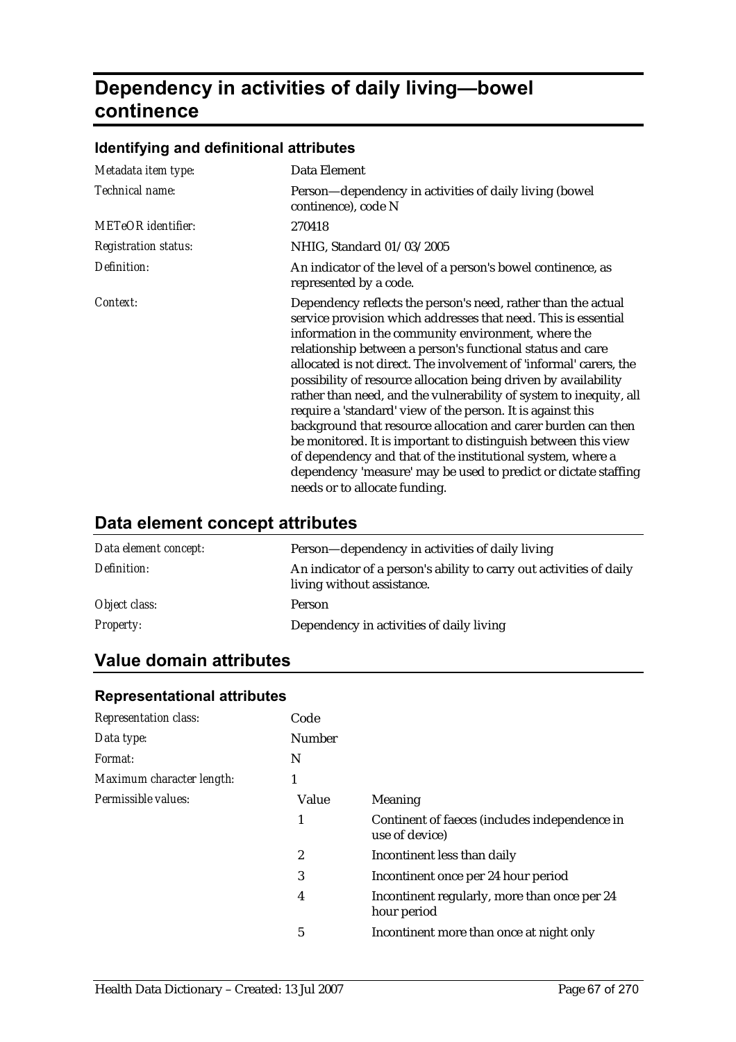# Dependency in activities of daily living—bowel continence

### Identifying and definitional attributes

| | |
|---|---|
| *Metadata item type:* | Data Element |
| *Technical name:* | Person—dependency in activities of daily living (bowel continence), code N |
| *METeOR identifier:* | 270418 |
| *Registration status:* | NHIG, Standard 01/03/2005 |
| *Definition:* | An indicator of the level of a person's bowel continence, as represented by a code. |
| *Context:* | Dependency reflects the person's need, rather than the actual service provision which addresses that need. This is essential information in the community environment, where the relationship between a person's functional status and care allocated is not direct. The involvement of 'informal' carers, the possibility of resource allocation being driven by availability rather than need, and the vulnerability of system to inequity, all require a 'standard' view of the person. It is against this background that resource allocation and carer burden can then be monitored. It is important to distinguish between this view of dependency and that of the institutional system, where a dependency 'measure' may be used to predict or dictate staffing needs or to allocate funding. |

## Data element concept attributes

| | |
|---|---|
| *Data element concept:* | Person—dependency in activities of daily living |
| *Definition:* | An indicator of a person's ability to carry out activities of daily living without assistance. |
| *Object class:* | Person |
| *Property:* | Dependency in activities of daily living |

## Value domain attributes

### Representational attributes

| | | |
|---|---|---|
| *Representation class:* | Code | |
| *Data type:* | Number | |
| *Format:* | N | |
| *Maximum character length:* | 1 | |
| *Permissible values:* | **Value** | **Meaning** |
| | 1 | Continent of faeces (includes independence in use of device) |
| | 2 | Incontinent less than daily |
| | 3 | Incontinent once per 24 hour period |
| | 4 | Incontinent regularly, more than once per 24 hour period |
| | 5 | Incontinent more than once at night only |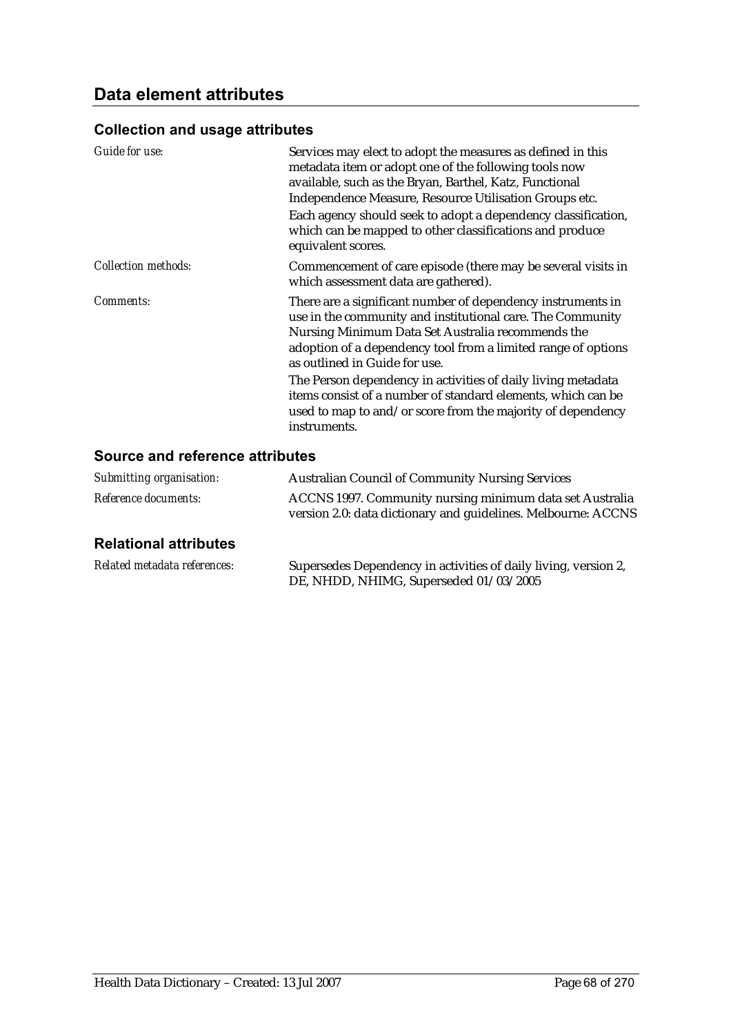## Data element attributes

### Collection and usage attributes

| | |
|---|---|
| *Guide for use:* | Services may elect to adopt the measures as defined in this metadata item or adopt one of the following tools now available, such as the Bryan, Barthel, Katz, Functional Independence Measure, Resource Utilisation Groups etc.<br>Each agency should seek to adopt a dependency classification, which can be mapped to other classifications and produce equivalent scores. |
| *Collection methods:* | Commencement of care episode (there may be several visits in which assessment data are gathered). |
| *Comments:* | There are a significant number of dependency instruments in use in the community and institutional care. The Community Nursing Minimum Data Set Australia recommends the adoption of a dependency tool from a limited range of options as outlined in Guide for use.<br>The Person dependency in activities of daily living metadata items consist of a number of standard elements, which can be used to map to and/or score from the majority of dependency instruments. |

### Source and reference attributes

| | |
|---|---|
| *Submitting organisation:* | Australian Council of Community Nursing Services |
| *Reference documents:* | ACCNS 1997. Community nursing minimum data set Australia version 2.0: data dictionary and guidelines. Melbourne: ACCNS |

### Relational attributes

| | |
|---|---|
| *Related metadata references:* | Supersedes Dependency in activities of daily living, version 2, DE, NHDD, NHIMG, Superseded 01/03/2005 |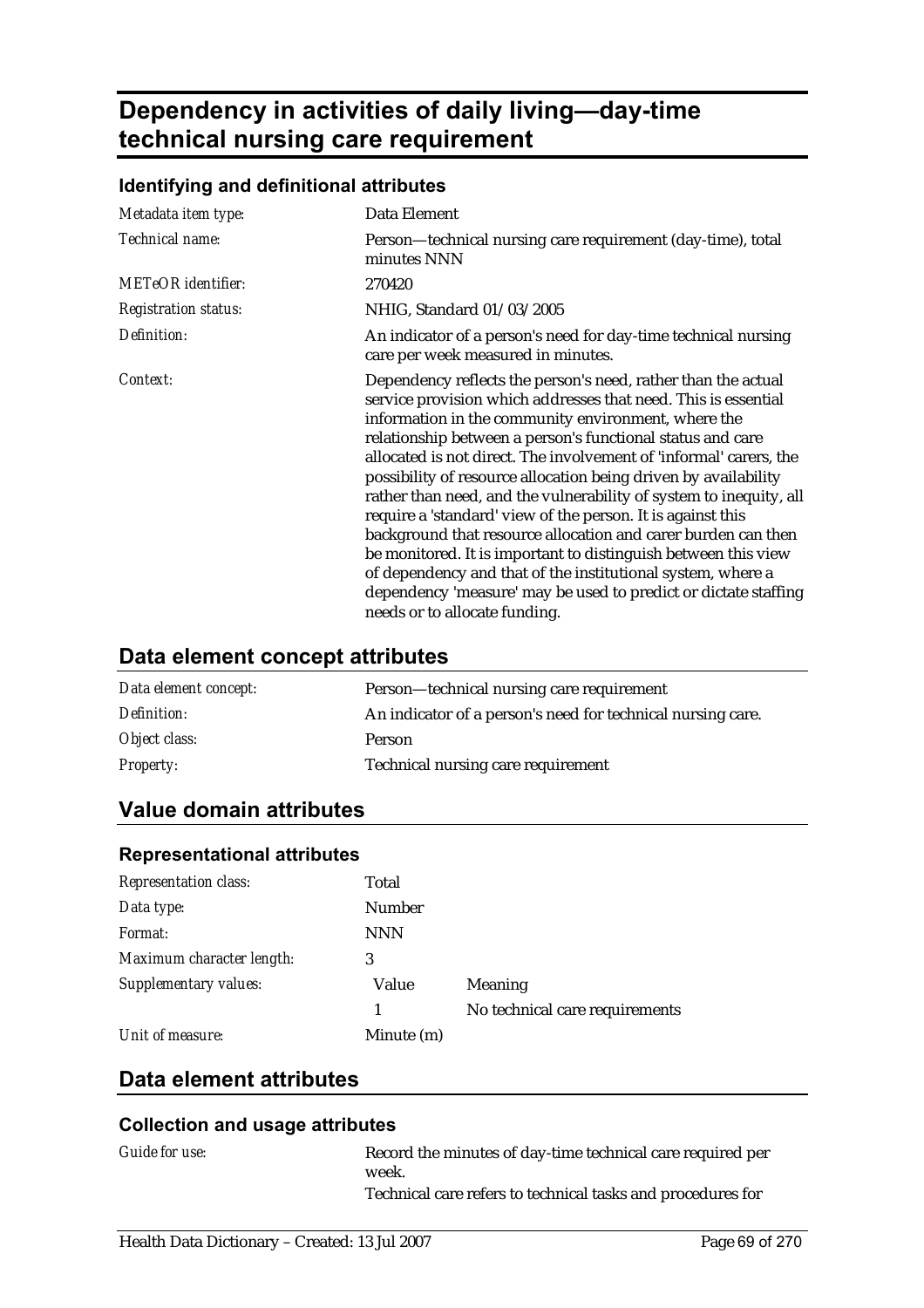# Dependency in activities of daily living—day-time technical nursing care requirement

### Identifying and definitional attributes

| | |
|---|---|
| *Metadata item type:* | Data Element |
| *Technical name:* | Person—technical nursing care requirement (day-time), total minutes NNN |
| *METeOR identifier:* | 270420 |
| *Registration status:* | NHIG, Standard 01/03/2005 |
| *Definition:* | An indicator of a person's need for day-time technical nursing care per week measured in minutes. |
| *Context:* | Dependency reflects the person's need, rather than the actual service provision which addresses that need. This is essential information in the community environment, where the relationship between a person's functional status and care allocated is not direct. The involvement of 'informal' carers, the possibility of resource allocation being driven by availability rather than need, and the vulnerability of system to inequity, all require a 'standard' view of the person. It is against this background that resource allocation and carer burden can then be monitored. It is important to distinguish between this view of dependency and that of the institutional system, where a dependency 'measure' may be used to predict or dictate staffing needs or to allocate funding. |

## Data element concept attributes

| | |
|---|---|
| *Data element concept:* | Person—technical nursing care requirement |
| *Definition:* | An indicator of a person's need for technical nursing care. |
| *Object class:* | Person |
| *Property:* | Technical nursing care requirement |

## Value domain attributes

### Representational attributes

| | | |
|---|---|---|
| *Representation class:* | Total | |
| *Data type:* | Number | |
| *Format:* | NNN | |
| *Maximum character length:* | 3 | |
| *Supplementary values:* | Value | Meaning |
| | 1 | No technical care requirements |
| *Unit of measure:* | Minute (m) | |

## Data element attributes

### Collection and usage attributes

| | |
|---|---|
| *Guide for use:* | Record the minutes of day-time technical care required per week.<br>Technical care refers to technical tasks and procedures for |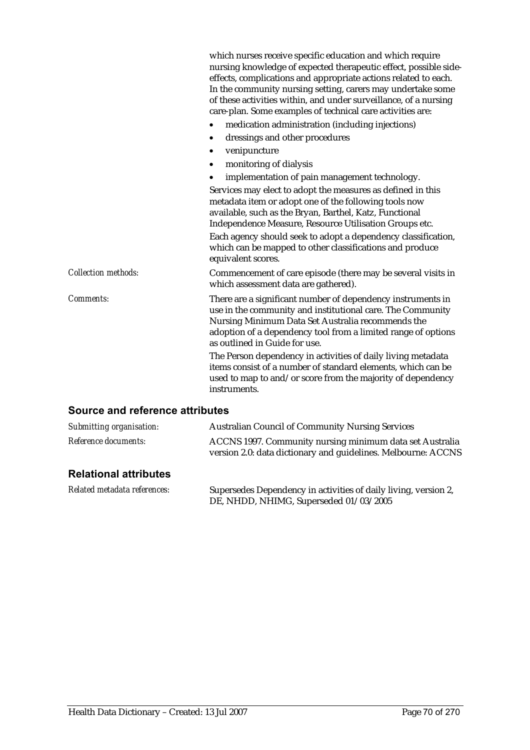which nurses receive specific education and which require nursing knowledge of expected therapeutic effect, possible side-effects, complications and appropriate actions related to each. In the community nursing setting, carers may undertake some of these activities within, and under surveillance, of a nursing care-plan. Some examples of technical care activities are:

- medication administration (including injections)
- dressings and other procedures
- venipuncture
- monitoring of dialysis
- implementation of pain management technology.

Services may elect to adopt the measures as defined in this metadata item or adopt one of the following tools now available, such as the Bryan, Barthel, Katz, Functional Independence Measure, Resource Utilisation Groups etc.

Each agency should seek to adopt a dependency classification, which can be mapped to other classifications and produce equivalent scores.

*Collection methods:* Commencement of care episode (there may be several visits in which assessment data are gathered).

*Comments:* There are a significant number of dependency instruments in use in the community and institutional care. The Community Nursing Minimum Data Set Australia recommends the adoption of a dependency tool from a limited range of options as outlined in Guide for use.

The Person dependency in activities of daily living metadata items consist of a number of standard elements, which can be used to map to and/or score from the majority of dependency instruments.

## Source and reference attributes

*Submitting organisation:* Australian Council of Community Nursing Services

*Reference documents:* ACCNS 1997. Community nursing minimum data set Australia version 2.0: data dictionary and guidelines. Melbourne: ACCNS

## Relational attributes

*Related metadata references:* Supersedes Dependency in activities of daily living, version 2, DE, NHDD, NHIMG, Superseded 01/03/2005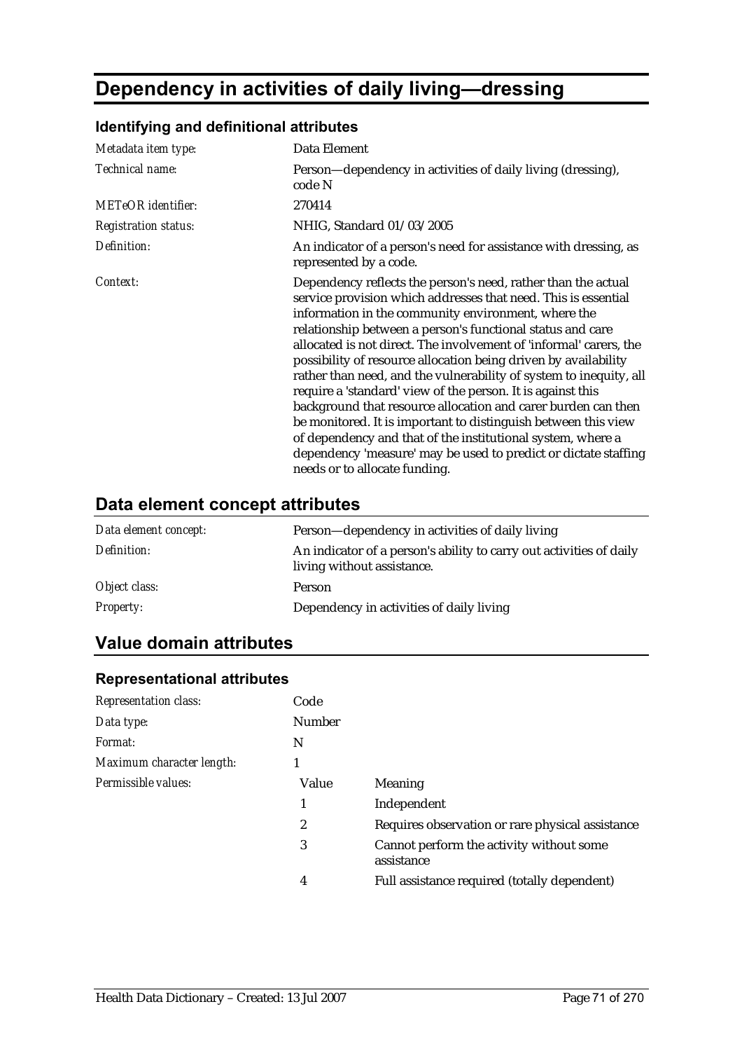# Dependency in activities of daily living—dressing

### Identifying and definitional attributes

| | |
|---|---|
| *Metadata item type:* | Data Element |
| *Technical name:* | Person—dependency in activities of daily living (dressing), code N |
| *METeOR identifier:* | 270414 |
| *Registration status:* | NHIG, Standard 01/03/2005 |
| *Definition:* | An indicator of a person's need for assistance with dressing, as represented by a code. |
| *Context:* | Dependency reflects the person's need, rather than the actual service provision which addresses that need. This is essential information in the community environment, where the relationship between a person's functional status and care allocated is not direct. The involvement of 'informal' carers, the possibility of resource allocation being driven by availability rather than need, and the vulnerability of system to inequity, all require a 'standard' view of the person. It is against this background that resource allocation and carer burden can then be monitored. It is important to distinguish between this view of dependency and that of the institutional system, where a dependency 'measure' may be used to predict or dictate staffing needs or to allocate funding. |

## Data element concept attributes

| | |
|---|---|
| *Data element concept:* | Person—dependency in activities of daily living |
| *Definition:* | An indicator of a person's ability to carry out activities of daily living without assistance. |
| *Object class:* | Person |
| *Property:* | Dependency in activities of daily living |

## Value domain attributes

### Representational attributes

| | | |
|---|---|---|
| *Representation class:* | Code | |
| *Data type:* | Number | |
| *Format:* | N | |
| *Maximum character length:* | 1 | |
| *Permissible values:* | Value | Meaning |
| | 1 | Independent |
| | 2 | Requires observation or rare physical assistance |
| | 3 | Cannot perform the activity without some assistance |
| | 4 | Full assistance required (totally dependent) |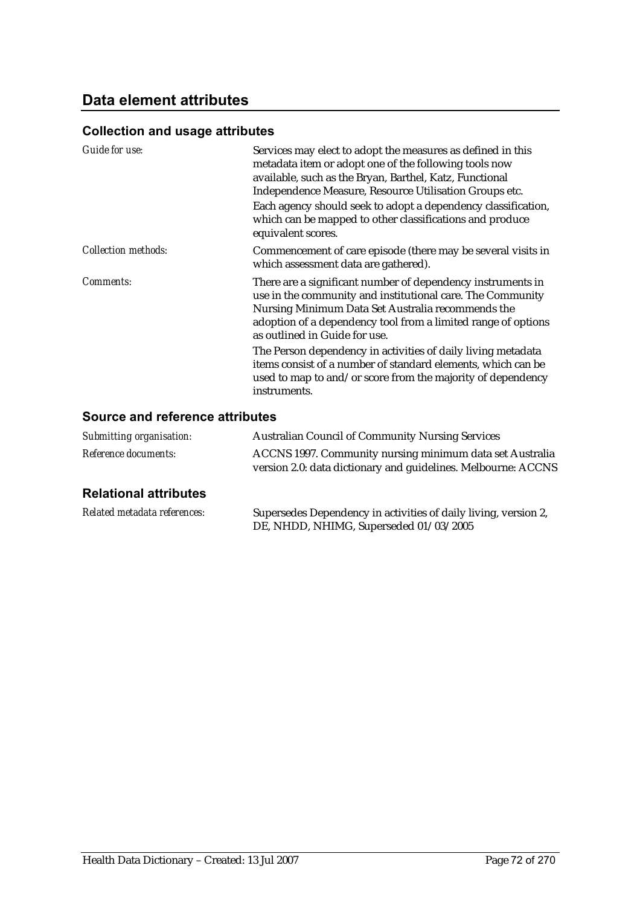## Data element attributes

### Collection and usage attributes

| | |
|---|---|
| *Guide for use:* | Services may elect to adopt the measures as defined in this metadata item or adopt one of the following tools now available, such as the Bryan, Barthel, Katz, Functional Independence Measure, Resource Utilisation Groups etc.<br>Each agency should seek to adopt a dependency classification, which can be mapped to other classifications and produce equivalent scores. |
| *Collection methods:* | Commencement of care episode (there may be several visits in which assessment data are gathered). |
| *Comments:* | There are a significant number of dependency instruments in use in the community and institutional care. The Community Nursing Minimum Data Set Australia recommends the adoption of a dependency tool from a limited range of options as outlined in Guide for use.<br>The Person dependency in activities of daily living metadata items consist of a number of standard elements, which can be used to map to and/or score from the majority of dependency instruments. |

### Source and reference attributes

| | |
|---|---|
| *Submitting organisation:* | Australian Council of Community Nursing Services |
| *Reference documents:* | ACCNS 1997. Community nursing minimum data set Australia version 2.0: data dictionary and guidelines. Melbourne: ACCNS |

### Relational attributes

| | |
|---|---|
| *Related metadata references:* | Supersedes Dependency in activities of daily living, version 2, DE, NHDD, NHIMG, Superseded 01/03/2005 |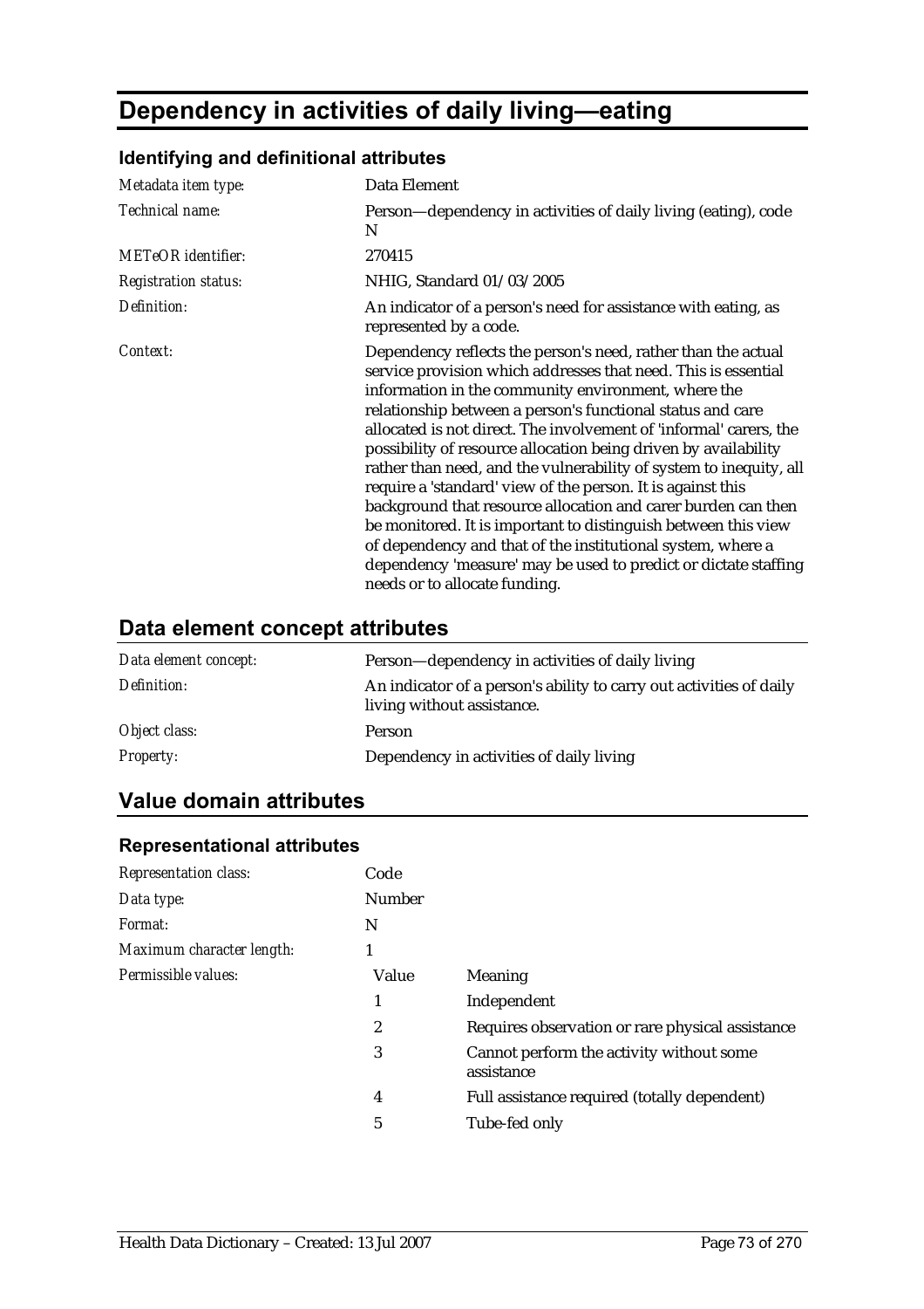# Dependency in activities of daily living—eating

### Identifying and definitional attributes

| | |
|---|---|
| *Metadata item type:* | Data Element |
| *Technical name:* | Person—dependency in activities of daily living (eating), code N |
| *METeOR identifier:* | 270415 |
| *Registration status:* | NHIG, Standard 01/03/2005 |
| *Definition:* | An indicator of a person's need for assistance with eating, as represented by a code. |
| *Context:* | Dependency reflects the person's need, rather than the actual service provision which addresses that need. This is essential information in the community environment, where the relationship between a person's functional status and care allocated is not direct. The involvement of 'informal' carers, the possibility of resource allocation being driven by availability rather than need, and the vulnerability of system to inequity, all require a 'standard' view of the person. It is against this background that resource allocation and carer burden can then be monitored. It is important to distinguish between this view of dependency and that of the institutional system, where a dependency 'measure' may be used to predict or dictate staffing needs or to allocate funding. |

## Data element concept attributes

| | |
|---|---|
| *Data element concept:* | Person—dependency in activities of daily living |
| *Definition:* | An indicator of a person's ability to carry out activities of daily living without assistance. |
| *Object class:* | Person |
| *Property:* | Dependency in activities of daily living |

## Value domain attributes

### Representational attributes

| | | |
|---|---|---|
| *Representation class:* | Code | |
| *Data type:* | Number | |
| *Format:* | N | |
| *Maximum character length:* | 1 | |
| *Permissible values:* | Value | Meaning |
| | 1 | Independent |
| | 2 | Requires observation or rare physical assistance |
| | 3 | Cannot perform the activity without some assistance |
| | 4 | Full assistance required (totally dependent) |
| | 5 | Tube-fed only |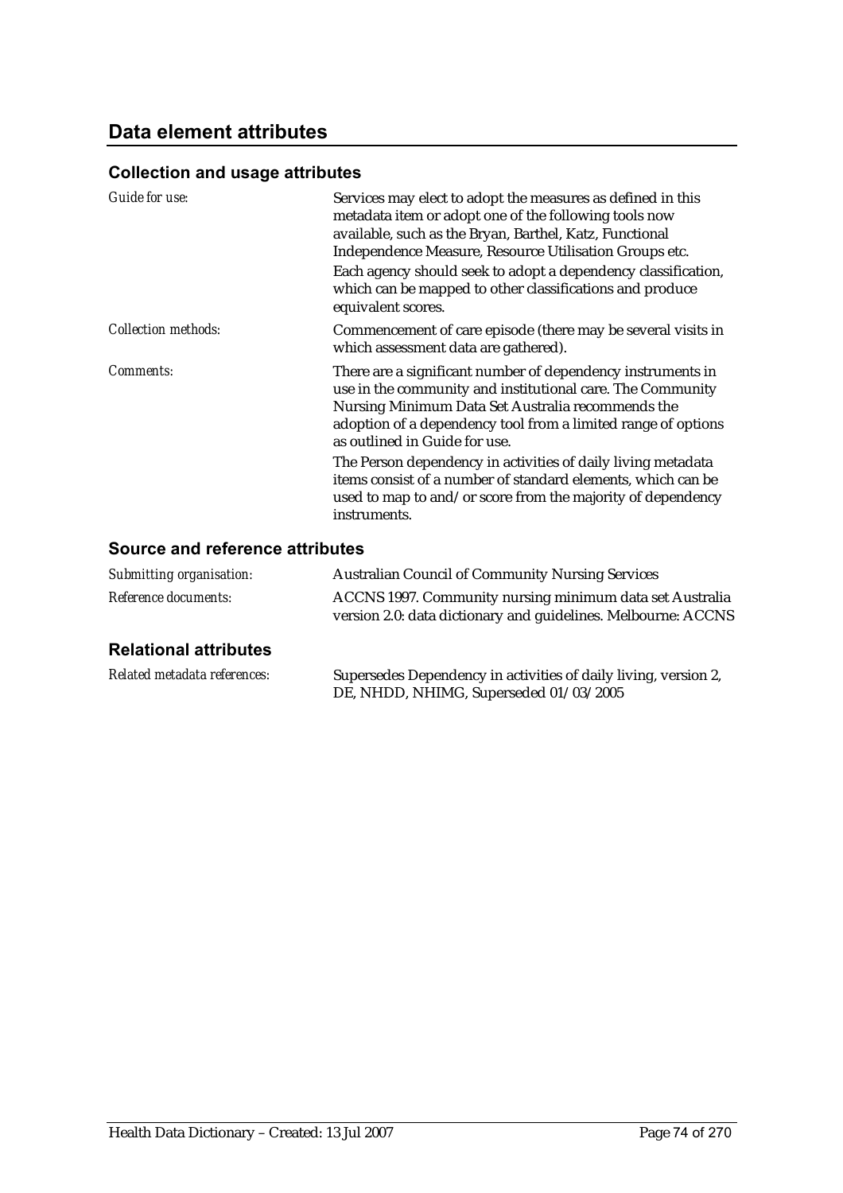## Data element attributes

### Collection and usage attributes

| | |
|---|---|
| *Guide for use:* | Services may elect to adopt the measures as defined in this metadata item or adopt one of the following tools now available, such as the Bryan, Barthel, Katz, Functional Independence Measure, Resource Utilisation Groups etc.<br>Each agency should seek to adopt a dependency classification, which can be mapped to other classifications and produce equivalent scores. |
| *Collection methods:* | Commencement of care episode (there may be several visits in which assessment data are gathered). |
| *Comments:* | There are a significant number of dependency instruments in use in the community and institutional care. The Community Nursing Minimum Data Set Australia recommends the adoption of a dependency tool from a limited range of options as outlined in Guide for use.<br>The Person dependency in activities of daily living metadata items consist of a number of standard elements, which can be used to map to and/or score from the majority of dependency instruments. |

### Source and reference attributes

| | |
|---|---|
| *Submitting organisation:* | Australian Council of Community Nursing Services |
| *Reference documents:* | ACCNS 1997. Community nursing minimum data set Australia version 2.0: data dictionary and guidelines. Melbourne: ACCNS |

### Relational attributes

| | |
|---|---|
| *Related metadata references:* | Supersedes Dependency in activities of daily living, version 2, DE, NHDD, NHIMG, Superseded 01/03/2005 |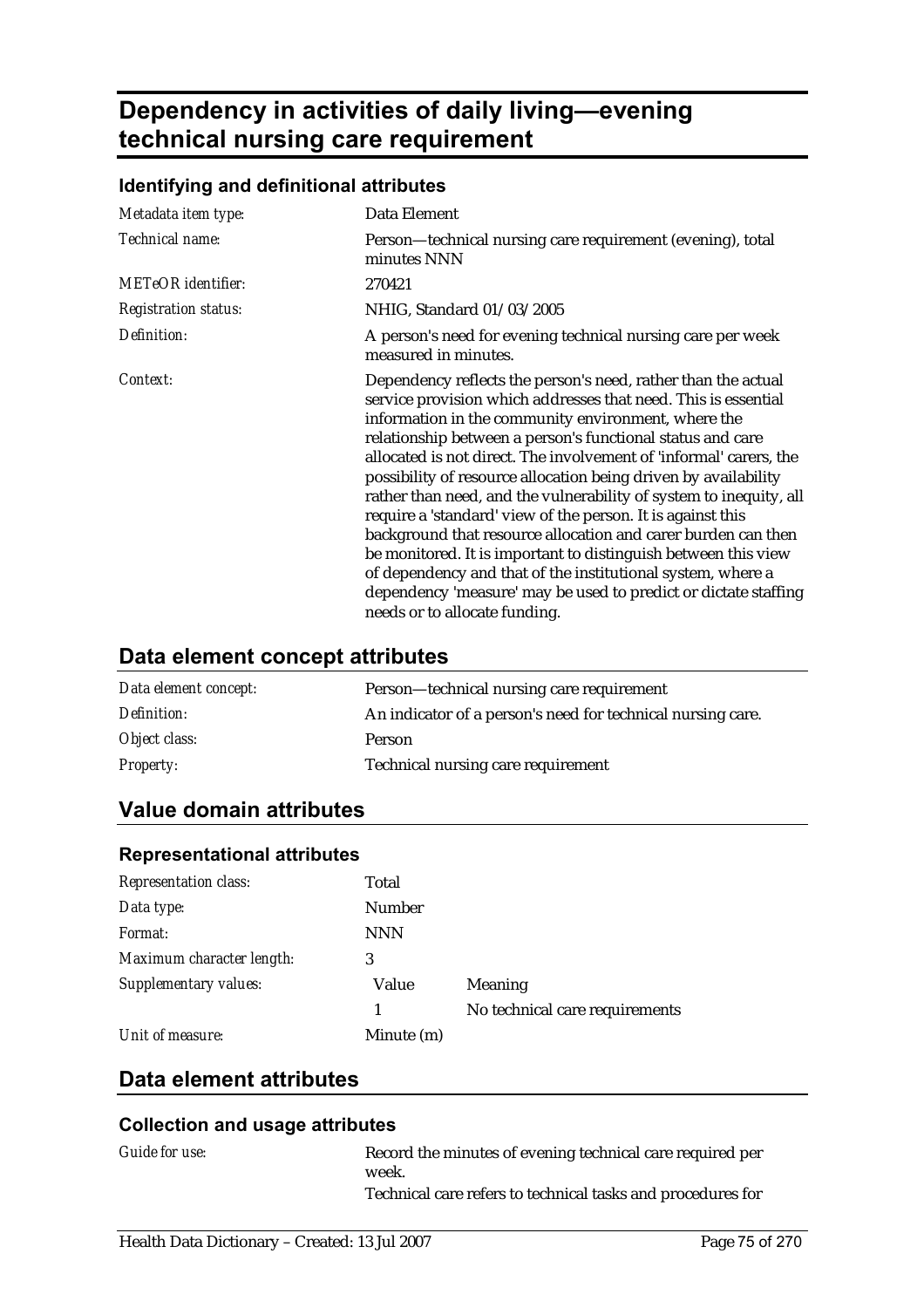# Dependency in activities of daily living—evening technical nursing care requirement

### Identifying and definitional attributes

| | |
|---|---|
| *Metadata item type:* | Data Element |
| *Technical name:* | Person—technical nursing care requirement (evening), total minutes NNN |
| *METeOR identifier:* | 270421 |
| *Registration status:* | NHIG, Standard 01/03/2005 |
| *Definition:* | A person's need for evening technical nursing care per week measured in minutes. |
| *Context:* | Dependency reflects the person's need, rather than the actual service provision which addresses that need. This is essential information in the community environment, where the relationship between a person's functional status and care allocated is not direct. The involvement of 'informal' carers, the possibility of resource allocation being driven by availability rather than need, and the vulnerability of system to inequity, all require a 'standard' view of the person. It is against this background that resource allocation and carer burden can then be monitored. It is important to distinguish between this view of dependency and that of the institutional system, where a dependency 'measure' may be used to predict or dictate staffing needs or to allocate funding. |

## Data element concept attributes

| | |
|---|---|
| *Data element concept:* | Person—technical nursing care requirement |
| *Definition:* | An indicator of a person's need for technical nursing care. |
| *Object class:* | Person |
| *Property:* | Technical nursing care requirement |

## Value domain attributes

### Representational attributes

| | | |
|---|---|---|
| *Representation class:* | Total | |
| *Data type:* | Number | |
| *Format:* | NNN | |
| *Maximum character length:* | 3 | |
| *Supplementary values:* | Value | Meaning |
| | 1 | No technical care requirements |
| *Unit of measure:* | Minute (m) | |

## Data element attributes

### Collection and usage attributes

| | |
|---|---|
| *Guide for use:* | Record the minutes of evening technical care required per week.<br>Technical care refers to technical tasks and procedures for |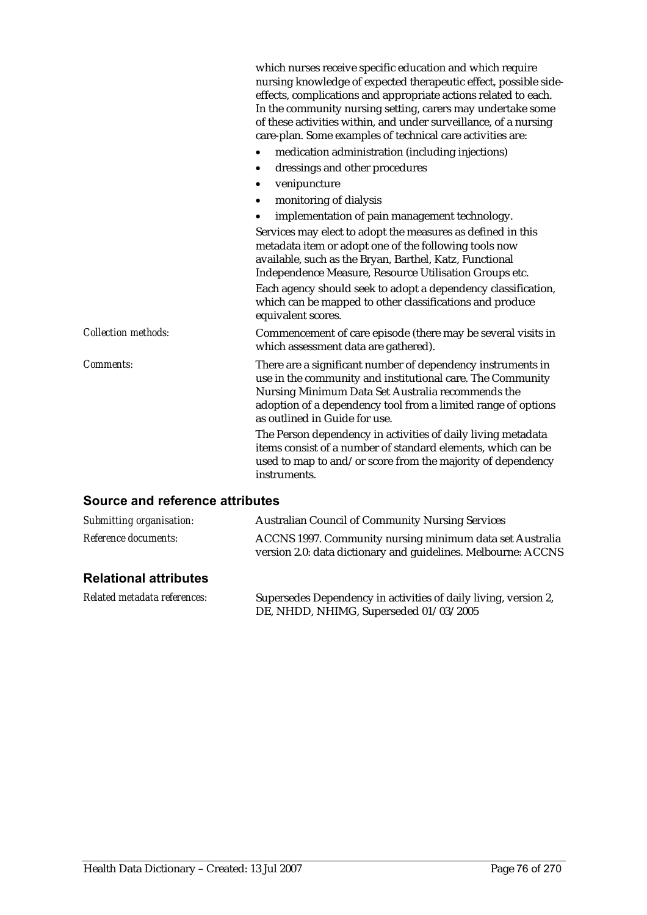which nurses receive specific education and which require nursing knowledge of expected therapeutic effect, possible side-effects, complications and appropriate actions related to each. In the community nursing setting, carers may undertake some of these activities within, and under surveillance, of a nursing care-plan. Some examples of technical care activities are:

- medication administration (including injections)
- dressings and other procedures
- venipuncture
- monitoring of dialysis
- implementation of pain management technology.

Services may elect to adopt the measures as defined in this metadata item or adopt one of the following tools now available, such as the Bryan, Barthel, Katz, Functional Independence Measure, Resource Utilisation Groups etc.

Each agency should seek to adopt a dependency classification, which can be mapped to other classifications and produce equivalent scores.

*Collection methods:* Commencement of care episode (there may be several visits in which assessment data are gathered).

*Comments:* There are a significant number of dependency instruments in use in the community and institutional care. The Community Nursing Minimum Data Set Australia recommends the adoption of a dependency tool from a limited range of options as outlined in Guide for use.

The Person dependency in activities of daily living metadata items consist of a number of standard elements, which can be used to map to and/or score from the majority of dependency instruments.

## Source and reference attributes

*Submitting organisation:* Australian Council of Community Nursing Services

*Reference documents:* ACCNS 1997. Community nursing minimum data set Australia version 2.0: data dictionary and guidelines. Melbourne: ACCNS

## Relational attributes

*Related metadata references:* Supersedes Dependency in activities of daily living, version 2, DE, NHDD, NHIMG, Superseded 01/03/2005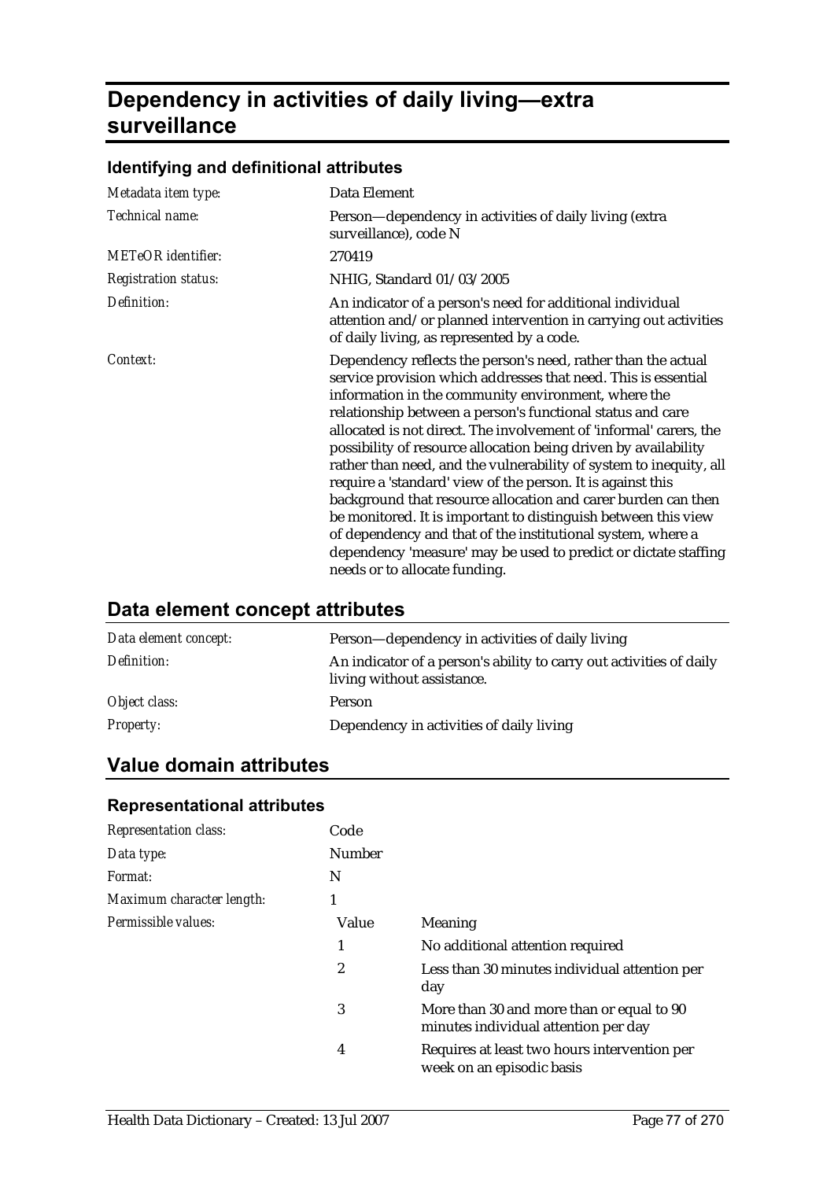# Dependency in activities of daily living—extra surveillance

### Identifying and definitional attributes

| | |
|---|---|
| *Metadata item type:* | Data Element |
| *Technical name:* | Person—dependency in activities of daily living (extra surveillance), code N |
| *METeOR identifier:* | 270419 |
| *Registration status:* | NHIG, Standard 01/03/2005 |
| *Definition:* | An indicator of a person's need for additional individual attention and/or planned intervention in carrying out activities of daily living, as represented by a code. |
| *Context:* | Dependency reflects the person's need, rather than the actual service provision which addresses that need. This is essential information in the community environment, where the relationship between a person's functional status and care allocated is not direct. The involvement of 'informal' carers, the possibility of resource allocation being driven by availability rather than need, and the vulnerability of system to inequity, all require a 'standard' view of the person. It is against this background that resource allocation and carer burden can then be monitored. It is important to distinguish between this view of dependency and that of the institutional system, where a dependency 'measure' may be used to predict or dictate staffing needs or to allocate funding. |

## Data element concept attributes

| | |
|---|---|
| *Data element concept:* | Person—dependency in activities of daily living |
| *Definition:* | An indicator of a person's ability to carry out activities of daily living without assistance. |
| *Object class:* | Person |
| *Property:* | Dependency in activities of daily living |

## Value domain attributes

### Representational attributes

| | | |
|---|---|---|
| *Representation class:* | Code | |
| *Data type:* | Number | |
| *Format:* | N | |
| *Maximum character length:* | 1 | |
| *Permissible values:* | Value | Meaning |
| | 1 | No additional attention required |
| | 2 | Less than 30 minutes individual attention per day |
| | 3 | More than 30 and more than or equal to 90 minutes individual attention per day |
| | 4 | Requires at least two hours intervention per week on an episodic basis |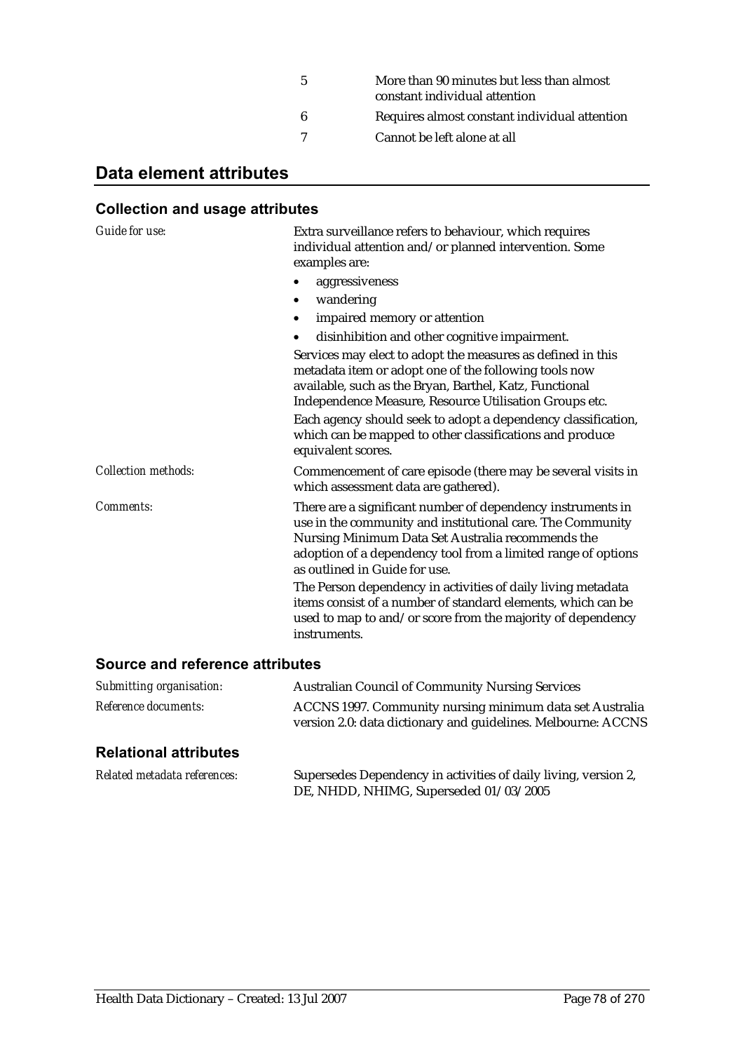| | |
|---|---|
| 5 | More than 90 minutes but less than almost constant individual attention |
| 6 | Requires almost constant individual attention |
| 7 | Cannot be left alone at all |

## Data element attributes

### Collection and usage attributes

*Guide for use:*

Extra surveillance refers to behaviour, which requires individual attention and/or planned intervention. Some examples are:

- aggressiveness
- wandering
- impaired memory or attention
- disinhibition and other cognitive impairment.

Services may elect to adopt the measures as defined in this metadata item or adopt one of the following tools now available, such as the Bryan, Barthel, Katz, Functional Independence Measure, Resource Utilisation Groups etc.

Each agency should seek to adopt a dependency classification, which can be mapped to other classifications and produce equivalent scores.

*Collection methods:*

Commencement of care episode (there may be several visits in which assessment data are gathered).

*Comments:*

There are a significant number of dependency instruments in use in the community and institutional care. The Community Nursing Minimum Data Set Australia recommends the adoption of a dependency tool from a limited range of options as outlined in Guide for use.

The Person dependency in activities of daily living metadata items consist of a number of standard elements, which can be used to map to and/or score from the majority of dependency instruments.

### Source and reference attributes

*Submitting organisation:* Australian Council of Community Nursing Services

*Reference documents:* ACCNS 1997. Community nursing minimum data set Australia version 2.0: data dictionary and guidelines. Melbourne: ACCNS

### Relational attributes

*Related metadata references:* Supersedes Dependency in activities of daily living, version 2, DE, NHDD, NHIMG, Superseded 01/03/2005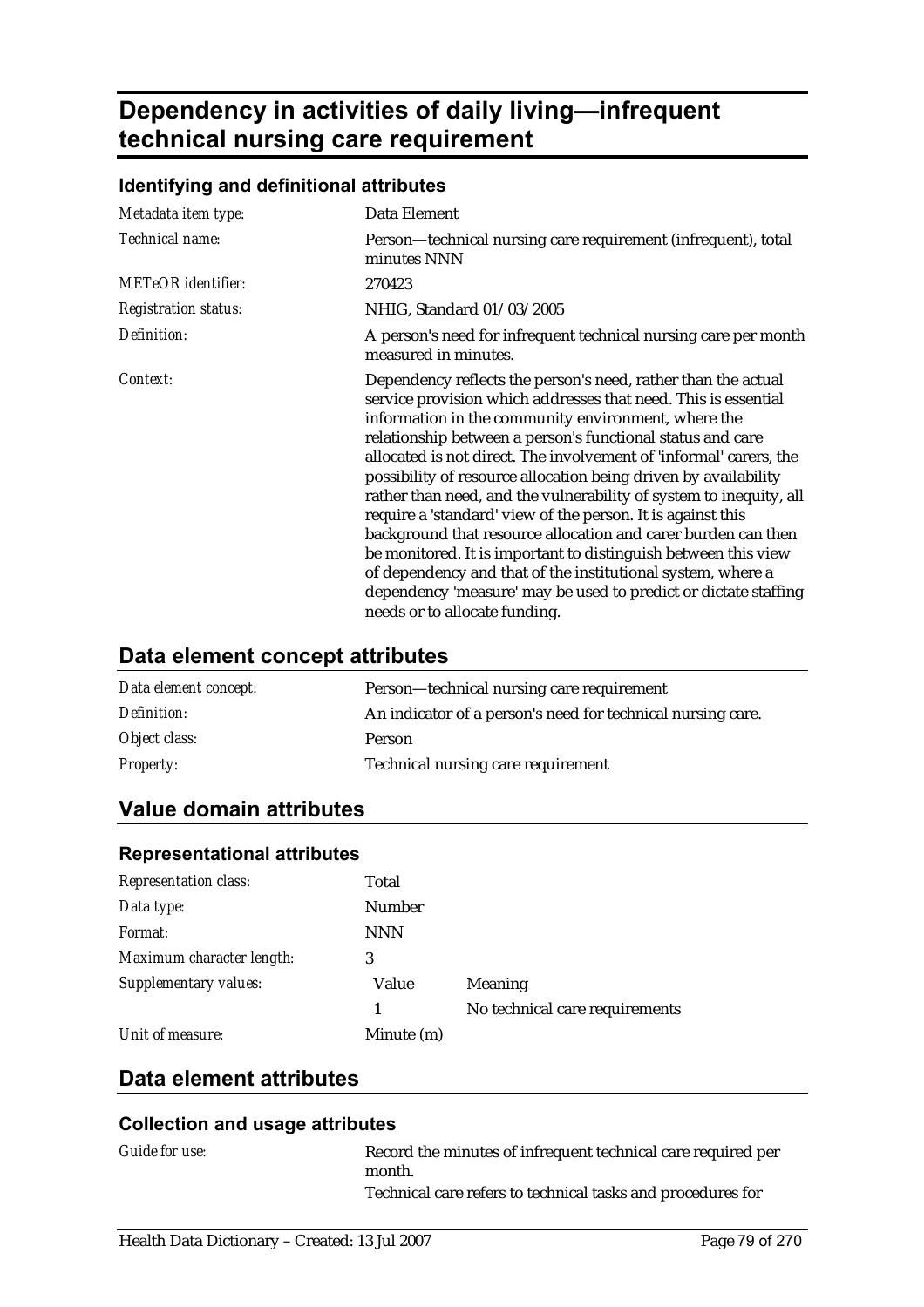# Dependency in activities of daily living—infrequent technical nursing care requirement

### Identifying and definitional attributes

| | |
|---|---|
| *Metadata item type:* | Data Element |
| *Technical name:* | Person—technical nursing care requirement (infrequent), total minutes NNN |
| *METeOR identifier:* | 270423 |
| *Registration status:* | NHIG, Standard 01/03/2005 |
| *Definition:* | A person's need for infrequent technical nursing care per month measured in minutes. |
| *Context:* | Dependency reflects the person's need, rather than the actual service provision which addresses that need. This is essential information in the community environment, where the relationship between a person's functional status and care allocated is not direct. The involvement of 'informal' carers, the possibility of resource allocation being driven by availability rather than need, and the vulnerability of system to inequity, all require a 'standard' view of the person. It is against this background that resource allocation and carer burden can then be monitored. It is important to distinguish between this view of dependency and that of the institutional system, where a dependency 'measure' may be used to predict or dictate staffing needs or to allocate funding. |

## Data element concept attributes

| | |
|---|---|
| *Data element concept:* | Person—technical nursing care requirement |
| *Definition:* | An indicator of a person's need for technical nursing care. |
| *Object class:* | Person |
| *Property:* | Technical nursing care requirement |

## Value domain attributes

### Representational attributes

| | | |
|---|---|---|
| *Representation class:* | Total | |
| *Data type:* | Number | |
| *Format:* | NNN | |
| *Maximum character length:* | 3 | |
| *Supplementary values:* | Value | Meaning |
| | 1 | No technical care requirements |
| *Unit of measure:* | Minute (m) | |

## Data element attributes

### Collection and usage attributes

| | |
|---|---|
| *Guide for use:* | Record the minutes of infrequent technical care required per month.<br>Technical care refers to technical tasks and procedures for |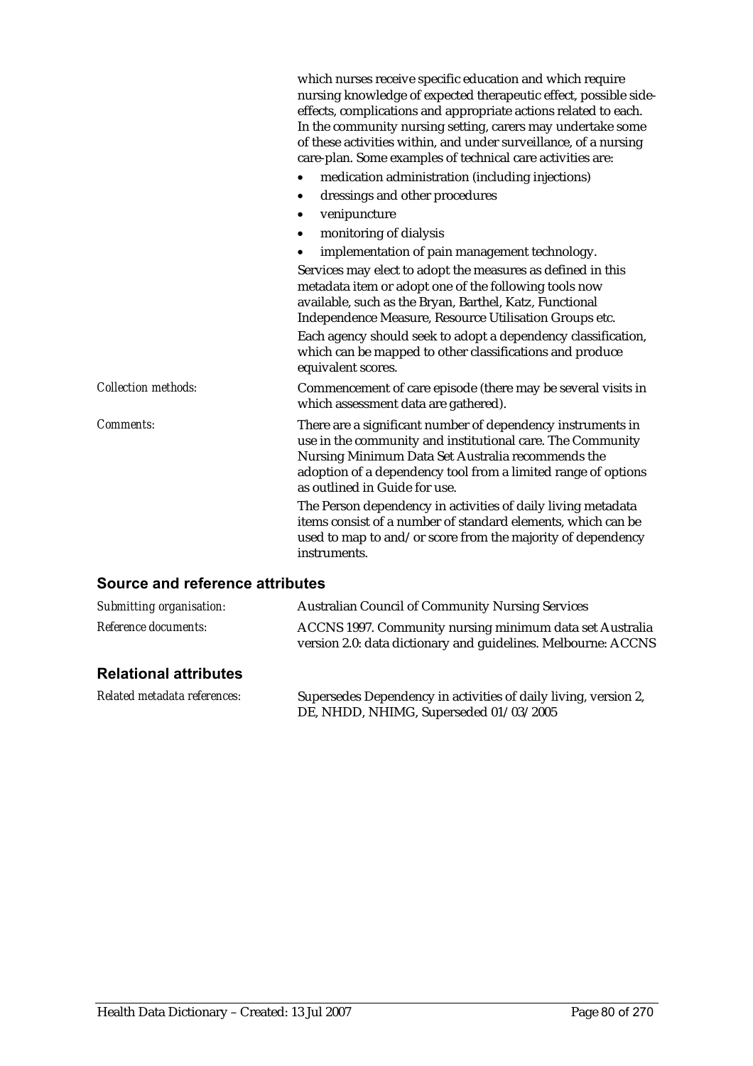which nurses receive specific education and which require nursing knowledge of expected therapeutic effect, possible side-effects, complications and appropriate actions related to each. In the community nursing setting, carers may undertake some of these activities within, and under surveillance, of a nursing care-plan. Some examples of technical care activities are:

- medication administration (including injections)
- dressings and other procedures
- venipuncture
- monitoring of dialysis
- implementation of pain management technology.

Services may elect to adopt the measures as defined in this metadata item or adopt one of the following tools now available, such as the Bryan, Barthel, Katz, Functional Independence Measure, Resource Utilisation Groups etc.

Each agency should seek to adopt a dependency classification, which can be mapped to other classifications and produce equivalent scores.

*Collection methods:* Commencement of care episode (there may be several visits in which assessment data are gathered).

*Comments:* There are a significant number of dependency instruments in use in the community and institutional care. The Community Nursing Minimum Data Set Australia recommends the adoption of a dependency tool from a limited range of options as outlined in Guide for use.

The Person dependency in activities of daily living metadata items consist of a number of standard elements, which can be used to map to and/or score from the majority of dependency instruments.

## Source and reference attributes

*Submitting organisation:* Australian Council of Community Nursing Services

*Reference documents:* ACCNS 1997. Community nursing minimum data set Australia version 2.0: data dictionary and guidelines. Melbourne: ACCNS

## Relational attributes

*Related metadata references:* Supersedes Dependency in activities of daily living, version 2, DE, NHDD, NHIMG, Superseded 01/03/2005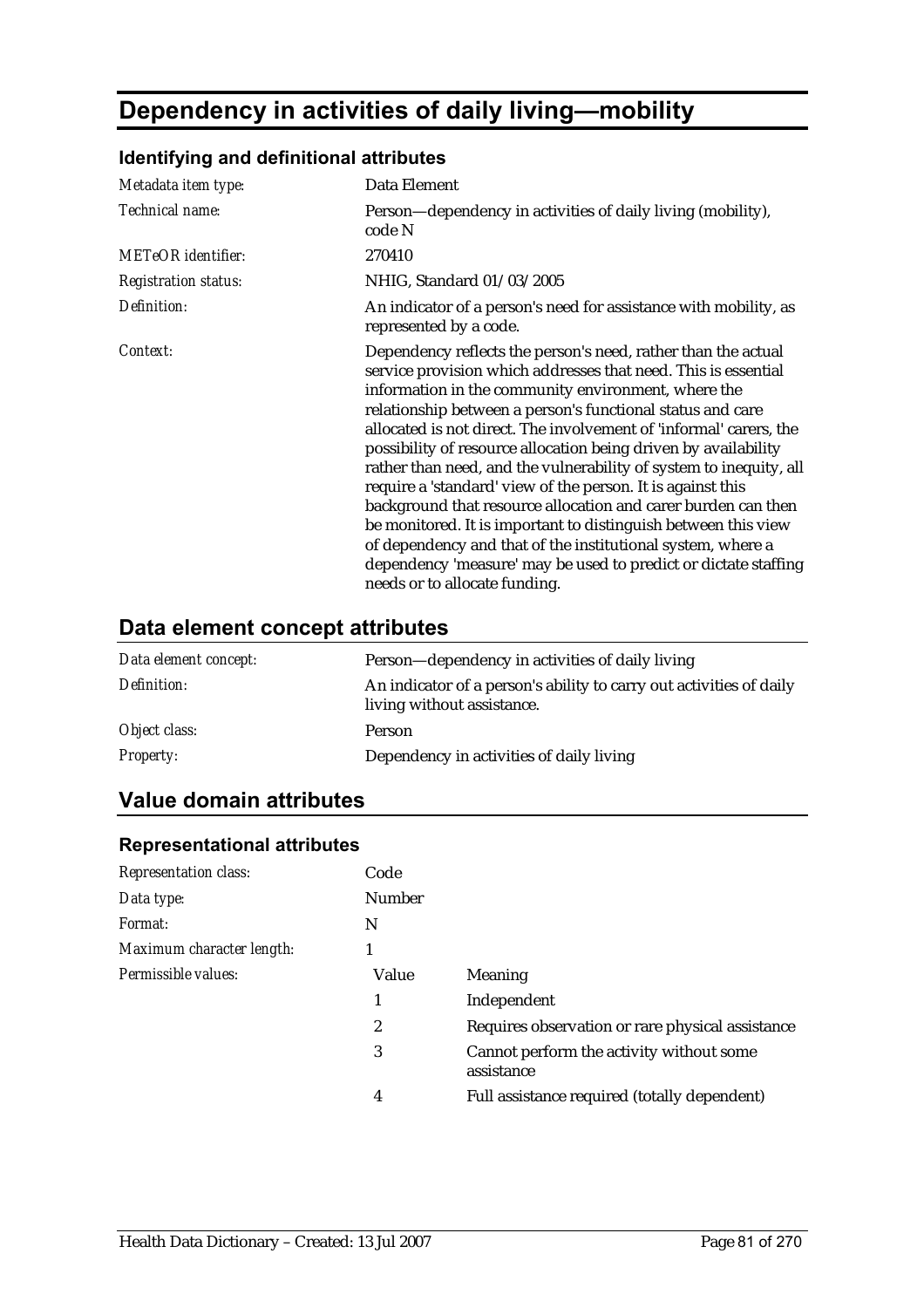# Dependency in activities of daily living—mobility

### Identifying and definitional attributes

| | |
|---|---|
| *Metadata item type:* | Data Element |
| *Technical name:* | Person—dependency in activities of daily living (mobility), code N |
| *METeOR identifier:* | 270410 |
| *Registration status:* | NHIG, Standard 01/03/2005 |
| *Definition:* | An indicator of a person's need for assistance with mobility, as represented by a code. |
| *Context:* | Dependency reflects the person's need, rather than the actual service provision which addresses that need. This is essential information in the community environment, where the relationship between a person's functional status and care allocated is not direct. The involvement of 'informal' carers, the possibility of resource allocation being driven by availability rather than need, and the vulnerability of system to inequity, all require a 'standard' view of the person. It is against this background that resource allocation and carer burden can then be monitored. It is important to distinguish between this view of dependency and that of the institutional system, where a dependency 'measure' may be used to predict or dictate staffing needs or to allocate funding. |

## Data element concept attributes

| | |
|---|---|
| *Data element concept:* | Person—dependency in activities of daily living |
| *Definition:* | An indicator of a person's ability to carry out activities of daily living without assistance. |
| *Object class:* | Person |
| *Property:* | Dependency in activities of daily living |

## Value domain attributes

### Representational attributes

| | | |
|---|---|---|
| *Representation class:* | Code | |
| *Data type:* | Number | |
| *Format:* | N | |
| *Maximum character length:* | 1 | |
| *Permissible values:* | Value | Meaning |
| | 1 | Independent |
| | 2 | Requires observation or rare physical assistance |
| | 3 | Cannot perform the activity without some assistance |
| | 4 | Full assistance required (totally dependent) |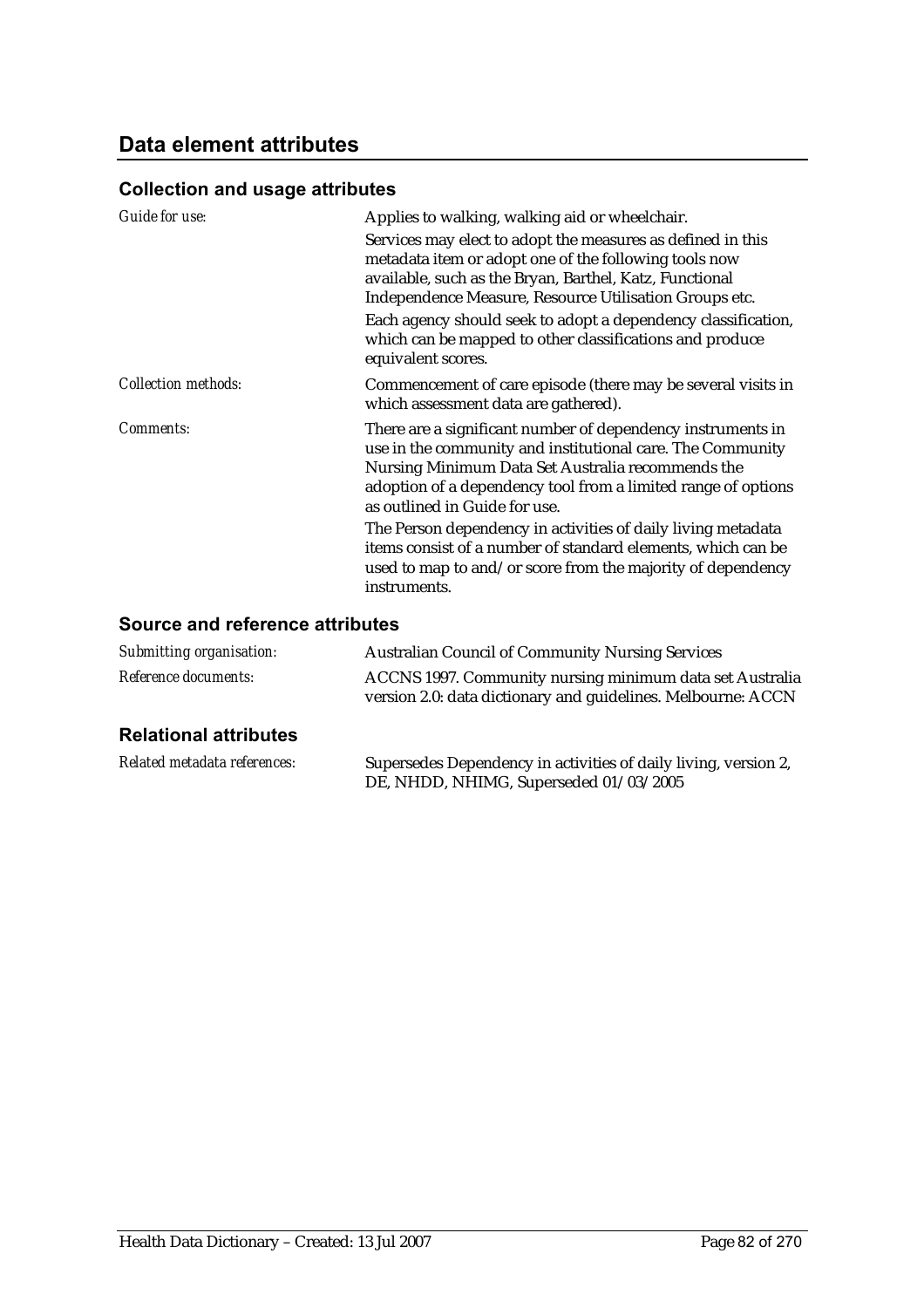## Data element attributes

### Collection and usage attributes

*Guide for use:* Applies to walking, walking aid or wheelchair.

Services may elect to adopt the measures as defined in this metadata item or adopt one of the following tools now available, such as the Bryan, Barthel, Katz, Functional Independence Measure, Resource Utilisation Groups etc.

Each agency should seek to adopt a dependency classification, which can be mapped to other classifications and produce equivalent scores.

*Collection methods:* Commencement of care episode (there may be several visits in which assessment data are gathered).

*Comments:* There are a significant number of dependency instruments in use in the community and institutional care. The Community Nursing Minimum Data Set Australia recommends the adoption of a dependency tool from a limited range of options as outlined in Guide for use.

The Person dependency in activities of daily living metadata items consist of a number of standard elements, which can be used to map to and/or score from the majority of dependency instruments.

### Source and reference attributes

*Submitting organisation:* Australian Council of Community Nursing Services

*Reference documents:* ACCNS 1997. Community nursing minimum data set Australia version 2.0: data dictionary and guidelines. Melbourne: ACCN

### Relational attributes

*Related metadata references:* Supersedes Dependency in activities of daily living, version 2, DE, NHDD, NHIMG, Superseded 01/03/2005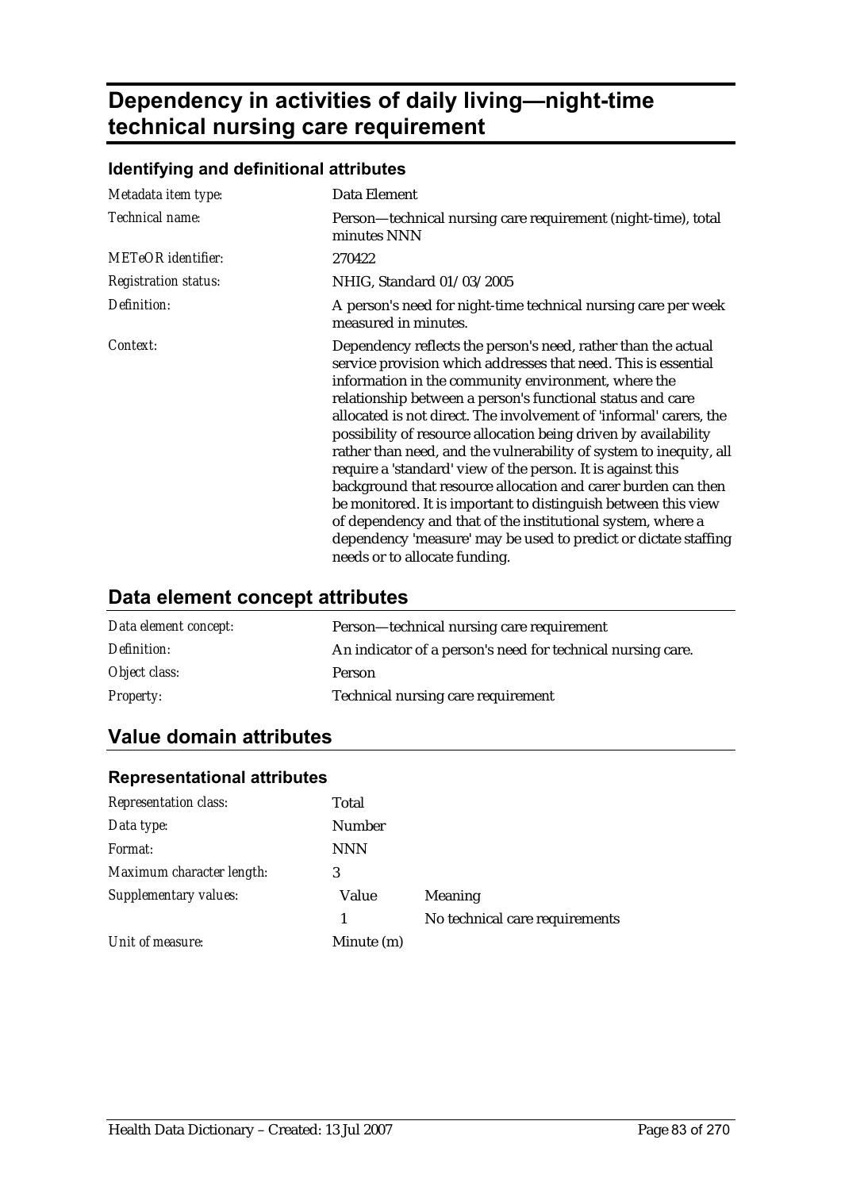# Dependency in activities of daily living—night-time technical nursing care requirement

### Identifying and definitional attributes

| | |
|---|---|
| *Metadata item type:* | Data Element |
| *Technical name:* | Person—technical nursing care requirement (night-time), total minutes NNN |
| *METeOR identifier:* | 270422 |
| *Registration status:* | NHIG, Standard 01/03/2005 |
| *Definition:* | A person's need for night-time technical nursing care per week measured in minutes. |
| *Context:* | Dependency reflects the person's need, rather than the actual service provision which addresses that need. This is essential information in the community environment, where the relationship between a person's functional status and care allocated is not direct. The involvement of 'informal' carers, the possibility of resource allocation being driven by availability rather than need, and the vulnerability of system to inequity, all require a 'standard' view of the person. It is against this background that resource allocation and carer burden can then be monitored. It is important to distinguish between this view of dependency and that of the institutional system, where a dependency 'measure' may be used to predict or dictate staffing needs or to allocate funding. |

## Data element concept attributes

| | |
|---|---|
| *Data element concept:* | Person—technical nursing care requirement |
| *Definition:* | An indicator of a person's need for technical nursing care. |
| *Object class:* | Person |
| *Property:* | Technical nursing care requirement |

## Value domain attributes

### Representational attributes

| | | |
|---|---|---|
| *Representation class:* | Total | |
| *Data type:* | Number | |
| *Format:* | NNN | |
| *Maximum character length:* | 3 | |
| *Supplementary values:* | Value | Meaning |
| | 1 | No technical care requirements |
| *Unit of measure:* | Minute (m) | |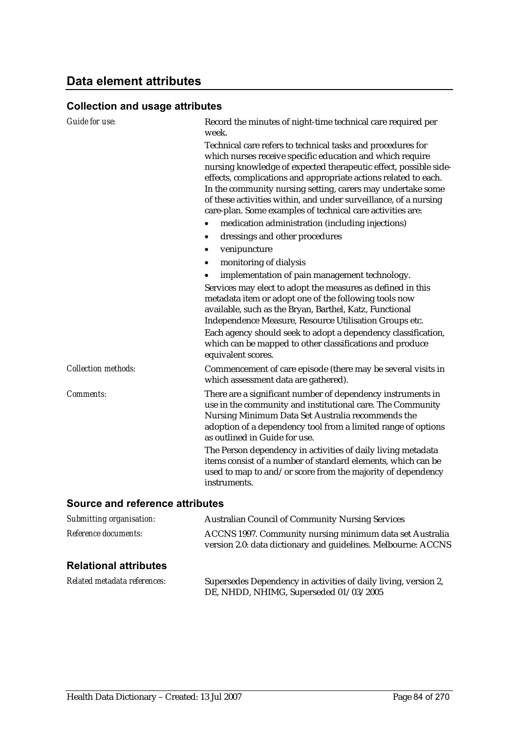## Data element attributes

### Collection and usage attributes

*Guide for use:* Record the minutes of night-time technical care required per week.

Technical care refers to technical tasks and procedures for which nurses receive specific education and which require nursing knowledge of expected therapeutic effect, possible side-effects, complications and appropriate actions related to each. In the community nursing setting, carers may undertake some of these activities within, and under surveillance, of a nursing care-plan. Some examples of technical care activities are:

- medication administration (including injections)
- dressings and other procedures
- venipuncture
- monitoring of dialysis
- implementation of pain management technology.

Services may elect to adopt the measures as defined in this metadata item or adopt one of the following tools now available, such as the Bryan, Barthel, Katz, Functional Independence Measure, Resource Utilisation Groups etc.

Each agency should seek to adopt a dependency classification, which can be mapped to other classifications and produce equivalent scores.

*Collection methods:* Commencement of care episode (there may be several visits in which assessment data are gathered).

*Comments:* There are a significant number of dependency instruments in use in the community and institutional care. The Community Nursing Minimum Data Set Australia recommends the adoption of a dependency tool from a limited range of options as outlined in Guide for use.

The Person dependency in activities of daily living metadata items consist of a number of standard elements, which can be used to map to and/or score from the majority of dependency instruments.

### Source and reference attributes

*Submitting organisation:* Australian Council of Community Nursing Services

*Reference documents:* ACCNS 1997. Community nursing minimum data set Australia version 2.0: data dictionary and guidelines. Melbourne: ACCNS

### Relational attributes

*Related metadata references:* Supersedes Dependency in activities of daily living, version 2, DE, NHDD, NHIMG, Superseded 01/03/2005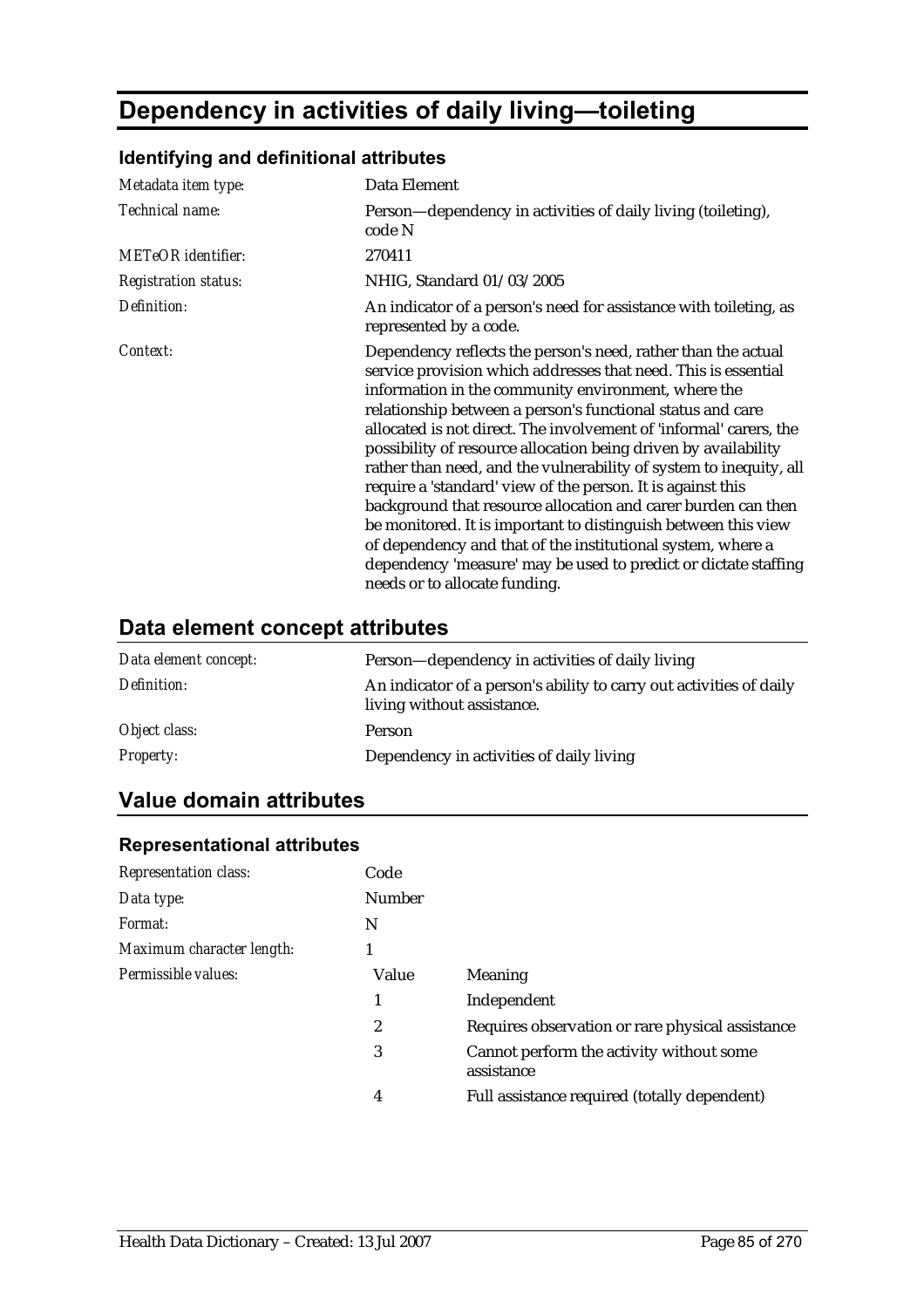# Dependency in activities of daily living—toileting

### Identifying and definitional attributes

| | |
|---|---|
| *Metadata item type:* | Data Element |
| *Technical name:* | Person—dependency in activities of daily living (toileting), code N |
| *METeOR identifier:* | 270411 |
| *Registration status:* | NHIG, Standard 01/03/2005 |
| *Definition:* | An indicator of a person's need for assistance with toileting, as represented by a code. |
| *Context:* | Dependency reflects the person's need, rather than the actual service provision which addresses that need. This is essential information in the community environment, where the relationship between a person's functional status and care allocated is not direct. The involvement of 'informal' carers, the possibility of resource allocation being driven by availability rather than need, and the vulnerability of system to inequity, all require a 'standard' view of the person. It is against this background that resource allocation and carer burden can then be monitored. It is important to distinguish between this view of dependency and that of the institutional system, where a dependency 'measure' may be used to predict or dictate staffing needs or to allocate funding. |

## Data element concept attributes

| | |
|---|---|
| *Data element concept:* | Person—dependency in activities of daily living |
| *Definition:* | An indicator of a person's ability to carry out activities of daily living without assistance. |
| *Object class:* | Person |
| *Property:* | Dependency in activities of daily living |

## Value domain attributes

### Representational attributes

| | | |
|---|---|---|
| *Representation class:* | Code | |
| *Data type:* | Number | |
| *Format:* | N | |
| *Maximum character length:* | 1 | |
| *Permissible values:* | Value | Meaning |
| | 1 | Independent |
| | 2 | Requires observation or rare physical assistance |
| | 3 | Cannot perform the activity without some assistance |
| | 4 | Full assistance required (totally dependent) |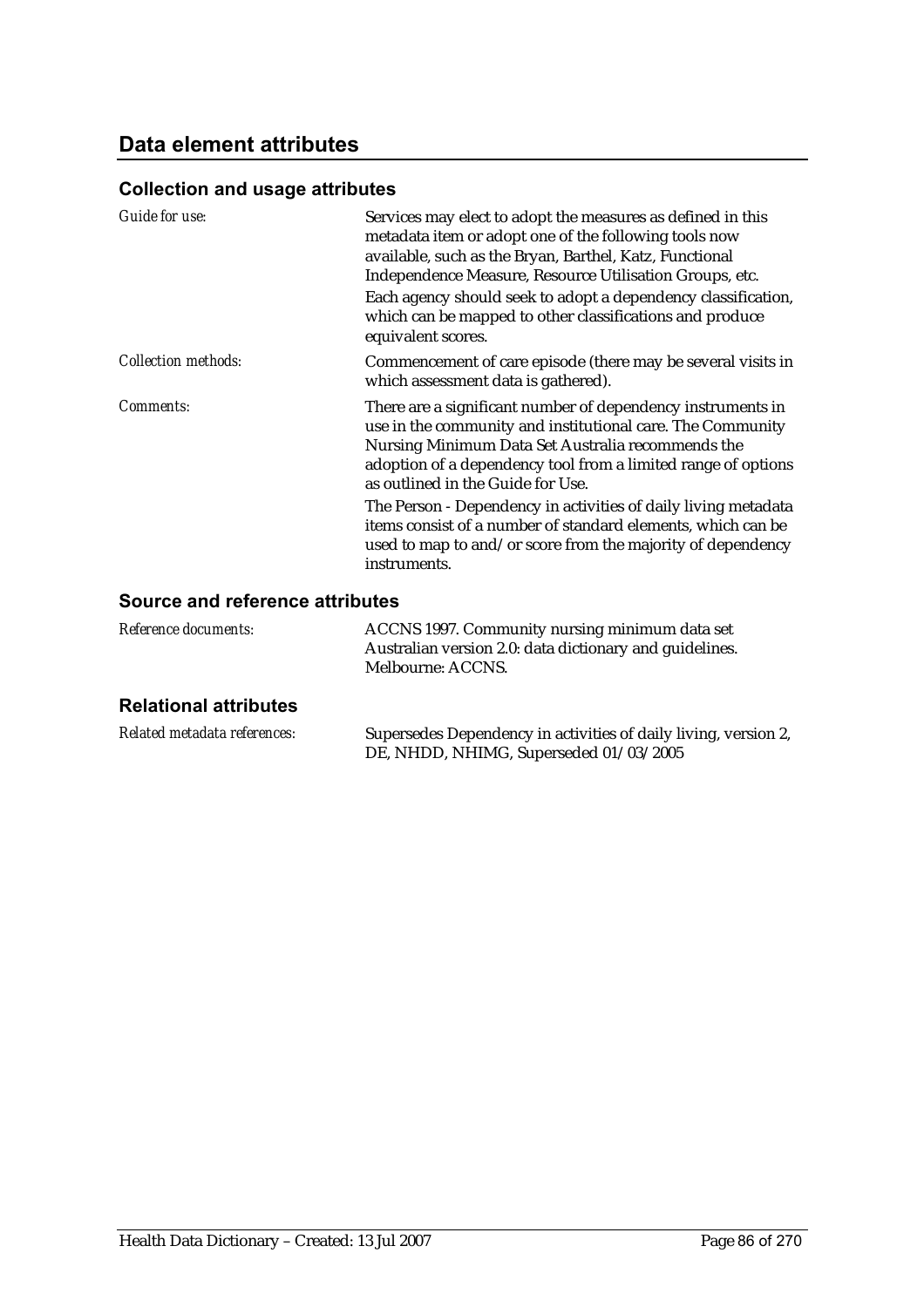## Data element attributes

### Collection and usage attributes

*Guide for use:* Services may elect to adopt the measures as defined in this metadata item or adopt one of the following tools now available, such as the Bryan, Barthel, Katz, Functional Independence Measure, Resource Utilisation Groups, etc.

Each agency should seek to adopt a dependency classification, which can be mapped to other classifications and produce equivalent scores.

*Collection methods:* Commencement of care episode (there may be several visits in which assessment data is gathered).

*Comments:* There are a significant number of dependency instruments in use in the community and institutional care. The Community Nursing Minimum Data Set Australia recommends the adoption of a dependency tool from a limited range of options as outlined in the Guide for Use.

The Person - Dependency in activities of daily living metadata items consist of a number of standard elements, which can be used to map to and/or score from the majority of dependency instruments.

### Source and reference attributes

*Reference documents:* ACCNS 1997. Community nursing minimum data set Australian version 2.0: data dictionary and guidelines. Melbourne: ACCNS.

### Relational attributes

*Related metadata references:* Supersedes Dependency in activities of daily living, version 2, DE, NHDD, NHIMG, Superseded 01/03/2005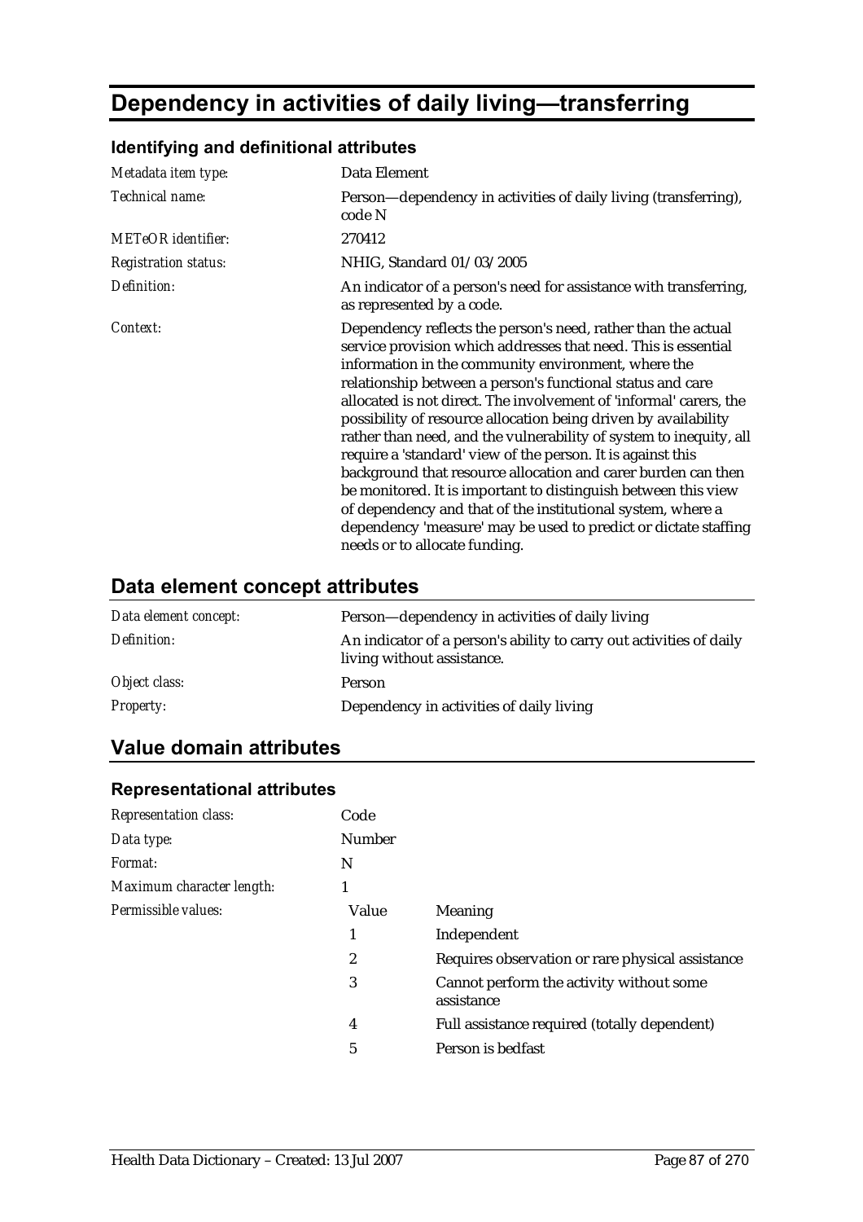# Dependency in activities of daily living—transferring

## Identifying and definitional attributes

| | |
|---|---|
| *Metadata item type:* | Data Element |
| *Technical name:* | Person—dependency in activities of daily living (transferring), code N |
| *METeOR identifier:* | 270412 |
| *Registration status:* | NHIG, Standard 01/03/2005 |
| *Definition:* | An indicator of a person's need for assistance with transferring, as represented by a code. |
| *Context:* | Dependency reflects the person's need, rather than the actual service provision which addresses that need. This is essential information in the community environment, where the relationship between a person's functional status and care allocated is not direct. The involvement of 'informal' carers, the possibility of resource allocation being driven by availability rather than need, and the vulnerability of system to inequity, all require a 'standard' view of the person. It is against this background that resource allocation and carer burden can then be monitored. It is important to distinguish between this view of dependency and that of the institutional system, where a dependency 'measure' may be used to predict or dictate staffing needs or to allocate funding. |

## Data element concept attributes

| | |
|---|---|
| *Data element concept:* | Person—dependency in activities of daily living |
| *Definition:* | An indicator of a person's ability to carry out activities of daily living without assistance. |
| *Object class:* | Person |
| *Property:* | Dependency in activities of daily living |

## Value domain attributes

### Representational attributes

| | | |
|---|---|---|
| *Representation class:* | Code | |
| *Data type:* | Number | |
| *Format:* | N | |
| *Maximum character length:* | 1 | |
| *Permissible values:* | Value | Meaning |
| | 1 | Independent |
| | 2 | Requires observation or rare physical assistance |
| | 3 | Cannot perform the activity without some assistance |
| | 4 | Full assistance required (totally dependent) |
| | 5 | Person is bedfast |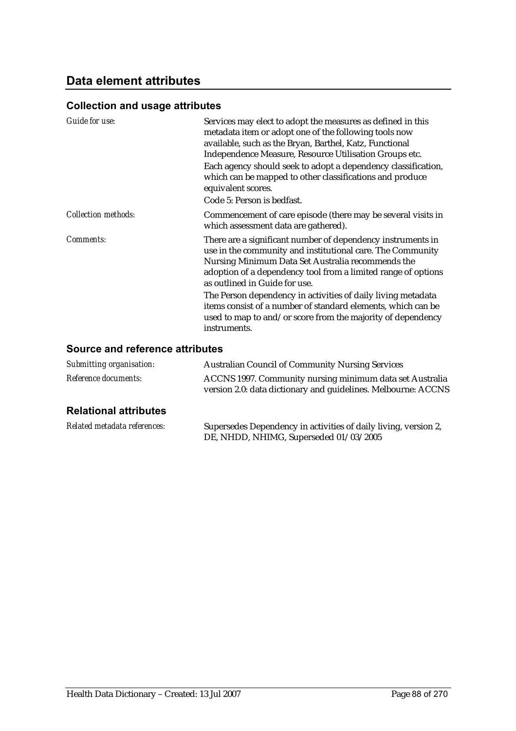## Data element attributes

### Collection and usage attributes

| | |
|---|---|
| *Guide for use:* | Services may elect to adopt the measures as defined in this metadata item or adopt one of the following tools now available, such as the Bryan, Barthel, Katz, Functional Independence Measure, Resource Utilisation Groups etc.<br>Each agency should seek to adopt a dependency classification, which can be mapped to other classifications and produce equivalent scores.<br>Code 5: Person is bedfast. |
| *Collection methods:* | Commencement of care episode (there may be several visits in which assessment data are gathered). |
| *Comments:* | There are a significant number of dependency instruments in use in the community and institutional care. The Community Nursing Minimum Data Set Australia recommends the adoption of a dependency tool from a limited range of options as outlined in Guide for use.<br>The Person dependency in activities of daily living metadata items consist of a number of standard elements, which can be used to map to and/or score from the majority of dependency instruments. |

### Source and reference attributes

| | |
|---|---|
| *Submitting organisation:* | Australian Council of Community Nursing Services |
| *Reference documents:* | ACCNS 1997. Community nursing minimum data set Australia version 2.0: data dictionary and guidelines. Melbourne: ACCNS |

### Relational attributes

| | |
|---|---|
| *Related metadata references:* | Supersedes Dependency in activities of daily living, version 2, DE, NHDD, NHIMG, Superseded 01/03/2005 |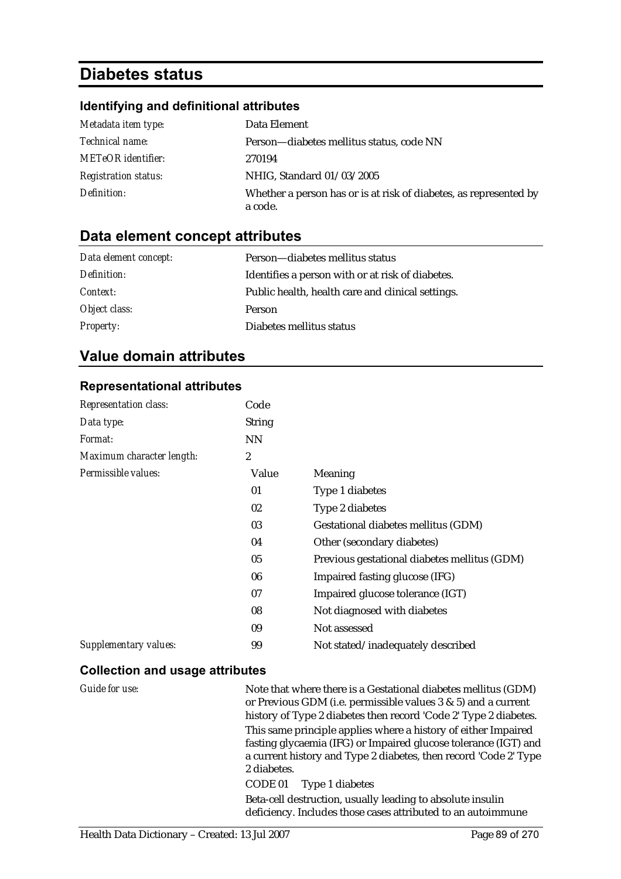# Diabetes status

### Identifying and definitional attributes

| | |
|---|---|
| *Metadata item type:* | Data Element |
| *Technical name:* | Person—diabetes mellitus status, code NN |
| *METeOR identifier:* | 270194 |
| *Registration status:* | NHIG, Standard 01/03/2005 |
| *Definition:* | Whether a person has or is at risk of diabetes, as represented by a code. |

## Data element concept attributes

| | |
|---|---|
| *Data element concept:* | Person—diabetes mellitus status |
| *Definition:* | Identifies a person with or at risk of diabetes. |
| *Context:* | Public health, health care and clinical settings. |
| *Object class:* | Person |
| *Property:* | Diabetes mellitus status |

## Value domain attributes

### Representational attributes

| | | |
|---|---|---|
| *Representation class:* | Code | |
| *Data type:* | String | |
| *Format:* | NN | |
| *Maximum character length:* | 2 | |
| *Permissible values:* | Value | Meaning |
| | 01 | Type 1 diabetes |
| | 02 | Type 2 diabetes |
| | 03 | Gestational diabetes mellitus (GDM) |
| | 04 | Other (secondary diabetes) |
| | 05 | Previous gestational diabetes mellitus (GDM) |
| | 06 | Impaired fasting glucose (IFG) |
| | 07 | Impaired glucose tolerance (IGT) |
| | 08 | Not diagnosed with diabetes |
| | 09 | Not assessed |
| *Supplementary values:* | 99 | Not stated/inadequately described |

### Collection and usage attributes

*Guide for use:*

Note that where there is a Gestational diabetes mellitus (GDM) or Previous GDM (i.e. permissible values 3 & 5) and a current history of Type 2 diabetes then record 'Code 2' Type 2 diabetes.

This same principle applies where a history of either Impaired fasting glycaemia (IFG) or Impaired glucose tolerance (IGT) and a current history and Type 2 diabetes, then record 'Code 2' Type 2 diabetes.

CODE 01 Type 1 diabetes

Beta-cell destruction, usually leading to absolute insulin deficiency. Includes those cases attributed to an autoimmune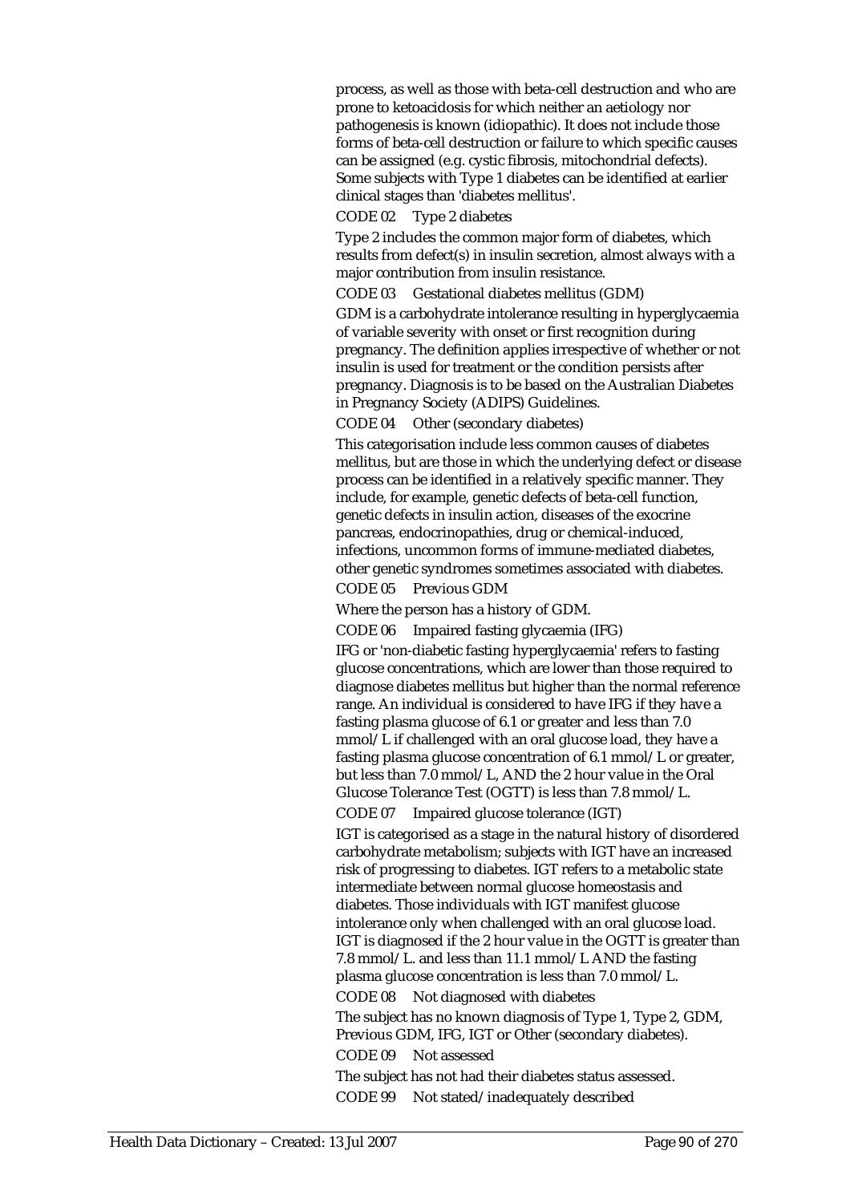process, as well as those with beta-cell destruction and who are prone to ketoacidosis for which neither an aetiology nor pathogenesis is known (idiopathic). It does not include those forms of beta-cell destruction or failure to which specific causes can be assigned (e.g. cystic fibrosis, mitochondrial defects). Some subjects with Type 1 diabetes can be identified at earlier clinical stages than 'diabetes mellitus'.

CODE 02 Type 2 diabetes

Type 2 includes the common major form of diabetes, which results from defect(s) in insulin secretion, almost always with a major contribution from insulin resistance.

CODE 03 Gestational diabetes mellitus (GDM)

GDM is a carbohydrate intolerance resulting in hyperglycaemia of variable severity with onset or first recognition during pregnancy. The definition applies irrespective of whether or not insulin is used for treatment or the condition persists after pregnancy. Diagnosis is to be based on the Australian Diabetes in Pregnancy Society (ADIPS) Guidelines.

CODE 04 Other (secondary diabetes)

This categorisation include less common causes of diabetes mellitus, but are those in which the underlying defect or disease process can be identified in a relatively specific manner. They include, for example, genetic defects of beta-cell function, genetic defects in insulin action, diseases of the exocrine pancreas, endocrinopathies, drug or chemical-induced, infections, uncommon forms of immune-mediated diabetes, other genetic syndromes sometimes associated with diabetes.

CODE 05 Previous GDM

Where the person has a history of GDM.

CODE 06 Impaired fasting glycaemia (IFG)

IFG or 'non-diabetic fasting hyperglycaemia' refers to fasting glucose concentrations, which are lower than those required to diagnose diabetes mellitus but higher than the normal reference range. An individual is considered to have IFG if they have a fasting plasma glucose of 6.1 or greater and less than 7.0 mmol/L if challenged with an oral glucose load, they have a fasting plasma glucose concentration of 6.1 mmol/L or greater, but less than 7.0 mmol/L, AND the 2 hour value in the Oral Glucose Tolerance Test (OGTT) is less than 7.8 mmol/L.

CODE 07 Impaired glucose tolerance (IGT)

IGT is categorised as a stage in the natural history of disordered carbohydrate metabolism; subjects with IGT have an increased risk of progressing to diabetes. IGT refers to a metabolic state intermediate between normal glucose homeostasis and diabetes. Those individuals with IGT manifest glucose intolerance only when challenged with an oral glucose load. IGT is diagnosed if the 2 hour value in the OGTT is greater than 7.8 mmol/L. and less than 11.1 mmol/L AND the fasting plasma glucose concentration is less than 7.0 mmol/L.

CODE 08 Not diagnosed with diabetes

The subject has no known diagnosis of Type 1, Type 2, GDM, Previous GDM, IFG, IGT or Other (secondary diabetes).

CODE 09 Not assessed

The subject has not had their diabetes status assessed.

CODE 99 Not stated/inadequately described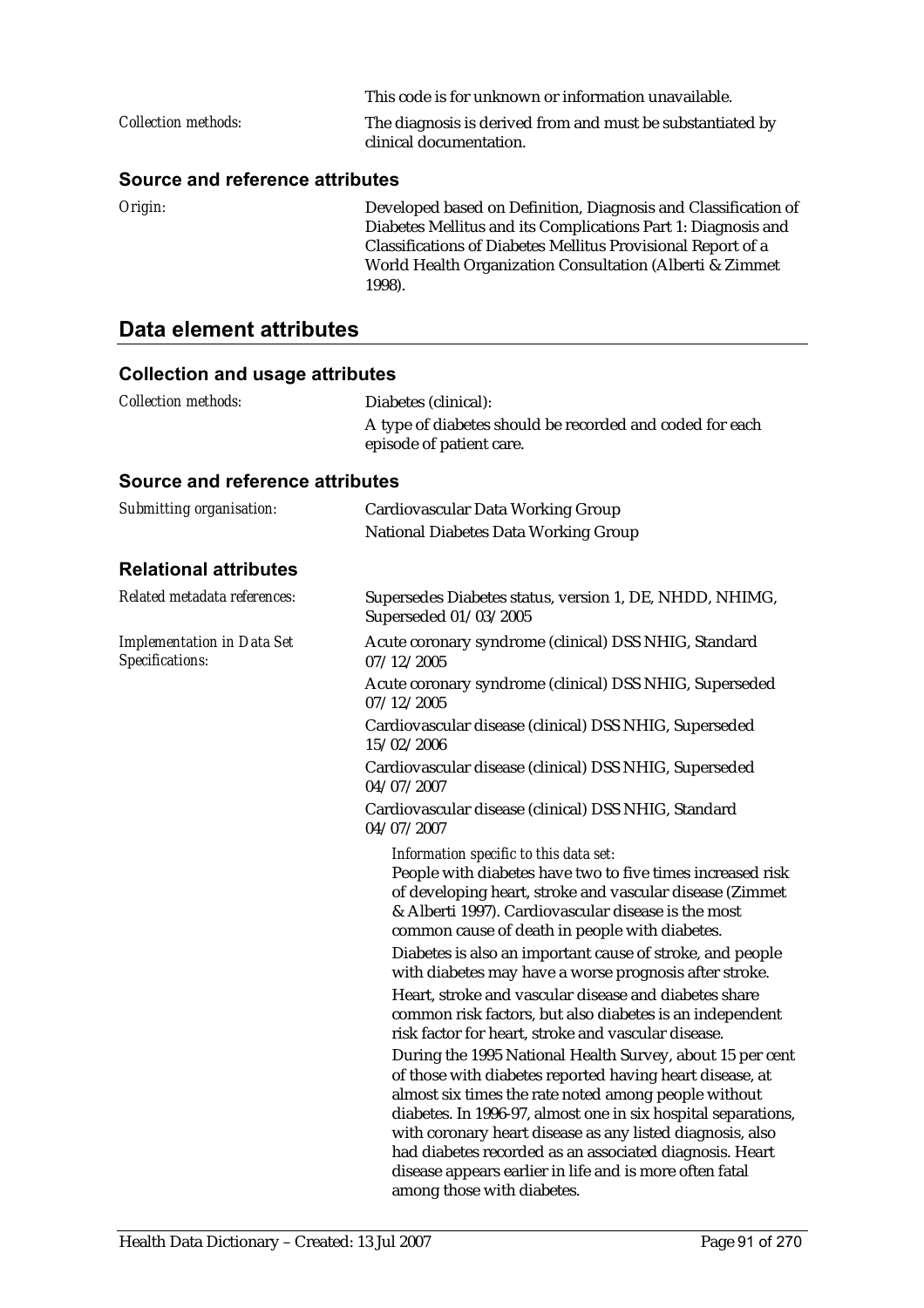This code is for unknown or information unavailable.

*Collection methods:* The diagnosis is derived from and must be substantiated by clinical documentation.

### Source and reference attributes

*Origin:* Developed based on Definition, Diagnosis and Classification of Diabetes Mellitus and its Complications Part 1: Diagnosis and Classifications of Diabetes Mellitus Provisional Report of a World Health Organization Consultation (Alberti & Zimmet 1998).

## Data element attributes

### Collection and usage attributes

*Collection methods:* Diabetes (clinical):

A type of diabetes should be recorded and coded for each episode of patient care.

### Source and reference attributes

*Submitting organisation:* Cardiovascular Data Working Group

National Diabetes Data Working Group

### Relational attributes

*Related metadata references:* Supersedes Diabetes status, version 1, DE, NHDD, NHIMG, Superseded 01/03/2005

*Implementation in Data Set Specifications:* Acute coronary syndrome (clinical) DSS NHIG, Standard 07/12/2005

Acute coronary syndrome (clinical) DSS NHIG, Superseded 07/12/2005

Cardiovascular disease (clinical) DSS NHIG, Superseded 15/02/2006

Cardiovascular disease (clinical) DSS NHIG, Superseded 04/07/2007

Cardiovascular disease (clinical) DSS NHIG, Standard 04/07/2007

*Information specific to this data set:*

People with diabetes have two to five times increased risk of developing heart, stroke and vascular disease (Zimmet & Alberti 1997). Cardiovascular disease is the most common cause of death in people with diabetes.

Diabetes is also an important cause of stroke, and people with diabetes may have a worse prognosis after stroke.

Heart, stroke and vascular disease and diabetes share common risk factors, but also diabetes is an independent risk factor for heart, stroke and vascular disease.

During the 1995 National Health Survey, about 15 per cent of those with diabetes reported having heart disease, at almost six times the rate noted among people without diabetes. In 1996-97, almost one in six hospital separations, with coronary heart disease as any listed diagnosis, also had diabetes recorded as an associated diagnosis. Heart disease appears earlier in life and is more often fatal among those with diabetes.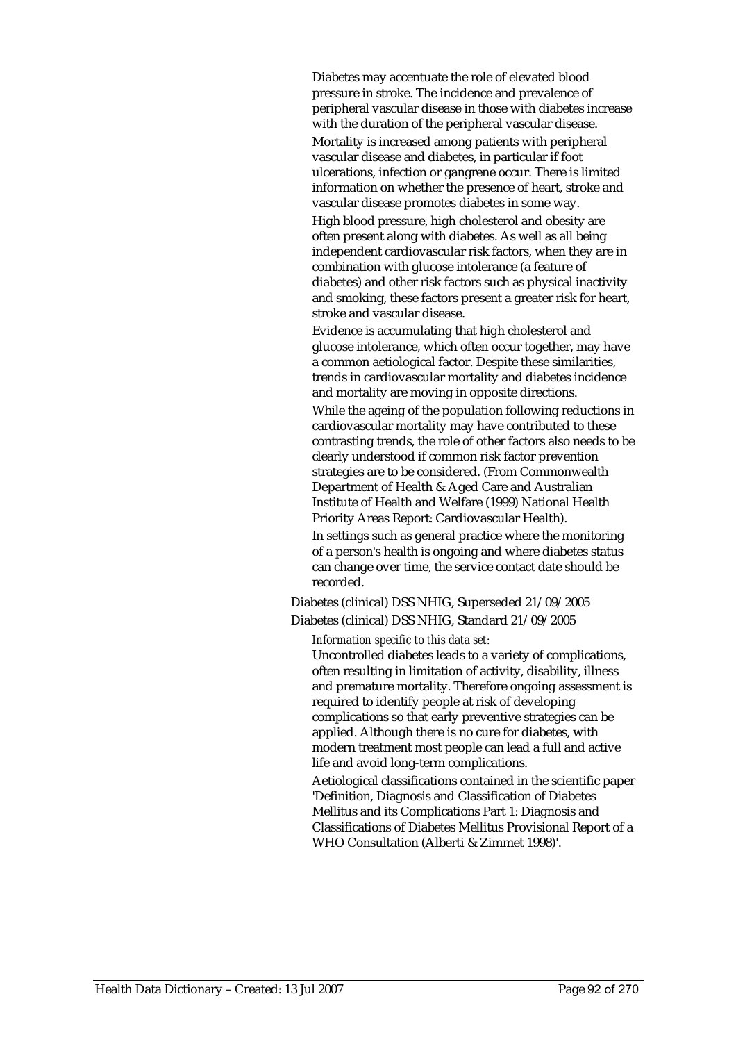Diabetes may accentuate the role of elevated blood pressure in stroke. The incidence and prevalence of peripheral vascular disease in those with diabetes increase with the duration of the peripheral vascular disease.

Mortality is increased among patients with peripheral vascular disease and diabetes, in particular if foot ulcerations, infection or gangrene occur. There is limited information on whether the presence of heart, stroke and vascular disease promotes diabetes in some way.

High blood pressure, high cholesterol and obesity are often present along with diabetes. As well as all being independent cardiovascular risk factors, when they are in combination with glucose intolerance (a feature of diabetes) and other risk factors such as physical inactivity and smoking, these factors present a greater risk for heart, stroke and vascular disease.

Evidence is accumulating that high cholesterol and glucose intolerance, which often occur together, may have a common aetiological factor. Despite these similarities, trends in cardiovascular mortality and diabetes incidence and mortality are moving in opposite directions.

While the ageing of the population following reductions in cardiovascular mortality may have contributed to these contrasting trends, the role of other factors also needs to be clearly understood if common risk factor prevention strategies are to be considered. (From Commonwealth Department of Health & Aged Care and Australian Institute of Health and Welfare (1999) National Health Priority Areas Report: Cardiovascular Health).

In settings such as general practice where the monitoring of a person's health is ongoing and where diabetes status can change over time, the service contact date should be recorded.

Diabetes (clinical) DSS NHIG, Superseded 21/09/2005

Diabetes (clinical) DSS NHIG, Standard 21/09/2005

*Information specific to this data set:*

Uncontrolled diabetes leads to a variety of complications, often resulting in limitation of activity, disability, illness and premature mortality. Therefore ongoing assessment is required to identify people at risk of developing complications so that early preventive strategies can be applied. Although there is no cure for diabetes, with modern treatment most people can lead a full and active life and avoid long-term complications.

Aetiological classifications contained in the scientific paper 'Definition, Diagnosis and Classification of Diabetes Mellitus and its Complications Part 1: Diagnosis and Classifications of Diabetes Mellitus Provisional Report of a WHO Consultation (Alberti & Zimmet 1998)'.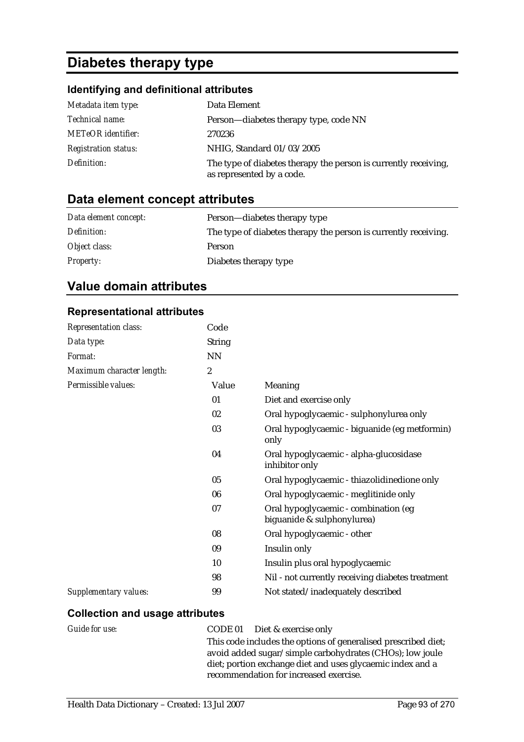# Diabetes therapy type

## Identifying and definitional attributes

| | |
|---|---|
| *Metadata item type:* | Data Element |
| *Technical name:* | Person—diabetes therapy type, code NN |
| *METeOR identifier:* | 270236 |
| *Registration status:* | NHIG, Standard 01/03/2005 |
| *Definition:* | The type of diabetes therapy the person is currently receiving, as represented by a code. |

## Data element concept attributes

| | |
|---|---|
| *Data element concept:* | Person—diabetes therapy type |
| *Definition:* | The type of diabetes therapy the person is currently receiving. |
| *Object class:* | Person |
| *Property:* | Diabetes therapy type |

## Value domain attributes

### Representational attributes

| | | |
|---|---|---|
| *Representation class:* | Code | |
| *Data type:* | String | |
| *Format:* | NN | |
| *Maximum character length:* | 2 | |
| *Permissible values:* | Value | Meaning |
| | 01 | Diet and exercise only |
| | 02 | Oral hypoglycaemic - sulphonylurea only |
| | 03 | Oral hypoglycaemic - biguanide (eg metformin) only |
| | 04 | Oral hypoglycaemic - alpha-glucosidase inhibitor only |
| | 05 | Oral hypoglycaemic - thiazolidinedione only |
| | 06 | Oral hypoglycaemic - meglitinide only |
| | 07 | Oral hypoglycaemic - combination (eg biguanide & sulphonylurea) |
| | 08 | Oral hypoglycaemic - other |
| | 09 | Insulin only |
| | 10 | Insulin plus oral hypoglycaemic |
| | 98 | Nil - not currently receiving diabetes treatment |
| *Supplementary values:* | 99 | Not stated/inadequately described |

### Collection and usage attributes

*Guide for use:*

CODE 01 Diet & exercise only

This code includes the options of generalised prescribed diet; avoid added sugar/simple carbohydrates (CHOs); low joule diet; portion exchange diet and uses glycaemic index and a recommendation for increased exercise.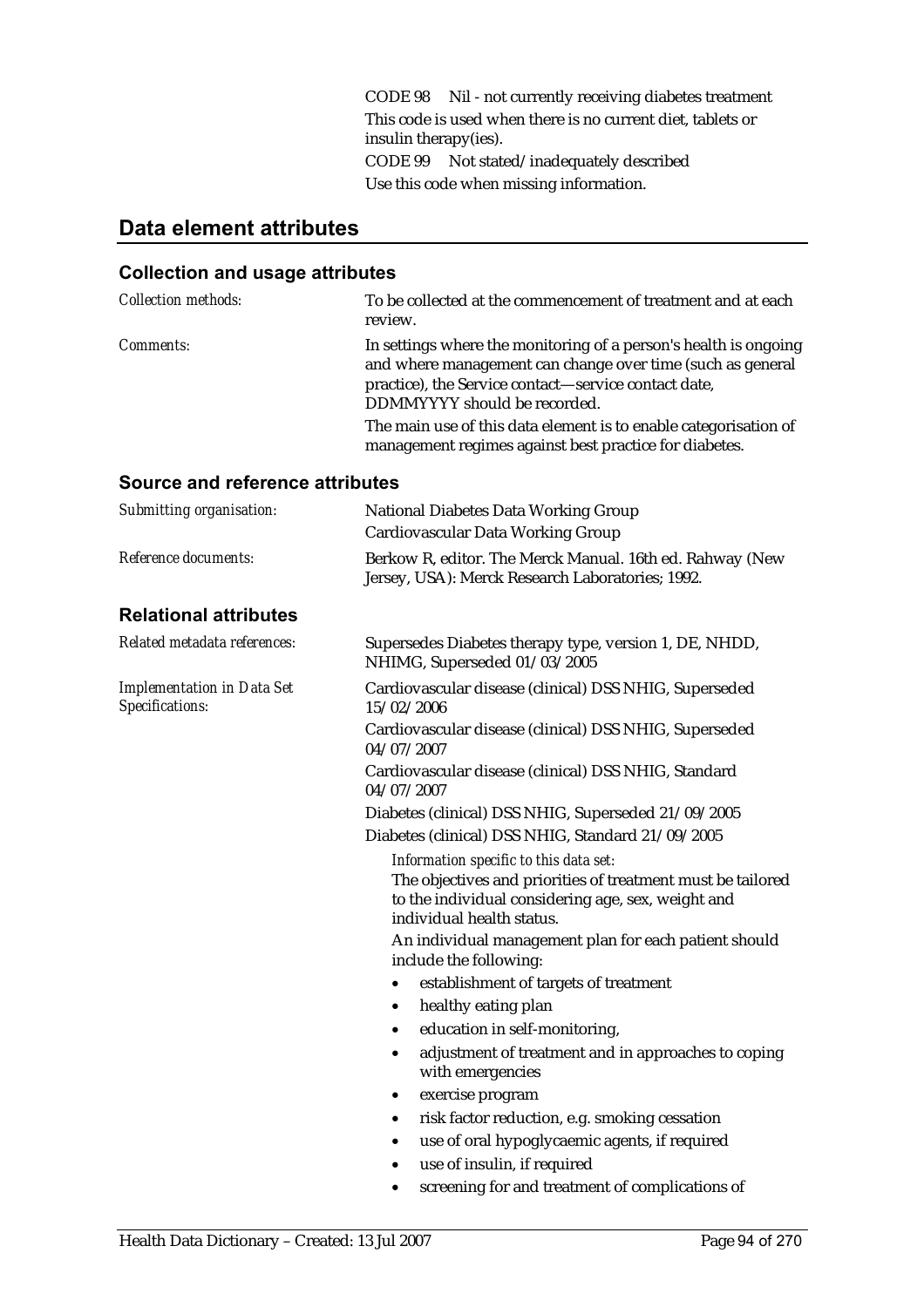CODE 98 Nil - not currently receiving diabetes treatment

This code is used when there is no current diet, tablets or insulin therapy(ies).

CODE 99 Not stated/inadequately described

Use this code when missing information.

## Data element attributes

### Collection and usage attributes

*Collection methods:* To be collected at the commencement of treatment and at each review.

*Comments:* In settings where the monitoring of a person's health is ongoing and where management can change over time (such as general practice), the Service contact—service contact date, DDMMYYYY should be recorded.

The main use of this data element is to enable categorisation of management regimes against best practice for diabetes.

### Source and reference attributes

*Submitting organisation:* National Diabetes Data Working Group

Cardiovascular Data Working Group

*Reference documents:* Berkow R, editor. The Merck Manual. 16th ed. Rahway (New Jersey, USA): Merck Research Laboratories; 1992.

### Relational attributes

*Related metadata references:* Supersedes Diabetes therapy type, version 1, DE, NHDD, NHIMG, Superseded 01/03/2005

*Implementation in Data Set Specifications:* Cardiovascular disease (clinical) DSS NHIG, Superseded 15/02/2006

Cardiovascular disease (clinical) DSS NHIG, Superseded 04/07/2007

Cardiovascular disease (clinical) DSS NHIG, Standard 04/07/2007

Diabetes (clinical) DSS NHIG, Superseded 21/09/2005

Diabetes (clinical) DSS NHIG, Standard 21/09/2005

*Information specific to this data set:*

The objectives and priorities of treatment must be tailored to the individual considering age, sex, weight and individual health status.

An individual management plan for each patient should include the following:

- establishment of targets of treatment
- healthy eating plan
- education in self-monitoring,
- adjustment of treatment and in approaches to coping with emergencies
- exercise program
- risk factor reduction, e.g. smoking cessation
- use of oral hypoglycaemic agents, if required
- use of insulin, if required
- screening for and treatment of complications of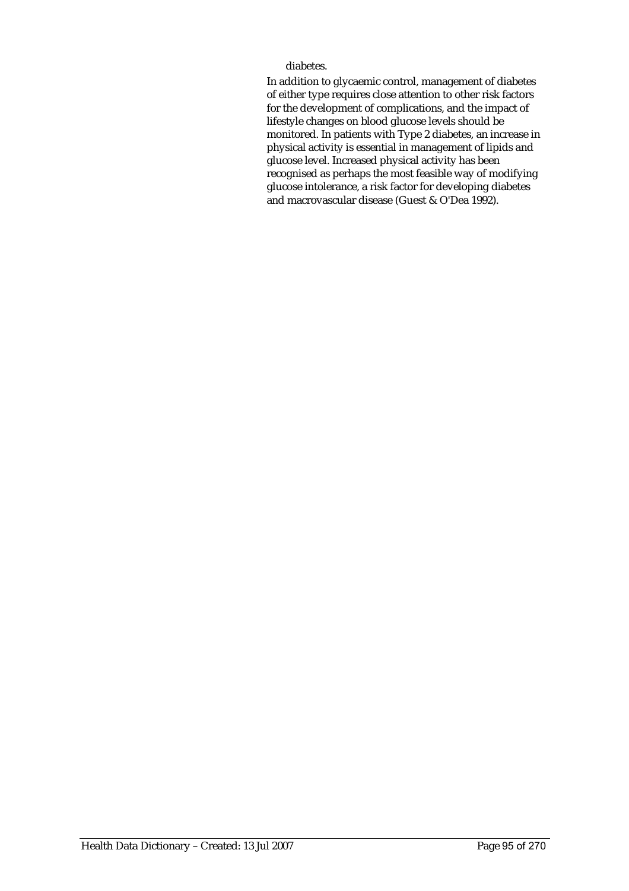diabetes.

In addition to glycaemic control, management of diabetes of either type requires close attention to other risk factors for the development of complications, and the impact of lifestyle changes on blood glucose levels should be monitored. In patients with Type 2 diabetes, an increase in physical activity is essential in management of lipids and glucose level. Increased physical activity has been recognised as perhaps the most feasible way of modifying glucose intolerance, a risk factor for developing diabetes and macrovascular disease (Guest & O'Dea 1992).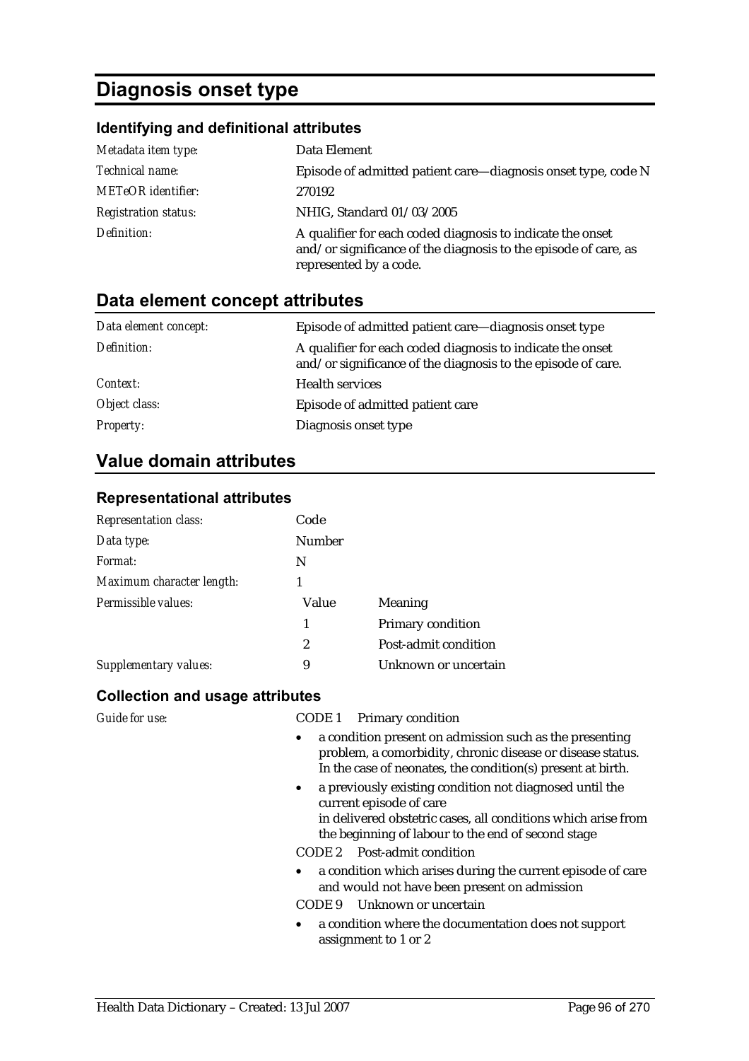# Diagnosis onset type

### Identifying and definitional attributes

| | |
|---|---|
| *Metadata item type:* | Data Element |
| *Technical name:* | Episode of admitted patient care—diagnosis onset type, code N |
| *METeOR identifier:* | 270192 |
| *Registration status:* | NHIG, Standard 01/03/2005 |
| *Definition:* | A qualifier for each coded diagnosis to indicate the onset and/or significance of the diagnosis to the episode of care, as represented by a code. |

## Data element concept attributes

| | |
|---|---|
| *Data element concept:* | Episode of admitted patient care—diagnosis onset type |
| *Definition:* | A qualifier for each coded diagnosis to indicate the onset and/or significance of the diagnosis to the episode of care. |
| *Context:* | Health services |
| *Object class:* | Episode of admitted patient care |
| *Property:* | Diagnosis onset type |

## Value domain attributes

### Representational attributes

| | | |
|---|---|---|
| *Representation class:* | Code | |
| *Data type:* | Number | |
| *Format:* | N | |
| *Maximum character length:* | 1 | |
| *Permissible values:* | **Value** | **Meaning** |
| | 1 | Primary condition |
| | 2 | Post-admit condition |
| *Supplementary values:* | 9 | Unknown or uncertain |

### Collection and usage attributes

*Guide for use:*

CODE 1 Primary condition

- a condition present on admission such as the presenting problem, a comorbidity, chronic disease or disease status. In the case of neonates, the condition(s) present at birth.
- a previously existing condition not diagnosed until the current episode of care
  in delivered obstetric cases, all conditions which arise from the beginning of labour to the end of second stage

CODE 2 Post-admit condition

- a condition which arises during the current episode of care and would not have been present on admission

CODE 9 Unknown or uncertain

- a condition where the documentation does not support assignment to 1 or 2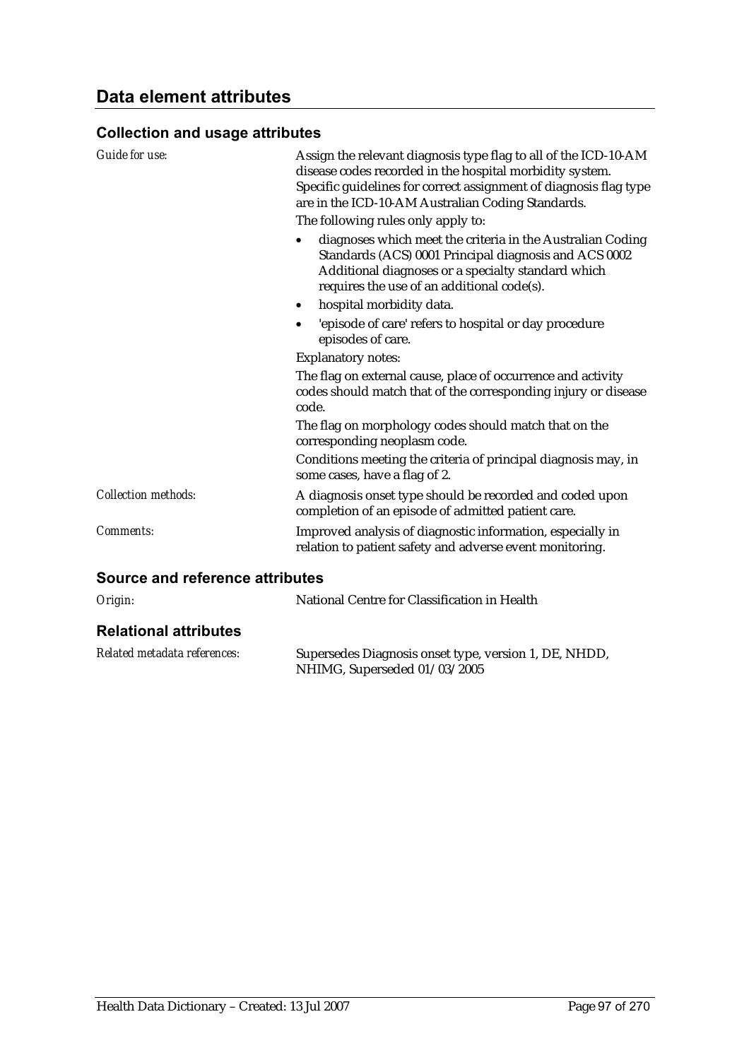## Data element attributes

### Collection and usage attributes

*Guide for use:*

Assign the relevant diagnosis type flag to all of the ICD-10-AM disease codes recorded in the hospital morbidity system. Specific guidelines for correct assignment of diagnosis flag type are in the ICD-10-AM Australian Coding Standards.

The following rules only apply to:

- diagnoses which meet the criteria in the Australian Coding Standards (ACS) 0001 Principal diagnosis and ACS 0002 Additional diagnoses or a specialty standard which requires the use of an additional code(s).
- hospital morbidity data.
- 'episode of care' refers to hospital or day procedure episodes of care.

Explanatory notes:

The flag on external cause, place of occurrence and activity codes should match that of the corresponding injury or disease code.

The flag on morphology codes should match that on the corresponding neoplasm code.

Conditions meeting the criteria of principal diagnosis may, in some cases, have a flag of 2.

*Collection methods:*

A diagnosis onset type should be recorded and coded upon completion of an episode of admitted patient care.

*Comments:*

Improved analysis of diagnostic information, especially in relation to patient safety and adverse event monitoring.

### Source and reference attributes

*Origin:*

National Centre for Classification in Health

### Relational attributes

*Related metadata references:*

Supersedes Diagnosis onset type, version 1, DE, NHDD, NHIMG, Superseded 01/03/2005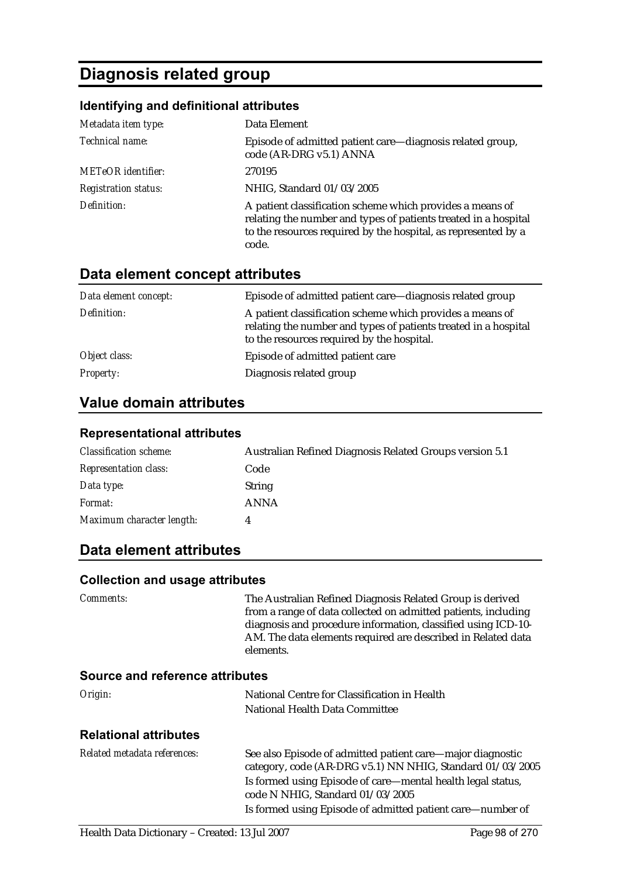# Diagnosis related group

### Identifying and definitional attributes

| | |
|---|---|
| *Metadata item type:* | Data Element |
| *Technical name:* | Episode of admitted patient care—diagnosis related group, code (AR-DRG v5.1) ANNA |
| *METeOR identifier:* | 270195 |
| *Registration status:* | NHIG, Standard 01/03/2005 |
| *Definition:* | A patient classification scheme which provides a means of relating the number and types of patients treated in a hospital to the resources required by the hospital, as represented by a code. |

## Data element concept attributes

| | |
|---|---|
| *Data element concept:* | Episode of admitted patient care—diagnosis related group |
| *Definition:* | A patient classification scheme which provides a means of relating the number and types of patients treated in a hospital to the resources required by the hospital. |
| *Object class:* | Episode of admitted patient care |
| *Property:* | Diagnosis related group |

## Value domain attributes

### Representational attributes

| | |
|---|---|
| *Classification scheme:* | Australian Refined Diagnosis Related Groups version 5.1 |
| *Representation class:* | Code |
| *Data type:* | String |
| *Format:* | ANNA |
| *Maximum character length:* | 4 |

## Data element attributes

### Collection and usage attributes

| | |
|---|---|
| *Comments:* | The Australian Refined Diagnosis Related Group is derived from a range of data collected on admitted patients, including diagnosis and procedure information, classified using ICD-10-AM. The data elements required are described in Related data elements. |

### Source and reference attributes

| | |
|---|---|
| *Origin:* | National Centre for Classification in Health<br>National Health Data Committee |

### Relational attributes

| | |
|---|---|
| *Related metadata references:* | See also Episode of admitted patient care—major diagnostic category, code (AR-DRG v5.1) NN NHIG, Standard 01/03/2005<br>Is formed using Episode of care—mental health legal status, code N NHIG, Standard 01/03/2005<br>Is formed using Episode of admitted patient care—number of |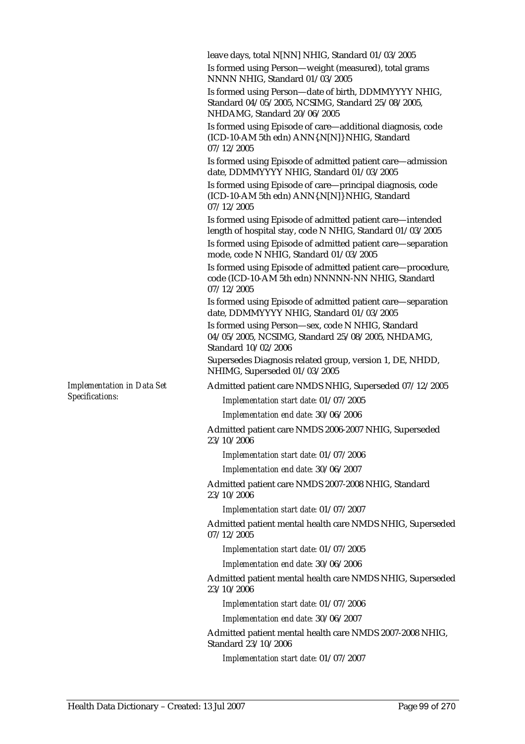leave days, total N[NN] NHIG, Standard 01/03/2005

Is formed using Person—weight (measured), total grams NNNN NHIG, Standard 01/03/2005

Is formed using Person—date of birth, DDMMYYYY NHIG, Standard 04/05/2005, NCSIMG, Standard 25/08/2005, NHDAMG, Standard 20/06/2005

Is formed using Episode of care—additional diagnosis, code (ICD-10-AM 5th edn) ANN{.N[N]} NHIG, Standard 07/12/2005

Is formed using Episode of admitted patient care—admission date, DDMMYYYY NHIG, Standard 01/03/2005

Is formed using Episode of care—principal diagnosis, code (ICD-10-AM 5th edn) ANN{.N[N]} NHIG, Standard 07/12/2005

Is formed using Episode of admitted patient care—intended length of hospital stay, code N NHIG, Standard 01/03/2005

Is formed using Episode of admitted patient care—separation mode, code N NHIG, Standard 01/03/2005

Is formed using Episode of admitted patient care—procedure, code (ICD-10-AM 5th edn) NNNNN-NN NHIG, Standard 07/12/2005

Is formed using Episode of admitted patient care—separation date, DDMMYYYY NHIG, Standard 01/03/2005

Is formed using Person—sex, code N NHIG, Standard 04/05/2005, NCSIMG, Standard 25/08/2005, NHDAMG, Standard 10/02/2006

Supersedes Diagnosis related group, version 1, DE, NHDD, NHIMG, Superseded 01/03/2005

*Implementation in Data Set Specifications:*

Admitted patient care NMDS NHIG, Superseded 07/12/2005

*Implementation start date:* 01/07/2005

*Implementation end date:* 30/06/2006

Admitted patient care NMDS 2006-2007 NHIG, Superseded 23/10/2006

*Implementation start date:* 01/07/2006

*Implementation end date:* 30/06/2007

Admitted patient care NMDS 2007-2008 NHIG, Standard 23/10/2006

*Implementation start date:* 01/07/2007

Admitted patient mental health care NMDS NHIG, Superseded 07/12/2005

*Implementation start date:* 01/07/2005

*Implementation end date:* 30/06/2006

Admitted patient mental health care NMDS NHIG, Superseded 23/10/2006

*Implementation start date:* 01/07/2006

*Implementation end date:* 30/06/2007

Admitted patient mental health care NMDS 2007-2008 NHIG, Standard 23/10/2006

*Implementation start date:* 01/07/2007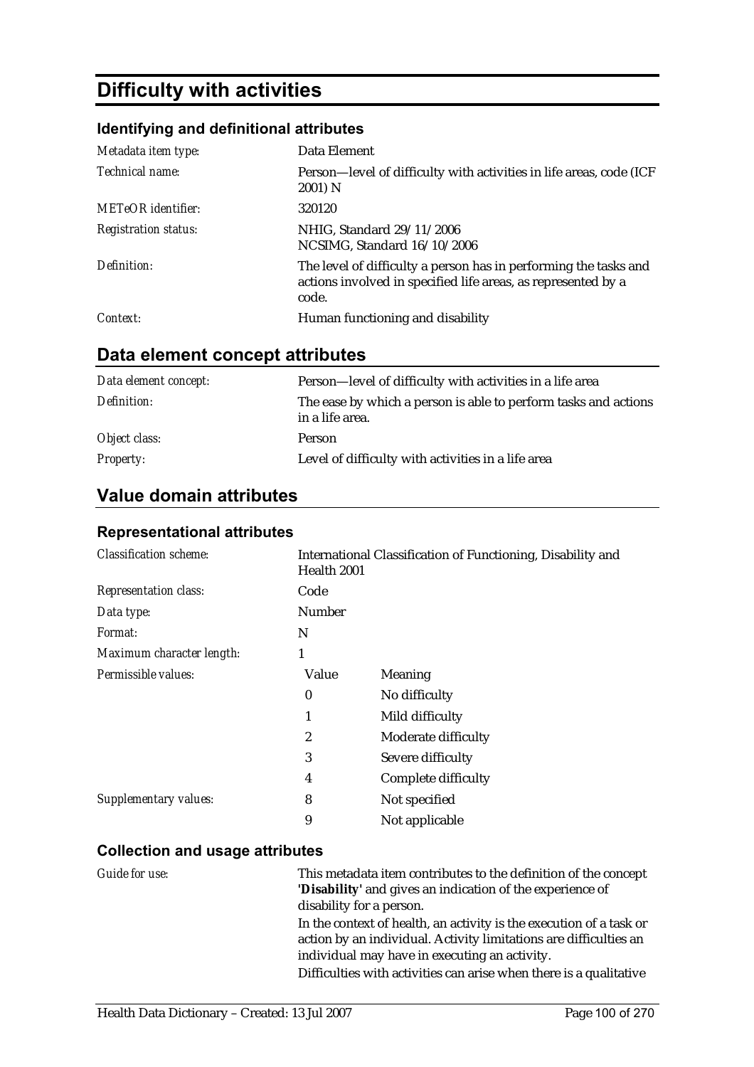# Difficulty with activities

## Identifying and definitional attributes

| | |
|---|---|
| *Metadata item type:* | Data Element |
| *Technical name:* | Person—level of difficulty with activities in life areas, code (ICF 2001) N |
| *METeOR identifier:* | 320120 |
| *Registration status:* | NHIG, Standard 29/11/2006<br>NCSIMG, Standard 16/10/2006 |
| *Definition:* | The level of difficulty a person has in performing the tasks and actions involved in specified life areas, as represented by a code. |
| *Context:* | Human functioning and disability |

## Data element concept attributes

| | |
|---|---|
| *Data element concept:* | Person—level of difficulty with activities in a life area |
| *Definition:* | The ease by which a person is able to perform tasks and actions in a life area. |
| *Object class:* | Person |
| *Property:* | Level of difficulty with activities in a life area |

## Value domain attributes

### Representational attributes

| | | |
|---|---|---|
| *Classification scheme:* | International Classification of Functioning, Disability and Health 2001 | |
| *Representation class:* | Code | |
| *Data type:* | Number | |
| *Format:* | N | |
| *Maximum character length:* | 1 | |
| *Permissible values:* | Value | Meaning |
| | 0 | No difficulty |
| | 1 | Mild difficulty |
| | 2 | Moderate difficulty |
| | 3 | Severe difficulty |
| | 4 | Complete difficulty |
| *Supplementary values:* | 8 | Not specified |
| | 9 | Not applicable |

### Collection and usage attributes

*Guide for use:*

This metadata item contributes to the definition of the concept **'Disability'** and gives an indication of the experience of disability for a person.

In the context of health, an activity is the execution of a task or action by an individual. Activity limitations are difficulties an individual may have in executing an activity.

Difficulties with activities can arise when there is a qualitative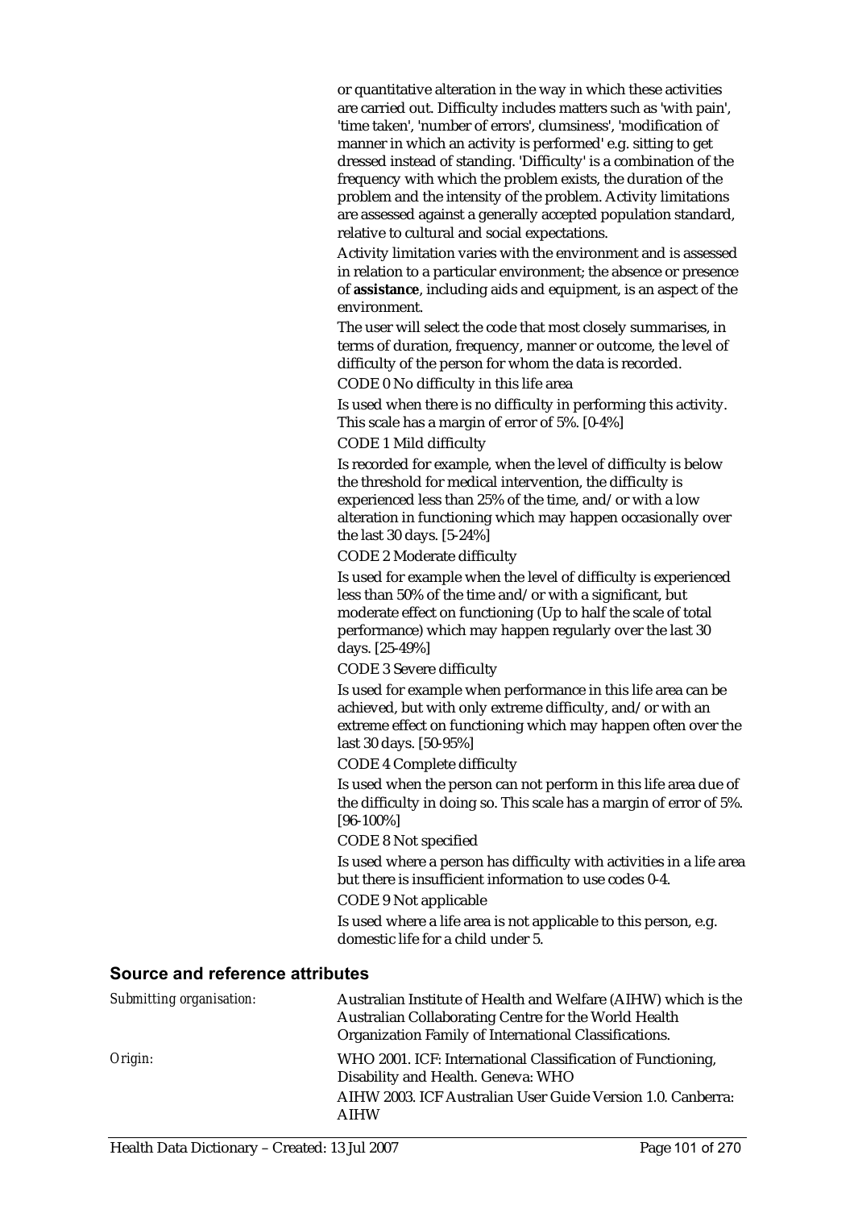or quantitative alteration in the way in which these activities are carried out. Difficulty includes matters such as 'with pain', 'time taken', 'number of errors', clumsiness', 'modification of manner in which an activity is performed' e.g. sitting to get dressed instead of standing. 'Difficulty' is a combination of the frequency with which the problem exists, the duration of the problem and the intensity of the problem. Activity limitations are assessed against a generally accepted population standard, relative to cultural and social expectations.

Activity limitation varies with the environment and is assessed in relation to a particular environment; the absence or presence of **assistance**, including aids and equipment, is an aspect of the environment.

The user will select the code that most closely summarises, in terms of duration, frequency, manner or outcome, the level of difficulty of the person for whom the data is recorded.

CODE 0 No difficulty in this life area

Is used when there is no difficulty in performing this activity. This scale has a margin of error of 5%. [0-4%]

CODE 1 Mild difficulty

Is recorded for example, when the level of difficulty is below the threshold for medical intervention, the difficulty is experienced less than 25% of the time, and/or with a low alteration in functioning which may happen occasionally over the last 30 days. [5-24%]

CODE 2 Moderate difficulty

Is used for example when the level of difficulty is experienced less than 50% of the time and/or with a significant, but moderate effect on functioning (Up to half the scale of total performance) which may happen regularly over the last 30 days. [25-49%]

CODE 3 Severe difficulty

Is used for example when performance in this life area can be achieved, but with only extreme difficulty, and/or with an extreme effect on functioning which may happen often over the last 30 days. [50-95%]

CODE 4 Complete difficulty

Is used when the person can not perform in this life area due of the difficulty in doing so. This scale has a margin of error of 5%. [96-100%]

CODE 8 Not specified

Is used where a person has difficulty with activities in a life area but there is insufficient information to use codes 0-4.

CODE 9 Not applicable

Is used where a life area is not applicable to this person, e.g. domestic life for a child under 5.

## Source and reference attributes

*Submitting organisation:* Australian Institute of Health and Welfare (AIHW) which is the Australian Collaborating Centre for the World Health Organization Family of International Classifications.

*Origin:* WHO 2001. ICF: International Classification of Functioning, Disability and Health. Geneva: WHO

AIHW 2003. ICF Australian User Guide Version 1.0. Canberra: AIHW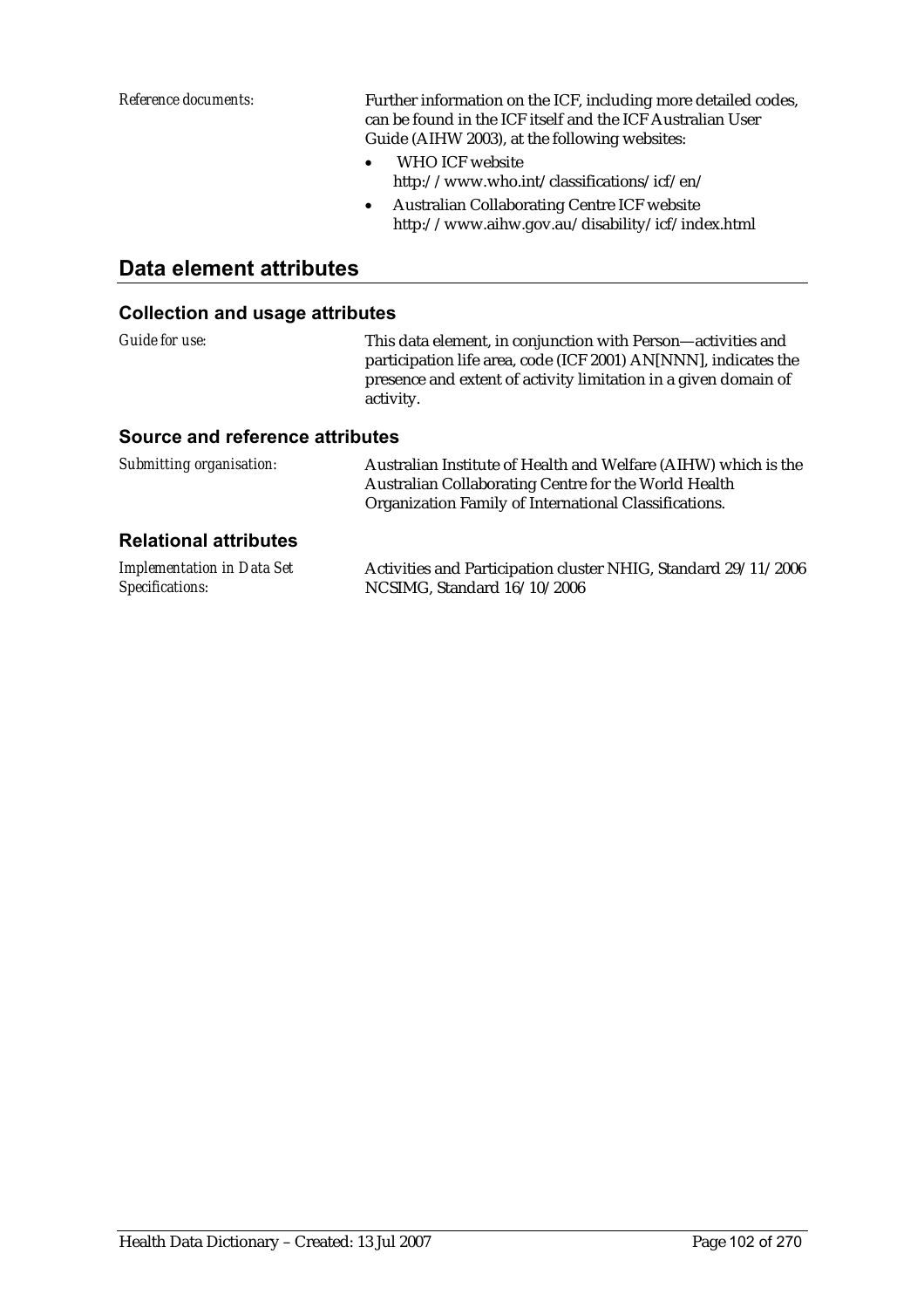*Reference documents:*

Further information on the ICF, including more detailed codes, can be found in the ICF itself and the ICF Australian User Guide (AIHW 2003), at the following websites:

- WHO ICF website http://www.who.int/classifications/icf/en/
- Australian Collaborating Centre ICF website http://www.aihw.gov.au/disability/icf/index.html

## Data element attributes

### Collection and usage attributes

*Guide for use:*

This data element, in conjunction with Person—activities and participation life area, code (ICF 2001) AN[NNN], indicates the presence and extent of activity limitation in a given domain of activity.

### Source and reference attributes

*Submitting organisation:*

Australian Institute of Health and Welfare (AIHW) which is the Australian Collaborating Centre for the World Health Organization Family of International Classifications.

### Relational attributes

*Implementation in Data Set Specifications:*

Activities and Participation cluster NHIG, Standard 29/11/2006
NCSIMG, Standard 16/10/2006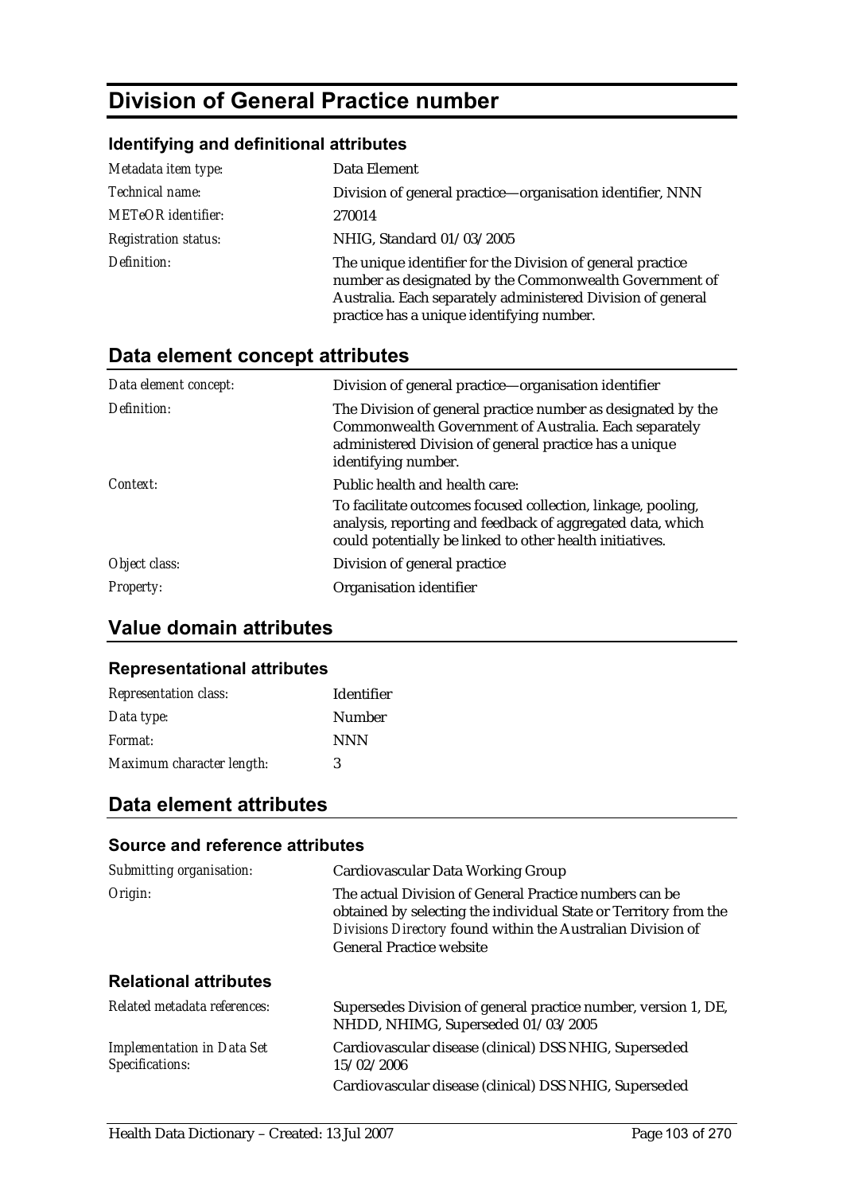# Division of General Practice number

### Identifying and definitional attributes

| | |
|---|---|
| *Metadata item type:* | Data Element |
| *Technical name:* | Division of general practice—organisation identifier, NNN |
| *METeOR identifier:* | 270014 |
| *Registration status:* | NHIG, Standard 01/03/2005 |
| *Definition:* | The unique identifier for the Division of general practice number as designated by the Commonwealth Government of Australia. Each separately administered Division of general practice has a unique identifying number. |

## Data element concept attributes

| | |
|---|---|
| *Data element concept:* | Division of general practice—organisation identifier |
| *Definition:* | The Division of general practice number as designated by the Commonwealth Government of Australia. Each separately administered Division of general practice has a unique identifying number. |
| *Context:* | Public health and health care: To facilitate outcomes focused collection, linkage, pooling, analysis, reporting and feedback of aggregated data, which could potentially be linked to other health initiatives. |
| *Object class:* | Division of general practice |
| *Property:* | Organisation identifier |

## Value domain attributes

### Representational attributes

| | |
|---|---|
| *Representation class:* | Identifier |
| *Data type:* | Number |
| *Format:* | NNN |
| *Maximum character length:* | 3 |

## Data element attributes

### Source and reference attributes

| | |
|---|---|
| *Submitting organisation:* | Cardiovascular Data Working Group |
| *Origin:* | The actual Division of General Practice numbers can be obtained by selecting the individual State or Territory from the *Divisions Directory* found within the Australian Division of General Practice website |

### Relational attributes

| | |
|---|---|
| *Related metadata references:* | Supersedes Division of general practice number, version 1, DE, NHDD, NHIMG, Superseded 01/03/2005 |
| *Implementation in Data Set Specifications:* | Cardiovascular disease (clinical) DSS NHIG, Superseded 15/02/2006<br>Cardiovascular disease (clinical) DSS NHIG, Superseded |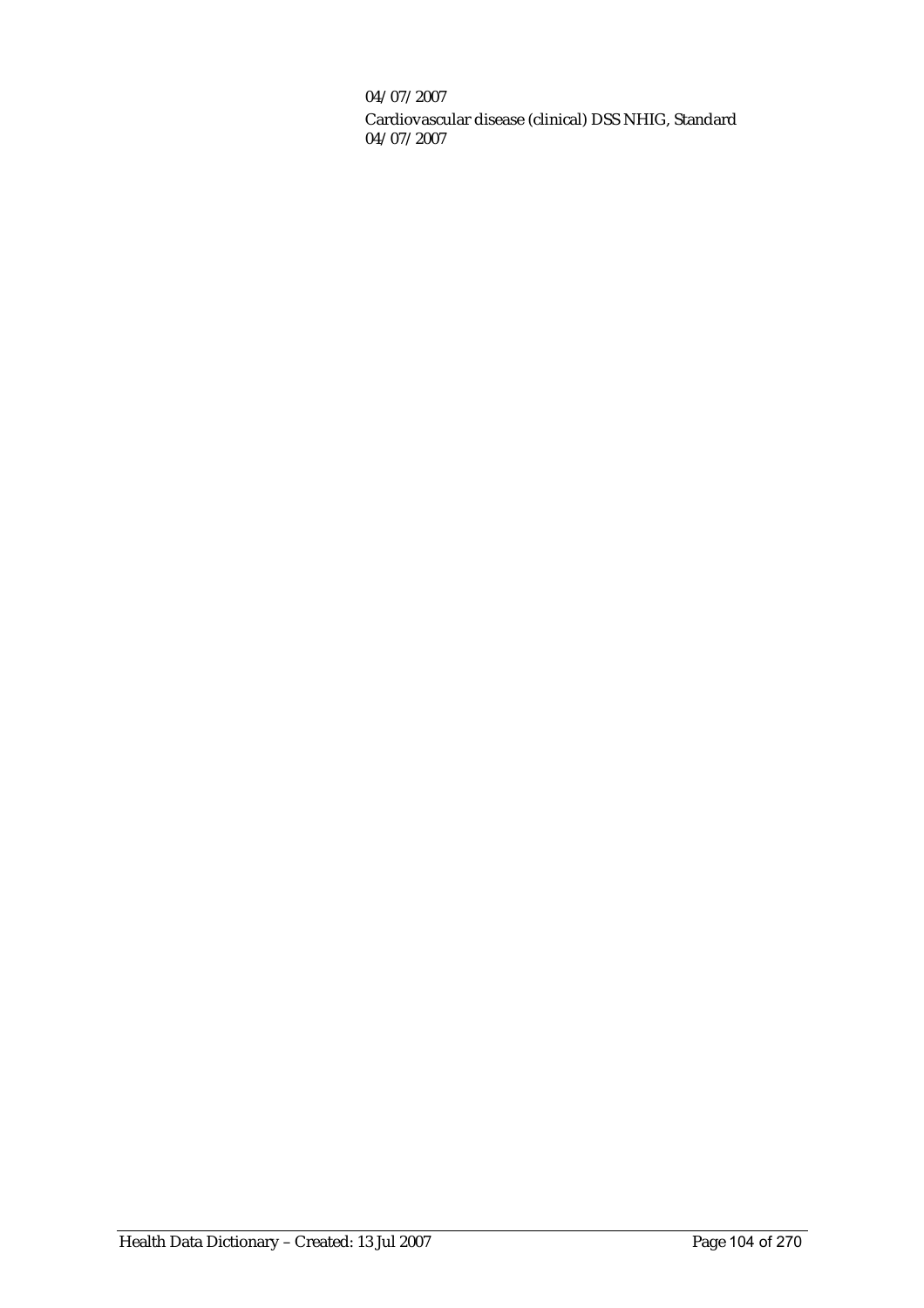04/07/2007

Cardiovascular disease (clinical) DSS NHIG, Standard
04/07/2007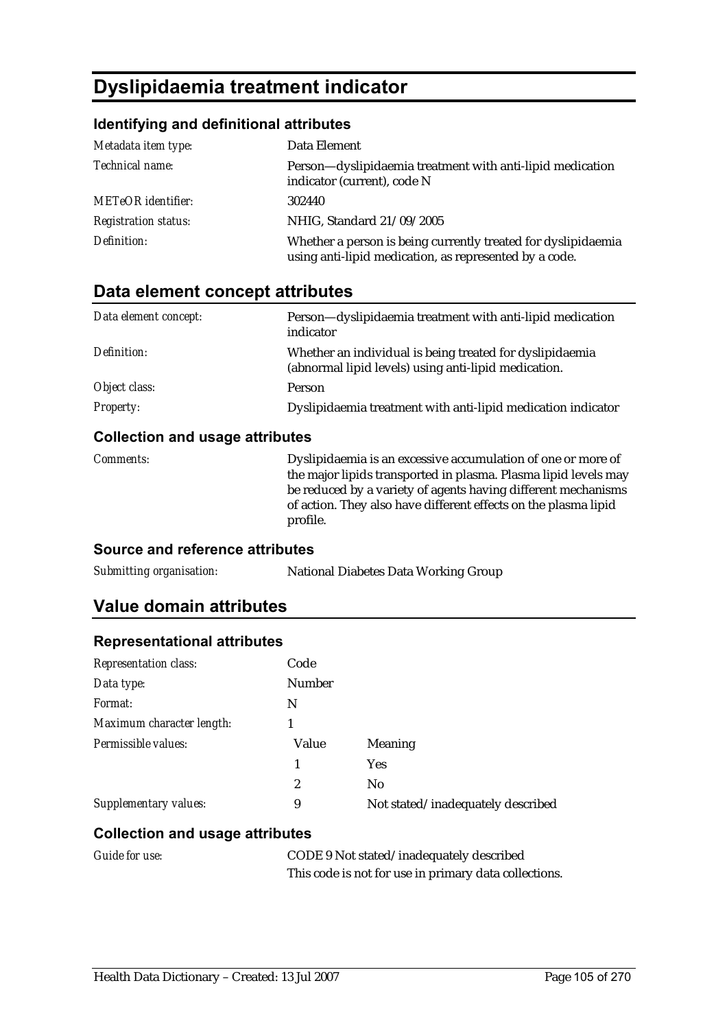# Dyslipidaemia treatment indicator

### Identifying and definitional attributes

| | |
|---|---|
| *Metadata item type:* | Data Element |
| *Technical name:* | Person—dyslipidaemia treatment with anti-lipid medication indicator (current), code N |
| *METeOR identifier:* | 302440 |
| *Registration status:* | NHIG, Standard 21/09/2005 |
| *Definition:* | Whether a person is being currently treated for dyslipidaemia using anti-lipid medication, as represented by a code. |

## Data element concept attributes

| | |
|---|---|
| *Data element concept:* | Person—dyslipidaemia treatment with anti-lipid medication indicator |
| *Definition:* | Whether an individual is being treated for dyslipidaemia (abnormal lipid levels) using anti-lipid medication. |
| *Object class:* | Person |
| *Property:* | Dyslipidaemia treatment with anti-lipid medication indicator |

### Collection and usage attributes

| | |
|---|---|
| *Comments:* | Dyslipidaemia is an excessive accumulation of one or more of the major lipids transported in plasma. Plasma lipid levels may be reduced by a variety of agents having different mechanisms of action. They also have different effects on the plasma lipid profile. |

### Source and reference attributes

| | |
|---|---|
| *Submitting organisation:* | National Diabetes Data Working Group |

## Value domain attributes

### Representational attributes

| | | |
|---|---|---|
| *Representation class:* | Code | |
| *Data type:* | Number | |
| *Format:* | N | |
| *Maximum character length:* | 1 | |
| *Permissible values:* | Value | Meaning |
| | 1 | Yes |
| | 2 | No |
| *Supplementary values:* | 9 | Not stated/inadequately described |

### Collection and usage attributes

| | |
|---|---|
| *Guide for use:* | CODE 9 Not stated/inadequately described<br>This code is not for use in primary data collections. |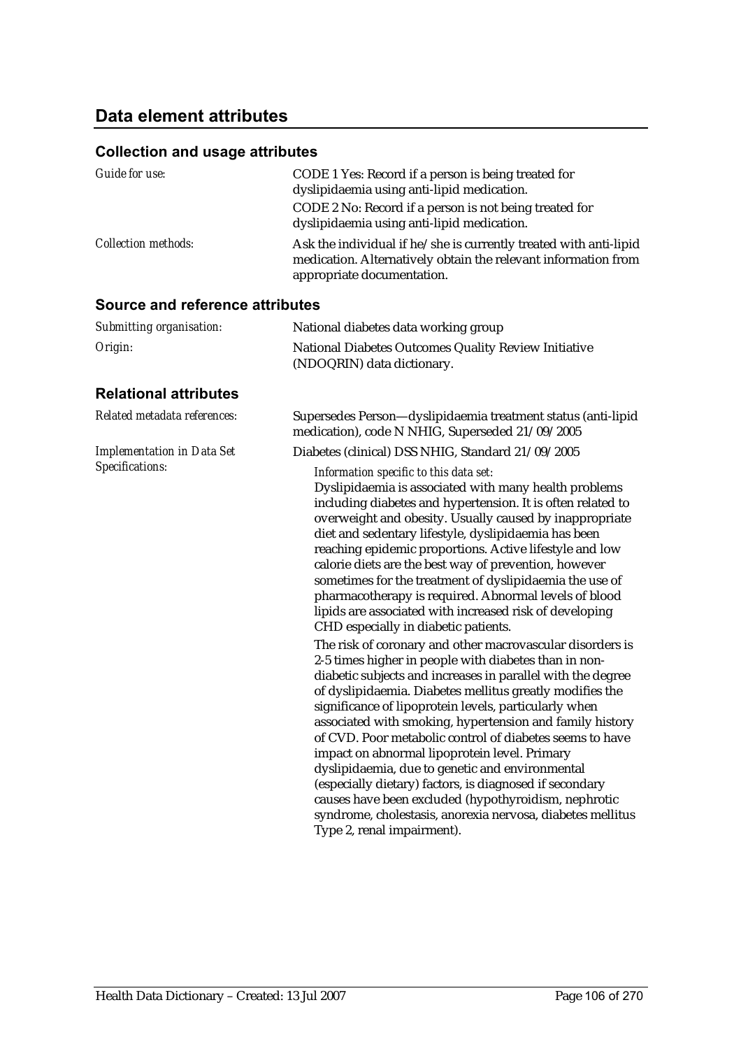## Data element attributes

### Collection and usage attributes

| | |
|---|---|
| *Guide for use:* | CODE 1 Yes: Record if a person is being treated for dyslipidaemia using anti-lipid medication.<br>CODE 2 No: Record if a person is not being treated for dyslipidaemia using anti-lipid medication. |
| *Collection methods:* | Ask the individual if he/she is currently treated with anti-lipid medication. Alternatively obtain the relevant information from appropriate documentation. |

### Source and reference attributes

| | |
|---|---|
| *Submitting organisation:* | National diabetes data working group |
| *Origin:* | National Diabetes Outcomes Quality Review Initiative (NDOQRIN) data dictionary. |

### Relational attributes

| | |
|---|---|
| *Related metadata references:* | Supersedes Person—dyslipidaemia treatment status (anti-lipid medication), code N NHIG, Superseded 21/09/2005 |
| *Implementation in Data Set Specifications:* | Diabetes (clinical) DSS NHIG, Standard 21/09/2005<br>*Information specific to this data set:*<br>Dyslipidaemia is associated with many health problems including diabetes and hypertension. It is often related to overweight and obesity. Usually caused by inappropriate diet and sedentary lifestyle, dyslipidaemia has been reaching epidemic proportions. Active lifestyle and low calorie diets are the best way of prevention, however sometimes for the treatment of dyslipidaemia the use of pharmacotherapy is required. Abnormal levels of blood lipids are associated with increased risk of developing CHD especially in diabetic patients.<br>The risk of coronary and other macrovascular disorders is 2-5 times higher in people with diabetes than in non-diabetic subjects and increases in parallel with the degree of dyslipidaemia. Diabetes mellitus greatly modifies the significance of lipoprotein levels, particularly when associated with smoking, hypertension and family history of CVD. Poor metabolic control of diabetes seems to have impact on abnormal lipoprotein level. Primary dyslipidaemia, due to genetic and environmental (especially dietary) factors, is diagnosed if secondary causes have been excluded (hypothyroidism, nephrotic syndrome, cholestasis, anorexia nervosa, diabetes mellitus Type 2, renal impairment). |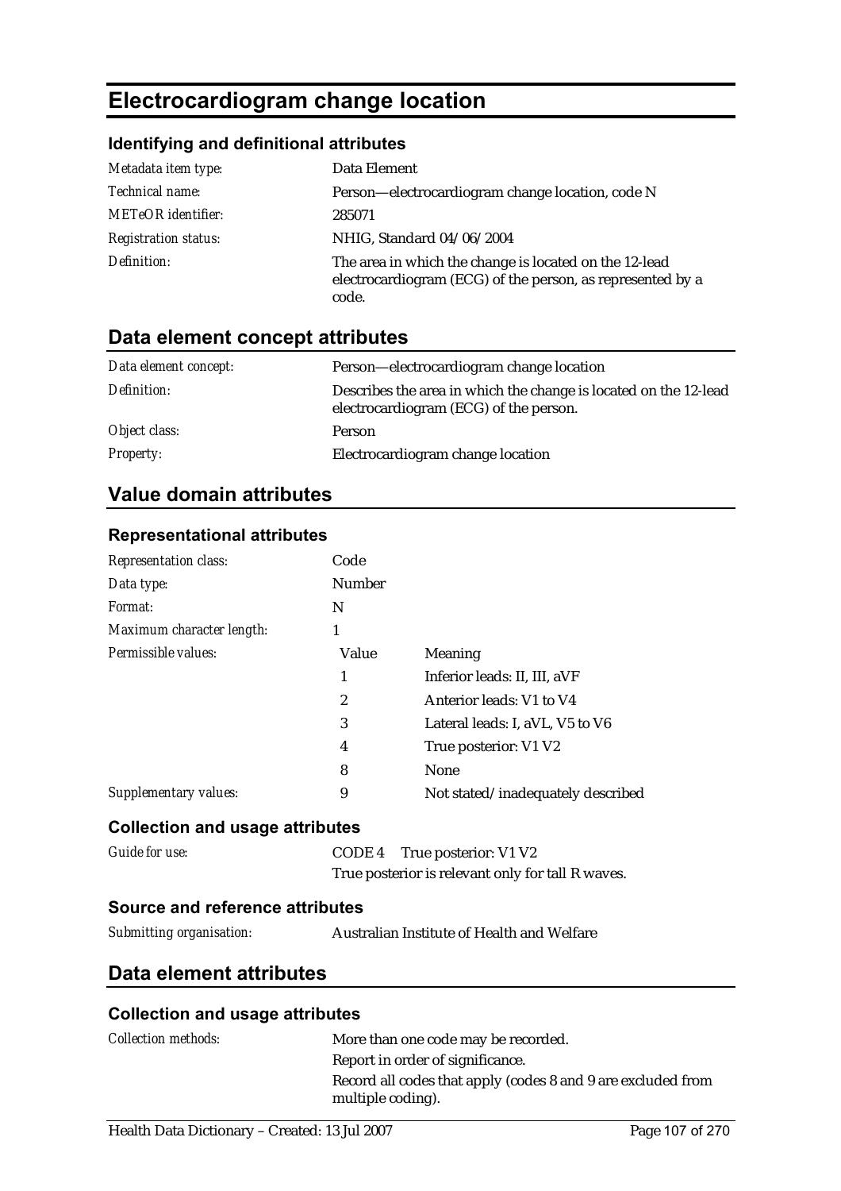# Electrocardiogram change location

### Identifying and definitional attributes

| | |
|---|---|
| *Metadata item type:* | Data Element |
| *Technical name:* | Person—electrocardiogram change location, code N |
| *METeOR identifier:* | 285071 |
| *Registration status:* | NHIG, Standard 04/06/2004 |
| *Definition:* | The area in which the change is located on the 12-lead electrocardiogram (ECG) of the person, as represented by a code. |

## Data element concept attributes

| | |
|---|---|
| *Data element concept:* | Person—electrocardiogram change location |
| *Definition:* | Describes the area in which the change is located on the 12-lead electrocardiogram (ECG) of the person. |
| *Object class:* | Person |
| *Property:* | Electrocardiogram change location |

## Value domain attributes

### Representational attributes

| | | |
|---|---|---|
| *Representation class:* | Code | |
| *Data type:* | Number | |
| *Format:* | N | |
| *Maximum character length:* | 1 | |
| *Permissible values:* | Value | Meaning |
| | 1 | Inferior leads: II, III, aVF |
| | 2 | Anterior leads: V1 to V4 |
| | 3 | Lateral leads: I, aVL, V5 to V6 |
| | 4 | True posterior: V1 V2 |
| | 8 | None |
| *Supplementary values:* | 9 | Not stated/inadequately described |

### Collection and usage attributes

| | |
|---|---|
| *Guide for use:* | CODE 4 True posterior: V1 V2<br>True posterior is relevant only for tall R waves. |

### Source and reference attributes

| | |
|---|---|
| *Submitting organisation:* | Australian Institute of Health and Welfare |

## Data element attributes

### Collection and usage attributes

| | |
|---|---|
| *Collection methods:* | More than one code may be recorded.<br>Report in order of significance.<br>Record all codes that apply (codes 8 and 9 are excluded from multiple coding). |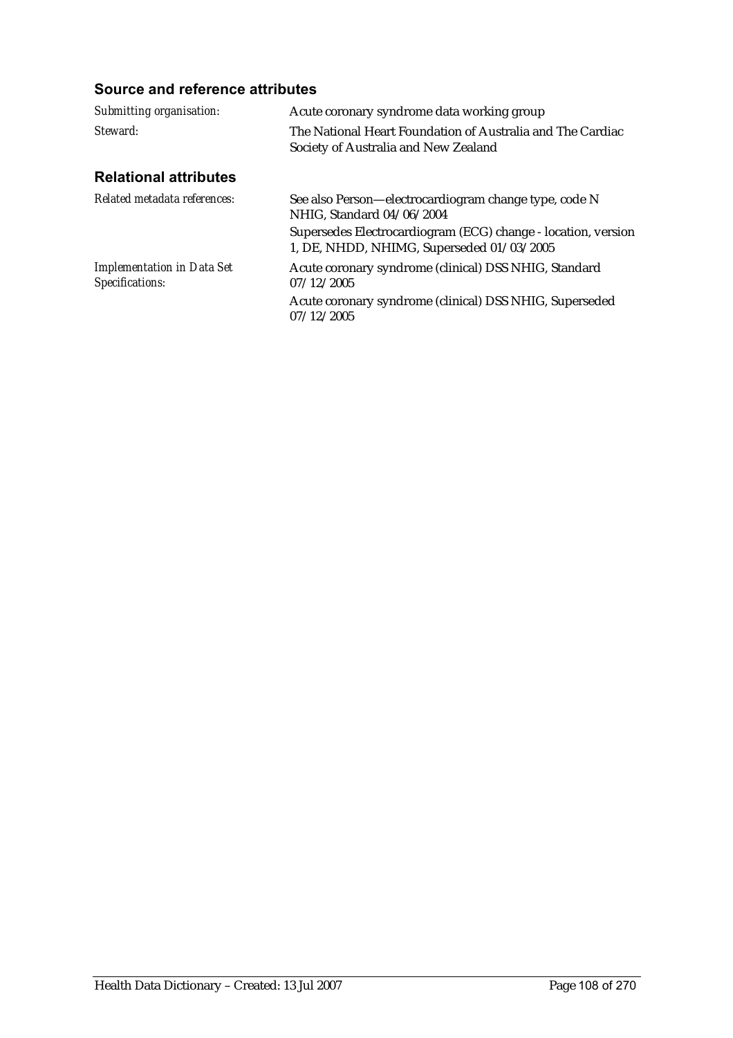### Source and reference attributes

| | |
|---|---|
| *Submitting organisation:* | Acute coronary syndrome data working group |
| *Steward:* | The National Heart Foundation of Australia and The Cardiac Society of Australia and New Zealand |

### Relational attributes

| | |
|---|---|
| *Related metadata references:* | See also Person—electrocardiogram change type, code N NHIG, Standard 04/06/2004<br>Supersedes Electrocardiogram (ECG) change - location, version 1, DE, NHDD, NHIMG, Superseded 01/03/2005 |
| *Implementation in Data Set Specifications:* | Acute coronary syndrome (clinical) DSS NHIG, Standard 07/12/2005<br>Acute coronary syndrome (clinical) DSS NHIG, Superseded 07/12/2005 |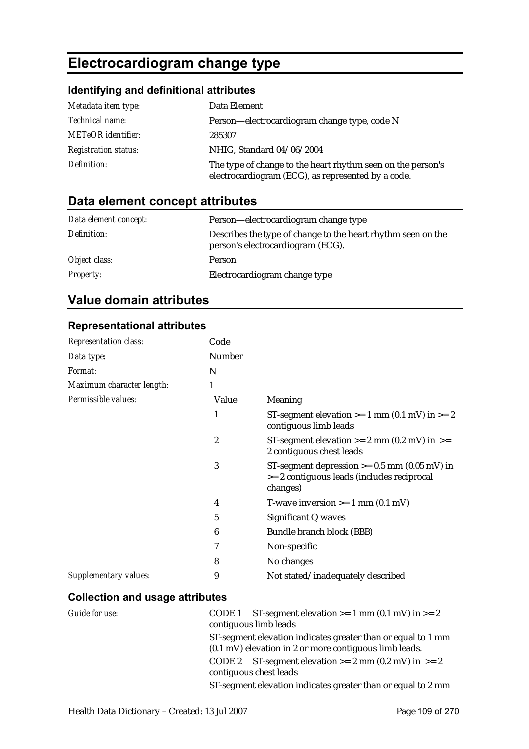# Electrocardiogram change type

## Identifying and definitional attributes

| | |
|---|---|
| *Metadata item type:* | Data Element |
| *Technical name:* | Person—electrocardiogram change type, code N |
| *METeOR identifier:* | 285307 |
| *Registration status:* | NHIG, Standard 04/06/2004 |
| *Definition:* | The type of change to the heart rhythm seen on the person's electrocardiogram (ECG), as represented by a code. |

## Data element concept attributes

| | |
|---|---|
| *Data element concept:* | Person—electrocardiogram change type |
| *Definition:* | Describes the type of change to the heart rhythm seen on the person's electrocardiogram (ECG). |
| *Object class:* | Person |
| *Property:* | Electrocardiogram change type |

## Value domain attributes

### Representational attributes

| | | |
|---|---|---|
| *Representation class:* | Code | |
| *Data type:* | Number | |
| *Format:* | N | |
| *Maximum character length:* | 1 | |
| *Permissible values:* | **Value** | **Meaning** |
| | 1 | ST-segment elevation >= 1 mm (0.1 mV) in >= 2 contiguous limb leads |
| | 2 | ST-segment elevation >= 2 mm (0.2 mV) in >= 2 contiguous chest leads |
| | 3 | ST-segment depression >= 0.5 mm (0.05 mV) in >= 2 contiguous leads (includes reciprocal changes) |
| | 4 | T-wave inversion >= 1 mm (0.1 mV) |
| | 5 | Significant Q waves |
| | 6 | Bundle branch block (BBB) |
| | 7 | Non-specific |
| | 8 | No changes |
| *Supplementary values:* | 9 | Not stated/inadequately described |

### Collection and usage attributes

*Guide for use:*

CODE 1 ST-segment elevation >= 1 mm (0.1 mV) in >= 2 contiguous limb leads

ST-segment elevation indicates greater than or equal to 1 mm (0.1 mV) elevation in 2 or more contiguous limb leads.

CODE 2 ST-segment elevation >= 2 mm (0.2 mV) in >= 2 contiguous chest leads

ST-segment elevation indicates greater than or equal to 2 mm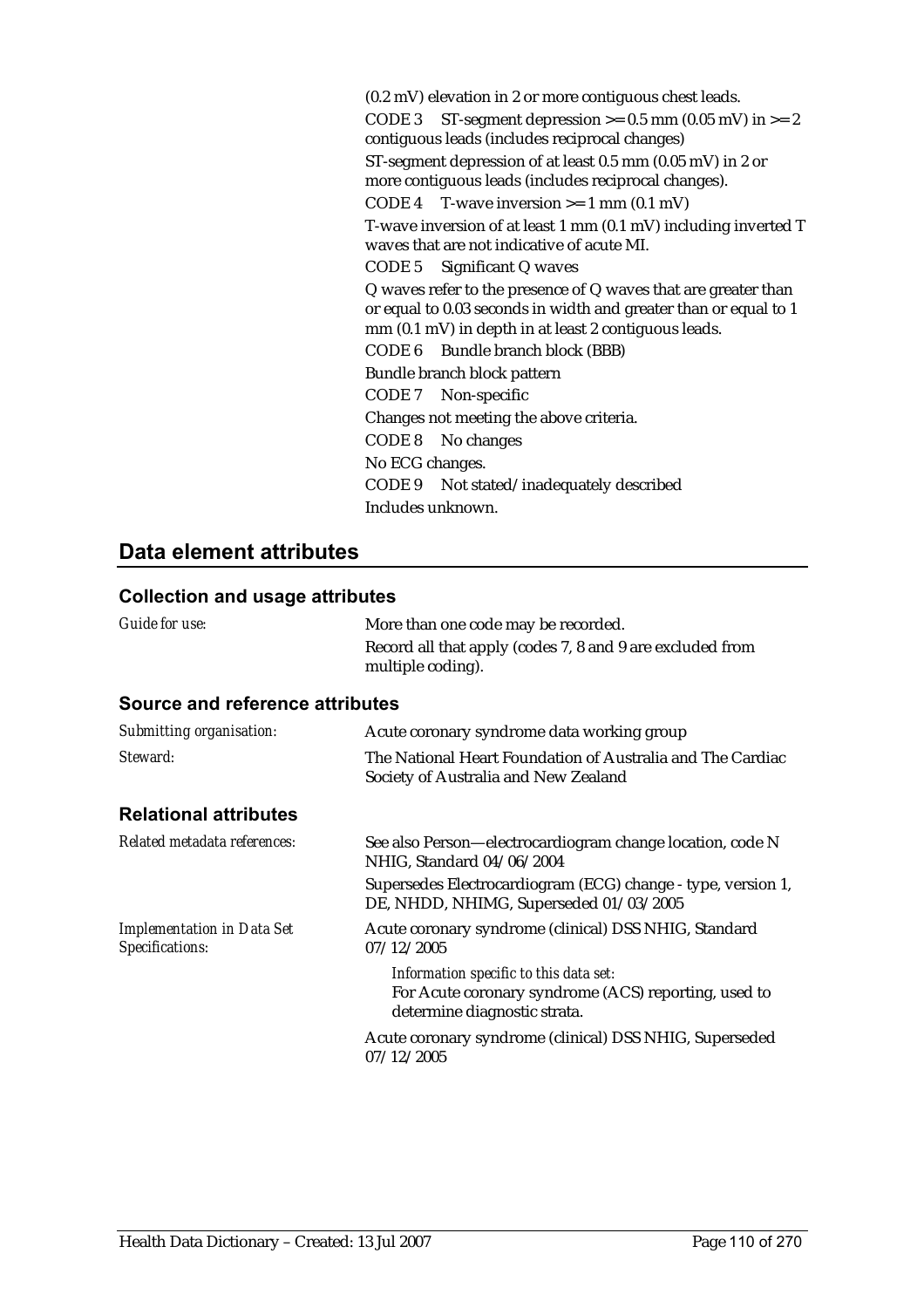(0.2 mV) elevation in 2 or more contiguous chest leads.

CODE 3 ST-segment depression >= 0.5 mm (0.05 mV) in >= 2 contiguous leads (includes reciprocal changes)

ST-segment depression of at least 0.5 mm (0.05 mV) in 2 or more contiguous leads (includes reciprocal changes).

CODE 4 T-wave inversion >= 1 mm (0.1 mV)

T-wave inversion of at least 1 mm (0.1 mV) including inverted T waves that are not indicative of acute MI.

CODE 5 Significant Q waves

Q waves refer to the presence of Q waves that are greater than or equal to 0.03 seconds in width and greater than or equal to 1 mm (0.1 mV) in depth in at least 2 contiguous leads.

CODE 6 Bundle branch block (BBB)

Bundle branch block pattern

CODE 7 Non-specific

Changes not meeting the above criteria.

CODE 8 No changes

No ECG changes.

CODE 9 Not stated/inadequately described

Includes unknown.

## Data element attributes

### Collection and usage attributes

*Guide for use:* More than one code may be recorded.

Record all that apply (codes 7, 8 and 9 are excluded from multiple coding).

### Source and reference attributes

*Submitting organisation:* Acute coronary syndrome data working group

*Steward:* The National Heart Foundation of Australia and The Cardiac Society of Australia and New Zealand

### Relational attributes

*Related metadata references:* See also Person—electrocardiogram change location, code N NHIG, Standard 04/06/2004

Supersedes Electrocardiogram (ECG) change - type, version 1, DE, NHDD, NHIMG, Superseded 01/03/2005

*Implementation in Data Set Specifications:* Acute coronary syndrome (clinical) DSS NHIG, Standard 07/12/2005

*Information specific to this data set:*
For Acute coronary syndrome (ACS) reporting, used to determine diagnostic strata.

Acute coronary syndrome (clinical) DSS NHIG, Superseded 07/12/2005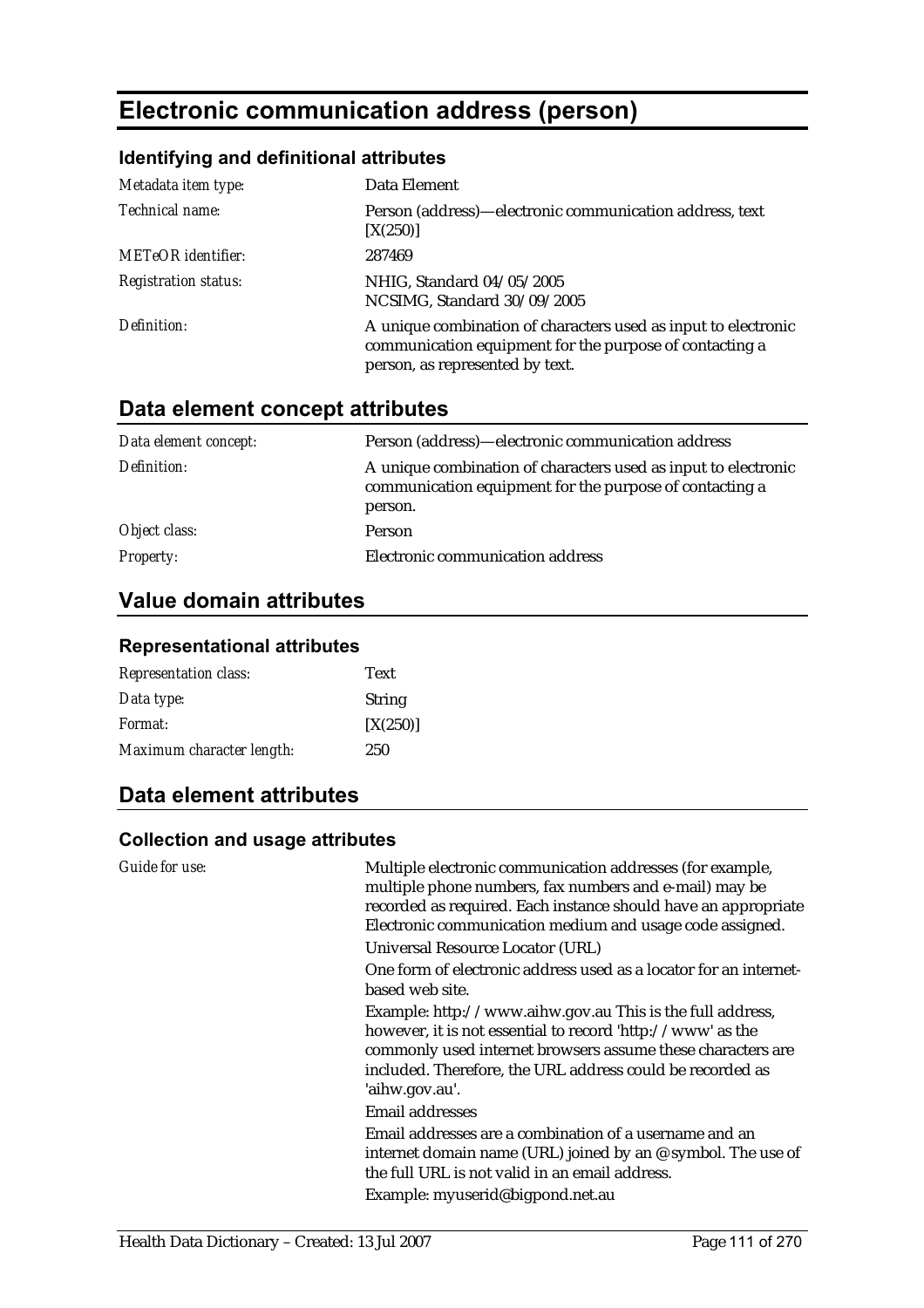# Electronic communication address (person)

### Identifying and definitional attributes

| | |
|---|---|
| *Metadata item type:* | Data Element |
| *Technical name:* | Person (address)—electronic communication address, text [X(250)] |
| *METeOR identifier:* | 287469 |
| *Registration status:* | NHIG, Standard 04/05/2005<br>NCSIMG, Standard 30/09/2005 |
| *Definition:* | A unique combination of characters used as input to electronic communication equipment for the purpose of contacting a person, as represented by text. |

## Data element concept attributes

| | |
|---|---|
| *Data element concept:* | Person (address)—electronic communication address |
| *Definition:* | A unique combination of characters used as input to electronic communication equipment for the purpose of contacting a person. |
| *Object class:* | Person |
| *Property:* | Electronic communication address |

## Value domain attributes

### Representational attributes

| | |
|---|---|
| *Representation class:* | Text |
| *Data type:* | String |
| *Format:* | [X(250)] |
| *Maximum character length:* | 250 |

## Data element attributes

### Collection and usage attributes

*Guide for use:*

Multiple electronic communication addresses (for example, multiple phone numbers, fax numbers and e-mail) may be recorded as required. Each instance should have an appropriate Electronic communication medium and usage code assigned.

Universal Resource Locator (URL)

One form of electronic address used as a locator for an internet-based web site.

Example: http://www.aihw.gov.au This is the full address, however, it is not essential to record 'http://www' as the commonly used internet browsers assume these characters are included. Therefore, the URL address could be recorded as 'aihw.gov.au'.

Email addresses

Email addresses are a combination of a username and an internet domain name (URL) joined by an @symbol. The use of the full URL is not valid in an email address.

Example: myuserid@bigpond.net.au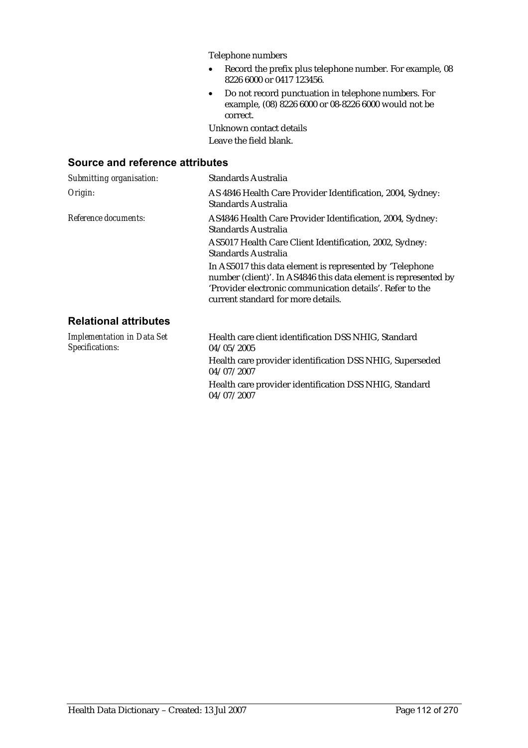Telephone numbers

- Record the prefix plus telephone number. For example, 08 8226 6000 or 0417 123456.
- Do not record punctuation in telephone numbers. For example, (08) 8226 6000 or 08-8226 6000 would not be correct.

Unknown contact details

Leave the field blank.

## Source and reference attributes

| | |
|---|---|
| *Submitting organisation:* | Standards Australia |
| *Origin:* | AS 4846 Health Care Provider Identification, 2004, Sydney: Standards Australia |
| *Reference documents:* | AS4846 Health Care Provider Identification, 2004, Sydney: Standards Australia<br>AS5017 Health Care Client Identification, 2002, Sydney: Standards Australia<br>In AS5017 this data element is represented by 'Telephone number (client)'. In AS4846 this data element is represented by 'Provider electronic communication details'. Refer to the current standard for more details. |

## Relational attributes

| | |
|---|---|
| *Implementation in Data Set Specifications:* | Health care client identification DSS NHIG, Standard 04/05/2005<br>Health care provider identification DSS NHIG, Superseded 04/07/2007<br>Health care provider identification DSS NHIG, Standard 04/07/2007 |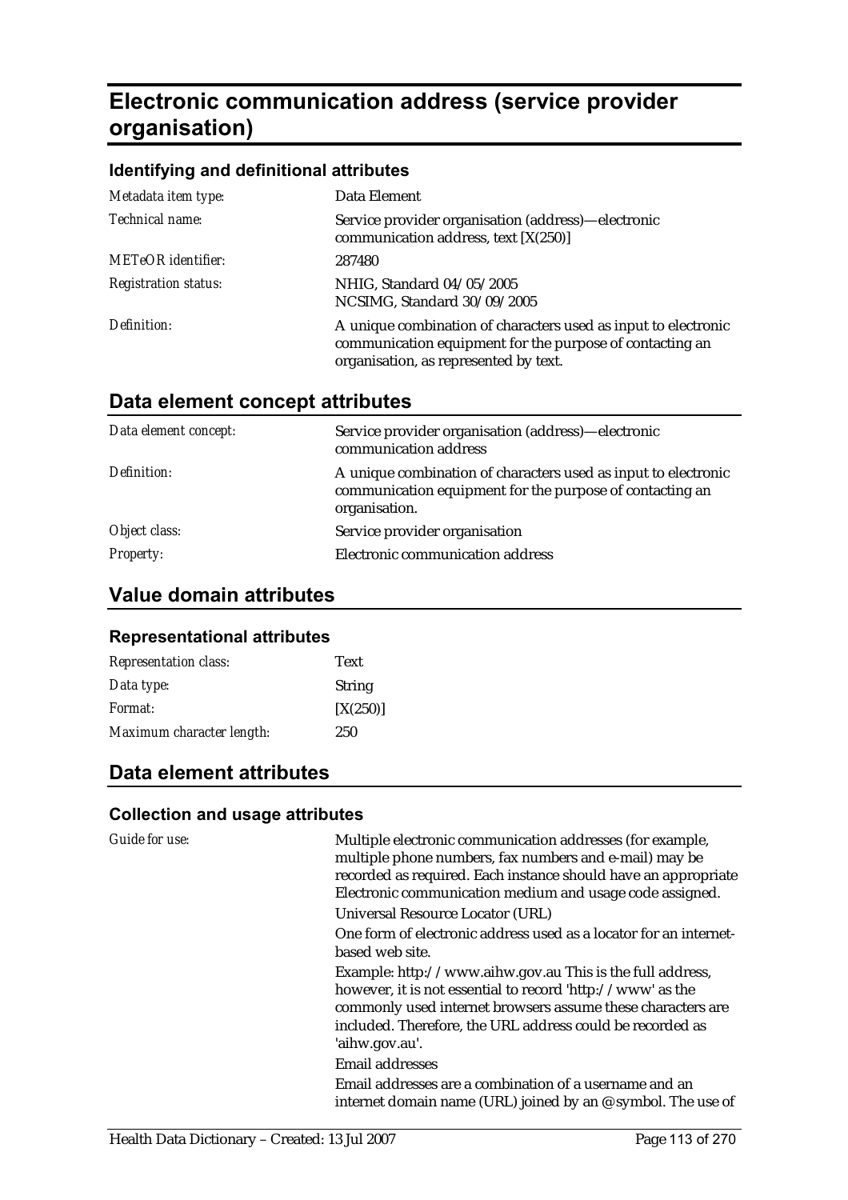# Electronic communication address (service provider organisation)

### Identifying and definitional attributes

| | |
|---|---|
| *Metadata item type:* | Data Element |
| *Technical name:* | Service provider organisation (address)—electronic communication address, text [X(250)] |
| *METeOR identifier:* | 287480 |
| *Registration status:* | NHIG, Standard 04/05/2005<br>NCSIMG, Standard 30/09/2005 |
| *Definition:* | A unique combination of characters used as input to electronic communication equipment for the purpose of contacting an organisation, as represented by text. |

## Data element concept attributes

| | |
|---|---|
| *Data element concept:* | Service provider organisation (address)—electronic communication address |
| *Definition:* | A unique combination of characters used as input to electronic communication equipment for the purpose of contacting an organisation. |
| *Object class:* | Service provider organisation |
| *Property:* | Electronic communication address |

## Value domain attributes

### Representational attributes

| | |
|---|---|
| *Representation class:* | Text |
| *Data type:* | String |
| *Format:* | [X(250)] |
| *Maximum character length:* | 250 |

## Data element attributes

### Collection and usage attributes

*Guide for use:*

Multiple electronic communication addresses (for example, multiple phone numbers, fax numbers and e-mail) may be recorded as required. Each instance should have an appropriate Electronic communication medium and usage code assigned.

Universal Resource Locator (URL)

One form of electronic address used as a locator for an internet-based web site.

Example: http://www.aihw.gov.au This is the full address, however, it is not essential to record 'http://www' as the commonly used internet browsers assume these characters are included. Therefore, the URL address could be recorded as 'aihw.gov.au'.

Email addresses

Email addresses are a combination of a username and an internet domain name (URL) joined by an @symbol. The use of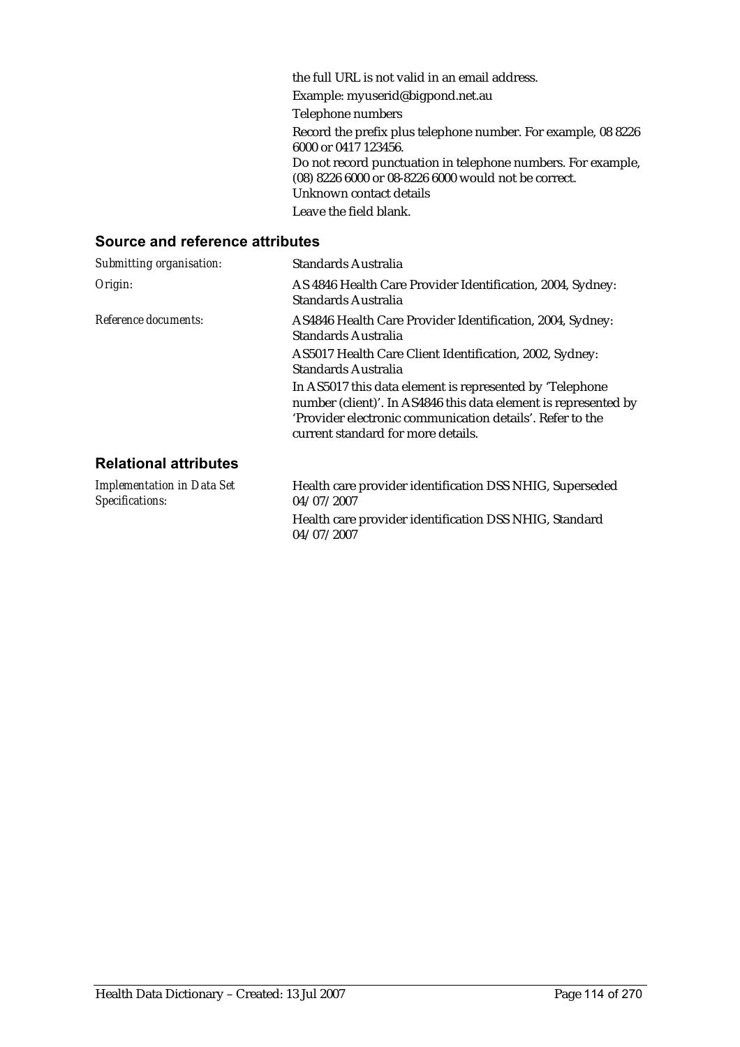the full URL is not valid in an email address.

Example: myuserid@bigpond.net.au

Telephone numbers

Record the prefix plus telephone number. For example, 08 8226 6000 or 0417 123456.

Do not record punctuation in telephone numbers. For example, (08) 8226 6000 or 08-8226 6000 would not be correct.

Unknown contact details

Leave the field blank.

## Source and reference attributes

| | |
|---|---|
| *Submitting organisation:* | Standards Australia |
| *Origin:* | AS 4846 Health Care Provider Identification, 2004, Sydney: Standards Australia |
| *Reference documents:* | AS4846 Health Care Provider Identification, 2004, Sydney: Standards Australia<br><br>AS5017 Health Care Client Identification, 2002, Sydney: Standards Australia<br><br>In AS5017 this data element is represented by 'Telephone number (client)'. In AS4846 this data element is represented by 'Provider electronic communication details'. Refer to the current standard for more details. |

## Relational attributes

| | |
|---|---|
| *Implementation in Data Set Specifications:* | Health care provider identification DSS NHIG, Superseded 04/07/2007<br><br>Health care provider identification DSS NHIG, Standard 04/07/2007 |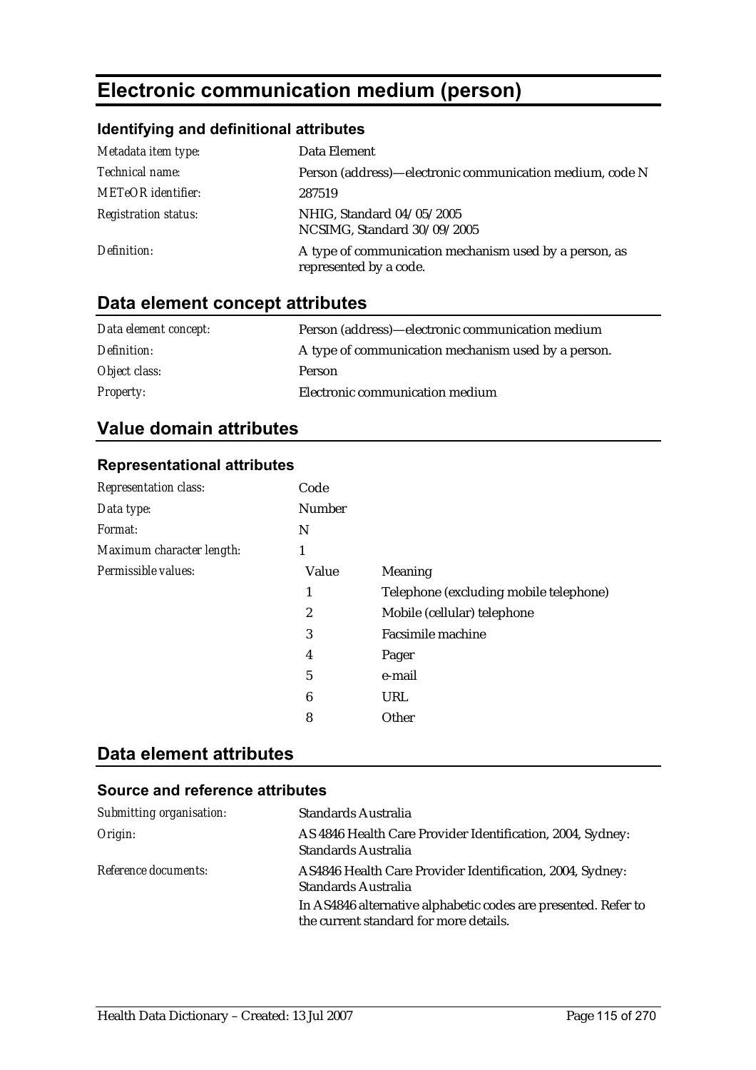# Electronic communication medium (person)

### Identifying and definitional attributes

| | |
|---|---|
| *Metadata item type:* | Data Element |
| *Technical name:* | Person (address)—electronic communication medium, code N |
| *METeOR identifier:* | 287519 |
| *Registration status:* | NHIG, Standard 04/05/2005<br>NCSIMG, Standard 30/09/2005 |
| *Definition:* | A type of communication mechanism used by a person, as represented by a code. |

## Data element concept attributes

| | |
|---|---|
| *Data element concept:* | Person (address)—electronic communication medium |
| *Definition:* | A type of communication mechanism used by a person. |
| *Object class:* | Person |
| *Property:* | Electronic communication medium |

## Value domain attributes

### Representational attributes

| | | |
|---|---|---|
| *Representation class:* | Code | |
| *Data type:* | Number | |
| *Format:* | N | |
| *Maximum character length:* | 1 | |
| *Permissible values:* | **Value** | **Meaning** |
| | 1 | Telephone (excluding mobile telephone) |
| | 2 | Mobile (cellular) telephone |
| | 3 | Facsimile machine |
| | 4 | Pager |
| | 5 | e-mail |
| | 6 | URL |
| | 8 | Other |

## Data element attributes

### Source and reference attributes

| | |
|---|---|
| *Submitting organisation:* | Standards Australia |
| *Origin:* | AS 4846 Health Care Provider Identification, 2004, Sydney: Standards Australia |
| *Reference documents:* | AS4846 Health Care Provider Identification, 2004, Sydney: Standards Australia<br>In AS4846 alternative alphabetic codes are presented. Refer to the current standard for more details. |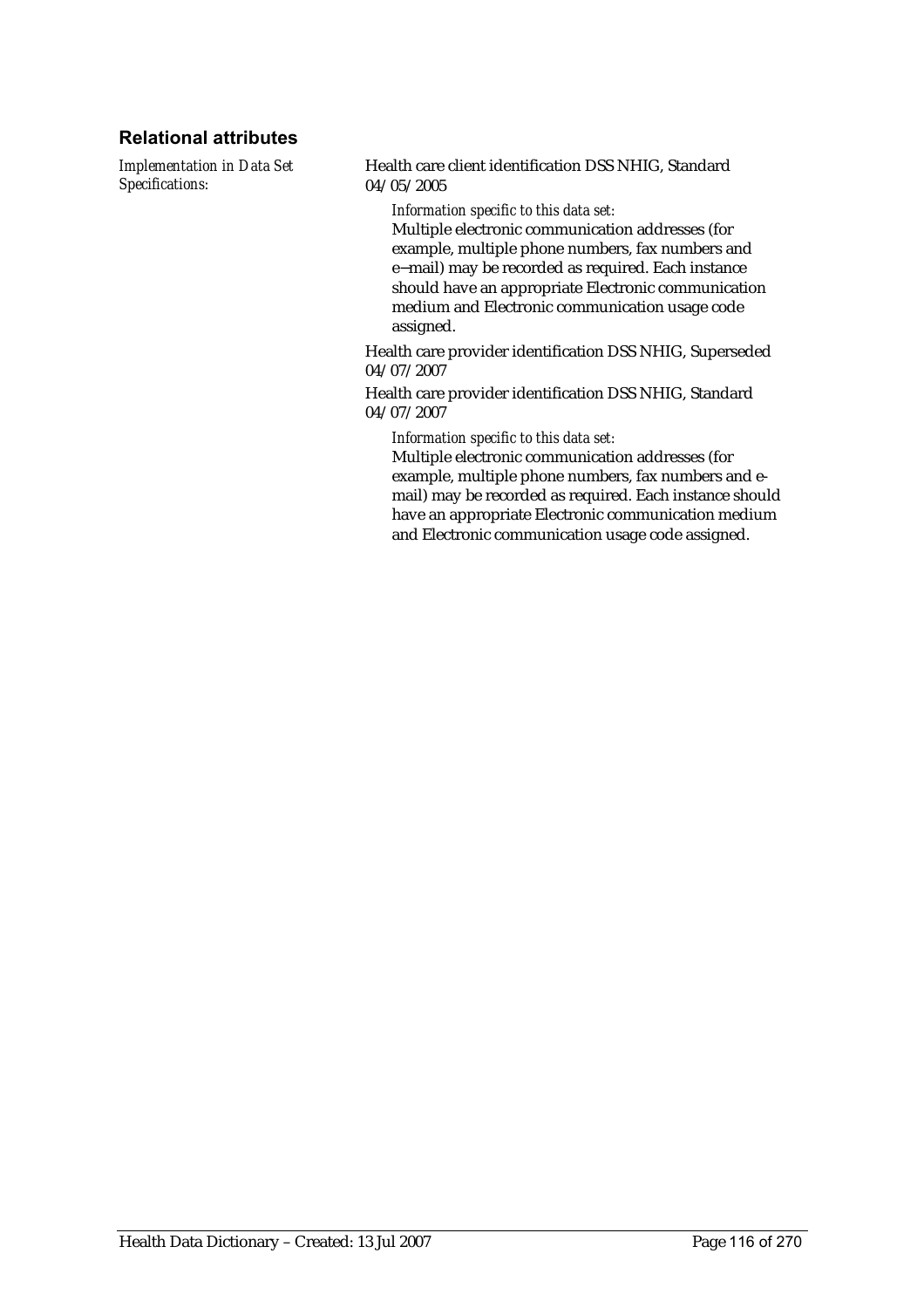### Relational attributes

*Implementation in Data Set Specifications:*

Health care client identification DSS NHIG, Standard 04/05/2005

*Information specific to this data set:*

Multiple electronic communication addresses (for example, multiple phone numbers, fax numbers and e‑mail) may be recorded as required. Each instance should have an appropriate Electronic communication medium and Electronic communication usage code assigned.

Health care provider identification DSS NHIG, Superseded 04/07/2007

Health care provider identification DSS NHIG, Standard 04/07/2007

*Information specific to this data set:*

Multiple electronic communication addresses (for example, multiple phone numbers, fax numbers and e-mail) may be recorded as required. Each instance should have an appropriate Electronic communication medium and Electronic communication usage code assigned.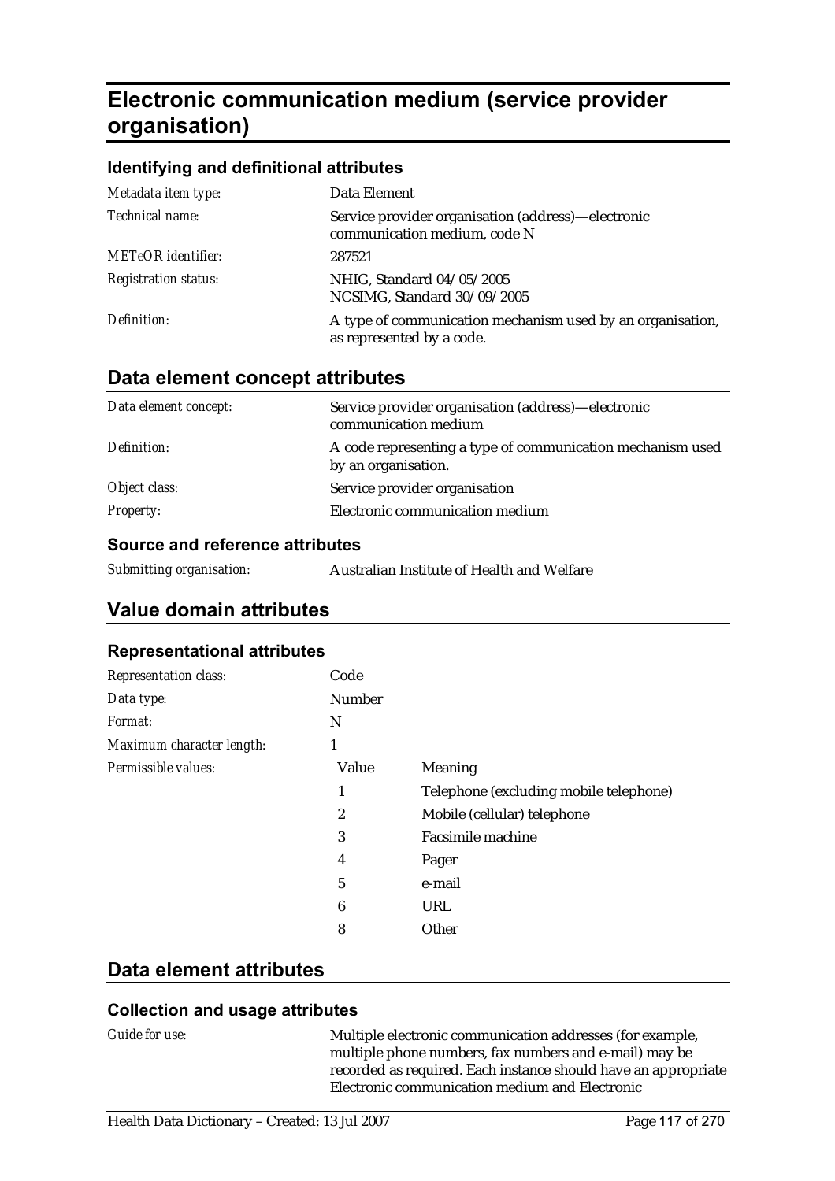# Electronic communication medium (service provider organisation)

### Identifying and definitional attributes

| | |
|---|---|
| *Metadata item type:* | Data Element |
| *Technical name:* | Service provider organisation (address)—electronic communication medium, code N |
| *METeOR identifier:* | 287521 |
| *Registration status:* | NHIG, Standard 04/05/2005<br>NCSIMG, Standard 30/09/2005 |
| *Definition:* | A type of communication mechanism used by an organisation, as represented by a code. |

## Data element concept attributes

| | |
|---|---|
| *Data element concept:* | Service provider organisation (address)—electronic communication medium |
| *Definition:* | A code representing a type of communication mechanism used by an organisation. |
| *Object class:* | Service provider organisation |
| *Property:* | Electronic communication medium |

### Source and reference attributes

| | |
|---|---|
| *Submitting organisation:* | Australian Institute of Health and Welfare |

## Value domain attributes

### Representational attributes

| | | |
|---|---|---|
| *Representation class:* | Code | |
| *Data type:* | Number | |
| *Format:* | N | |
| *Maximum character length:* | 1 | |
| *Permissible values:* | Value | Meaning |
| | 1 | Telephone (excluding mobile telephone) |
| | 2 | Mobile (cellular) telephone |
| | 3 | Facsimile machine |
| | 4 | Pager |
| | 5 | e-mail |
| | 6 | URL |
| | 8 | Other |

## Data element attributes

### Collection and usage attributes

| | |
|---|---|
| *Guide for use:* | Multiple electronic communication addresses (for example, multiple phone numbers, fax numbers and e-mail) may be recorded as required. Each instance should have an appropriate Electronic communication medium and Electronic |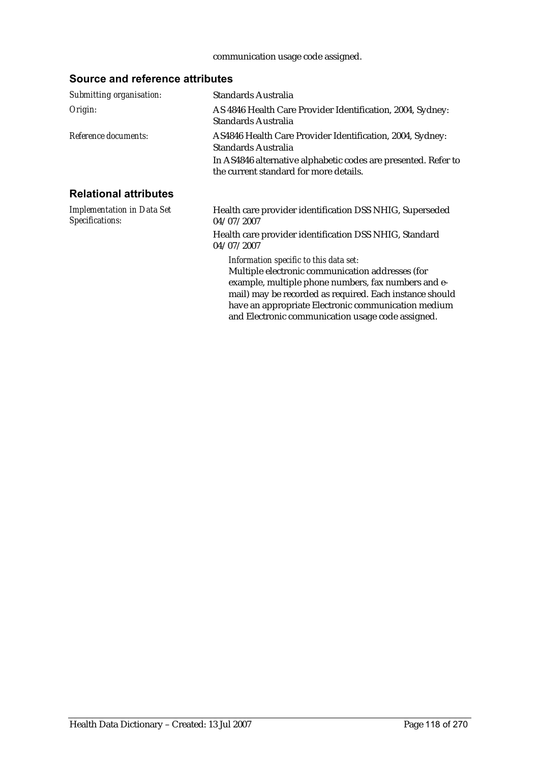communication usage code assigned.

## Source and reference attributes

*Submitting organisation:* Standards Australia

*Origin:* AS 4846 Health Care Provider Identification, 2004, Sydney: Standards Australia

*Reference documents:* AS4846 Health Care Provider Identification, 2004, Sydney: Standards Australia

In AS4846 alternative alphabetic codes are presented. Refer to the current standard for more details.

## Relational attributes

*Implementation in Data Set Specifications:*

Health care provider identification DSS NHIG, Superseded 04/07/2007

Health care provider identification DSS NHIG, Standard 04/07/2007

*Information specific to this data set:*

Multiple electronic communication addresses (for example, multiple phone numbers, fax numbers and e-mail) may be recorded as required. Each instance should have an appropriate Electronic communication medium and Electronic communication usage code assigned.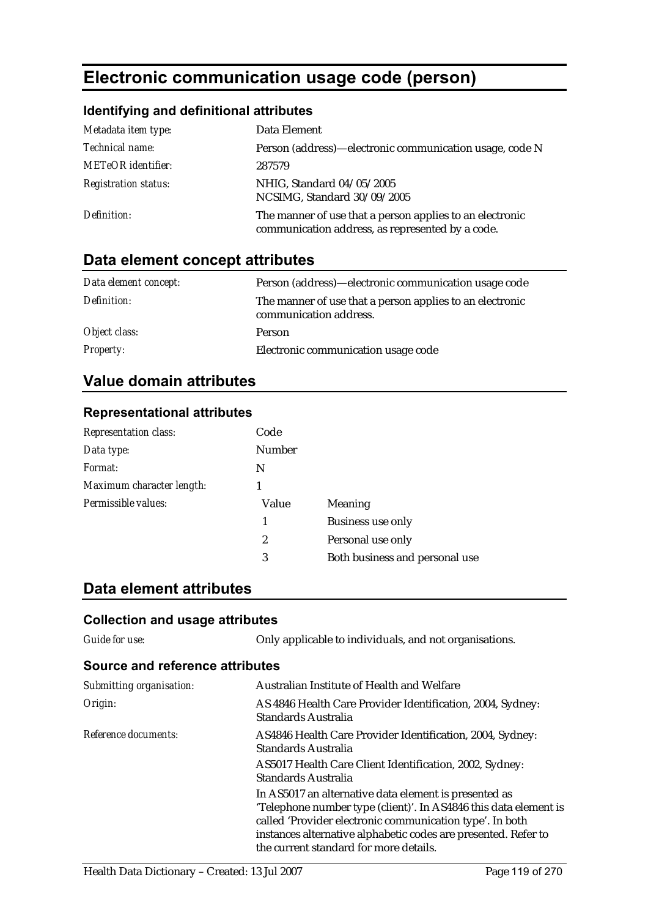# Electronic communication usage code (person)

### Identifying and definitional attributes

| | |
|---|---|
| *Metadata item type:* | Data Element |
| *Technical name:* | Person (address)—electronic communication usage, code N |
| *METeOR identifier:* | 287579 |
| *Registration status:* | NHIG, Standard 04/05/2005<br>NCSIMG, Standard 30/09/2005 |
| *Definition:* | The manner of use that a person applies to an electronic communication address, as represented by a code. |

## Data element concept attributes

| | |
|---|---|
| *Data element concept:* | Person (address)—electronic communication usage code |
| *Definition:* | The manner of use that a person applies to an electronic communication address. |
| *Object class:* | Person |
| *Property:* | Electronic communication usage code |

## Value domain attributes

### Representational attributes

| | | |
|---|---|---|
| *Representation class:* | Code | |
| *Data type:* | Number | |
| *Format:* | N | |
| *Maximum character length:* | 1 | |
| *Permissible values:* | **Value** | **Meaning** |
| | 1 | Business use only |
| | 2 | Personal use only |
| | 3 | Both business and personal use |

## Data element attributes

### Collection and usage attributes

| | |
|---|---|
| *Guide for use:* | Only applicable to individuals, and not organisations. |

### Source and reference attributes

| | |
|---|---|
| *Submitting organisation:* | Australian Institute of Health and Welfare |
| *Origin:* | AS 4846 Health Care Provider Identification, 2004, Sydney: Standards Australia |
| *Reference documents:* | AS4846 Health Care Provider Identification, 2004, Sydney: Standards Australia<br>AS5017 Health Care Client Identification, 2002, Sydney: Standards Australia<br>In AS5017 an alternative data element is presented as 'Telephone number type (client)'. In AS4846 this data element is called 'Provider electronic communication type'. In both instances alternative alphabetic codes are presented. Refer to the current standard for more details. |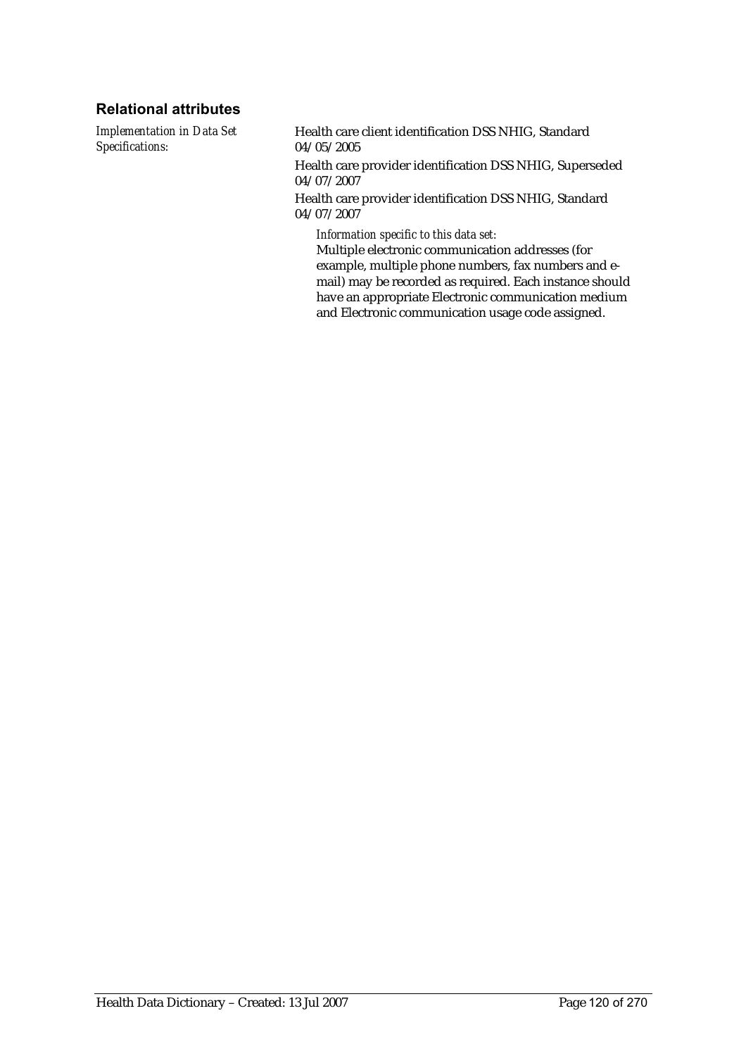### Relational attributes

| | |
|---|---|
| *Implementation in Data Set Specifications:* | Health care client identification DSS NHIG, Standard 04/05/2005 |
| | Health care provider identification DSS NHIG, Superseded 04/07/2007 |
| | Health care provider identification DSS NHIG, Standard 04/07/2007 |
| | *Information specific to this data set:* Multiple electronic communication addresses (for example, multiple phone numbers, fax numbers and e-mail) may be recorded as required. Each instance should have an appropriate Electronic communication medium and Electronic communication usage code assigned. |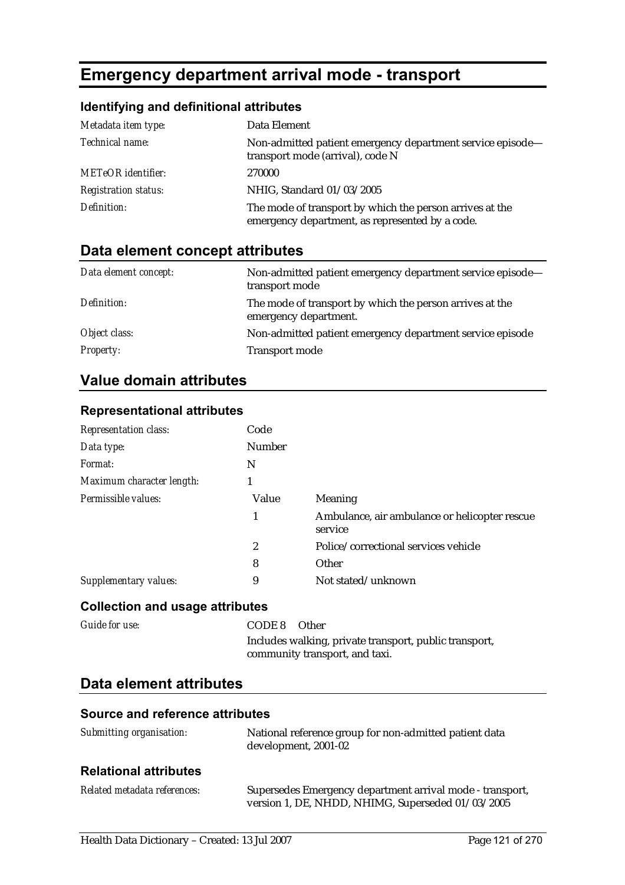# Emergency department arrival mode - transport

### Identifying and definitional attributes

| | |
|---|---|
| *Metadata item type:* | Data Element |
| *Technical name:* | Non-admitted patient emergency department service episode—transport mode (arrival), code N |
| *METeOR identifier:* | 270000 |
| *Registration status:* | NHIG, Standard 01/03/2005 |
| *Definition:* | The mode of transport by which the person arrives at the emergency department, as represented by a code. |

## Data element concept attributes

| | |
|---|---|
| *Data element concept:* | Non-admitted patient emergency department service episode—transport mode |
| *Definition:* | The mode of transport by which the person arrives at the emergency department. |
| *Object class:* | Non-admitted patient emergency department service episode |
| *Property:* | Transport mode |

## Value domain attributes

### Representational attributes

| | | |
|---|---|---|
| *Representation class:* | Code | |
| *Data type:* | Number | |
| *Format:* | N | |
| *Maximum character length:* | 1 | |
| *Permissible values:* | Value | Meaning |
| | 1 | Ambulance, air ambulance or helicopter rescue service |
| | 2 | Police/correctional services vehicle |
| | 8 | Other |
| *Supplementary values:* | 9 | Not stated/unknown |

### Collection and usage attributes

*Guide for use:* CODE 8 Other

Includes walking, private transport, public transport, community transport, and taxi.

## Data element attributes

### Source and reference attributes

| | |
|---|---|
| *Submitting organisation:* | National reference group for non-admitted patient data development, 2001-02 |

### Relational attributes

| | |
|---|---|
| *Related metadata references:* | Supersedes Emergency department arrival mode - transport, version 1, DE, NHDD, NHIMG, Superseded 01/03/2005 |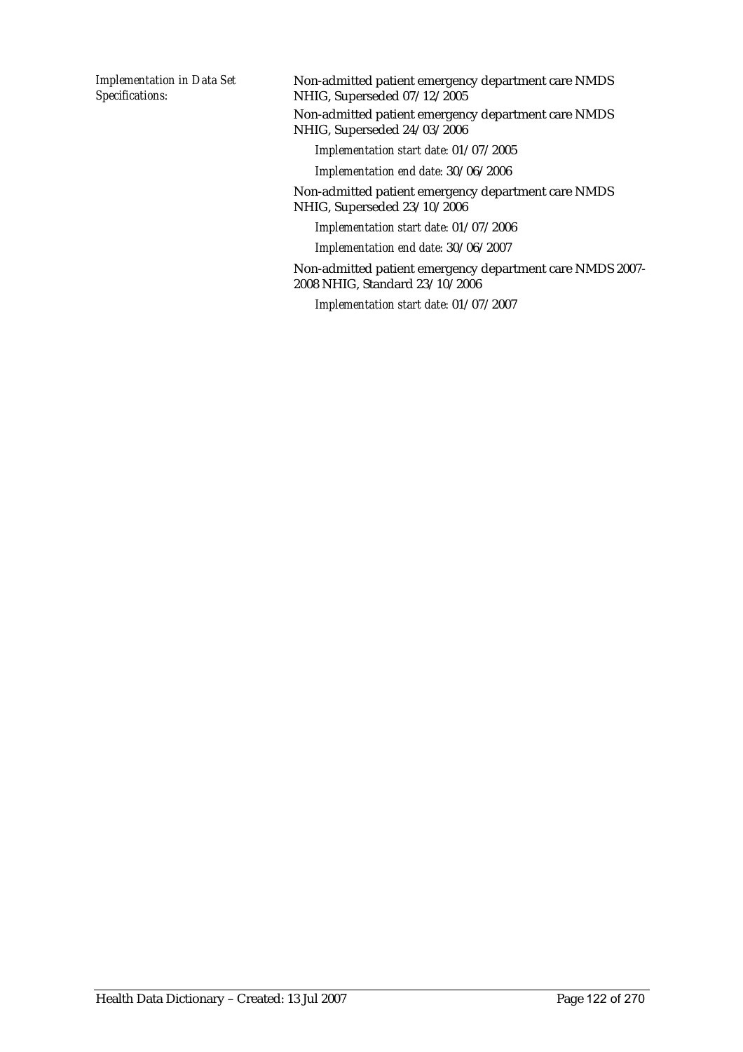*Implementation in Data Set Specifications:*

Non-admitted patient emergency department care NMDS NHIG, Superseded 07/12/2005

Non-admitted patient emergency department care NMDS NHIG, Superseded 24/03/2006

*Implementation start date:* 01/07/2005

*Implementation end date:* 30/06/2006

Non-admitted patient emergency department care NMDS NHIG, Superseded 23/10/2006

*Implementation start date:* 01/07/2006

*Implementation end date:* 30/06/2007

Non-admitted patient emergency department care NMDS 2007-2008 NHIG, Standard 23/10/2006

*Implementation start date:* 01/07/2007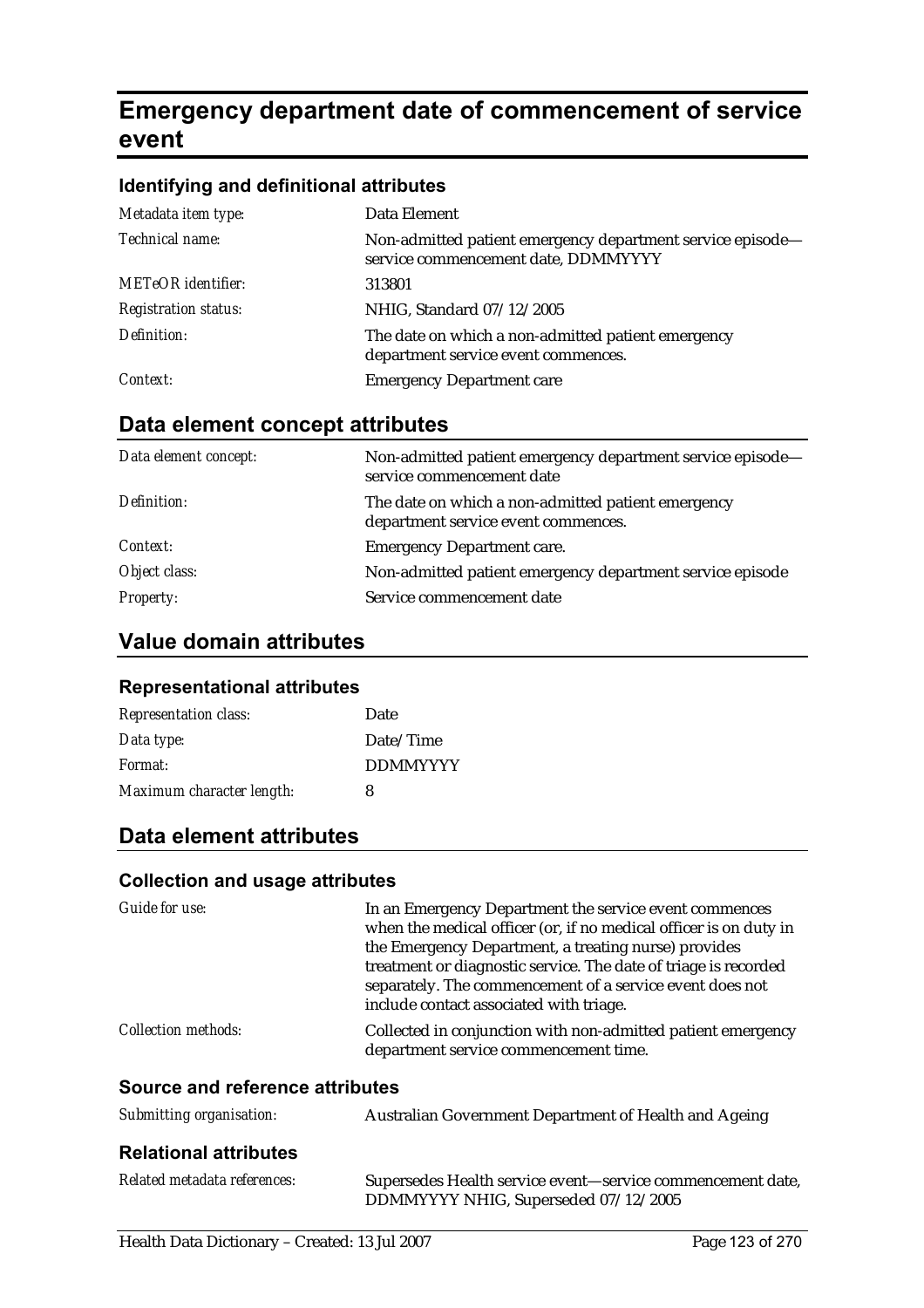# Emergency department date of commencement of service event

### Identifying and definitional attributes

| | |
|---|---|
| *Metadata item type:* | Data Element |
| *Technical name:* | Non-admitted patient emergency department service episode—service commencement date, DDMMYYYY |
| *METeOR identifier:* | 313801 |
| *Registration status:* | NHIG, Standard 07/12/2005 |
| *Definition:* | The date on which a non-admitted patient emergency department service event commences. |
| *Context:* | Emergency Department care |

## Data element concept attributes

| | |
|---|---|
| *Data element concept:* | Non-admitted patient emergency department service episode—service commencement date |
| *Definition:* | The date on which a non-admitted patient emergency department service event commences. |
| *Context:* | Emergency Department care. |
| *Object class:* | Non-admitted patient emergency department service episode |
| *Property:* | Service commencement date |

## Value domain attributes

### Representational attributes

| | |
|---|---|
| *Representation class:* | Date |
| *Data type:* | Date/Time |
| *Format:* | DDMMYYYY |
| *Maximum character length:* | 8 |

## Data element attributes

### Collection and usage attributes

| | |
|---|---|
| *Guide for use:* | In an Emergency Department the service event commences when the medical officer (or, if no medical officer is on duty in the Emergency Department, a treating nurse) provides treatment or diagnostic service. The date of triage is recorded separately. The commencement of a service event does not include contact associated with triage. |
| *Collection methods:* | Collected in conjunction with non-admitted patient emergency department service commencement time. |

### Source and reference attributes

| | |
|---|---|
| *Submitting organisation:* | Australian Government Department of Health and Ageing |

### Relational attributes

| | |
|---|---|
| *Related metadata references:* | Supersedes Health service event—service commencement date, DDMMYYYY NHIG, Superseded 07/12/2005 |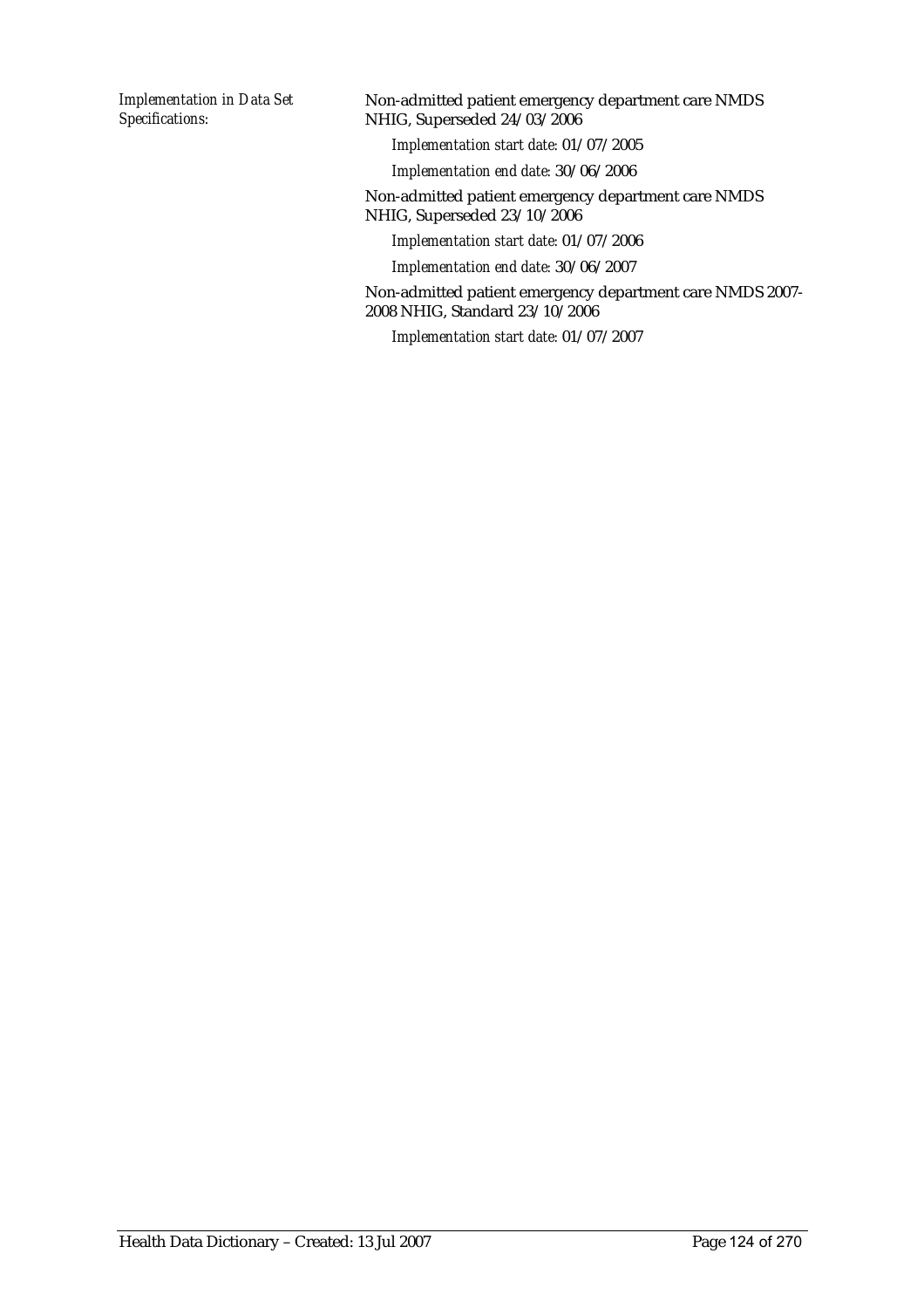*Implementation in Data Set Specifications:*

Non-admitted patient emergency department care NMDS NHIG, Superseded 24/03/2006

*Implementation start date:* 01/07/2005

*Implementation end date:* 30/06/2006

Non-admitted patient emergency department care NMDS NHIG, Superseded 23/10/2006

*Implementation start date:* 01/07/2006

*Implementation end date:* 30/06/2007

Non-admitted patient emergency department care NMDS 2007-2008 NHIG, Standard 23/10/2006

*Implementation start date:* 01/07/2007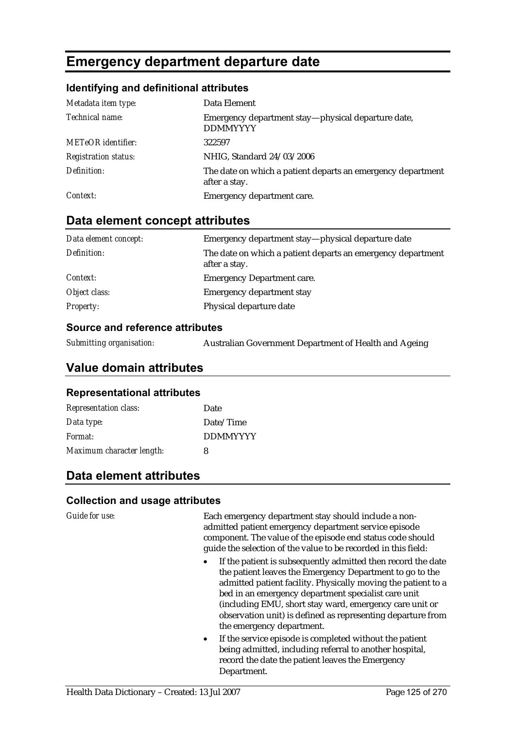# Emergency department departure date

### Identifying and definitional attributes

| | |
|---|---|
| *Metadata item type:* | Data Element |
| *Technical name:* | Emergency department stay—physical departure date, DDMMYYYY |
| *METeOR identifier:* | 322597 |
| *Registration status:* | NHIG, Standard 24/03/2006 |
| *Definition:* | The date on which a patient departs an emergency department after a stay. |
| *Context:* | Emergency department care. |

## Data element concept attributes

| | |
|---|---|
| *Data element concept:* | Emergency department stay—physical departure date |
| *Definition:* | The date on which a patient departs an emergency department after a stay. |
| *Context:* | Emergency Department care. |
| *Object class:* | Emergency department stay |
| *Property:* | Physical departure date |

### Source and reference attributes

| | |
|---|---|
| *Submitting organisation:* | Australian Government Department of Health and Ageing |

## Value domain attributes

### Representational attributes

| | |
|---|---|
| *Representation class:* | Date |
| *Data type:* | Date/Time |
| *Format:* | DDMMYYYY |
| *Maximum character length:* | 8 |

## Data element attributes

### Collection and usage attributes

*Guide for use:*

Each emergency department stay should include a non-admitted patient emergency department service episode component. The value of the episode end status code should guide the selection of the value to be recorded in this field:

- If the patient is subsequently admitted then record the date the patient leaves the Emergency Department to go to the admitted patient facility. Physically moving the patient to a bed in an emergency department specialist care unit (including EMU, short stay ward, emergency care unit or observation unit) is defined as representing departure from the emergency department.
- If the service episode is completed without the patient being admitted, including referral to another hospital, record the date the patient leaves the Emergency Department.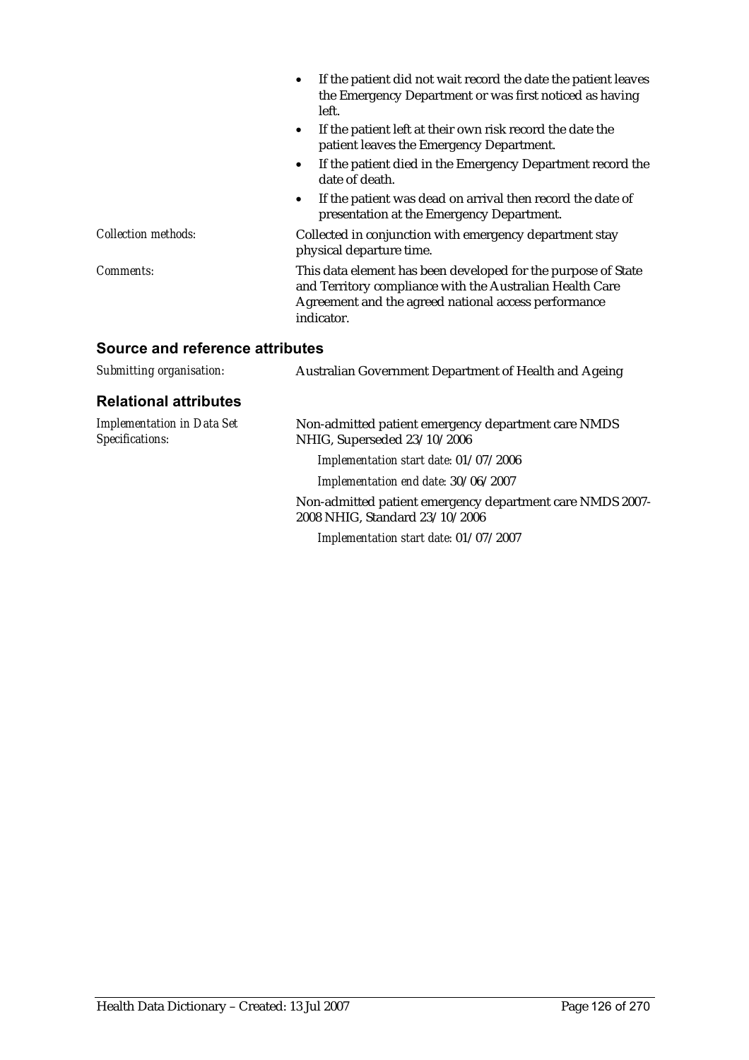- If the patient did not wait record the date the patient leaves the Emergency Department or was first noticed as having left.
- If the patient left at their own risk record the date the patient leaves the Emergency Department.
- If the patient died in the Emergency Department record the date of death.
- If the patient was dead on arrival then record the date of presentation at the Emergency Department.

*Collection methods:* Collected in conjunction with emergency department stay physical departure time.

*Comments:* This data element has been developed for the purpose of State and Territory compliance with the Australian Health Care Agreement and the agreed national access performance indicator.

## Source and reference attributes

*Submitting organisation:* Australian Government Department of Health and Ageing

## Relational attributes

*Implementation in Data Set Specifications:*

Non-admitted patient emergency department care NMDS NHIG, Superseded 23/10/2006

*Implementation start date:* 01/07/2006

*Implementation end date:* 30/06/2007

Non-admitted patient emergency department care NMDS 2007-2008 NHIG, Standard 23/10/2006

*Implementation start date:* 01/07/2007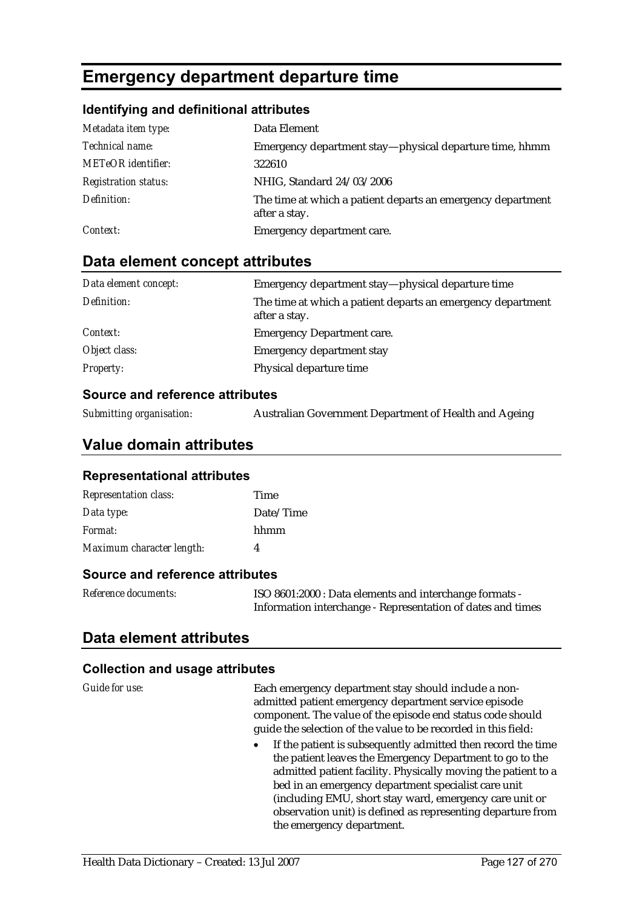# Emergency department departure time

### Identifying and definitional attributes

| | |
|---|---|
| *Metadata item type:* | Data Element |
| *Technical name:* | Emergency department stay—physical departure time, hhmm |
| *METeOR identifier:* | 322610 |
| *Registration status:* | NHIG, Standard 24/03/2006 |
| *Definition:* | The time at which a patient departs an emergency department after a stay. |
| *Context:* | Emergency department care. |

## Data element concept attributes

| | |
|---|---|
| *Data element concept:* | Emergency department stay—physical departure time |
| *Definition:* | The time at which a patient departs an emergency department after a stay. |
| *Context:* | Emergency Department care. |
| *Object class:* | Emergency department stay |
| *Property:* | Physical departure time |

### Source and reference attributes

| | |
|---|---|
| *Submitting organisation:* | Australian Government Department of Health and Ageing |

## Value domain attributes

### Representational attributes

| | |
|---|---|
| *Representation class:* | Time |
| *Data type:* | Date/Time |
| *Format:* | hhmm |
| *Maximum character length:* | 4 |

### Source and reference attributes

| | |
|---|---|
| *Reference documents:* | ISO 8601:2000 : Data elements and interchange formats - Information interchange - Representation of dates and times |

## Data element attributes

### Collection and usage attributes

*Guide for use:*

Each emergency department stay should include a non-admitted patient emergency department service episode component. The value of the episode end status code should guide the selection of the value to be recorded in this field:

- If the patient is subsequently admitted then record the time the patient leaves the Emergency Department to go to the admitted patient facility. Physically moving the patient to a bed in an emergency department specialist care unit (including EMU, short stay ward, emergency care unit or observation unit) is defined as representing departure from the emergency department.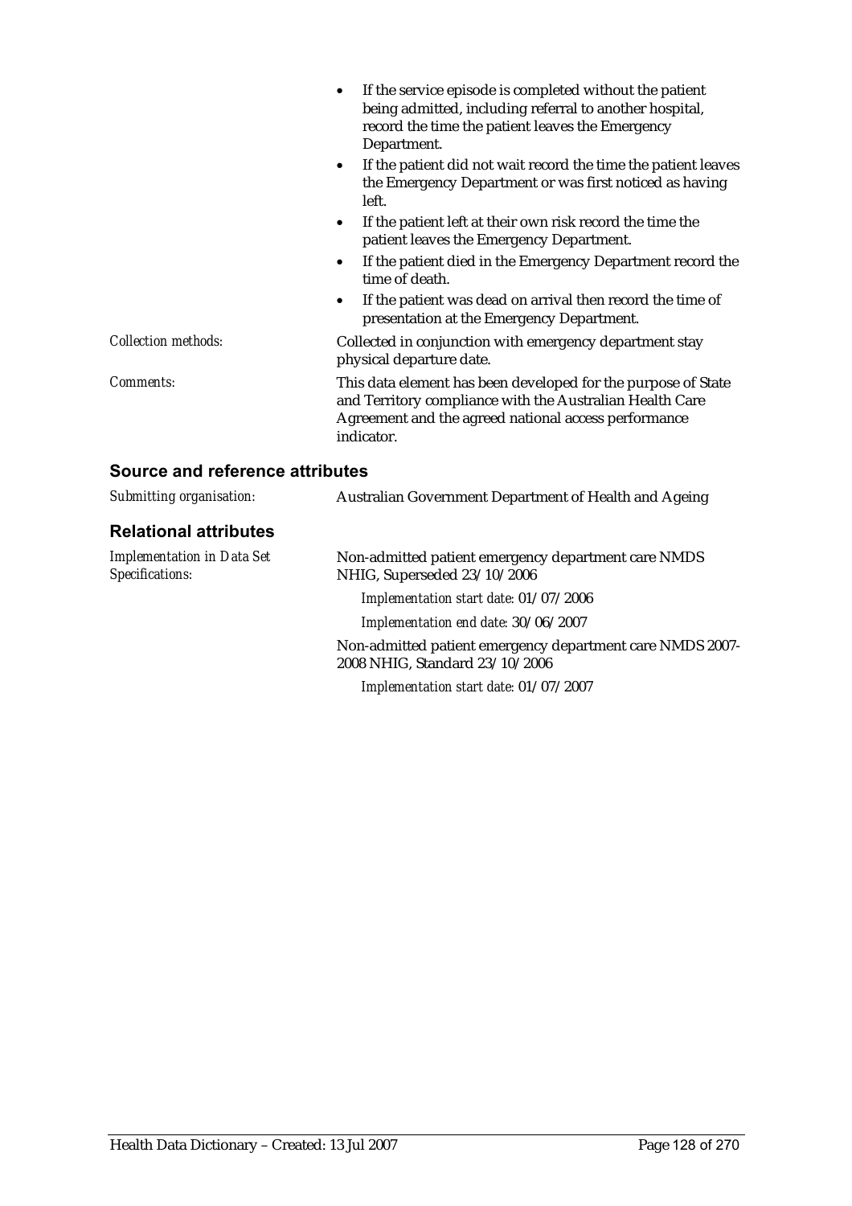- If the service episode is completed without the patient being admitted, including referral to another hospital, record the time the patient leaves the Emergency Department.
- If the patient did not wait record the time the patient leaves the Emergency Department or was first noticed as having left.
- If the patient left at their own risk record the time the patient leaves the Emergency Department.
- If the patient died in the Emergency Department record the time of death.
- If the patient was dead on arrival then record the time of presentation at the Emergency Department.

*Collection methods:* Collected in conjunction with emergency department stay physical departure date.

*Comments:* This data element has been developed for the purpose of State and Territory compliance with the Australian Health Care Agreement and the agreed national access performance indicator.

## Source and reference attributes

*Submitting organisation:* Australian Government Department of Health and Ageing

## Relational attributes

*Implementation in Data Set Specifications:* Non-admitted patient emergency department care NMDS NHIG, Superseded 23/10/2006

*Implementation start date:* 01/07/2006

*Implementation end date:* 30/06/2007

Non-admitted patient emergency department care NMDS 2007-2008 NHIG, Standard 23/10/2006

*Implementation start date:* 01/07/2007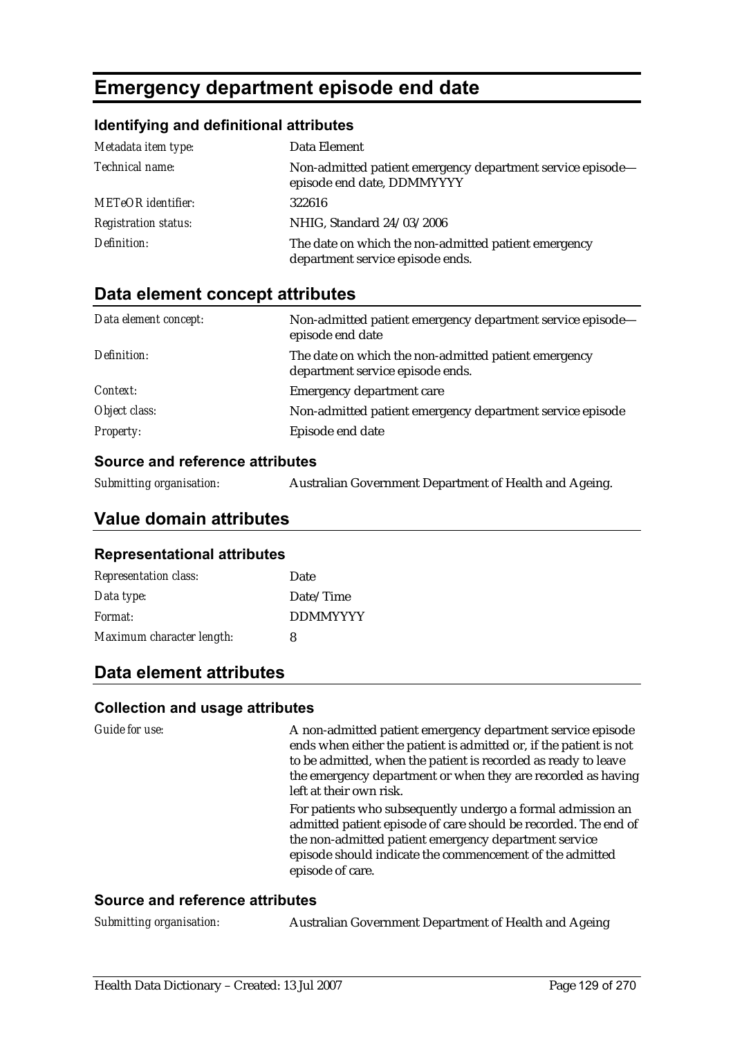# Emergency department episode end date

### Identifying and definitional attributes

| | |
|---|---|
| *Metadata item type:* | Data Element |
| *Technical name:* | Non-admitted patient emergency department service episode—episode end date, DDMMYYYY |
| *METeOR identifier:* | 322616 |
| *Registration status:* | NHIG, Standard 24/03/2006 |
| *Definition:* | The date on which the non-admitted patient emergency department service episode ends. |

## Data element concept attributes

| | |
|---|---|
| *Data element concept:* | Non-admitted patient emergency department service episode—episode end date |
| *Definition:* | The date on which the non-admitted patient emergency department service episode ends. |
| *Context:* | Emergency department care |
| *Object class:* | Non-admitted patient emergency department service episode |
| *Property:* | Episode end date |

### Source and reference attributes

| | |
|---|---|
| *Submitting organisation:* | Australian Government Department of Health and Ageing. |

## Value domain attributes

### Representational attributes

| | |
|---|---|
| *Representation class:* | Date |
| *Data type:* | Date/Time |
| *Format:* | DDMMYYYY |
| *Maximum character length:* | 8 |

## Data element attributes

### Collection and usage attributes

| | |
|---|---|
| *Guide for use:* | A non-admitted patient emergency department service episode ends when either the patient is admitted or, if the patient is not to be admitted, when the patient is recorded as ready to leave the emergency department or when they are recorded as having left at their own risk.<br><br>For patients who subsequently undergo a formal admission an admitted patient episode of care should be recorded. The end of the non-admitted patient emergency department service episode should indicate the commencement of the admitted episode of care. |

### Source and reference attributes

| | |
|---|---|
| *Submitting organisation:* | Australian Government Department of Health and Ageing |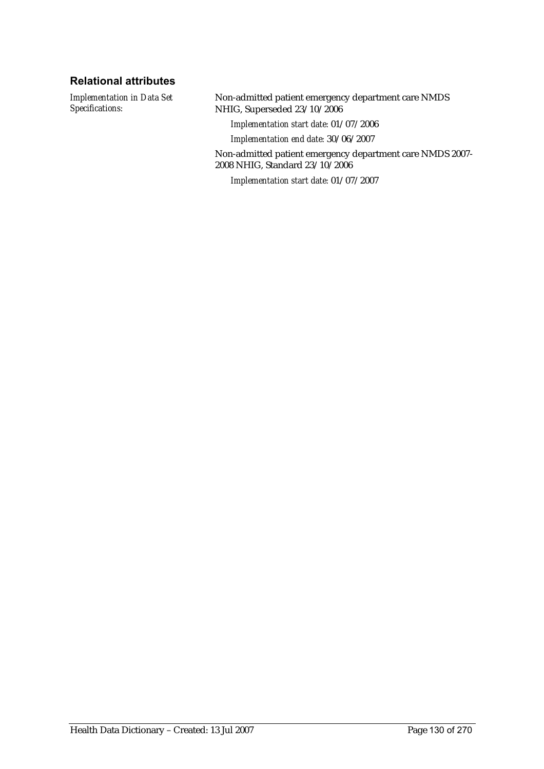## Relational attributes

*Implementation in Data Set Specifications:*

Non-admitted patient emergency department care NMDS NHIG, Superseded 23/10/2006

*Implementation start date:* 01/07/2006

*Implementation end date:* 30/06/2007

Non-admitted patient emergency department care NMDS 2007-2008 NHIG, Standard 23/10/2006

*Implementation start date:* 01/07/2007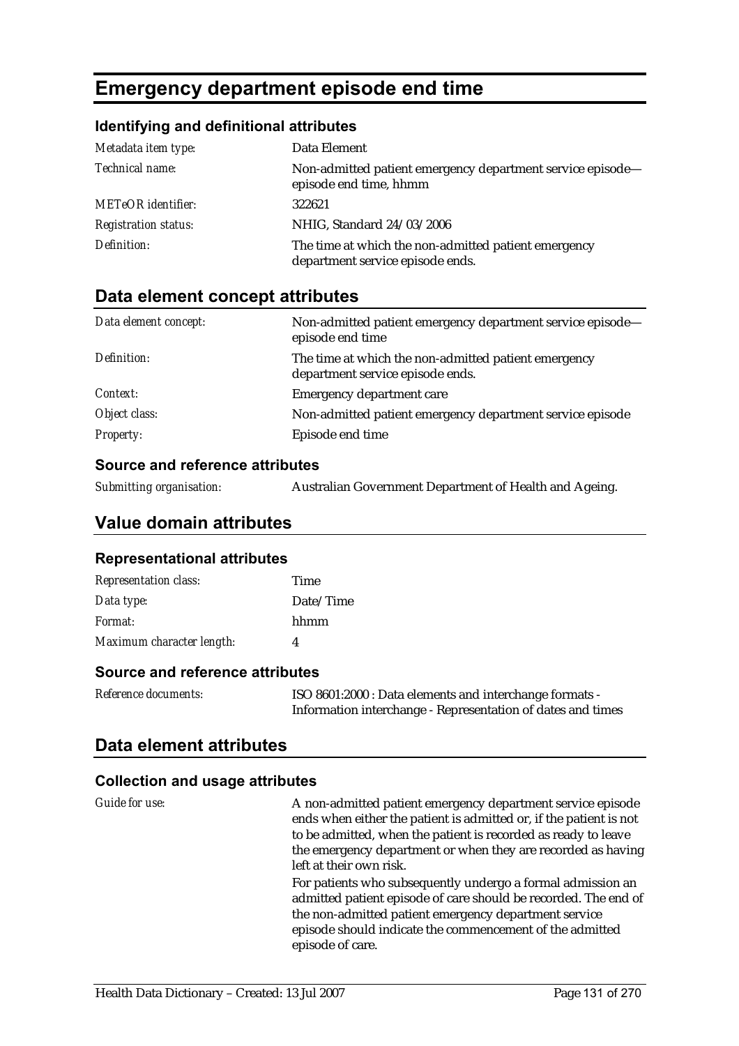# Emergency department episode end time

### Identifying and definitional attributes

| | |
|---|---|
| *Metadata item type:* | Data Element |
| *Technical name:* | Non-admitted patient emergency department service episode—episode end time, hhmm |
| *METeOR identifier:* | 322621 |
| *Registration status:* | NHIG, Standard 24/03/2006 |
| *Definition:* | The time at which the non-admitted patient emergency department service episode ends. |

## Data element concept attributes

| | |
|---|---|
| *Data element concept:* | Non-admitted patient emergency department service episode—episode end time |
| *Definition:* | The time at which the non-admitted patient emergency department service episode ends. |
| *Context:* | Emergency department care |
| *Object class:* | Non-admitted patient emergency department service episode |
| *Property:* | Episode end time |

### Source and reference attributes

| | |
|---|---|
| *Submitting organisation:* | Australian Government Department of Health and Ageing. |

## Value domain attributes

### Representational attributes

| | |
|---|---|
| *Representation class:* | Time |
| *Data type:* | Date/Time |
| *Format:* | hhmm |
| *Maximum character length:* | 4 |

### Source and reference attributes

| | |
|---|---|
| *Reference documents:* | ISO 8601:2000 : Data elements and interchange formats - Information interchange - Representation of dates and times |

## Data element attributes

### Collection and usage attributes

| | |
|---|---|
| *Guide for use:* | A non-admitted patient emergency department service episode ends when either the patient is admitted or, if the patient is not to be admitted, when the patient is recorded as ready to leave the emergency department or when they are recorded as having left at their own risk.<br>For patients who subsequently undergo a formal admission an admitted patient episode of care should be recorded. The end of the non-admitted patient emergency department service episode should indicate the commencement of the admitted episode of care. |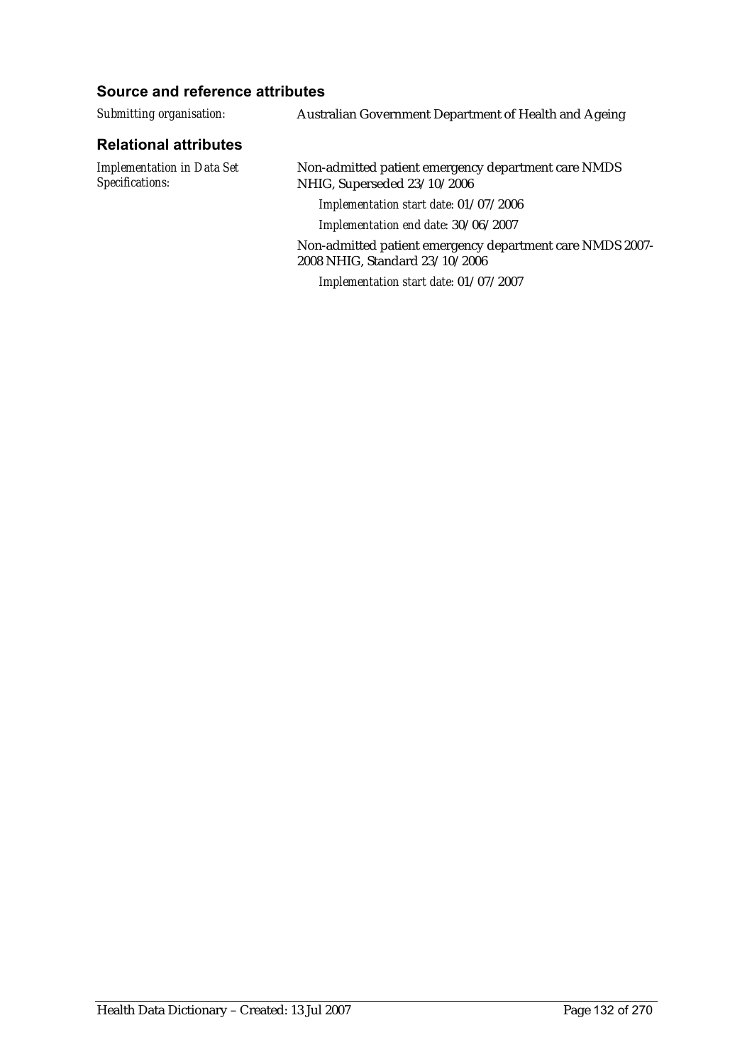### Source and reference attributes

*Submitting organisation:* Australian Government Department of Health and Ageing

### Relational attributes

*Implementation in Data Set Specifications:*

Non-admitted patient emergency department care NMDS NHIG, Superseded 23/10/2006

*Implementation start date:* 01/07/2006

*Implementation end date:* 30/06/2007

Non-admitted patient emergency department care NMDS 2007-2008 NHIG, Standard 23/10/2006

*Implementation start date:* 01/07/2007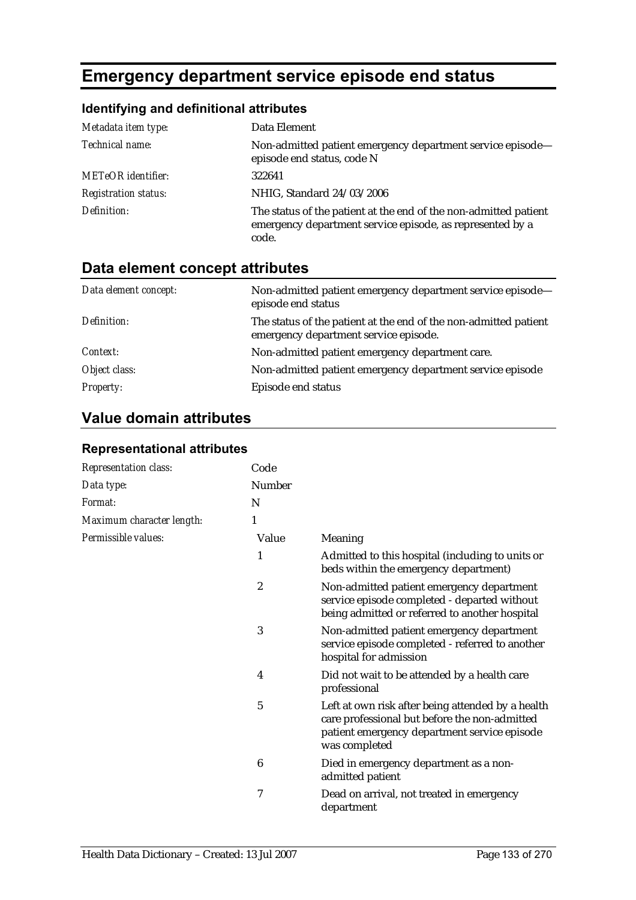# Emergency department service episode end status

### Identifying and definitional attributes

| | |
|---|---|
| *Metadata item type:* | Data Element |
| *Technical name:* | Non-admitted patient emergency department service episode—episode end status, code N |
| *METeOR identifier:* | 322641 |
| *Registration status:* | NHIG, Standard 24/03/2006 |
| *Definition:* | The status of the patient at the end of the non-admitted patient emergency department service episode, as represented by a code. |

## Data element concept attributes

| | |
|---|---|
| *Data element concept:* | Non-admitted patient emergency department service episode—episode end status |
| *Definition:* | The status of the patient at the end of the non-admitted patient emergency department service episode. |
| *Context:* | Non-admitted patient emergency department care. |
| *Object class:* | Non-admitted patient emergency department service episode |
| *Property:* | Episode end status |

## Value domain attributes

### Representational attributes

| | | |
|---|---|---|
| *Representation class:* | Code | |
| *Data type:* | Number | |
| *Format:* | N | |
| *Maximum character length:* | 1 | |
| *Permissible values:* | Value | Meaning |
| | 1 | Admitted to this hospital (including to units or beds within the emergency department) |
| | 2 | Non-admitted patient emergency department service episode completed - departed without being admitted or referred to another hospital |
| | 3 | Non-admitted patient emergency department service episode completed - referred to another hospital for admission |
| | 4 | Did not wait to be attended by a health care professional |
| | 5 | Left at own risk after being attended by a health care professional but before the non-admitted patient emergency department service episode was completed |
| | 6 | Died in emergency department as a non-admitted patient |
| | 7 | Dead on arrival, not treated in emergency department |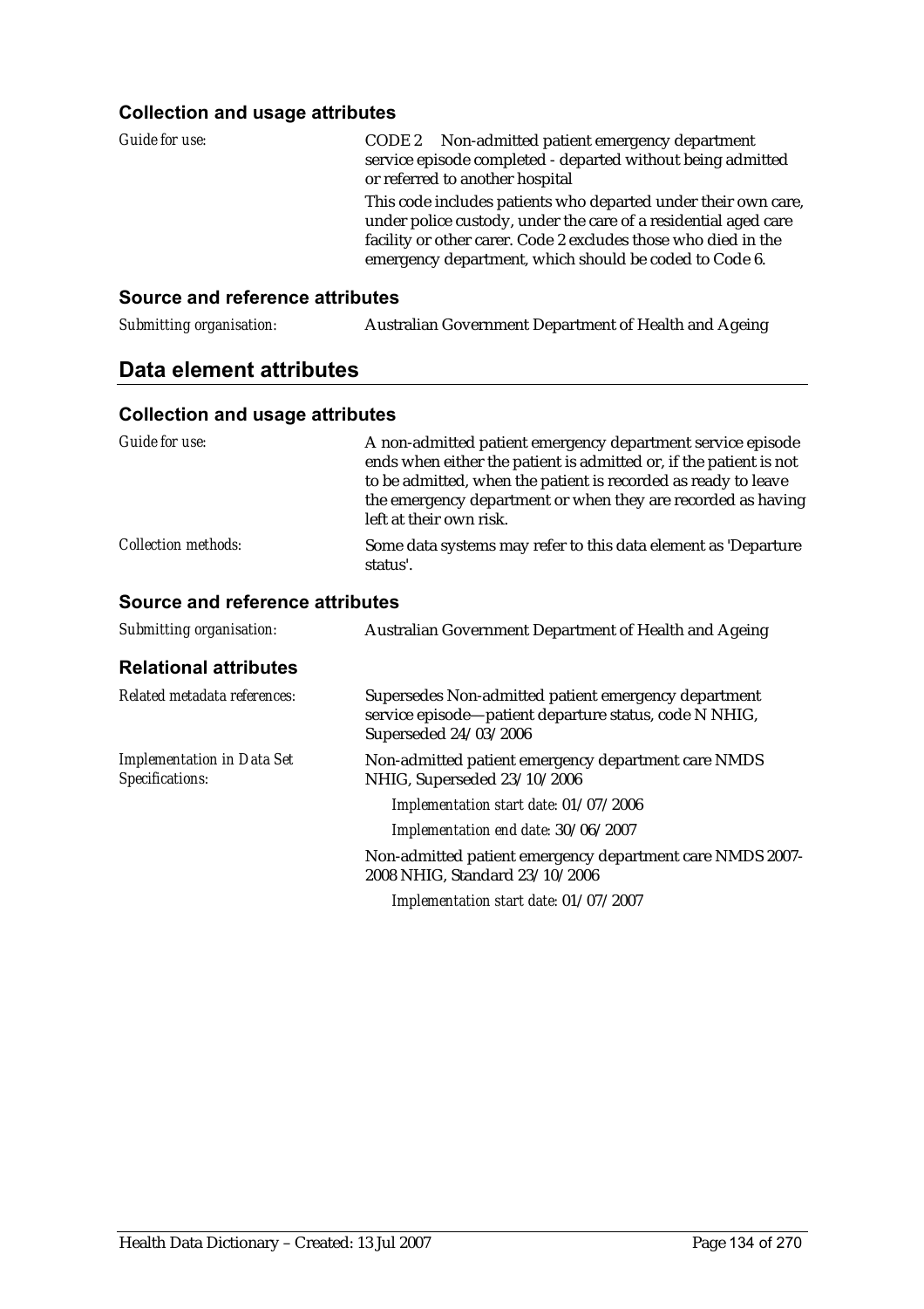### Collection and usage attributes

*Guide for use:*

CODE 2 Non-admitted patient emergency department service episode completed - departed without being admitted or referred to another hospital

This code includes patients who departed under their own care, under police custody, under the care of a residential aged care facility or other carer. Code 2 excludes those who died in the emergency department, which should be coded to Code 6.

### Source and reference attributes

*Submitting organisation:* Australian Government Department of Health and Ageing

## Data element attributes

### Collection and usage attributes

*Guide for use:* A non-admitted patient emergency department service episode ends when either the patient is admitted or, if the patient is not to be admitted, when the patient is recorded as ready to leave the emergency department or when they are recorded as having left at their own risk.

*Collection methods:* Some data systems may refer to this data element as 'Departure status'.

### Source and reference attributes

*Submitting organisation:* Australian Government Department of Health and Ageing

### Relational attributes

*Related metadata references:* Supersedes Non-admitted patient emergency department service episode—patient departure status, code N NHIG, Superseded 24/03/2006

*Implementation in Data Set Specifications:* Non-admitted patient emergency department care NMDS NHIG, Superseded 23/10/2006

*Implementation start date:* 01/07/2006

*Implementation end date:* 30/06/2007

Non-admitted patient emergency department care NMDS 2007-2008 NHIG, Standard 23/10/2006

*Implementation start date:* 01/07/2007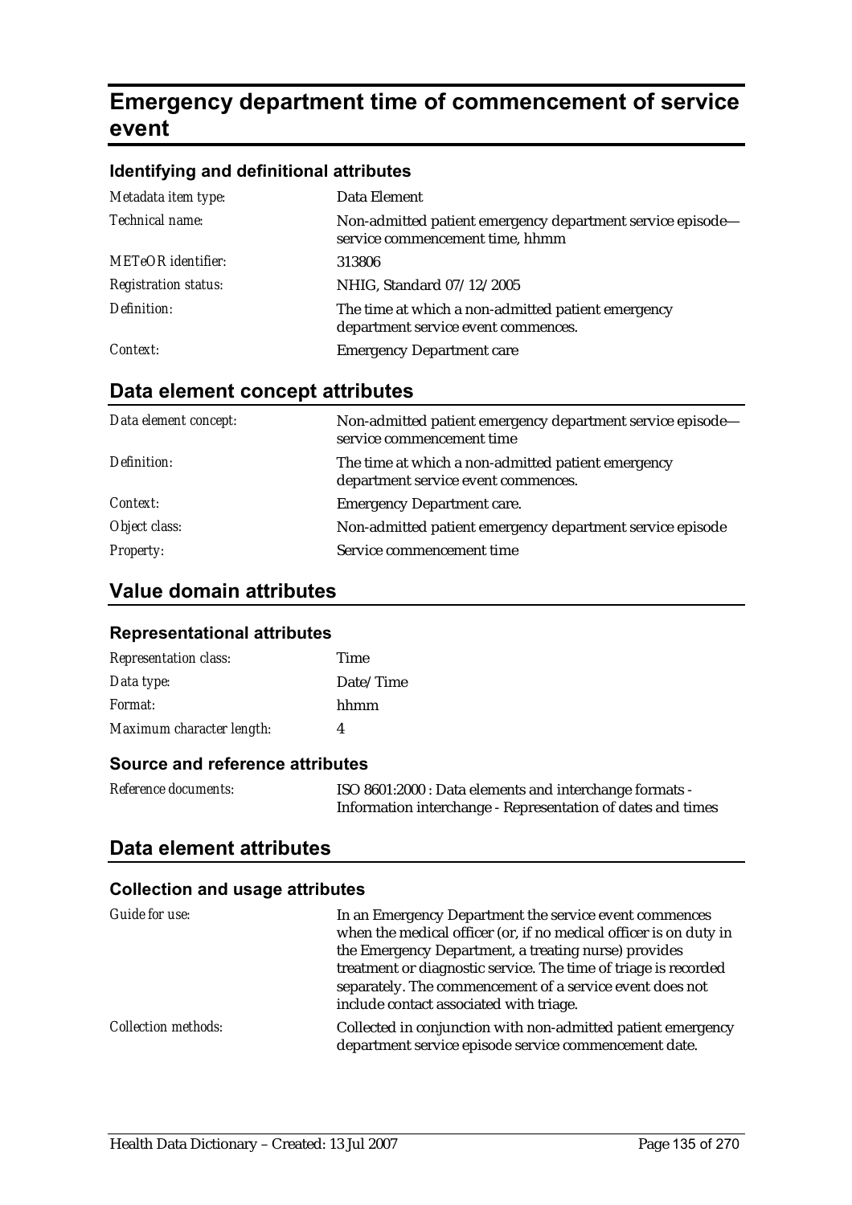# Emergency department time of commencement of service event

### Identifying and definitional attributes

| | |
|---|---|
| *Metadata item type:* | Data Element |
| *Technical name:* | Non-admitted patient emergency department service episode—service commencement time, hhmm |
| *METeOR identifier:* | 313806 |
| *Registration status:* | NHIG, Standard 07/12/2005 |
| *Definition:* | The time at which a non-admitted patient emergency department service event commences. |
| *Context:* | Emergency Department care |

## Data element concept attributes

| | |
|---|---|
| *Data element concept:* | Non-admitted patient emergency department service episode—service commencement time |
| *Definition:* | The time at which a non-admitted patient emergency department service event commences. |
| *Context:* | Emergency Department care. |
| *Object class:* | Non-admitted patient emergency department service episode |
| *Property:* | Service commencement time |

## Value domain attributes

### Representational attributes

| | |
|---|---|
| *Representation class:* | Time |
| *Data type:* | Date/Time |
| *Format:* | hhmm |
| *Maximum character length:* | 4 |

### Source and reference attributes

| | |
|---|---|
| *Reference documents:* | ISO 8601:2000 : Data elements and interchange formats - Information interchange - Representation of dates and times |

## Data element attributes

### Collection and usage attributes

| | |
|---|---|
| *Guide for use:* | In an Emergency Department the service event commences when the medical officer (or, if no medical officer is on duty in the Emergency Department, a treating nurse) provides treatment or diagnostic service. The time of triage is recorded separately. The commencement of a service event does not include contact associated with triage. |
| *Collection methods:* | Collected in conjunction with non-admitted patient emergency department service episode service commencement date. |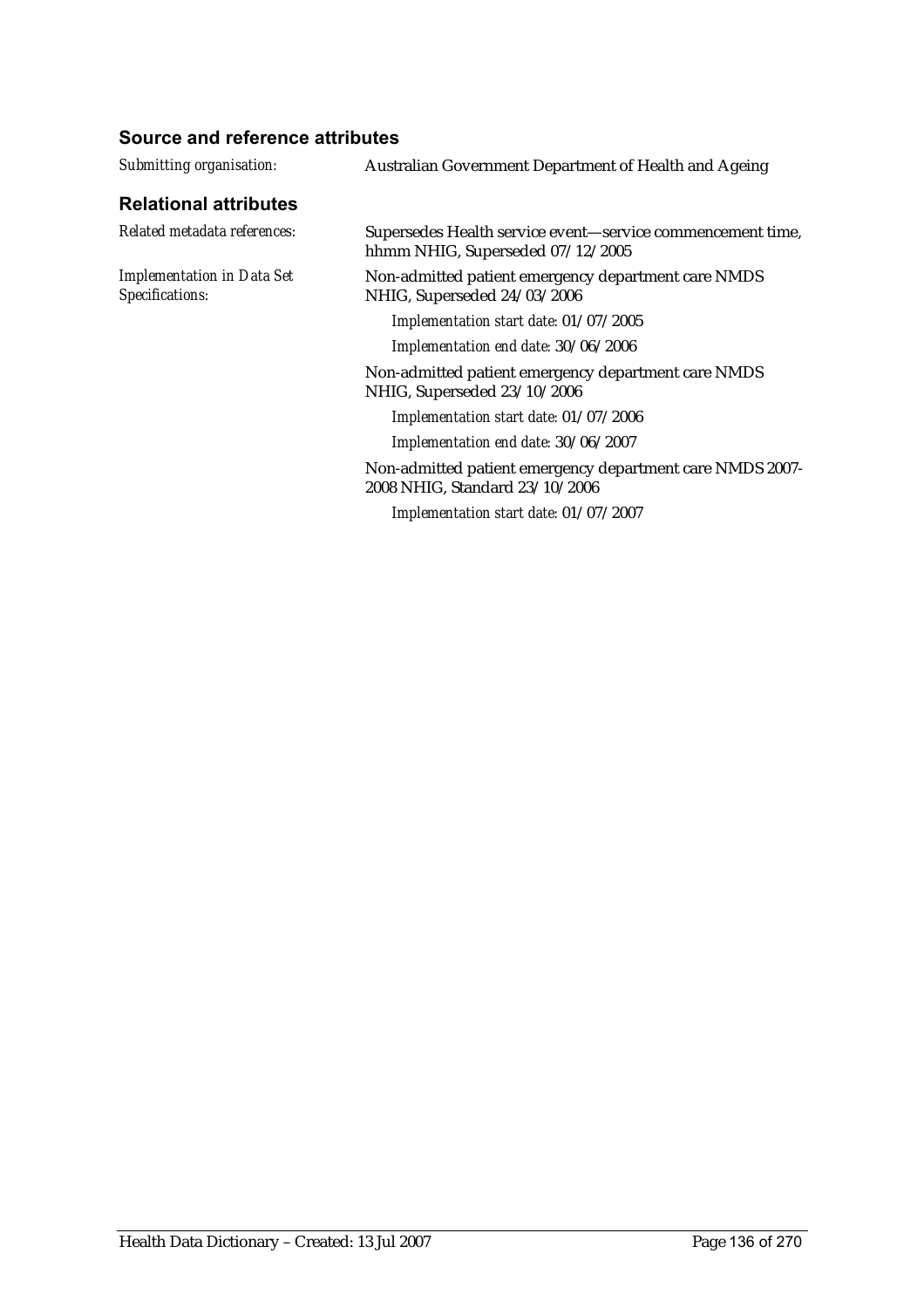### Source and reference attributes

*Submitting organisation:* Australian Government Department of Health and Ageing

### Relational attributes

*Related metadata references:* Supersedes Health service event—service commencement time, hhmm NHIG, Superseded 07/12/2005

*Implementation in Data Set Specifications:* Non-admitted patient emergency department care NMDS NHIG, Superseded 24/03/2006

*Implementation start date:* 01/07/2005

*Implementation end date:* 30/06/2006

Non-admitted patient emergency department care NMDS NHIG, Superseded 23/10/2006

*Implementation start date:* 01/07/2006

*Implementation end date:* 30/06/2007

Non-admitted patient emergency department care NMDS 2007-2008 NHIG, Standard 23/10/2006

*Implementation start date:* 01/07/2007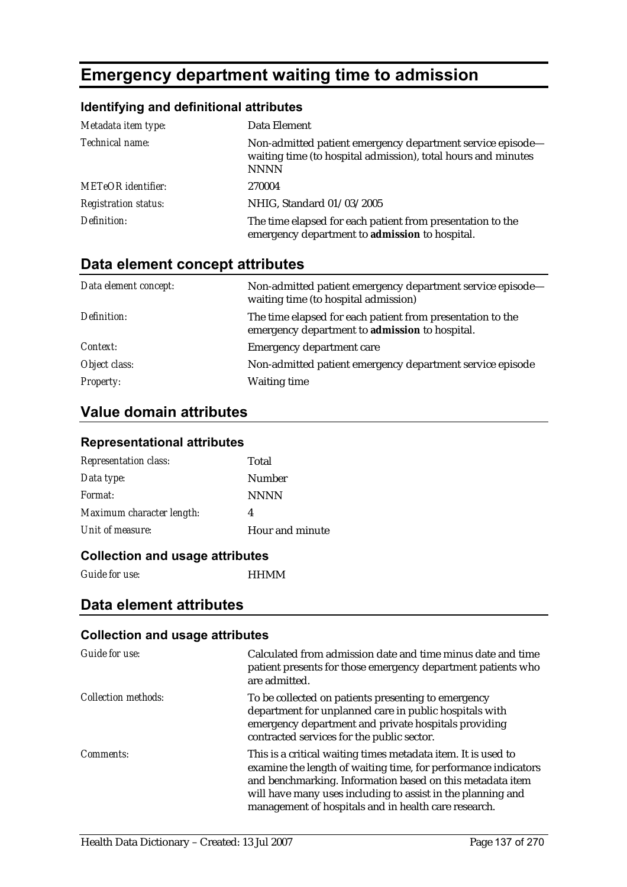# Emergency department waiting time to admission

### Identifying and definitional attributes

| | |
|---|---|
| *Metadata item type:* | Data Element |
| *Technical name:* | Non-admitted patient emergency department service episode—waiting time (to hospital admission), total hours and minutes NNNN |
| *METeOR identifier:* | 270004 |
| *Registration status:* | NHIG, Standard 01/03/2005 |
| *Definition:* | The time elapsed for each patient from presentation to the emergency department to **admission** to hospital. |

## Data element concept attributes

| | |
|---|---|
| *Data element concept:* | Non-admitted patient emergency department service episode—waiting time (to hospital admission) |
| *Definition:* | The time elapsed for each patient from presentation to the emergency department to **admission** to hospital. |
| *Context:* | Emergency department care |
| *Object class:* | Non-admitted patient emergency department service episode |
| *Property:* | Waiting time |

## Value domain attributes

### Representational attributes

| | |
|---|---|
| *Representation class:* | Total |
| *Data type:* | Number |
| *Format:* | NNNN |
| *Maximum character length:* | 4 |
| *Unit of measure:* | Hour and minute |

### Collection and usage attributes

| | |
|---|---|
| *Guide for use:* | HHMM |

## Data element attributes

### Collection and usage attributes

| | |
|---|---|
| *Guide for use:* | Calculated from admission date and time minus date and time patient presents for those emergency department patients who are admitted. |
| *Collection methods:* | To be collected on patients presenting to emergency department for unplanned care in public hospitals with emergency department and private hospitals providing contracted services for the public sector. |
| *Comments:* | This is a critical waiting times metadata item. It is used to examine the length of waiting time, for performance indicators and benchmarking. Information based on this metadata item will have many uses including to assist in the planning and management of hospitals and in health care research. |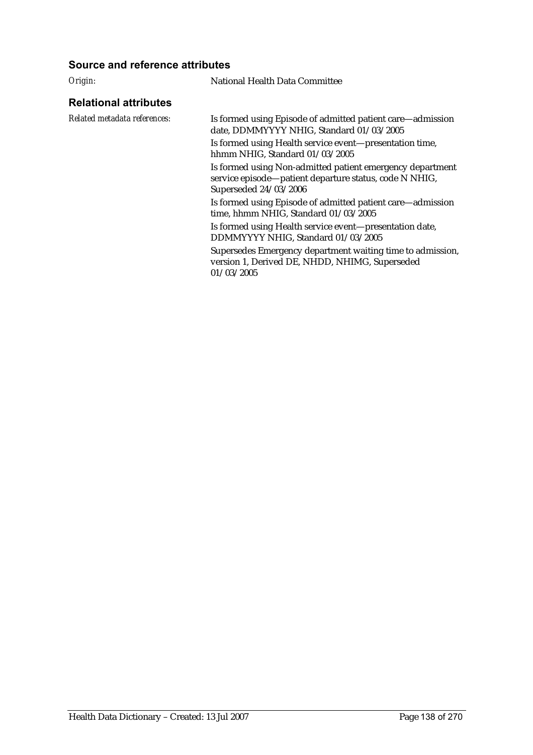### Source and reference attributes

*Origin:* National Health Data Committee

### Relational attributes

*Related metadata references:*

Is formed using Episode of admitted patient care—admission date, DDMMYYYY NHIG, Standard 01/03/2005

Is formed using Health service event—presentation time, hhmm NHIG, Standard 01/03/2005

Is formed using Non-admitted patient emergency department service episode—patient departure status, code N NHIG, Superseded 24/03/2006

Is formed using Episode of admitted patient care—admission time, hhmm NHIG, Standard 01/03/2005

Is formed using Health service event—presentation date, DDMMYYYY NHIG, Standard 01/03/2005

Supersedes Emergency department waiting time to admission, version 1, Derived DE, NHDD, NHIMG, Superseded 01/03/2005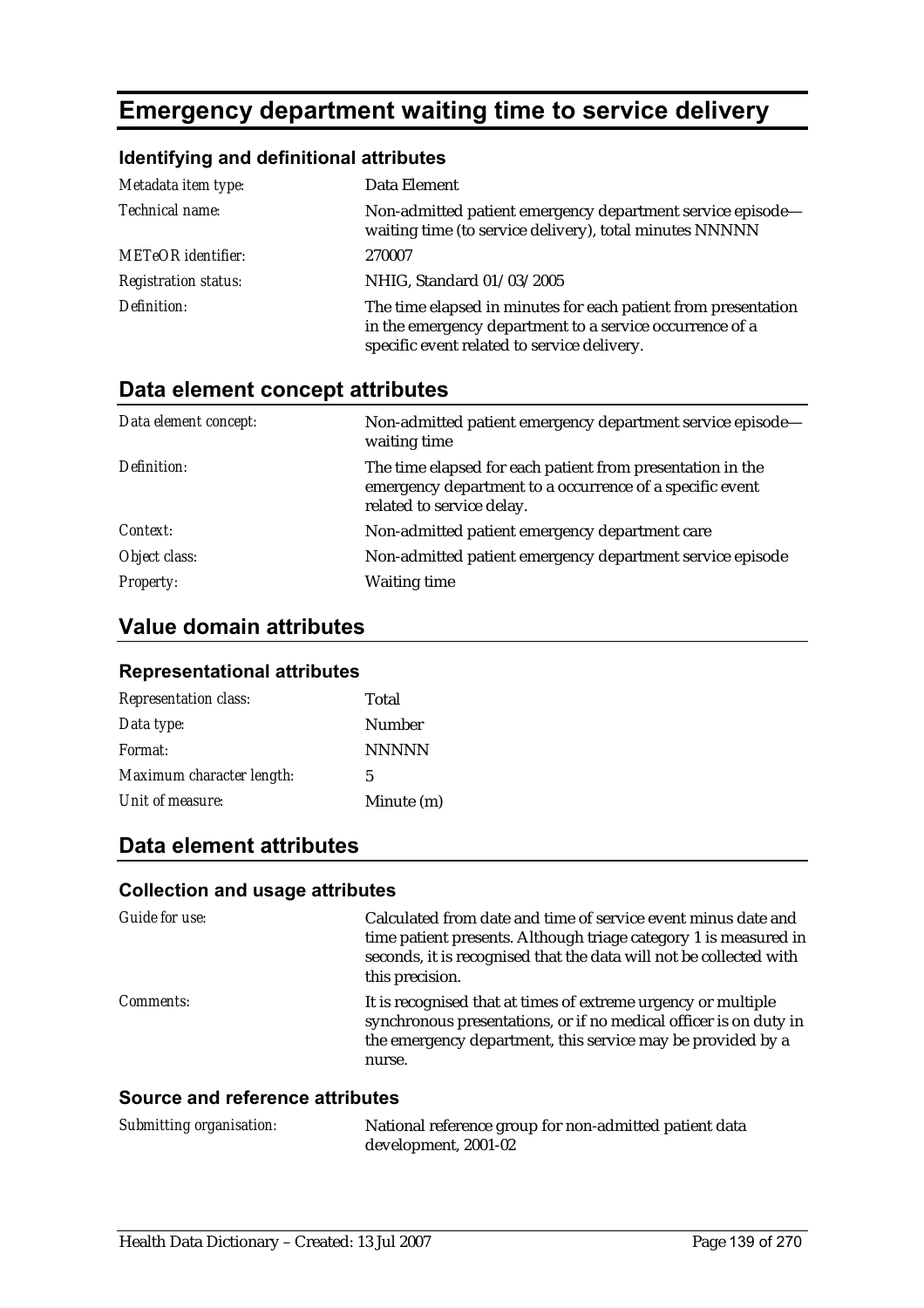# Emergency department waiting time to service delivery

### Identifying and definitional attributes

| | |
|---|---|
| *Metadata item type:* | Data Element |
| *Technical name:* | Non-admitted patient emergency department service episode—waiting time (to service delivery), total minutes NNNNN |
| *METeOR identifier:* | 270007 |
| *Registration status:* | NHIG, Standard 01/03/2005 |
| *Definition:* | The time elapsed in minutes for each patient from presentation in the emergency department to a service occurrence of a specific event related to service delivery. |

## Data element concept attributes

| | |
|---|---|
| *Data element concept:* | Non-admitted patient emergency department service episode—waiting time |
| *Definition:* | The time elapsed for each patient from presentation in the emergency department to a occurrence of a specific event related to service delay. |
| *Context:* | Non-admitted patient emergency department care |
| *Object class:* | Non-admitted patient emergency department service episode |
| *Property:* | Waiting time |

## Value domain attributes

### Representational attributes

| | |
|---|---|
| *Representation class:* | Total |
| *Data type:* | Number |
| *Format:* | NNNNN |
| *Maximum character length:* | 5 |
| *Unit of measure:* | Minute (m) |

## Data element attributes

### Collection and usage attributes

| | |
|---|---|
| *Guide for use:* | Calculated from date and time of service event minus date and time patient presents. Although triage category 1 is measured in seconds, it is recognised that the data will not be collected with this precision. |
| *Comments:* | It is recognised that at times of extreme urgency or multiple synchronous presentations, or if no medical officer is on duty in the emergency department, this service may be provided by a nurse. |

### Source and reference attributes

| | |
|---|---|
| *Submitting organisation:* | National reference group for non-admitted patient data development, 2001-02 |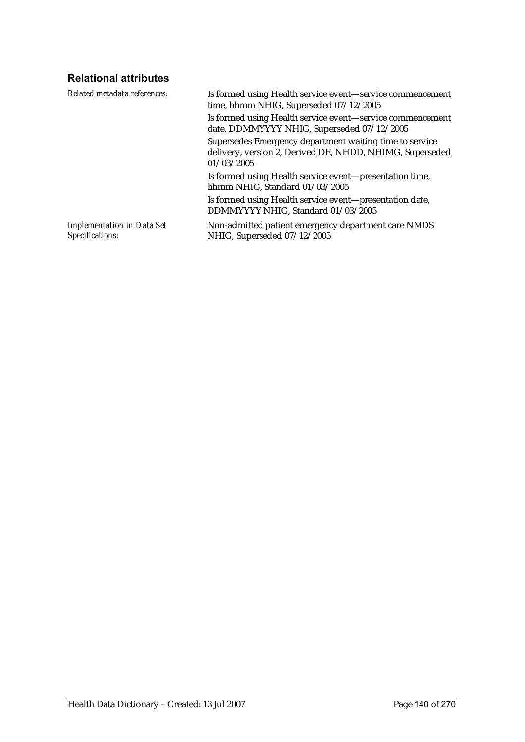### Relational attributes

*Related metadata references:*

Is formed using Health service event—service commencement time, hhmm NHIG, Superseded 07/12/2005

Is formed using Health service event—service commencement date, DDMMYYYY NHIG, Superseded 07/12/2005

Supersedes Emergency department waiting time to service delivery, version 2, Derived DE, NHDD, NHIMG, Superseded 01/03/2005

Is formed using Health service event—presentation time, hhmm NHIG, Standard 01/03/2005

Is formed using Health service event—presentation date, DDMMYYYY NHIG, Standard 01/03/2005

*Implementation in Data Set Specifications:*

Non-admitted patient emergency department care NMDS NHIG, Superseded 07/12/2005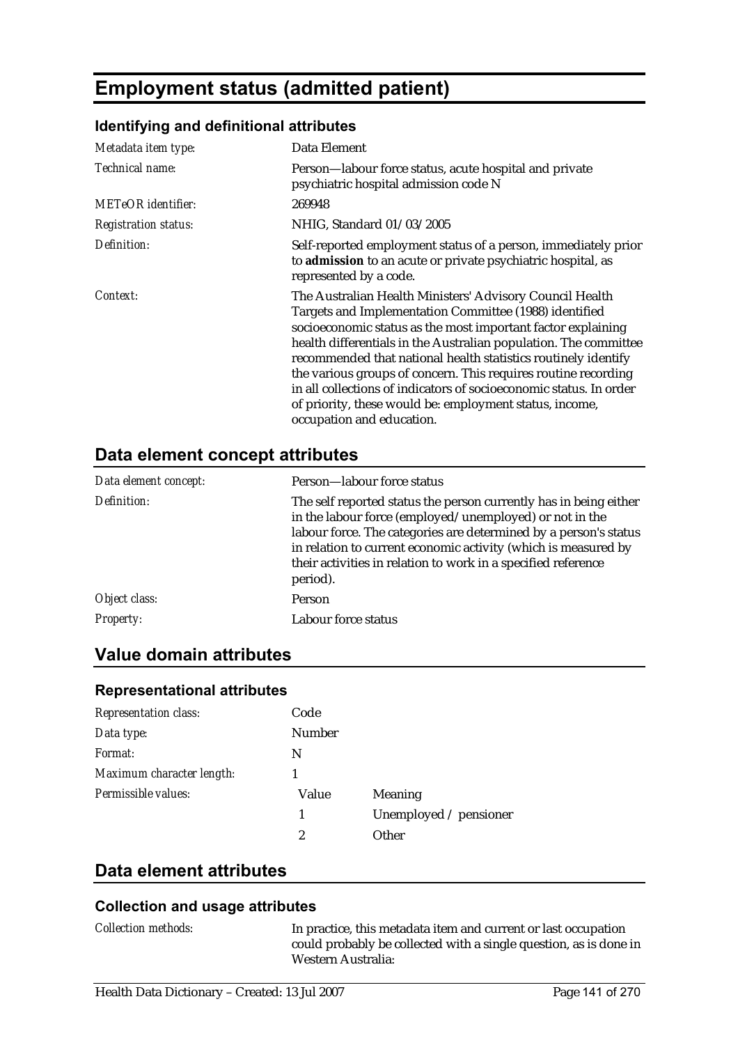# Employment status (admitted patient)

### Identifying and definitional attributes

| | |
|---|---|
| *Metadata item type:* | Data Element |
| *Technical name:* | Person—labour force status, acute hospital and private psychiatric hospital admission code N |
| *METeOR identifier:* | 269948 |
| *Registration status:* | NHIG, Standard 01/03/2005 |
| *Definition:* | Self-reported employment status of a person, immediately prior to **admission** to an acute or private psychiatric hospital, as represented by a code. |
| *Context:* | The Australian Health Ministers' Advisory Council Health Targets and Implementation Committee (1988) identified socioeconomic status as the most important factor explaining health differentials in the Australian population. The committee recommended that national health statistics routinely identify the various groups of concern. This requires routine recording in all collections of indicators of socioeconomic status. In order of priority, these would be: employment status, income, occupation and education. |

## Data element concept attributes

| | |
|---|---|
| *Data element concept:* | Person—labour force status |
| *Definition:* | The self reported status the person currently has in being either in the labour force (employed/unemployed) or not in the labour force. The categories are determined by a person's status in relation to current economic activity (which is measured by their activities in relation to work in a specified reference period). |
| *Object class:* | Person |
| *Property:* | Labour force status |

## Value domain attributes

### Representational attributes

| | | |
|---|---|---|
| *Representation class:* | Code | |
| *Data type:* | Number | |
| *Format:* | N | |
| *Maximum character length:* | 1 | |
| *Permissible values:* | Value | Meaning |
| | 1 | Unemployed / pensioner |
| | 2 | Other |

## Data element attributes

### Collection and usage attributes

| | |
|---|---|
| *Collection methods:* | In practice, this metadata item and current or last occupation could probably be collected with a single question, as is done in Western Australia: |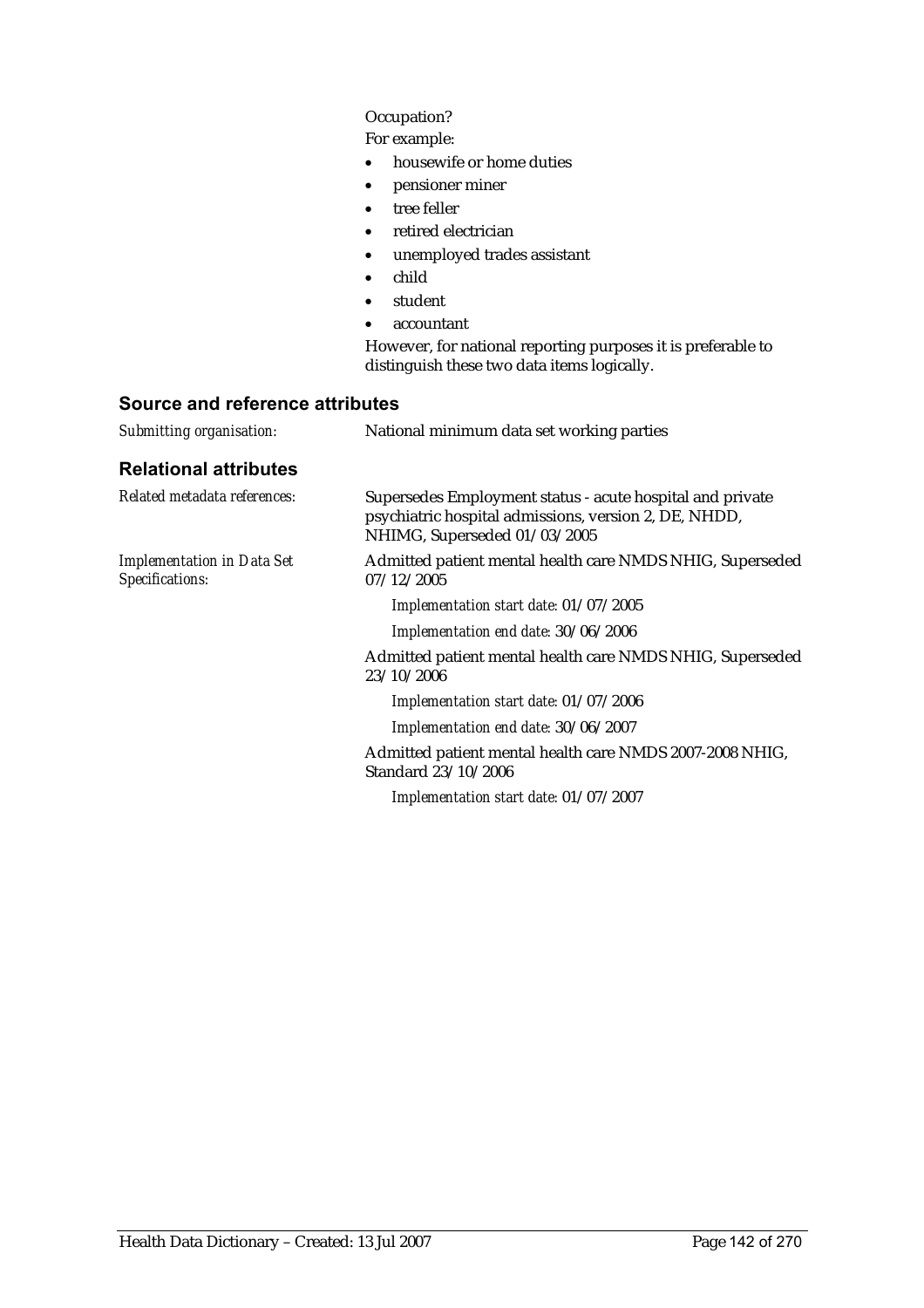Occupation?

For example:

- housewife or home duties
- pensioner miner
- tree feller
- retired electrician
- unemployed trades assistant
- child
- student
- accountant

However, for national reporting purposes it is preferable to distinguish these two data items logically.

## Source and reference attributes

*Submitting organisation:* National minimum data set working parties

## Relational attributes

*Related metadata references:* Supersedes Employment status - acute hospital and private psychiatric hospital admissions, version 2, DE, NHDD, NHIMG, Superseded 01/03/2005

*Implementation in Data Set Specifications:*

Admitted patient mental health care NMDS NHIG, Superseded 07/12/2005

*Implementation start date:* 01/07/2005

*Implementation end date:* 30/06/2006

Admitted patient mental health care NMDS NHIG, Superseded 23/10/2006

*Implementation start date:* 01/07/2006

*Implementation end date:* 30/06/2007

Admitted patient mental health care NMDS 2007-2008 NHIG, Standard 23/10/2006

*Implementation start date:* 01/07/2007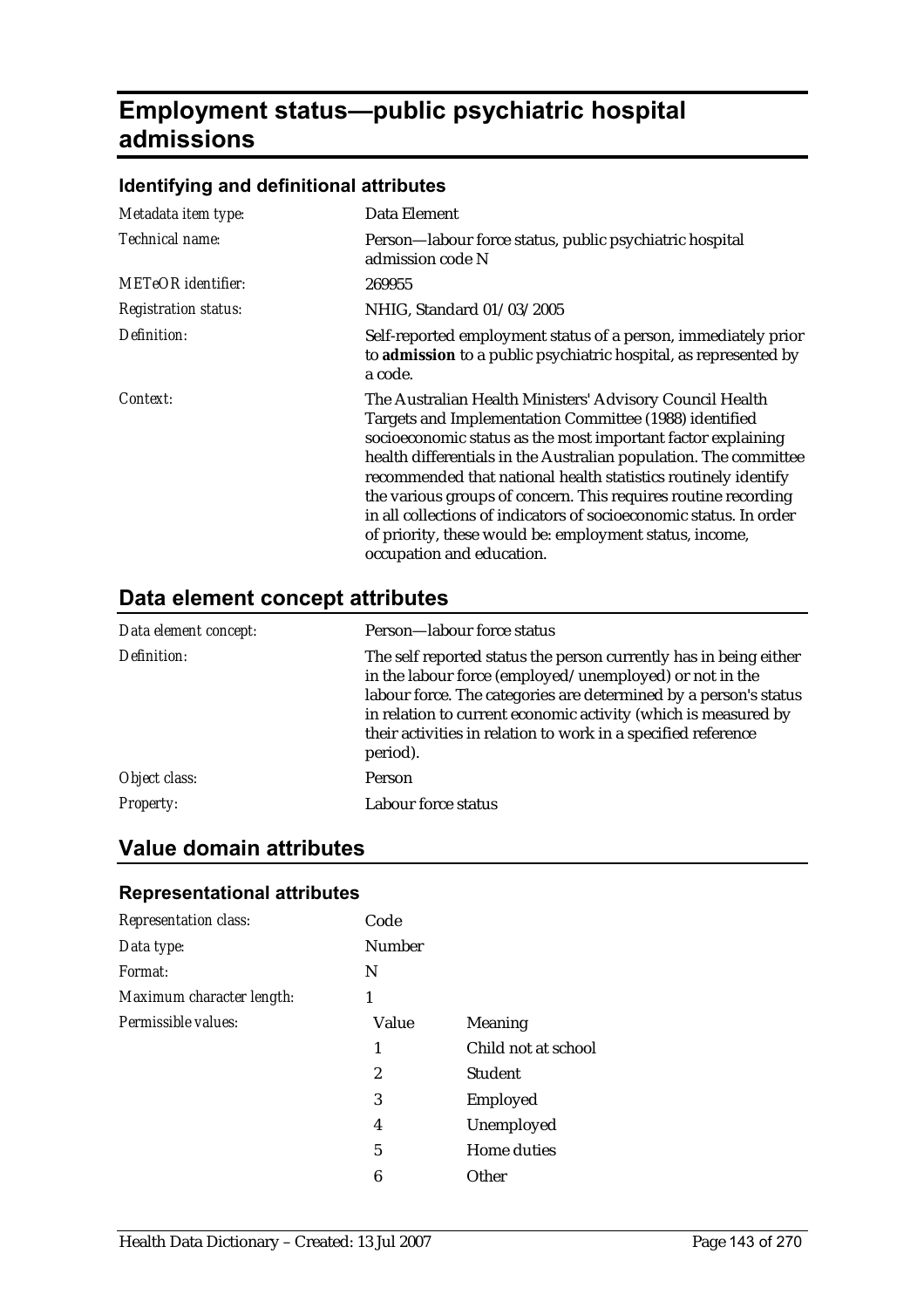# Employment status—public psychiatric hospital admissions

### Identifying and definitional attributes

| | |
|---|---|
| *Metadata item type:* | Data Element |
| *Technical name:* | Person—labour force status, public psychiatric hospital admission code N |
| *METeOR identifier:* | 269955 |
| *Registration status:* | NHIG, Standard 01/03/2005 |
| *Definition:* | Self-reported employment status of a person, immediately prior to **admission** to a public psychiatric hospital, as represented by a code. |
| *Context:* | The Australian Health Ministers' Advisory Council Health Targets and Implementation Committee (1988) identified socioeconomic status as the most important factor explaining health differentials in the Australian population. The committee recommended that national health statistics routinely identify the various groups of concern. This requires routine recording in all collections of indicators of socioeconomic status. In order of priority, these would be: employment status, income, occupation and education. |

## Data element concept attributes

| | |
|---|---|
| *Data element concept:* | Person—labour force status |
| *Definition:* | The self reported status the person currently has in being either in the labour force (employed/unemployed) or not in the labour force. The categories are determined by a person's status in relation to current economic activity (which is measured by their activities in relation to work in a specified reference period). |
| *Object class:* | Person |
| *Property:* | Labour force status |

## Value domain attributes

### Representational attributes

| | | |
|---|---|---|
| *Representation class:* | Code | |
| *Data type:* | Number | |
| *Format:* | N | |
| *Maximum character length:* | 1 | |
| *Permissible values:* | Value | Meaning |
| | 1 | Child not at school |
| | 2 | Student |
| | 3 | Employed |
| | 4 | Unemployed |
| | 5 | Home duties |
| | 6 | Other |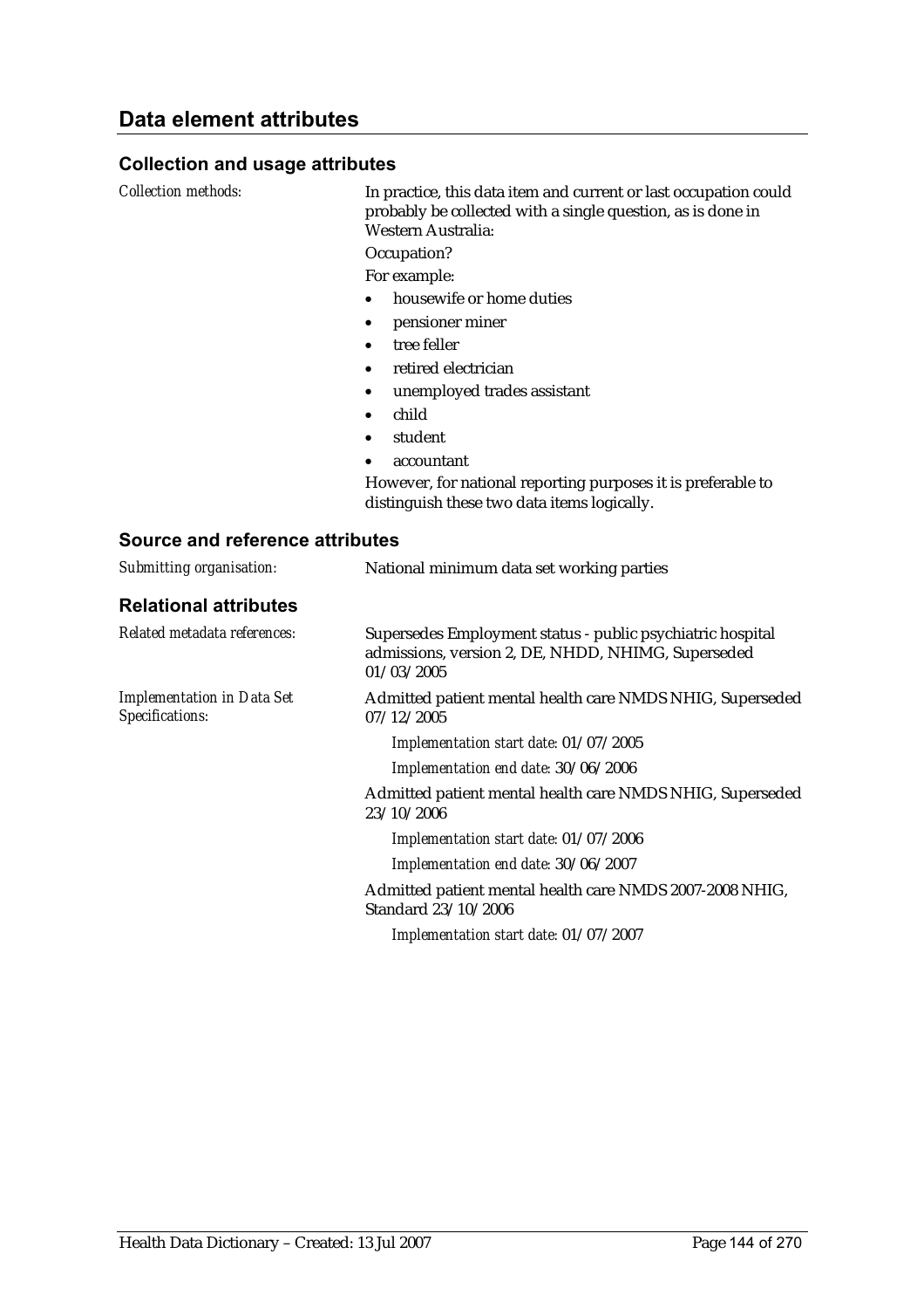## Data element attributes

### Collection and usage attributes

*Collection methods:* In practice, this data item and current or last occupation could probably be collected with a single question, as is done in Western Australia:

Occupation?

For example:

- housewife or home duties
- pensioner miner
- tree feller
- retired electrician
- unemployed trades assistant
- child
- student
- accountant

However, for national reporting purposes it is preferable to distinguish these two data items logically.

### Source and reference attributes

*Submitting organisation:* National minimum data set working parties

### Relational attributes

*Related metadata references:* Supersedes Employment status - public psychiatric hospital admissions, version 2, DE, NHDD, NHIMG, Superseded 01/03/2005

*Implementation in Data Set Specifications:* Admitted patient mental health care NMDS NHIG, Superseded 07/12/2005

*Implementation start date:* 01/07/2005

*Implementation end date:* 30/06/2006

Admitted patient mental health care NMDS NHIG, Superseded 23/10/2006

*Implementation start date:* 01/07/2006

*Implementation end date:* 30/06/2007

Admitted patient mental health care NMDS 2007-2008 NHIG, Standard 23/10/2006

*Implementation start date:* 01/07/2007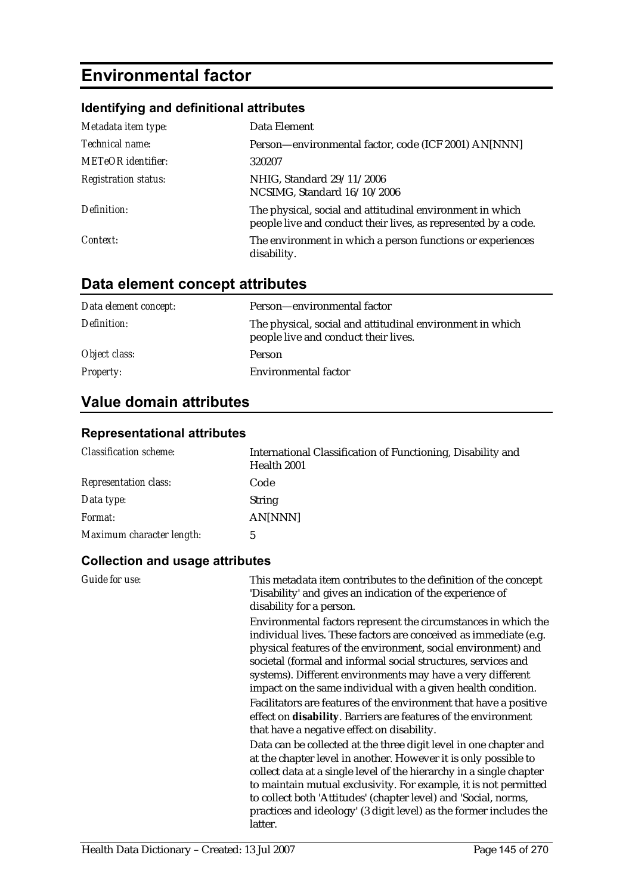# Environmental factor

### Identifying and definitional attributes

| | |
|---|---|
| *Metadata item type:* | Data Element |
| *Technical name:* | Person—environmental factor, code (ICF 2001) AN[NNN] |
| *METeOR identifier:* | 320207 |
| *Registration status:* | NHIG, Standard 29/11/2006<br>NCSIMG, Standard 16/10/2006 |
| *Definition:* | The physical, social and attitudinal environment in which people live and conduct their lives, as represented by a code. |
| *Context:* | The environment in which a person functions or experiences disability. |

## Data element concept attributes

| | |
|---|---|
| *Data element concept:* | Person—environmental factor |
| *Definition:* | The physical, social and attitudinal environment in which people live and conduct their lives. |
| *Object class:* | Person |
| *Property:* | Environmental factor |

## Value domain attributes

### Representational attributes

| | |
|---|---|
| *Classification scheme:* | International Classification of Functioning, Disability and Health 2001 |
| *Representation class:* | Code |
| *Data type:* | String |
| *Format:* | AN[NNN] |
| *Maximum character length:* | 5 |

### Collection and usage attributes

*Guide for use:*

This metadata item contributes to the definition of the concept 'Disability' and gives an indication of the experience of disability for a person.

Environmental factors represent the circumstances in which the individual lives. These factors are conceived as immediate (e.g. physical features of the environment, social environment) and societal (formal and informal social structures, services and systems). Different environments may have a very different impact on the same individual with a given health condition.

Facilitators are features of the environment that have a positive effect on **disability**. Barriers are features of the environment that have a negative effect on disability.

Data can be collected at the three digit level in one chapter and at the chapter level in another. However it is only possible to collect data at a single level of the hierarchy in a single chapter to maintain mutual exclusivity. For example, it is not permitted to collect both 'Attitudes' (chapter level) and 'Social, norms, practices and ideology' (3 digit level) as the former includes the latter.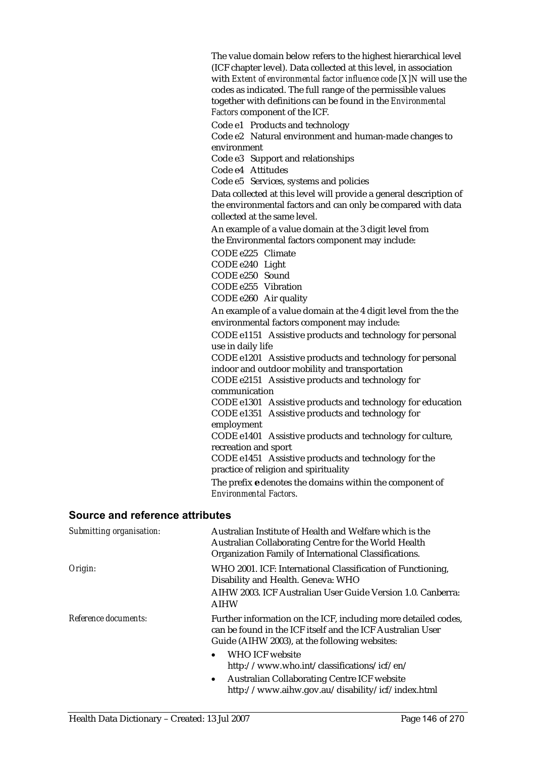The value domain below refers to the highest hierarchical level (ICF chapter level). Data collected at this level, in association with *Extent of environmental factor influence code [X]N* will use the codes as indicated. The full range of the permissible values together with definitions can be found in the *Environmental Factors* component of the ICF.

Code e1 Products and technology
Code e2 Natural environment and human-made changes to environment
Code e3 Support and relationships
Code e4 Attitudes
Code e5 Services, systems and policies

Data collected at this level will provide a general description of the environmental factors and can only be compared with data collected at the same level.

An example of a value domain at the 3 digit level from the Environmental factors component may include:

CODE e225 Climate
CODE e240 Light
CODE e250 Sound
CODE e255 Vibration
CODE e260 Air quality

An example of a value domain at the 4 digit level from the the environmental factors component may include:

CODE e1151 Assistive products and technology for personal use in daily life
CODE e1201 Assistive products and technology for personal indoor and outdoor mobility and transportation
CODE e2151 Assistive products and technology for communication
CODE e1301 Assistive products and technology for education
CODE e1351 Assistive products and technology for employment
CODE e1401 Assistive products and technology for culture, recreation and sport
CODE e1451 Assistive products and technology for the practice of religion and spirituality

The prefix **e** denotes the domains within the component of *Environmental Factors*.

## Source and reference attributes

*Submitting organisation:* Australian Institute of Health and Welfare which is the Australian Collaborating Centre for the World Health Organization Family of International Classifications.

*Origin:* WHO 2001. ICF: International Classification of Functioning, Disability and Health. Geneva: WHO

AIHW 2003. ICF Australian User Guide Version 1.0. Canberra: AIHW

*Reference documents:* Further information on the ICF, including more detailed codes, can be found in the ICF itself and the ICF Australian User Guide (AIHW 2003), at the following websites:

- WHO ICF website
  http://www.who.int/classifications/icf/en/
- Australian Collaborating Centre ICF website
  http://www.aihw.gov.au/disability/icf/index.html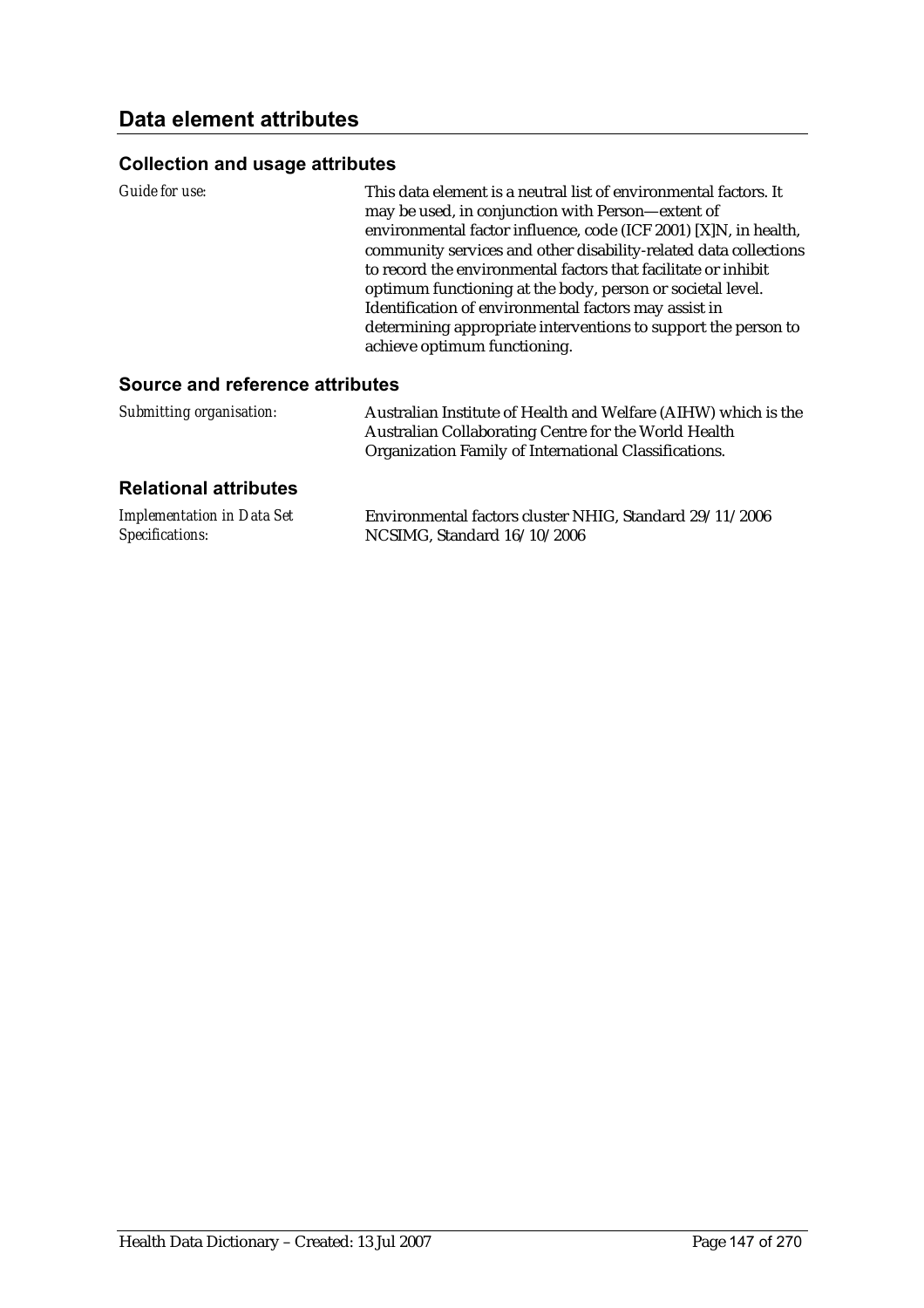## Data element attributes

### Collection and usage attributes

*Guide for use:* This data element is a neutral list of environmental factors. It may be used, in conjunction with Person—extent of environmental factor influence, code (ICF 2001) [X]N, in health, community services and other disability-related data collections to record the environmental factors that facilitate or inhibit optimum functioning at the body, person or societal level. Identification of environmental factors may assist in determining appropriate interventions to support the person to achieve optimum functioning.

### Source and reference attributes

*Submitting organisation:* Australian Institute of Health and Welfare (AIHW) which is the Australian Collaborating Centre for the World Health Organization Family of International Classifications.

### Relational attributes

*Implementation in Data Set Specifications:* Environmental factors cluster NHIG, Standard 29/11/2006
NCSIMG, Standard 16/10/2006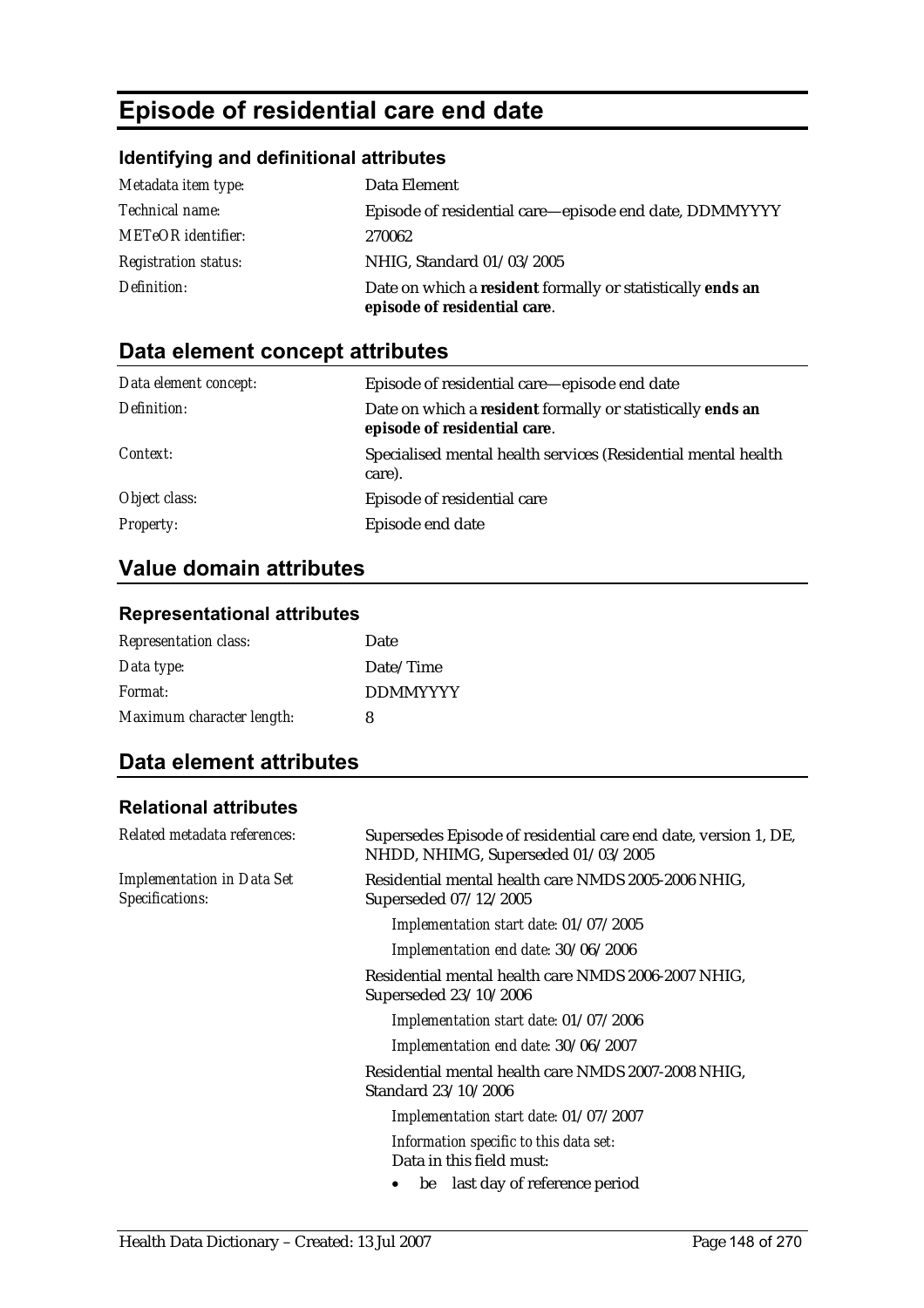# Episode of residential care end date

### Identifying and definitional attributes

| | |
|---|---|
| *Metadata item type:* | Data Element |
| *Technical name:* | Episode of residential care—episode end date, DDMMYYYY |
| *METeOR identifier:* | 270062 |
| *Registration status:* | NHIG, Standard 01/03/2005 |
| *Definition:* | Date on which a **resident** formally or statistically **ends an episode of residential care**. |

## Data element concept attributes

| | |
|---|---|
| *Data element concept:* | Episode of residential care—episode end date |
| *Definition:* | Date on which a **resident** formally or statistically **ends an episode of residential care**. |
| *Context:* | Specialised mental health services (Residential mental health care). |
| *Object class:* | Episode of residential care |
| *Property:* | Episode end date |

## Value domain attributes

### Representational attributes

| | |
|---|---|
| *Representation class:* | Date |
| *Data type:* | Date/Time |
| *Format:* | DDMMYYYY |
| *Maximum character length:* | 8 |

## Data element attributes

### Relational attributes

*Related metadata references:* Supersedes Episode of residential care end date, version 1, DE, NHDD, NHIMG, Superseded 01/03/2005

*Implementation in Data Set Specifications:*

Residential mental health care NMDS 2005-2006 NHIG, Superseded 07/12/2005

*Implementation start date:* 01/07/2005

*Implementation end date:* 30/06/2006

Residential mental health care NMDS 2006-2007 NHIG, Superseded 23/10/2006

*Implementation start date:* 01/07/2006

*Implementation end date:* 30/06/2007

Residential mental health care NMDS 2007-2008 NHIG, Standard 23/10/2006

*Implementation start date:* 01/07/2007

*Information specific to this data set:*
Data in this field must:

- be last day of reference period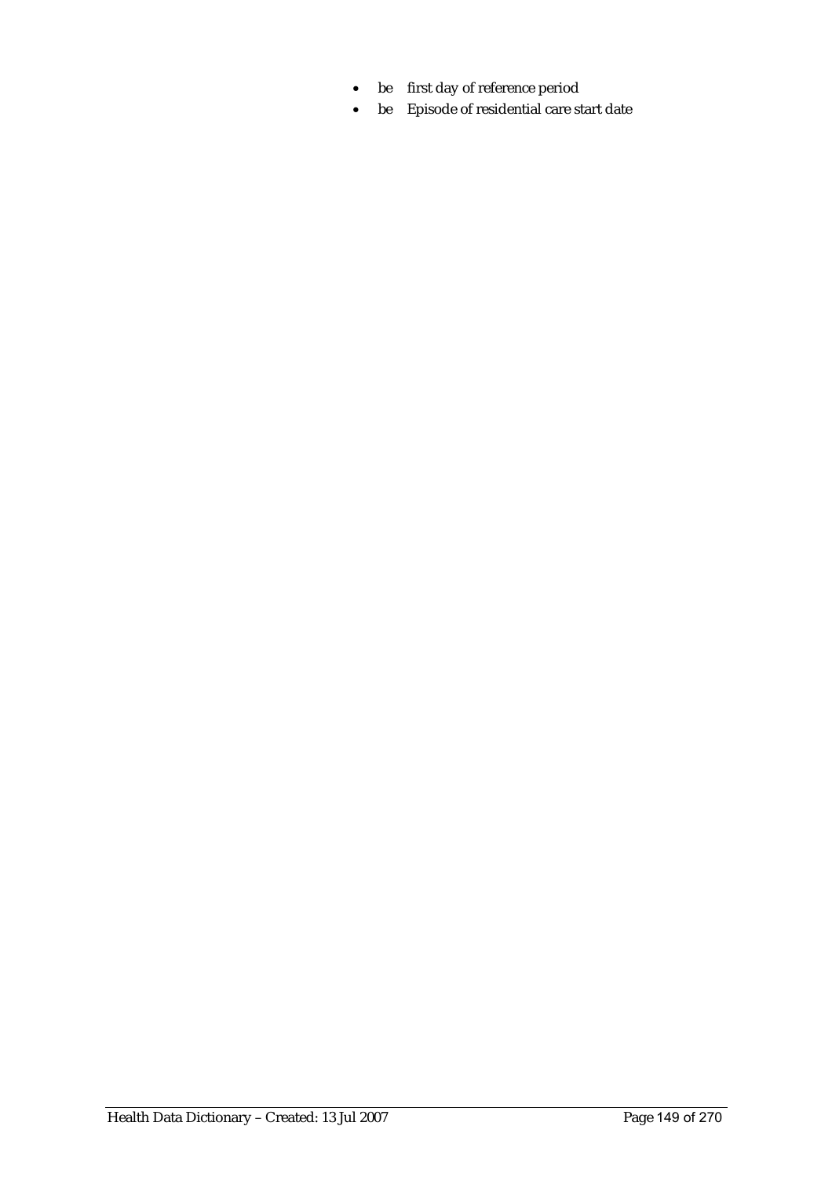- be first day of reference period
- be Episode of residential care start date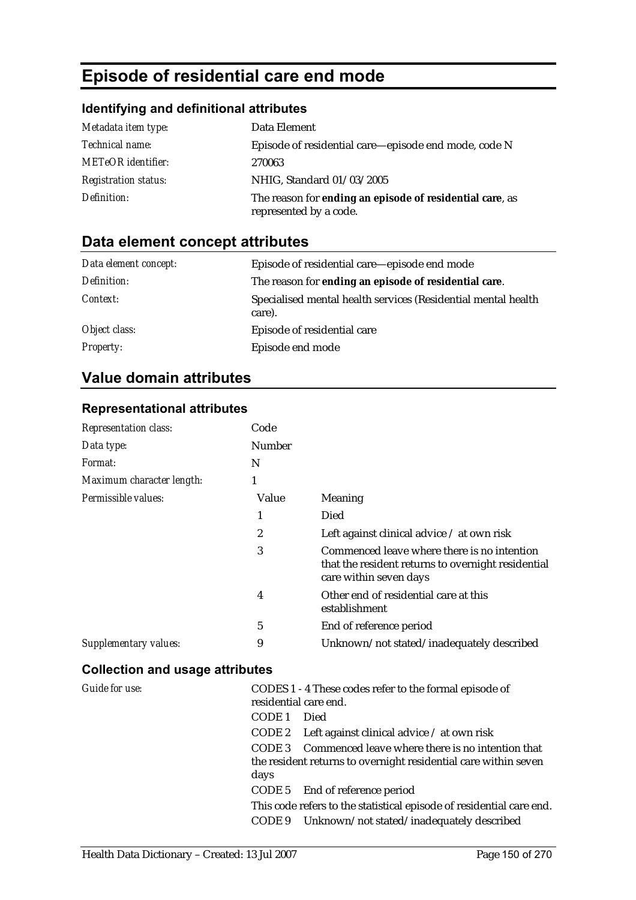# Episode of residential care end mode

### Identifying and definitional attributes

| | |
|---|---|
| *Metadata item type:* | Data Element |
| *Technical name:* | Episode of residential care—episode end mode, code N |
| *METeOR identifier:* | 270063 |
| *Registration status:* | NHIG, Standard 01/03/2005 |
| *Definition:* | The reason for **ending an episode of residential care**, as represented by a code. |

## Data element concept attributes

| | |
|---|---|
| *Data element concept:* | Episode of residential care—episode end mode |
| *Definition:* | The reason for **ending an episode of residential care**. |
| *Context:* | Specialised mental health services (Residential mental health care). |
| *Object class:* | Episode of residential care |
| *Property:* | Episode end mode |

## Value domain attributes

### Representational attributes

| | | |
|---|---|---|
| *Representation class:* | Code | |
| *Data type:* | Number | |
| *Format:* | N | |
| *Maximum character length:* | 1 | |
| *Permissible values:* | Value | Meaning |
| | 1 | Died |
| | 2 | Left against clinical advice / at own risk |
| | 3 | Commenced leave where there is no intention that the resident returns to overnight residential care within seven days |
| | 4 | Other end of residential care at this establishment |
| | 5 | End of reference period |
| *Supplementary values:* | 9 | Unknown/not stated/inadequately described |

### Collection and usage attributes

*Guide for use:*

CODES 1 - 4 These codes refer to the formal episode of residential care end.

CODE 1 Died

CODE 2 Left against clinical advice / at own risk

CODE 3 Commenced leave where there is no intention that the resident returns to overnight residential care within seven days

CODE 5 End of reference period

This code refers to the statistical episode of residential care end.

CODE 9 Unknown/not stated/inadequately described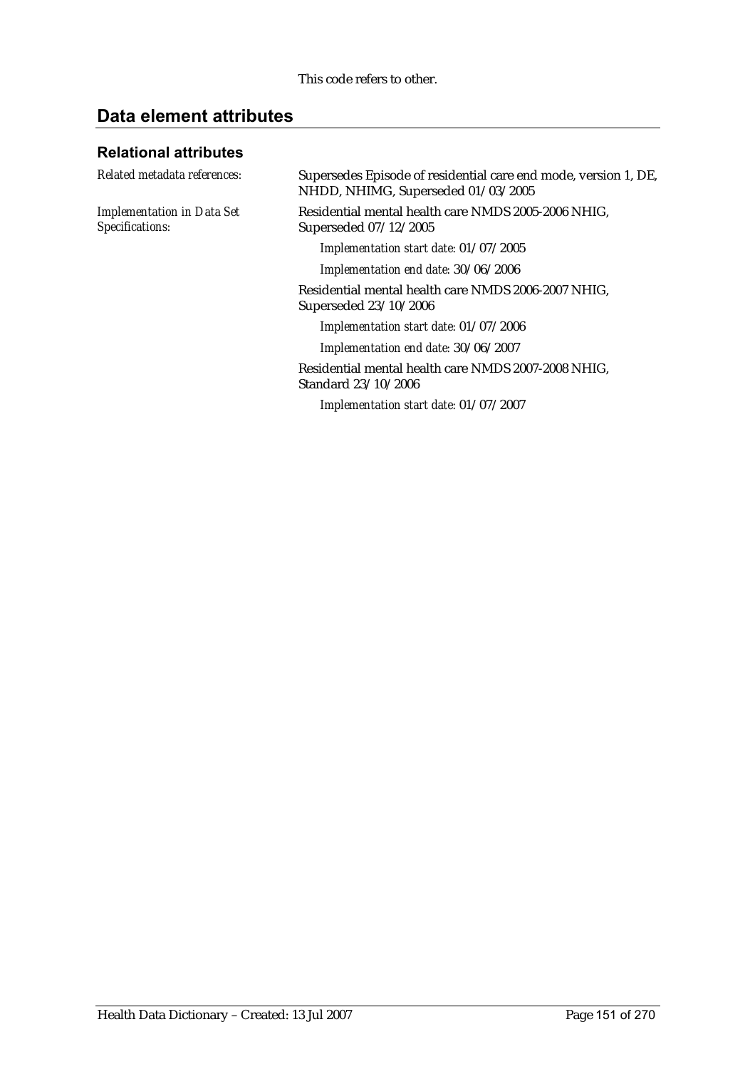This code refers to other.

## Data element attributes

### Relational attributes

*Related metadata references:* Supersedes Episode of residential care end mode, version 1, DE, NHDD, NHIMG, Superseded 01/03/2005

*Implementation in Data Set Specifications:* Residential mental health care NMDS 2005-2006 NHIG, Superseded 07/12/2005

*Implementation start date:* 01/07/2005

*Implementation end date:* 30/06/2006

Residential mental health care NMDS 2006-2007 NHIG, Superseded 23/10/2006

*Implementation start date:* 01/07/2006

*Implementation end date:* 30/06/2007

Residential mental health care NMDS 2007-2008 NHIG, Standard 23/10/2006

*Implementation start date:* 01/07/2007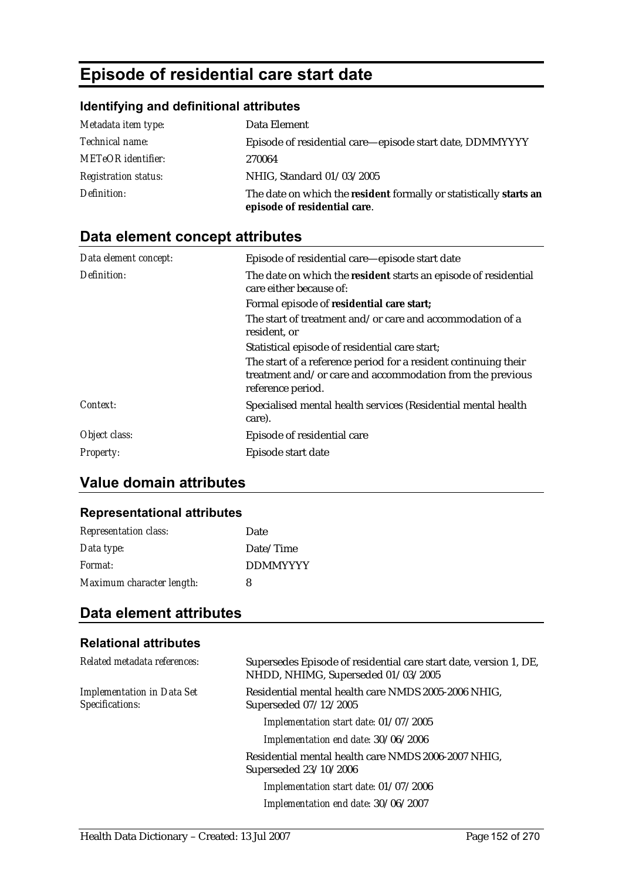# Episode of residential care start date

### Identifying and definitional attributes

| | |
|---|---|
| *Metadata item type:* | Data Element |
| *Technical name:* | Episode of residential care—episode start date, DDMMYYYY |
| *METeOR identifier:* | 270064 |
| *Registration status:* | NHIG, Standard 01/03/2005 |
| *Definition:* | The date on which the **resident** formally or statistically **starts an episode of residential care**. |

## Data element concept attributes

| | |
|---|---|
| *Data element concept:* | Episode of residential care—episode start date |
| *Definition:* | The date on which the **resident** starts an episode of residential care either because of:<br>Formal episode of **residential care start;**<br>The start of treatment and/or care and accommodation of a resident, or<br>Statistical episode of residential care start;<br>The start of a reference period for a resident continuing their treatment and/or care and accommodation from the previous reference period. |
| *Context:* | Specialised mental health services (Residential mental health care). |
| *Object class:* | Episode of residential care |
| *Property:* | Episode start date |

## Value domain attributes

### Representational attributes

| | |
|---|---|
| *Representation class:* | Date |
| *Data type:* | Date/Time |
| *Format:* | DDMMYYYY |
| *Maximum character length:* | 8 |

## Data element attributes

### Relational attributes

| | |
|---|---|
| *Related metadata references:* | Supersedes Episode of residential care start date, version 1, DE, NHDD, NHIMG, Superseded 01/03/2005 |
| *Implementation in Data Set Specifications:* | Residential mental health care NMDS 2005-2006 NHIG, Superseded 07/12/2005<br>*Implementation start date:* 01/07/2005<br>*Implementation end date:* 30/06/2006<br>Residential mental health care NMDS 2006-2007 NHIG, Superseded 23/10/2006<br>*Implementation start date:* 01/07/2006<br>*Implementation end date:* 30/06/2007 |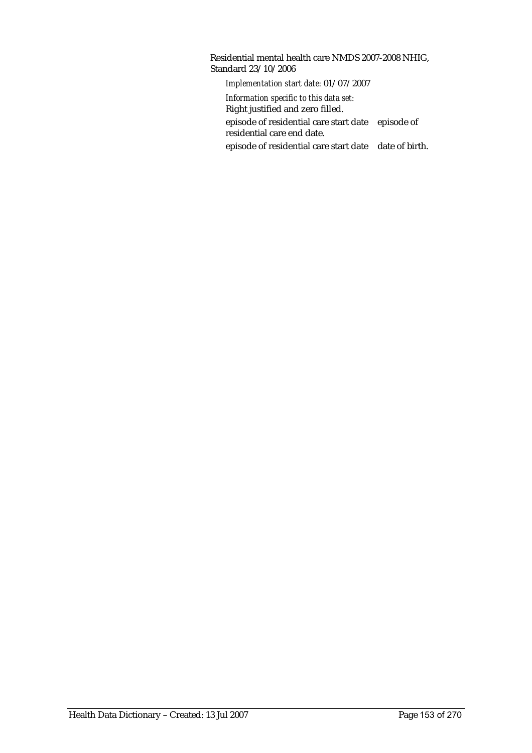Residential mental health care NMDS 2007-2008 NHIG, Standard 23/10/2006

*Implementation start date:* 01/07/2007

*Information specific to this data set:*
Right justified and zero filled.

episode of residential care start date    episode of residential care end date.

episode of residential care start date    date of birth.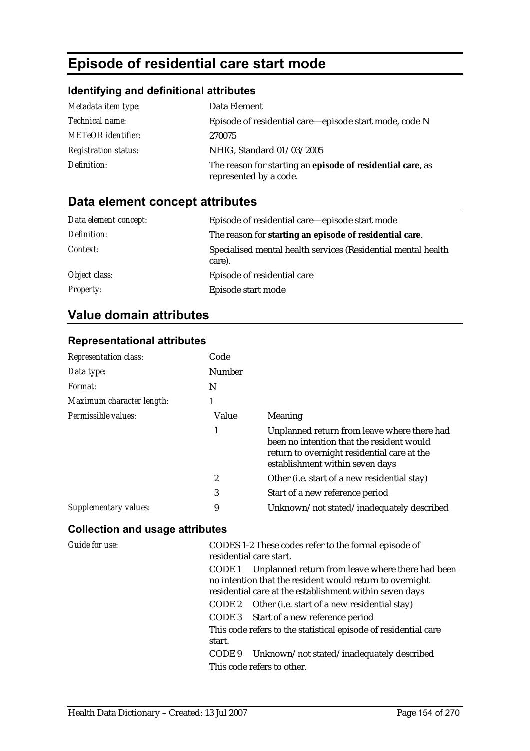# Episode of residential care start mode

## Identifying and definitional attributes

| | |
|---|---|
| *Metadata item type:* | Data Element |
| *Technical name:* | Episode of residential care—episode start mode, code N |
| *METeOR identifier:* | 270075 |
| *Registration status:* | NHIG, Standard 01/03/2005 |
| *Definition:* | The reason for starting an **episode of residential care**, as represented by a code. |

## Data element concept attributes

| | |
|---|---|
| *Data element concept:* | Episode of residential care—episode start mode |
| *Definition:* | The reason for **starting an episode of residential care**. |
| *Context:* | Specialised mental health services (Residential mental health care). |
| *Object class:* | Episode of residential care |
| *Property:* | Episode start mode |

## Value domain attributes

### Representational attributes

| | | |
|---|---|---|
| *Representation class:* | Code | |
| *Data type:* | Number | |
| *Format:* | N | |
| *Maximum character length:* | 1 | |
| *Permissible values:* | Value | Meaning |
| | 1 | Unplanned return from leave where there had been no intention that the resident would return to overnight residential care at the establishment within seven days |
| | 2 | Other (i.e. start of a new residential stay) |
| | 3 | Start of a new reference period |
| *Supplementary values:* | 9 | Unknown/not stated/inadequately described |

### Collection and usage attributes

*Guide for use:*

CODES 1-2 These codes refer to the formal episode of residential care start.

CODE 1 Unplanned return from leave where there had been no intention that the resident would return to overnight residential care at the establishment within seven days

CODE 2 Other (i.e. start of a new residential stay)

CODE 3 Start of a new reference period

This code refers to the statistical episode of residential care start.

CODE 9 Unknown/not stated/inadequately described

This code refers to other.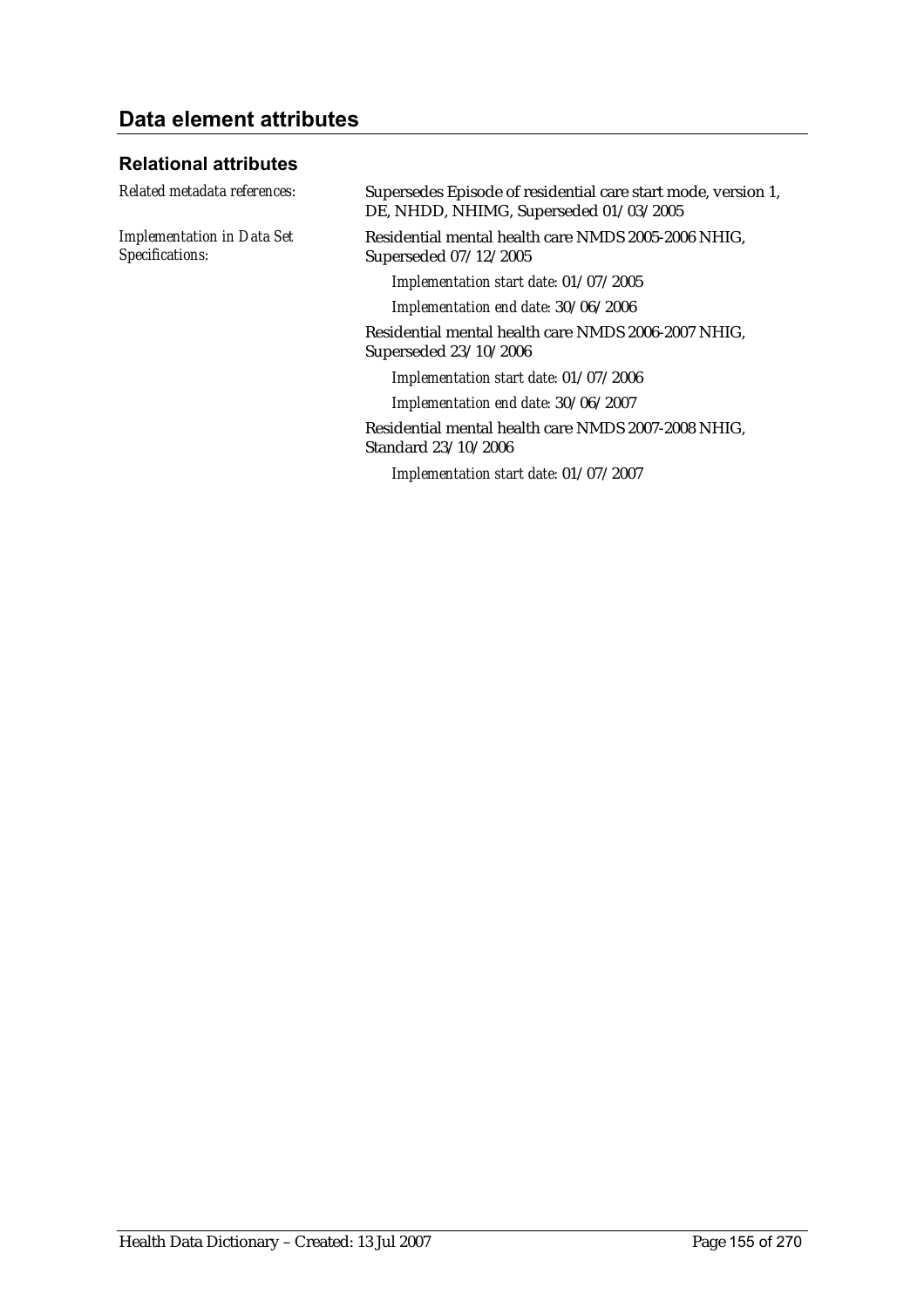## Data element attributes

### Relational attributes

*Related metadata references:* Supersedes Episode of residential care start mode, version 1, DE, NHDD, NHIMG, Superseded 01/03/2005

*Implementation in Data Set Specifications:* Residential mental health care NMDS 2005-2006 NHIG, Superseded 07/12/2005

*Implementation start date:* 01/07/2005

*Implementation end date:* 30/06/2006

Residential mental health care NMDS 2006-2007 NHIG, Superseded 23/10/2006

*Implementation start date:* 01/07/2006

*Implementation end date:* 30/06/2007

Residential mental health care NMDS 2007-2008 NHIG, Standard 23/10/2006

*Implementation start date:* 01/07/2007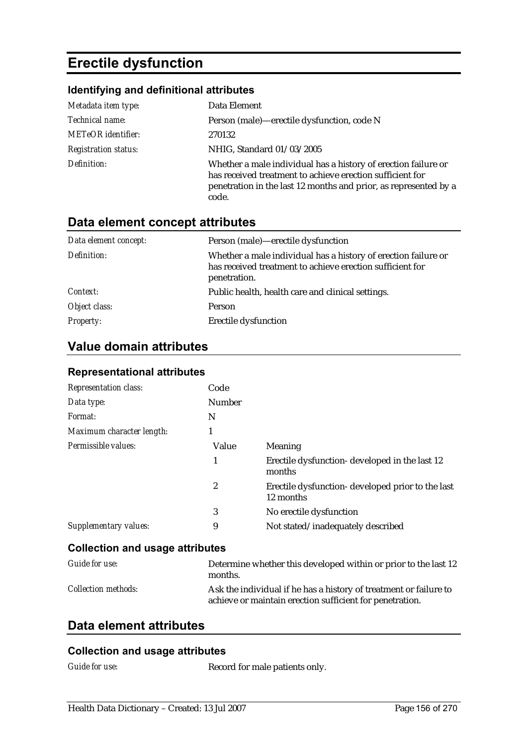# Erectile dysfunction

### Identifying and definitional attributes

| | |
|---|---|
| *Metadata item type:* | Data Element |
| *Technical name:* | Person (male)—erectile dysfunction, code N |
| *METeOR identifier:* | 270132 |
| *Registration status:* | NHIG, Standard 01/03/2005 |
| *Definition:* | Whether a male individual has a history of erection failure or has received treatment to achieve erection sufficient for penetration in the last 12 months and prior, as represented by a code. |

## Data element concept attributes

| | |
|---|---|
| *Data element concept:* | Person (male)—erectile dysfunction |
| *Definition:* | Whether a male individual has a history of erection failure or has received treatment to achieve erection sufficient for penetration. |
| *Context:* | Public health, health care and clinical settings. |
| *Object class:* | Person |
| *Property:* | Erectile dysfunction |

## Value domain attributes

### Representational attributes

| | | |
|---|---|---|
| *Representation class:* | Code | |
| *Data type:* | Number | |
| *Format:* | N | |
| *Maximum character length:* | 1 | |
| *Permissible values:* | **Value** | **Meaning** |
| | 1 | Erectile dysfunction- developed in the last 12 months |
| | 2 | Erectile dysfunction- developed prior to the last 12 months |
| | 3 | No erectile dysfunction |
| *Supplementary values:* | 9 | Not stated/inadequately described |

### Collection and usage attributes

| | |
|---|---|
| *Guide for use:* | Determine whether this developed within or prior to the last 12 months. |
| *Collection methods:* | Ask the individual if he has a history of treatment or failure to achieve or maintain erection sufficient for penetration. |

## Data element attributes

### Collection and usage attributes

| | |
|---|---|
| *Guide for use:* | Record for male patients only. |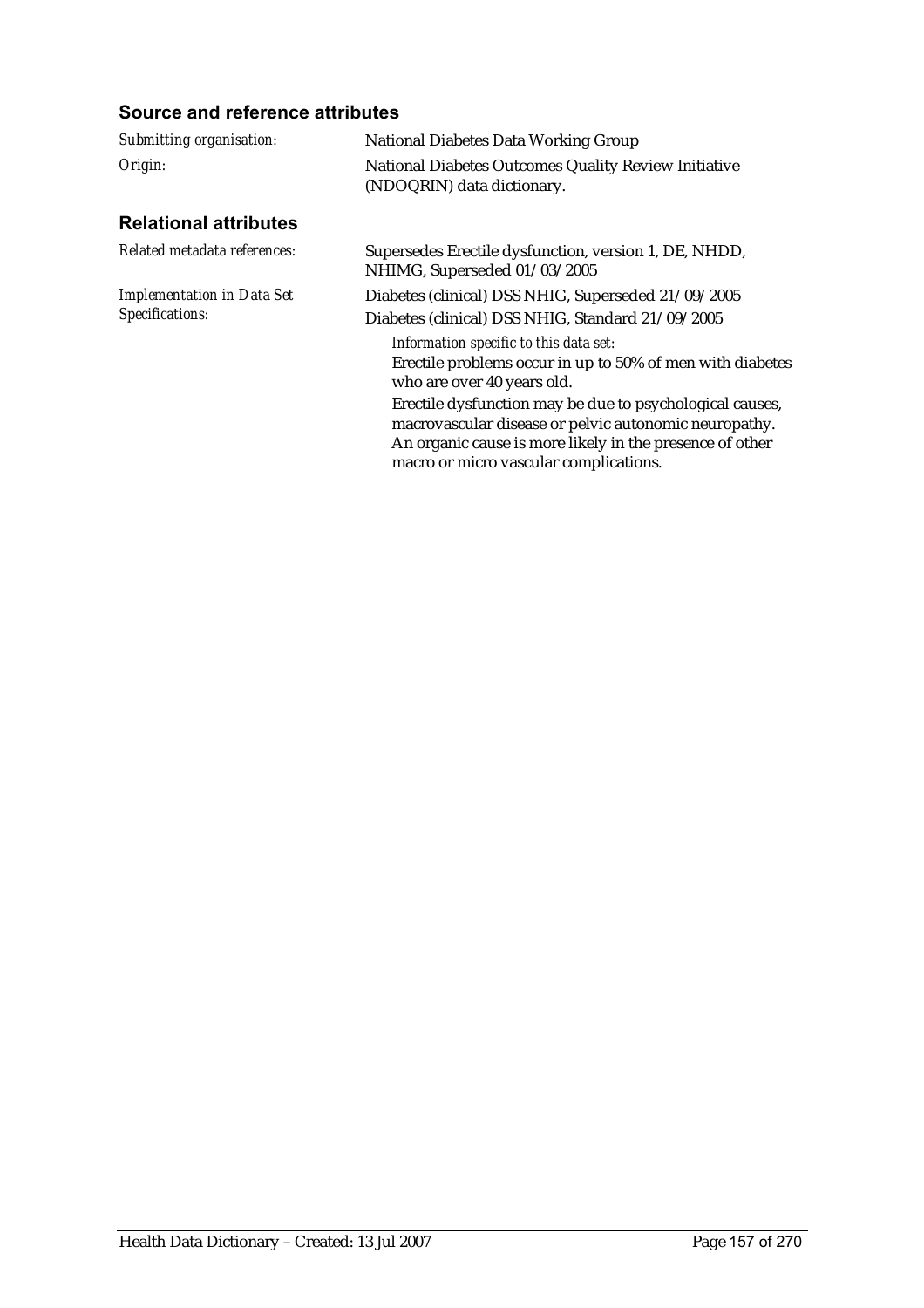### Source and reference attributes

*Submitting organisation:* National Diabetes Data Working Group

*Origin:* National Diabetes Outcomes Quality Review Initiative (NDOQRIN) data dictionary.

### Relational attributes

*Related metadata references:* Supersedes Erectile dysfunction, version 1, DE, NHDD, NHIMG, Superseded 01/03/2005

*Implementation in Data Set Specifications:* Diabetes (clinical) DSS NHIG, Superseded 21/09/2005

Diabetes (clinical) DSS NHIG, Standard 21/09/2005

*Information specific to this data set:*

Erectile problems occur in up to 50% of men with diabetes who are over 40 years old.

Erectile dysfunction may be due to psychological causes, macrovascular disease or pelvic autonomic neuropathy. An organic cause is more likely in the presence of other macro or micro vascular complications.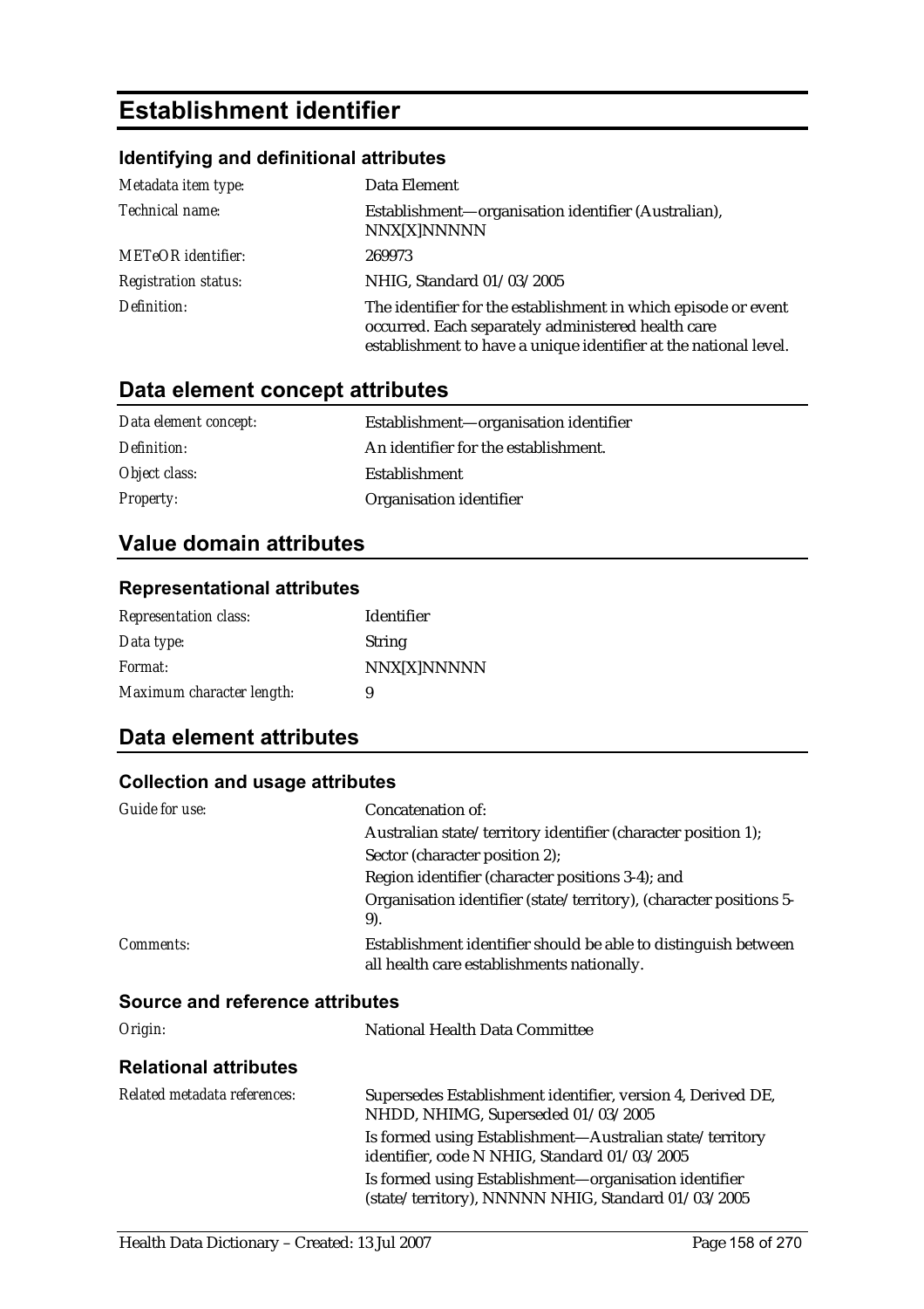# Establishment identifier

### Identifying and definitional attributes

| | |
|---|---|
| *Metadata item type:* | Data Element |
| *Technical name:* | Establishment—organisation identifier (Australian), NNX[X]NNNNN |
| *METeOR identifier:* | 269973 |
| *Registration status:* | NHIG, Standard 01/03/2005 |
| *Definition:* | The identifier for the establishment in which episode or event occurred. Each separately administered health care establishment to have a unique identifier at the national level. |

## Data element concept attributes

| | |
|---|---|
| *Data element concept:* | Establishment—organisation identifier |
| *Definition:* | An identifier for the establishment. |
| *Object class:* | Establishment |
| *Property:* | Organisation identifier |

## Value domain attributes

### Representational attributes

| | |
|---|---|
| *Representation class:* | Identifier |
| *Data type:* | String |
| *Format:* | NNX[X]NNNNN |
| *Maximum character length:* | 9 |

## Data element attributes

### Collection and usage attributes

| | |
|---|---|
| *Guide for use:* | Concatenation of:<br>Australian state/territory identifier (character position 1);<br>Sector (character position 2);<br>Region identifier (character positions 3-4); and<br>Organisation identifier (state/territory), (character positions 5-9). |
| *Comments:* | Establishment identifier should be able to distinguish between all health care establishments nationally. |

### Source and reference attributes

| | |
|---|---|
| *Origin:* | National Health Data Committee |

### Relational attributes

| | |
|---|---|
| *Related metadata references:* | Supersedes Establishment identifier, version 4, Derived DE, NHDD, NHIMG, Superseded 01/03/2005<br>Is formed using Establishment—Australian state/territory identifier, code N NHIG, Standard 01/03/2005<br>Is formed using Establishment—organisation identifier (state/territory), NNNNN NHIG, Standard 01/03/2005 |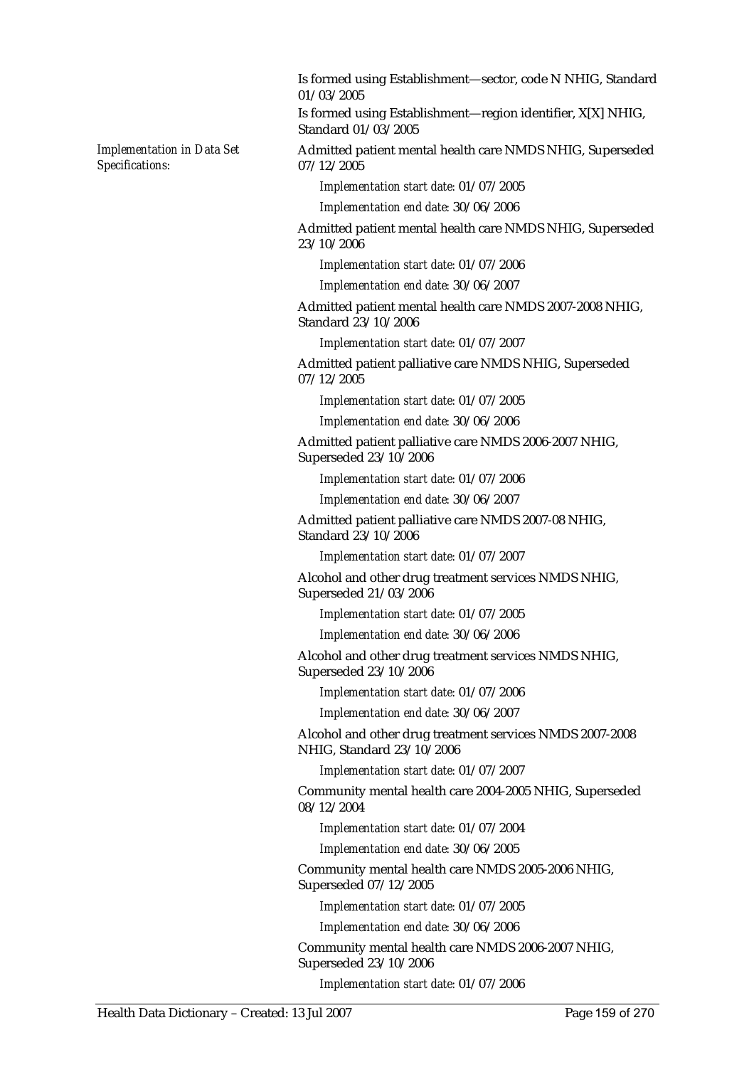Is formed using Establishment—sector, code N NHIG, Standard 01/03/2005

Is formed using Establishment—region identifier, X[X] NHIG, Standard 01/03/2005

*Implementation in Data Set Specifications:*

Admitted patient mental health care NMDS NHIG, Superseded 07/12/2005

*Implementation start date:* 01/07/2005

*Implementation end date:* 30/06/2006

Admitted patient mental health care NMDS NHIG, Superseded 23/10/2006

*Implementation start date:* 01/07/2006

*Implementation end date:* 30/06/2007

Admitted patient mental health care NMDS 2007-2008 NHIG, Standard 23/10/2006

*Implementation start date:* 01/07/2007

Admitted patient palliative care NMDS NHIG, Superseded 07/12/2005

*Implementation start date:* 01/07/2005

*Implementation end date:* 30/06/2006

Admitted patient palliative care NMDS 2006-2007 NHIG, Superseded 23/10/2006

*Implementation start date:* 01/07/2006

*Implementation end date:* 30/06/2007

Admitted patient palliative care NMDS 2007-08 NHIG, Standard 23/10/2006

*Implementation start date:* 01/07/2007

Alcohol and other drug treatment services NMDS NHIG, Superseded 21/03/2006

*Implementation start date:* 01/07/2005

*Implementation end date:* 30/06/2006

Alcohol and other drug treatment services NMDS NHIG, Superseded 23/10/2006

*Implementation start date:* 01/07/2006

*Implementation end date:* 30/06/2007

Alcohol and other drug treatment services NMDS 2007-2008 NHIG, Standard 23/10/2006

*Implementation start date:* 01/07/2007

Community mental health care 2004-2005 NHIG, Superseded 08/12/2004

*Implementation start date:* 01/07/2004

*Implementation end date:* 30/06/2005

Community mental health care NMDS 2005-2006 NHIG, Superseded 07/12/2005

*Implementation start date:* 01/07/2005

*Implementation end date:* 30/06/2006

Community mental health care NMDS 2006-2007 NHIG, Superseded 23/10/2006

*Implementation start date:* 01/07/2006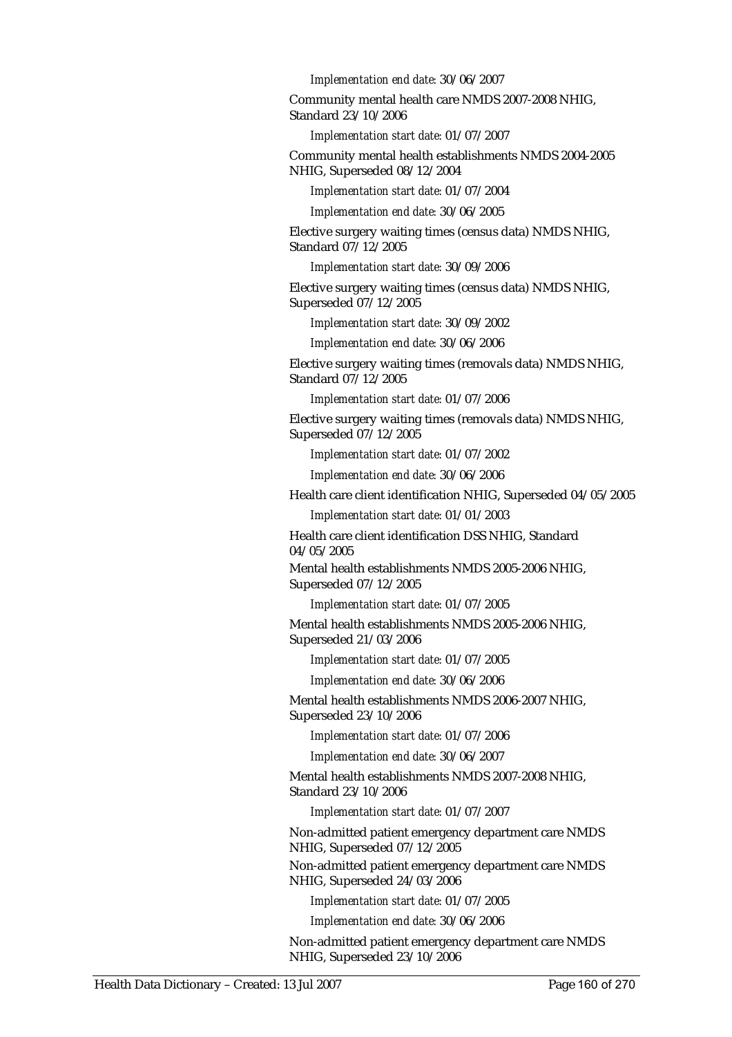*Implementation end date:* 30/06/2007

Community mental health care NMDS 2007-2008 NHIG, Standard 23/10/2006

*Implementation start date:* 01/07/2007

Community mental health establishments NMDS 2004-2005 NHIG, Superseded 08/12/2004

*Implementation start date:* 01/07/2004

*Implementation end date:* 30/06/2005

Elective surgery waiting times (census data) NMDS NHIG, Standard 07/12/2005

*Implementation start date:* 30/09/2006

Elective surgery waiting times (census data) NMDS NHIG, Superseded 07/12/2005

*Implementation start date:* 30/09/2002

*Implementation end date:* 30/06/2006

Elective surgery waiting times (removals data) NMDS NHIG, Standard 07/12/2005

*Implementation start date:* 01/07/2006

Elective surgery waiting times (removals data) NMDS NHIG, Superseded 07/12/2005

*Implementation start date:* 01/07/2002

*Implementation end date:* 30/06/2006

Health care client identification NHIG, Superseded 04/05/2005

*Implementation start date:* 01/01/2003

Health care client identification DSS NHIG, Standard 04/05/2005

Mental health establishments NMDS 2005-2006 NHIG, Superseded 07/12/2005

*Implementation start date:* 01/07/2005

Mental health establishments NMDS 2005-2006 NHIG, Superseded 21/03/2006

*Implementation start date:* 01/07/2005

*Implementation end date:* 30/06/2006

Mental health establishments NMDS 2006-2007 NHIG, Superseded 23/10/2006

*Implementation start date:* 01/07/2006

*Implementation end date:* 30/06/2007

Mental health establishments NMDS 2007-2008 NHIG, Standard 23/10/2006

*Implementation start date:* 01/07/2007

Non-admitted patient emergency department care NMDS NHIG, Superseded 07/12/2005

Non-admitted patient emergency department care NMDS NHIG, Superseded 24/03/2006

*Implementation start date:* 01/07/2005

*Implementation end date:* 30/06/2006

Non-admitted patient emergency department care NMDS NHIG, Superseded 23/10/2006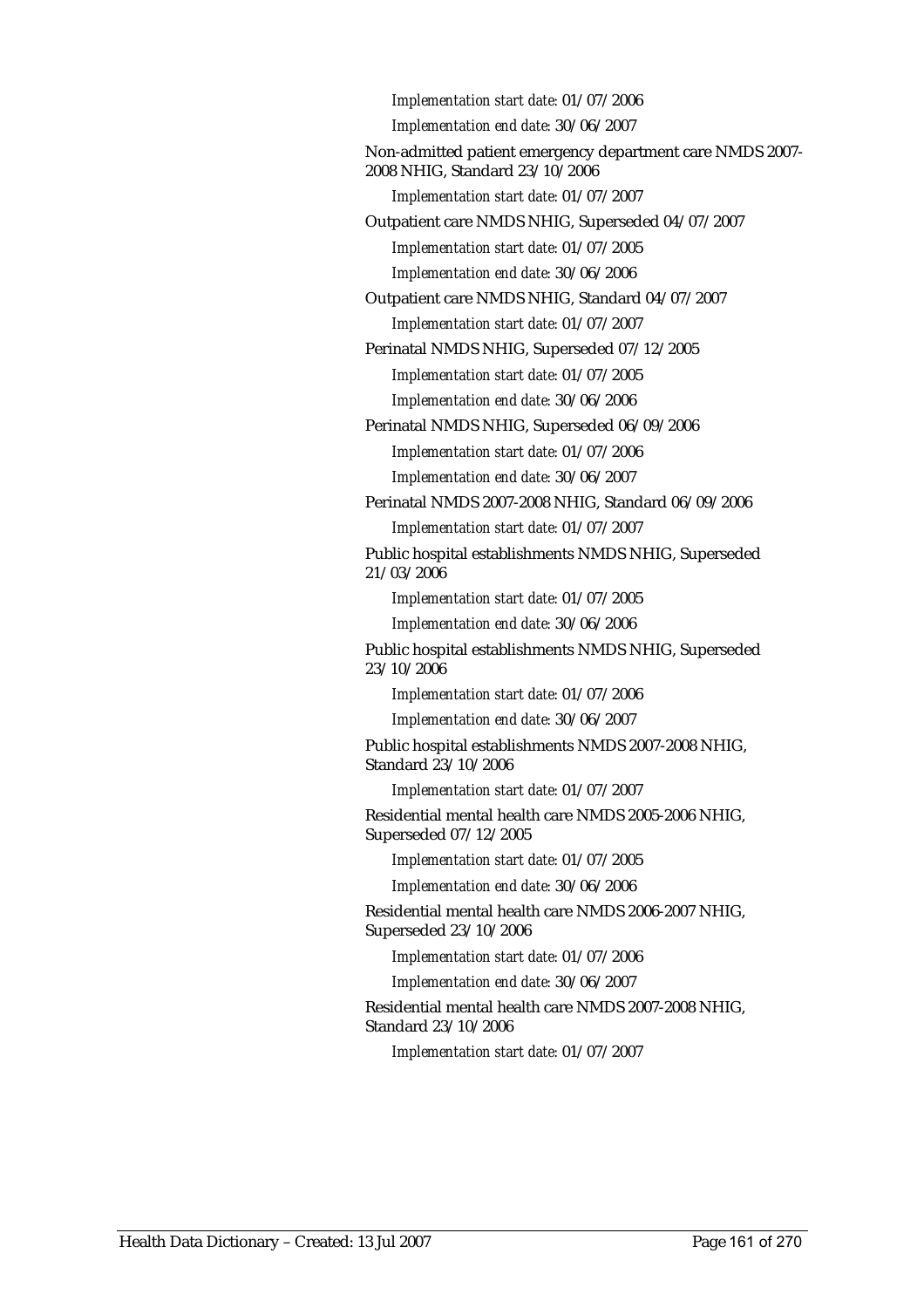*Implementation start date:* 01/07/2006

*Implementation end date:* 30/06/2007

Non-admitted patient emergency department care NMDS 2007-2008 NHIG, Standard 23/10/2006

*Implementation start date:* 01/07/2007

Outpatient care NMDS NHIG, Superseded 04/07/2007

*Implementation start date:* 01/07/2005

*Implementation end date:* 30/06/2006

Outpatient care NMDS NHIG, Standard 04/07/2007

*Implementation start date:* 01/07/2007

Perinatal NMDS NHIG, Superseded 07/12/2005

*Implementation start date:* 01/07/2005

*Implementation end date:* 30/06/2006

Perinatal NMDS NHIG, Superseded 06/09/2006

*Implementation start date:* 01/07/2006

*Implementation end date:* 30/06/2007

Perinatal NMDS 2007-2008 NHIG, Standard 06/09/2006

*Implementation start date:* 01/07/2007

Public hospital establishments NMDS NHIG, Superseded 21/03/2006

*Implementation start date:* 01/07/2005

*Implementation end date:* 30/06/2006

Public hospital establishments NMDS NHIG, Superseded 23/10/2006

*Implementation start date:* 01/07/2006

*Implementation end date:* 30/06/2007

Public hospital establishments NMDS 2007-2008 NHIG, Standard 23/10/2006

*Implementation start date:* 01/07/2007

Residential mental health care NMDS 2005-2006 NHIG, Superseded 07/12/2005

*Implementation start date:* 01/07/2005

*Implementation end date:* 30/06/2006

Residential mental health care NMDS 2006-2007 NHIG, Superseded 23/10/2006

*Implementation start date:* 01/07/2006

*Implementation end date:* 30/06/2007

Residential mental health care NMDS 2007-2008 NHIG, Standard 23/10/2006

*Implementation start date:* 01/07/2007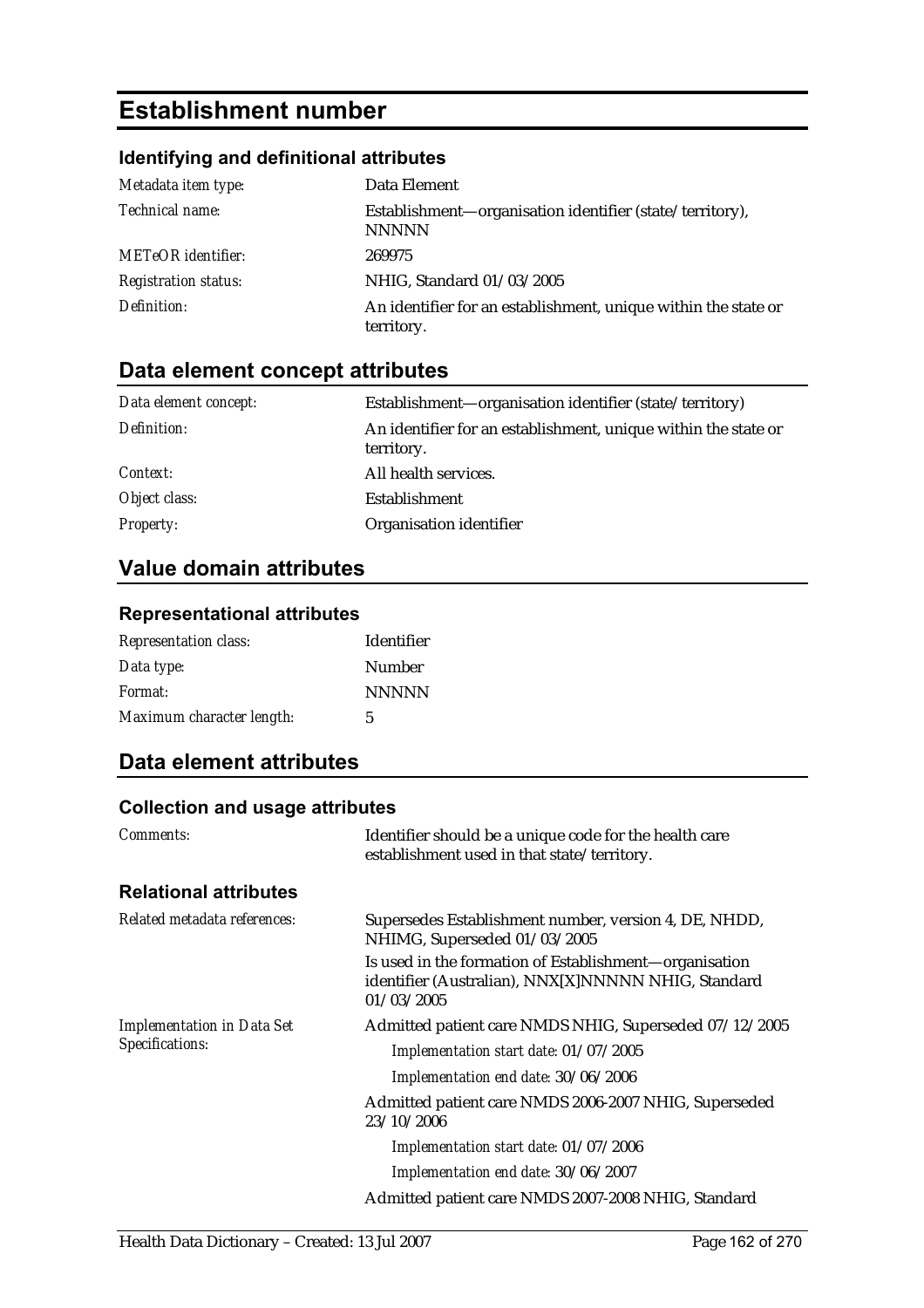# Establishment number

## Identifying and definitional attributes

| | |
|---|---|
| *Metadata item type:* | Data Element |
| *Technical name:* | Establishment—organisation identifier (state/territory), NNNNN |
| *METeOR identifier:* | 269975 |
| *Registration status:* | NHIG, Standard 01/03/2005 |
| *Definition:* | An identifier for an establishment, unique within the state or territory. |

## Data element concept attributes

| | |
|---|---|
| *Data element concept:* | Establishment—organisation identifier (state/territory) |
| *Definition:* | An identifier for an establishment, unique within the state or territory. |
| *Context:* | All health services. |
| *Object class:* | Establishment |
| *Property:* | Organisation identifier |

## Value domain attributes

### Representational attributes

| | |
|---|---|
| *Representation class:* | Identifier |
| *Data type:* | Number |
| *Format:* | NNNNN |
| *Maximum character length:* | 5 |

## Data element attributes

### Collection and usage attributes

| | |
|---|---|
| *Comments:* | Identifier should be a unique code for the health care establishment used in that state/territory. |

### Relational attributes

*Related metadata references:*

Supersedes Establishment number, version 4, DE, NHDD, NHIMG, Superseded 01/03/2005

Is used in the formation of Establishment—organisation identifier (Australian), NNX[X]NNNNN NHIG, Standard 01/03/2005

*Implementation in Data Set Specifications:*

Admitted patient care NMDS NHIG, Superseded 07/12/2005

*Implementation start date:* 01/07/2005

*Implementation end date:* 30/06/2006

Admitted patient care NMDS 2006-2007 NHIG, Superseded 23/10/2006

*Implementation start date:* 01/07/2006

*Implementation end date:* 30/06/2007

Admitted patient care NMDS 2007-2008 NHIG, Standard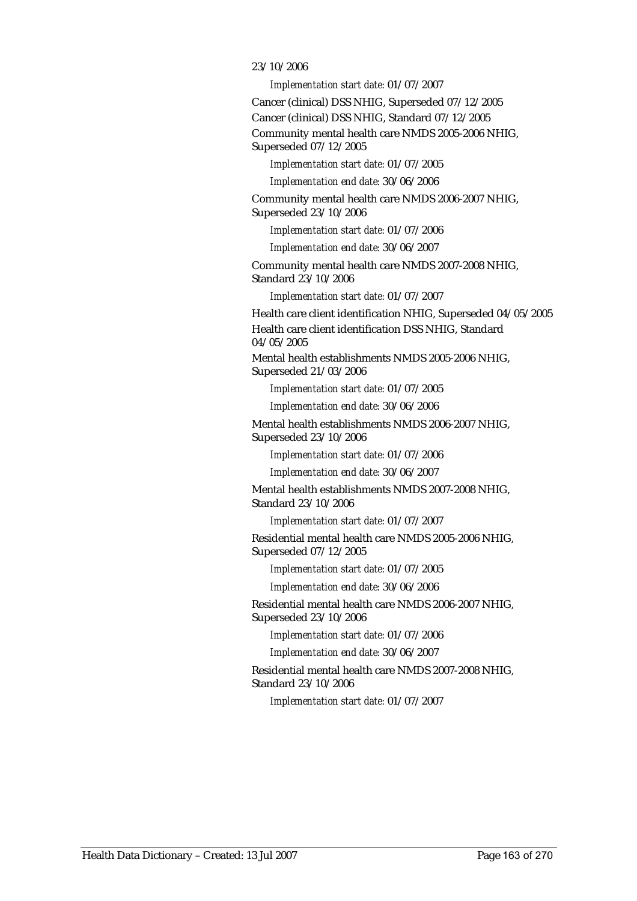23/10/2006

*Implementation start date:* 01/07/2007

Cancer (clinical) DSS NHIG, Superseded 07/12/2005

Cancer (clinical) DSS NHIG, Standard 07/12/2005

Community mental health care NMDS 2005-2006 NHIG, Superseded 07/12/2005

*Implementation start date:* 01/07/2005

*Implementation end date:* 30/06/2006

Community mental health care NMDS 2006-2007 NHIG, Superseded 23/10/2006

*Implementation start date:* 01/07/2006

*Implementation end date:* 30/06/2007

Community mental health care NMDS 2007-2008 NHIG, Standard 23/10/2006

*Implementation start date:* 01/07/2007

Health care client identification NHIG, Superseded 04/05/2005

Health care client identification DSS NHIG, Standard 04/05/2005

Mental health establishments NMDS 2005-2006 NHIG, Superseded 21/03/2006

*Implementation start date:* 01/07/2005

*Implementation end date:* 30/06/2006

Mental health establishments NMDS 2006-2007 NHIG, Superseded 23/10/2006

*Implementation start date:* 01/07/2006

*Implementation end date:* 30/06/2007

Mental health establishments NMDS 2007-2008 NHIG, Standard 23/10/2006

*Implementation start date:* 01/07/2007

Residential mental health care NMDS 2005-2006 NHIG, Superseded 07/12/2005

*Implementation start date:* 01/07/2005

*Implementation end date:* 30/06/2006

Residential mental health care NMDS 2006-2007 NHIG, Superseded 23/10/2006

*Implementation start date:* 01/07/2006

*Implementation end date:* 30/06/2007

Residential mental health care NMDS 2007-2008 NHIG, Standard 23/10/2006

*Implementation start date:* 01/07/2007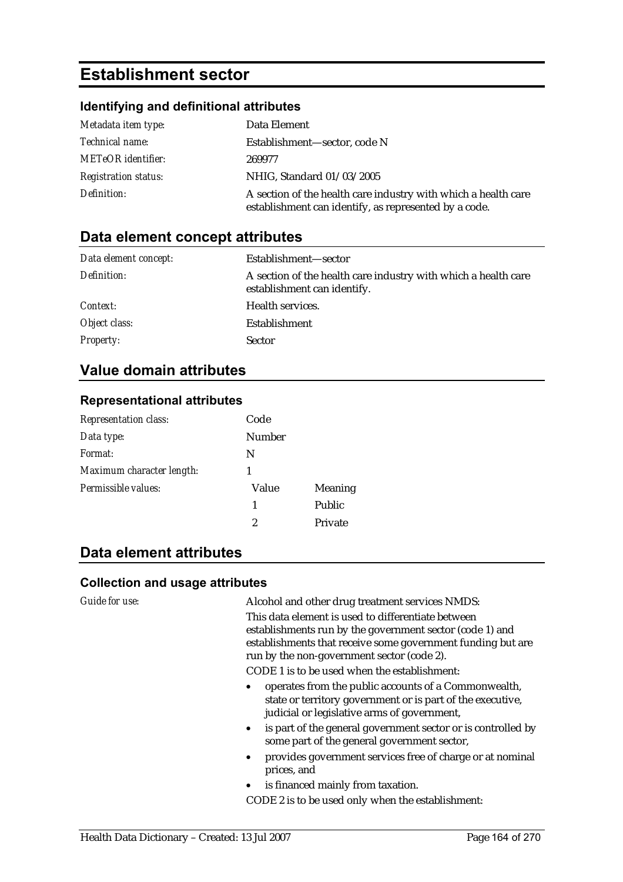# Establishment sector

### Identifying and definitional attributes

| | |
|---|---|
| *Metadata item type:* | Data Element |
| *Technical name:* | Establishment—sector, code N |
| *METeOR identifier:* | 269977 |
| *Registration status:* | NHIG, Standard 01/03/2005 |
| *Definition:* | A section of the health care industry with which a health care establishment can identify, as represented by a code. |

## Data element concept attributes

| | |
|---|---|
| *Data element concept:* | Establishment—sector |
| *Definition:* | A section of the health care industry with which a health care establishment can identify. |
| *Context:* | Health services. |
| *Object class:* | Establishment |
| *Property:* | Sector |

## Value domain attributes

### Representational attributes

| | | |
|---|---|---|
| *Representation class:* | Code | |
| *Data type:* | Number | |
| *Format:* | N | |
| *Maximum character length:* | 1 | |
| *Permissible values:* | Value | Meaning |
| | 1 | Public |
| | 2 | Private |

## Data element attributes

### Collection and usage attributes

*Guide for use:*

Alcohol and other drug treatment services NMDS:

This data element is used to differentiate between establishments run by the government sector (code 1) and establishments that receive some government funding but are run by the non-government sector (code 2).

CODE 1 is to be used when the establishment:

- operates from the public accounts of a Commonwealth, state or territory government or is part of the executive, judicial or legislative arms of government,
- is part of the general government sector or is controlled by some part of the general government sector,
- provides government services free of charge or at nominal prices, and
- is financed mainly from taxation.

CODE 2 is to be used only when the establishment: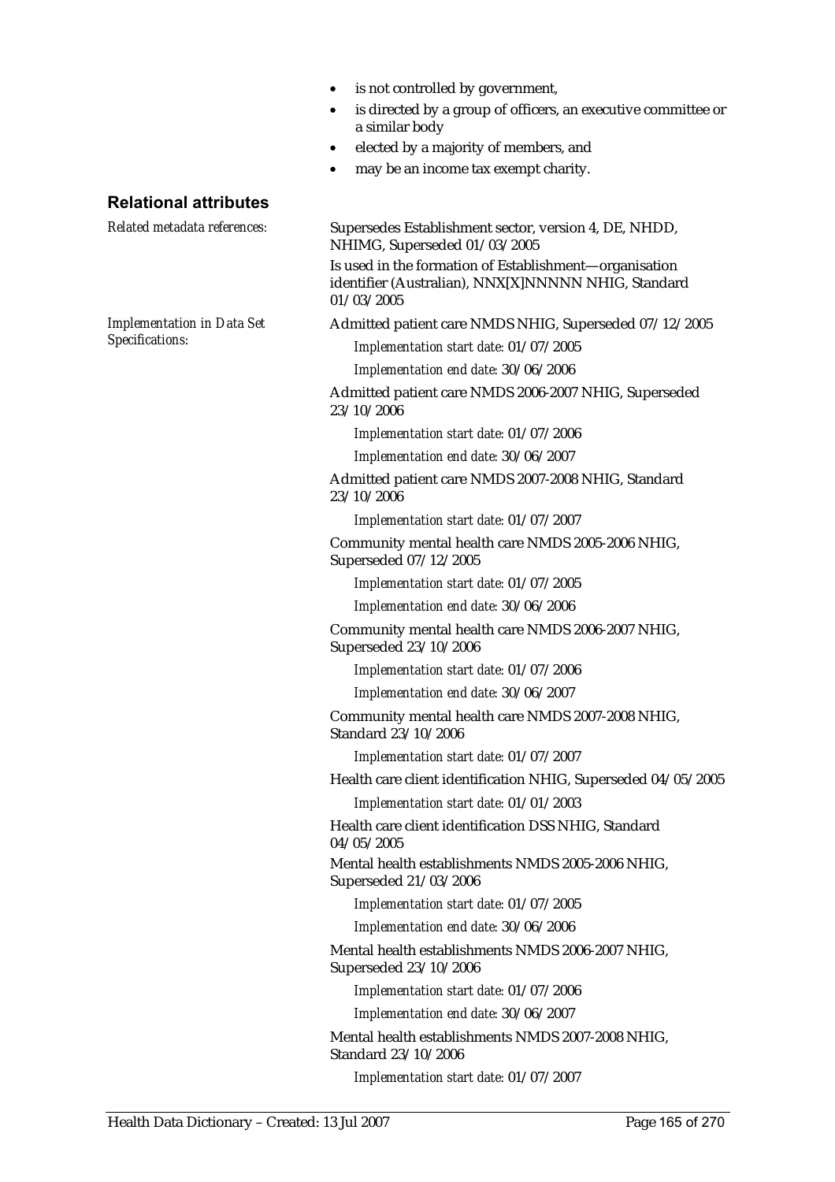- is not controlled by government,
- is directed by a group of officers, an executive committee or a similar body
- elected by a majority of members, and
- may be an income tax exempt charity.

## Relational attributes

*Related metadata references:*

Supersedes Establishment sector, version 4, DE, NHDD, NHIMG, Superseded 01/03/2005

Is used in the formation of Establishment—organisation identifier (Australian), NNX[X]NNNNN NHIG, Standard 01/03/2005

*Implementation in Data Set Specifications:*

Admitted patient care NMDS NHIG, Superseded 07/12/2005

*Implementation start date:* 01/07/2005

*Implementation end date:* 30/06/2006

Admitted patient care NMDS 2006-2007 NHIG, Superseded 23/10/2006

*Implementation start date:* 01/07/2006

*Implementation end date:* 30/06/2007

Admitted patient care NMDS 2007-2008 NHIG, Standard 23/10/2006

*Implementation start date:* 01/07/2007

Community mental health care NMDS 2005-2006 NHIG, Superseded 07/12/2005

*Implementation start date:* 01/07/2005

*Implementation end date:* 30/06/2006

Community mental health care NMDS 2006-2007 NHIG, Superseded 23/10/2006

*Implementation start date:* 01/07/2006

*Implementation end date:* 30/06/2007

Community mental health care NMDS 2007-2008 NHIG, Standard 23/10/2006

*Implementation start date:* 01/07/2007

Health care client identification NHIG, Superseded 04/05/2005

*Implementation start date:* 01/01/2003

Health care client identification DSS NHIG, Standard 04/05/2005

Mental health establishments NMDS 2005-2006 NHIG, Superseded 21/03/2006

*Implementation start date:* 01/07/2005

*Implementation end date:* 30/06/2006

Mental health establishments NMDS 2006-2007 NHIG, Superseded 23/10/2006

*Implementation start date:* 01/07/2006

*Implementation end date:* 30/06/2007

Mental health establishments NMDS 2007-2008 NHIG, Standard 23/10/2006

*Implementation start date:* 01/07/2007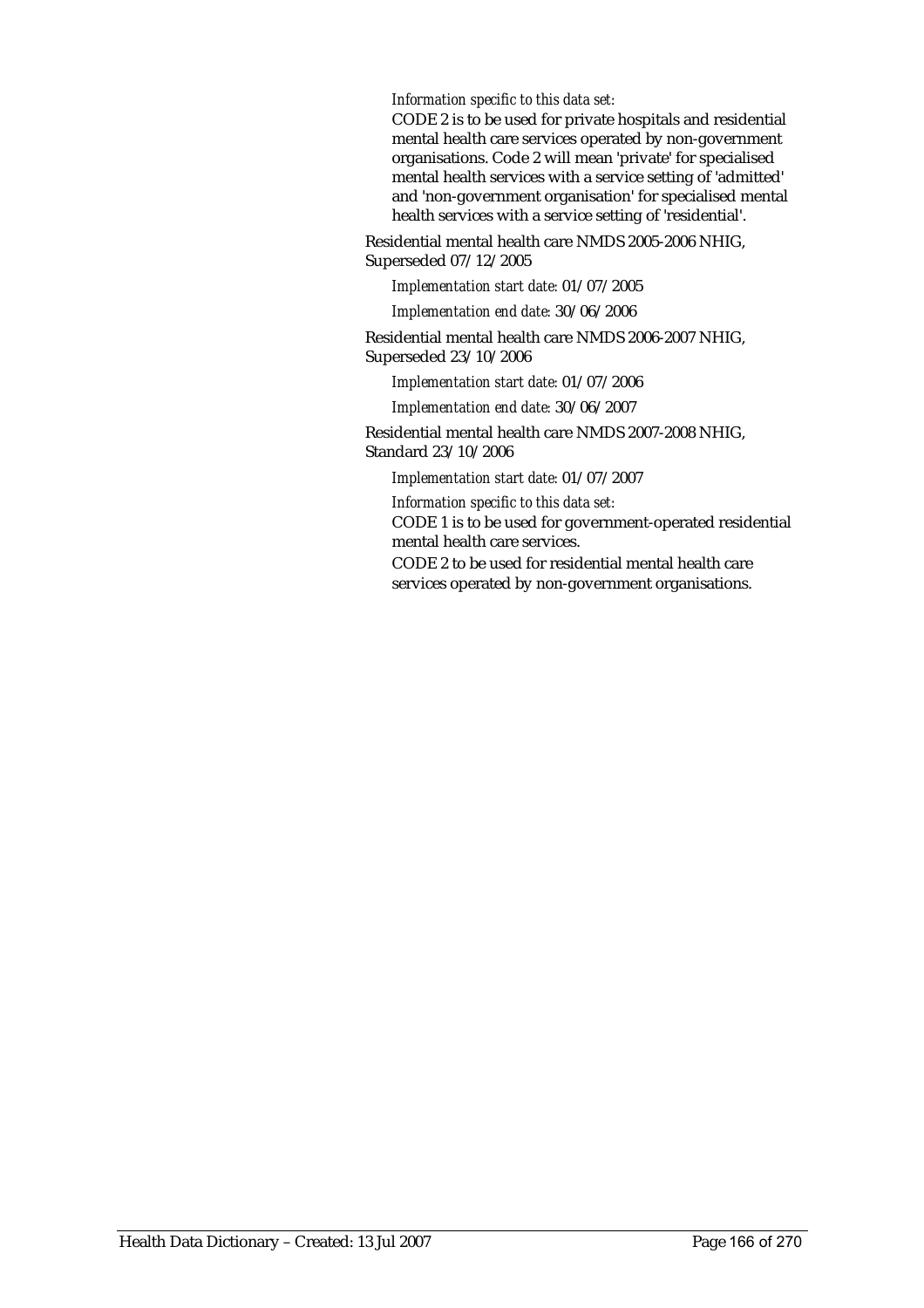*Information specific to this data set:*

CODE 2 is to be used for private hospitals and residential mental health care services operated by non-government organisations. Code 2 will mean 'private' for specialised mental health services with a service setting of 'admitted' and 'non-government organisation' for specialised mental health services with a service setting of 'residential'.

Residential mental health care NMDS 2005-2006 NHIG, Superseded 07/12/2005

*Implementation start date:* 01/07/2005

*Implementation end date:* 30/06/2006

Residential mental health care NMDS 2006-2007 NHIG, Superseded 23/10/2006

*Implementation start date:* 01/07/2006

*Implementation end date:* 30/06/2007

Residential mental health care NMDS 2007-2008 NHIG, Standard 23/10/2006

*Implementation start date:* 01/07/2007

*Information specific to this data set:*

CODE 1 is to be used for government-operated residential mental health care services.

CODE 2 to be used for residential mental health care services operated by non-government organisations.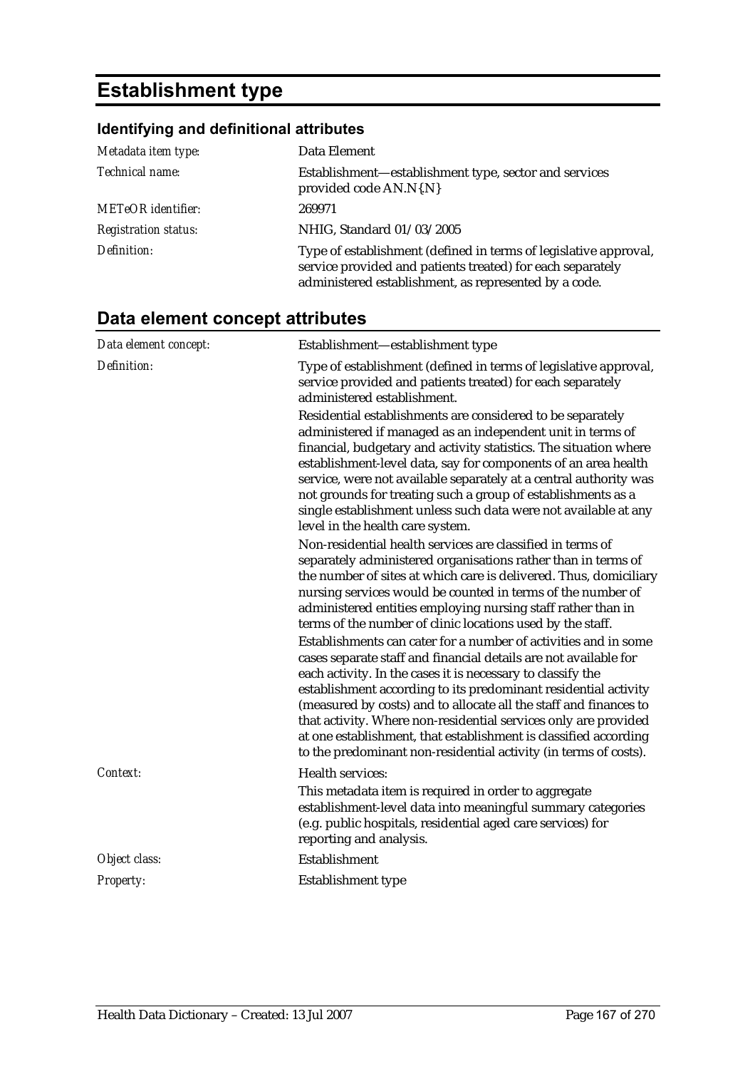# Establishment type

## Identifying and definitional attributes

| | |
|---|---|
| *Metadata item type:* | Data Element |
| *Technical name:* | Establishment—establishment type, sector and services provided code AN.N{.N} |
| *METeOR identifier:* | 269971 |
| *Registration status:* | NHIG, Standard 01/03/2005 |
| *Definition:* | Type of establishment (defined in terms of legislative approval, service provided and patients treated) for each separately administered establishment, as represented by a code. |

## Data element concept attributes

| | |
|---|---|
| *Data element concept:* | Establishment—establishment type |
| *Definition:* | Type of establishment (defined in terms of legislative approval, service provided and patients treated) for each separately administered establishment.<br><br>Residential establishments are considered to be separately administered if managed as an independent unit in terms of financial, budgetary and activity statistics. The situation where establishment-level data, say for components of an area health service, were not available separately at a central authority was not grounds for treating such a group of establishments as a single establishment unless such data were not available at any level in the health care system.<br><br>Non-residential health services are classified in terms of separately administered organisations rather than in terms of the number of sites at which care is delivered. Thus, domiciliary nursing services would be counted in terms of the number of administered entities employing nursing staff rather than in terms of the number of clinic locations used by the staff.<br><br>Establishments can cater for a number of activities and in some cases separate staff and financial details are not available for each activity. In the cases it is necessary to classify the establishment according to its predominant residential activity (measured by costs) and to allocate all the staff and finances to that activity. Where non-residential services only are provided at one establishment, that establishment is classified according to the predominant non-residential activity (in terms of costs). |
| *Context:* | Health services:<br><br>This metadata item is required in order to aggregate establishment-level data into meaningful summary categories (e.g. public hospitals, residential aged care services) for reporting and analysis. |
| *Object class:* | Establishment |
| *Property:* | Establishment type |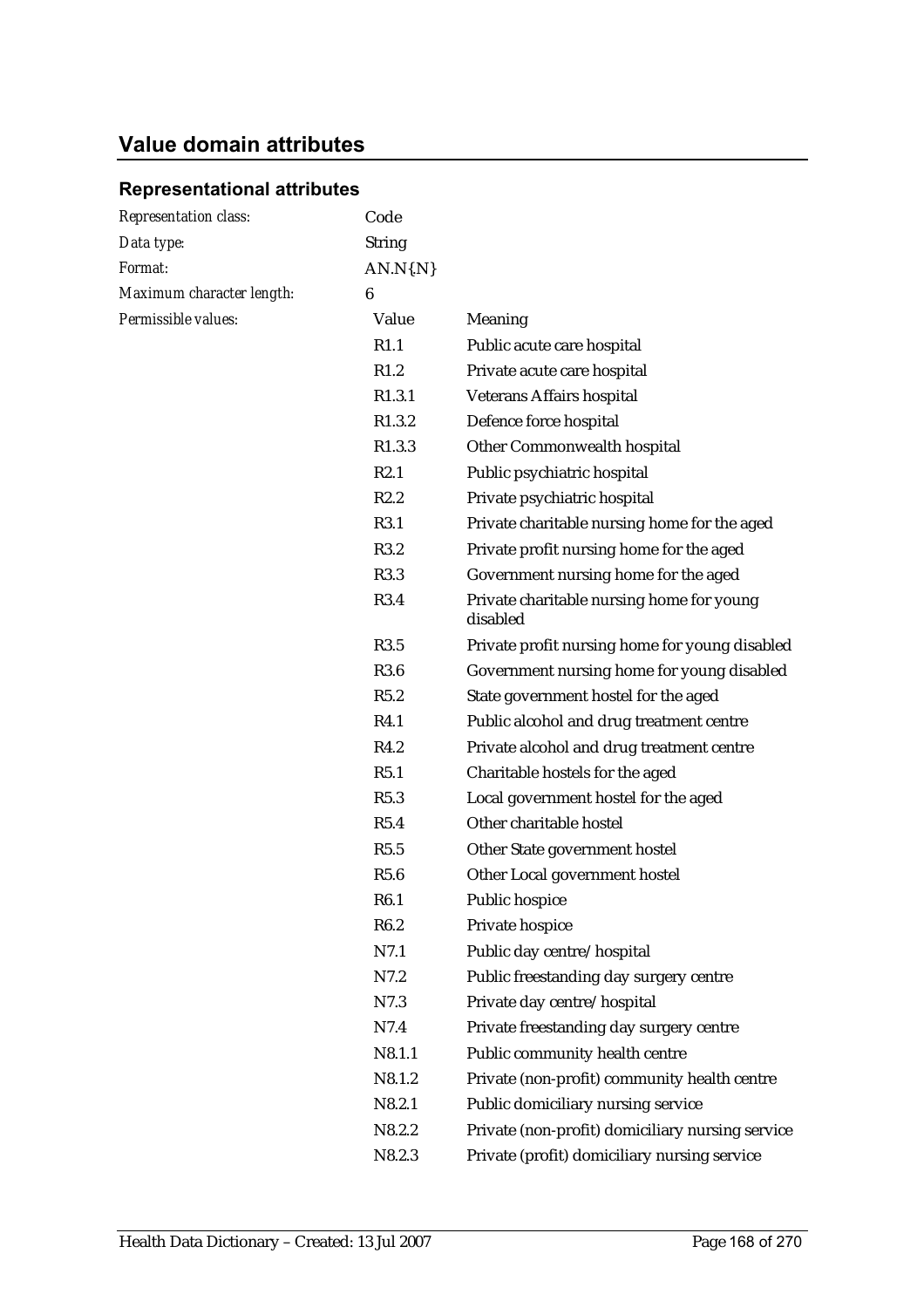## Value domain attributes

### Representational attributes

| | | |
|---|---|---|
| *Representation class:* | Code | |
| *Data type:* | String | |
| *Format:* | AN.N{N} | |
| *Maximum character length:* | 6 | |
| *Permissible values:* | **Value** | **Meaning** |
| | R1.1 | Public acute care hospital |
| | R1.2 | Private acute care hospital |
| | R1.3.1 | Veterans Affairs hospital |
| | R1.3.2 | Defence force hospital |
| | R1.3.3 | Other Commonwealth hospital |
| | R2.1 | Public psychiatric hospital |
| | R2.2 | Private psychiatric hospital |
| | R3.1 | Private charitable nursing home for the aged |
| | R3.2 | Private profit nursing home for the aged |
| | R3.3 | Government nursing home for the aged |
| | R3.4 | Private charitable nursing home for young disabled |
| | R3.5 | Private profit nursing home for young disabled |
| | R3.6 | Government nursing home for young disabled |
| | R5.2 | State government hostel for the aged |
| | R4.1 | Public alcohol and drug treatment centre |
| | R4.2 | Private alcohol and drug treatment centre |
| | R5.1 | Charitable hostels for the aged |
| | R5.3 | Local government hostel for the aged |
| | R5.4 | Other charitable hostel |
| | R5.5 | Other State government hostel |
| | R5.6 | Other Local government hostel |
| | R6.1 | Public hospice |
| | R6.2 | Private hospice |
| | N7.1 | Public day centre/hospital |
| | N7.2 | Public freestanding day surgery centre |
| | N7.3 | Private day centre/hospital |
| | N7.4 | Private freestanding day surgery centre |
| | N8.1.1 | Public community health centre |
| | N8.1.2 | Private (non-profit) community health centre |
| | N8.2.1 | Public domiciliary nursing service |
| | N8.2.2 | Private (non-profit) domiciliary nursing service |
| | N8.2.3 | Private (profit) domiciliary nursing service |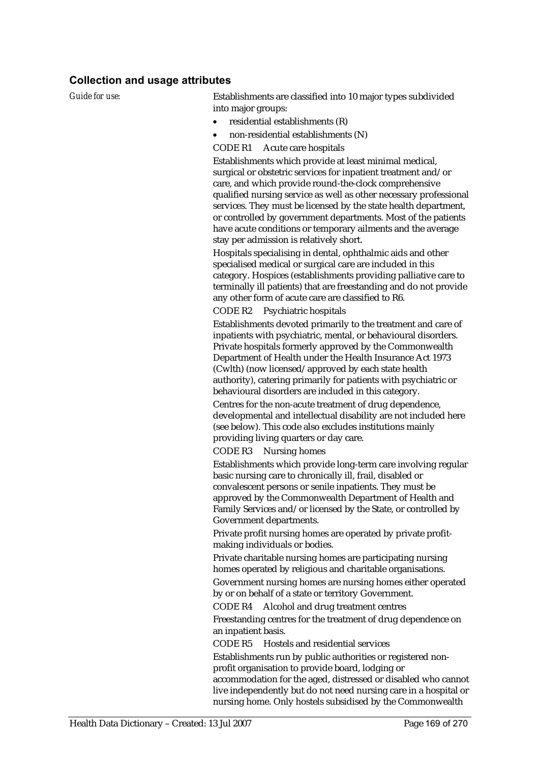### Collection and usage attributes

*Guide for use:*

Establishments are classified into 10 major types subdivided into major groups:

- residential establishments (R)
- non-residential establishments (N)

CODE R1 Acute care hospitals

Establishments which provide at least minimal medical, surgical or obstetric services for inpatient treatment and/or care, and which provide round-the-clock comprehensive qualified nursing service as well as other necessary professional services. They must be licensed by the state health department, or controlled by government departments. Most of the patients have acute conditions or temporary ailments and the average stay per admission is relatively short.

Hospitals specialising in dental, ophthalmic aids and other specialised medical or surgical care are included in this category. Hospices (establishments providing palliative care to terminally ill patients) that are freestanding and do not provide any other form of acute care are classified to R6.

CODE R2 Psychiatric hospitals

Establishments devoted primarily to the treatment and care of inpatients with psychiatric, mental, or behavioural disorders. Private hospitals formerly approved by the Commonwealth Department of Health under the Health Insurance Act 1973 (Cwlth) (now licensed/approved by each state health authority), catering primarily for patients with psychiatric or behavioural disorders are included in this category.

Centres for the non-acute treatment of drug dependence, developmental and intellectual disability are not included here (see below). This code also excludes institutions mainly providing living quarters or day care.

CODE R3 Nursing homes

Establishments which provide long-term care involving regular basic nursing care to chronically ill, frail, disabled or convalescent persons or senile inpatients. They must be approved by the Commonwealth Department of Health and Family Services and/or licensed by the State, or controlled by Government departments.

Private profit nursing homes are operated by private profit-making individuals or bodies.

Private charitable nursing homes are participating nursing homes operated by religious and charitable organisations.

Government nursing homes are nursing homes either operated by or on behalf of a state or territory Government.

CODE R4 Alcohol and drug treatment centres

Freestanding centres for the treatment of drug dependence on an inpatient basis.

CODE R5 Hostels and residential services

Establishments run by public authorities or registered non-profit organisation to provide board, lodging or accommodation for the aged, distressed or disabled who cannot live independently but do not need nursing care in a hospital or nursing home. Only hostels subsidised by the Commonwealth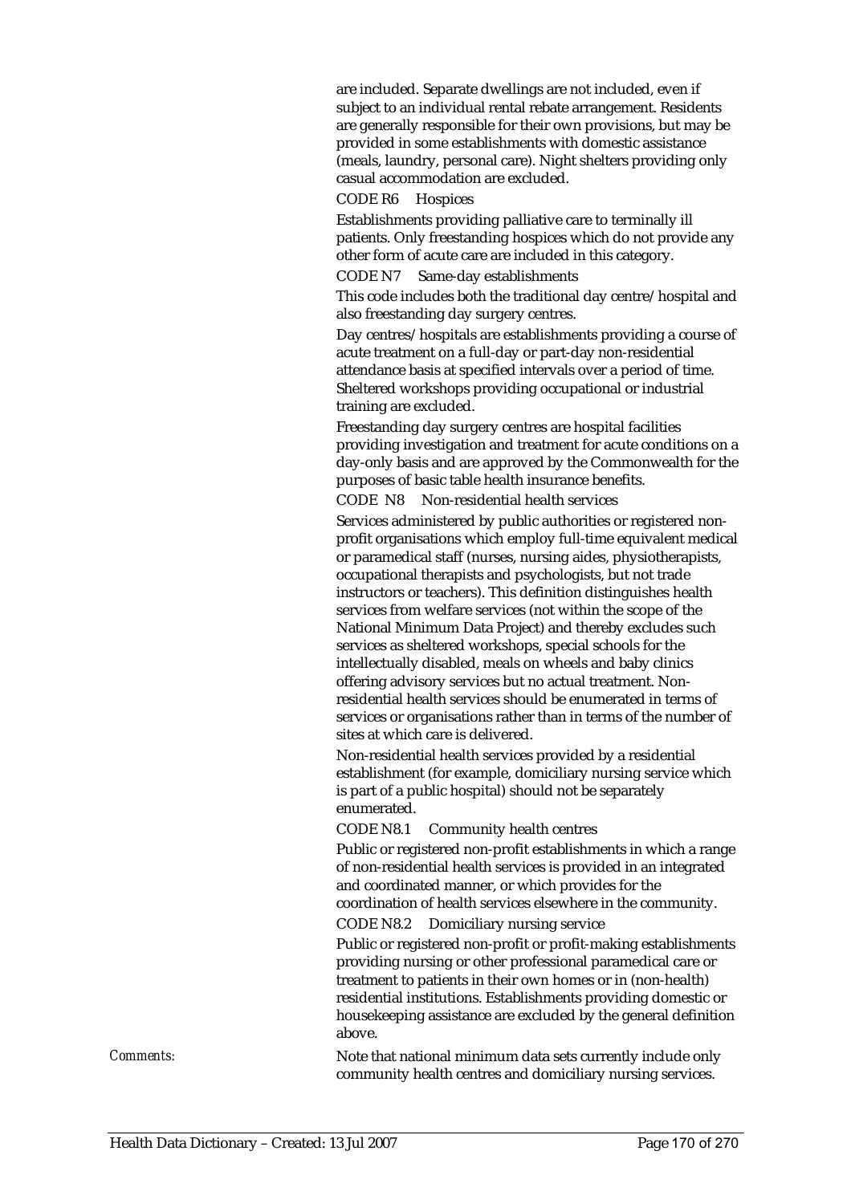are included. Separate dwellings are not included, even if subject to an individual rental rebate arrangement. Residents are generally responsible for their own provisions, but may be provided in some establishments with domestic assistance (meals, laundry, personal care). Night shelters providing only casual accommodation are excluded.

CODE R6 Hospices

Establishments providing palliative care to terminally ill patients. Only freestanding hospices which do not provide any other form of acute care are included in this category.

CODE N7 Same-day establishments

This code includes both the traditional day centre/hospital and also freestanding day surgery centres.

Day centres/hospitals are establishments providing a course of acute treatment on a full-day or part-day non-residential attendance basis at specified intervals over a period of time. Sheltered workshops providing occupational or industrial training are excluded.

Freestanding day surgery centres are hospital facilities providing investigation and treatment for acute conditions on a day-only basis and are approved by the Commonwealth for the purposes of basic table health insurance benefits.

CODE N8 Non-residential health services

Services administered by public authorities or registered non-profit organisations which employ full-time equivalent medical or paramedical staff (nurses, nursing aides, physiotherapists, occupational therapists and psychologists, but not trade instructors or teachers). This definition distinguishes health services from welfare services (not within the scope of the National Minimum Data Project) and thereby excludes such services as sheltered workshops, special schools for the intellectually disabled, meals on wheels and baby clinics offering advisory services but no actual treatment. Non-residential health services should be enumerated in terms of services or organisations rather than in terms of the number of sites at which care is delivered.

Non-residential health services provided by a residential establishment (for example, domiciliary nursing service which is part of a public hospital) should not be separately enumerated.

CODE N8.1 Community health centres

Public or registered non-profit establishments in which a range of non-residential health services is provided in an integrated and coordinated manner, or which provides for the coordination of health services elsewhere in the community.

CODE N8.2 Domiciliary nursing service

Public or registered non-profit or profit-making establishments providing nursing or other professional paramedical care or treatment to patients in their own homes or in (non-health) residential institutions. Establishments providing domestic or housekeeping assistance are excluded by the general definition above.

*Comments:* Note that national minimum data sets currently include only community health centres and domiciliary nursing services.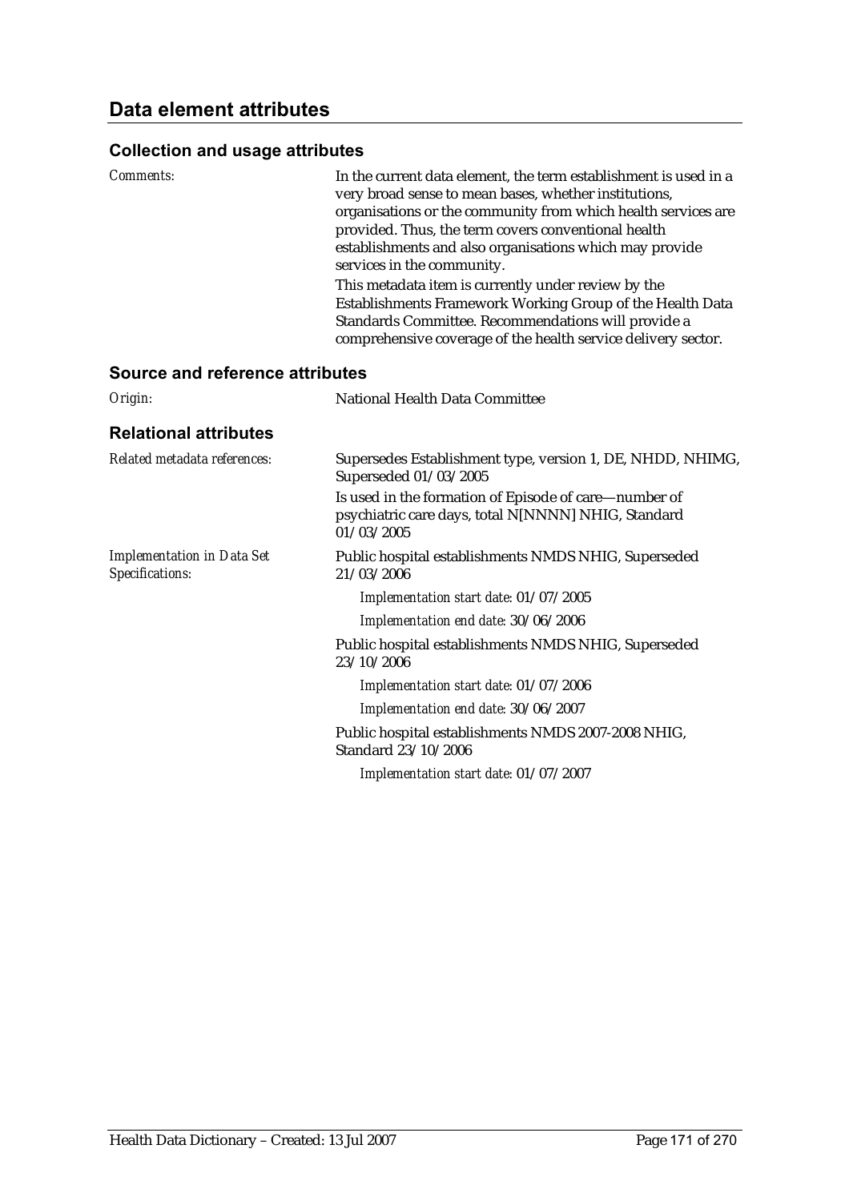## Data element attributes

### Collection and usage attributes

*Comments:* In the current data element, the term establishment is used in a very broad sense to mean bases, whether institutions, organisations or the community from which health services are provided. Thus, the term covers conventional health establishments and also organisations which may provide services in the community.

This metadata item is currently under review by the Establishments Framework Working Group of the Health Data Standards Committee. Recommendations will provide a comprehensive coverage of the health service delivery sector.

### Source and reference attributes

*Origin:* National Health Data Committee

### Relational attributes

*Related metadata references:* Supersedes Establishment type, version 1, DE, NHDD, NHIMG, Superseded 01/03/2005

Is used in the formation of Episode of care—number of psychiatric care days, total N[NNNN] NHIG, Standard 01/03/2005

*Implementation in Data Set Specifications:* Public hospital establishments NMDS NHIG, Superseded 21/03/2006

*Implementation start date:* 01/07/2005

*Implementation end date:* 30/06/2006

Public hospital establishments NMDS NHIG, Superseded 23/10/2006

*Implementation start date:* 01/07/2006

*Implementation end date:* 30/06/2007

Public hospital establishments NMDS 2007-2008 NHIG, Standard 23/10/2006

*Implementation start date:* 01/07/2007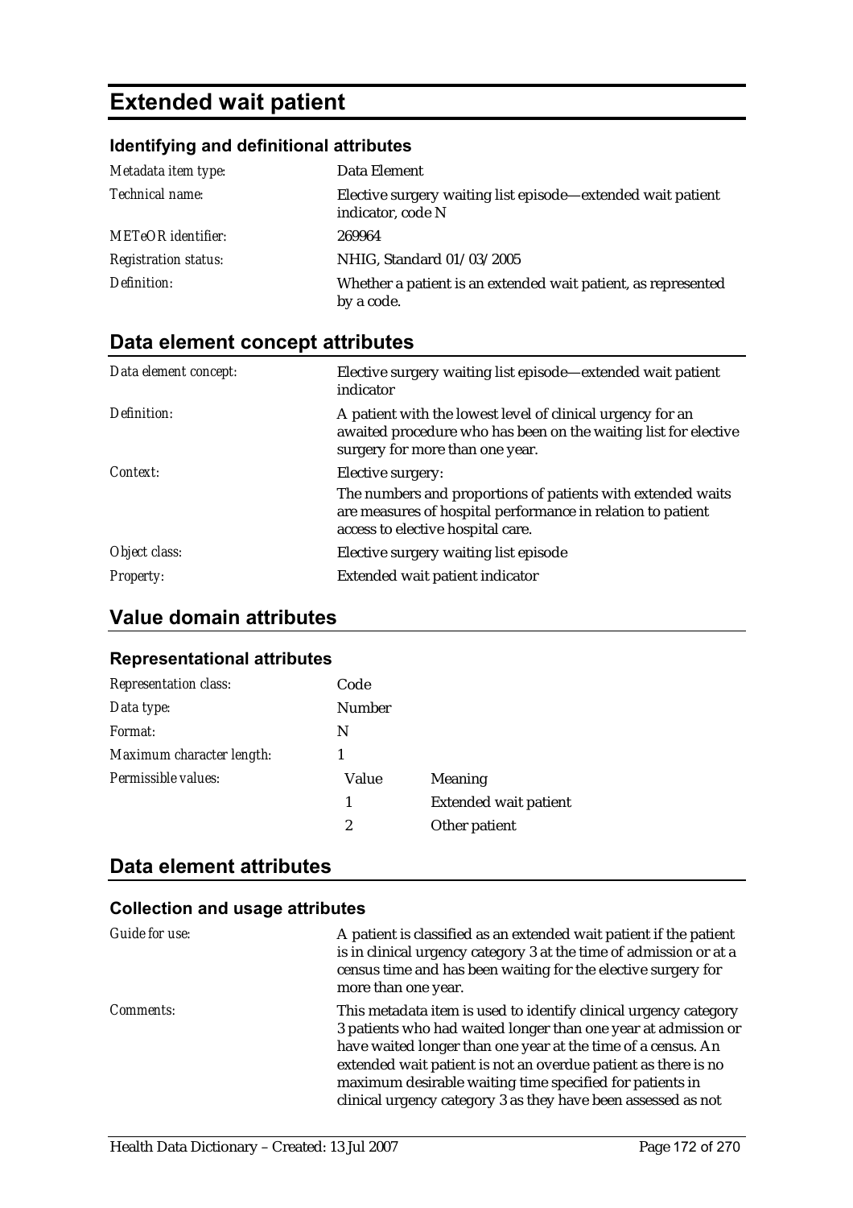# Extended wait patient

## Identifying and definitional attributes

| | |
|---|---|
| *Metadata item type:* | Data Element |
| *Technical name:* | Elective surgery waiting list episode—extended wait patient indicator, code N |
| *METeOR identifier:* | 269964 |
| *Registration status:* | NHIG, Standard 01/03/2005 |
| *Definition:* | Whether a patient is an extended wait patient, as represented by a code. |

## Data element concept attributes

| | |
|---|---|
| *Data element concept:* | Elective surgery waiting list episode—extended wait patient indicator |
| *Definition:* | A patient with the lowest level of clinical urgency for an awaited procedure who has been on the waiting list for elective surgery for more than one year. |
| *Context:* | Elective surgery:<br>The numbers and proportions of patients with extended waits are measures of hospital performance in relation to patient access to elective hospital care. |
| *Object class:* | Elective surgery waiting list episode |
| *Property:* | Extended wait patient indicator |

## Value domain attributes

### Representational attributes

| | | |
|---|---|---|
| *Representation class:* | Code | |
| *Data type:* | Number | |
| *Format:* | N | |
| *Maximum character length:* | 1 | |
| *Permissible values:* | Value | Meaning |
| | 1 | Extended wait patient |
| | 2 | Other patient |

## Data element attributes

### Collection and usage attributes

| | |
|---|---|
| *Guide for use:* | A patient is classified as an extended wait patient if the patient is in clinical urgency category 3 at the time of admission or at a census time and has been waiting for the elective surgery for more than one year. |
| *Comments:* | This metadata item is used to identify clinical urgency category 3 patients who had waited longer than one year at admission or have waited longer than one year at the time of a census. An extended wait patient is not an overdue patient as there is no maximum desirable waiting time specified for patients in clinical urgency category 3 as they have been assessed as not |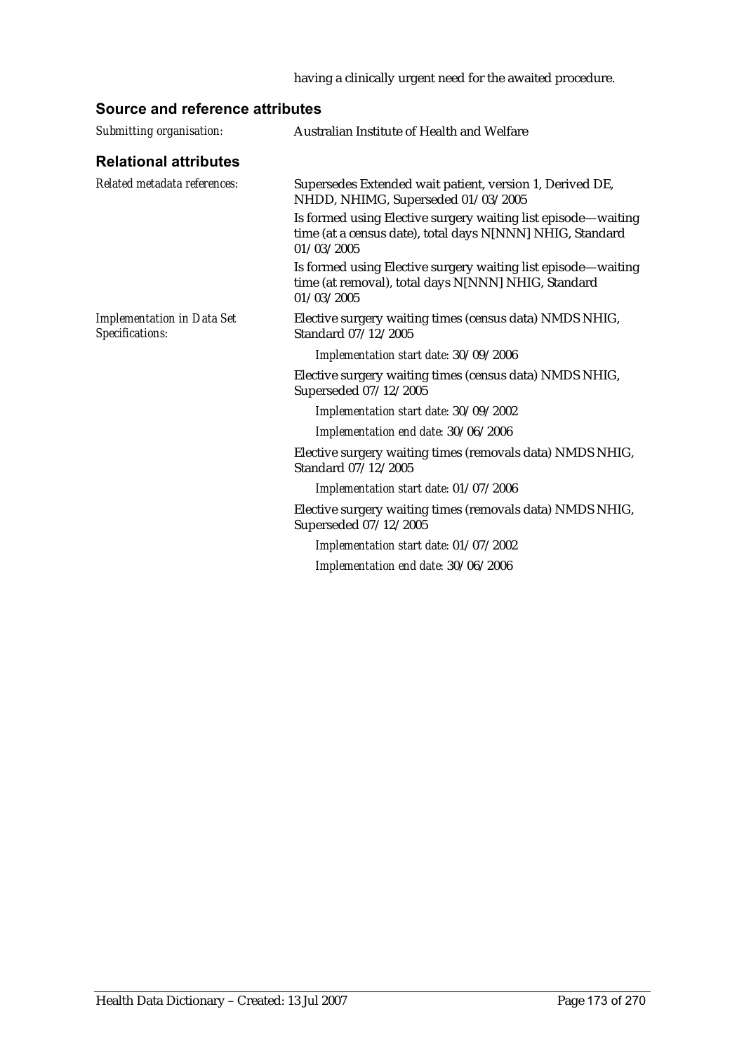having a clinically urgent need for the awaited procedure.

### Source and reference attributes

*Submitting organisation:* Australian Institute of Health and Welfare

### Relational attributes

*Related metadata references:*

Supersedes Extended wait patient, version 1, Derived DE, NHDD, NHIMG, Superseded 01/03/2005

Is formed using Elective surgery waiting list episode—waiting time (at a census date), total days N[NNN] NHIG, Standard 01/03/2005

Is formed using Elective surgery waiting list episode—waiting time (at removal), total days N[NNN] NHIG, Standard 01/03/2005

*Implementation in Data Set Specifications:*

Elective surgery waiting times (census data) NMDS NHIG, Standard 07/12/2005

*Implementation start date:* 30/09/2006

Elective surgery waiting times (census data) NMDS NHIG, Superseded 07/12/2005

*Implementation start date:* 30/09/2002

*Implementation end date:* 30/06/2006

Elective surgery waiting times (removals data) NMDS NHIG, Standard 07/12/2005

*Implementation start date:* 01/07/2006

Elective surgery waiting times (removals data) NMDS NHIG, Superseded 07/12/2005

*Implementation start date:* 01/07/2002

*Implementation end date:* 30/06/2006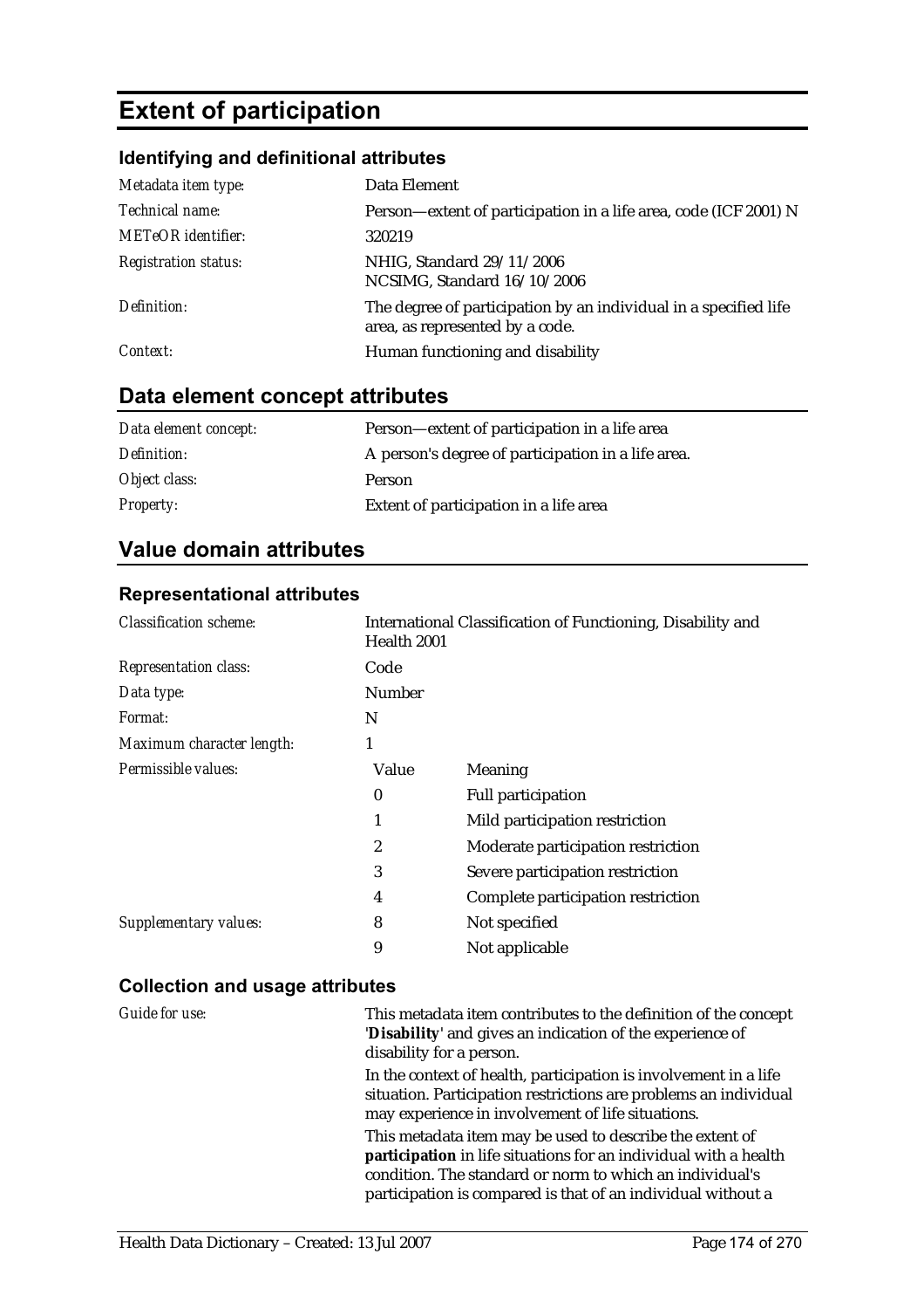# Extent of participation

### Identifying and definitional attributes

| | |
|---|---|
| *Metadata item type:* | Data Element |
| *Technical name:* | Person—extent of participation in a life area, code (ICF 2001) N |
| *METeOR identifier:* | 320219 |
| *Registration status:* | NHIG, Standard 29/11/2006<br>NCSIMG, Standard 16/10/2006 |
| *Definition:* | The degree of participation by an individual in a specified life area, as represented by a code. |
| *Context:* | Human functioning and disability |

## Data element concept attributes

| | |
|---|---|
| *Data element concept:* | Person—extent of participation in a life area |
| *Definition:* | A person's degree of participation in a life area. |
| *Object class:* | Person |
| *Property:* | Extent of participation in a life area |

## Value domain attributes

### Representational attributes

| | | |
|---|---|---|
| *Classification scheme:* | International Classification of Functioning, Disability and Health 2001 | |
| *Representation class:* | Code | |
| *Data type:* | Number | |
| *Format:* | N | |
| *Maximum character length:* | 1 | |
| *Permissible values:* | **Value** | **Meaning** |
| | 0 | Full participation |
| | 1 | Mild participation restriction |
| | 2 | Moderate participation restriction |
| | 3 | Severe participation restriction |
| | 4 | Complete participation restriction |
| *Supplementary values:* | 8 | Not specified |
| | 9 | Not applicable |

### Collection and usage attributes

*Guide for use:*

This metadata item contributes to the definition of the concept '**Disability**' and gives an indication of the experience of disability for a person.

In the context of health, participation is involvement in a life situation. Participation restrictions are problems an individual may experience in involvement of life situations.

This metadata item may be used to describe the extent of **participation** in life situations for an individual with a health condition. The standard or norm to which an individual's participation is compared is that of an individual without a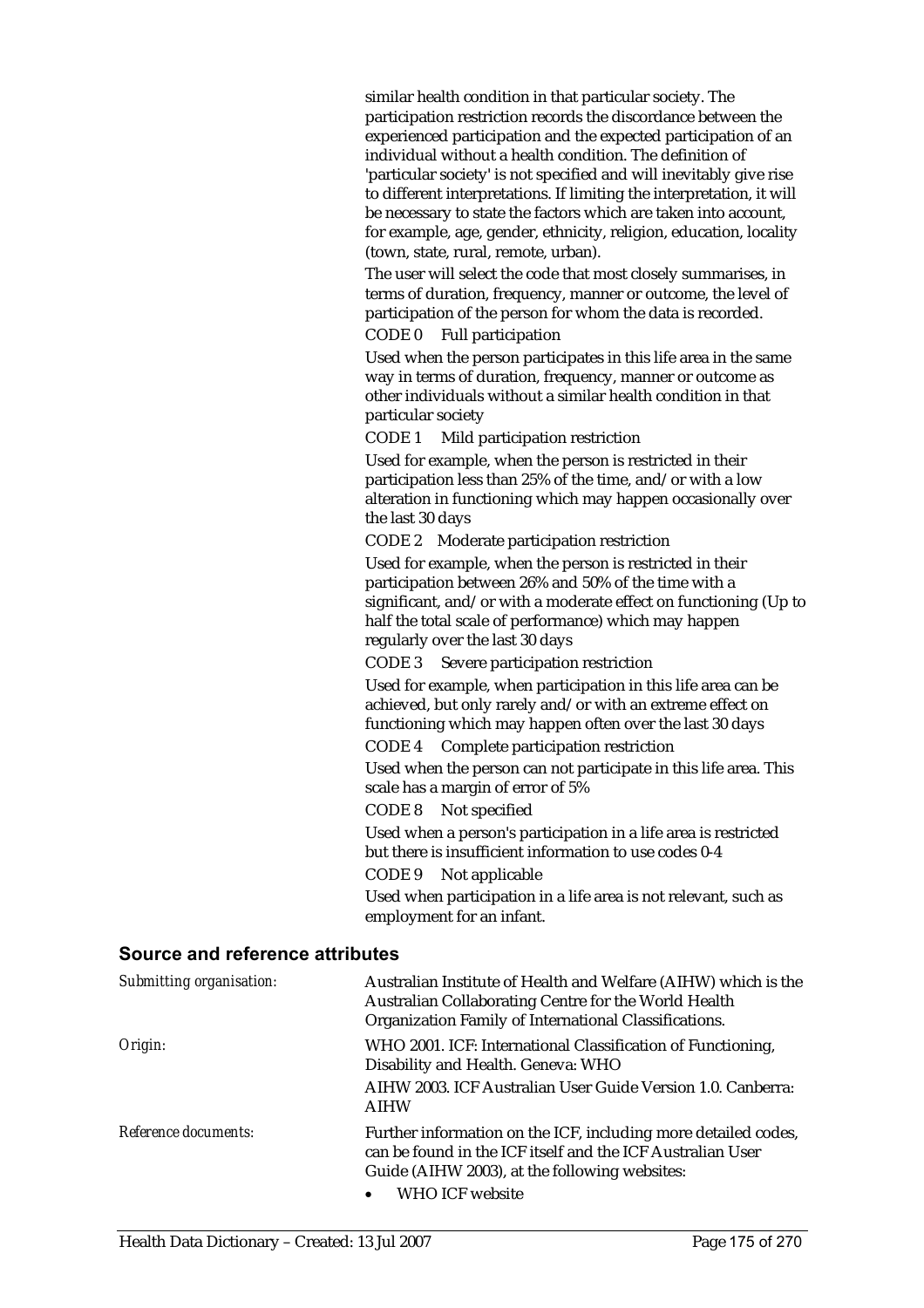similar health condition in that particular society. The participation restriction records the discordance between the experienced participation and the expected participation of an individual without a health condition. The definition of 'particular society' is not specified and will inevitably give rise to different interpretations. If limiting the interpretation, it will be necessary to state the factors which are taken into account, for example, age, gender, ethnicity, religion, education, locality (town, state, rural, remote, urban).

The user will select the code that most closely summarises, in terms of duration, frequency, manner or outcome, the level of participation of the person for whom the data is recorded.

CODE 0 Full participation

Used when the person participates in this life area in the same way in terms of duration, frequency, manner or outcome as other individuals without a similar health condition in that particular society

CODE 1 Mild participation restriction

Used for example, when the person is restricted in their participation less than 25% of the time, and/or with a low alteration in functioning which may happen occasionally over the last 30 days

CODE 2 Moderate participation restriction

Used for example, when the person is restricted in their participation between 26% and 50% of the time with a significant, and/or with a moderate effect on functioning (Up to half the total scale of performance) which may happen regularly over the last 30 days

CODE 3 Severe participation restriction

Used for example, when participation in this life area can be achieved, but only rarely and/or with an extreme effect on functioning which may happen often over the last 30 days

CODE 4 Complete participation restriction

Used when the person can not participate in this life area. This scale has a margin of error of 5%

CODE 8 Not specified

Used when a person's participation in a life area is restricted but there is insufficient information to use codes 0-4

CODE 9 Not applicable

Used when participation in a life area is not relevant, such as employment for an infant.

## Source and reference attributes

*Submitting organisation:* Australian Institute of Health and Welfare (AIHW) which is the Australian Collaborating Centre for the World Health Organization Family of International Classifications.

*Origin:* WHO 2001. ICF: International Classification of Functioning, Disability and Health. Geneva: WHO

AIHW 2003. ICF Australian User Guide Version 1.0. Canberra: AIHW

*Reference documents:* Further information on the ICF, including more detailed codes, can be found in the ICF itself and the ICF Australian User Guide (AIHW 2003), at the following websites:

- WHO ICF website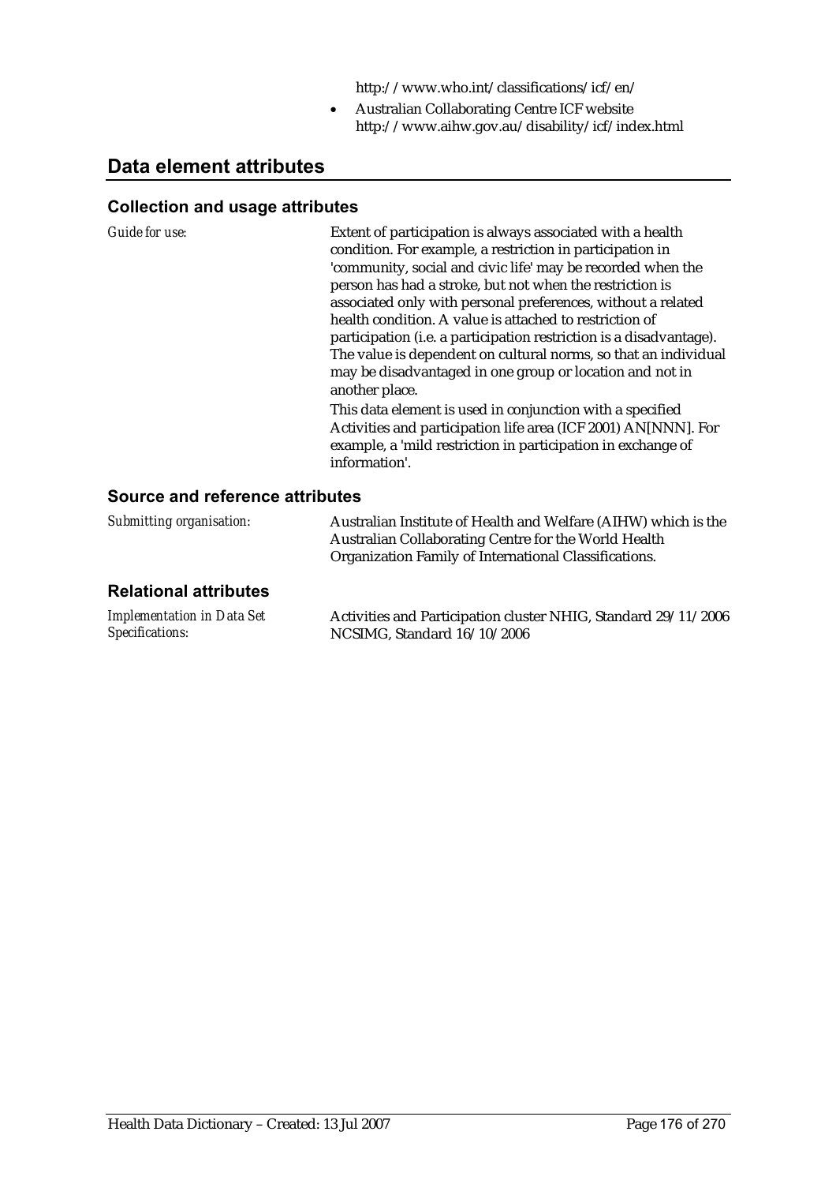http://www.who.int/classifications/icf/en/

- Australian Collaborating Centre ICF website http://www.aihw.gov.au/disability/icf/index.html

## Data element attributes

### Collection and usage attributes

*Guide for use:*

Extent of participation is always associated with a health condition. For example, a restriction in participation in 'community, social and civic life' may be recorded when the person has had a stroke, but not when the restriction is associated only with personal preferences, without a related health condition. A value is attached to restriction of participation (i.e. a participation restriction is a disadvantage). The value is dependent on cultural norms, so that an individual may be disadvantaged in one group or location and not in another place.

This data element is used in conjunction with a specified Activities and participation life area (ICF 2001) AN[NNN]. For example, a 'mild restriction in participation in exchange of information'.

### Source and reference attributes

*Submitting organisation:*

Australian Institute of Health and Welfare (AIHW) which is the Australian Collaborating Centre for the World Health Organization Family of International Classifications.

### Relational attributes

*Implementation in Data Set Specifications:*

Activities and Participation cluster NHIG, Standard 29/11/2006
NCSIMG, Standard 16/10/2006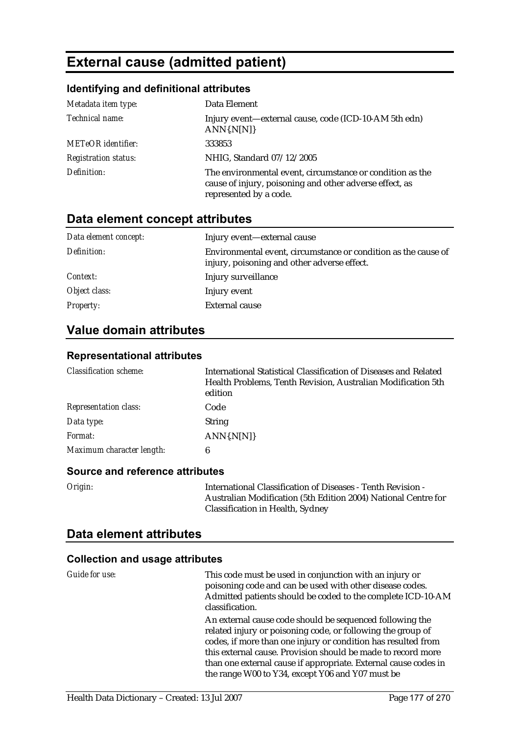# External cause (admitted patient)

## Identifying and definitional attributes

| | |
|---|---|
| *Metadata item type:* | Data Element |
| *Technical name:* | Injury event—external cause, code (ICD-10-AM 5th edn) ANN{.N[N]} |
| *METeOR identifier:* | 333853 |
| *Registration status:* | NHIG, Standard 07/12/2005 |
| *Definition:* | The environmental event, circumstance or condition as the cause of injury, poisoning and other adverse effect, as represented by a code. |

## Data element concept attributes

| | |
|---|---|
| *Data element concept:* | Injury event—external cause |
| *Definition:* | Environmental event, circumstance or condition as the cause of injury, poisoning and other adverse effect. |
| *Context:* | Injury surveillance |
| *Object class:* | Injury event |
| *Property:* | External cause |

## Value domain attributes

### Representational attributes

| | |
|---|---|
| *Classification scheme:* | International Statistical Classification of Diseases and Related Health Problems, Tenth Revision, Australian Modification 5th edition |
| *Representation class:* | Code |
| *Data type:* | String |
| *Format:* | ANN{.N[N]} |
| *Maximum character length:* | 6 |

### Source and reference attributes

| | |
|---|---|
| *Origin:* | International Classification of Diseases - Tenth Revision - Australian Modification (5th Edition 2004) National Centre for Classification in Health, Sydney |

## Data element attributes

### Collection and usage attributes

*Guide for use:*

This code must be used in conjunction with an injury or poisoning code and can be used with other disease codes. Admitted patients should be coded to the complete ICD-10-AM classification.

An external cause code should be sequenced following the related injury or poisoning code, or following the group of codes, if more than one injury or condition has resulted from this external cause. Provision should be made to record more than one external cause if appropriate. External cause codes in the range W00 to Y34, except Y06 and Y07 must be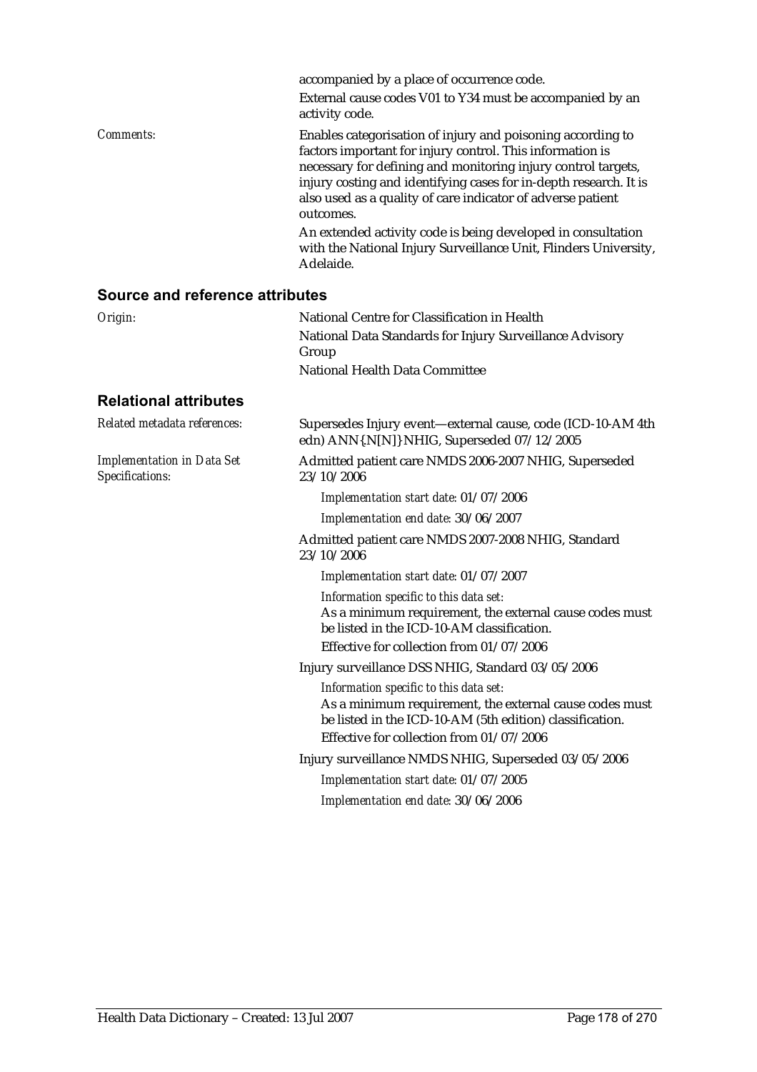accompanied by a place of occurrence code.

External cause codes V01 to Y34 must be accompanied by an activity code.

*Comments:* Enables categorisation of injury and poisoning according to factors important for injury control. This information is necessary for defining and monitoring injury control targets, injury costing and identifying cases for in-depth research. It is also used as a quality of care indicator of adverse patient outcomes.

An extended activity code is being developed in consultation with the National Injury Surveillance Unit, Flinders University, Adelaide.

## Source and reference attributes

*Origin:* National Centre for Classification in Health

National Data Standards for Injury Surveillance Advisory Group

National Health Data Committee

## Relational attributes

*Related metadata references:* Supersedes Injury event—external cause, code (ICD-10-AM 4th edn) ANN{.N[N]} NHIG, Superseded 07/12/2005

*Implementation in Data Set Specifications:* Admitted patient care NMDS 2006-2007 NHIG, Superseded 23/10/2006

*Implementation start date:* 01/07/2006

*Implementation end date:* 30/06/2007

Admitted patient care NMDS 2007-2008 NHIG, Standard 23/10/2006

*Implementation start date:* 01/07/2007

*Information specific to this data set:*
As a minimum requirement, the external cause codes must be listed in the ICD-10-AM classification.
Effective for collection from 01/07/2006

Injury surveillance DSS NHIG, Standard 03/05/2006

*Information specific to this data set:*
As a minimum requirement, the external cause codes must be listed in the ICD-10-AM (5th edition) classification.
Effective for collection from 01/07/2006

Injury surveillance NMDS NHIG, Superseded 03/05/2006

*Implementation start date:* 01/07/2005

*Implementation end date:* 30/06/2006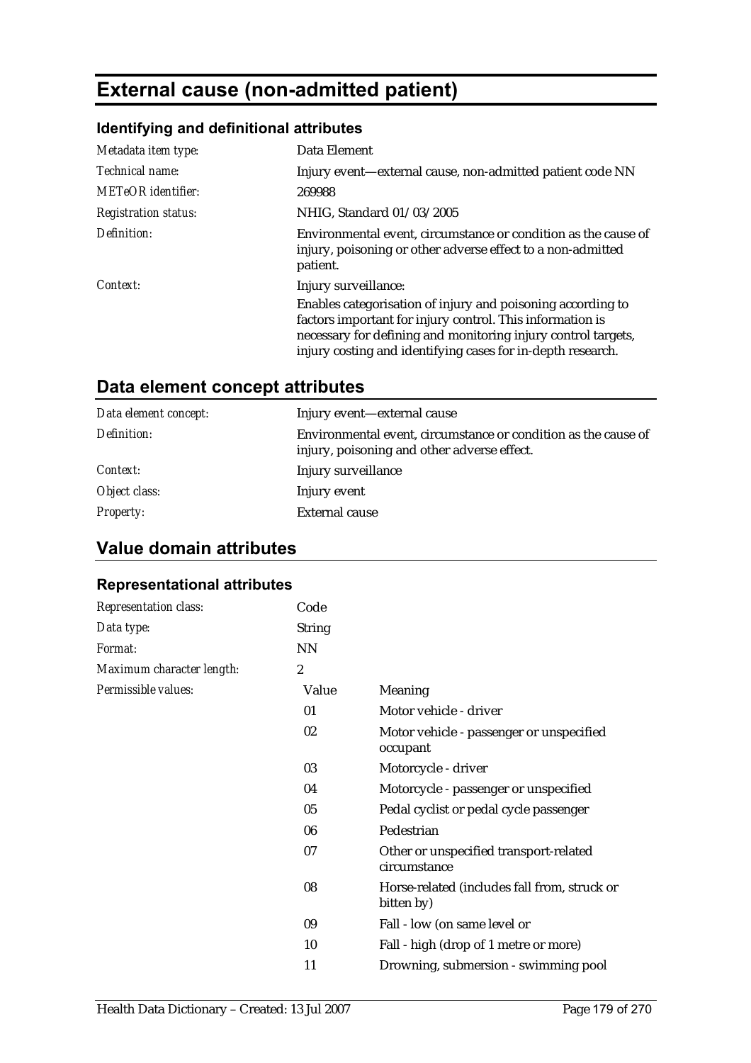# External cause (non-admitted patient)

### Identifying and definitional attributes

| | |
|---|---|
| *Metadata item type:* | Data Element |
| *Technical name:* | Injury event—external cause, non-admitted patient code NN |
| *METeOR identifier:* | 269988 |
| *Registration status:* | NHIG, Standard 01/03/2005 |
| *Definition:* | Environmental event, circumstance or condition as the cause of injury, poisoning or other adverse effect to a non-admitted patient. |
| *Context:* | Injury surveillance:<br><br>Enables categorisation of injury and poisoning according to factors important for injury control. This information is necessary for defining and monitoring injury control targets, injury costing and identifying cases for in-depth research. |

## Data element concept attributes

| | |
|---|---|
| *Data element concept:* | Injury event—external cause |
| *Definition:* | Environmental event, circumstance or condition as the cause of injury, poisoning and other adverse effect. |
| *Context:* | Injury surveillance |
| *Object class:* | Injury event |
| *Property:* | External cause |

## Value domain attributes

### Representational attributes

| | | |
|---|---|---|
| *Representation class:* | Code | |
| *Data type:* | String | |
| *Format:* | NN | |
| *Maximum character length:* | 2 | |
| *Permissible values:* | Value | Meaning |
| | 01 | Motor vehicle - driver |
| | 02 | Motor vehicle - passenger or unspecified occupant |
| | 03 | Motorcycle - driver |
| | 04 | Motorcycle - passenger or unspecified |
| | 05 | Pedal cyclist or pedal cycle passenger |
| | 06 | Pedestrian |
| | 07 | Other or unspecified transport-related circumstance |
| | 08 | Horse-related (includes fall from, struck or bitten by) |
| | 09 | Fall - low (on same level or |
| | 10 | Fall - high (drop of 1 metre or more) |
| | 11 | Drowning, submersion - swimming pool |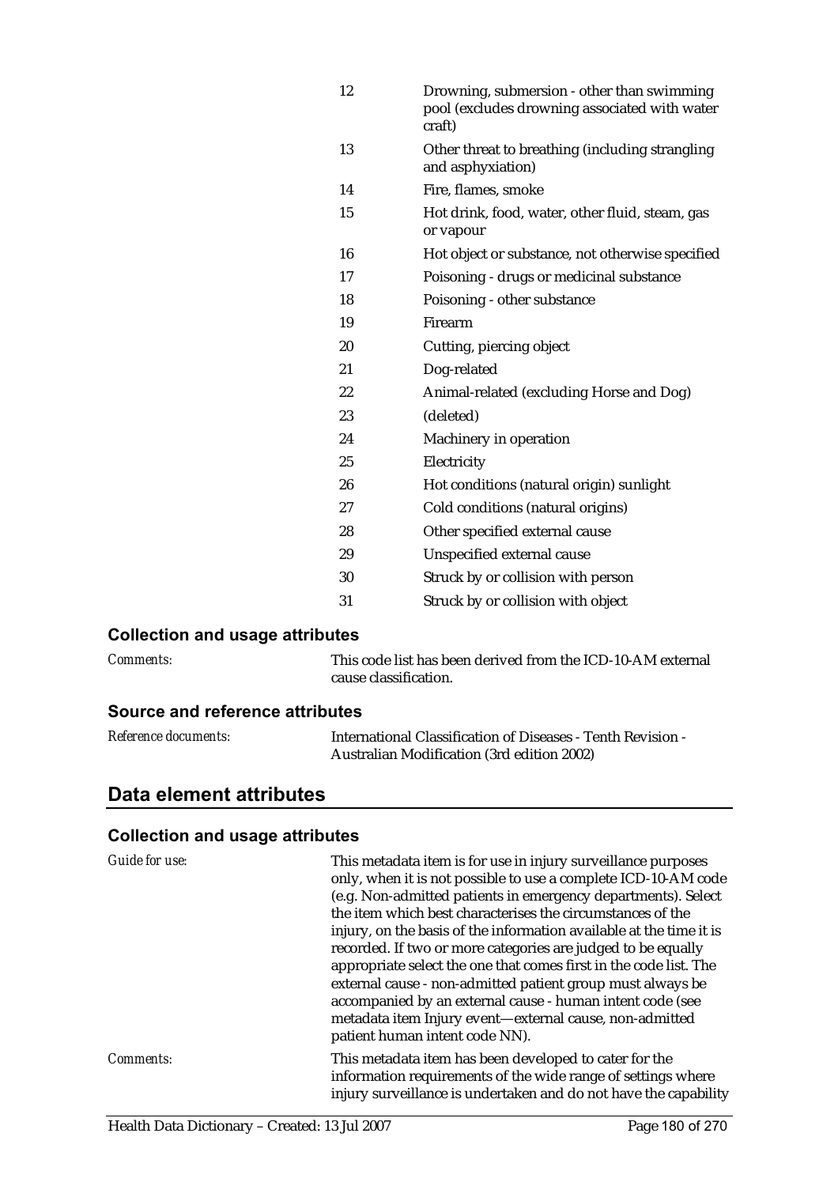| | |
|---|---|
| 12 | Drowning, submersion - other than swimming pool (excludes drowning associated with water craft) |
| 13 | Other threat to breathing (including strangling and asphyxiation) |
| 14 | Fire, flames, smoke |
| 15 | Hot drink, food, water, other fluid, steam, gas or vapour |
| 16 | Hot object or substance, not otherwise specified |
| 17 | Poisoning - drugs or medicinal substance |
| 18 | Poisoning - other substance |
| 19 | Firearm |
| 20 | Cutting, piercing object |
| 21 | Dog-related |
| 22 | Animal-related (excluding Horse and Dog) |
| 23 | (deleted) |
| 24 | Machinery in operation |
| 25 | Electricity |
| 26 | Hot conditions (natural origin) sunlight |
| 27 | Cold conditions (natural origins) |
| 28 | Other specified external cause |
| 29 | Unspecified external cause |
| 30 | Struck by or collision with person |
| 31 | Struck by or collision with object |

### Collection and usage attributes

*Comments:* This code list has been derived from the ICD-10-AM external cause classification.

### Source and reference attributes

*Reference documents:* International Classification of Diseases - Tenth Revision - Australian Modification (3rd edition 2002)

## Data element attributes

### Collection and usage attributes

*Guide for use:* This metadata item is for use in injury surveillance purposes only, when it is not possible to use a complete ICD-10-AM code (e.g. Non-admitted patients in emergency departments). Select the item which best characterises the circumstances of the injury, on the basis of the information available at the time it is recorded. If two or more categories are judged to be equally appropriate select the one that comes first in the code list. The external cause - non-admitted patient group must always be accompanied by an external cause - human intent code (see metadata item Injury event—external cause, non-admitted patient human intent code NN).

*Comments:* This metadata item has been developed to cater for the information requirements of the wide range of settings where injury surveillance is undertaken and do not have the capability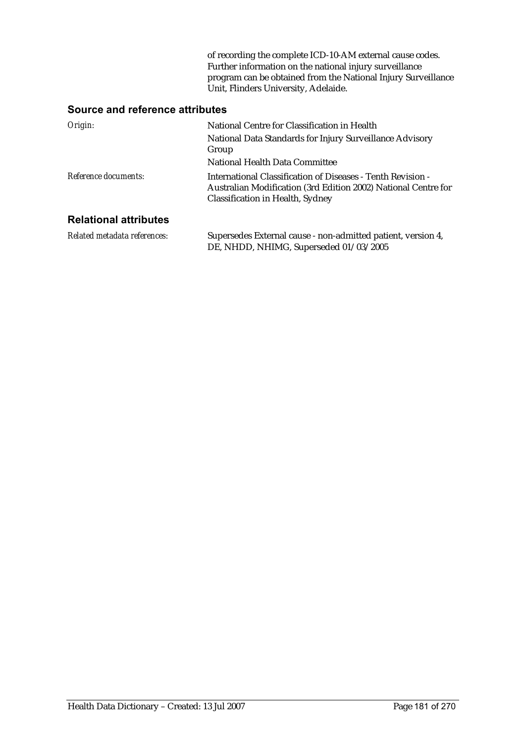of recording the complete ICD-10-AM external cause codes. Further information on the national injury surveillance program can be obtained from the National Injury Surveillance Unit, Flinders University, Adelaide.

### Source and reference attributes

*Origin:* National Centre for Classification in Health

National Data Standards for Injury Surveillance Advisory Group

National Health Data Committee

*Reference documents:* International Classification of Diseases - Tenth Revision - Australian Modification (3rd Edition 2002) National Centre for Classification in Health, Sydney

### Relational attributes

*Related metadata references:* Supersedes External cause - non-admitted patient, version 4, DE, NHDD, NHIMG, Superseded 01/03/2005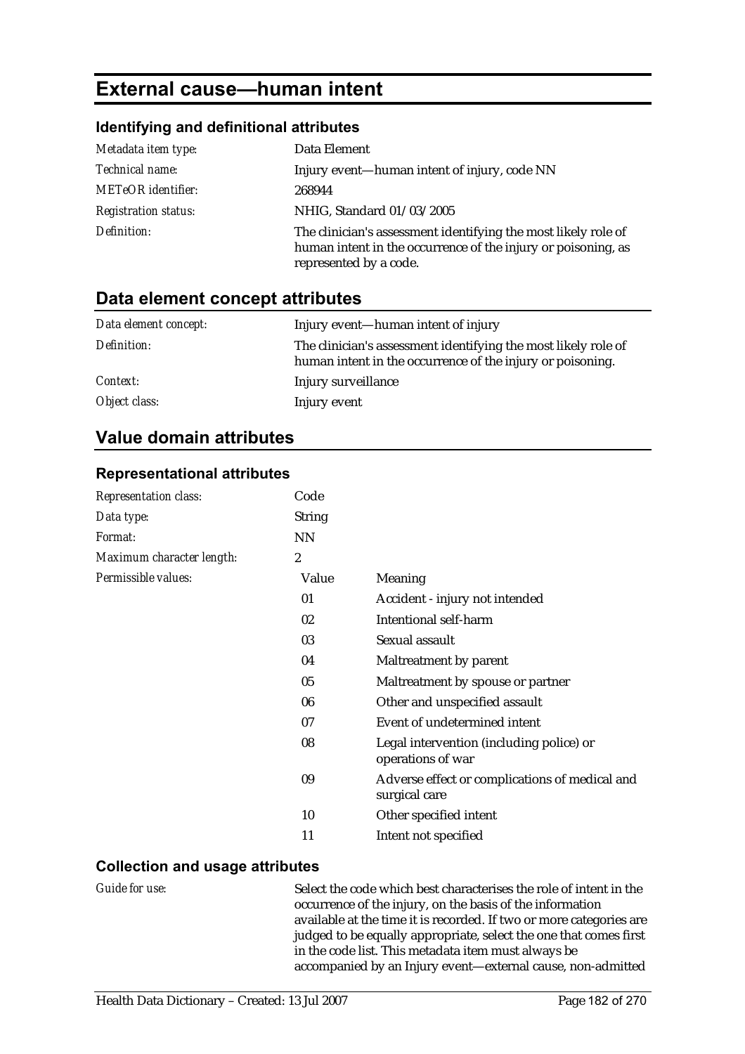# External cause—human intent

## Identifying and definitional attributes

| | |
|---|---|
| *Metadata item type:* | Data Element |
| *Technical name:* | Injury event—human intent of injury, code NN |
| *METeOR identifier:* | 268944 |
| *Registration status:* | NHIG, Standard 01/03/2005 |
| *Definition:* | The clinician's assessment identifying the most likely role of human intent in the occurrence of the injury or poisoning, as represented by a code. |

## Data element concept attributes

| | |
|---|---|
| *Data element concept:* | Injury event—human intent of injury |
| *Definition:* | The clinician's assessment identifying the most likely role of human intent in the occurrence of the injury or poisoning. |
| *Context:* | Injury surveillance |
| *Object class:* | Injury event |

## Value domain attributes

### Representational attributes

| | | |
|---|---|---|
| *Representation class:* | Code | |
| *Data type:* | String | |
| *Format:* | NN | |
| *Maximum character length:* | 2 | |
| *Permissible values:* | **Value** | **Meaning** |
| | 01 | Accident - injury not intended |
| | 02 | Intentional self-harm |
| | 03 | Sexual assault |
| | 04 | Maltreatment by parent |
| | 05 | Maltreatment by spouse or partner |
| | 06 | Other and unspecified assault |
| | 07 | Event of undetermined intent |
| | 08 | Legal intervention (including police) or operations of war |
| | 09 | Adverse effect or complications of medical and surgical care |
| | 10 | Other specified intent |
| | 11 | Intent not specified |

### Collection and usage attributes

| | |
|---|---|
| *Guide for use:* | Select the code which best characterises the role of intent in the occurrence of the injury, on the basis of the information available at the time it is recorded. If two or more categories are judged to be equally appropriate, select the one that comes first in the code list. This metadata item must always be accompanied by an Injury event—external cause, non-admitted |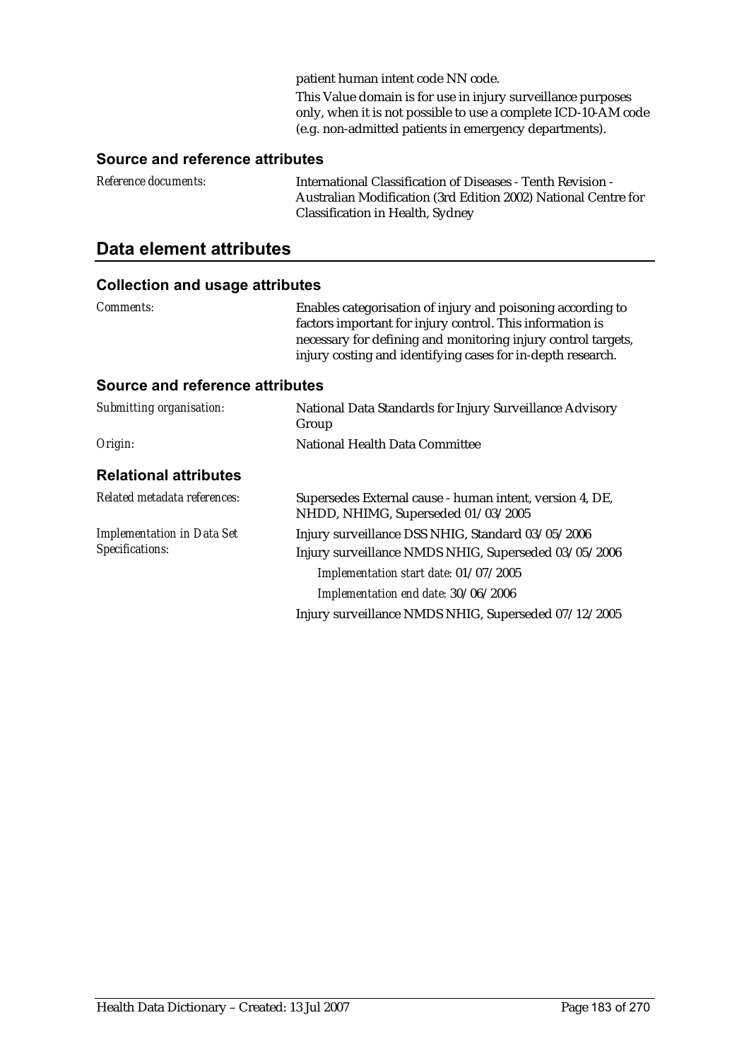patient human intent code NN code.

This Value domain is for use in injury surveillance purposes only, when it is not possible to use a complete ICD-10-AM code (e.g. non-admitted patients in emergency departments).

### Source and reference attributes

| | |
|---|---|
| *Reference documents:* | International Classification of Diseases - Tenth Revision - Australian Modification (3rd Edition 2002) National Centre for Classification in Health, Sydney |

## Data element attributes

### Collection and usage attributes

| | |
|---|---|
| *Comments:* | Enables categorisation of injury and poisoning according to factors important for injury control. This information is necessary for defining and monitoring injury control targets, injury costing and identifying cases for in-depth research. |

### Source and reference attributes

| | |
|---|---|
| *Submitting organisation:* | National Data Standards for Injury Surveillance Advisory Group |
| *Origin:* | National Health Data Committee |

### Relational attributes

| | |
|---|---|
| *Related metadata references:* | Supersedes External cause - human intent, version 4, DE, NHDD, NHIMG, Superseded 01/03/2005 |
| *Implementation in Data Set Specifications:* | Injury surveillance DSS NHIG, Standard 03/05/2006<br>Injury surveillance NMDS NHIG, Superseded 03/05/2006<br>*Implementation start date:* 01/07/2005<br>*Implementation end date:* 30/06/2006<br>Injury surveillance NMDS NHIG, Superseded 07/12/2005 |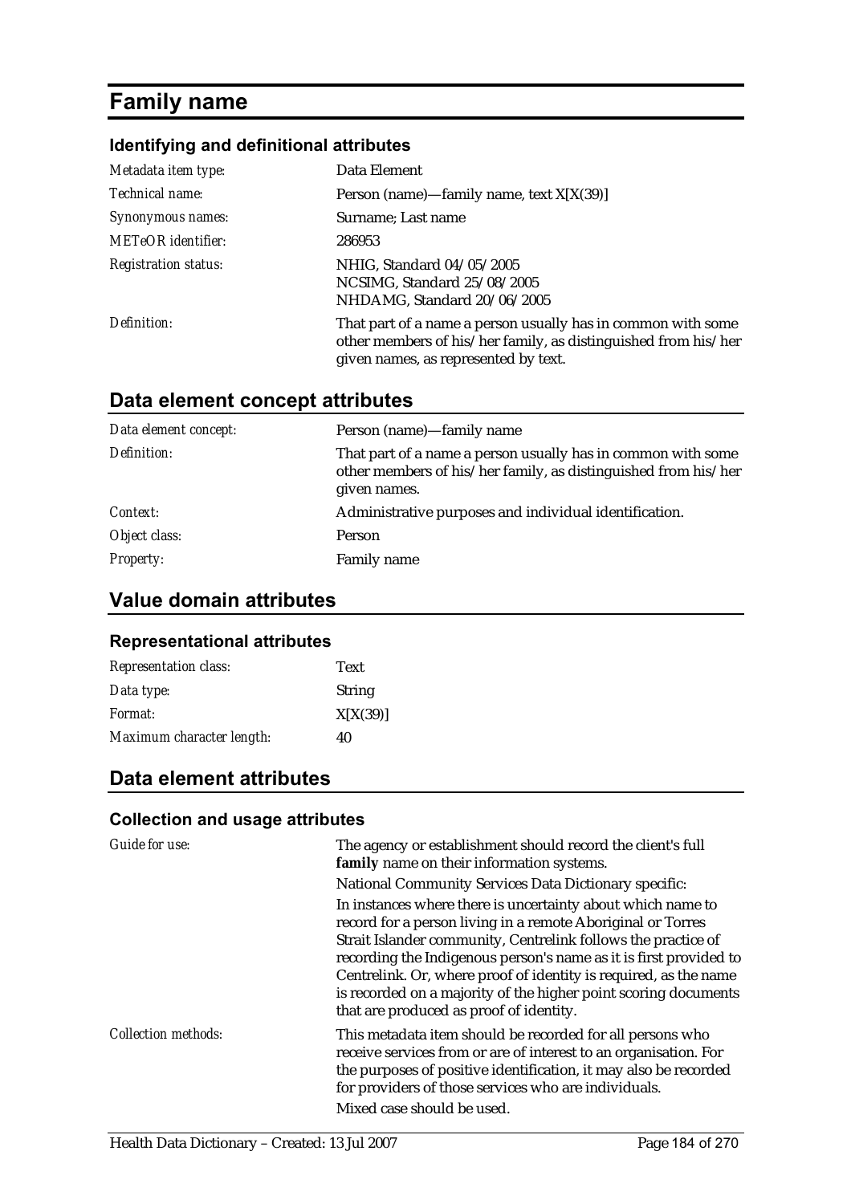# Family name

## Identifying and definitional attributes

| | |
|---|---|
| *Metadata item type:* | Data Element |
| *Technical name:* | Person (name)—family name, text X[X(39)] |
| *Synonymous names:* | Surname; Last name |
| *METeOR identifier:* | 286953 |
| *Registration status:* | NHIG, Standard 04/05/2005<br>NCSIMG, Standard 25/08/2005<br>NHDAMG, Standard 20/06/2005 |
| *Definition:* | That part of a name a person usually has in common with some other members of his/her family, as distinguished from his/her given names, as represented by text. |

## Data element concept attributes

| | |
|---|---|
| *Data element concept:* | Person (name)—family name |
| *Definition:* | That part of a name a person usually has in common with some other members of his/her family, as distinguished from his/her given names. |
| *Context:* | Administrative purposes and individual identification. |
| *Object class:* | Person |
| *Property:* | Family name |

## Value domain attributes

### Representational attributes

| | |
|---|---|
| *Representation class:* | Text |
| *Data type:* | String |
| *Format:* | X[X(39)] |
| *Maximum character length:* | 40 |

## Data element attributes

### Collection and usage attributes

| | |
|---|---|
| *Guide for use:* | The agency or establishment should record the client's full **family** name on their information systems.<br>National Community Services Data Dictionary specific:<br>In instances where there is uncertainty about which name to record for a person living in a remote Aboriginal or Torres Strait Islander community, Centrelink follows the practice of recording the Indigenous person's name as it is first provided to Centrelink. Or, where proof of identity is required, as the name is recorded on a majority of the higher point scoring documents that are produced as proof of identity. |
| *Collection methods:* | This metadata item should be recorded for all persons who receive services from or are of interest to an organisation. For the purposes of positive identification, it may also be recorded for providers of those services who are individuals.<br>Mixed case should be used. |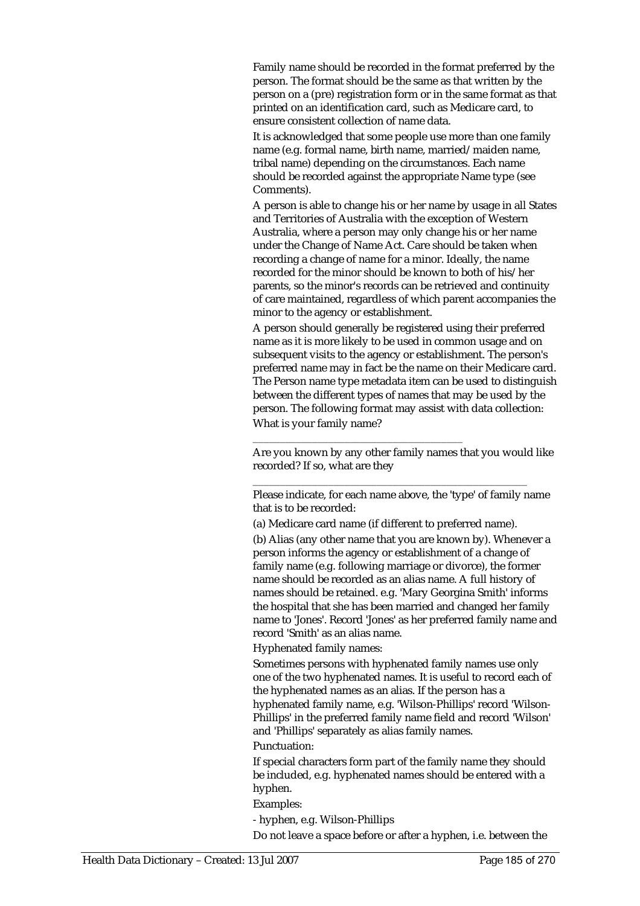Family name should be recorded in the format preferred by the person. The format should be the same as that written by the person on a (pre) registration form or in the same format as that printed on an identification card, such as Medicare card, to ensure consistent collection of name data.

It is acknowledged that some people use more than one family name (e.g. formal name, birth name, married/maiden name, tribal name) depending on the circumstances. Each name should be recorded against the appropriate Name type (see Comments).

A person is able to change his or her name by usage in all States and Territories of Australia with the exception of Western Australia, where a person may only change his or her name under the Change of Name Act. Care should be taken when recording a change of name for a minor. Ideally, the name recorded for the minor should be known to both of his/her parents, so the minor's records can be retrieved and continuity of care maintained, regardless of which parent accompanies the minor to the agency or establishment.

A person should generally be registered using their preferred name as it is more likely to be used in common usage and on subsequent visits to the agency or establishment. The person's preferred name may in fact be the name on their Medicare card. The Person name type metadata item can be used to distinguish between the different types of names that may be used by the person. The following format may assist with data collection:

What is your family name?

\_\_\_\_\_\_\_\_\_\_\_\_\_\_\_\_\_\_\_\_\_\_\_\_\_\_\_\_\_\_\_\_\_\_\_\_

Are you known by any other family names that you would like recorded? If so, what are they

\_\_\_\_\_\_\_\_\_\_\_\_\_\_\_\_\_\_\_\_\_\_\_\_\_\_\_\_\_\_\_\_\_\_\_\_\_\_\_\_\_\_\_\_\_\_\_\_\_\_

Please indicate, for each name above, the 'type' of family name that is to be recorded:

(a) Medicare card name (if different to preferred name).

(b) Alias (any other name that you are known by). Whenever a person informs the agency or establishment of a change of family name (e.g. following marriage or divorce), the former name should be recorded as an alias name. A full history of names should be retained. e.g. 'Mary Georgina Smith' informs the hospital that she has been married and changed her family name to 'Jones'. Record 'Jones' as her preferred family name and record 'Smith' as an alias name.

Hyphenated family names:

Sometimes persons with hyphenated family names use only one of the two hyphenated names. It is useful to record each of the hyphenated names as an alias. If the person has a hyphenated family name, e.g. 'Wilson-Phillips' record 'Wilson-Phillips' in the preferred family name field and record 'Wilson' and 'Phillips' separately as alias family names.

Punctuation:

If special characters form part of the family name they should be included, e.g. hyphenated names should be entered with a hyphen.

Examples:

- hyphen, e.g. Wilson-Phillips

Do not leave a space before or after a hyphen, i.e. between the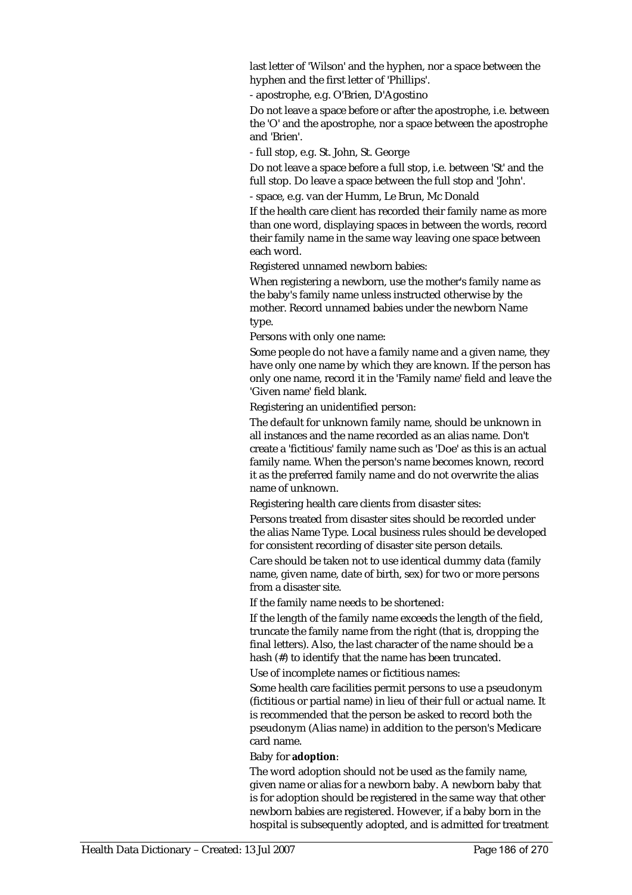last letter of 'Wilson' and the hyphen, nor a space between the hyphen and the first letter of 'Phillips'.

- apostrophe, e.g. O'Brien, D'Agostino

Do not leave a space before or after the apostrophe, i.e. between the 'O' and the apostrophe, nor a space between the apostrophe and 'Brien'.

- full stop, e.g. St. John, St. George

Do not leave a space before a full stop, i.e. between 'St' and the full stop. Do leave a space between the full stop and 'John'.

- space, e.g. van der Humm, Le Brun, Mc Donald

If the health care client has recorded their family name as more than one word, displaying spaces in between the words, record their family name in the same way leaving one space between each word.

Registered unnamed newborn babies:

When registering a newborn, use the mother's family name as the baby's family name unless instructed otherwise by the mother. Record unnamed babies under the newborn Name type.

Persons with only one name:

Some people do not have a family name and a given name, they have only one name by which they are known. If the person has only one name, record it in the 'Family name' field and leave the 'Given name' field blank.

Registering an unidentified person:

The default for unknown family name, should be unknown in all instances and the name recorded as an alias name. Don't create a 'fictitious' family name such as 'Doe' as this is an actual family name. When the person's name becomes known, record it as the preferred family name and do not overwrite the alias name of unknown.

Registering health care clients from disaster sites:

Persons treated from disaster sites should be recorded under the alias Name Type. Local business rules should be developed for consistent recording of disaster site person details.

Care should be taken not to use identical dummy data (family name, given name, date of birth, sex) for two or more persons from a disaster site.

If the family name needs to be shortened:

If the length of the family name exceeds the length of the field, truncate the family name from the right (that is, dropping the final letters). Also, the last character of the name should be a hash (#) to identify that the name has been truncated.

Use of incomplete names or fictitious names:

Some health care facilities permit persons to use a pseudonym (fictitious or partial name) in lieu of their full or actual name. It is recommended that the person be asked to record both the pseudonym (Alias name) in addition to the person's Medicare card name.

Baby for **adoption**:

The word adoption should not be used as the family name, given name or alias for a newborn baby. A newborn baby that is for adoption should be registered in the same way that other newborn babies are registered. However, if a baby born in the hospital is subsequently adopted, and is admitted for treatment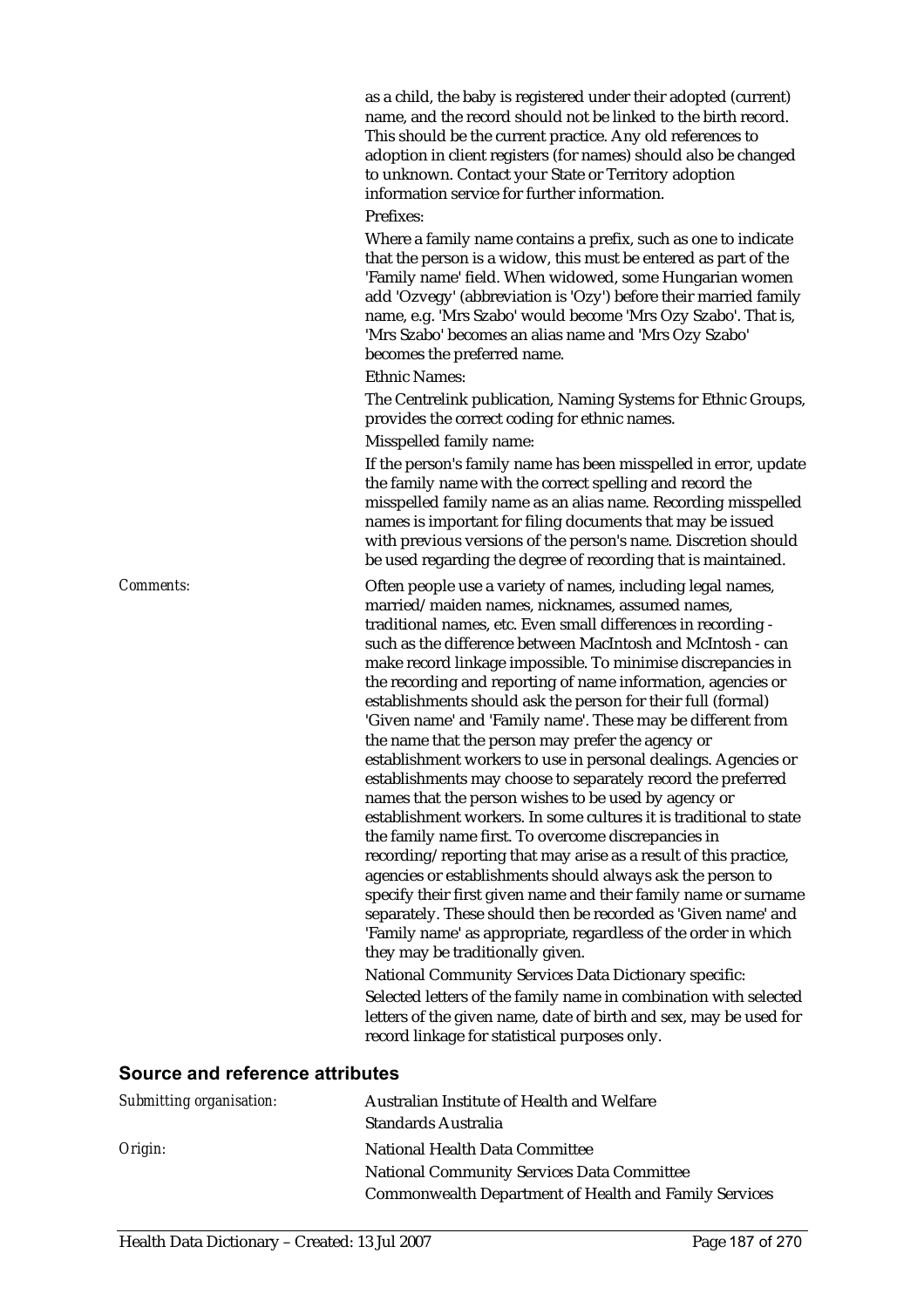as a child, the baby is registered under their adopted (current) name, and the record should not be linked to the birth record. This should be the current practice. Any old references to adoption in client registers (for names) should also be changed to unknown. Contact your State or Territory adoption information service for further information.

Prefixes:

Where a family name contains a prefix, such as one to indicate that the person is a widow, this must be entered as part of the 'Family name' field. When widowed, some Hungarian women add 'Ozvegy' (abbreviation is 'Ozy') before their married family name, e.g. 'Mrs Szabo' would become 'Mrs Ozy Szabo'. That is, 'Mrs Szabo' becomes an alias name and 'Mrs Ozy Szabo' becomes the preferred name.

Ethnic Names:

The Centrelink publication, Naming Systems for Ethnic Groups, provides the correct coding for ethnic names.

Misspelled family name:

If the person's family name has been misspelled in error, update the family name with the correct spelling and record the misspelled family name as an alias name. Recording misspelled names is important for filing documents that may be issued with previous versions of the person's name. Discretion should be used regarding the degree of recording that is maintained.

*Comments:* Often people use a variety of names, including legal names, married/maiden names, nicknames, assumed names, traditional names, etc. Even small differences in recording - such as the difference between MacIntosh and McIntosh - can make record linkage impossible. To minimise discrepancies in the recording and reporting of name information, agencies or establishments should ask the person for their full (formal) 'Given name' and 'Family name'. These may be different from the name that the person may prefer the agency or establishment workers to use in personal dealings. Agencies or establishments may choose to separately record the preferred names that the person wishes to be used by agency or establishment workers. In some cultures it is traditional to state the family name first. To overcome discrepancies in recording/reporting that may arise as a result of this practice, agencies or establishments should always ask the person to specify their first given name and their family name or surname separately. These should then be recorded as 'Given name' and 'Family name' as appropriate, regardless of the order in which they may be traditionally given.

National Community Services Data Dictionary specific:

Selected letters of the family name in combination with selected letters of the given name, date of birth and sex, may be used for record linkage for statistical purposes only.

## Source and reference attributes

*Submitting organisation:* Australian Institute of Health and Welfare
Standards Australia

*Origin:* National Health Data Committee
National Community Services Data Committee
Commonwealth Department of Health and Family Services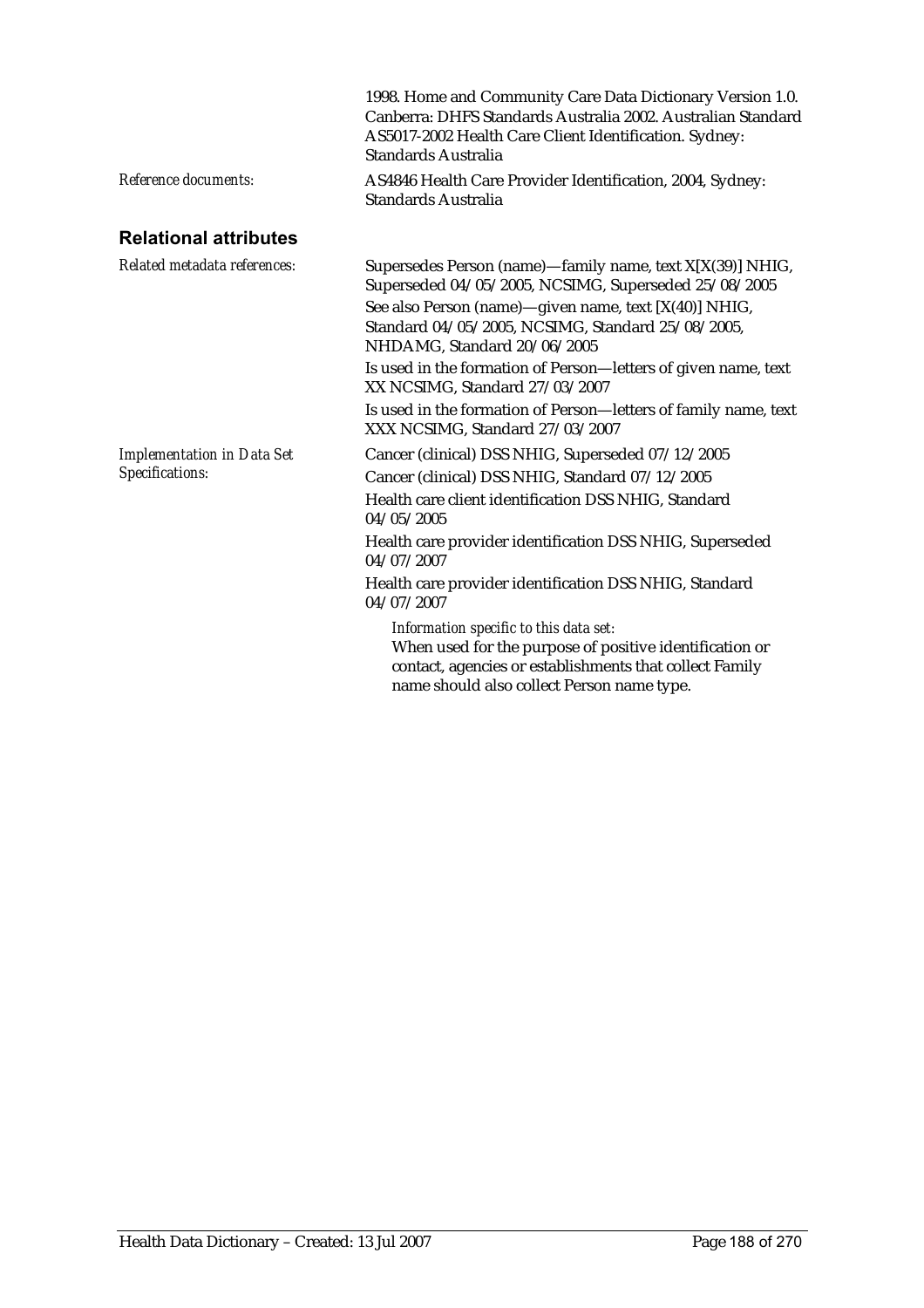1998. Home and Community Care Data Dictionary Version 1.0. Canberra: DHFS Standards Australia 2002. Australian Standard AS5017-2002 Health Care Client Identification. Sydney: Standards Australia

*Reference documents:* AS4846 Health Care Provider Identification, 2004, Sydney: Standards Australia

## Relational attributes

*Related metadata references:*

Supersedes Person (name)—family name, text X[X(39)] NHIG, Superseded 04/05/2005, NCSIMG, Superseded 25/08/2005

See also Person (name)—given name, text [X(40)] NHIG, Standard 04/05/2005, NCSIMG, Standard 25/08/2005, NHDAMG, Standard 20/06/2005

Is used in the formation of Person—letters of given name, text XX NCSIMG, Standard 27/03/2007

Is used in the formation of Person—letters of family name, text XXX NCSIMG, Standard 27/03/2007

*Implementation in Data Set Specifications:*

Cancer (clinical) DSS NHIG, Superseded 07/12/2005

Cancer (clinical) DSS NHIG, Standard 07/12/2005

Health care client identification DSS NHIG, Standard 04/05/2005

Health care provider identification DSS NHIG, Superseded 04/07/2007

Health care provider identification DSS NHIG, Standard 04/07/2007

*Information specific to this data set:*
When used for the purpose of positive identification or contact, agencies or establishments that collect Family name should also collect Person name type.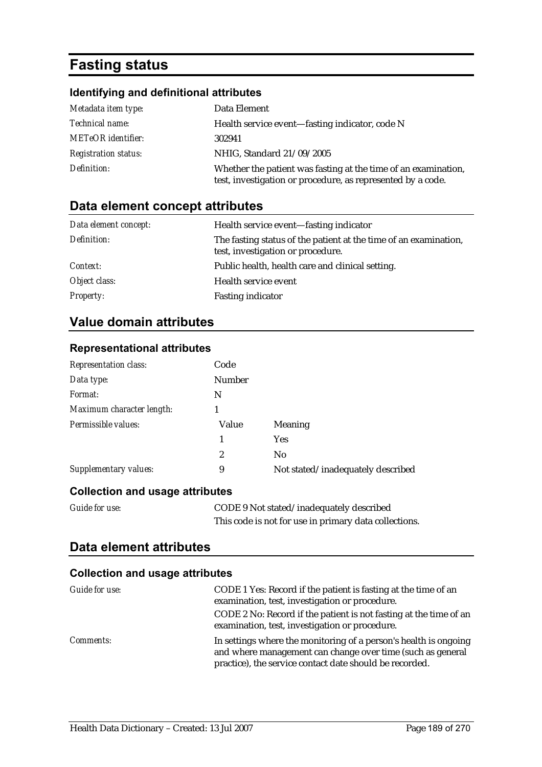# Fasting status

### Identifying and definitional attributes

| | |
|---|---|
| *Metadata item type:* | Data Element |
| *Technical name:* | Health service event—fasting indicator, code N |
| *METeOR identifier:* | 302941 |
| *Registration status:* | NHIG, Standard 21/09/2005 |
| *Definition:* | Whether the patient was fasting at the time of an examination, test, investigation or procedure, as represented by a code. |

## Data element concept attributes

| | |
|---|---|
| *Data element concept:* | Health service event—fasting indicator |
| *Definition:* | The fasting status of the patient at the time of an examination, test, investigation or procedure. |
| *Context:* | Public health, health care and clinical setting. |
| *Object class:* | Health service event |
| *Property:* | Fasting indicator |

## Value domain attributes

### Representational attributes

| | | |
|---|---|---|
| *Representation class:* | Code | |
| *Data type:* | Number | |
| *Format:* | N | |
| *Maximum character length:* | 1 | |
| *Permissible values:* | Value | Meaning |
| | 1 | Yes |
| | 2 | No |
| *Supplementary values:* | 9 | Not stated/inadequately described |

### Collection and usage attributes

| | |
|---|---|
| *Guide for use:* | CODE 9 Not stated/inadequately described<br>This code is not for use in primary data collections. |

## Data element attributes

### Collection and usage attributes

| | |
|---|---|
| *Guide for use:* | CODE 1 Yes: Record if the patient is fasting at the time of an examination, test, investigation or procedure.<br>CODE 2 No: Record if the patient is not fasting at the time of an examination, test, investigation or procedure. |
| *Comments:* | In settings where the monitoring of a person's health is ongoing and where management can change over time (such as general practice), the service contact date should be recorded. |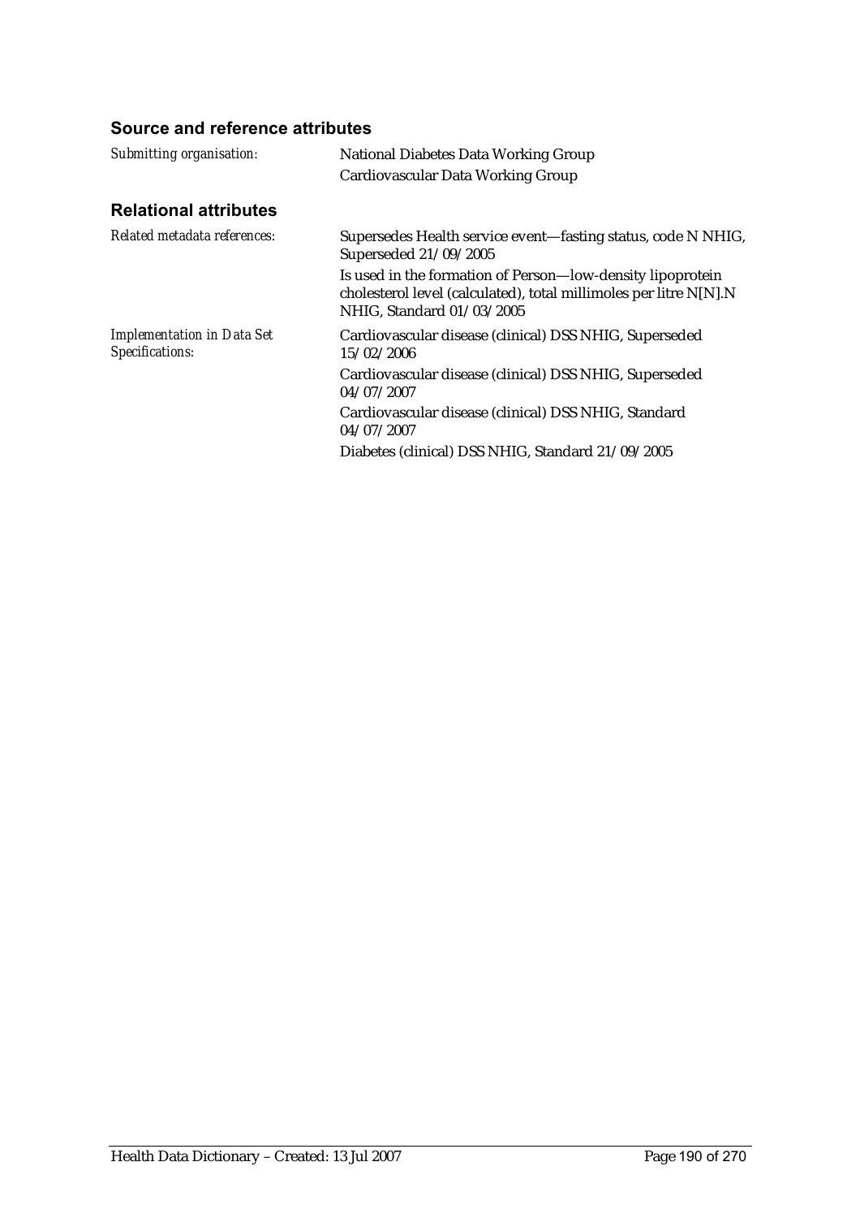### Source and reference attributes

*Submitting organisation:* National Diabetes Data Working Group

Cardiovascular Data Working Group

### Relational attributes

*Related metadata references:* Supersedes Health service event—fasting status, code N NHIG, Superseded 21/09/2005

Is used in the formation of Person—low-density lipoprotein cholesterol level (calculated), total millimoles per litre N[N].N NHIG, Standard 01/03/2005

*Implementation in Data Set Specifications:* Cardiovascular disease (clinical) DSS NHIG, Superseded 15/02/2006

Cardiovascular disease (clinical) DSS NHIG, Superseded 04/07/2007

Cardiovascular disease (clinical) DSS NHIG, Standard 04/07/2007

Diabetes (clinical) DSS NHIG, Standard 21/09/2005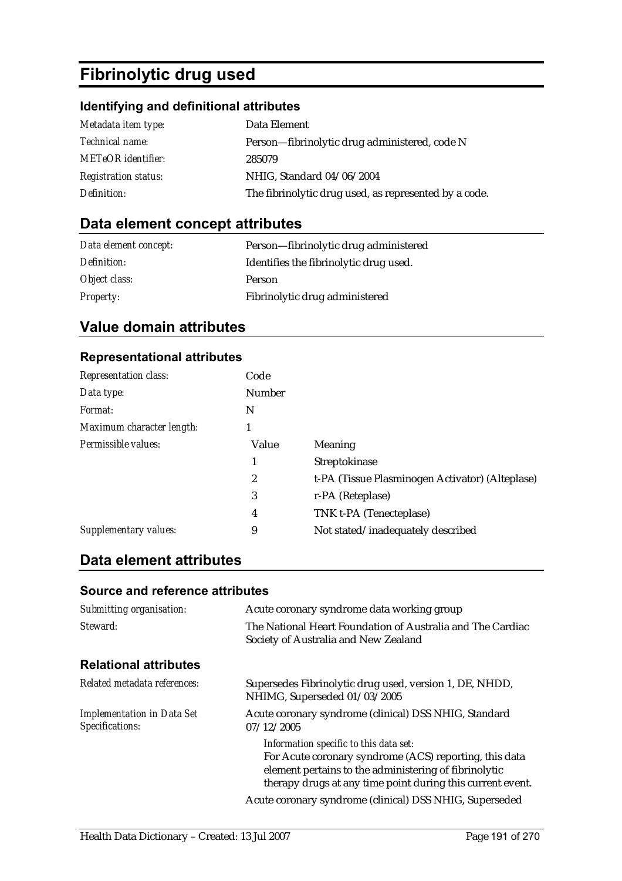# Fibrinolytic drug used

### Identifying and definitional attributes

| | |
|---|---|
| *Metadata item type:* | Data Element |
| *Technical name:* | Person—fibrinolytic drug administered, code N |
| *METeOR identifier:* | 285079 |
| *Registration status:* | NHIG, Standard 04/06/2004 |
| *Definition:* | The fibrinolytic drug used, as represented by a code. |

## Data element concept attributes

| | |
|---|---|
| *Data element concept:* | Person—fibrinolytic drug administered |
| *Definition:* | Identifies the fibrinolytic drug used. |
| *Object class:* | Person |
| *Property:* | Fibrinolytic drug administered |

## Value domain attributes

### Representational attributes

| | | |
|---|---|---|
| *Representation class:* | Code | |
| *Data type:* | Number | |
| *Format:* | N | |
| *Maximum character length:* | 1 | |
| *Permissible values:* | Value | Meaning |
| | 1 | Streptokinase |
| | 2 | t-PA (Tissue Plasminogen Activator) (Alteplase) |
| | 3 | r-PA (Reteplase) |
| | 4 | TNK t-PA (Tenecteplase) |
| *Supplementary values:* | 9 | Not stated/inadequately described |

## Data element attributes

### Source and reference attributes

| | |
|---|---|
| *Submitting organisation:* | Acute coronary syndrome data working group |
| *Steward:* | The National Heart Foundation of Australia and The Cardiac Society of Australia and New Zealand |

### Relational attributes

*Related metadata references:* Supersedes Fibrinolytic drug used, version 1, DE, NHDD, NHIMG, Superseded 01/03/2005

*Implementation in Data Set Specifications:* Acute coronary syndrome (clinical) DSS NHIG, Standard 07/12/2005

*Information specific to this data set:*
For Acute coronary syndrome (ACS) reporting, this data element pertains to the administering of fibrinolytic therapy drugs at any time point during this current event.

Acute coronary syndrome (clinical) DSS NHIG, Superseded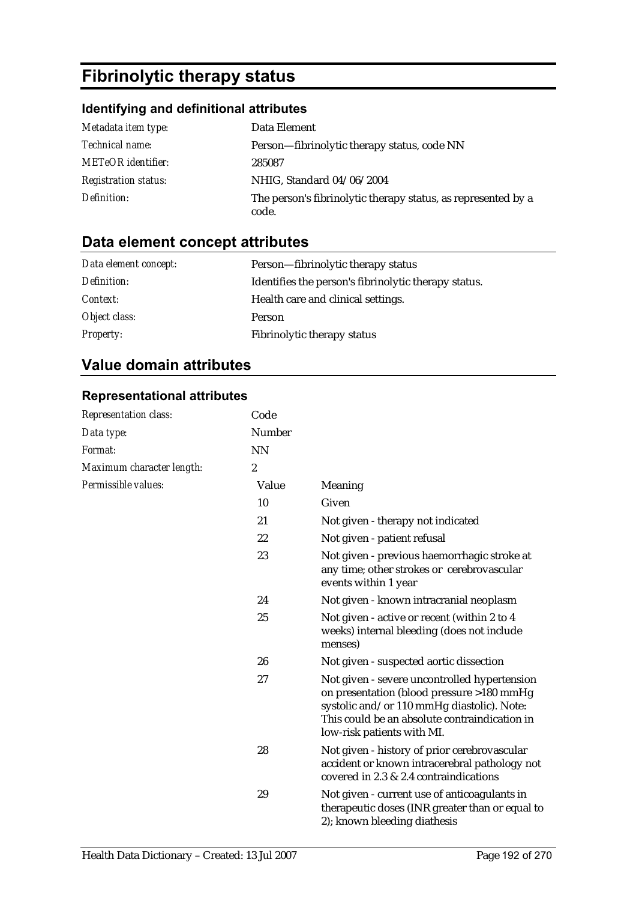# Fibrinolytic therapy status

## Identifying and definitional attributes

| | |
|---|---|
| *Metadata item type:* | Data Element |
| *Technical name:* | Person—fibrinolytic therapy status, code NN |
| *METeOR identifier:* | 285087 |
| *Registration status:* | NHIG, Standard 04/06/2004 |
| *Definition:* | The person's fibrinolytic therapy status, as represented by a code. |

## Data element concept attributes

| | |
|---|---|
| *Data element concept:* | Person—fibrinolytic therapy status |
| *Definition:* | Identifies the person's fibrinolytic therapy status. |
| *Context:* | Health care and clinical settings. |
| *Object class:* | Person |
| *Property:* | Fibrinolytic therapy status |

## Value domain attributes

### Representational attributes

| | | |
|---|---|---|
| *Representation class:* | Code | |
| *Data type:* | Number | |
| *Format:* | NN | |
| *Maximum character length:* | 2 | |
| *Permissible values:* | Value | Meaning |
| | 10 | Given |
| | 21 | Not given - therapy not indicated |
| | 22 | Not given - patient refusal |
| | 23 | Not given - previous haemorrhagic stroke at any time; other strokes or cerebrovascular events within 1 year |
| | 24 | Not given - known intracranial neoplasm |
| | 25 | Not given - active or recent (within 2 to 4 weeks) internal bleeding (does not include menses) |
| | 26 | Not given - suspected aortic dissection |
| | 27 | Not given - severe uncontrolled hypertension on presentation (blood pressure >180 mmHg systolic and/or 110 mmHg diastolic). Note: This could be an absolute contraindication in low-risk patients with MI. |
| | 28 | Not given - history of prior cerebrovascular accident or known intracerebral pathology not covered in 2.3 & 2.4 contraindications |
| | 29 | Not given - current use of anticoagulants in therapeutic doses (INR greater than or equal to 2); known bleeding diathesis |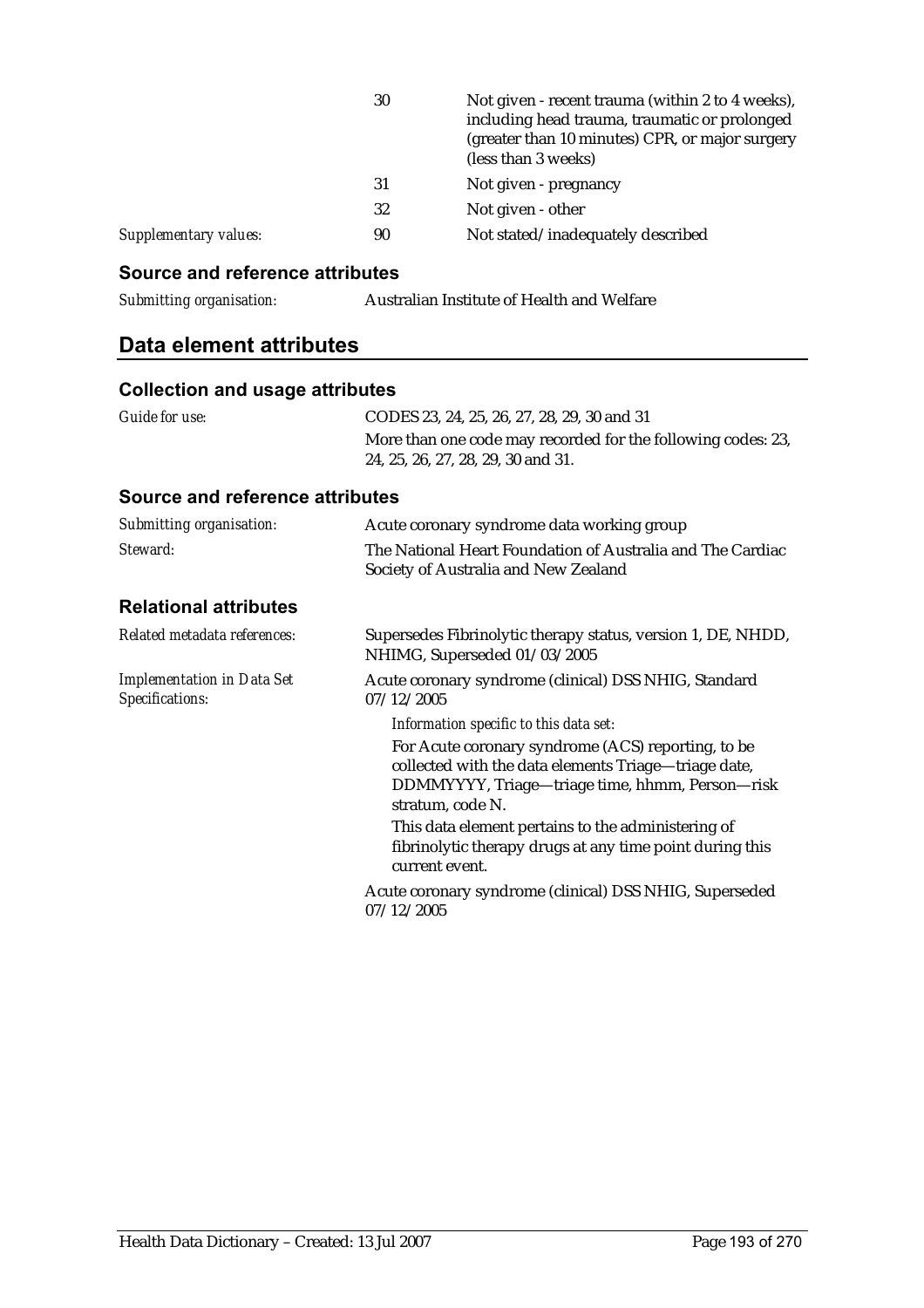| | | |
|---|---|---|
| | 30 | Not given - recent trauma (within 2 to 4 weeks), including head trauma, traumatic or prolonged (greater than 10 minutes) CPR, or major surgery (less than 3 weeks) |
| | 31 | Not given - pregnancy |
| | 32 | Not given - other |
| *Supplementary values:* | 90 | Not stated/inadequately described |

### Source and reference attributes

| | |
|---|---|
| *Submitting organisation:* | Australian Institute of Health and Welfare |

## Data element attributes

### Collection and usage attributes

| | |
|---|---|
| *Guide for use:* | CODES 23, 24, 25, 26, 27, 28, 29, 30 and 31<br>More than one code may recorded for the following codes: 23, 24, 25, 26, 27, 28, 29, 30 and 31. |

### Source and reference attributes

| | |
|---|---|
| *Submitting organisation:* | Acute coronary syndrome data working group |
| *Steward:* | The National Heart Foundation of Australia and The Cardiac Society of Australia and New Zealand |

### Relational attributes

| | |
|---|---|
| *Related metadata references:* | Supersedes Fibrinolytic therapy status, version 1, DE, NHDD, NHIMG, Superseded 01/03/2005 |
| *Implementation in Data Set Specifications:* | Acute coronary syndrome (clinical) DSS NHIG, Standard 07/12/2005<br>*Information specific to this data set:*<br>For Acute coronary syndrome (ACS) reporting, to be collected with the data elements Triage—triage date, DDMMYYYY, Triage—triage time, hhmm, Person—risk stratum, code N.<br>This data element pertains to the administering of fibrinolytic therapy drugs at any time point during this current event.<br>Acute coronary syndrome (clinical) DSS NHIG, Superseded 07/12/2005 |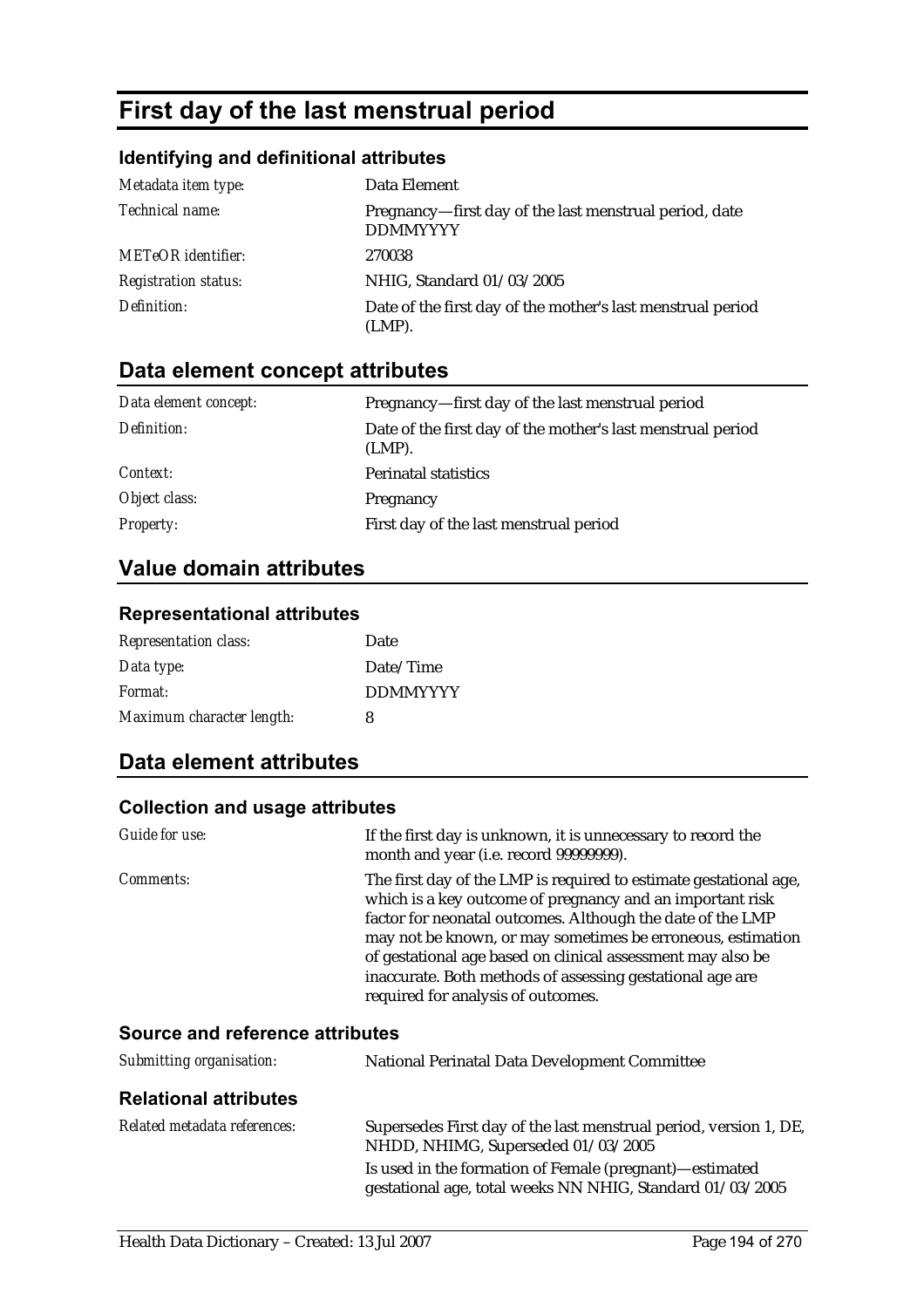# First day of the last menstrual period

### Identifying and definitional attributes

| | |
|---|---|
| *Metadata item type:* | Data Element |
| *Technical name:* | Pregnancy—first day of the last menstrual period, date DDMMYYYY |
| *METeOR identifier:* | 270038 |
| *Registration status:* | NHIG, Standard 01/03/2005 |
| *Definition:* | Date of the first day of the mother's last menstrual period (LMP). |

## Data element concept attributes

| | |
|---|---|
| *Data element concept:* | Pregnancy—first day of the last menstrual period |
| *Definition:* | Date of the first day of the mother's last menstrual period (LMP). |
| *Context:* | Perinatal statistics |
| *Object class:* | Pregnancy |
| *Property:* | First day of the last menstrual period |

## Value domain attributes

### Representational attributes

| | |
|---|---|
| *Representation class:* | Date |
| *Data type:* | Date/Time |
| *Format:* | DDMMYYYY |
| *Maximum character length:* | 8 |

## Data element attributes

### Collection and usage attributes

| | |
|---|---|
| *Guide for use:* | If the first day is unknown, it is unnecessary to record the month and year (i.e. record 99999999). |
| *Comments:* | The first day of the LMP is required to estimate gestational age, which is a key outcome of pregnancy and an important risk factor for neonatal outcomes. Although the date of the LMP may not be known, or may sometimes be erroneous, estimation of gestational age based on clinical assessment may also be inaccurate. Both methods of assessing gestational age are required for analysis of outcomes. |

### Source and reference attributes

| | |
|---|---|
| *Submitting organisation:* | National Perinatal Data Development Committee |

### Relational attributes

| | |
|---|---|
| *Related metadata references:* | Supersedes First day of the last menstrual period, version 1, DE, NHDD, NHIMG, Superseded 01/03/2005<br>Is used in the formation of Female (pregnant)—estimated gestational age, total weeks NN NHIG, Standard 01/03/2005 |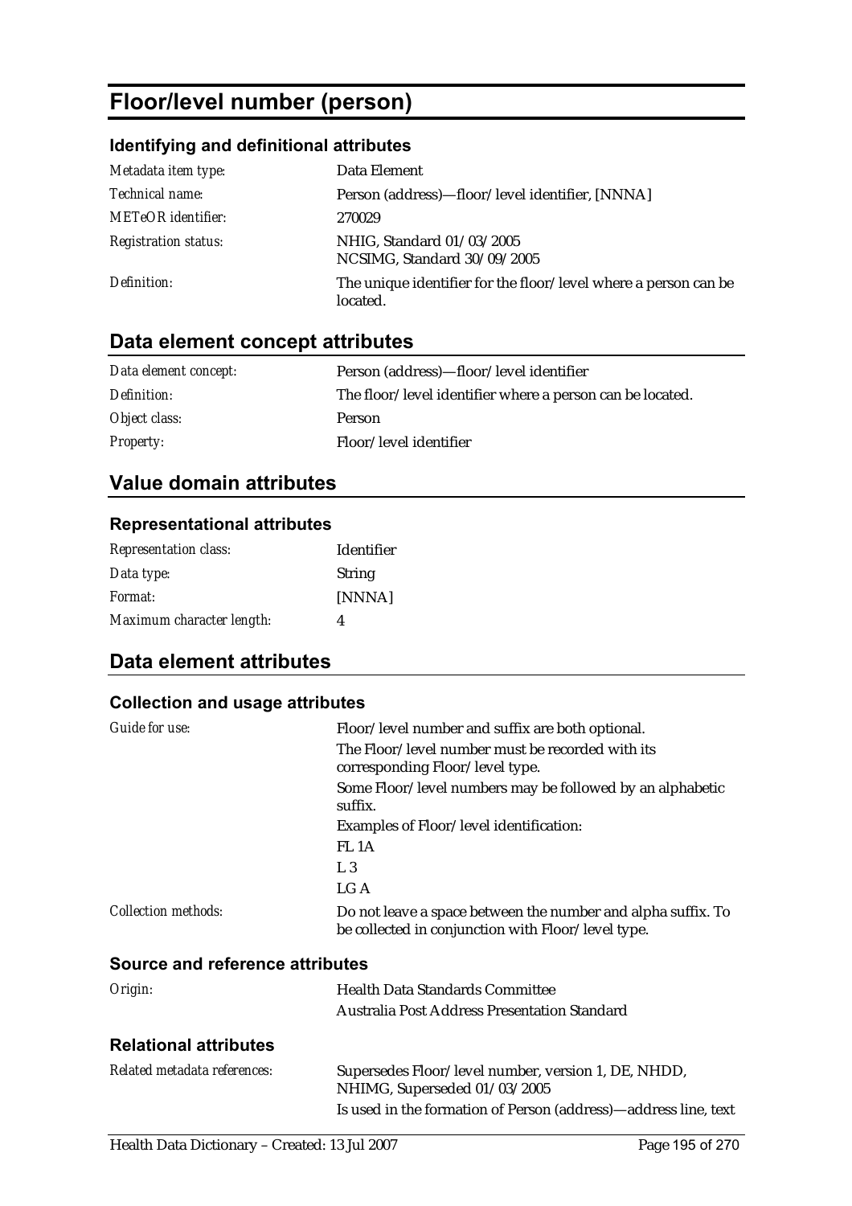# Floor/level number (person)

### Identifying and definitional attributes

| | |
|---|---|
| *Metadata item type:* | Data Element |
| *Technical name:* | Person (address)—floor/level identifier, [NNNA] |
| *METeOR identifier:* | 270029 |
| *Registration status:* | NHIG, Standard 01/03/2005<br>NCSIMG, Standard 30/09/2005 |
| *Definition:* | The unique identifier for the floor/level where a person can be located. |

## Data element concept attributes

| | |
|---|---|
| *Data element concept:* | Person (address)—floor/level identifier |
| *Definition:* | The floor/level identifier where a person can be located. |
| *Object class:* | Person |
| *Property:* | Floor/level identifier |

## Value domain attributes

### Representational attributes

| | |
|---|---|
| *Representation class:* | Identifier |
| *Data type:* | String |
| *Format:* | [NNNA] |
| *Maximum character length:* | 4 |

## Data element attributes

### Collection and usage attributes

| | |
|---|---|
| *Guide for use:* | Floor/level number and suffix are both optional.<br>The Floor/level number must be recorded with its corresponding Floor/level type.<br>Some Floor/level numbers may be followed by an alphabetic suffix.<br>Examples of Floor/level identification:<br>FL 1A<br>L 3<br>LG A |
| *Collection methods:* | Do not leave a space between the number and alpha suffix. To be collected in conjunction with Floor/level type. |

### Source and reference attributes

| | |
|---|---|
| *Origin:* | Health Data Standards Committee<br>Australia Post Address Presentation Standard |

### Relational attributes

| | |
|---|---|
| *Related metadata references:* | Supersedes Floor/level number, version 1, DE, NHDD, NHIMG, Superseded 01/03/2005<br>Is used in the formation of Person (address)—address line, text |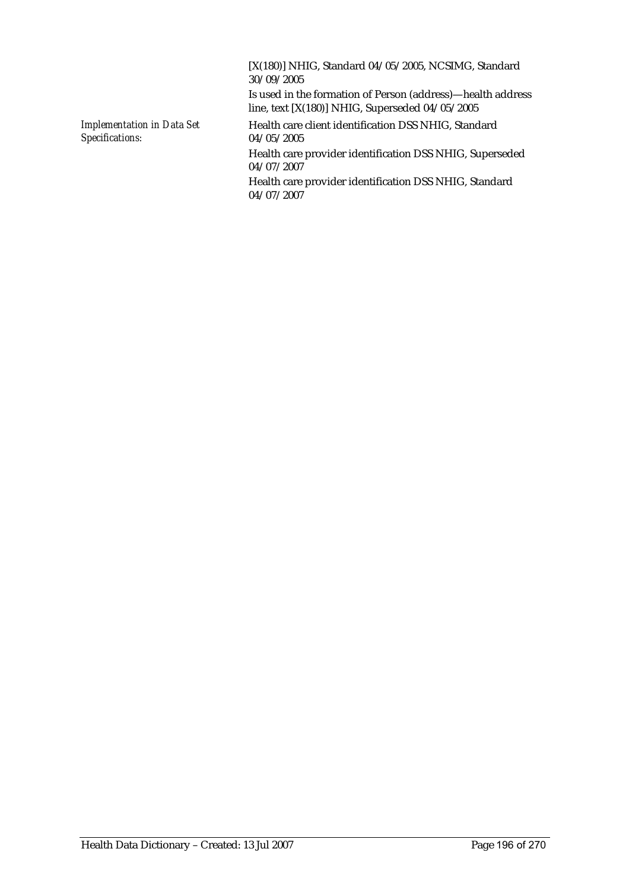[X(180)] NHIG, Standard 04/05/2005, NCSIMG, Standard 30/09/2005

Is used in the formation of Person (address)—health address line, text [X(180)] NHIG, Superseded 04/05/2005

*Implementation in Data Set Specifications:*

Health care client identification DSS NHIG, Standard 04/05/2005

Health care provider identification DSS NHIG, Superseded 04/07/2007

Health care provider identification DSS NHIG, Standard 04/07/2007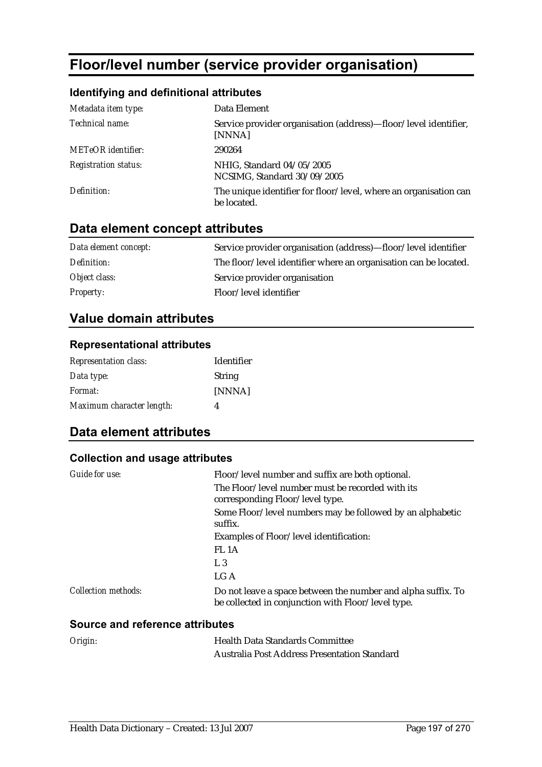# Floor/level number (service provider organisation)

### Identifying and definitional attributes

| | |
|---|---|
| *Metadata item type:* | Data Element |
| *Technical name:* | Service provider organisation (address)—floor/level identifier, [NNNA] |
| *METeOR identifier:* | 290264 |
| *Registration status:* | NHIG, Standard 04/05/2005<br>NCSIMG, Standard 30/09/2005 |
| *Definition:* | The unique identifier for floor/level, where an organisation can be located. |

## Data element concept attributes

| | |
|---|---|
| *Data element concept:* | Service provider organisation (address)—floor/level identifier |
| *Definition:* | The floor/level identifier where an organisation can be located. |
| *Object class:* | Service provider organisation |
| *Property:* | Floor/level identifier |

## Value domain attributes

### Representational attributes

| | |
|---|---|
| *Representation class:* | Identifier |
| *Data type:* | String |
| *Format:* | [NNNA] |
| *Maximum character length:* | 4 |

## Data element attributes

### Collection and usage attributes

| | |
|---|---|
| *Guide for use:* | Floor/level number and suffix are both optional.<br>The Floor/level number must be recorded with its corresponding Floor/level type.<br>Some Floor/level numbers may be followed by an alphabetic suffix.<br>Examples of Floor/level identification:<br>FL 1A<br>L 3<br>LG A |
| *Collection methods:* | Do not leave a space between the number and alpha suffix. To be collected in conjunction with Floor/level type. |

### Source and reference attributes

| | |
|---|---|
| *Origin:* | Health Data Standards Committee<br>Australia Post Address Presentation Standard |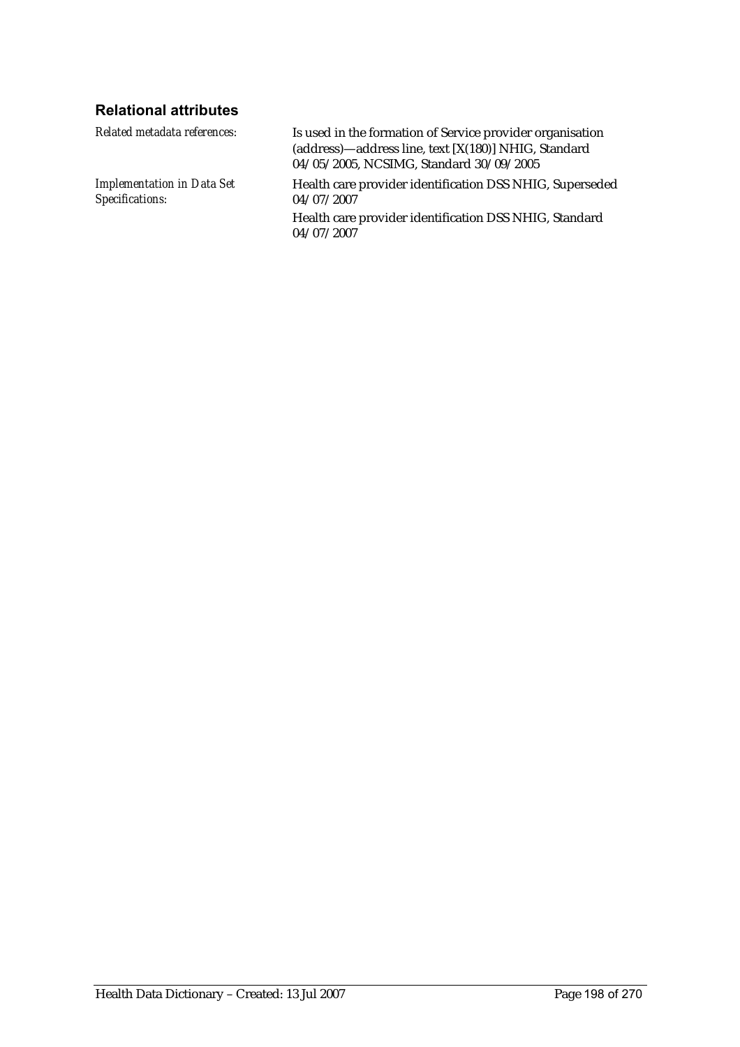### Relational attributes

| | |
|---|---|
| *Related metadata references:* | Is used in the formation of Service provider organisation (address)—address line, text [X(180)] NHIG, Standard 04/05/2005, NCSIMG, Standard 30/09/2005 |
| *Implementation in Data Set Specifications:* | Health care provider identification DSS NHIG, Superseded 04/07/2007<br>Health care provider identification DSS NHIG, Standard 04/07/2007 |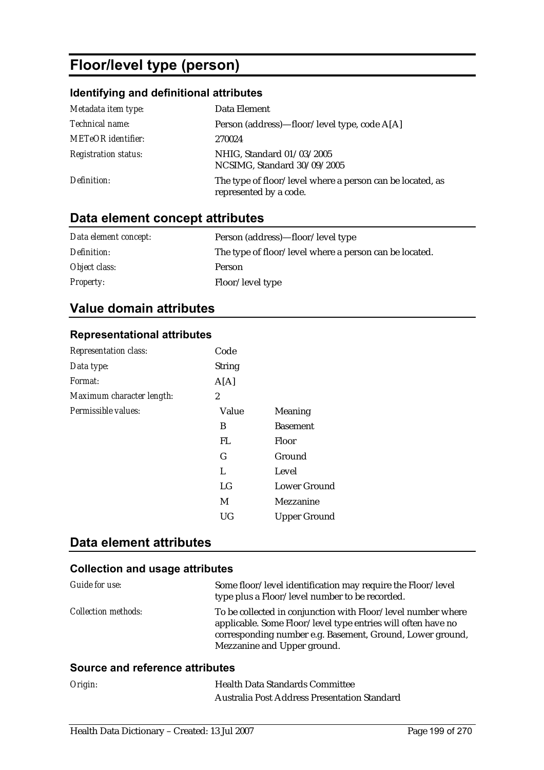# Floor/level type (person)

## Identifying and definitional attributes

| | |
|---|---|
| *Metadata item type:* | Data Element |
| *Technical name:* | Person (address)—floor/level type, code A[A] |
| *METeOR identifier:* | 270024 |
| *Registration status:* | NHIG, Standard 01/03/2005<br>NCSIMG, Standard 30/09/2005 |
| *Definition:* | The type of floor/level where a person can be located, as represented by a code. |

## Data element concept attributes

| | |
|---|---|
| *Data element concept:* | Person (address)—floor/level type |
| *Definition:* | The type of floor/level where a person can be located. |
| *Object class:* | Person |
| *Property:* | Floor/level type |

## Value domain attributes

### Representational attributes

| | | |
|---|---|---|
| *Representation class:* | Code | |
| *Data type:* | String | |
| *Format:* | A[A] | |
| *Maximum character length:* | 2 | |
| *Permissible values:* | Value | Meaning |
| | B | Basement |
| | FL | Floor |
| | G | Ground |
| | L | Level |
| | LG | Lower Ground |
| | M | Mezzanine |
| | UG | Upper Ground |

## Data element attributes

### Collection and usage attributes

| | |
|---|---|
| *Guide for use:* | Some floor/level identification may require the Floor/level type plus a Floor/level number to be recorded. |
| *Collection methods:* | To be collected in conjunction with Floor/level number where applicable. Some Floor/level type entries will often have no corresponding number e.g. Basement, Ground, Lower ground, Mezzanine and Upper ground. |

### Source and reference attributes

| | |
|---|---|
| *Origin:* | Health Data Standards Committee<br>Australia Post Address Presentation Standard |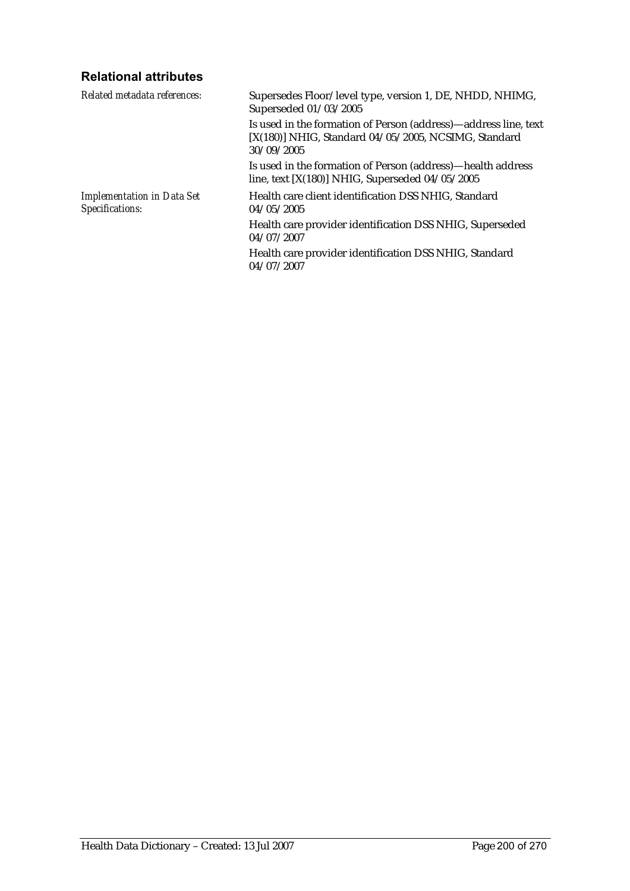### Relational attributes

| | |
|---|---|
| *Related metadata references:* | Supersedes Floor/level type, version 1, DE, NHDD, NHIMG, Superseded 01/03/2005 |
| | Is used in the formation of Person (address)—address line, text [X(180)] NHIG, Standard 04/05/2005, NCSIMG, Standard 30/09/2005 |
| | Is used in the formation of Person (address)—health address line, text [X(180)] NHIG, Superseded 04/05/2005 |
| *Implementation in Data Set Specifications:* | Health care client identification DSS NHIG, Standard 04/05/2005 |
| | Health care provider identification DSS NHIG, Superseded 04/07/2007 |
| | Health care provider identification DSS NHIG, Standard 04/07/2007 |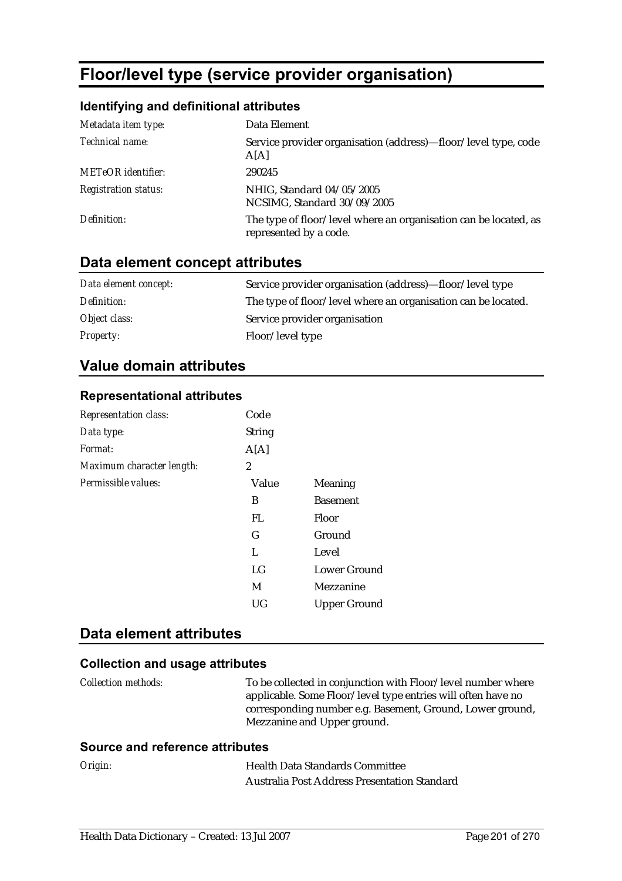# Floor/level type (service provider organisation)

### Identifying and definitional attributes

| | |
|---|---|
| *Metadata item type:* | Data Element |
| *Technical name:* | Service provider organisation (address)—floor/level type, code A[A] |
| *METeOR identifier:* | 290245 |
| *Registration status:* | NHIG, Standard 04/05/2005<br>NCSIMG, Standard 30/09/2005 |
| *Definition:* | The type of floor/level where an organisation can be located, as represented by a code. |

## Data element concept attributes

| | |
|---|---|
| *Data element concept:* | Service provider organisation (address)—floor/level type |
| *Definition:* | The type of floor/level where an organisation can be located. |
| *Object class:* | Service provider organisation |
| *Property:* | Floor/level type |

## Value domain attributes

### Representational attributes

| | | |
|---|---|---|
| *Representation class:* | Code | |
| *Data type:* | String | |
| *Format:* | A[A] | |
| *Maximum character length:* | 2 | |
| *Permissible values:* | **Value** | **Meaning** |
| | B | Basement |
| | FL | Floor |
| | G | Ground |
| | L | Level |
| | LG | Lower Ground |
| | M | Mezzanine |
| | UG | Upper Ground |

## Data element attributes

### Collection and usage attributes

| | |
|---|---|
| *Collection methods:* | To be collected in conjunction with Floor/level number where applicable. Some Floor/level type entries will often have no corresponding number e.g. Basement, Ground, Lower ground, Mezzanine and Upper ground. |

### Source and reference attributes

| | |
|---|---|
| *Origin:* | Health Data Standards Committee<br>Australia Post Address Presentation Standard |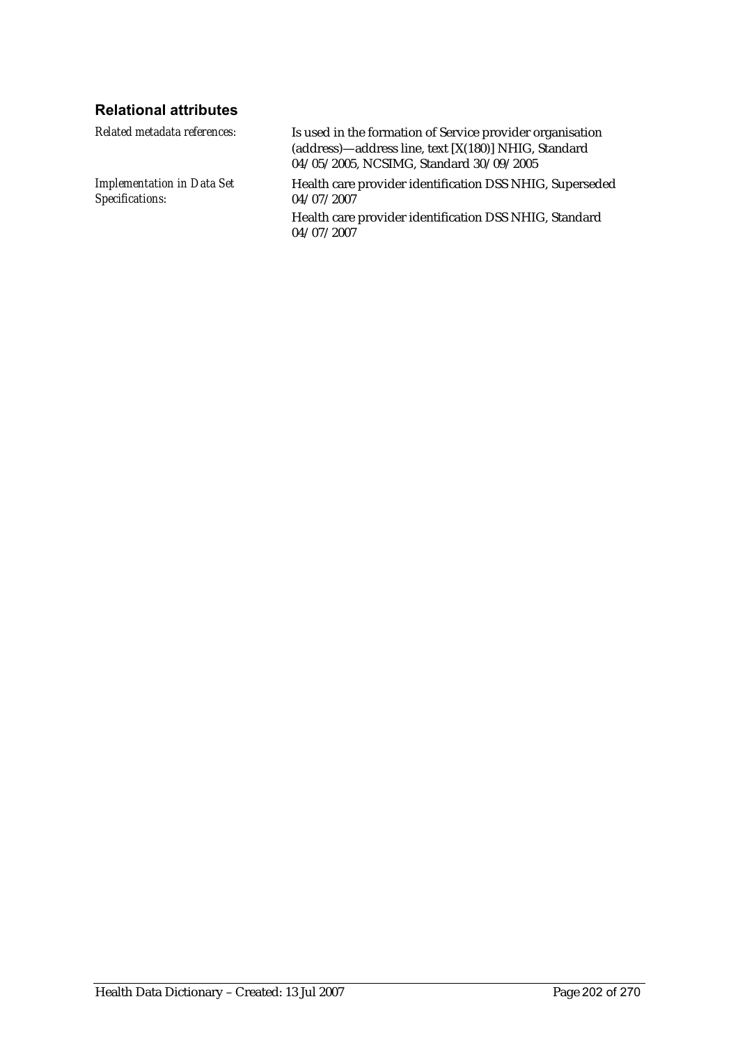### Relational attributes

| | |
|---|---|
| *Related metadata references:* | Is used in the formation of Service provider organisation (address)—address line, text [X(180)] NHIG, Standard 04/05/2005, NCSIMG, Standard 30/09/2005 |
| *Implementation in Data Set Specifications:* | Health care provider identification DSS NHIG, Superseded 04/07/2007<br>Health care provider identification DSS NHIG, Standard 04/07/2007 |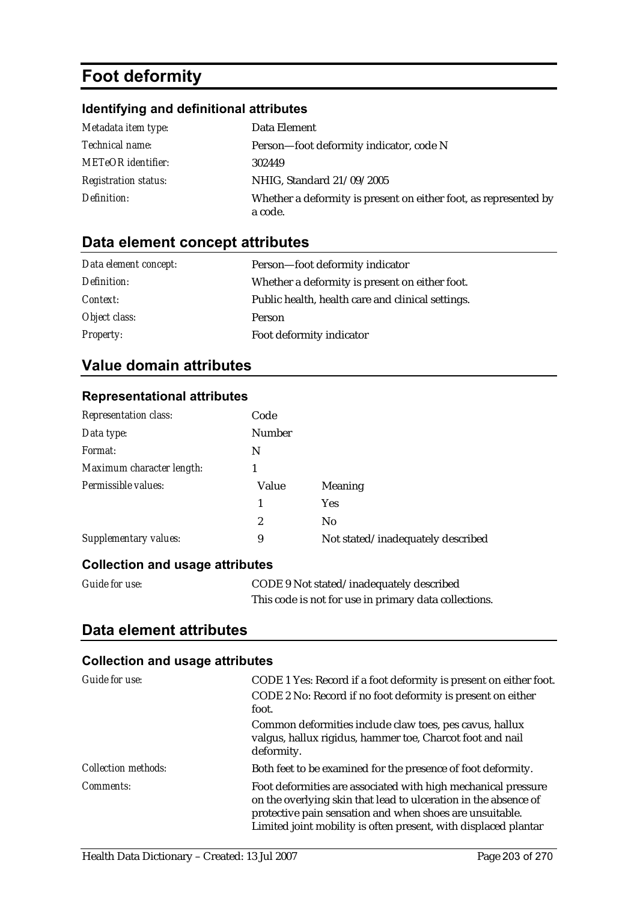# Foot deformity

### Identifying and definitional attributes

| | |
|---|---|
| *Metadata item type:* | Data Element |
| *Technical name:* | Person—foot deformity indicator, code N |
| *METeOR identifier:* | 302449 |
| *Registration status:* | NHIG, Standard 21/09/2005 |
| *Definition:* | Whether a deformity is present on either foot, as represented by a code. |

## Data element concept attributes

| | |
|---|---|
| *Data element concept:* | Person—foot deformity indicator |
| *Definition:* | Whether a deformity is present on either foot. |
| *Context:* | Public health, health care and clinical settings. |
| *Object class:* | Person |
| *Property:* | Foot deformity indicator |

## Value domain attributes

### Representational attributes

| | | |
|---|---|---|
| *Representation class:* | Code | |
| *Data type:* | Number | |
| *Format:* | N | |
| *Maximum character length:* | 1 | |
| *Permissible values:* | Value | Meaning |
| | 1 | Yes |
| | 2 | No |
| *Supplementary values:* | 9 | Not stated/inadequately described |

### Collection and usage attributes

| | |
|---|---|
| *Guide for use:* | CODE 9 Not stated/inadequately described<br>This code is not for use in primary data collections. |

## Data element attributes

### Collection and usage attributes

| | |
|---|---|
| *Guide for use:* | CODE 1 Yes: Record if a foot deformity is present on either foot.<br>CODE 2 No: Record if no foot deformity is present on either foot.<br>Common deformities include claw toes, pes cavus, hallux valgus, hallux rigidus, hammer toe, Charcot foot and nail deformity. |
| *Collection methods:* | Both feet to be examined for the presence of foot deformity. |
| *Comments:* | Foot deformities are associated with high mechanical pressure on the overlying skin that lead to ulceration in the absence of protective pain sensation and when shoes are unsuitable. Limited joint mobility is often present, with displaced plantar |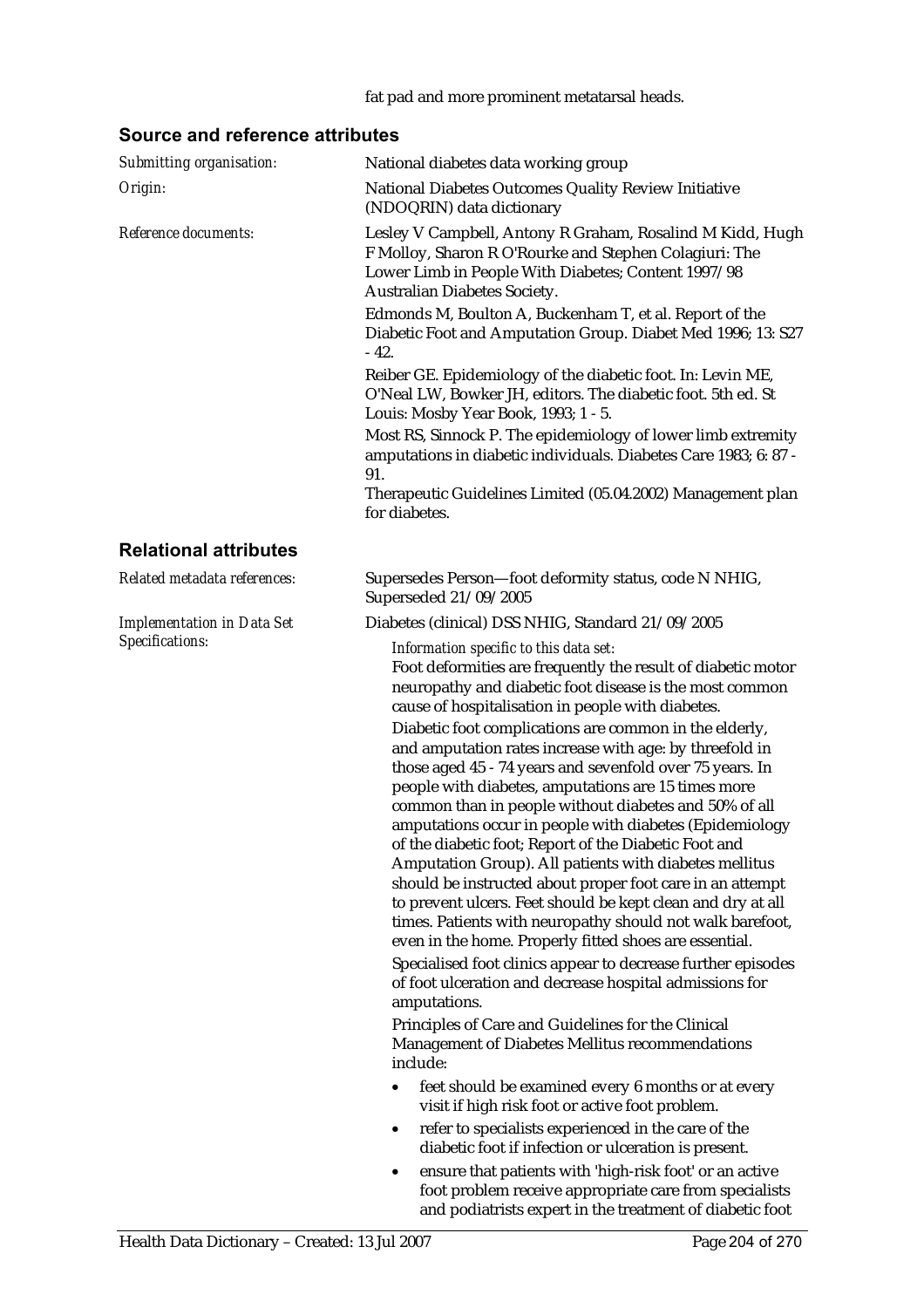fat pad and more prominent metatarsal heads.

## Source and reference attributes

| | |
|---|---|
| *Submitting organisation:* | National diabetes data working group |
| *Origin:* | National Diabetes Outcomes Quality Review Initiative (NDOQRIN) data dictionary |
| *Reference documents:* | Lesley V Campbell, Antony R Graham, Rosalind M Kidd, Hugh F Molloy, Sharon R O'Rourke and Stephen Colagiuri: The Lower Limb in People With Diabetes; Content 1997/98 Australian Diabetes Society.<br>Edmonds M, Boulton A, Buckenham T, et al. Report of the Diabetic Foot and Amputation Group. Diabet Med 1996; 13: S27 - 42.<br>Reiber GE. Epidemiology of the diabetic foot. In: Levin ME, O'Neal LW, Bowker JH, editors. The diabetic foot. 5th ed. St Louis: Mosby Year Book, 1993; 1 - 5.<br>Most RS, Sinnock P. The epidemiology of lower limb extremity amputations in diabetic individuals. Diabetes Care 1983; 6: 87 - 91.<br>Therapeutic Guidelines Limited (05.04.2002) Management plan for diabetes. |

## Relational attributes

*Related metadata references:* Supersedes Person—foot deformity status, code N NHIG, Superseded 21/09/2005

*Implementation in Data Set Specifications:* Diabetes (clinical) DSS NHIG, Standard 21/09/2005

*Information specific to this data set:*

Foot deformities are frequently the result of diabetic motor neuropathy and diabetic foot disease is the most common cause of hospitalisation in people with diabetes.

Diabetic foot complications are common in the elderly, and amputation rates increase with age: by threefold in those aged 45 - 74 years and sevenfold over 75 years. In people with diabetes, amputations are 15 times more common than in people without diabetes and 50% of all amputations occur in people with diabetes (Epidemiology of the diabetic foot; Report of the Diabetic Foot and Amputation Group). All patients with diabetes mellitus should be instructed about proper foot care in an attempt to prevent ulcers. Feet should be kept clean and dry at all times. Patients with neuropathy should not walk barefoot, even in the home. Properly fitted shoes are essential.

Specialised foot clinics appear to decrease further episodes of foot ulceration and decrease hospital admissions for amputations.

Principles of Care and Guidelines for the Clinical Management of Diabetes Mellitus recommendations include:

- feet should be examined every 6 months or at every visit if high risk foot or active foot problem.
- refer to specialists experienced in the care of the diabetic foot if infection or ulceration is present.
- ensure that patients with 'high-risk foot' or an active foot problem receive appropriate care from specialists and podiatrists expert in the treatment of diabetic foot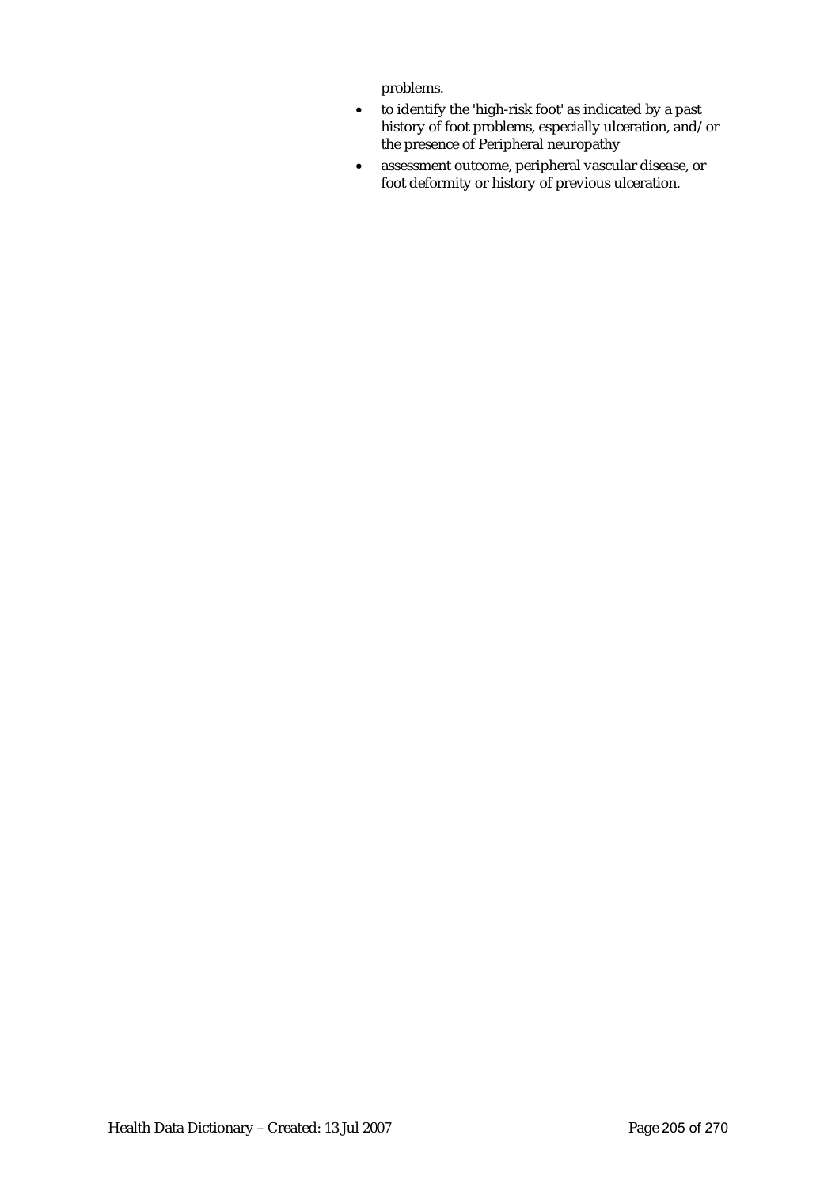problems.

- to identify the 'high-risk foot' as indicated by a past history of foot problems, especially ulceration, and/or the presence of Peripheral neuropathy
- assessment outcome, peripheral vascular disease, or foot deformity or history of previous ulceration.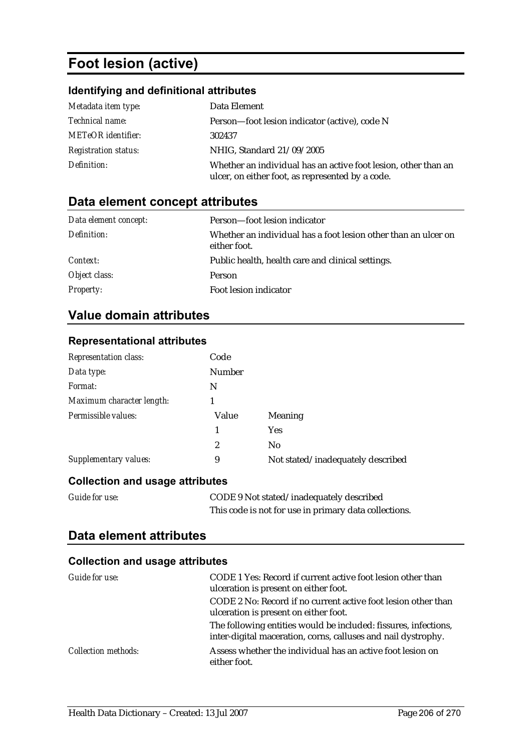# Foot lesion (active)

### Identifying and definitional attributes

| | |
|---|---|
| *Metadata item type:* | Data Element |
| *Technical name:* | Person—foot lesion indicator (active), code N |
| *METeOR identifier:* | 302437 |
| *Registration status:* | NHIG, Standard 21/09/2005 |
| *Definition:* | Whether an individual has an active foot lesion, other than an ulcer, on either foot, as represented by a code. |

## Data element concept attributes

| | |
|---|---|
| *Data element concept:* | Person—foot lesion indicator |
| *Definition:* | Whether an individual has a foot lesion other than an ulcer on either foot. |
| *Context:* | Public health, health care and clinical settings. |
| *Object class:* | Person |
| *Property:* | Foot lesion indicator |

## Value domain attributes

### Representational attributes

| | | |
|---|---|---|
| *Representation class:* | Code | |
| *Data type:* | Number | |
| *Format:* | N | |
| *Maximum character length:* | 1 | |
| *Permissible values:* | Value | Meaning |
| | 1 | Yes |
| | 2 | No |
| *Supplementary values:* | 9 | Not stated/inadequately described |

### Collection and usage attributes

| | |
|---|---|
| *Guide for use:* | CODE 9 Not stated/inadequately described<br>This code is not for use in primary data collections. |

## Data element attributes

### Collection and usage attributes

| | |
|---|---|
| *Guide for use:* | CODE 1 Yes: Record if current active foot lesion other than ulceration is present on either foot.<br>CODE 2 No: Record if no current active foot lesion other than ulceration is present on either foot.<br>The following entities would be included: fissures, infections, inter-digital maceration, corns, calluses and nail dystrophy. |
| *Collection methods:* | Assess whether the individual has an active foot lesion on either foot. |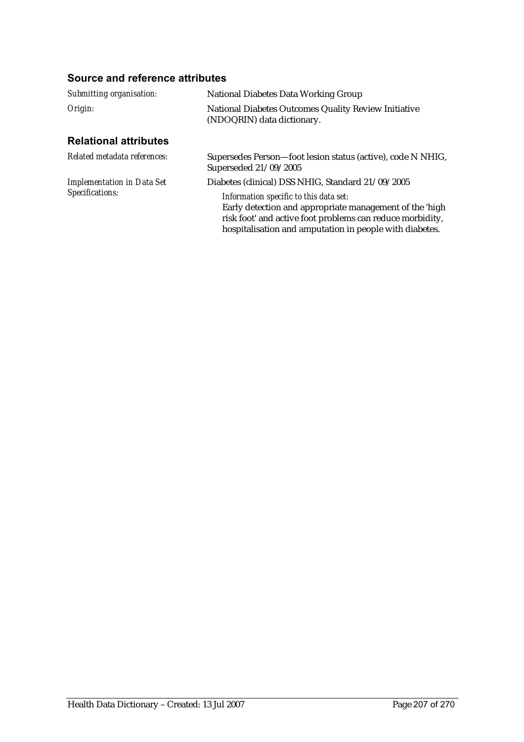### Source and reference attributes

*Submitting organisation:* National Diabetes Data Working Group

*Origin:* National Diabetes Outcomes Quality Review Initiative (NDOQRIN) data dictionary.

### Relational attributes

*Related metadata references:* Supersedes Person—foot lesion status (active), code N NHIG, Superseded 21/09/2005

*Implementation in Data Set Specifications:* Diabetes (clinical) DSS NHIG, Standard 21/09/2005

*Information specific to this data set:*
Early detection and appropriate management of the 'high risk foot' and active foot problems can reduce morbidity, hospitalisation and amputation in people with diabetes.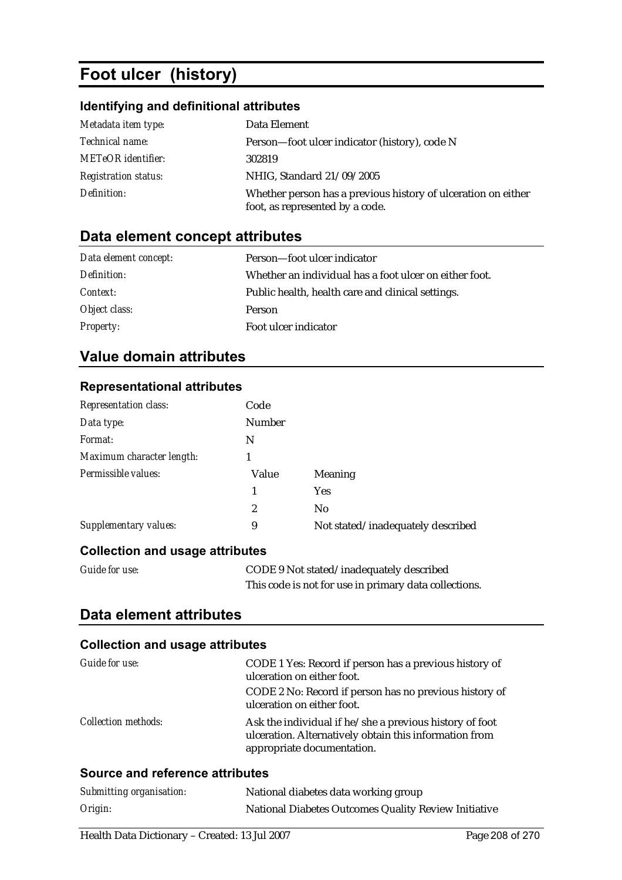# Foot ulcer (history)

## Identifying and definitional attributes

| | |
|---|---|
| *Metadata item type:* | Data Element |
| *Technical name:* | Person—foot ulcer indicator (history), code N |
| *METeOR identifier:* | 302819 |
| *Registration status:* | NHIG, Standard 21/09/2005 |
| *Definition:* | Whether person has a previous history of ulceration on either foot, as represented by a code. |

## Data element concept attributes

| | |
|---|---|
| *Data element concept:* | Person—foot ulcer indicator |
| *Definition:* | Whether an individual has a foot ulcer on either foot. |
| *Context:* | Public health, health care and clinical settings. |
| *Object class:* | Person |
| *Property:* | Foot ulcer indicator |

## Value domain attributes

### Representational attributes

| | | |
|---|---|---|
| *Representation class:* | Code | |
| *Data type:* | Number | |
| *Format:* | N | |
| *Maximum character length:* | 1 | |
| *Permissible values:* | Value | Meaning |
| | 1 | Yes |
| | 2 | No |
| *Supplementary values:* | 9 | Not stated/inadequately described |

### Collection and usage attributes

| | |
|---|---|
| *Guide for use:* | CODE 9 Not stated/inadequately described<br>This code is not for use in primary data collections. |

## Data element attributes

### Collection and usage attributes

| | |
|---|---|
| *Guide for use:* | CODE 1 Yes: Record if person has a previous history of ulceration on either foot.<br>CODE 2 No: Record if person has no previous history of ulceration on either foot. |
| *Collection methods:* | Ask the individual if he/she a previous history of foot ulceration. Alternatively obtain this information from appropriate documentation. |

### Source and reference attributes

| | |
|---|---|
| *Submitting organisation:* | National diabetes data working group |
| *Origin:* | National Diabetes Outcomes Quality Review Initiative |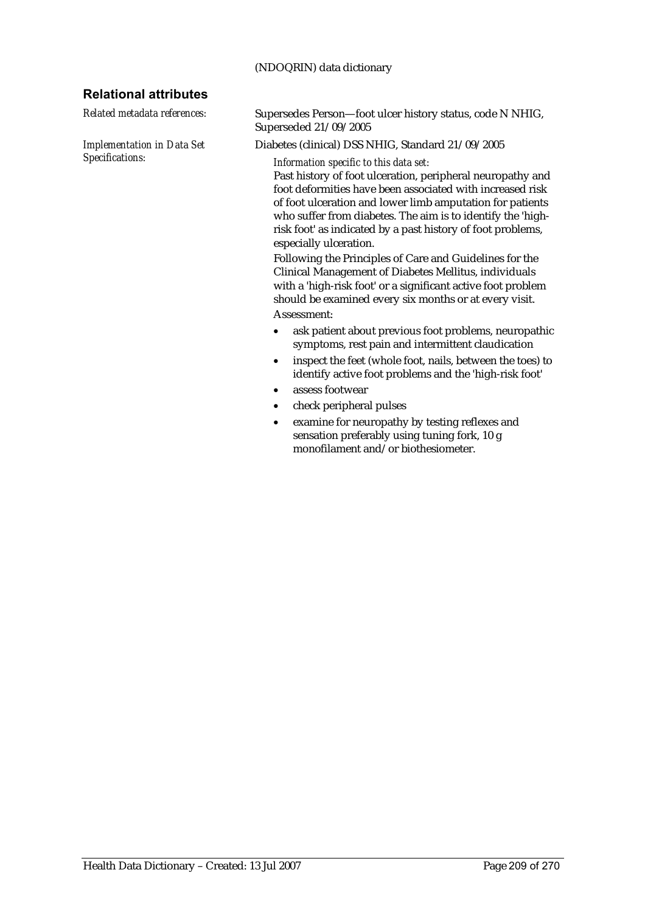(NDOQRIN) data dictionary

## Relational attributes

*Related metadata references:* Supersedes Person—foot ulcer history status, code N NHIG, Superseded 21/09/2005

*Implementation in Data Set Specifications:* Diabetes (clinical) DSS NHIG, Standard 21/09/2005

*Information specific to this data set:*

Past history of foot ulceration, peripheral neuropathy and foot deformities have been associated with increased risk of foot ulceration and lower limb amputation for patients who suffer from diabetes. The aim is to identify the 'high-risk foot' as indicated by a past history of foot problems, especially ulceration.

Following the Principles of Care and Guidelines for the Clinical Management of Diabetes Mellitus, individuals with a 'high-risk foot' or a significant active foot problem should be examined every six months or at every visit.

Assessment:

- ask patient about previous foot problems, neuropathic symptoms, rest pain and intermittent claudication
- inspect the feet (whole foot, nails, between the toes) to identify active foot problems and the 'high-risk foot'
- assess footwear
- check peripheral pulses
- examine for neuropathy by testing reflexes and sensation preferably using tuning fork, 10 g monofilament and/or biothesiometer.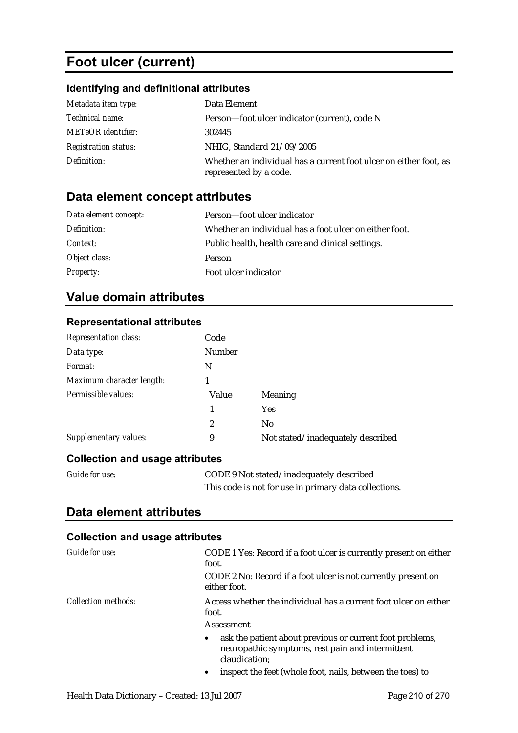# Foot ulcer (current)

### Identifying and definitional attributes

| | |
|---|---|
| *Metadata item type:* | Data Element |
| *Technical name:* | Person—foot ulcer indicator (current), code N |
| *METeOR identifier:* | 302445 |
| *Registration status:* | NHIG, Standard 21/09/2005 |
| *Definition:* | Whether an individual has a current foot ulcer on either foot, as represented by a code. |

## Data element concept attributes

| | |
|---|---|
| *Data element concept:* | Person—foot ulcer indicator |
| *Definition:* | Whether an individual has a foot ulcer on either foot. |
| *Context:* | Public health, health care and clinical settings. |
| *Object class:* | Person |
| *Property:* | Foot ulcer indicator |

## Value domain attributes

### Representational attributes

| | | |
|---|---|---|
| *Representation class:* | Code | |
| *Data type:* | Number | |
| *Format:* | N | |
| *Maximum character length:* | 1 | |
| *Permissible values:* | Value | Meaning |
| | 1 | Yes |
| | 2 | No |
| *Supplementary values:* | 9 | Not stated/inadequately described |

### Collection and usage attributes

| | |
|---|---|
| *Guide for use:* | CODE 9 Not stated/inadequately described<br>This code is not for use in primary data collections. |

## Data element attributes

### Collection and usage attributes

*Guide for use:*

CODE 1 Yes: Record if a foot ulcer is currently present on either foot.

CODE 2 No: Record if a foot ulcer is not currently present on either foot.

*Collection methods:*

Access whether the individual has a current foot ulcer on either foot.

Assessment

- ask the patient about previous or current foot problems, neuropathic symptoms, rest pain and intermittent claudication;
- inspect the feet (whole foot, nails, between the toes) to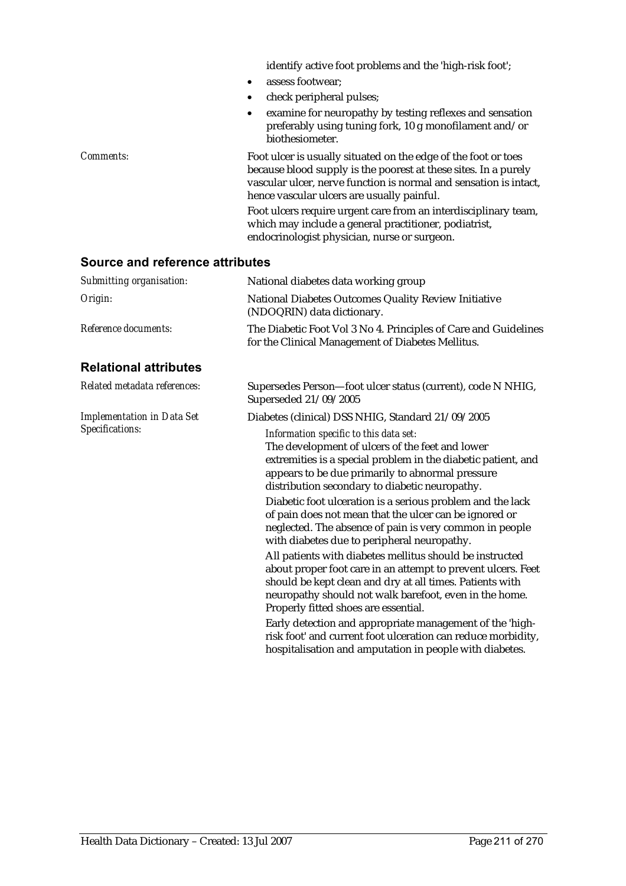identify active foot problems and the 'high-risk foot';

- assess footwear;
- check peripheral pulses;
- examine for neuropathy by testing reflexes and sensation preferably using tuning fork, 10 g monofilament and/or biothesiometer.

*Comments:* Foot ulcer is usually situated on the edge of the foot or toes because blood supply is the poorest at these sites. In a purely vascular ulcer, nerve function is normal and sensation is intact, hence vascular ulcers are usually painful.

Foot ulcers require urgent care from an interdisciplinary team, which may include a general practitioner, podiatrist, endocrinologist physician, nurse or surgeon.

## Source and reference attributes

*Submitting organisation:* National diabetes data working group

*Origin:* National Diabetes Outcomes Quality Review Initiative (NDOQRIN) data dictionary.

*Reference documents:* The Diabetic Foot Vol 3 No 4. Principles of Care and Guidelines for the Clinical Management of Diabetes Mellitus.

## Relational attributes

*Related metadata references:* Supersedes Person—foot ulcer status (current), code N NHIG, Superseded 21/09/2005

*Implementation in Data Set Specifications:* Diabetes (clinical) DSS NHIG, Standard 21/09/2005

*Information specific to this data set:*

The development of ulcers of the feet and lower extremities is a special problem in the diabetic patient, and appears to be due primarily to abnormal pressure distribution secondary to diabetic neuropathy.

Diabetic foot ulceration is a serious problem and the lack of pain does not mean that the ulcer can be ignored or neglected. The absence of pain is very common in people with diabetes due to peripheral neuropathy.

All patients with diabetes mellitus should be instructed about proper foot care in an attempt to prevent ulcers. Feet should be kept clean and dry at all times. Patients with neuropathy should not walk barefoot, even in the home. Properly fitted shoes are essential.

Early detection and appropriate management of the 'high-risk foot' and current foot ulceration can reduce morbidity, hospitalisation and amputation in people with diabetes.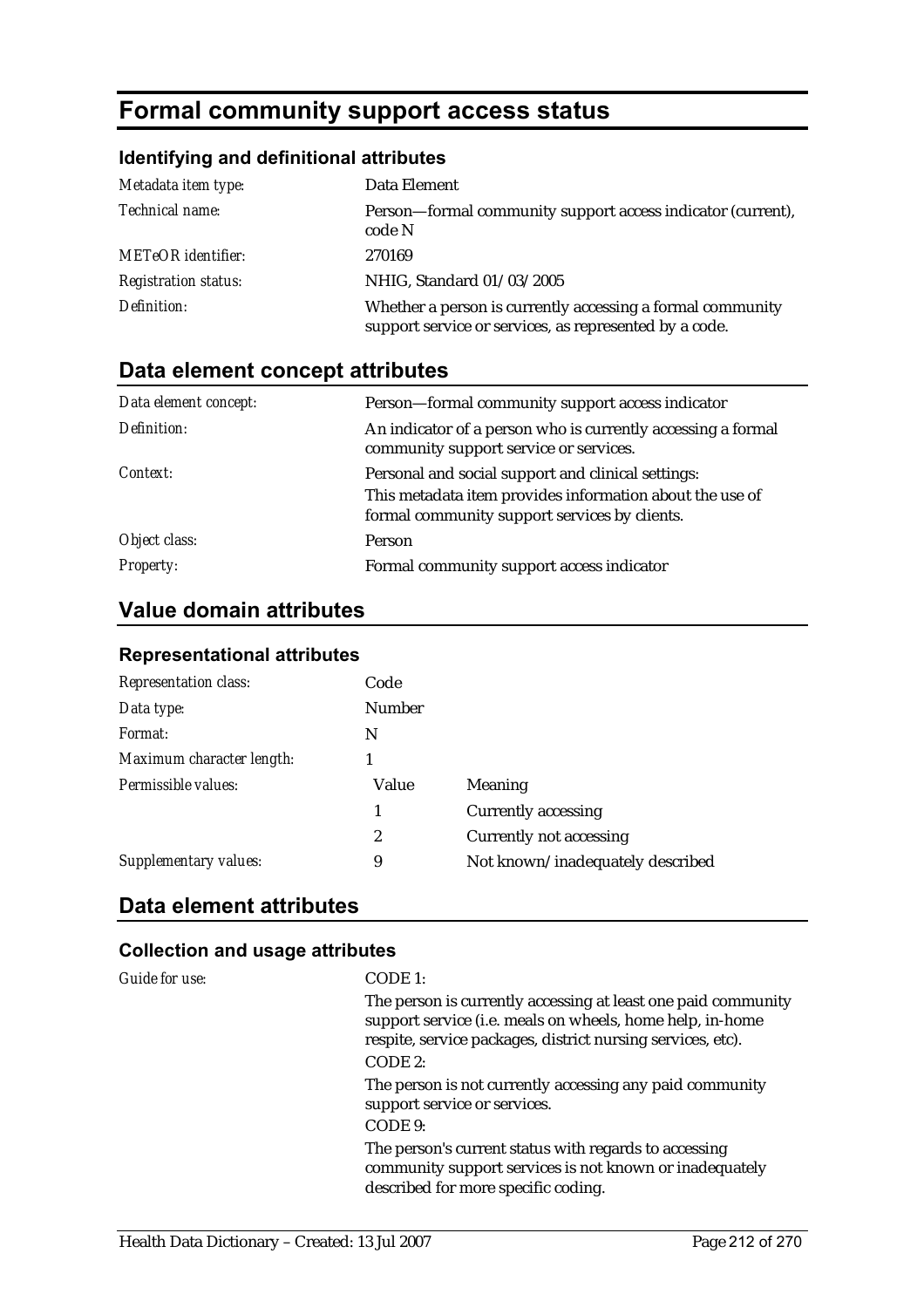# Formal community support access status

## Identifying and definitional attributes

| | |
|---|---|
| *Metadata item type:* | Data Element |
| *Technical name:* | Person—formal community support access indicator (current), code N |
| *METeOR identifier:* | 270169 |
| *Registration status:* | NHIG, Standard 01/03/2005 |
| *Definition:* | Whether a person is currently accessing a formal community support service or services, as represented by a code. |

## Data element concept attributes

| | |
|---|---|
| *Data element concept:* | Person—formal community support access indicator |
| *Definition:* | An indicator of a person who is currently accessing a formal community support service or services. |
| *Context:* | Personal and social support and clinical settings:<br>This metadata item provides information about the use of formal community support services by clients. |
| *Object class:* | Person |
| *Property:* | Formal community support access indicator |

## Value domain attributes

### Representational attributes

| | | |
|---|---|---|
| *Representation class:* | Code | |
| *Data type:* | Number | |
| *Format:* | N | |
| *Maximum character length:* | 1 | |
| *Permissible values:* | Value | Meaning |
| | 1 | Currently accessing |
| | 2 | Currently not accessing |
| *Supplementary values:* | 9 | Not known/inadequately described |

## Data element attributes

### Collection and usage attributes

*Guide for use:*

CODE 1:

The person is currently accessing at least one paid community support service (i.e. meals on wheels, home help, in-home respite, service packages, district nursing services, etc).

CODE 2:

The person is not currently accessing any paid community support service or services.

CODE 9:

The person's current status with regards to accessing community support services is not known or inadequately described for more specific coding.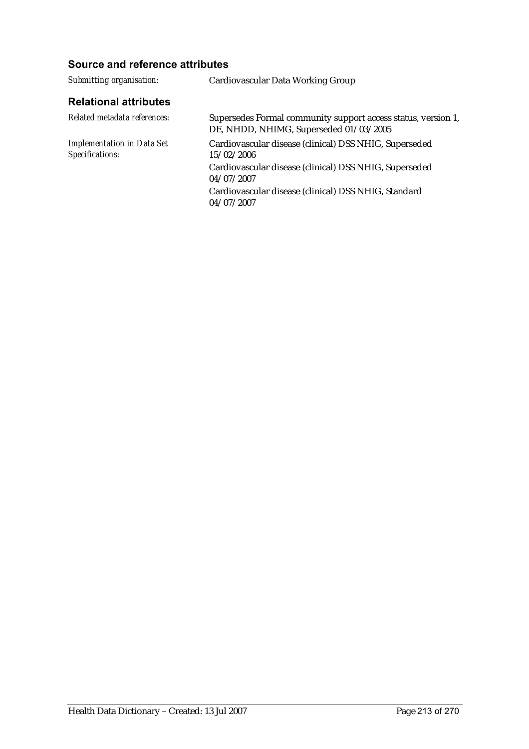### Source and reference attributes

*Submitting organisation:* Cardiovascular Data Working Group

### Relational attributes

*Related metadata references:* Supersedes Formal community support access status, version 1, DE, NHDD, NHIMG, Superseded 01/03/2005

*Implementation in Data Set Specifications:*

Cardiovascular disease (clinical) DSS NHIG, Superseded 15/02/2006

Cardiovascular disease (clinical) DSS NHIG, Superseded 04/07/2007

Cardiovascular disease (clinical) DSS NHIG, Standard 04/07/2007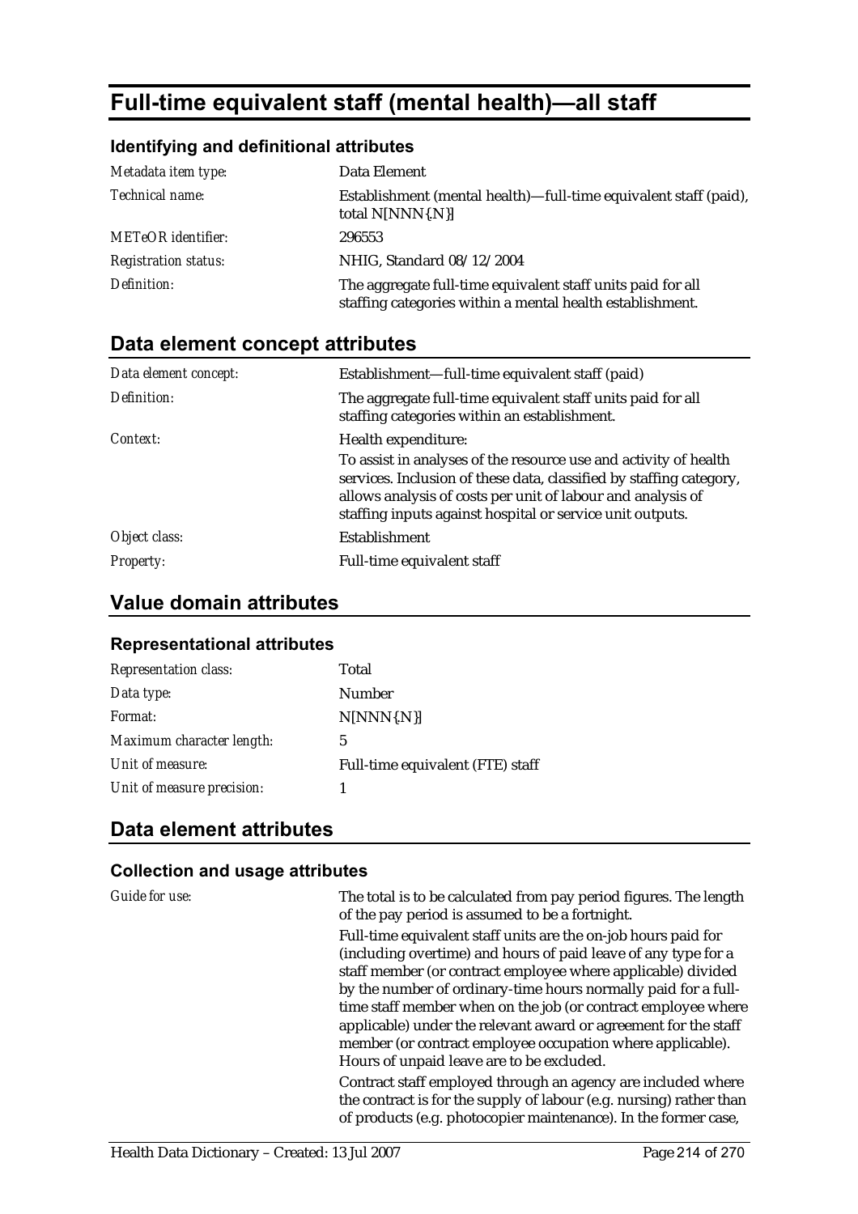# Full-time equivalent staff (mental health)—all staff

### Identifying and definitional attributes

| | |
|---|---|
| *Metadata item type:* | Data Element |
| *Technical name:* | Establishment (mental health)—full-time equivalent staff (paid), total N[NNN{.N}] |
| *METeOR identifier:* | 296553 |
| *Registration status:* | NHIG, Standard 08/12/2004 |
| *Definition:* | The aggregate full-time equivalent staff units paid for all staffing categories within a mental health establishment. |

## Data element concept attributes

| | |
|---|---|
| *Data element concept:* | Establishment—full-time equivalent staff (paid) |
| *Definition:* | The aggregate full-time equivalent staff units paid for all staffing categories within an establishment. |
| *Context:* | Health expenditure:<br>To assist in analyses of the resource use and activity of health services. Inclusion of these data, classified by staffing category, allows analysis of costs per unit of labour and analysis of staffing inputs against hospital or service unit outputs. |
| *Object class:* | Establishment |
| *Property:* | Full-time equivalent staff |

## Value domain attributes

### Representational attributes

| | |
|---|---|
| *Representation class:* | Total |
| *Data type:* | Number |
| *Format:* | N[NNN{.N}] |
| *Maximum character length:* | 5 |
| *Unit of measure:* | Full-time equivalent (FTE) staff |
| *Unit of measure precision:* | 1 |

## Data element attributes

### Collection and usage attributes

*Guide for use:*

The total is to be calculated from pay period figures. The length of the pay period is assumed to be a fortnight.

Full-time equivalent staff units are the on-job hours paid for (including overtime) and hours of paid leave of any type for a staff member (or contract employee where applicable) divided by the number of ordinary-time hours normally paid for a full-time staff member when on the job (or contract employee where applicable) under the relevant award or agreement for the staff member (or contract employee occupation where applicable). Hours of unpaid leave are to be excluded.

Contract staff employed through an agency are included where the contract is for the supply of labour (e.g. nursing) rather than of products (e.g. photocopier maintenance). In the former case,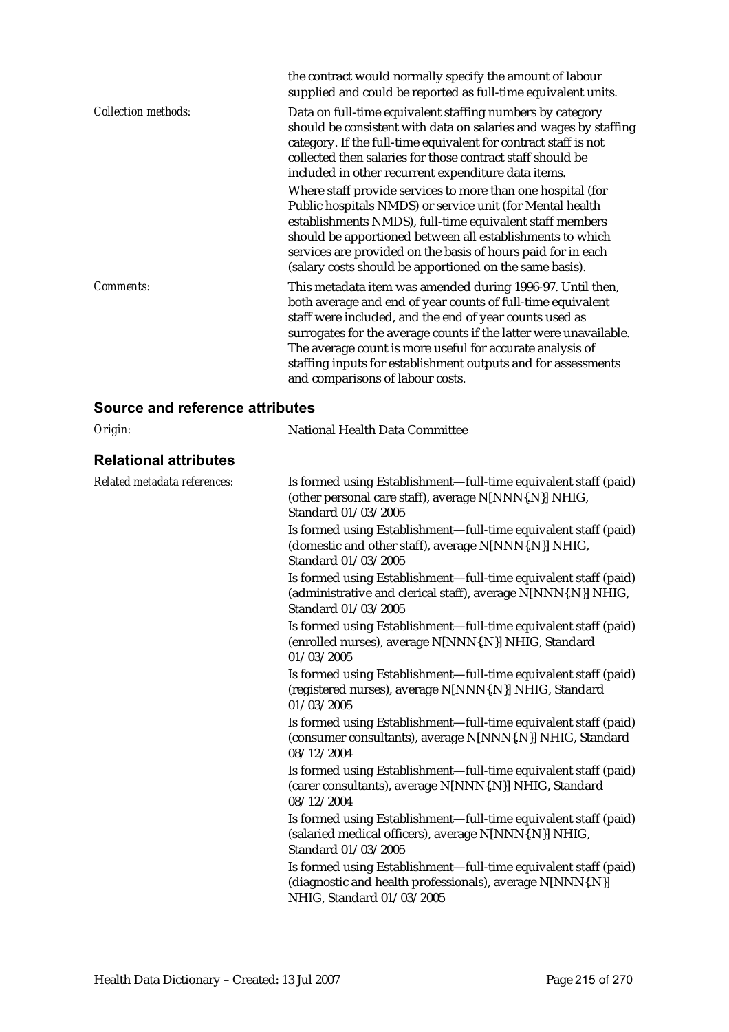the contract would normally specify the amount of labour supplied and could be reported as full-time equivalent units.

*Collection methods:* Data on full-time equivalent staffing numbers by category should be consistent with data on salaries and wages by staffing category. If the full-time equivalent for contract staff is not collected then salaries for those contract staff should be included in other recurrent expenditure data items.

Where staff provide services to more than one hospital (for Public hospitals NMDS) or service unit (for Mental health establishments NMDS), full-time equivalent staff members should be apportioned between all establishments to which services are provided on the basis of hours paid for in each (salary costs should be apportioned on the same basis).

*Comments:* This metadata item was amended during 1996-97. Until then, both average and end of year counts of full-time equivalent staff were included, and the end of year counts used as surrogates for the average counts if the latter were unavailable. The average count is more useful for accurate analysis of staffing inputs for establishment outputs and for assessments and comparisons of labour costs.

## Source and reference attributes

*Origin:* National Health Data Committee

## Relational attributes

*Related metadata references:*

Is formed using Establishment—full-time equivalent staff (paid) (other personal care staff), average N[NNN{.N}] NHIG, Standard 01/03/2005

Is formed using Establishment—full-time equivalent staff (paid) (domestic and other staff), average N[NNN{.N}] NHIG, Standard 01/03/2005

Is formed using Establishment—full-time equivalent staff (paid) (administrative and clerical staff), average N[NNN{.N}] NHIG, Standard 01/03/2005

Is formed using Establishment—full-time equivalent staff (paid) (enrolled nurses), average N[NNN{.N}] NHIG, Standard 01/03/2005

Is formed using Establishment—full-time equivalent staff (paid) (registered nurses), average N[NNN{.N}] NHIG, Standard 01/03/2005

Is formed using Establishment—full-time equivalent staff (paid) (consumer consultants), average N[NNN{.N}] NHIG, Standard 08/12/2004

Is formed using Establishment—full-time equivalent staff (paid) (carer consultants), average N[NNN{.N}] NHIG, Standard 08/12/2004

Is formed using Establishment—full-time equivalent staff (paid) (salaried medical officers), average N[NNN{.N}] NHIG, Standard 01/03/2005

Is formed using Establishment—full-time equivalent staff (paid) (diagnostic and health professionals), average N[NNN{.N}] NHIG, Standard 01/03/2005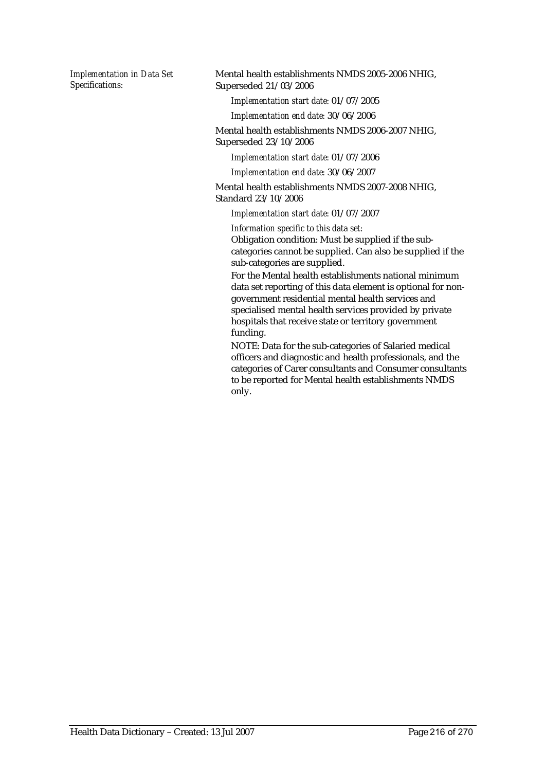*Implementation in Data Set Specifications:*

Mental health establishments NMDS 2005-2006 NHIG, Superseded 21/03/2006

*Implementation start date:* 01/07/2005

*Implementation end date:* 30/06/2006

Mental health establishments NMDS 2006-2007 NHIG, Superseded 23/10/2006

*Implementation start date:* 01/07/2006

*Implementation end date:* 30/06/2007

Mental health establishments NMDS 2007-2008 NHIG, Standard 23/10/2006

*Implementation start date:* 01/07/2007

*Information specific to this data set:*

Obligation condition: Must be supplied if the sub-categories cannot be supplied. Can also be supplied if the sub-categories are supplied.

For the Mental health establishments national minimum data set reporting of this data element is optional for non-government residential mental health services and specialised mental health services provided by private hospitals that receive state or territory government funding.

NOTE: Data for the sub-categories of Salaried medical officers and diagnostic and health professionals, and the categories of Carer consultants and Consumer consultants to be reported for Mental health establishments NMDS only.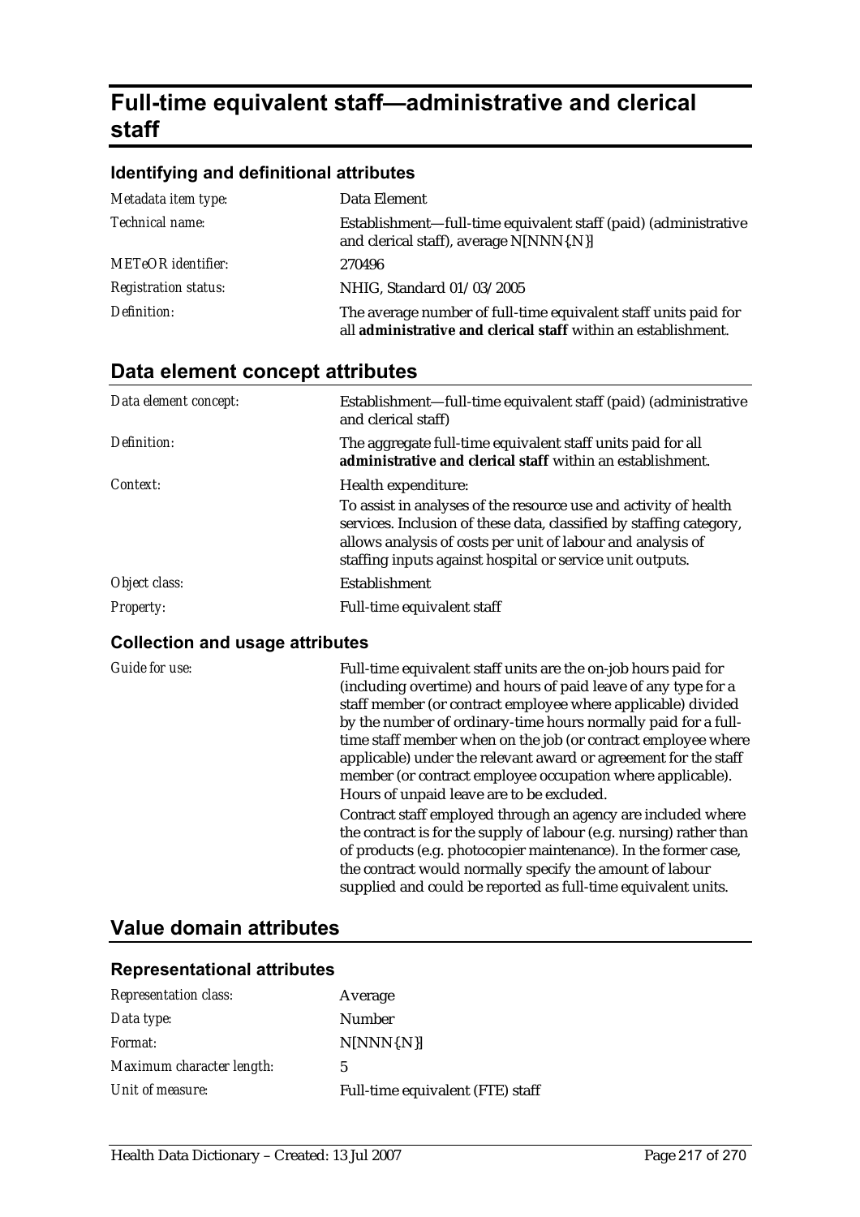# Full-time equivalent staff—administrative and clerical staff

## Identifying and definitional attributes

| | |
|---|---|
| *Metadata item type:* | Data Element |
| *Technical name:* | Establishment—full-time equivalent staff (paid) (administrative and clerical staff), average N[NNN{.N}] |
| *METeOR identifier:* | 270496 |
| *Registration status:* | NHIG, Standard 01/03/2005 |
| *Definition:* | The average number of full-time equivalent staff units paid for all **administrative and clerical staff** within an establishment. |

## Data element concept attributes

| | |
|---|---|
| *Data element concept:* | Establishment—full-time equivalent staff (paid) (administrative and clerical staff) |
| *Definition:* | The aggregate full-time equivalent staff units paid for all **administrative and clerical staff** within an establishment. |
| *Context:* | Health expenditure:<br>To assist in analyses of the resource use and activity of health services. Inclusion of these data, classified by staffing category, allows analysis of costs per unit of labour and analysis of staffing inputs against hospital or service unit outputs. |
| *Object class:* | Establishment |
| *Property:* | Full-time equivalent staff |

### Collection and usage attributes

| | |
|---|---|
| *Guide for use:* | Full-time equivalent staff units are the on-job hours paid for (including overtime) and hours of paid leave of any type for a staff member (or contract employee where applicable) divided by the number of ordinary-time hours normally paid for a full-time staff member when on the job (or contract employee where applicable) under the relevant award or agreement for the staff member (or contract employee occupation where applicable). Hours of unpaid leave are to be excluded.<br>Contract staff employed through an agency are included where the contract is for the supply of labour (e.g. nursing) rather than of products (e.g. photocopier maintenance). In the former case, the contract would normally specify the amount of labour supplied and could be reported as full-time equivalent units. |

## Value domain attributes

### Representational attributes

| | |
|---|---|
| *Representation class:* | Average |
| *Data type:* | Number |
| *Format:* | N[NNN{.N}] |
| *Maximum character length:* | 5 |
| *Unit of measure:* | Full-time equivalent (FTE) staff |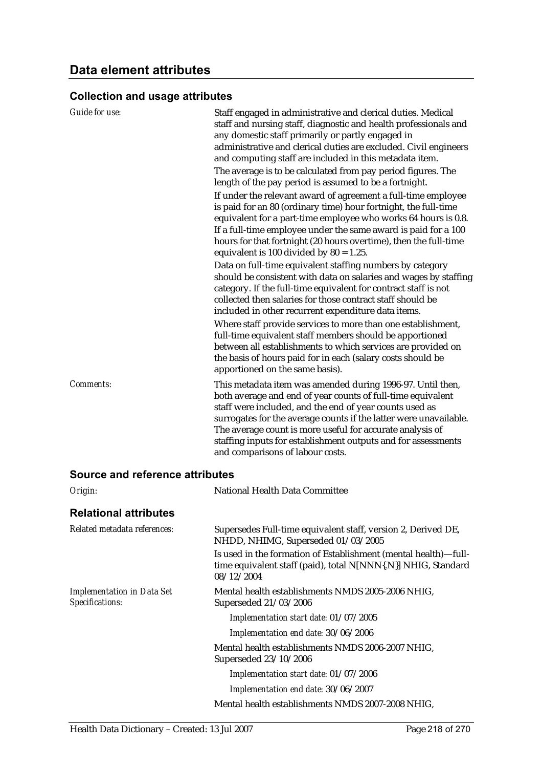## Data element attributes

### Collection and usage attributes

*Guide for use:*

Staff engaged in administrative and clerical duties. Medical staff and nursing staff, diagnostic and health professionals and any domestic staff primarily or partly engaged in administrative and clerical duties are excluded. Civil engineers and computing staff are included in this metadata item.

The average is to be calculated from pay period figures. The length of the pay period is assumed to be a fortnight.

If under the relevant award of agreement a full-time employee is paid for an 80 (ordinary time) hour fortnight, the full-time equivalent for a part-time employee who works 64 hours is 0.8. If a full-time employee under the same award is paid for a 100 hours for that fortnight (20 hours overtime), then the full-time equivalent is 100 divided by 80 = 1.25.

Data on full-time equivalent staffing numbers by category should be consistent with data on salaries and wages by staffing category. If the full-time equivalent for contract staff is not collected then salaries for those contract staff should be included in other recurrent expenditure data items.

Where staff provide services to more than one establishment, full-time equivalent staff members should be apportioned between all establishments to which services are provided on the basis of hours paid for in each (salary costs should be apportioned on the same basis).

*Comments:*

This metadata item was amended during 1996-97. Until then, both average and end of year counts of full-time equivalent staff were included, and the end of year counts used as surrogates for the average counts if the latter were unavailable. The average count is more useful for accurate analysis of staffing inputs for establishment outputs and for assessments and comparisons of labour costs.

### Source and reference attributes

*Origin:* National Health Data Committee

### Relational attributes

*Related metadata references:*

Supersedes Full-time equivalent staff, version 2, Derived DE, NHDD, NHIMG, Superseded 01/03/2005

Is used in the formation of Establishment (mental health)—full-time equivalent staff (paid), total N[NNN{.N}] NHIG, Standard 08/12/2004

*Implementation in Data Set Specifications:*

Mental health establishments NMDS 2005-2006 NHIG, Superseded 21/03/2006

*Implementation start date:* 01/07/2005

*Implementation end date:* 30/06/2006

Mental health establishments NMDS 2006-2007 NHIG, Superseded 23/10/2006

*Implementation start date:* 01/07/2006

*Implementation end date:* 30/06/2007

Mental health establishments NMDS 2007-2008 NHIG,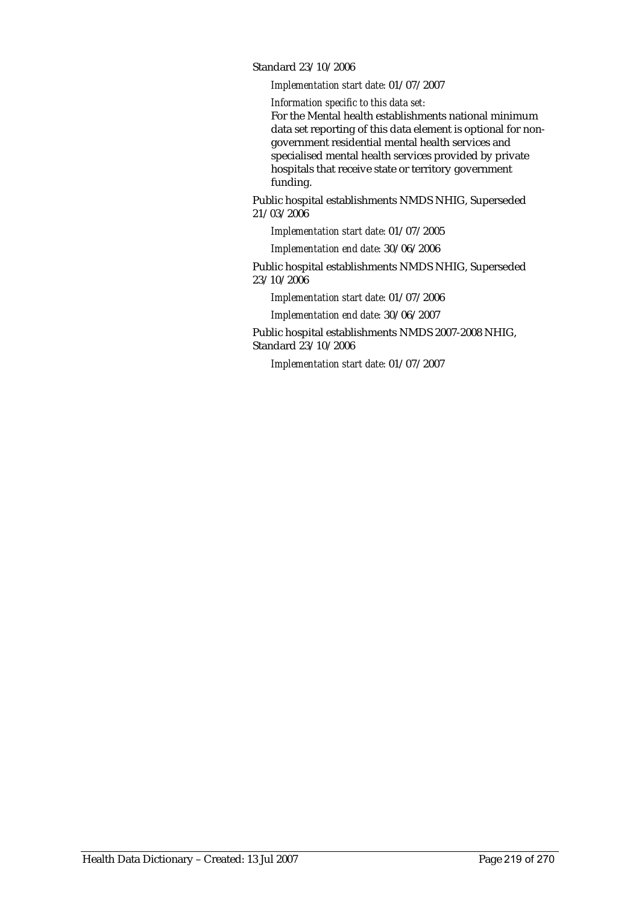Standard 23/10/2006

*Implementation start date:* 01/07/2007

*Information specific to this data set:*

For the Mental health establishments national minimum data set reporting of this data element is optional for non-government residential mental health services and specialised mental health services provided by private hospitals that receive state or territory government funding.

Public hospital establishments NMDS NHIG, Superseded 21/03/2006

*Implementation start date:* 01/07/2005

*Implementation end date:* 30/06/2006

Public hospital establishments NMDS NHIG, Superseded 23/10/2006

*Implementation start date:* 01/07/2006

*Implementation end date:* 30/06/2007

Public hospital establishments NMDS 2007-2008 NHIG, Standard 23/10/2006

*Implementation start date:* 01/07/2007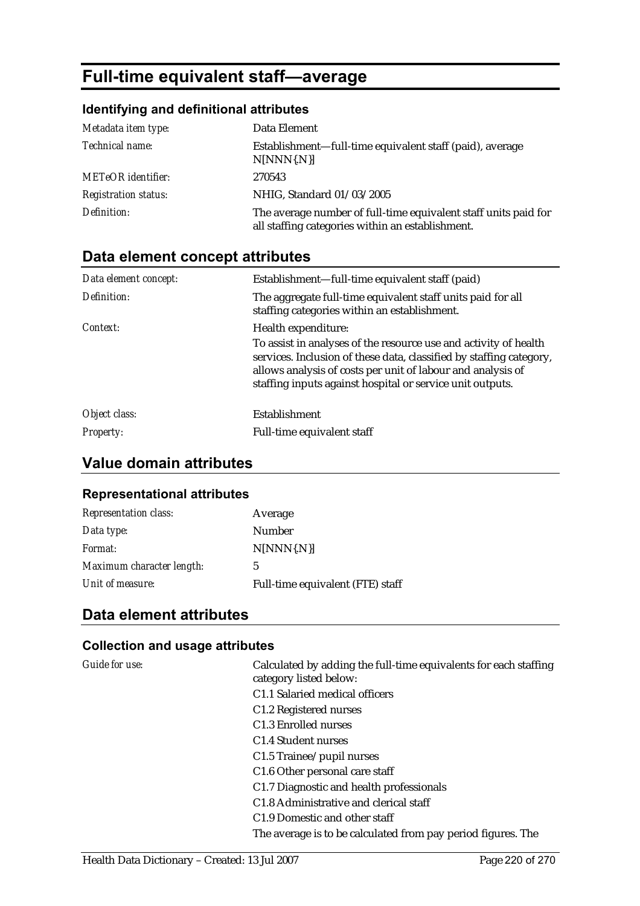# Full-time equivalent staff—average

### Identifying and definitional attributes

| | |
|---|---|
| *Metadata item type:* | Data Element |
| *Technical name:* | Establishment—full-time equivalent staff (paid), average N[NNN{.N}] |
| *METeOR identifier:* | 270543 |
| *Registration status:* | NHIG, Standard 01/03/2005 |
| *Definition:* | The average number of full-time equivalent staff units paid for all staffing categories within an establishment. |

## Data element concept attributes

| | |
|---|---|
| *Data element concept:* | Establishment—full-time equivalent staff (paid) |
| *Definition:* | The aggregate full-time equivalent staff units paid for all staffing categories within an establishment. |
| *Context:* | Health expenditure:<br>To assist in analyses of the resource use and activity of health services. Inclusion of these data, classified by staffing category, allows analysis of costs per unit of labour and analysis of staffing inputs against hospital or service unit outputs. |
| *Object class:* | Establishment |
| *Property:* | Full-time equivalent staff |

## Value domain attributes

### Representational attributes

| | |
|---|---|
| *Representation class:* | Average |
| *Data type:* | Number |
| *Format:* | N[NNN{.N}] |
| *Maximum character length:* | 5 |
| *Unit of measure:* | Full-time equivalent (FTE) staff |

## Data element attributes

### Collection and usage attributes

*Guide for use:*

Calculated by adding the full-time equivalents for each staffing category listed below:

C1.1 Salaried medical officers
C1.2 Registered nurses
C1.3 Enrolled nurses
C1.4 Student nurses
C1.5 Trainee/pupil nurses
C1.6 Other personal care staff
C1.7 Diagnostic and health professionals
C1.8 Administrative and clerical staff
C1.9 Domestic and other staff

The average is to be calculated from pay period figures. The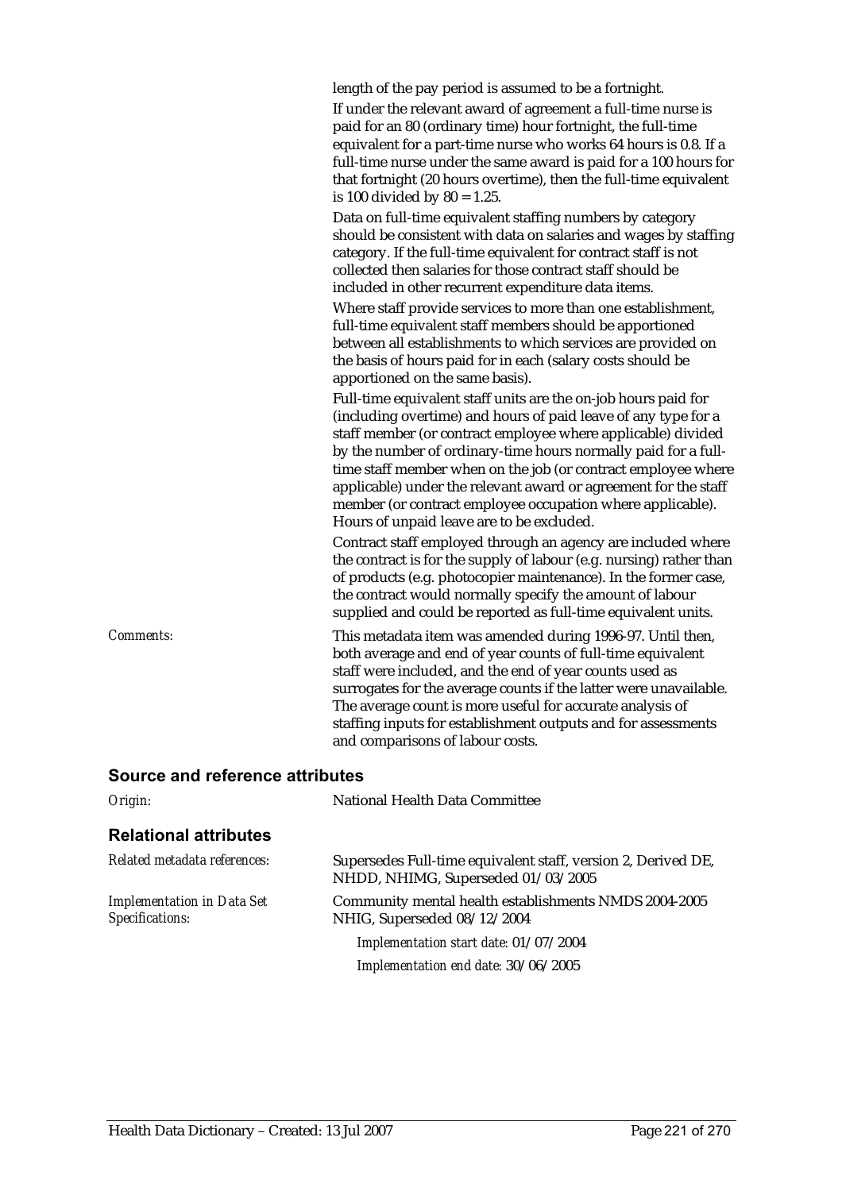length of the pay period is assumed to be a fortnight.

If under the relevant award of agreement a full-time nurse is paid for an 80 (ordinary time) hour fortnight, the full-time equivalent for a part-time nurse who works 64 hours is 0.8. If a full-time nurse under the same award is paid for a 100 hours for that fortnight (20 hours overtime), then the full-time equivalent is 100 divided by 80 = 1.25.

Data on full-time equivalent staffing numbers by category should be consistent with data on salaries and wages by staffing category. If the full-time equivalent for contract staff is not collected then salaries for those contract staff should be included in other recurrent expenditure data items.

Where staff provide services to more than one establishment, full-time equivalent staff members should be apportioned between all establishments to which services are provided on the basis of hours paid for in each (salary costs should be apportioned on the same basis).

Full-time equivalent staff units are the on-job hours paid for (including overtime) and hours of paid leave of any type for a staff member (or contract employee where applicable) divided by the number of ordinary-time hours normally paid for a full-time staff member when on the job (or contract employee where applicable) under the relevant award or agreement for the staff member (or contract employee occupation where applicable). Hours of unpaid leave are to be excluded.

Contract staff employed through an agency are included where the contract is for the supply of labour (e.g. nursing) rather than of products (e.g. photocopier maintenance). In the former case, the contract would normally specify the amount of labour supplied and could be reported as full-time equivalent units.

*Comments:* This metadata item was amended during 1996-97. Until then, both average and end of year counts of full-time equivalent staff were included, and the end of year counts used as surrogates for the average counts if the latter were unavailable. The average count is more useful for accurate analysis of staffing inputs for establishment outputs and for assessments and comparisons of labour costs.

## Source and reference attributes

*Origin:* National Health Data Committee

## Relational attributes

*Related metadata references:* Supersedes Full-time equivalent staff, version 2, Derived DE, NHDD, NHIMG, Superseded 01/03/2005

*Implementation in Data Set Specifications:* Community mental health establishments NMDS 2004-2005 NHIG, Superseded 08/12/2004

*Implementation start date:* 01/07/2004

*Implementation end date:* 30/06/2005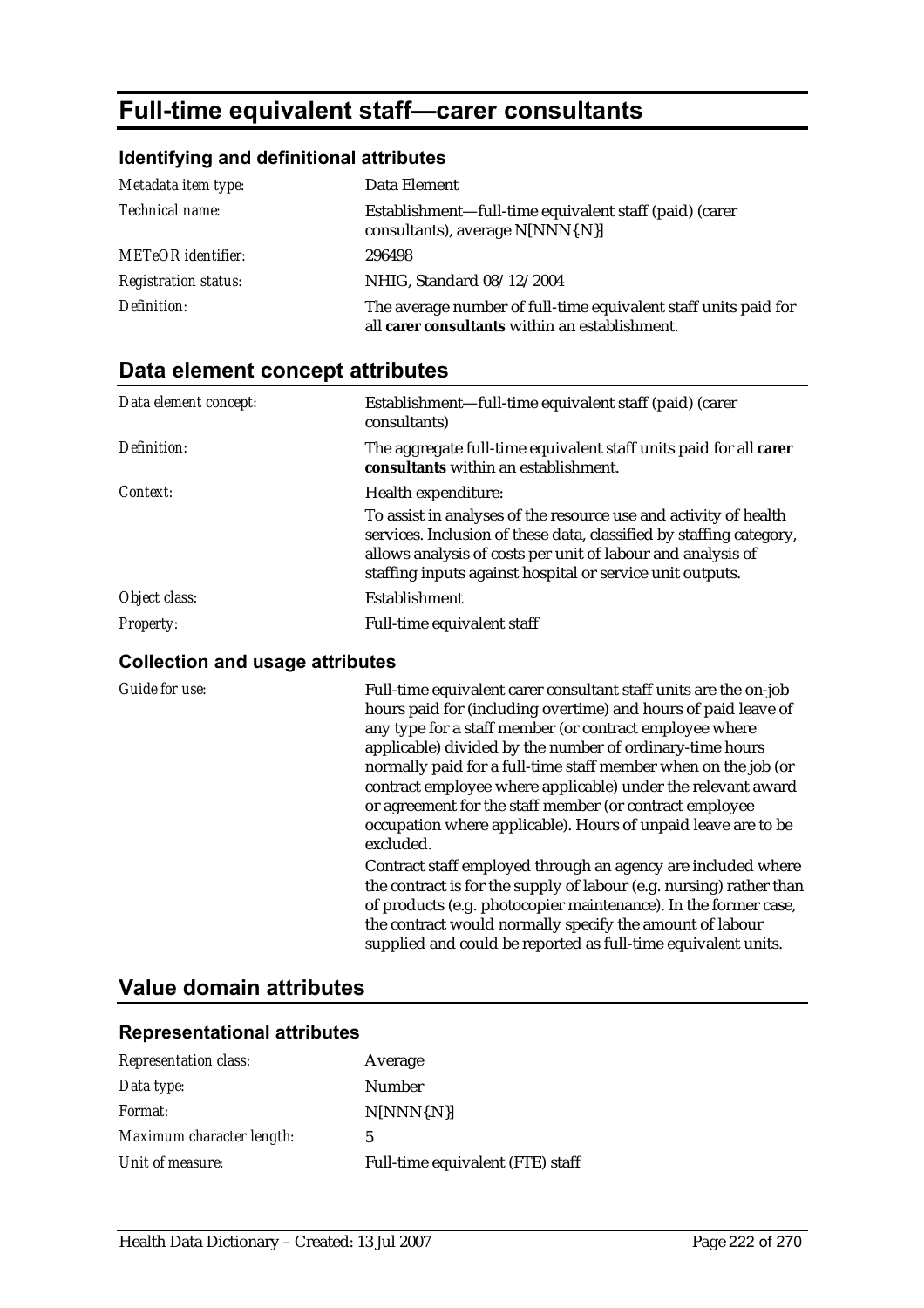# Full-time equivalent staff—carer consultants

### Identifying and definitional attributes

| | |
|---|---|
| *Metadata item type:* | Data Element |
| *Technical name:* | Establishment—full-time equivalent staff (paid) (carer consultants), average N[NNN{.N}] |
| *METeOR identifier:* | 296498 |
| *Registration status:* | NHIG, Standard 08/12/2004 |
| *Definition:* | The average number of full-time equivalent staff units paid for all **carer consultants** within an establishment. |

## Data element concept attributes

| | |
|---|---|
| *Data element concept:* | Establishment—full-time equivalent staff (paid) (carer consultants) |
| *Definition:* | The aggregate full-time equivalent staff units paid for all **carer consultants** within an establishment. |
| *Context:* | Health expenditure:<br>To assist in analyses of the resource use and activity of health services. Inclusion of these data, classified by staffing category, allows analysis of costs per unit of labour and analysis of staffing inputs against hospital or service unit outputs. |
| *Object class:* | Establishment |
| *Property:* | Full-time equivalent staff |

### Collection and usage attributes

| | |
|---|---|
| *Guide for use:* | Full-time equivalent carer consultant staff units are the on-job hours paid for (including overtime) and hours of paid leave of any type for a staff member (or contract employee where applicable) divided by the number of ordinary-time hours normally paid for a full-time staff member when on the job (or contract employee where applicable) under the relevant award or agreement for the staff member (or contract employee occupation where applicable). Hours of unpaid leave are to be excluded.<br>Contract staff employed through an agency are included where the contract is for the supply of labour (e.g. nursing) rather than of products (e.g. photocopier maintenance). In the former case, the contract would normally specify the amount of labour supplied and could be reported as full-time equivalent units. |

## Value domain attributes

### Representational attributes

| | |
|---|---|
| *Representation class:* | Average |
| *Data type:* | Number |
| *Format:* | N[NNN{.N}] |
| *Maximum character length:* | 5 |
| *Unit of measure:* | Full-time equivalent (FTE) staff |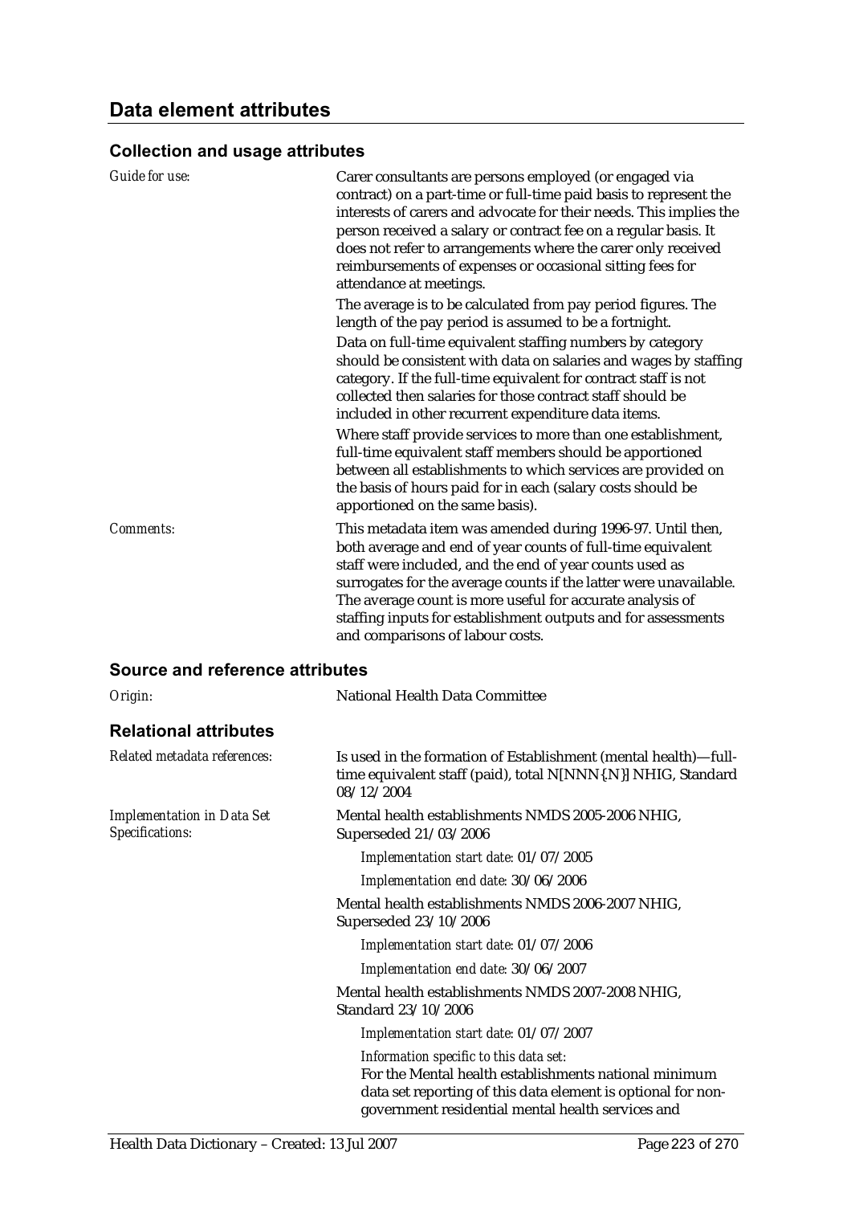## Data element attributes

### Collection and usage attributes

*Guide for use:*

Carer consultants are persons employed (or engaged via contract) on a part-time or full-time paid basis to represent the interests of carers and advocate for their needs. This implies the person received a salary or contract fee on a regular basis. It does not refer to arrangements where the carer only received reimbursements of expenses or occasional sitting fees for attendance at meetings.

The average is to be calculated from pay period figures. The length of the pay period is assumed to be a fortnight.

Data on full-time equivalent staffing numbers by category should be consistent with data on salaries and wages by staffing category. If the full-time equivalent for contract staff is not collected then salaries for those contract staff should be included in other recurrent expenditure data items.

Where staff provide services to more than one establishment, full-time equivalent staff members should be apportioned between all establishments to which services are provided on the basis of hours paid for in each (salary costs should be apportioned on the same basis).

*Comments:*

This metadata item was amended during 1996-97. Until then, both average and end of year counts of full-time equivalent staff were included, and the end of year counts used as surrogates for the average counts if the latter were unavailable. The average count is more useful for accurate analysis of staffing inputs for establishment outputs and for assessments and comparisons of labour costs.

### Source and reference attributes

*Origin:* National Health Data Committee

### Relational attributes

*Related metadata references:*

Is used in the formation of Establishment (mental health)—full-time equivalent staff (paid), total N[NNN{.N}] NHIG, Standard 08/12/2004

*Implementation in Data Set Specifications:*

Mental health establishments NMDS 2005-2006 NHIG, Superseded 21/03/2006

*Implementation start date:* 01/07/2005

*Implementation end date:* 30/06/2006

Mental health establishments NMDS 2006-2007 NHIG, Superseded 23/10/2006

*Implementation start date:* 01/07/2006

*Implementation end date:* 30/06/2007

Mental health establishments NMDS 2007-2008 NHIG, Standard 23/10/2006

*Implementation start date:* 01/07/2007

*Information specific to this data set:*

For the Mental health establishments national minimum data set reporting of this data element is optional for non-government residential mental health services and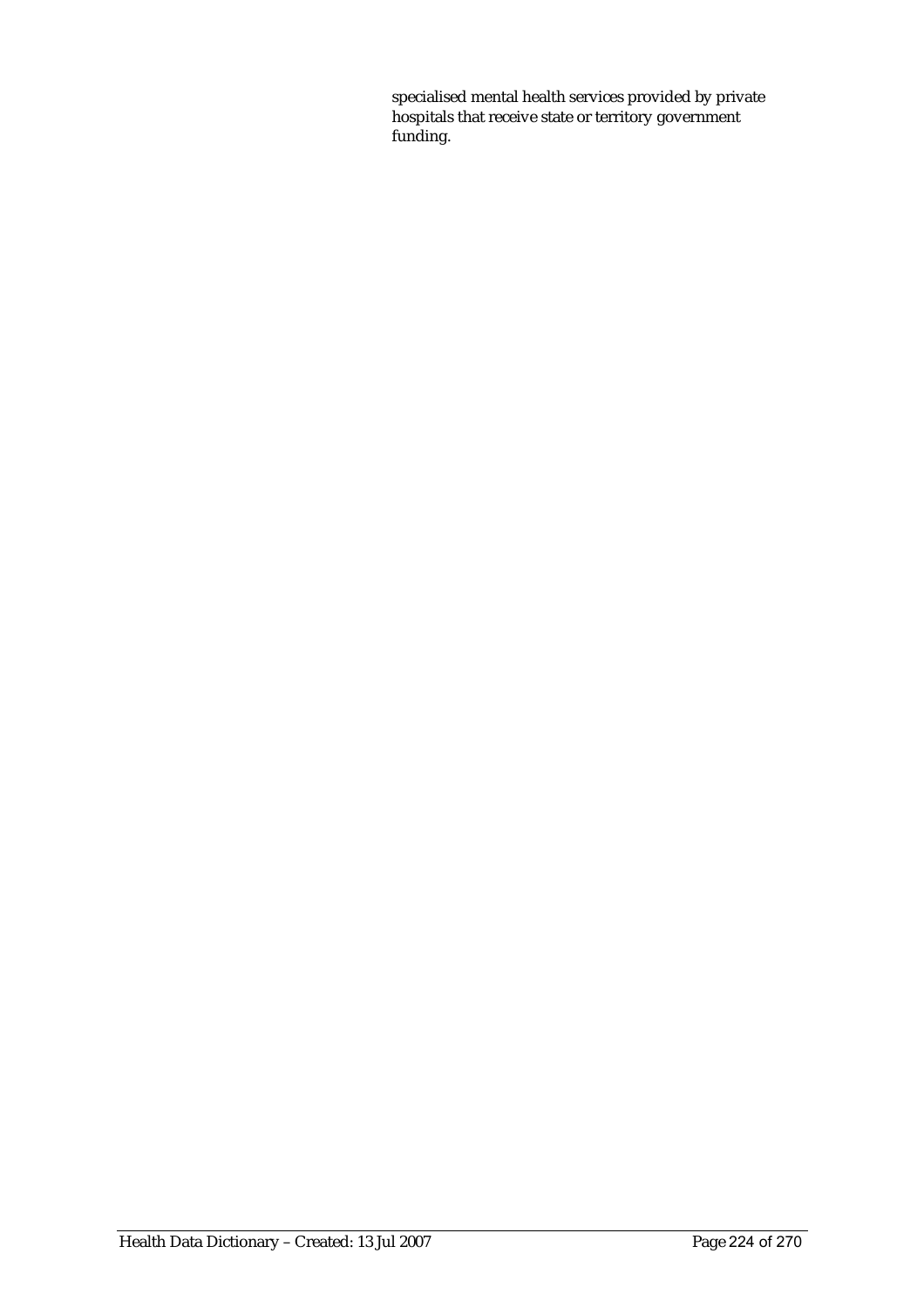specialised mental health services provided by private hospitals that receive state or territory government funding.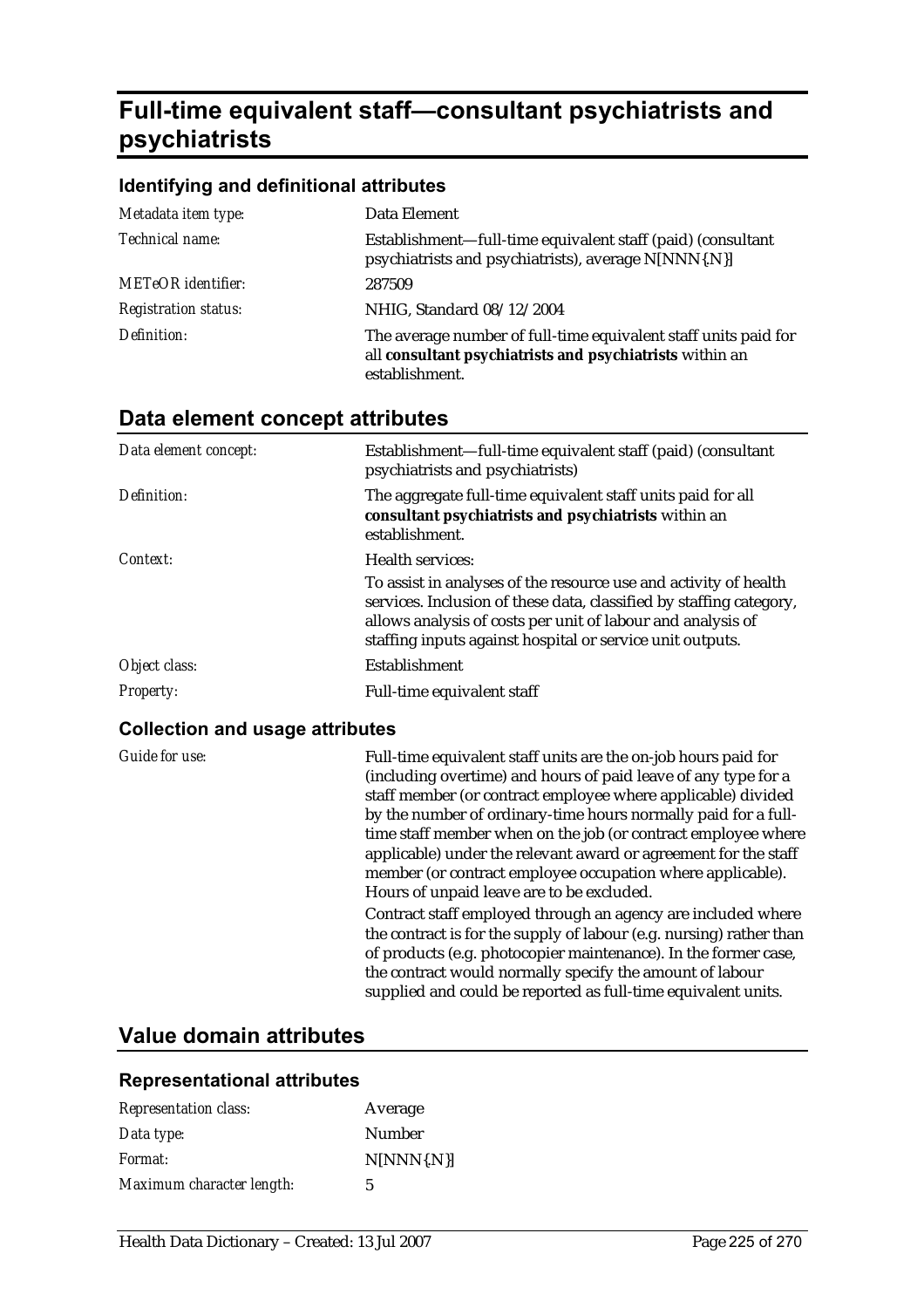# Full-time equivalent staff—consultant psychiatrists and psychiatrists

### Identifying and definitional attributes

| | |
|---|---|
| *Metadata item type:* | Data Element |
| *Technical name:* | Establishment—full-time equivalent staff (paid) (consultant psychiatrists and psychiatrists), average N[NNN{.N}] |
| *METeOR identifier:* | 287509 |
| *Registration status:* | NHIG, Standard 08/12/2004 |
| *Definition:* | The average number of full-time equivalent staff units paid for all **consultant psychiatrists and psychiatrists** within an establishment. |

## Data element concept attributes

| | |
|---|---|
| *Data element concept:* | Establishment—full-time equivalent staff (paid) (consultant psychiatrists and psychiatrists) |
| *Definition:* | The aggregate full-time equivalent staff units paid for all **consultant psychiatrists and psychiatrists** within an establishment. |
| *Context:* | Health services:<br>To assist in analyses of the resource use and activity of health services. Inclusion of these data, classified by staffing category, allows analysis of costs per unit of labour and analysis of staffing inputs against hospital or service unit outputs. |
| *Object class:* | Establishment |
| *Property:* | Full-time equivalent staff |

### Collection and usage attributes

| | |
|---|---|
| *Guide for use:* | Full-time equivalent staff units are the on-job hours paid for (including overtime) and hours of paid leave of any type for a staff member (or contract employee where applicable) divided by the number of ordinary-time hours normally paid for a full-time staff member when on the job (or contract employee where applicable) under the relevant award or agreement for the staff member (or contract employee occupation where applicable). Hours of unpaid leave are to be excluded.<br>Contract staff employed through an agency are included where the contract is for the supply of labour (e.g. nursing) rather than of products (e.g. photocopier maintenance). In the former case, the contract would normally specify the amount of labour supplied and could be reported as full-time equivalent units. |

## Value domain attributes

### Representational attributes

| | |
|---|---|
| *Representation class:* | Average |
| *Data type:* | Number |
| *Format:* | N[NNN{.N}] |
| *Maximum character length:* | 5 |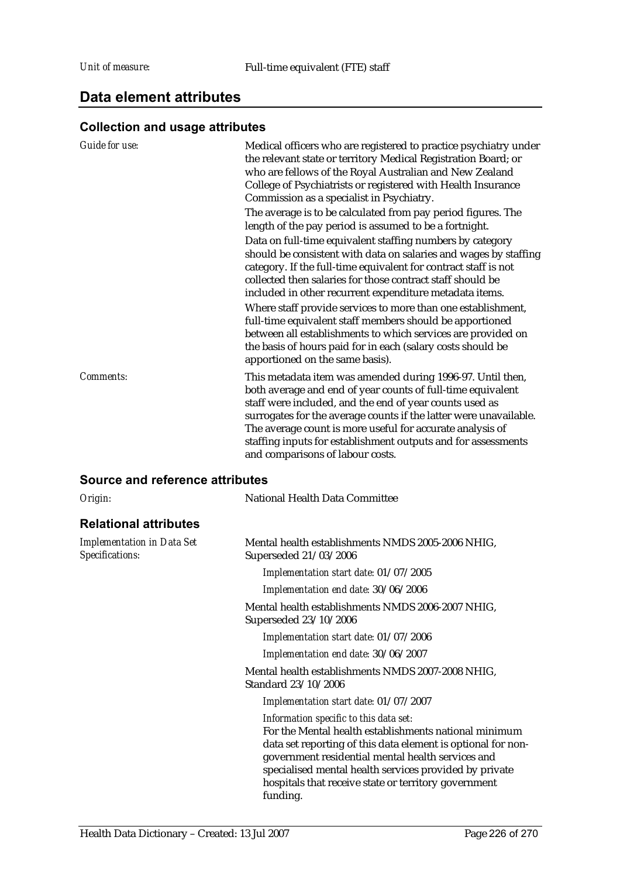*Unit of measure:* Full-time equivalent (FTE) staff

## Data element attributes

### Collection and usage attributes

*Guide for use:*

Medical officers who are registered to practice psychiatry under the relevant state or territory Medical Registration Board; or who are fellows of the Royal Australian and New Zealand College of Psychiatrists or registered with Health Insurance Commission as a specialist in Psychiatry.

The average is to be calculated from pay period figures. The length of the pay period is assumed to be a fortnight.

Data on full-time equivalent staffing numbers by category should be consistent with data on salaries and wages by staffing category. If the full-time equivalent for contract staff is not collected then salaries for those contract staff should be included in other recurrent expenditure metadata items.

Where staff provide services to more than one establishment, full-time equivalent staff members should be apportioned between all establishments to which services are provided on the basis of hours paid for in each (salary costs should be apportioned on the same basis).

*Comments:*

This metadata item was amended during 1996-97. Until then, both average and end of year counts of full-time equivalent staff were included, and the end of year counts used as surrogates for the average counts if the latter were unavailable. The average count is more useful for accurate analysis of staffing inputs for establishment outputs and for assessments and comparisons of labour costs.

### Source and reference attributes

*Origin:* National Health Data Committee

### Relational attributes

*Implementation in Data Set Specifications:*

Mental health establishments NMDS 2005-2006 NHIG, Superseded 21/03/2006

*Implementation start date:* 01/07/2005

*Implementation end date:* 30/06/2006

Mental health establishments NMDS 2006-2007 NHIG, Superseded 23/10/2006

*Implementation start date:* 01/07/2006

*Implementation end date:* 30/06/2007

Mental health establishments NMDS 2007-2008 NHIG, Standard 23/10/2006

*Implementation start date:* 01/07/2007

*Information specific to this data set:*

For the Mental health establishments national minimum data set reporting of this data element is optional for non-government residential mental health services and specialised mental health services provided by private hospitals that receive state or territory government funding.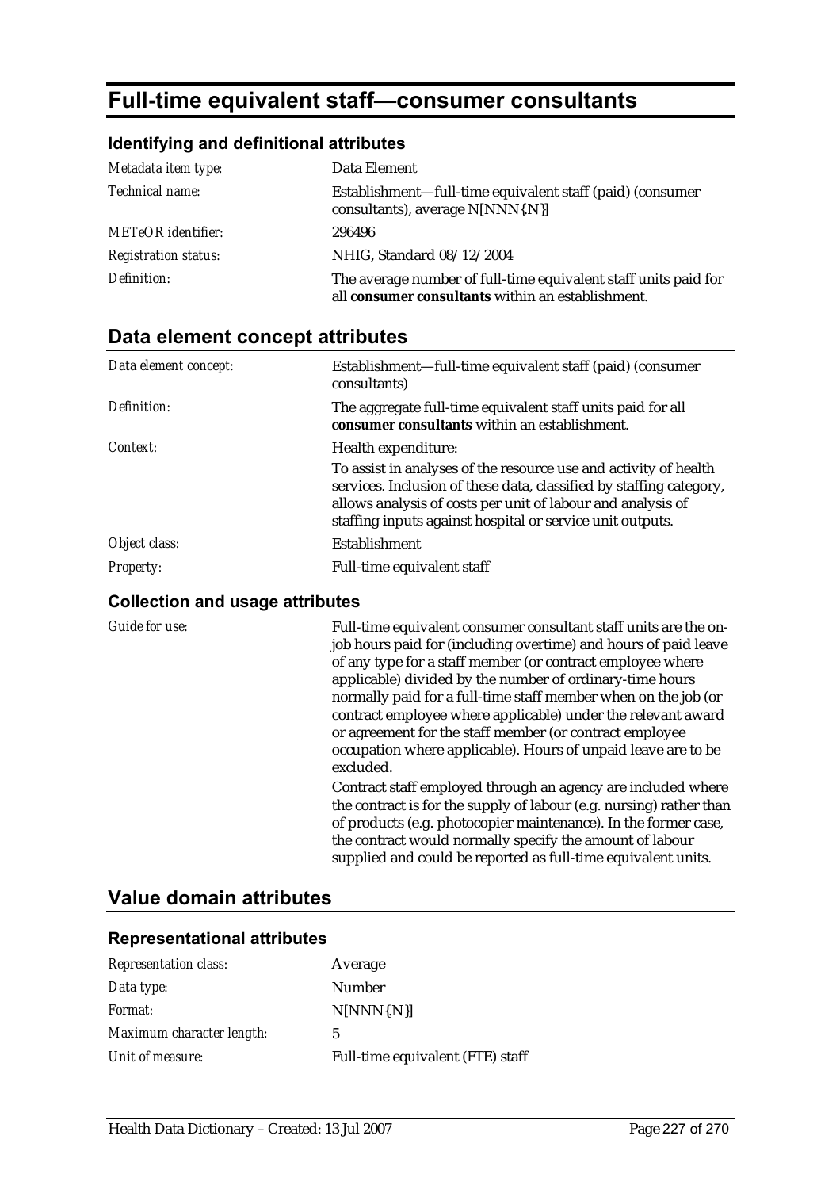# Full-time equivalent staff—consumer consultants

### Identifying and definitional attributes

| | |
|---|---|
| *Metadata item type:* | Data Element |
| *Technical name:* | Establishment—full-time equivalent staff (paid) (consumer consultants), average N[NNN{.N}] |
| *METeOR identifier:* | 296496 |
| *Registration status:* | NHIG, Standard 08/12/2004 |
| *Definition:* | The average number of full-time equivalent staff units paid for all **consumer consultants** within an establishment. |

## Data element concept attributes

| | |
|---|---|
| *Data element concept:* | Establishment—full-time equivalent staff (paid) (consumer consultants) |
| *Definition:* | The aggregate full-time equivalent staff units paid for all **consumer consultants** within an establishment. |
| *Context:* | Health expenditure:<br>To assist in analyses of the resource use and activity of health services. Inclusion of these data, classified by staffing category, allows analysis of costs per unit of labour and analysis of staffing inputs against hospital or service unit outputs. |
| *Object class:* | Establishment |
| *Property:* | Full-time equivalent staff |

### Collection and usage attributes

| | |
|---|---|
| *Guide for use:* | Full-time equivalent consumer consultant staff units are the on-job hours paid for (including overtime) and hours of paid leave of any type for a staff member (or contract employee where applicable) divided by the number of ordinary-time hours normally paid for a full-time staff member when on the job (or contract employee where applicable) under the relevant award or agreement for the staff member (or contract employee occupation where applicable). Hours of unpaid leave are to be excluded.<br>Contract staff employed through an agency are included where the contract is for the supply of labour (e.g. nursing) rather than of products (e.g. photocopier maintenance). In the former case, the contract would normally specify the amount of labour supplied and could be reported as full-time equivalent units. |

## Value domain attributes

### Representational attributes

| | |
|---|---|
| *Representation class:* | Average |
| *Data type:* | Number |
| *Format:* | N[NNN{.N}] |
| *Maximum character length:* | 5 |
| *Unit of measure:* | Full-time equivalent (FTE) staff |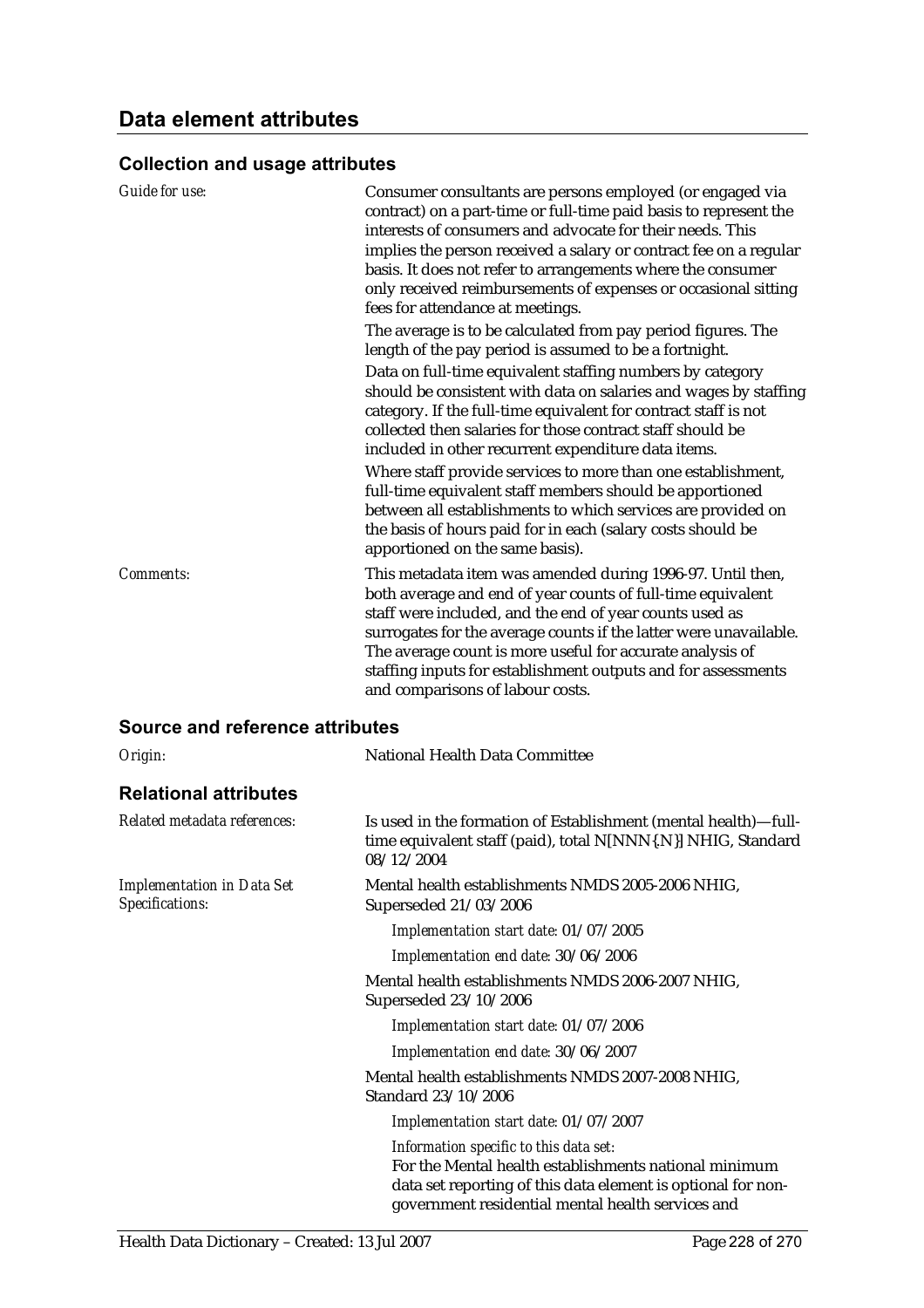## Data element attributes

### Collection and usage attributes

*Guide for use:*

Consumer consultants are persons employed (or engaged via contract) on a part-time or full-time paid basis to represent the interests of consumers and advocate for their needs. This implies the person received a salary or contract fee on a regular basis. It does not refer to arrangements where the consumer only received reimbursements of expenses or occasional sitting fees for attendance at meetings.

The average is to be calculated from pay period figures. The length of the pay period is assumed to be a fortnight.

Data on full-time equivalent staffing numbers by category should be consistent with data on salaries and wages by staffing category. If the full-time equivalent for contract staff is not collected then salaries for those contract staff should be included in other recurrent expenditure data items.

Where staff provide services to more than one establishment, full-time equivalent staff members should be apportioned between all establishments to which services are provided on the basis of hours paid for in each (salary costs should be apportioned on the same basis).

*Comments:*

This metadata item was amended during 1996-97. Until then, both average and end of year counts of full-time equivalent staff were included, and the end of year counts used as surrogates for the average counts if the latter were unavailable. The average count is more useful for accurate analysis of staffing inputs for establishment outputs and for assessments and comparisons of labour costs.

### Source and reference attributes

*Origin:* National Health Data Committee

### Relational attributes

*Related metadata references:*

Is used in the formation of Establishment (mental health)—full-time equivalent staff (paid), total N[NNN{.N}] NHIG, Standard 08/12/2004

*Implementation in Data Set Specifications:*

Mental health establishments NMDS 2005-2006 NHIG, Superseded 21/03/2006

*Implementation start date:* 01/07/2005

*Implementation end date:* 30/06/2006

Mental health establishments NMDS 2006-2007 NHIG, Superseded 23/10/2006

*Implementation start date:* 01/07/2006

*Implementation end date:* 30/06/2007

Mental health establishments NMDS 2007-2008 NHIG, Standard 23/10/2006

*Implementation start date:* 01/07/2007

*Information specific to this data set:*

For the Mental health establishments national minimum data set reporting of this data element is optional for non-government residential mental health services and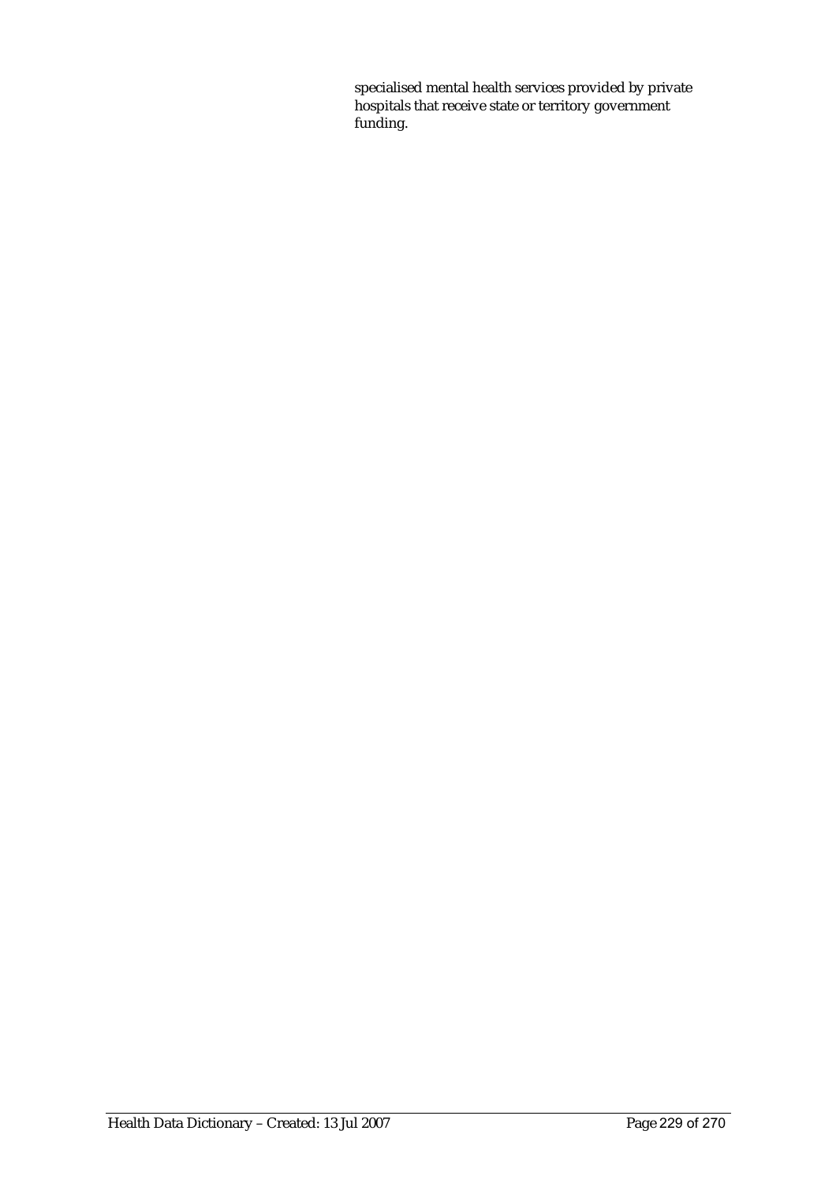specialised mental health services provided by private hospitals that receive state or territory government funding.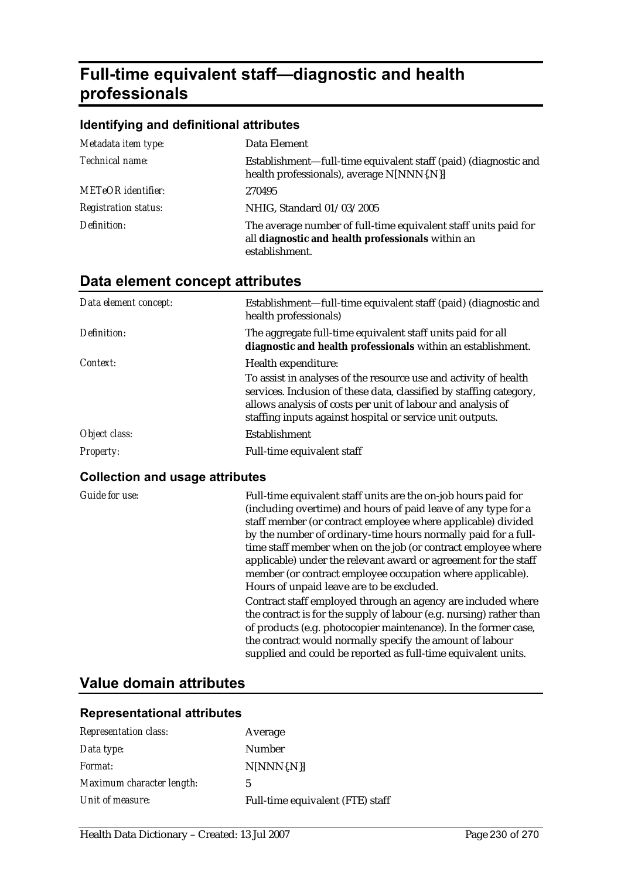# Full-time equivalent staff—diagnostic and health professionals

### Identifying and definitional attributes

| | |
|---|---|
| *Metadata item type:* | Data Element |
| *Technical name:* | Establishment—full-time equivalent staff (paid) (diagnostic and health professionals), average N[NNN{.N}] |
| *METeOR identifier:* | 270495 |
| *Registration status:* | NHIG, Standard 01/03/2005 |
| *Definition:* | The average number of full-time equivalent staff units paid for all **diagnostic and health professionals** within an establishment. |

## Data element concept attributes

| | |
|---|---|
| *Data element concept:* | Establishment—full-time equivalent staff (paid) (diagnostic and health professionals) |
| *Definition:* | The aggregate full-time equivalent staff units paid for all **diagnostic and health professionals** within an establishment. |
| *Context:* | Health expenditure:<br>To assist in analyses of the resource use and activity of health services. Inclusion of these data, classified by staffing category, allows analysis of costs per unit of labour and analysis of staffing inputs against hospital or service unit outputs. |
| *Object class:* | Establishment |
| *Property:* | Full-time equivalent staff |

### Collection and usage attributes

| | |
|---|---|
| *Guide for use:* | Full-time equivalent staff units are the on-job hours paid for (including overtime) and hours of paid leave of any type for a staff member (or contract employee where applicable) divided by the number of ordinary-time hours normally paid for a full-time staff member when on the job (or contract employee where applicable) under the relevant award or agreement for the staff member (or contract employee occupation where applicable). Hours of unpaid leave are to be excluded.<br>Contract staff employed through an agency are included where the contract is for the supply of labour (e.g. nursing) rather than of products (e.g. photocopier maintenance). In the former case, the contract would normally specify the amount of labour supplied and could be reported as full-time equivalent units. |

## Value domain attributes

### Representational attributes

| | |
|---|---|
| *Representation class:* | Average |
| *Data type:* | Number |
| *Format:* | N[NNN{.N}] |
| *Maximum character length:* | 5 |
| *Unit of measure:* | Full-time equivalent (FTE) staff |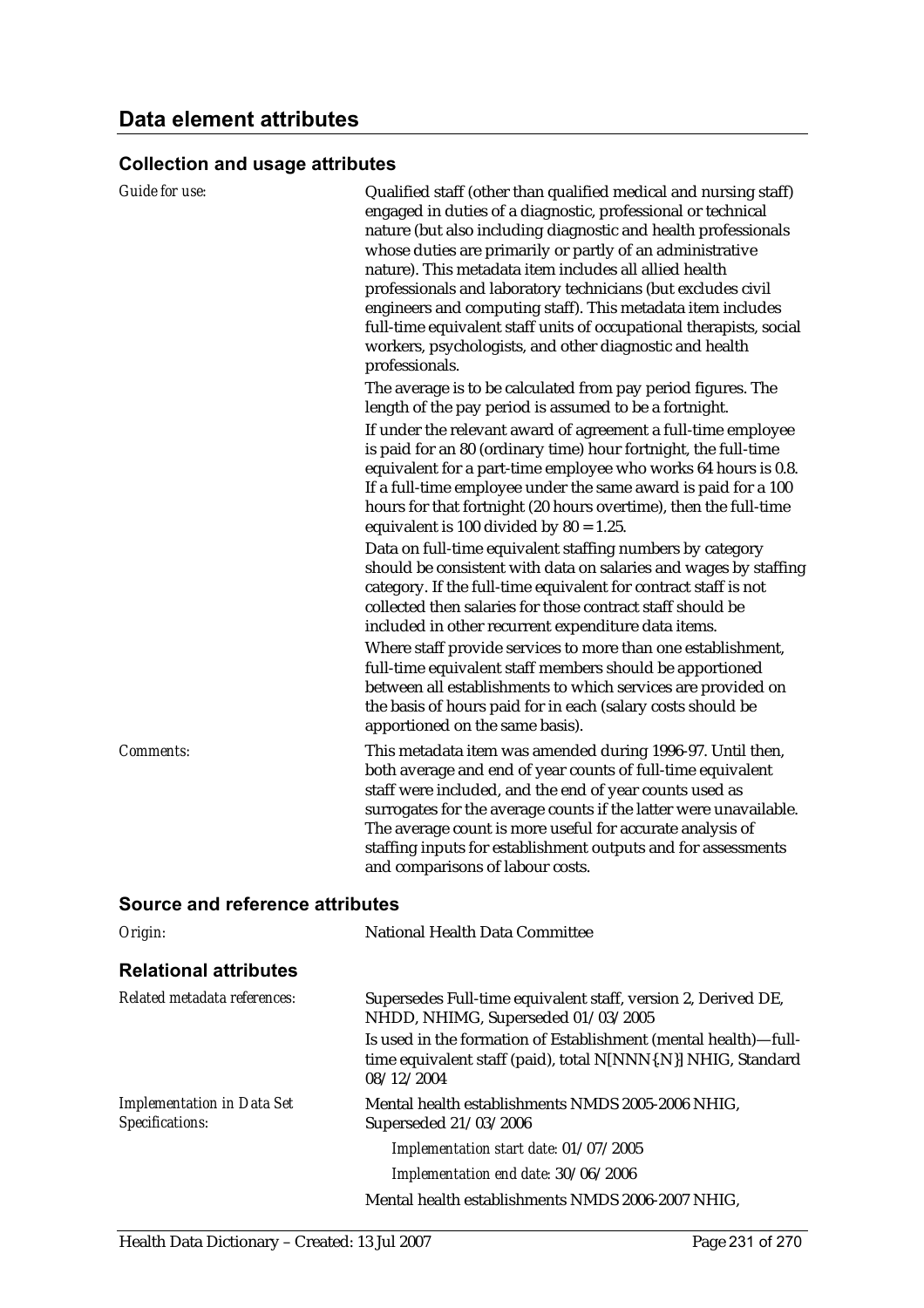## Data element attributes

### Collection and usage attributes

| | |
|---|---|
| *Guide for use:* | Qualified staff (other than qualified medical and nursing staff) engaged in duties of a diagnostic, professional or technical nature (but also including diagnostic and health professionals whose duties are primarily or partly of an administrative nature). This metadata item includes all allied health professionals and laboratory technicians (but excludes civil engineers and computing staff). This metadata item includes full-time equivalent staff units of occupational therapists, social workers, psychologists, and other diagnostic and health professionals.<br>The average is to be calculated from pay period figures. The length of the pay period is assumed to be a fortnight.<br>If under the relevant award of agreement a full-time employee is paid for an 80 (ordinary time) hour fortnight, the full-time equivalent for a part-time employee who works 64 hours is 0.8. If a full-time employee under the same award is paid for a 100 hours for that fortnight (20 hours overtime), then the full-time equivalent is 100 divided by 80 = 1.25.<br>Data on full-time equivalent staffing numbers by category should be consistent with data on salaries and wages by staffing category. If the full-time equivalent for contract staff is not collected then salaries for those contract staff should be included in other recurrent expenditure data items.<br>Where staff provide services to more than one establishment, full-time equivalent staff members should be apportioned between all establishments to which services are provided on the basis of hours paid for in each (salary costs should be apportioned on the same basis). |
| *Comments:* | This metadata item was amended during 1996-97. Until then, both average and end of year counts of full-time equivalent staff were included, and the end of year counts used as surrogates for the average counts if the latter were unavailable. The average count is more useful for accurate analysis of staffing inputs for establishment outputs and for assessments and comparisons of labour costs. |

### Source and reference attributes

| | |
|---|---|
| *Origin:* | National Health Data Committee |

### Relational attributes

| | |
|---|---|
| *Related metadata references:* | Supersedes Full-time equivalent staff, version 2, Derived DE, NHDD, NHIMG, Superseded 01/03/2005<br>Is used in the formation of Establishment (mental health)—full-time equivalent staff (paid), total N[NNN{.N}] NHIG, Standard 08/12/2004 |
| *Implementation in Data Set Specifications:* | Mental health establishments NMDS 2005-2006 NHIG, Superseded 21/03/2006<br>*Implementation start date:* 01/07/2005<br>*Implementation end date:* 30/06/2006<br>Mental health establishments NMDS 2006-2007 NHIG, |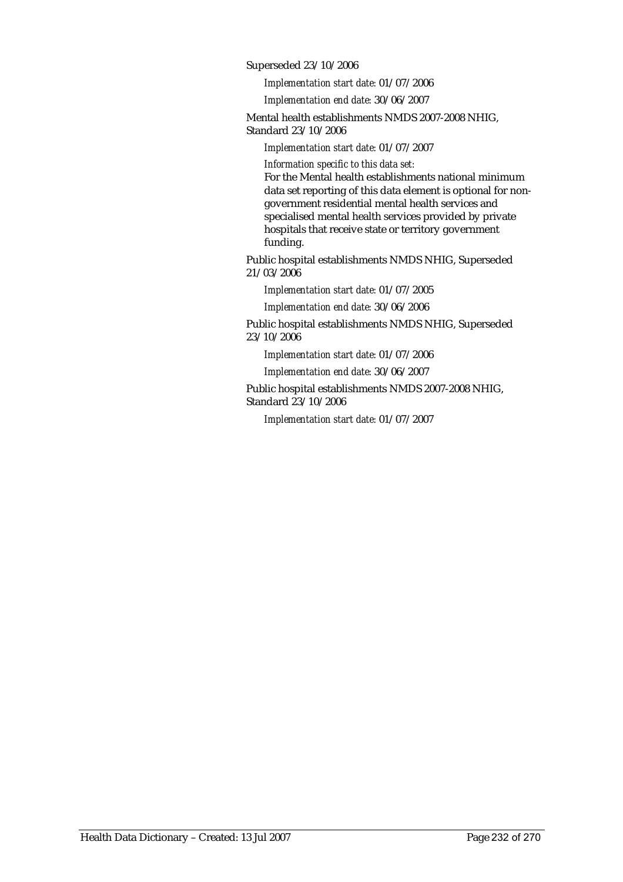Superseded 23/10/2006

*Implementation start date:* 01/07/2006

*Implementation end date:* 30/06/2007

Mental health establishments NMDS 2007-2008 NHIG, Standard 23/10/2006

*Implementation start date:* 01/07/2007

*Information specific to this data set:*

For the Mental health establishments national minimum data set reporting of this data element is optional for non-government residential mental health services and specialised mental health services provided by private hospitals that receive state or territory government funding.

Public hospital establishments NMDS NHIG, Superseded 21/03/2006

*Implementation start date:* 01/07/2005

*Implementation end date:* 30/06/2006

Public hospital establishments NMDS NHIG, Superseded 23/10/2006

*Implementation start date:* 01/07/2006

*Implementation end date:* 30/06/2007

Public hospital establishments NMDS 2007-2008 NHIG, Standard 23/10/2006

*Implementation start date:* 01/07/2007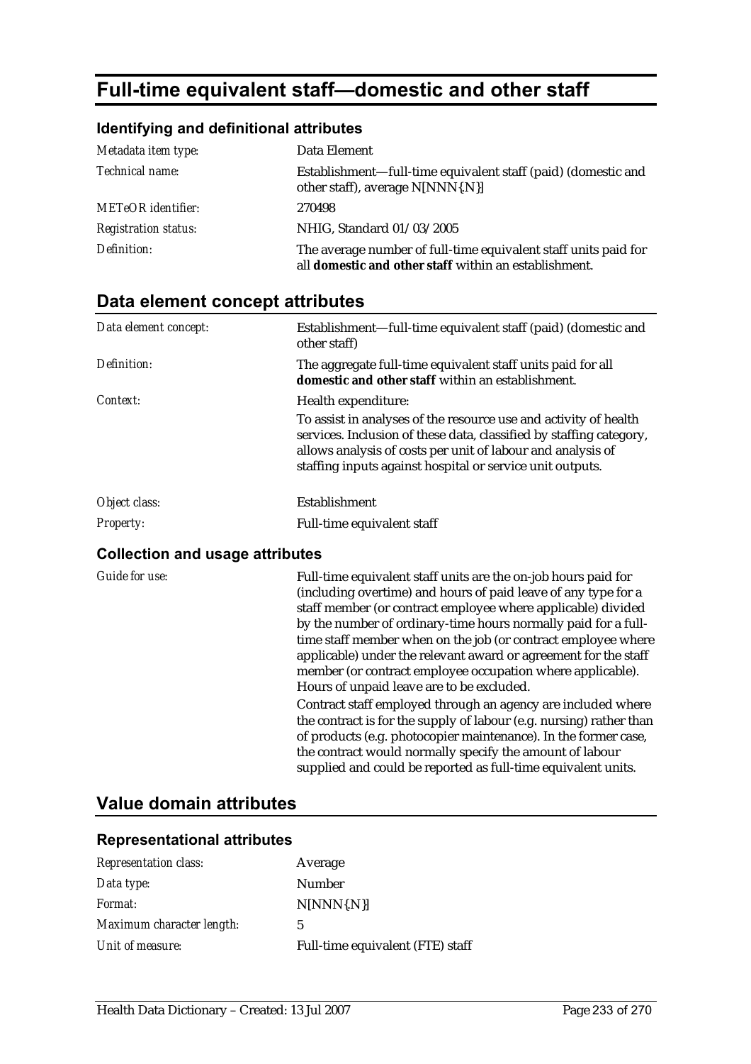# Full-time equivalent staff—domestic and other staff

### Identifying and definitional attributes

| | |
|---|---|
| *Metadata item type:* | Data Element |
| *Technical name:* | Establishment—full-time equivalent staff (paid) (domestic and other staff), average N[NNN{.N}] |
| *METeOR identifier:* | 270498 |
| *Registration status:* | NHIG, Standard 01/03/2005 |
| *Definition:* | The average number of full-time equivalent staff units paid for all **domestic and other staff** within an establishment. |

## Data element concept attributes

| | |
|---|---|
| *Data element concept:* | Establishment—full-time equivalent staff (paid) (domestic and other staff) |
| *Definition:* | The aggregate full-time equivalent staff units paid for all **domestic and other staff** within an establishment. |
| *Context:* | Health expenditure:<br>To assist in analyses of the resource use and activity of health services. Inclusion of these data, classified by staffing category, allows analysis of costs per unit of labour and analysis of staffing inputs against hospital or service unit outputs. |
| *Object class:* | Establishment |
| *Property:* | Full-time equivalent staff |

### Collection and usage attributes

| | |
|---|---|
| *Guide for use:* | Full-time equivalent staff units are the on-job hours paid for (including overtime) and hours of paid leave of any type for a staff member (or contract employee where applicable) divided by the number of ordinary-time hours normally paid for a full-time staff member when on the job (or contract employee where applicable) under the relevant award or agreement for the staff member (or contract employee occupation where applicable). Hours of unpaid leave are to be excluded.<br>Contract staff employed through an agency are included where the contract is for the supply of labour (e.g. nursing) rather than of products (e.g. photocopier maintenance). In the former case, the contract would normally specify the amount of labour supplied and could be reported as full-time equivalent units. |

## Value domain attributes

### Representational attributes

| | |
|---|---|
| *Representation class:* | Average |
| *Data type:* | Number |
| *Format:* | N[NNN{.N}] |
| *Maximum character length:* | 5 |
| *Unit of measure:* | Full-time equivalent (FTE) staff |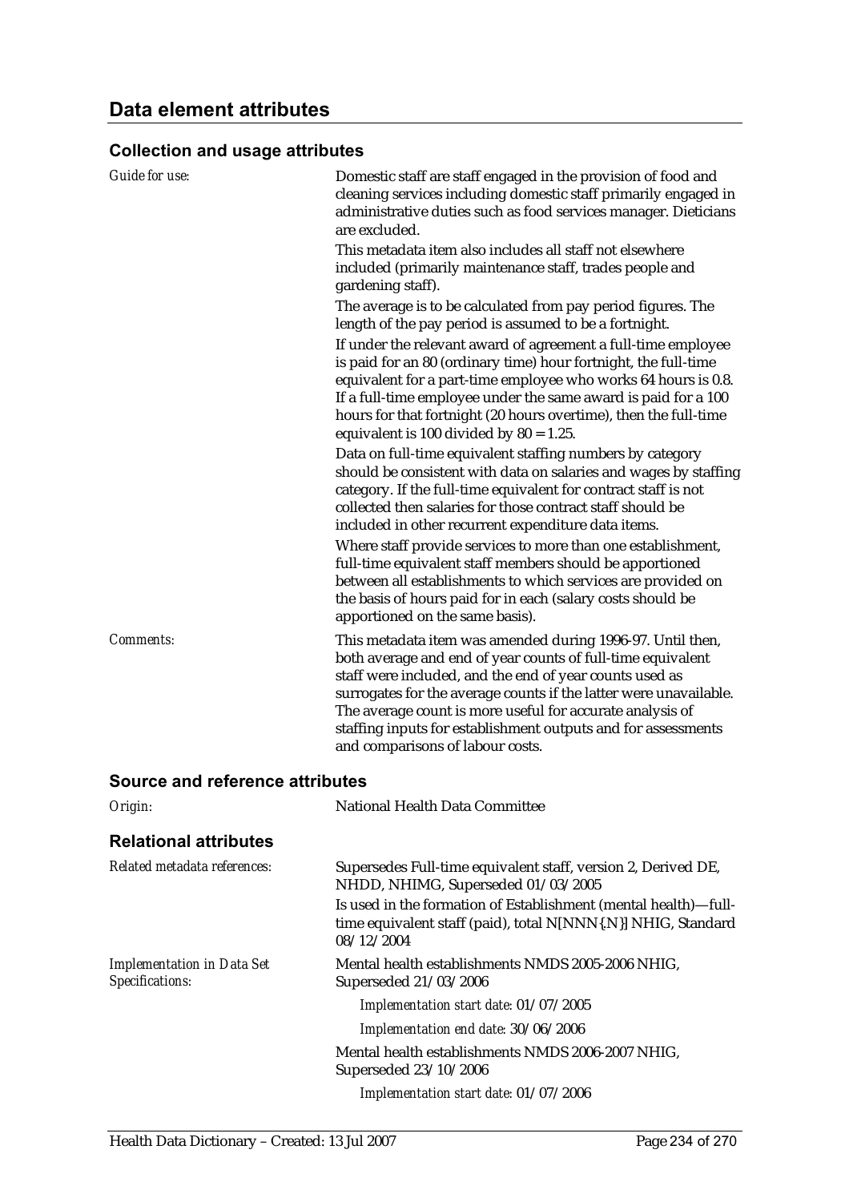## Data element attributes

### Collection and usage attributes

*Guide for use:*

Domestic staff are staff engaged in the provision of food and cleaning services including domestic staff primarily engaged in administrative duties such as food services manager. Dieticians are excluded.

This metadata item also includes all staff not elsewhere included (primarily maintenance staff, trades people and gardening staff).

The average is to be calculated from pay period figures. The length of the pay period is assumed to be a fortnight.

If under the relevant award of agreement a full-time employee is paid for an 80 (ordinary time) hour fortnight, the full-time equivalent for a part-time employee who works 64 hours is 0.8. If a full-time employee under the same award is paid for a 100 hours for that fortnight (20 hours overtime), then the full-time equivalent is 100 divided by 80 = 1.25.

Data on full-time equivalent staffing numbers by category should be consistent with data on salaries and wages by staffing category. If the full-time equivalent for contract staff is not collected then salaries for those contract staff should be included in other recurrent expenditure data items.

Where staff provide services to more than one establishment, full-time equivalent staff members should be apportioned between all establishments to which services are provided on the basis of hours paid for in each (salary costs should be apportioned on the same basis).

*Comments:*

This metadata item was amended during 1996-97. Until then, both average and end of year counts of full-time equivalent staff were included, and the end of year counts used as surrogates for the average counts if the latter were unavailable. The average count is more useful for accurate analysis of staffing inputs for establishment outputs and for assessments and comparisons of labour costs.

### Source and reference attributes

*Origin:* National Health Data Committee

### Relational attributes

*Related metadata references:*

Supersedes Full-time equivalent staff, version 2, Derived DE, NHDD, NHIMG, Superseded 01/03/2005

Is used in the formation of Establishment (mental health)—full-time equivalent staff (paid), total N[NNN{.N}] NHIG, Standard 08/12/2004

*Implementation in Data Set Specifications:*

Mental health establishments NMDS 2005-2006 NHIG, Superseded 21/03/2006

*Implementation start date:* 01/07/2005

*Implementation end date:* 30/06/2006

Mental health establishments NMDS 2006-2007 NHIG, Superseded 23/10/2006

*Implementation start date:* 01/07/2006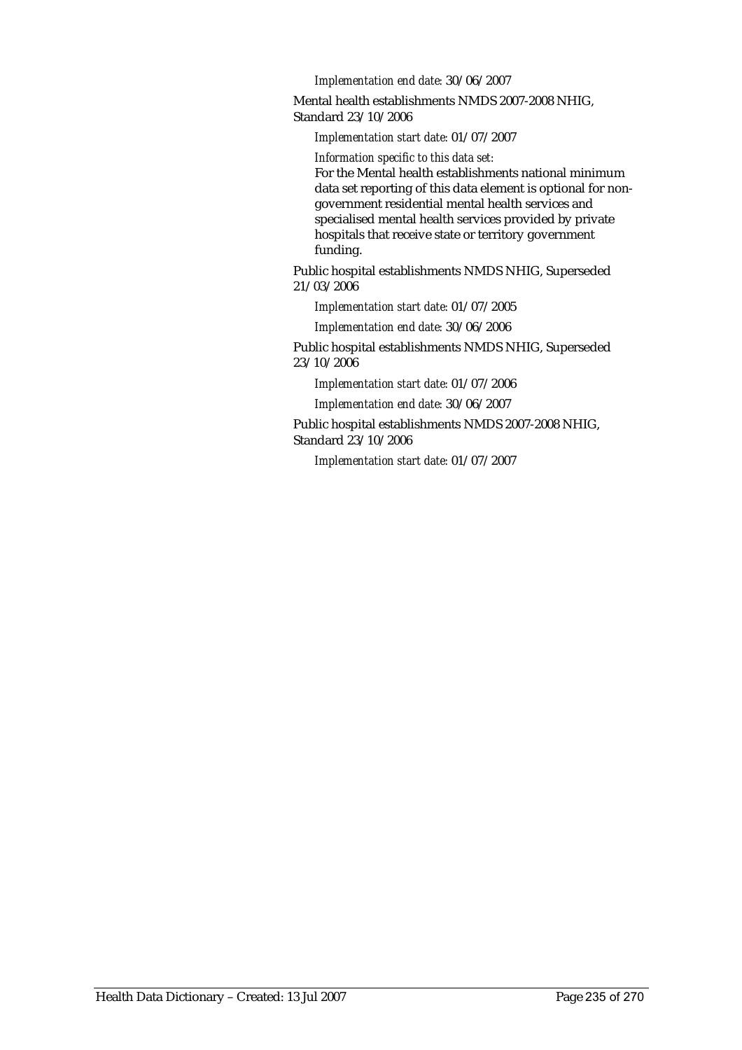*Implementation end date:* 30/06/2007

Mental health establishments NMDS 2007-2008 NHIG, Standard 23/10/2006

*Implementation start date:* 01/07/2007

*Information specific to this data set:*

For the Mental health establishments national minimum data set reporting of this data element is optional for non-government residential mental health services and specialised mental health services provided by private hospitals that receive state or territory government funding.

Public hospital establishments NMDS NHIG, Superseded 21/03/2006

*Implementation start date:* 01/07/2005

*Implementation end date:* 30/06/2006

Public hospital establishments NMDS NHIG, Superseded 23/10/2006

*Implementation start date:* 01/07/2006

*Implementation end date:* 30/06/2007

Public hospital establishments NMDS 2007-2008 NHIG, Standard 23/10/2006

*Implementation start date:* 01/07/2007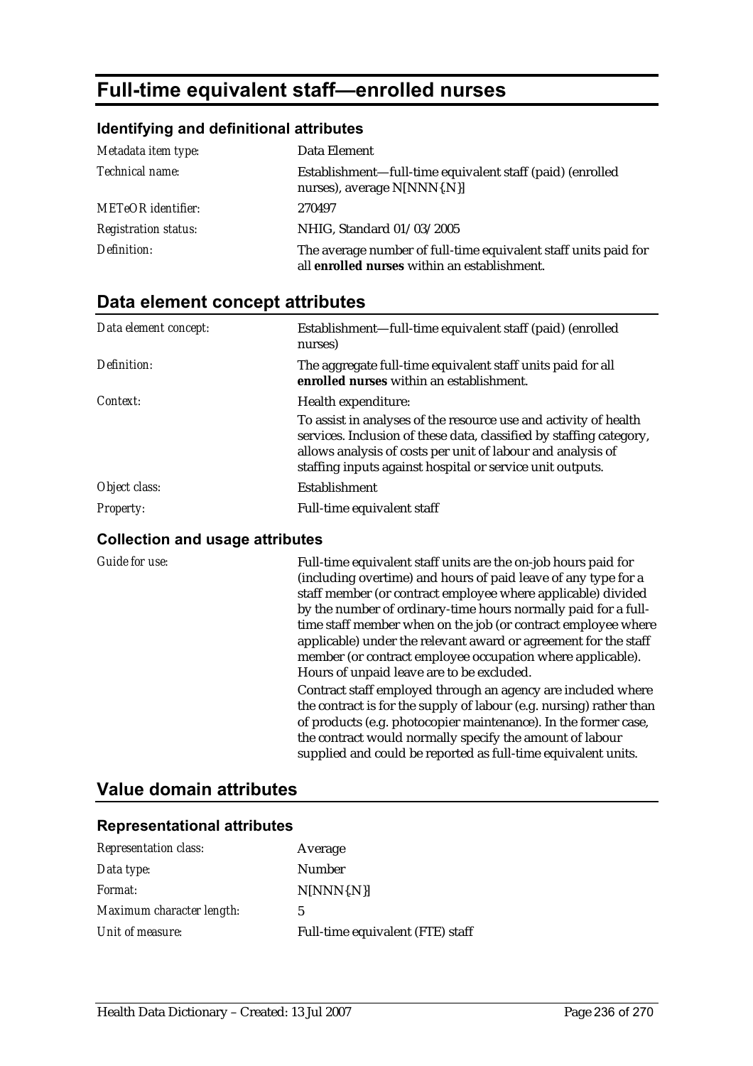# Full-time equivalent staff—enrolled nurses

### Identifying and definitional attributes

| | |
|---|---|
| *Metadata item type:* | Data Element |
| *Technical name:* | Establishment—full-time equivalent staff (paid) (enrolled nurses), average N[NNN{.N}] |
| *METeOR identifier:* | 270497 |
| *Registration status:* | NHIG, Standard 01/03/2005 |
| *Definition:* | The average number of full-time equivalent staff units paid for all **enrolled nurses** within an establishment. |

## Data element concept attributes

| | |
|---|---|
| *Data element concept:* | Establishment—full-time equivalent staff (paid) (enrolled nurses) |
| *Definition:* | The aggregate full-time equivalent staff units paid for all **enrolled nurses** within an establishment. |
| *Context:* | Health expenditure:<br>To assist in analyses of the resource use and activity of health services. Inclusion of these data, classified by staffing category, allows analysis of costs per unit of labour and analysis of staffing inputs against hospital or service unit outputs. |
| *Object class:* | Establishment |
| *Property:* | Full-time equivalent staff |

### Collection and usage attributes

| | |
|---|---|
| *Guide for use:* | Full-time equivalent staff units are the on-job hours paid for (including overtime) and hours of paid leave of any type for a staff member (or contract employee where applicable) divided by the number of ordinary-time hours normally paid for a full-time staff member when on the job (or contract employee where applicable) under the relevant award or agreement for the staff member (or contract employee occupation where applicable). Hours of unpaid leave are to be excluded.<br>Contract staff employed through an agency are included where the contract is for the supply of labour (e.g. nursing) rather than of products (e.g. photocopier maintenance). In the former case, the contract would normally specify the amount of labour supplied and could be reported as full-time equivalent units. |

## Value domain attributes

### Representational attributes

| | |
|---|---|
| *Representation class:* | Average |
| *Data type:* | Number |
| *Format:* | N[NNN{.N}] |
| *Maximum character length:* | 5 |
| *Unit of measure:* | Full-time equivalent (FTE) staff |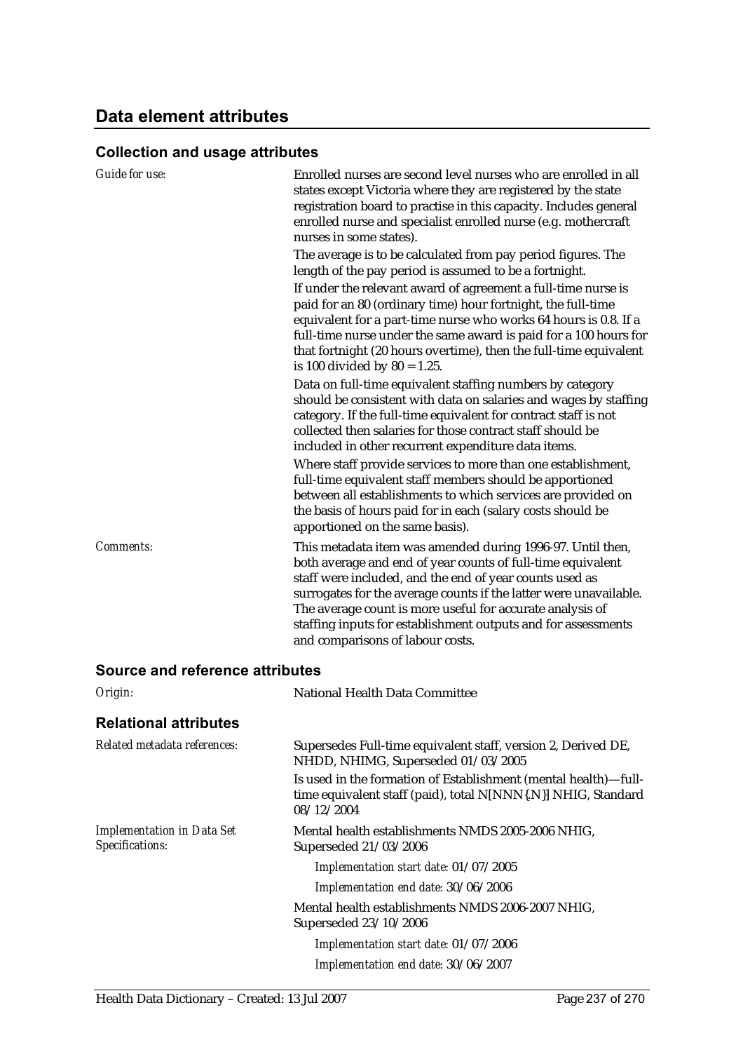## Data element attributes

### Collection and usage attributes

*Guide for use:*

Enrolled nurses are second level nurses who are enrolled in all states except Victoria where they are registered by the state registration board to practise in this capacity. Includes general enrolled nurse and specialist enrolled nurse (e.g. mothercraft nurses in some states).

The average is to be calculated from pay period figures. The length of the pay period is assumed to be a fortnight.

If under the relevant award of agreement a full-time nurse is paid for an 80 (ordinary time) hour fortnight, the full-time equivalent for a part-time nurse who works 64 hours is 0.8. If a full-time nurse under the same award is paid for a 100 hours for that fortnight (20 hours overtime), then the full-time equivalent is 100 divided by 80 = 1.25.

Data on full-time equivalent staffing numbers by category should be consistent with data on salaries and wages by staffing category. If the full-time equivalent for contract staff is not collected then salaries for those contract staff should be included in other recurrent expenditure data items.

Where staff provide services to more than one establishment, full-time equivalent staff members should be apportioned between all establishments to which services are provided on the basis of hours paid for in each (salary costs should be apportioned on the same basis).

*Comments:*

This metadata item was amended during 1996-97. Until then, both average and end of year counts of full-time equivalent staff were included, and the end of year counts used as surrogates for the average counts if the latter were unavailable. The average count is more useful for accurate analysis of staffing inputs for establishment outputs and for assessments and comparisons of labour costs.

### Source and reference attributes

*Origin:* National Health Data Committee

### Relational attributes

*Related metadata references:*

Supersedes Full-time equivalent staff, version 2, Derived DE, NHDD, NHIMG, Superseded 01/03/2005

Is used in the formation of Establishment (mental health)—full-time equivalent staff (paid), total N[NNN{.N}] NHIG, Standard 08/12/2004

*Implementation in Data Set Specifications:*

Mental health establishments NMDS 2005-2006 NHIG, Superseded 21/03/2006

*Implementation start date:* 01/07/2005

*Implementation end date:* 30/06/2006

Mental health establishments NMDS 2006-2007 NHIG, Superseded 23/10/2006

*Implementation start date:* 01/07/2006

*Implementation end date:* 30/06/2007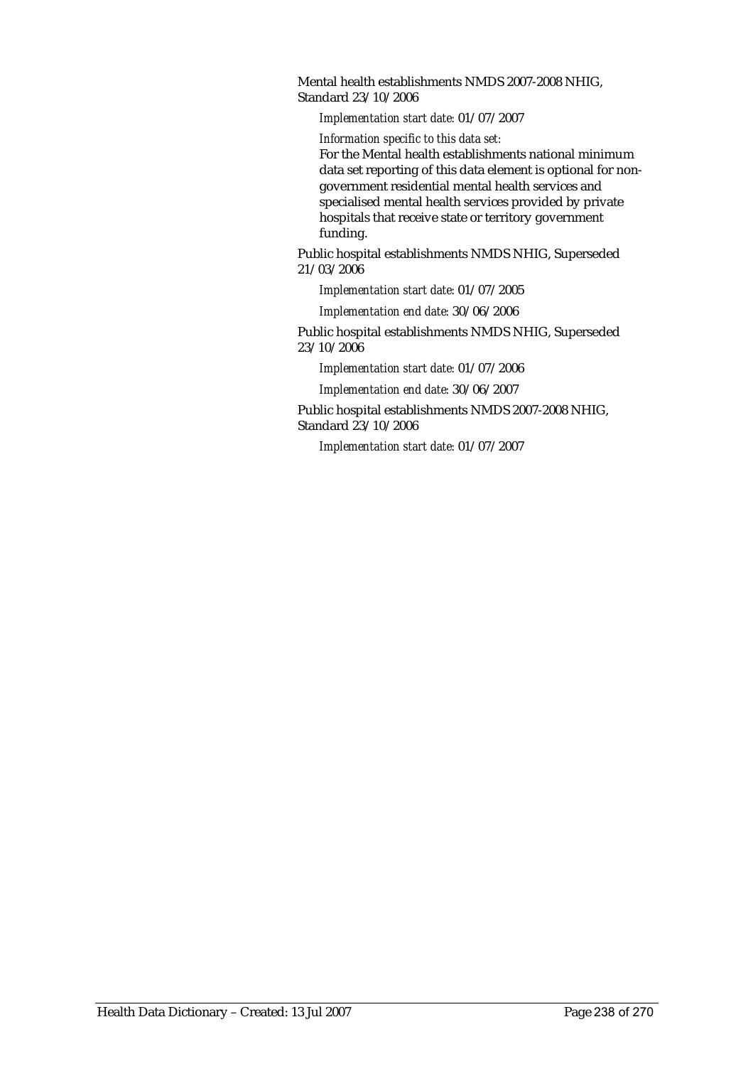Mental health establishments NMDS 2007-2008 NHIG, Standard 23/10/2006

*Implementation start date:* 01/07/2007

*Information specific to this data set:*

For the Mental health establishments national minimum data set reporting of this data element is optional for non-government residential mental health services and specialised mental health services provided by private hospitals that receive state or territory government funding.

Public hospital establishments NMDS NHIG, Superseded 21/03/2006

*Implementation start date:* 01/07/2005

*Implementation end date:* 30/06/2006

Public hospital establishments NMDS NHIG, Superseded 23/10/2006

*Implementation start date:* 01/07/2006

*Implementation end date:* 30/06/2007

Public hospital establishments NMDS 2007-2008 NHIG, Standard 23/10/2006

*Implementation start date:* 01/07/2007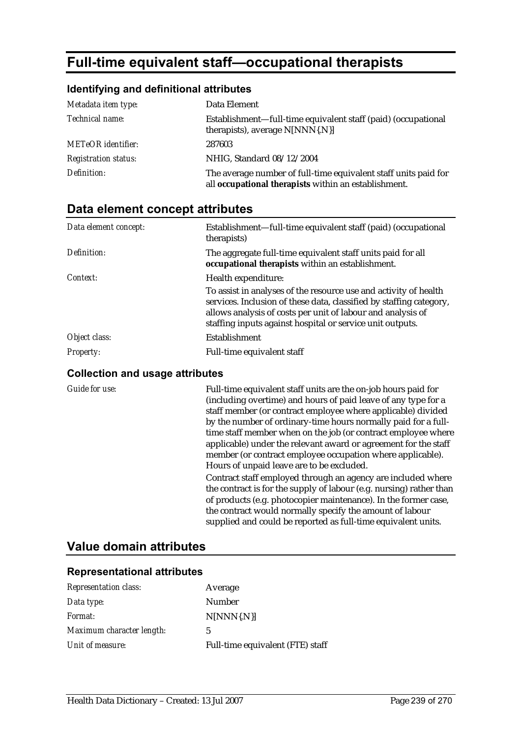# Full-time equivalent staff—occupational therapists

### Identifying and definitional attributes

| | |
|---|---|
| *Metadata item type:* | Data Element |
| *Technical name:* | Establishment—full-time equivalent staff (paid) (occupational therapists), average N[NNN{.N}] |
| *METeOR identifier:* | 287603 |
| *Registration status:* | NHIG, Standard 08/12/2004 |
| *Definition:* | The average number of full-time equivalent staff units paid for all **occupational therapists** within an establishment. |

## Data element concept attributes

| | |
|---|---|
| *Data element concept:* | Establishment—full-time equivalent staff (paid) (occupational therapists) |
| *Definition:* | The aggregate full-time equivalent staff units paid for all **occupational therapists** within an establishment. |
| *Context:* | Health expenditure: <br> To assist in analyses of the resource use and activity of health services. Inclusion of these data, classified by staffing category, allows analysis of costs per unit of labour and analysis of staffing inputs against hospital or service unit outputs. |
| *Object class:* | Establishment |
| *Property:* | Full-time equivalent staff |

### Collection and usage attributes

| | |
|---|---|
| *Guide for use:* | Full-time equivalent staff units are the on-job hours paid for (including overtime) and hours of paid leave of any type for a staff member (or contract employee where applicable) divided by the number of ordinary-time hours normally paid for a full-time staff member when on the job (or contract employee where applicable) under the relevant award or agreement for the staff member (or contract employee occupation where applicable). Hours of unpaid leave are to be excluded. <br> Contract staff employed through an agency are included where the contract is for the supply of labour (e.g. nursing) rather than of products (e.g. photocopier maintenance). In the former case, the contract would normally specify the amount of labour supplied and could be reported as full-time equivalent units. |

## Value domain attributes

### Representational attributes

| | |
|---|---|
| *Representation class:* | Average |
| *Data type:* | Number |
| *Format:* | N[NNN{.N}] |
| *Maximum character length:* | 5 |
| *Unit of measure:* | Full-time equivalent (FTE) staff |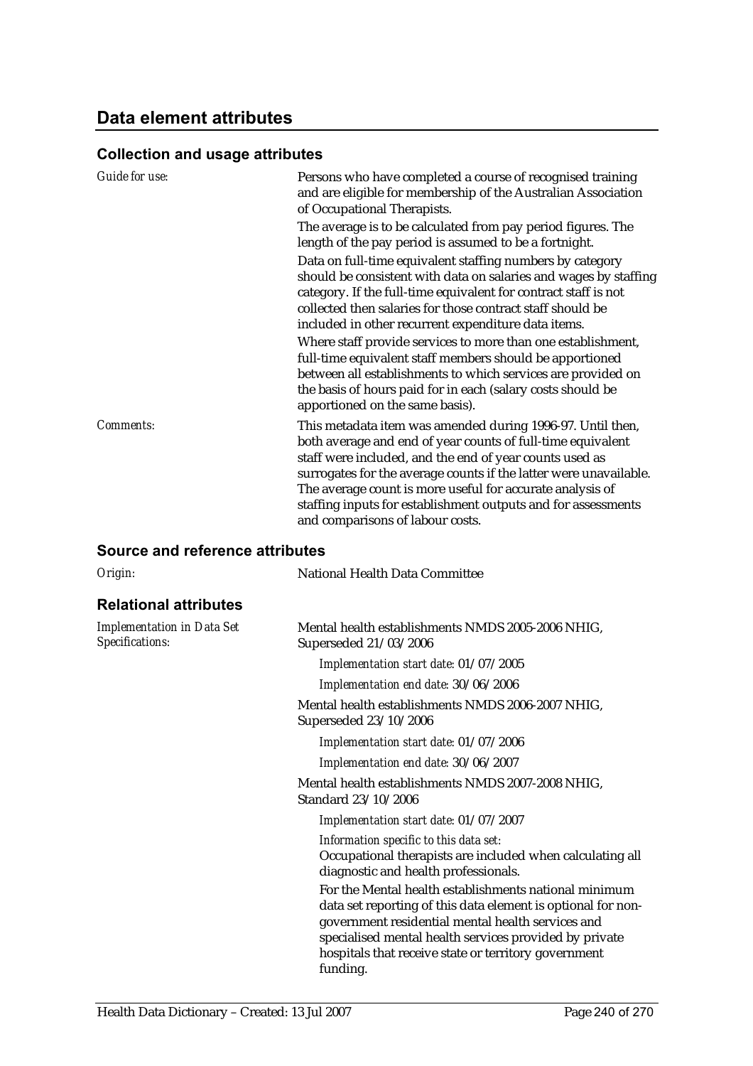## Data element attributes

### Collection and usage attributes

*Guide for use:*

Persons who have completed a course of recognised training and are eligible for membership of the Australian Association of Occupational Therapists.

The average is to be calculated from pay period figures. The length of the pay period is assumed to be a fortnight.

Data on full-time equivalent staffing numbers by category should be consistent with data on salaries and wages by staffing category. If the full-time equivalent for contract staff is not collected then salaries for those contract staff should be included in other recurrent expenditure data items.

Where staff provide services to more than one establishment, full-time equivalent staff members should be apportioned between all establishments to which services are provided on the basis of hours paid for in each (salary costs should be apportioned on the same basis).

*Comments:*

This metadata item was amended during 1996-97. Until then, both average and end of year counts of full-time equivalent staff were included, and the end of year counts used as surrogates for the average counts if the latter were unavailable. The average count is more useful for accurate analysis of staffing inputs for establishment outputs and for assessments and comparisons of labour costs.

### Source and reference attributes

*Origin:* National Health Data Committee

### Relational attributes

*Implementation in Data Set Specifications:*

Mental health establishments NMDS 2005-2006 NHIG, Superseded 21/03/2006

*Implementation start date:* 01/07/2005

*Implementation end date:* 30/06/2006

Mental health establishments NMDS 2006-2007 NHIG, Superseded 23/10/2006

*Implementation start date:* 01/07/2006

*Implementation end date:* 30/06/2007

Mental health establishments NMDS 2007-2008 NHIG, Standard 23/10/2006

*Implementation start date:* 01/07/2007

*Information specific to this data set:*

Occupational therapists are included when calculating all diagnostic and health professionals.

For the Mental health establishments national minimum data set reporting of this data element is optional for non-government residential mental health services and specialised mental health services provided by private hospitals that receive state or territory government funding.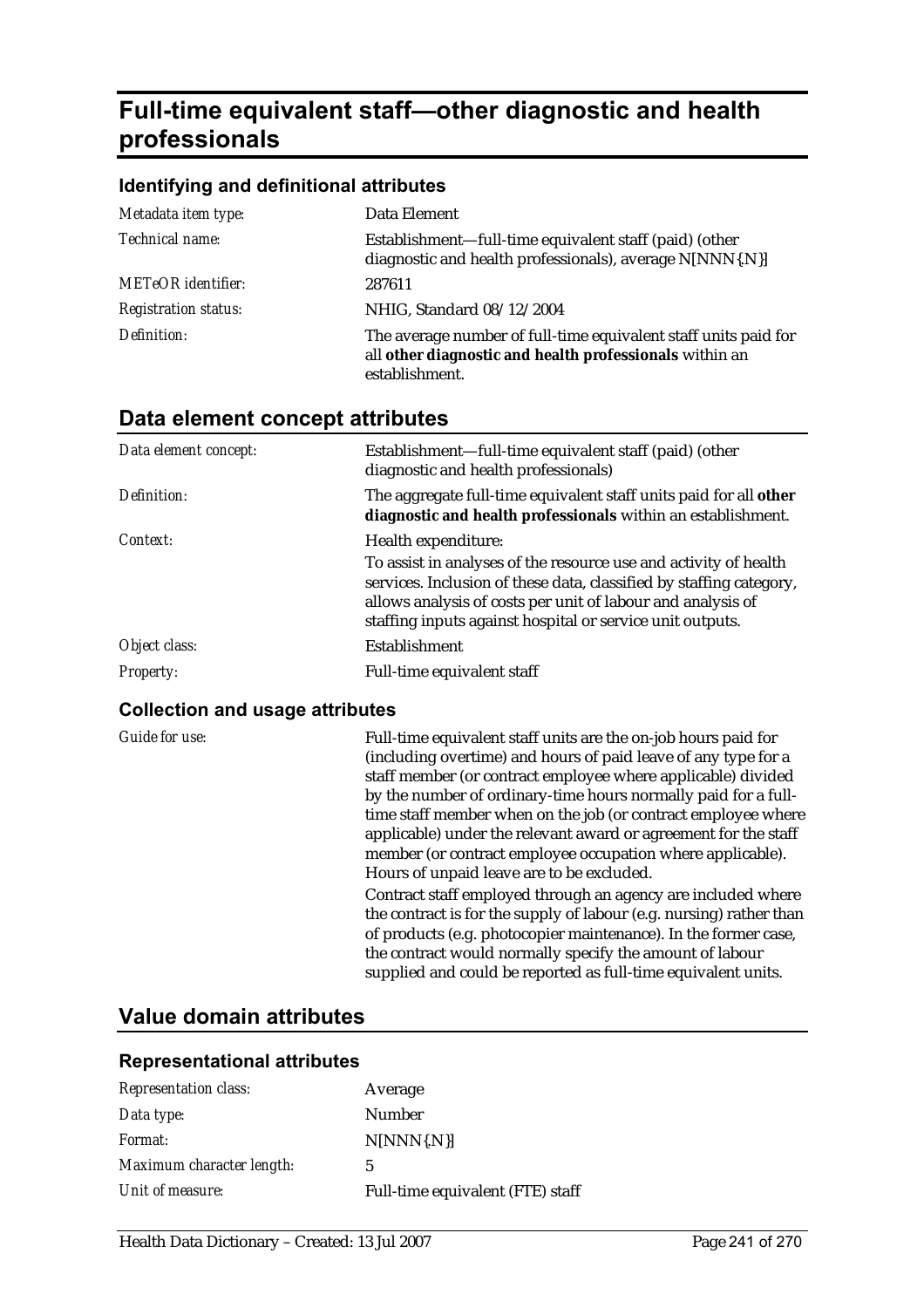# Full-time equivalent staff—other diagnostic and health professionals

### Identifying and definitional attributes

| | |
|---|---|
| *Metadata item type:* | Data Element |
| *Technical name:* | Establishment—full-time equivalent staff (paid) (other diagnostic and health professionals), average N[NNN{.N}] |
| *METeOR identifier:* | 287611 |
| *Registration status:* | NHIG, Standard 08/12/2004 |
| *Definition:* | The average number of full-time equivalent staff units paid for all **other diagnostic and health professionals** within an establishment. |

## Data element concept attributes

| | |
|---|---|
| *Data element concept:* | Establishment—full-time equivalent staff (paid) (other diagnostic and health professionals) |
| *Definition:* | The aggregate full-time equivalent staff units paid for all **other diagnostic and health professionals** within an establishment. |
| *Context:* | Health expenditure:<br>To assist in analyses of the resource use and activity of health services. Inclusion of these data, classified by staffing category, allows analysis of costs per unit of labour and analysis of staffing inputs against hospital or service unit outputs. |
| *Object class:* | Establishment |
| *Property:* | Full-time equivalent staff |

### Collection and usage attributes

| | |
|---|---|
| *Guide for use:* | Full-time equivalent staff units are the on-job hours paid for (including overtime) and hours of paid leave of any type for a staff member (or contract employee where applicable) divided by the number of ordinary-time hours normally paid for a full-time staff member when on the job (or contract employee where applicable) under the relevant award or agreement for the staff member (or contract employee occupation where applicable). Hours of unpaid leave are to be excluded.<br>Contract staff employed through an agency are included where the contract is for the supply of labour (e.g. nursing) rather than of products (e.g. photocopier maintenance). In the former case, the contract would normally specify the amount of labour supplied and could be reported as full-time equivalent units. |

## Value domain attributes

### Representational attributes

| | |
|---|---|
| *Representation class:* | Average |
| *Data type:* | Number |
| *Format:* | N[NNN{.N}] |
| *Maximum character length:* | 5 |
| *Unit of measure:* | Full-time equivalent (FTE) staff |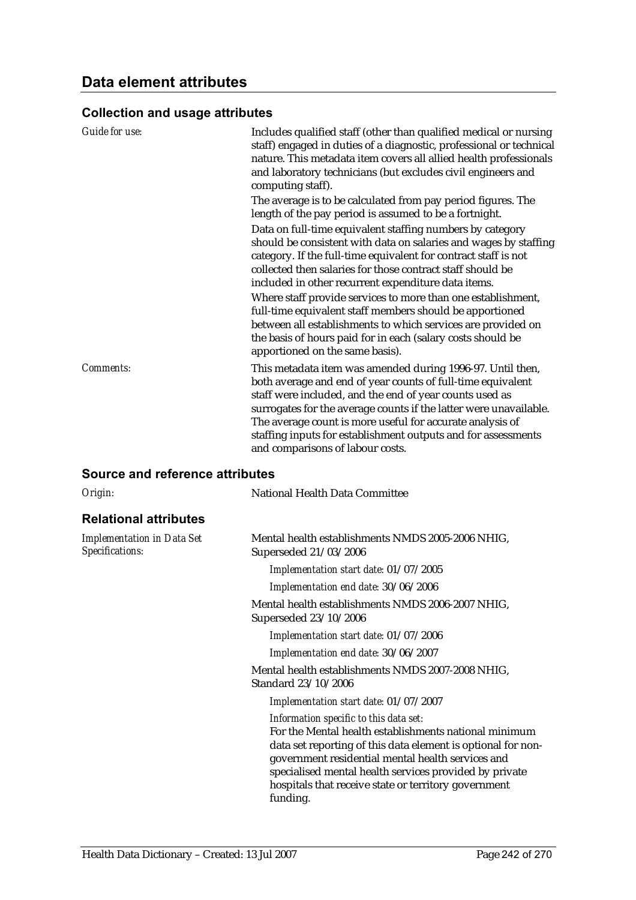## Data element attributes

### Collection and usage attributes

*Guide for use:*

Includes qualified staff (other than qualified medical or nursing staff) engaged in duties of a diagnostic, professional or technical nature. This metadata item covers all allied health professionals and laboratory technicians (but excludes civil engineers and computing staff).

The average is to be calculated from pay period figures. The length of the pay period is assumed to be a fortnight.

Data on full-time equivalent staffing numbers by category should be consistent with data on salaries and wages by staffing category. If the full-time equivalent for contract staff is not collected then salaries for those contract staff should be included in other recurrent expenditure data items.

Where staff provide services to more than one establishment, full-time equivalent staff members should be apportioned between all establishments to which services are provided on the basis of hours paid for in each (salary costs should be apportioned on the same basis).

*Comments:*

This metadata item was amended during 1996-97. Until then, both average and end of year counts of full-time equivalent staff were included, and the end of year counts used as surrogates for the average counts if the latter were unavailable. The average count is more useful for accurate analysis of staffing inputs for establishment outputs and for assessments and comparisons of labour costs.

### Source and reference attributes

*Origin:* National Health Data Committee

### Relational attributes

*Implementation in Data Set Specifications:*

Mental health establishments NMDS 2005-2006 NHIG, Superseded 21/03/2006

*Implementation start date:* 01/07/2005

*Implementation end date:* 30/06/2006

Mental health establishments NMDS 2006-2007 NHIG, Superseded 23/10/2006

*Implementation start date:* 01/07/2006

*Implementation end date:* 30/06/2007

Mental health establishments NMDS 2007-2008 NHIG, Standard 23/10/2006

*Implementation start date:* 01/07/2007

*Information specific to this data set:*

For the Mental health establishments national minimum data set reporting of this data element is optional for non-government residential mental health services and specialised mental health services provided by private hospitals that receive state or territory government funding.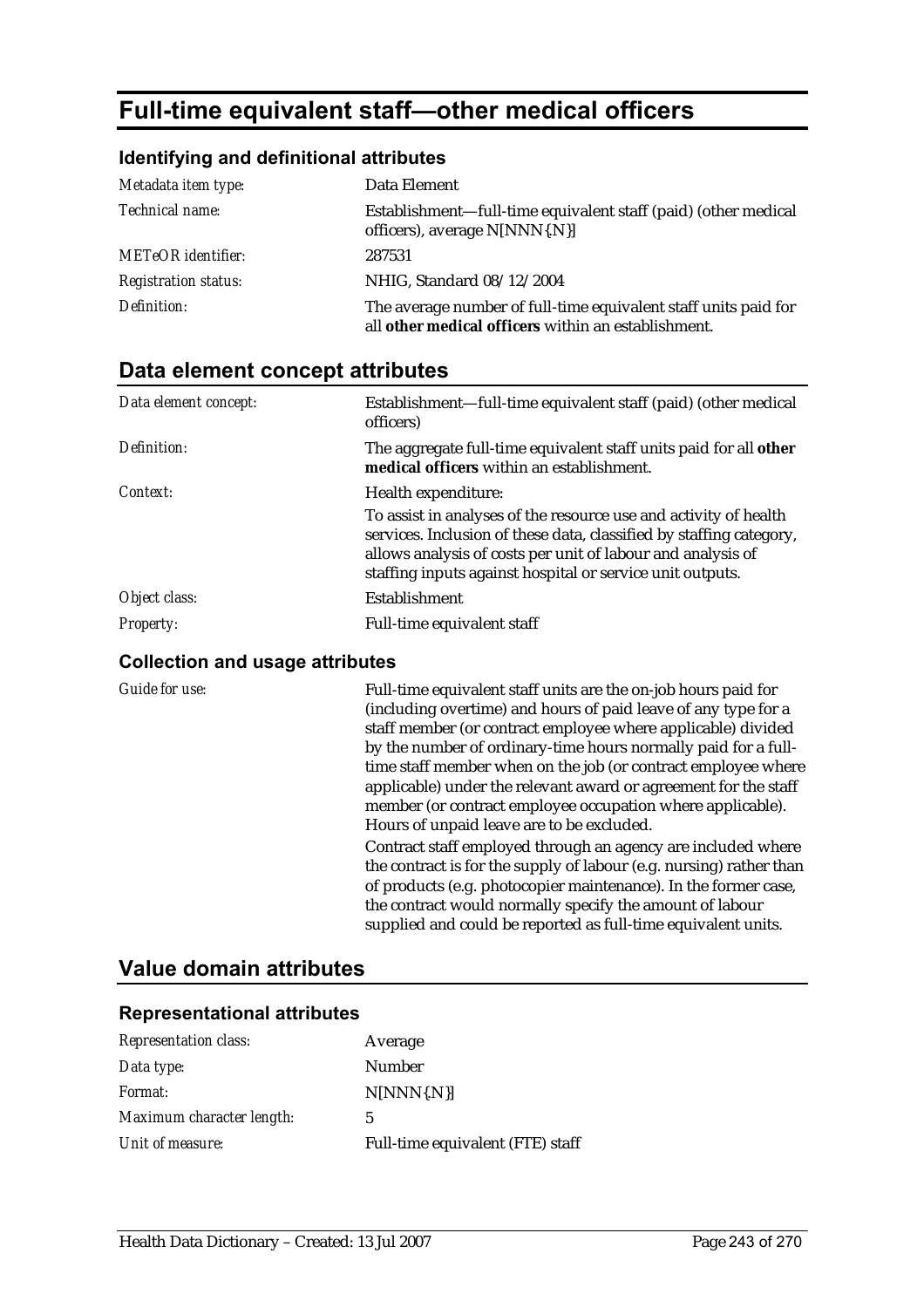# Full-time equivalent staff—other medical officers

### Identifying and definitional attributes

| | |
|---|---|
| *Metadata item type:* | Data Element |
| *Technical name:* | Establishment—full-time equivalent staff (paid) (other medical officers), average N[NNN{.N}] |
| *METeOR identifier:* | 287531 |
| *Registration status:* | NHIG, Standard 08/12/2004 |
| *Definition:* | The average number of full-time equivalent staff units paid for all **other medical officers** within an establishment. |

## Data element concept attributes

| | |
|---|---|
| *Data element concept:* | Establishment—full-time equivalent staff (paid) (other medical officers) |
| *Definition:* | The aggregate full-time equivalent staff units paid for all **other medical officers** within an establishment. |
| *Context:* | Health expenditure:<br>To assist in analyses of the resource use and activity of health services. Inclusion of these data, classified by staffing category, allows analysis of costs per unit of labour and analysis of staffing inputs against hospital or service unit outputs. |
| *Object class:* | Establishment |
| *Property:* | Full-time equivalent staff |

### Collection and usage attributes

| | |
|---|---|
| *Guide for use:* | Full-time equivalent staff units are the on-job hours paid for (including overtime) and hours of paid leave of any type for a staff member (or contract employee where applicable) divided by the number of ordinary-time hours normally paid for a full-time staff member when on the job (or contract employee where applicable) under the relevant award or agreement for the staff member (or contract employee occupation where applicable). Hours of unpaid leave are to be excluded.<br>Contract staff employed through an agency are included where the contract is for the supply of labour (e.g. nursing) rather than of products (e.g. photocopier maintenance). In the former case, the contract would normally specify the amount of labour supplied and could be reported as full-time equivalent units. |

## Value domain attributes

### Representational attributes

| | |
|---|---|
| *Representation class:* | Average |
| *Data type:* | Number |
| *Format:* | N[NNN{.N}] |
| *Maximum character length:* | 5 |
| *Unit of measure:* | Full-time equivalent (FTE) staff |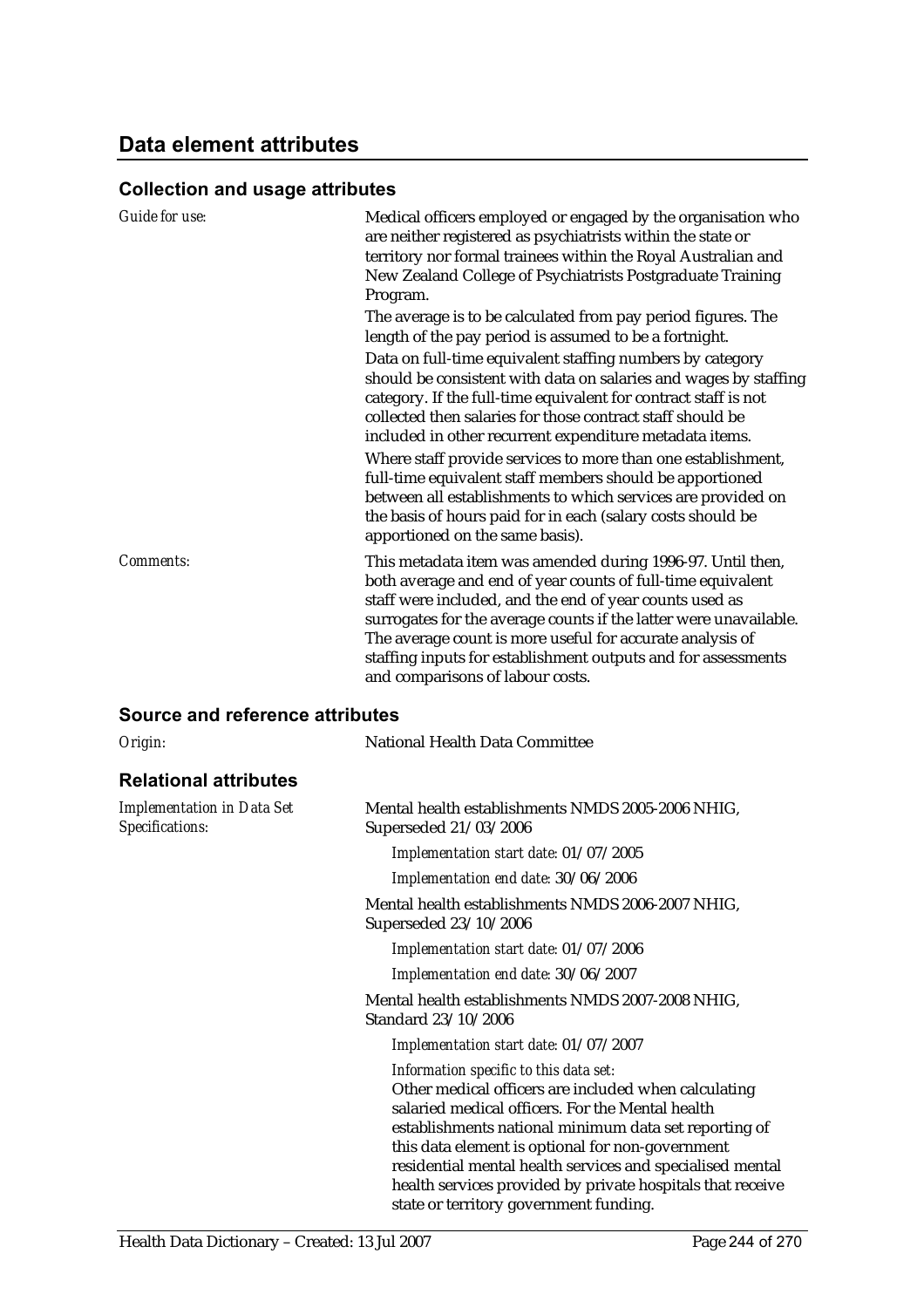## Data element attributes

### Collection and usage attributes

*Guide for use:*

Medical officers employed or engaged by the organisation who are neither registered as psychiatrists within the state or territory nor formal trainees within the Royal Australian and New Zealand College of Psychiatrists Postgraduate Training Program.

The average is to be calculated from pay period figures. The length of the pay period is assumed to be a fortnight.

Data on full-time equivalent staffing numbers by category should be consistent with data on salaries and wages by staffing category. If the full-time equivalent for contract staff is not collected then salaries for those contract staff should be included in other recurrent expenditure metadata items.

Where staff provide services to more than one establishment, full-time equivalent staff members should be apportioned between all establishments to which services are provided on the basis of hours paid for in each (salary costs should be apportioned on the same basis).

*Comments:*

This metadata item was amended during 1996-97. Until then, both average and end of year counts of full-time equivalent staff were included, and the end of year counts used as surrogates for the average counts if the latter were unavailable. The average count is more useful for accurate analysis of staffing inputs for establishment outputs and for assessments and comparisons of labour costs.

### Source and reference attributes

*Origin:* National Health Data Committee

### Relational attributes

*Implementation in Data Set Specifications:*

Mental health establishments NMDS 2005-2006 NHIG, Superseded 21/03/2006

*Implementation start date:* 01/07/2005

*Implementation end date:* 30/06/2006

Mental health establishments NMDS 2006-2007 NHIG, Superseded 23/10/2006

*Implementation start date:* 01/07/2006

*Implementation end date:* 30/06/2007

Mental health establishments NMDS 2007-2008 NHIG, Standard 23/10/2006

*Implementation start date:* 01/07/2007

*Information specific to this data set:*

Other medical officers are included when calculating salaried medical officers. For the Mental health establishments national minimum data set reporting of this data element is optional for non-government residential mental health services and specialised mental health services provided by private hospitals that receive state or territory government funding.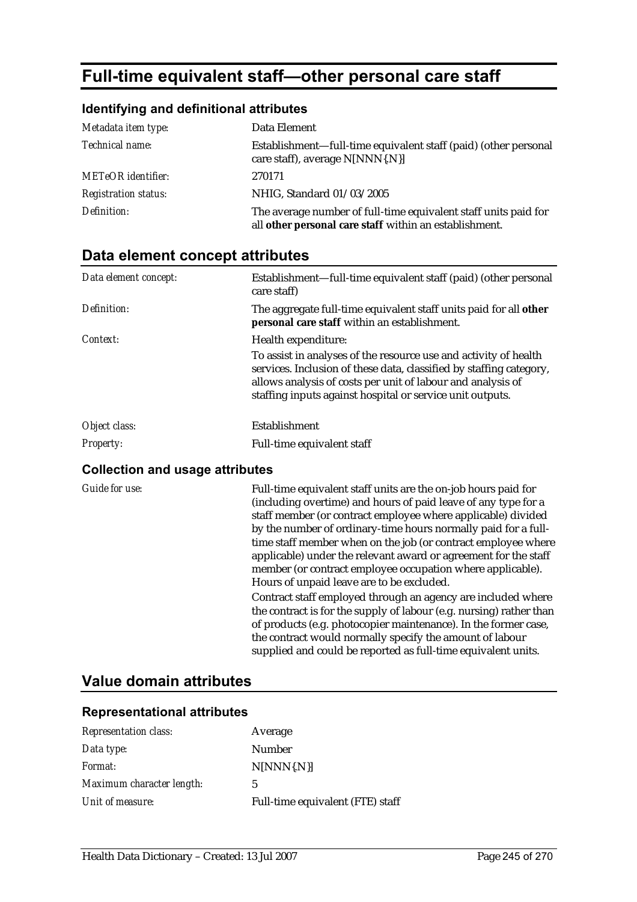# Full-time equivalent staff—other personal care staff

### Identifying and definitional attributes

| | |
|---|---|
| *Metadata item type:* | Data Element |
| *Technical name:* | Establishment—full-time equivalent staff (paid) (other personal care staff), average N[NNN{.N}] |
| *METeOR identifier:* | 270171 |
| *Registration status:* | NHIG, Standard 01/03/2005 |
| *Definition:* | The average number of full-time equivalent staff units paid for all **other personal care staff** within an establishment. |

## Data element concept attributes

| | |
|---|---|
| *Data element concept:* | Establishment—full-time equivalent staff (paid) (other personal care staff) |
| *Definition:* | The aggregate full-time equivalent staff units paid for all **other personal care staff** within an establishment. |
| *Context:* | Health expenditure:<br>To assist in analyses of the resource use and activity of health services. Inclusion of these data, classified by staffing category, allows analysis of costs per unit of labour and analysis of staffing inputs against hospital or service unit outputs. |
| *Object class:* | Establishment |
| *Property:* | Full-time equivalent staff |

### Collection and usage attributes

| | |
|---|---|
| *Guide for use:* | Full-time equivalent staff units are the on-job hours paid for (including overtime) and hours of paid leave of any type for a staff member (or contract employee where applicable) divided by the number of ordinary-time hours normally paid for a full-time staff member when on the job (or contract employee where applicable) under the relevant award or agreement for the staff member (or contract employee occupation where applicable). Hours of unpaid leave are to be excluded.<br>Contract staff employed through an agency are included where the contract is for the supply of labour (e.g. nursing) rather than of products (e.g. photocopier maintenance). In the former case, the contract would normally specify the amount of labour supplied and could be reported as full-time equivalent units. |

## Value domain attributes

### Representational attributes

| | |
|---|---|
| *Representation class:* | Average |
| *Data type:* | Number |
| *Format:* | N[NNN{.N}] |
| *Maximum character length:* | 5 |
| *Unit of measure:* | Full-time equivalent (FTE) staff |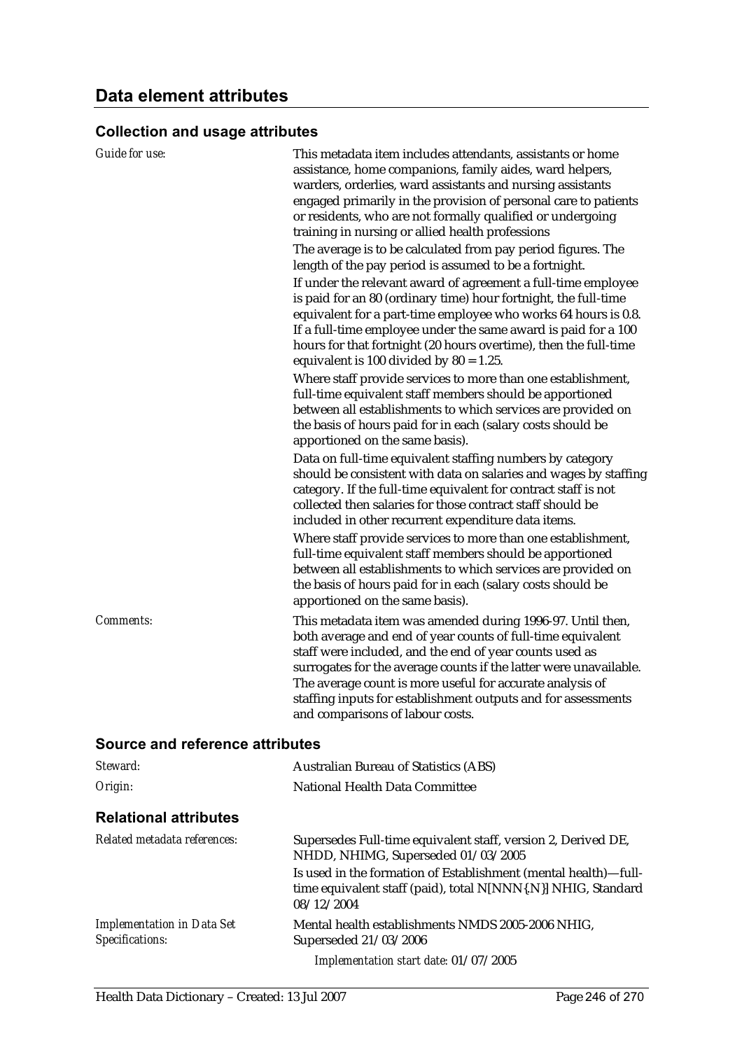## Data element attributes

### Collection and usage attributes

*Guide for use:*

This metadata item includes attendants, assistants or home assistance, home companions, family aides, ward helpers, warders, orderlies, ward assistants and nursing assistants engaged primarily in the provision of personal care to patients or residents, who are not formally qualified or undergoing training in nursing or allied health professions

The average is to be calculated from pay period figures. The length of the pay period is assumed to be a fortnight.

If under the relevant award of agreement a full-time employee is paid for an 80 (ordinary time) hour fortnight, the full-time equivalent for a part-time employee who works 64 hours is 0.8. If a full-time employee under the same award is paid for a 100 hours for that fortnight (20 hours overtime), then the full-time equivalent is 100 divided by 80 = 1.25.

Where staff provide services to more than one establishment, full-time equivalent staff members should be apportioned between all establishments to which services are provided on the basis of hours paid for in each (salary costs should be apportioned on the same basis).

Data on full-time equivalent staffing numbers by category should be consistent with data on salaries and wages by staffing category. If the full-time equivalent for contract staff is not collected then salaries for those contract staff should be included in other recurrent expenditure data items.

Where staff provide services to more than one establishment, full-time equivalent staff members should be apportioned between all establishments to which services are provided on the basis of hours paid for in each (salary costs should be apportioned on the same basis).

*Comments:*

This metadata item was amended during 1996-97. Until then, both average and end of year counts of full-time equivalent staff were included, and the end of year counts used as surrogates for the average counts if the latter were unavailable. The average count is more useful for accurate analysis of staffing inputs for establishment outputs and for assessments and comparisons of labour costs.

### Source and reference attributes

*Steward:* Australian Bureau of Statistics (ABS)

*Origin:* National Health Data Committee

### Relational attributes

*Related metadata references:*

Supersedes Full-time equivalent staff, version 2, Derived DE, NHDD, NHIMG, Superseded 01/03/2005

Is used in the formation of Establishment (mental health)—full-time equivalent staff (paid), total N[NNN{.N}] NHIG, Standard 08/12/2004

*Implementation in Data Set Specifications:*

Mental health establishments NMDS 2005-2006 NHIG, Superseded 21/03/2006

*Implementation start date:* 01/07/2005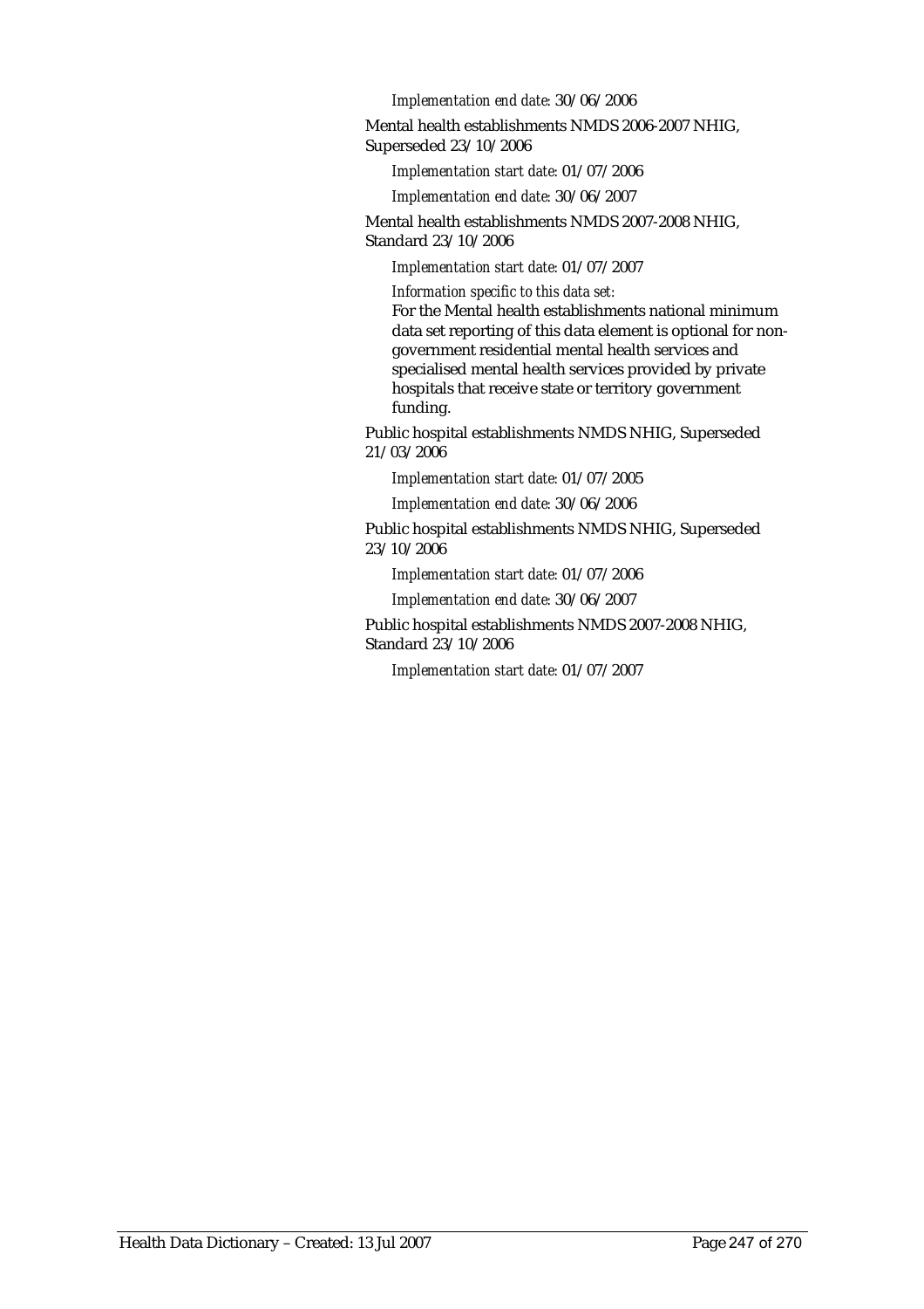*Implementation end date:* 30/06/2006

Mental health establishments NMDS 2006-2007 NHIG, Superseded 23/10/2006

*Implementation start date:* 01/07/2006

*Implementation end date:* 30/06/2007

Mental health establishments NMDS 2007-2008 NHIG, Standard 23/10/2006

*Implementation start date:* 01/07/2007

*Information specific to this data set:*

For the Mental health establishments national minimum data set reporting of this data element is optional for non-government residential mental health services and specialised mental health services provided by private hospitals that receive state or territory government funding.

Public hospital establishments NMDS NHIG, Superseded 21/03/2006

*Implementation start date:* 01/07/2005

*Implementation end date:* 30/06/2006

Public hospital establishments NMDS NHIG, Superseded 23/10/2006

*Implementation start date:* 01/07/2006

*Implementation end date:* 30/06/2007

Public hospital establishments NMDS 2007-2008 NHIG, Standard 23/10/2006

*Implementation start date:* 01/07/2007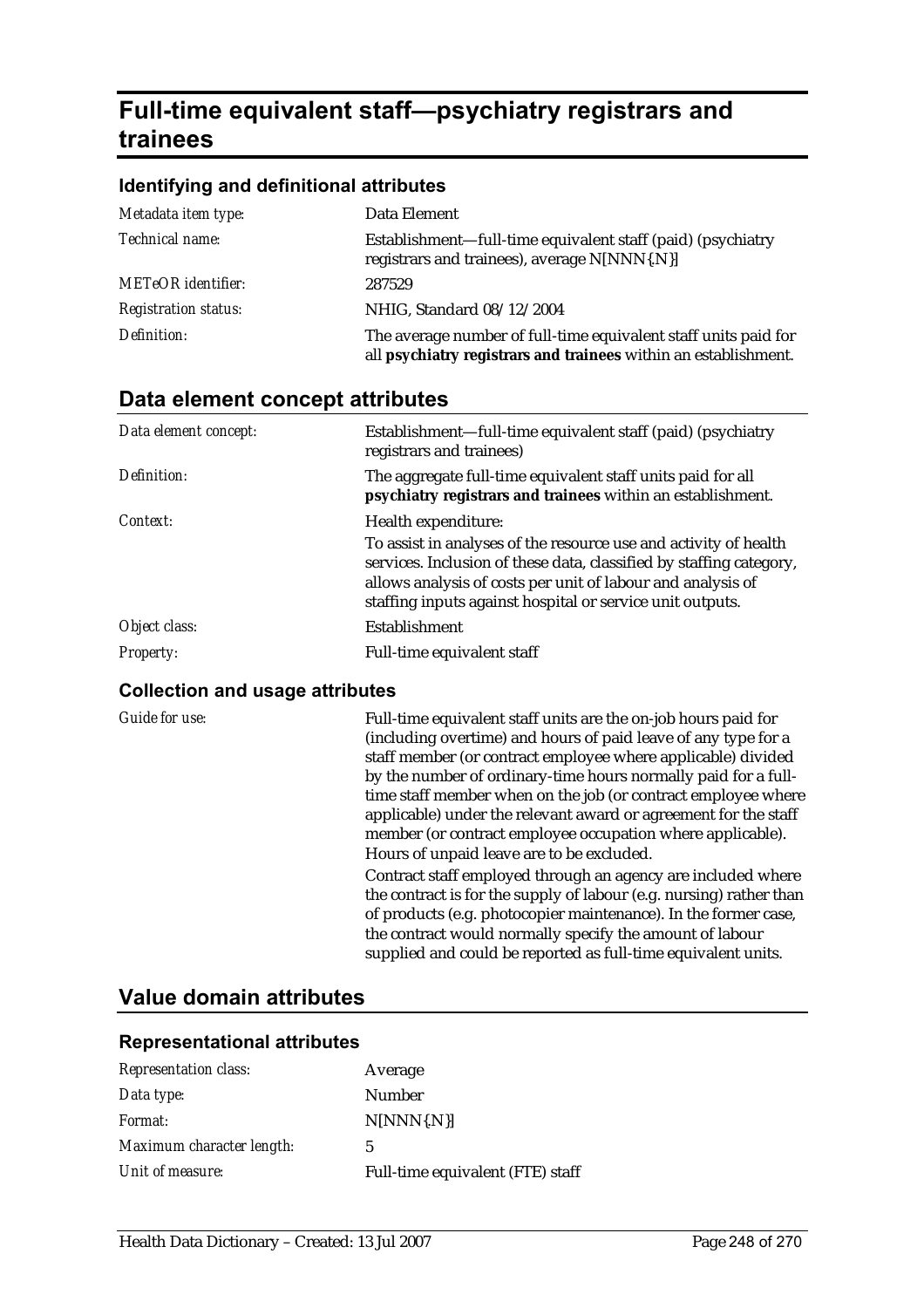# Full-time equivalent staff—psychiatry registrars and trainees

### Identifying and definitional attributes

| | |
|---|---|
| *Metadata item type:* | Data Element |
| *Technical name:* | Establishment—full-time equivalent staff (paid) (psychiatry registrars and trainees), average N[NNN{.N}] |
| *METeOR identifier:* | 287529 |
| *Registration status:* | NHIG, Standard 08/12/2004 |
| *Definition:* | The average number of full-time equivalent staff units paid for all **psychiatry registrars and trainees** within an establishment. |

## Data element concept attributes

| | |
|---|---|
| *Data element concept:* | Establishment—full-time equivalent staff (paid) (psychiatry registrars and trainees) |
| *Definition:* | The aggregate full-time equivalent staff units paid for all **psychiatry registrars and trainees** within an establishment. |
| *Context:* | Health expenditure:<br>To assist in analyses of the resource use and activity of health services. Inclusion of these data, classified by staffing category, allows analysis of costs per unit of labour and analysis of staffing inputs against hospital or service unit outputs. |
| *Object class:* | Establishment |
| *Property:* | Full-time equivalent staff |

### Collection and usage attributes

| | |
|---|---|
| *Guide for use:* | Full-time equivalent staff units are the on-job hours paid for (including overtime) and hours of paid leave of any type for a staff member (or contract employee where applicable) divided by the number of ordinary-time hours normally paid for a full-time staff member when on the job (or contract employee where applicable) under the relevant award or agreement for the staff member (or contract employee occupation where applicable). Hours of unpaid leave are to be excluded.<br>Contract staff employed through an agency are included where the contract is for the supply of labour (e.g. nursing) rather than of products (e.g. photocopier maintenance). In the former case, the contract would normally specify the amount of labour supplied and could be reported as full-time equivalent units. |

## Value domain attributes

### Representational attributes

| | |
|---|---|
| *Representation class:* | Average |
| *Data type:* | Number |
| *Format:* | N[NNN{.N}] |
| *Maximum character length:* | 5 |
| *Unit of measure:* | Full-time equivalent (FTE) staff |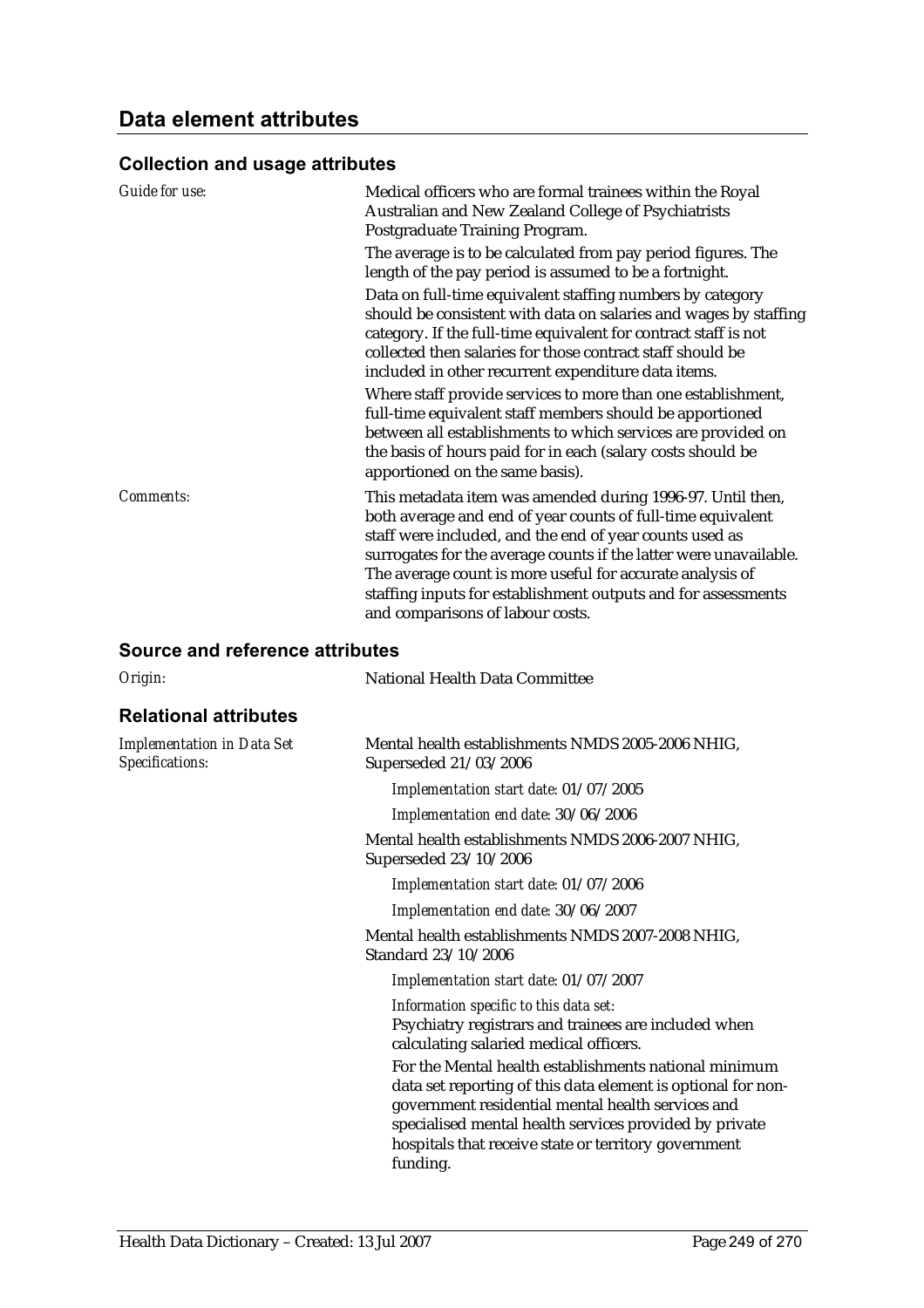## Data element attributes

### Collection and usage attributes

*Guide for use:*

Medical officers who are formal trainees within the Royal Australian and New Zealand College of Psychiatrists Postgraduate Training Program.

The average is to be calculated from pay period figures. The length of the pay period is assumed to be a fortnight.

Data on full-time equivalent staffing numbers by category should be consistent with data on salaries and wages by staffing category. If the full-time equivalent for contract staff is not collected then salaries for those contract staff should be included in other recurrent expenditure data items.

Where staff provide services to more than one establishment, full-time equivalent staff members should be apportioned between all establishments to which services are provided on the basis of hours paid for in each (salary costs should be apportioned on the same basis).

*Comments:*

This metadata item was amended during 1996-97. Until then, both average and end of year counts of full-time equivalent staff were included, and the end of year counts used as surrogates for the average counts if the latter were unavailable. The average count is more useful for accurate analysis of staffing inputs for establishment outputs and for assessments and comparisons of labour costs.

### Source and reference attributes

*Origin:* National Health Data Committee

### Relational attributes

*Implementation in Data Set Specifications:*

Mental health establishments NMDS 2005-2006 NHIG, Superseded 21/03/2006

*Implementation start date:* 01/07/2005

*Implementation end date:* 30/06/2006

Mental health establishments NMDS 2006-2007 NHIG, Superseded 23/10/2006

*Implementation start date:* 01/07/2006

*Implementation end date:* 30/06/2007

Mental health establishments NMDS 2007-2008 NHIG, Standard 23/10/2006

*Implementation start date:* 01/07/2007

*Information specific to this data set:*

Psychiatry registrars and trainees are included when calculating salaried medical officers.

For the Mental health establishments national minimum data set reporting of this data element is optional for non-government residential mental health services and specialised mental health services provided by private hospitals that receive state or territory government funding.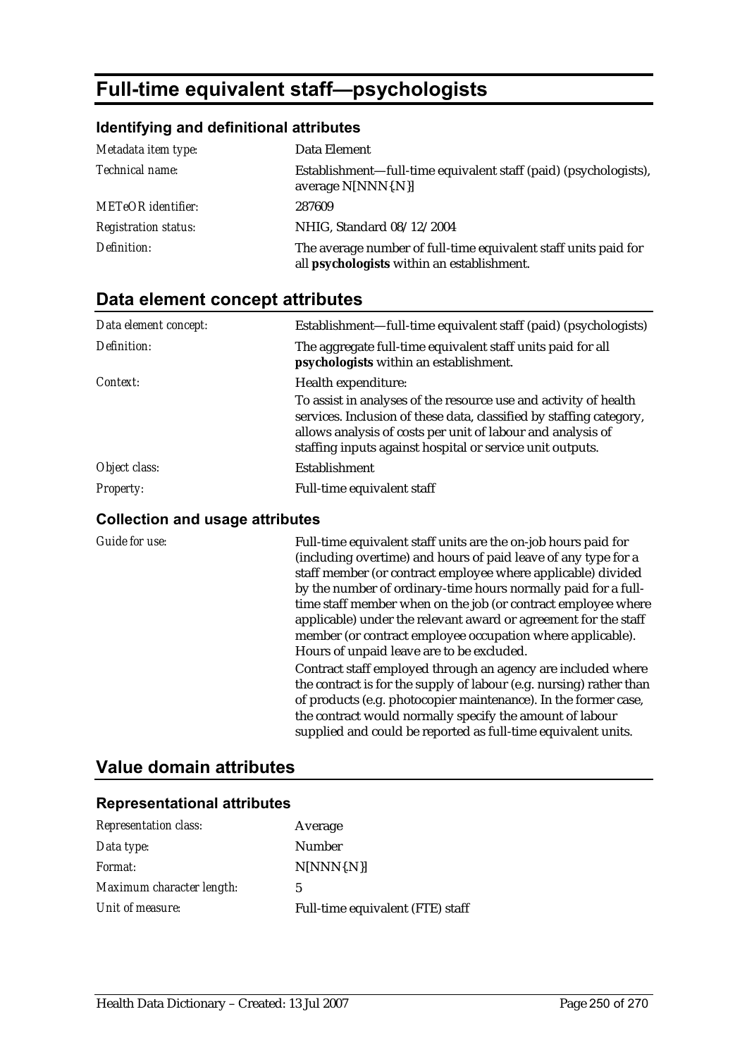# Full-time equivalent staff—psychologists

## Identifying and definitional attributes

| | |
|---|---|
| *Metadata item type:* | Data Element |
| *Technical name:* | Establishment—full-time equivalent staff (paid) (psychologists), average N[NNN{.N}] |
| *METeOR identifier:* | 287609 |
| *Registration status:* | NHIG, Standard 08/12/2004 |
| *Definition:* | The average number of full-time equivalent staff units paid for all **psychologists** within an establishment. |

## Data element concept attributes

| | |
|---|---|
| *Data element concept:* | Establishment—full-time equivalent staff (paid) (psychologists) |
| *Definition:* | The aggregate full-time equivalent staff units paid for all **psychologists** within an establishment. |
| *Context:* | Health expenditure:<br>To assist in analyses of the resource use and activity of health services. Inclusion of these data, classified by staffing category, allows analysis of costs per unit of labour and analysis of staffing inputs against hospital or service unit outputs. |
| *Object class:* | Establishment |
| *Property:* | Full-time equivalent staff |

### Collection and usage attributes

| | |
|---|---|
| *Guide for use:* | Full-time equivalent staff units are the on-job hours paid for (including overtime) and hours of paid leave of any type for a staff member (or contract employee where applicable) divided by the number of ordinary-time hours normally paid for a full-time staff member when on the job (or contract employee where applicable) under the relevant award or agreement for the staff member (or contract employee occupation where applicable). Hours of unpaid leave are to be excluded.<br>Contract staff employed through an agency are included where the contract is for the supply of labour (e.g. nursing) rather than of products (e.g. photocopier maintenance). In the former case, the contract would normally specify the amount of labour supplied and could be reported as full-time equivalent units. |

## Value domain attributes

### Representational attributes

| | |
|---|---|
| *Representation class:* | Average |
| *Data type:* | Number |
| *Format:* | N[NNN{.N}] |
| *Maximum character length:* | 5 |
| *Unit of measure:* | Full-time equivalent (FTE) staff |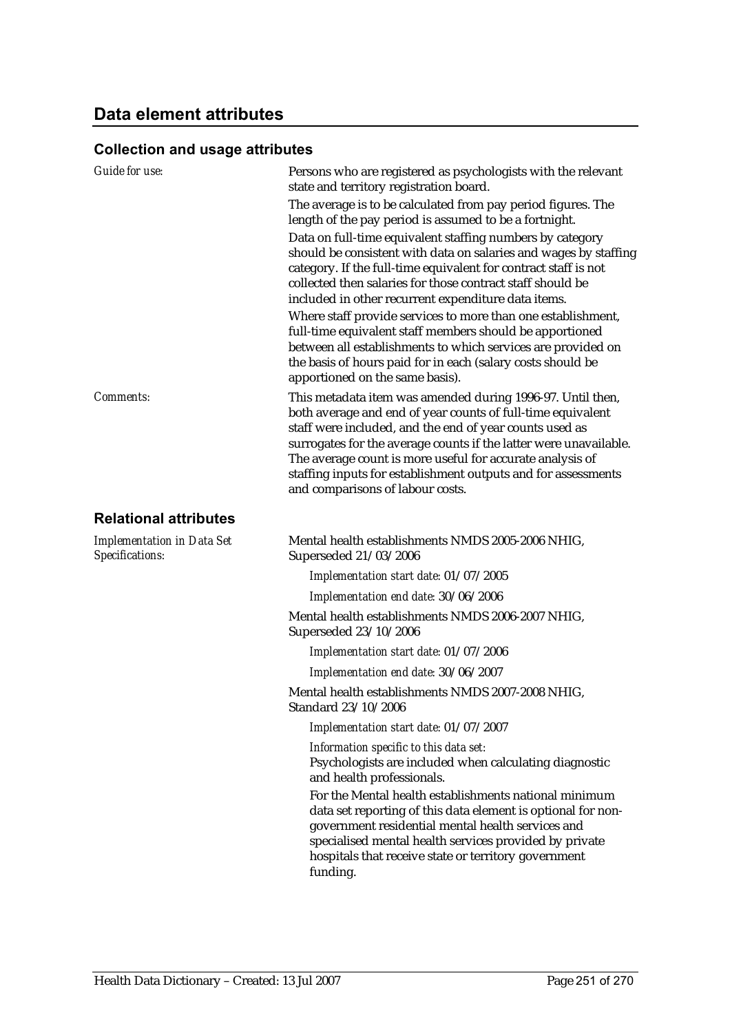## Data element attributes

### Collection and usage attributes

*Guide for use:*

Persons who are registered as psychologists with the relevant state and territory registration board.

The average is to be calculated from pay period figures. The length of the pay period is assumed to be a fortnight.

Data on full-time equivalent staffing numbers by category should be consistent with data on salaries and wages by staffing category. If the full-time equivalent for contract staff is not collected then salaries for those contract staff should be included in other recurrent expenditure data items.

Where staff provide services to more than one establishment, full-time equivalent staff members should be apportioned between all establishments to which services are provided on the basis of hours paid for in each (salary costs should be apportioned on the same basis).

*Comments:*

This metadata item was amended during 1996-97. Until then, both average and end of year counts of full-time equivalent staff were included, and the end of year counts used as surrogates for the average counts if the latter were unavailable. The average count is more useful for accurate analysis of staffing inputs for establishment outputs and for assessments and comparisons of labour costs.

### Relational attributes

*Implementation in Data Set Specifications:*

Mental health establishments NMDS 2005-2006 NHIG, Superseded 21/03/2006

*Implementation start date:* 01/07/2005

*Implementation end date:* 30/06/2006

Mental health establishments NMDS 2006-2007 NHIG, Superseded 23/10/2006

*Implementation start date:* 01/07/2006

*Implementation end date:* 30/06/2007

Mental health establishments NMDS 2007-2008 NHIG, Standard 23/10/2006

*Implementation start date:* 01/07/2007

*Information specific to this data set:*

Psychologists are included when calculating diagnostic and health professionals.

For the Mental health establishments national minimum data set reporting of this data element is optional for non-government residential mental health services and specialised mental health services provided by private hospitals that receive state or territory government funding.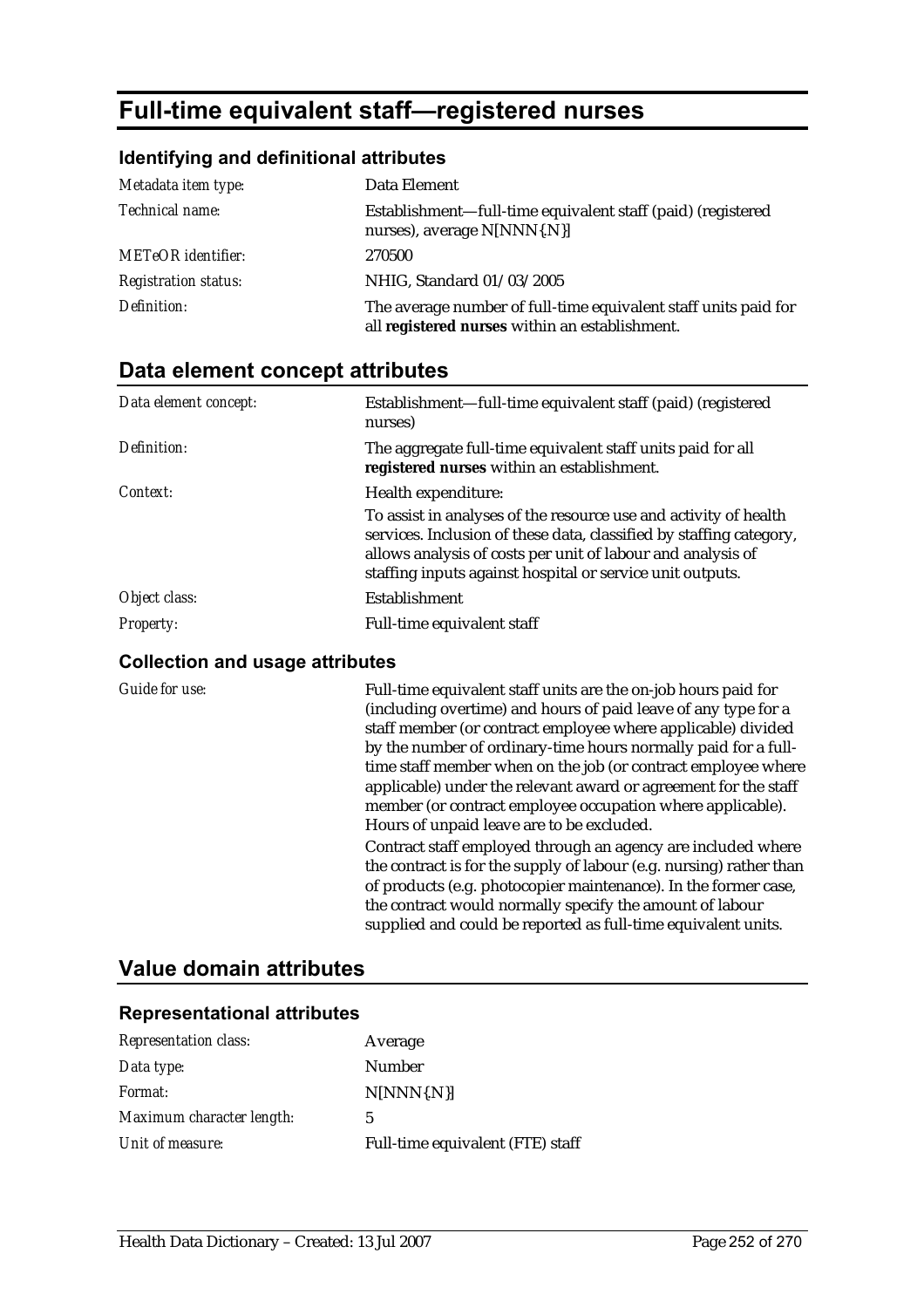# Full-time equivalent staff—registered nurses

### Identifying and definitional attributes

| | |
|---|---|
| *Metadata item type:* | Data Element |
| *Technical name:* | Establishment—full-time equivalent staff (paid) (registered nurses), average N[NNN{.N}] |
| *METeOR identifier:* | 270500 |
| *Registration status:* | NHIG, Standard 01/03/2005 |
| *Definition:* | The average number of full-time equivalent staff units paid for all **registered nurses** within an establishment. |

## Data element concept attributes

| | |
|---|---|
| *Data element concept:* | Establishment—full-time equivalent staff (paid) (registered nurses) |
| *Definition:* | The aggregate full-time equivalent staff units paid for all **registered nurses** within an establishment. |
| *Context:* | Health expenditure:<br>To assist in analyses of the resource use and activity of health services. Inclusion of these data, classified by staffing category, allows analysis of costs per unit of labour and analysis of staffing inputs against hospital or service unit outputs. |
| *Object class:* | Establishment |
| *Property:* | Full-time equivalent staff |

### Collection and usage attributes

| | |
|---|---|
| *Guide for use:* | Full-time equivalent staff units are the on-job hours paid for (including overtime) and hours of paid leave of any type for a staff member (or contract employee where applicable) divided by the number of ordinary-time hours normally paid for a full-time staff member when on the job (or contract employee where applicable) under the relevant award or agreement for the staff member (or contract employee occupation where applicable). Hours of unpaid leave are to be excluded.<br>Contract staff employed through an agency are included where the contract is for the supply of labour (e.g. nursing) rather than of products (e.g. photocopier maintenance). In the former case, the contract would normally specify the amount of labour supplied and could be reported as full-time equivalent units. |

## Value domain attributes

### Representational attributes

| | |
|---|---|
| *Representation class:* | Average |
| *Data type:* | Number |
| *Format:* | N[NNN{.N}] |
| *Maximum character length:* | 5 |
| *Unit of measure:* | Full-time equivalent (FTE) staff |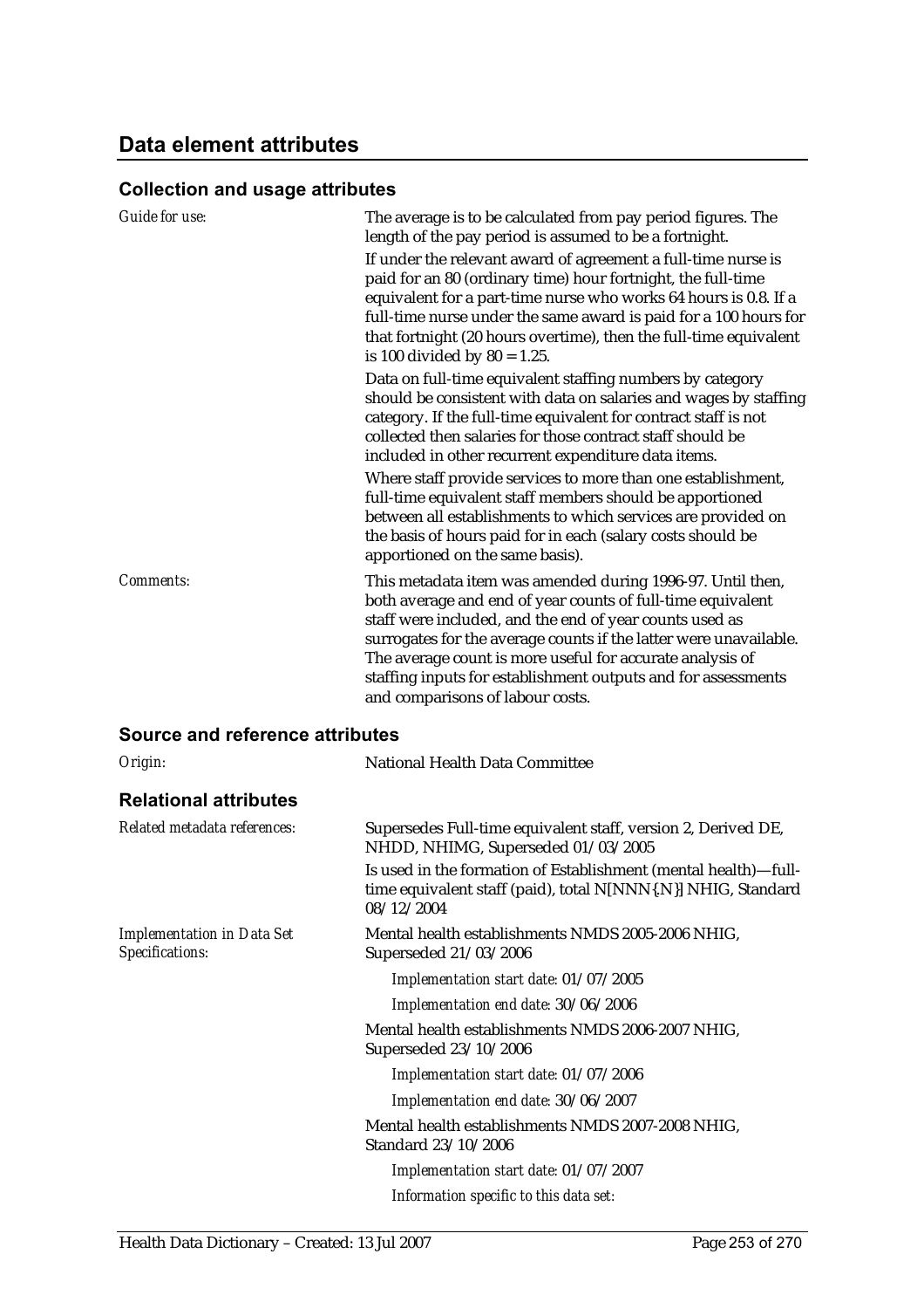## Data element attributes

### Collection and usage attributes

*Guide for use:*

The average is to be calculated from pay period figures. The length of the pay period is assumed to be a fortnight.

If under the relevant award of agreement a full-time nurse is paid for an 80 (ordinary time) hour fortnight, the full-time equivalent for a part-time nurse who works 64 hours is 0.8. If a full-time nurse under the same award is paid for a 100 hours for that fortnight (20 hours overtime), then the full-time equivalent is 100 divided by 80 = 1.25.

Data on full-time equivalent staffing numbers by category should be consistent with data on salaries and wages by staffing category. If the full-time equivalent for contract staff is not collected then salaries for those contract staff should be included in other recurrent expenditure data items.

Where staff provide services to more than one establishment, full-time equivalent staff members should be apportioned between all establishments to which services are provided on the basis of hours paid for in each (salary costs should be apportioned on the same basis).

*Comments:*

This metadata item was amended during 1996-97. Until then, both average and end of year counts of full-time equivalent staff were included, and the end of year counts used as surrogates for the average counts if the latter were unavailable. The average count is more useful for accurate analysis of staffing inputs for establishment outputs and for assessments and comparisons of labour costs.

### Source and reference attributes

*Origin:* National Health Data Committee

### Relational attributes

*Related metadata references:*

Supersedes Full-time equivalent staff, version 2, Derived DE, NHDD, NHIMG, Superseded 01/03/2005

Is used in the formation of Establishment (mental health)—full-time equivalent staff (paid), total N[NNN{.N}] NHIG, Standard 08/12/2004

*Implementation in Data Set Specifications:*

Mental health establishments NMDS 2005-2006 NHIG, Superseded 21/03/2006

*Implementation start date:* 01/07/2005

*Implementation end date:* 30/06/2006

Mental health establishments NMDS 2006-2007 NHIG, Superseded 23/10/2006

*Implementation start date:* 01/07/2006

*Implementation end date:* 30/06/2007

Mental health establishments NMDS 2007-2008 NHIG, Standard 23/10/2006

*Implementation start date:* 01/07/2007

*Information specific to this data set:*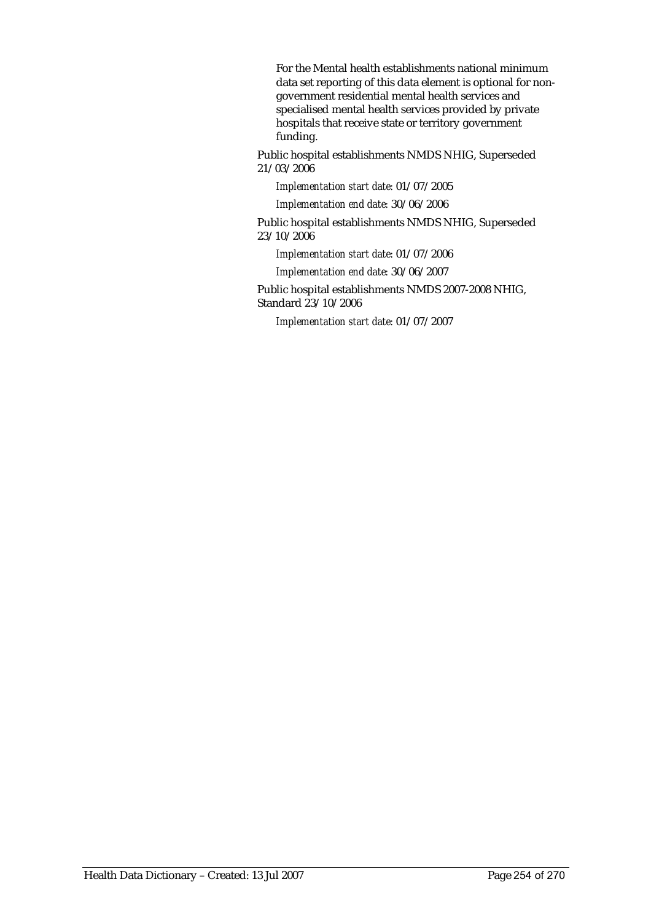For the Mental health establishments national minimum data set reporting of this data element is optional for non-government residential mental health services and specialised mental health services provided by private hospitals that receive state or territory government funding.

Public hospital establishments NMDS NHIG, Superseded 21/03/2006

*Implementation start date:* 01/07/2005

*Implementation end date:* 30/06/2006

Public hospital establishments NMDS NHIG, Superseded 23/10/2006

*Implementation start date:* 01/07/2006

*Implementation end date:* 30/06/2007

Public hospital establishments NMDS 2007-2008 NHIG, Standard 23/10/2006

*Implementation start date:* 01/07/2007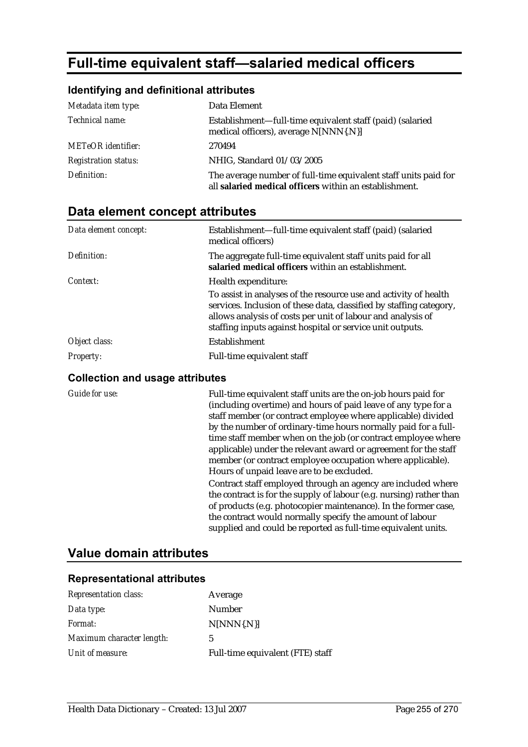# Full-time equivalent staff—salaried medical officers

### Identifying and definitional attributes

| | |
|---|---|
| *Metadata item type:* | Data Element |
| *Technical name:* | Establishment—full-time equivalent staff (paid) (salaried medical officers), average N[NNN{.N}] |
| *METeOR identifier:* | 270494 |
| *Registration status:* | NHIG, Standard 01/03/2005 |
| *Definition:* | The average number of full-time equivalent staff units paid for all **salaried medical officers** within an establishment. |

## Data element concept attributes

| | |
|---|---|
| *Data element concept:* | Establishment—full-time equivalent staff (paid) (salaried medical officers) |
| *Definition:* | The aggregate full-time equivalent staff units paid for all **salaried medical officers** within an establishment. |
| *Context:* | Health expenditure:<br>To assist in analyses of the resource use and activity of health services. Inclusion of these data, classified by staffing category, allows analysis of costs per unit of labour and analysis of staffing inputs against hospital or service unit outputs. |
| *Object class:* | Establishment |
| *Property:* | Full-time equivalent staff |

### Collection and usage attributes

| | |
|---|---|
| *Guide for use:* | Full-time equivalent staff units are the on-job hours paid for (including overtime) and hours of paid leave of any type for a staff member (or contract employee where applicable) divided by the number of ordinary-time hours normally paid for a full-time staff member when on the job (or contract employee where applicable) under the relevant award or agreement for the staff member (or contract employee occupation where applicable). Hours of unpaid leave are to be excluded.<br>Contract staff employed through an agency are included where the contract is for the supply of labour (e.g. nursing) rather than of products (e.g. photocopier maintenance). In the former case, the contract would normally specify the amount of labour supplied and could be reported as full-time equivalent units. |

## Value domain attributes

### Representational attributes

| | |
|---|---|
| *Representation class:* | Average |
| *Data type:* | Number |
| *Format:* | N[NNN{.N}] |
| *Maximum character length:* | 5 |
| *Unit of measure:* | Full-time equivalent (FTE) staff |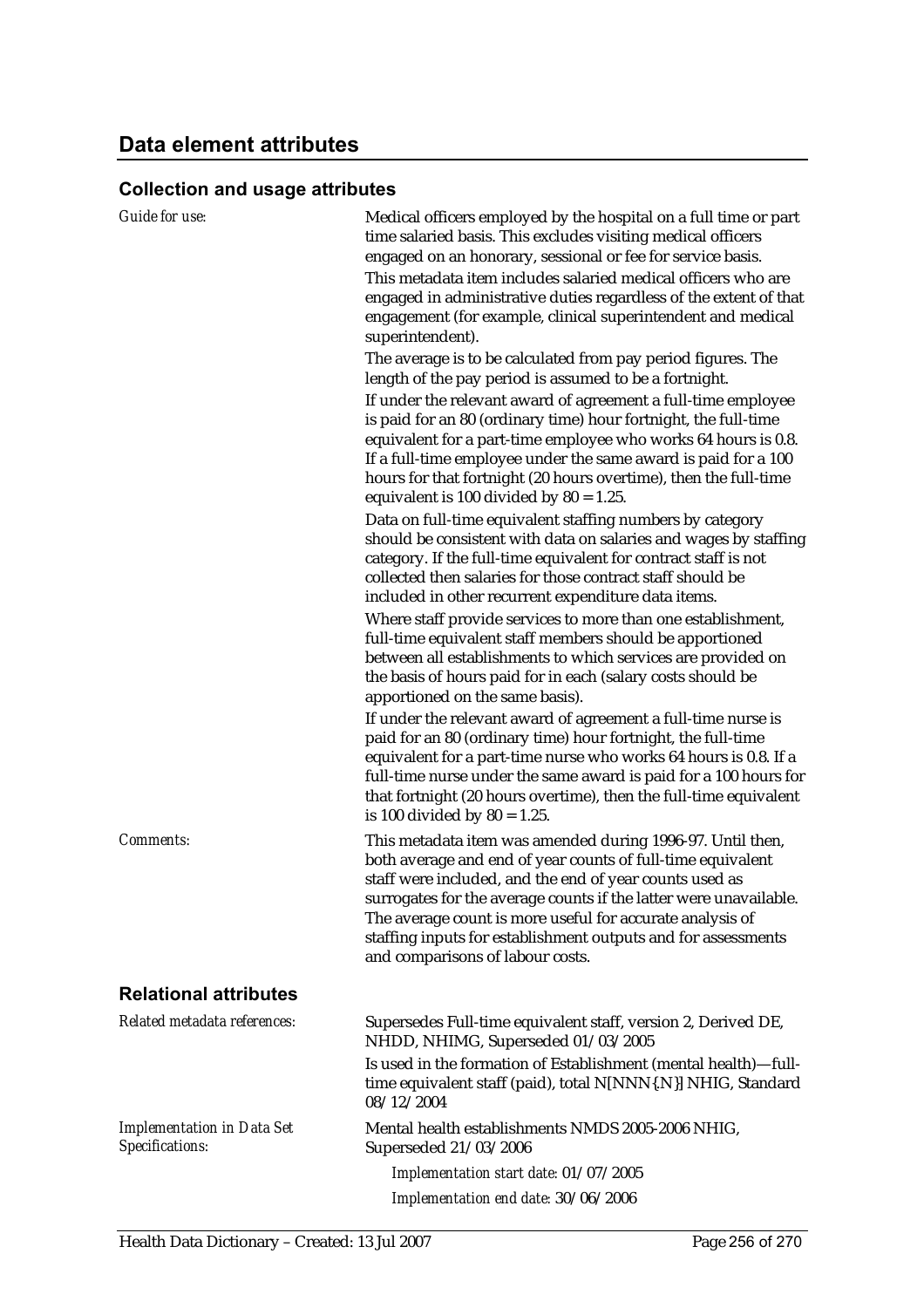## Data element attributes

### Collection and usage attributes

*Guide for use:*

Medical officers employed by the hospital on a full time or part time salaried basis. This excludes visiting medical officers engaged on an honorary, sessional or fee for service basis.

This metadata item includes salaried medical officers who are engaged in administrative duties regardless of the extent of that engagement (for example, clinical superintendent and medical superintendent).

The average is to be calculated from pay period figures. The length of the pay period is assumed to be a fortnight.

If under the relevant award of agreement a full-time employee is paid for an 80 (ordinary time) hour fortnight, the full-time equivalent for a part-time employee who works 64 hours is 0.8. If a full-time employee under the same award is paid for a 100 hours for that fortnight (20 hours overtime), then the full-time equivalent is 100 divided by 80 = 1.25.

Data on full-time equivalent staffing numbers by category should be consistent with data on salaries and wages by staffing category. If the full-time equivalent for contract staff is not collected then salaries for those contract staff should be included in other recurrent expenditure data items.

Where staff provide services to more than one establishment, full-time equivalent staff members should be apportioned between all establishments to which services are provided on the basis of hours paid for in each (salary costs should be apportioned on the same basis).

If under the relevant award of agreement a full-time nurse is paid for an 80 (ordinary time) hour fortnight, the full-time equivalent for a part-time nurse who works 64 hours is 0.8. If a full-time nurse under the same award is paid for a 100 hours for that fortnight (20 hours overtime), then the full-time equivalent is 100 divided by 80 = 1.25.

*Comments:*

This metadata item was amended during 1996-97. Until then, both average and end of year counts of full-time equivalent staff were included, and the end of year counts used as surrogates for the average counts if the latter were unavailable. The average count is more useful for accurate analysis of staffing inputs for establishment outputs and for assessments and comparisons of labour costs.

### Relational attributes

*Related metadata references:*

Supersedes Full-time equivalent staff, version 2, Derived DE, NHDD, NHIMG, Superseded 01/03/2005

Is used in the formation of Establishment (mental health)—full-time equivalent staff (paid), total N[NNN{.N}] NHIG, Standard 08/12/2004

*Implementation in Data Set Specifications:*

Mental health establishments NMDS 2005-2006 NHIG, Superseded 21/03/2006

*Implementation start date:* 01/07/2005

*Implementation end date:* 30/06/2006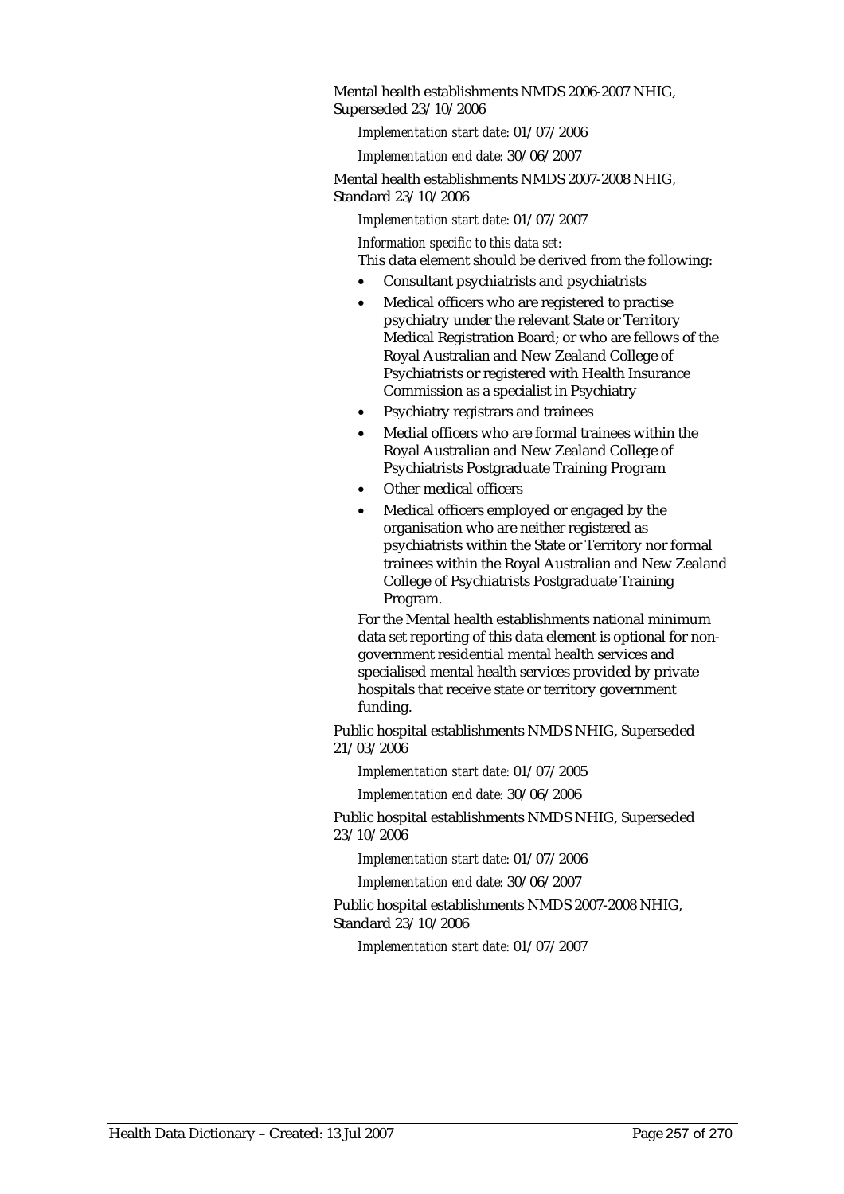Mental health establishments NMDS 2006-2007 NHIG, Superseded 23/10/2006

*Implementation start date:* 01/07/2006

*Implementation end date:* 30/06/2007

Mental health establishments NMDS 2007-2008 NHIG, Standard 23/10/2006

*Implementation start date:* 01/07/2007

*Information specific to this data set:*

This data element should be derived from the following:

- Consultant psychiatrists and psychiatrists
- Medical officers who are registered to practise psychiatry under the relevant State or Territory Medical Registration Board; or who are fellows of the Royal Australian and New Zealand College of Psychiatrists or registered with Health Insurance Commission as a specialist in Psychiatry
- Psychiatry registrars and trainees
- Medial officers who are formal trainees within the Royal Australian and New Zealand College of Psychiatrists Postgraduate Training Program
- Other medical officers
- Medical officers employed or engaged by the organisation who are neither registered as psychiatrists within the State or Territory nor formal trainees within the Royal Australian and New Zealand College of Psychiatrists Postgraduate Training Program.

For the Mental health establishments national minimum data set reporting of this data element is optional for non-government residential mental health services and specialised mental health services provided by private hospitals that receive state or territory government funding.

Public hospital establishments NMDS NHIG, Superseded 21/03/2006

*Implementation start date:* 01/07/2005

*Implementation end date:* 30/06/2006

Public hospital establishments NMDS NHIG, Superseded 23/10/2006

*Implementation start date:* 01/07/2006

*Implementation end date:* 30/06/2007

Public hospital establishments NMDS 2007-2008 NHIG, Standard 23/10/2006

*Implementation start date:* 01/07/2007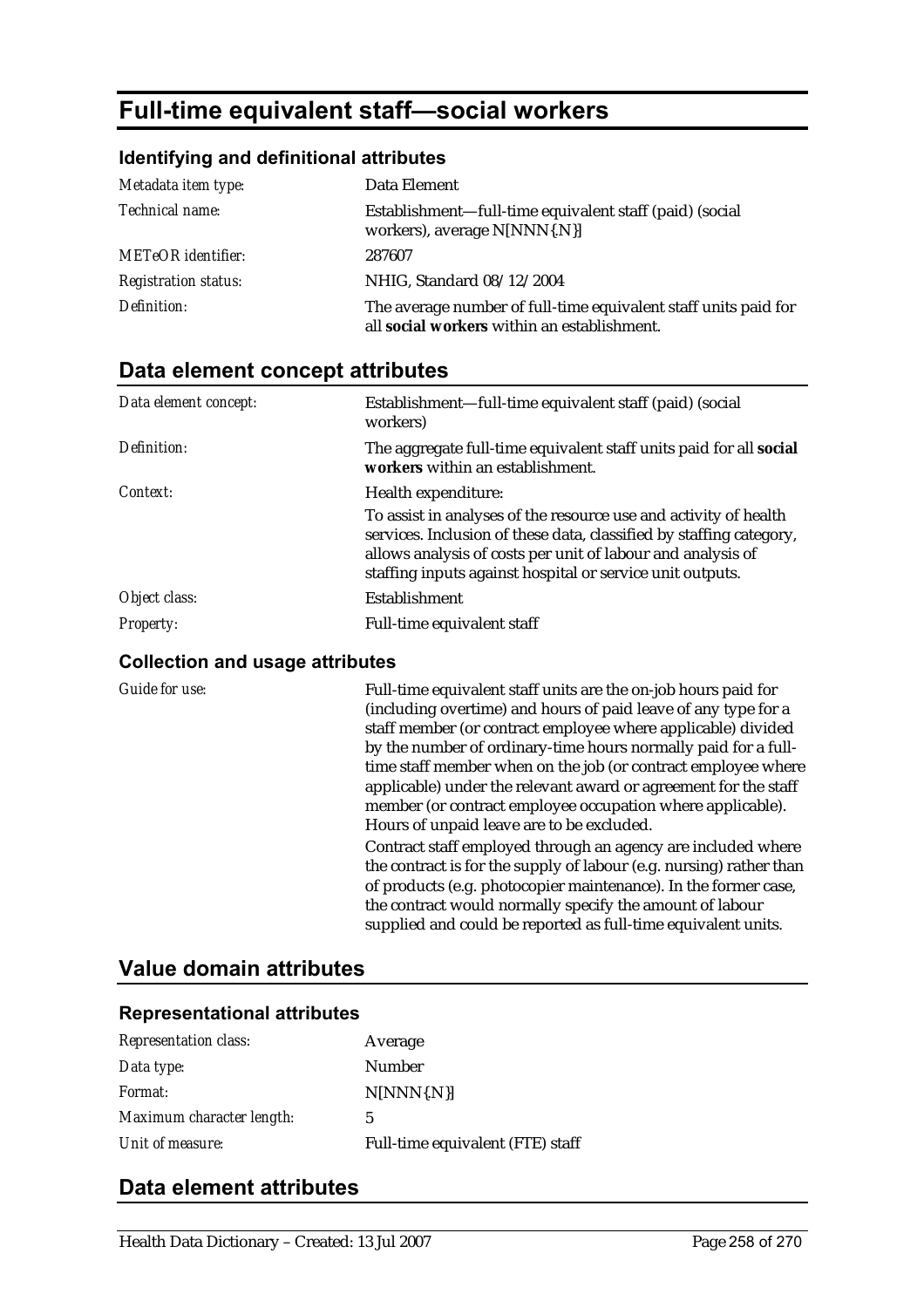# Full-time equivalent staff—social workers

### Identifying and definitional attributes

| | |
|---|---|
| *Metadata item type:* | Data Element |
| *Technical name:* | Establishment—full-time equivalent staff (paid) (social workers), average N[NNN{.N}] |
| *METeOR identifier:* | 287607 |
| *Registration status:* | NHIG, Standard 08/12/2004 |
| *Definition:* | The average number of full-time equivalent staff units paid for all **social workers** within an establishment. |

## Data element concept attributes

| | |
|---|---|
| *Data element concept:* | Establishment—full-time equivalent staff (paid) (social workers) |
| *Definition:* | The aggregate full-time equivalent staff units paid for all **social workers** within an establishment. |
| *Context:* | Health expenditure:<br>To assist in analyses of the resource use and activity of health services. Inclusion of these data, classified by staffing category, allows analysis of costs per unit of labour and analysis of staffing inputs against hospital or service unit outputs. |
| *Object class:* | Establishment |
| *Property:* | Full-time equivalent staff |

### Collection and usage attributes

| | |
|---|---|
| *Guide for use:* | Full-time equivalent staff units are the on-job hours paid for (including overtime) and hours of paid leave of any type for a staff member (or contract employee where applicable) divided by the number of ordinary-time hours normally paid for a full-time staff member when on the job (or contract employee where applicable) under the relevant award or agreement for the staff member (or contract employee occupation where applicable). Hours of unpaid leave are to be excluded.<br>Contract staff employed through an agency are included where the contract is for the supply of labour (e.g. nursing) rather than of products (e.g. photocopier maintenance). In the former case, the contract would normally specify the amount of labour supplied and could be reported as full-time equivalent units. |

## Value domain attributes

### Representational attributes

| | |
|---|---|
| *Representation class:* | Average |
| *Data type:* | Number |
| *Format:* | N[NNN{.N}] |
| *Maximum character length:* | 5 |
| *Unit of measure:* | Full-time equivalent (FTE) staff |

## Data element attributes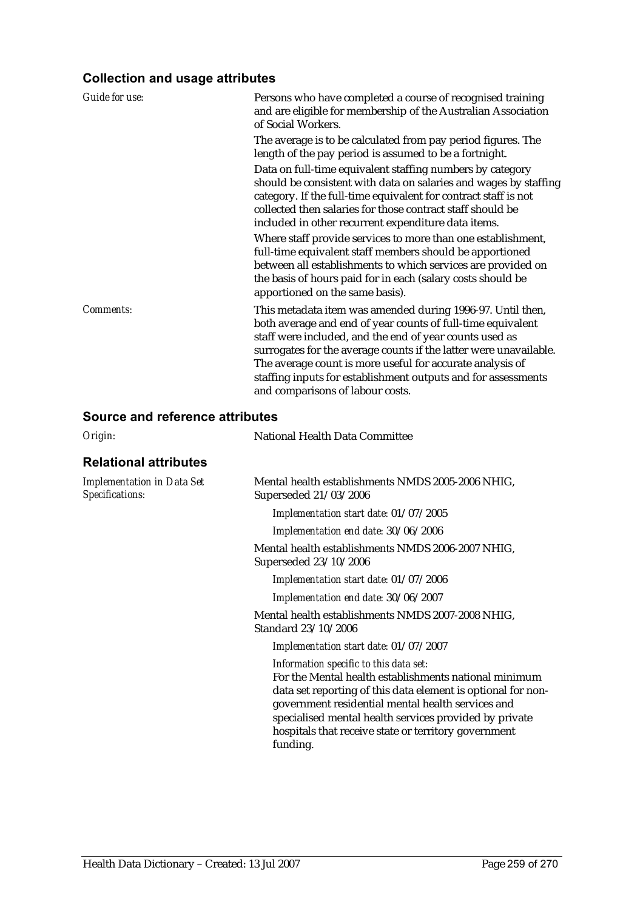### Collection and usage attributes

*Guide for use:* Persons who have completed a course of recognised training and are eligible for membership of the Australian Association of Social Workers.

The average is to be calculated from pay period figures. The length of the pay period is assumed to be a fortnight.

Data on full-time equivalent staffing numbers by category should be consistent with data on salaries and wages by staffing category. If the full-time equivalent for contract staff is not collected then salaries for those contract staff should be included in other recurrent expenditure data items.

Where staff provide services to more than one establishment, full-time equivalent staff members should be apportioned between all establishments to which services are provided on the basis of hours paid for in each (salary costs should be apportioned on the same basis).

*Comments:* This metadata item was amended during 1996-97. Until then, both average and end of year counts of full-time equivalent staff were included, and the end of year counts used as surrogates for the average counts if the latter were unavailable. The average count is more useful for accurate analysis of staffing inputs for establishment outputs and for assessments and comparisons of labour costs.

### Source and reference attributes

*Origin:* National Health Data Committee

### Relational attributes

*Implementation in Data Set Specifications:*

Mental health establishments NMDS 2005-2006 NHIG, Superseded 21/03/2006

*Implementation start date:* 01/07/2005

*Implementation end date:* 30/06/2006

Mental health establishments NMDS 2006-2007 NHIG, Superseded 23/10/2006

*Implementation start date:* 01/07/2006

*Implementation end date:* 30/06/2007

Mental health establishments NMDS 2007-2008 NHIG, Standard 23/10/2006

*Implementation start date:* 01/07/2007

*Information specific to this data set:*

For the Mental health establishments national minimum data set reporting of this data element is optional for non-government residential mental health services and specialised mental health services provided by private hospitals that receive state or territory government funding.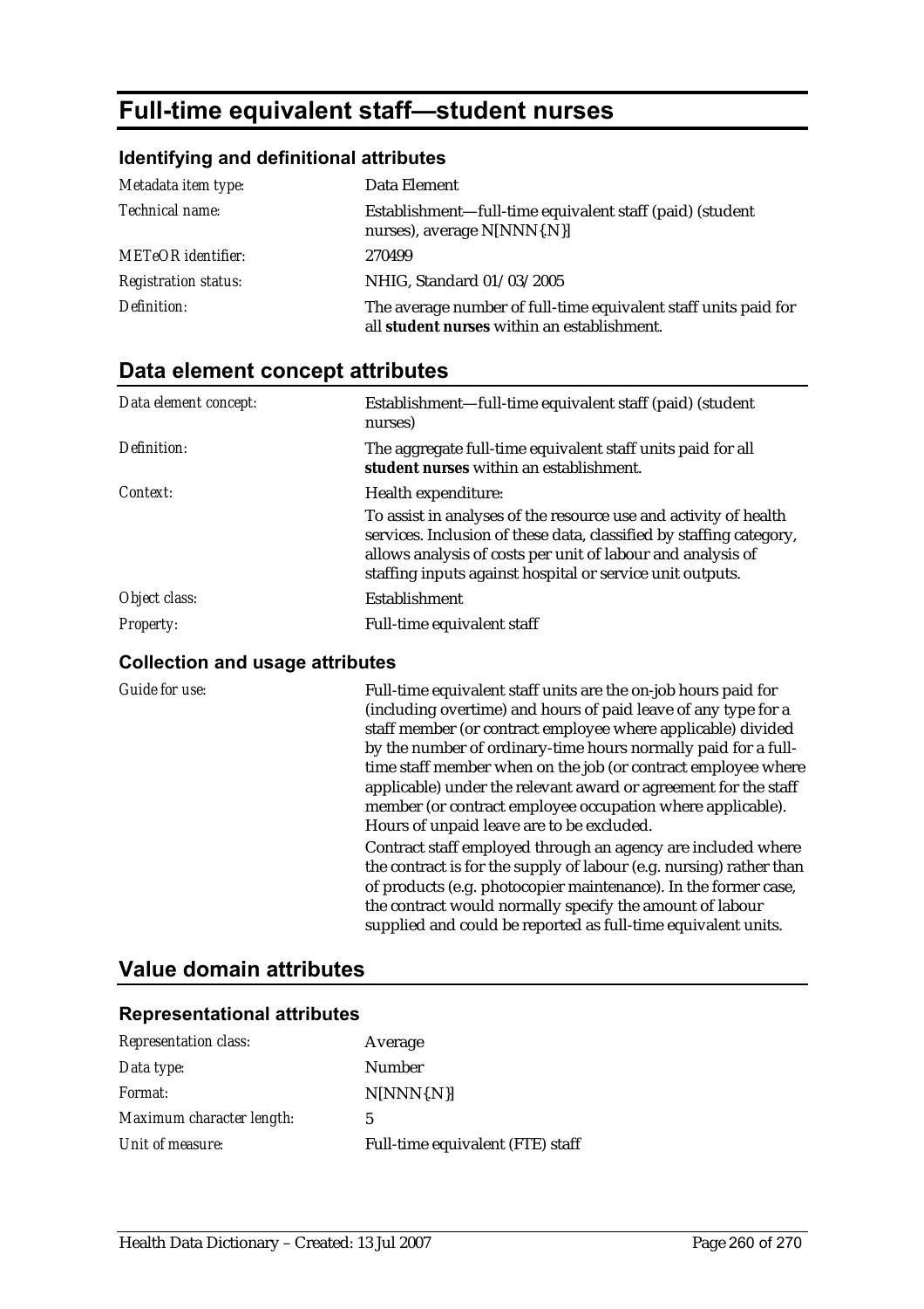# Full-time equivalent staff—student nurses

### Identifying and definitional attributes

| | |
|---|---|
| *Metadata item type:* | Data Element |
| *Technical name:* | Establishment—full-time equivalent staff (paid) (student nurses), average N[NNN{.N}] |
| *METeOR identifier:* | 270499 |
| *Registration status:* | NHIG, Standard 01/03/2005 |
| *Definition:* | The average number of full-time equivalent staff units paid for all **student nurses** within an establishment. |

## Data element concept attributes

| | |
|---|---|
| *Data element concept:* | Establishment—full-time equivalent staff (paid) (student nurses) |
| *Definition:* | The aggregate full-time equivalent staff units paid for all **student nurses** within an establishment. |
| *Context:* | Health expenditure:<br>To assist in analyses of the resource use and activity of health services. Inclusion of these data, classified by staffing category, allows analysis of costs per unit of labour and analysis of staffing inputs against hospital or service unit outputs. |
| *Object class:* | Establishment |
| *Property:* | Full-time equivalent staff |

### Collection and usage attributes

| | |
|---|---|
| *Guide for use:* | Full-time equivalent staff units are the on-job hours paid for (including overtime) and hours of paid leave of any type for a staff member (or contract employee where applicable) divided by the number of ordinary-time hours normally paid for a full-time staff member when on the job (or contract employee where applicable) under the relevant award or agreement for the staff member (or contract employee occupation where applicable). Hours of unpaid leave are to be excluded.<br>Contract staff employed through an agency are included where the contract is for the supply of labour (e.g. nursing) rather than of products (e.g. photocopier maintenance). In the former case, the contract would normally specify the amount of labour supplied and could be reported as full-time equivalent units. |

## Value domain attributes

### Representational attributes

| | |
|---|---|
| *Representation class:* | Average |
| *Data type:* | Number |
| *Format:* | N[NNN{.N}] |
| *Maximum character length:* | 5 |
| *Unit of measure:* | Full-time equivalent (FTE) staff |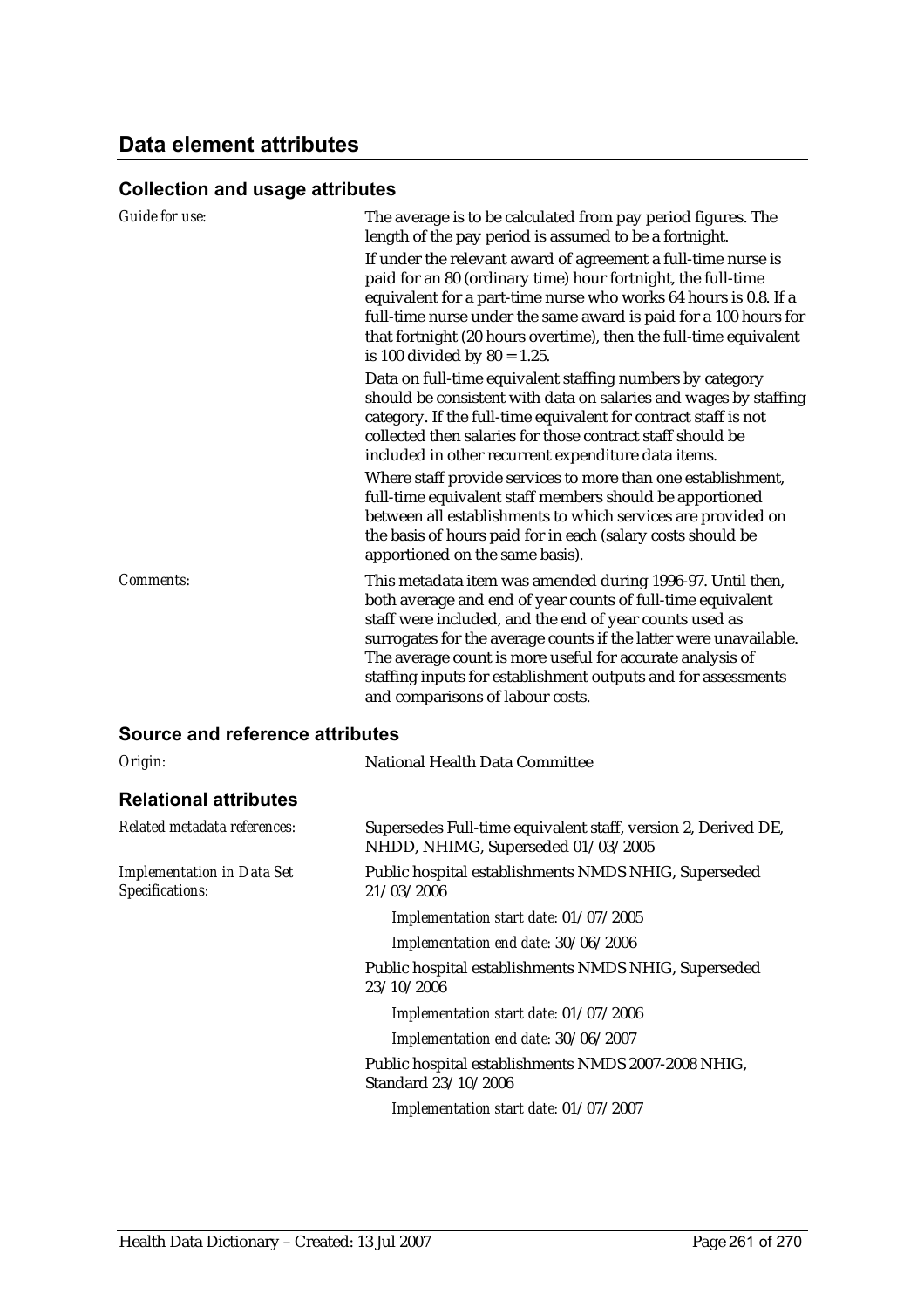## Data element attributes

### Collection and usage attributes

*Guide for use:*

The average is to be calculated from pay period figures. The length of the pay period is assumed to be a fortnight.

If under the relevant award of agreement a full-time nurse is paid for an 80 (ordinary time) hour fortnight, the full-time equivalent for a part-time nurse who works 64 hours is 0.8. If a full-time nurse under the same award is paid for a 100 hours for that fortnight (20 hours overtime), then the full-time equivalent is 100 divided by 80 = 1.25.

Data on full-time equivalent staffing numbers by category should be consistent with data on salaries and wages by staffing category. If the full-time equivalent for contract staff is not collected then salaries for those contract staff should be included in other recurrent expenditure data items.

Where staff provide services to more than one establishment, full-time equivalent staff members should be apportioned between all establishments to which services are provided on the basis of hours paid for in each (salary costs should be apportioned on the same basis).

*Comments:*

This metadata item was amended during 1996-97. Until then, both average and end of year counts of full-time equivalent staff were included, and the end of year counts used as surrogates for the average counts if the latter were unavailable. The average count is more useful for accurate analysis of staffing inputs for establishment outputs and for assessments and comparisons of labour costs.

### Source and reference attributes

*Origin:*

National Health Data Committee

### Relational attributes

*Related metadata references:*

Supersedes Full-time equivalent staff, version 2, Derived DE, NHDD, NHIMG, Superseded 01/03/2005

*Implementation in Data Set Specifications:*

Public hospital establishments NMDS NHIG, Superseded 21/03/2006

*Implementation start date:* 01/07/2005

*Implementation end date:* 30/06/2006

Public hospital establishments NMDS NHIG, Superseded 23/10/2006

*Implementation start date:* 01/07/2006

*Implementation end date:* 30/06/2007

Public hospital establishments NMDS 2007-2008 NHIG, Standard 23/10/2006

*Implementation start date:* 01/07/2007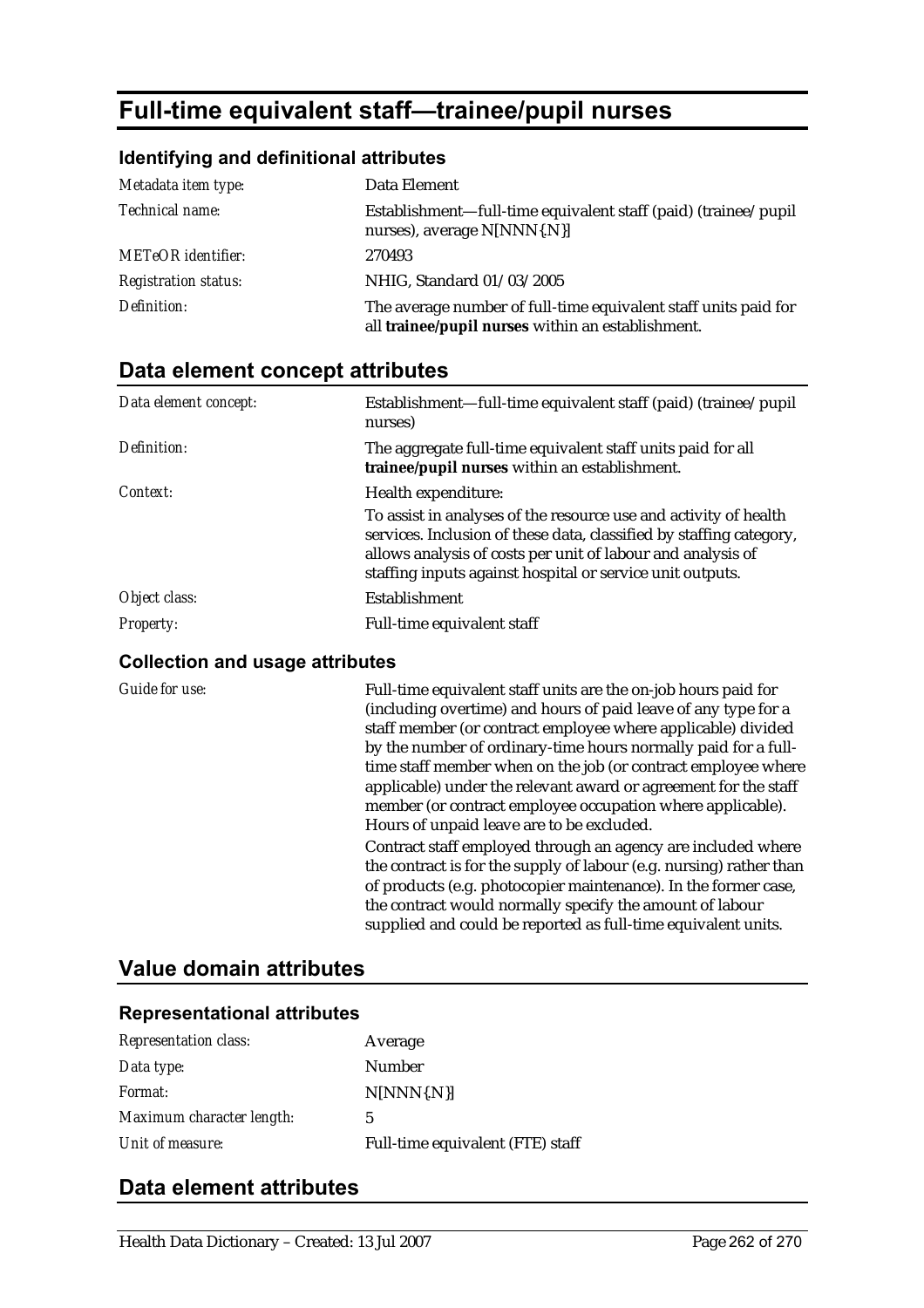# Full-time equivalent staff—trainee/pupil nurses

### Identifying and definitional attributes

| | |
|---|---|
| *Metadata item type:* | Data Element |
| *Technical name:* | Establishment—full-time equivalent staff (paid) (trainee/pupil nurses), average N[NNN{.N}] |
| *METeOR identifier:* | 270493 |
| *Registration status:* | NHIG, Standard 01/03/2005 |
| *Definition:* | The average number of full-time equivalent staff units paid for all **trainee/pupil nurses** within an establishment. |

## Data element concept attributes

| | |
|---|---|
| *Data element concept:* | Establishment—full-time equivalent staff (paid) (trainee/pupil nurses) |
| *Definition:* | The aggregate full-time equivalent staff units paid for all **trainee/pupil nurses** within an establishment. |
| *Context:* | Health expenditure:<br>To assist in analyses of the resource use and activity of health services. Inclusion of these data, classified by staffing category, allows analysis of costs per unit of labour and analysis of staffing inputs against hospital or service unit outputs. |
| *Object class:* | Establishment |
| *Property:* | Full-time equivalent staff |

### Collection and usage attributes

| | |
|---|---|
| *Guide for use:* | Full-time equivalent staff units are the on-job hours paid for (including overtime) and hours of paid leave of any type for a staff member (or contract employee where applicable) divided by the number of ordinary-time hours normally paid for a full-time staff member when on the job (or contract employee where applicable) under the relevant award or agreement for the staff member (or contract employee occupation where applicable). Hours of unpaid leave are to be excluded.<br>Contract staff employed through an agency are included where the contract is for the supply of labour (e.g. nursing) rather than of products (e.g. photocopier maintenance). In the former case, the contract would normally specify the amount of labour supplied and could be reported as full-time equivalent units. |

## Value domain attributes

### Representational attributes

| | |
|---|---|
| *Representation class:* | Average |
| *Data type:* | Number |
| *Format:* | N[NNN{.N}] |
| *Maximum character length:* | 5 |
| *Unit of measure:* | Full-time equivalent (FTE) staff |

## Data element attributes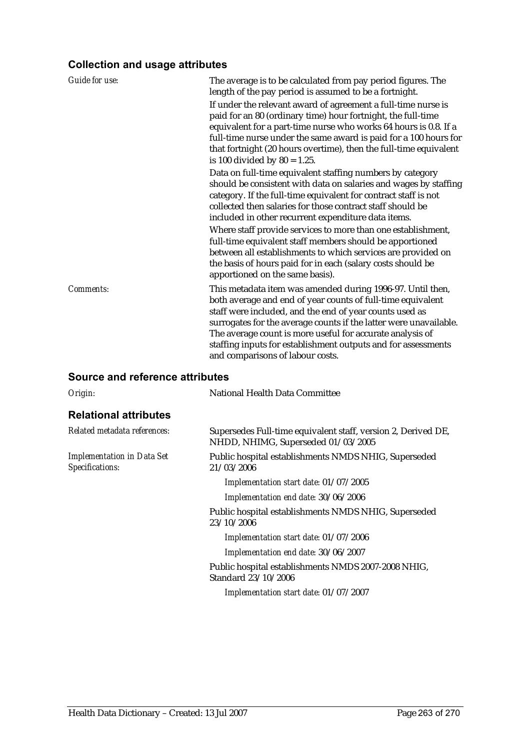### Collection and usage attributes

*Guide for use:* The average is to be calculated from pay period figures. The length of the pay period is assumed to be a fortnight.

If under the relevant award of agreement a full-time nurse is paid for an 80 (ordinary time) hour fortnight, the full-time equivalent for a part-time nurse who works 64 hours is 0.8. If a full-time nurse under the same award is paid for a 100 hours for that fortnight (20 hours overtime), then the full-time equivalent is 100 divided by 80 = 1.25.

Data on full-time equivalent staffing numbers by category should be consistent with data on salaries and wages by staffing category. If the full-time equivalent for contract staff is not collected then salaries for those contract staff should be included in other recurrent expenditure data items.

Where staff provide services to more than one establishment, full-time equivalent staff members should be apportioned between all establishments to which services are provided on the basis of hours paid for in each (salary costs should be apportioned on the same basis).

*Comments:* This metadata item was amended during 1996-97. Until then, both average and end of year counts of full-time equivalent staff were included, and the end of year counts used as surrogates for the average counts if the latter were unavailable. The average count is more useful for accurate analysis of staffing inputs for establishment outputs and for assessments and comparisons of labour costs.

### Source and reference attributes

*Origin:* National Health Data Committee

### Relational attributes

*Related metadata references:* Supersedes Full-time equivalent staff, version 2, Derived DE, NHDD, NHIMG, Superseded 01/03/2005

*Implementation in Data Set Specifications:*

Public hospital establishments NMDS NHIG, Superseded 21/03/2006

*Implementation start date:* 01/07/2005

*Implementation end date:* 30/06/2006

Public hospital establishments NMDS NHIG, Superseded 23/10/2006

*Implementation start date:* 01/07/2006

*Implementation end date:* 30/06/2007

Public hospital establishments NMDS 2007-2008 NHIG, Standard 23/10/2006

*Implementation start date:* 01/07/2007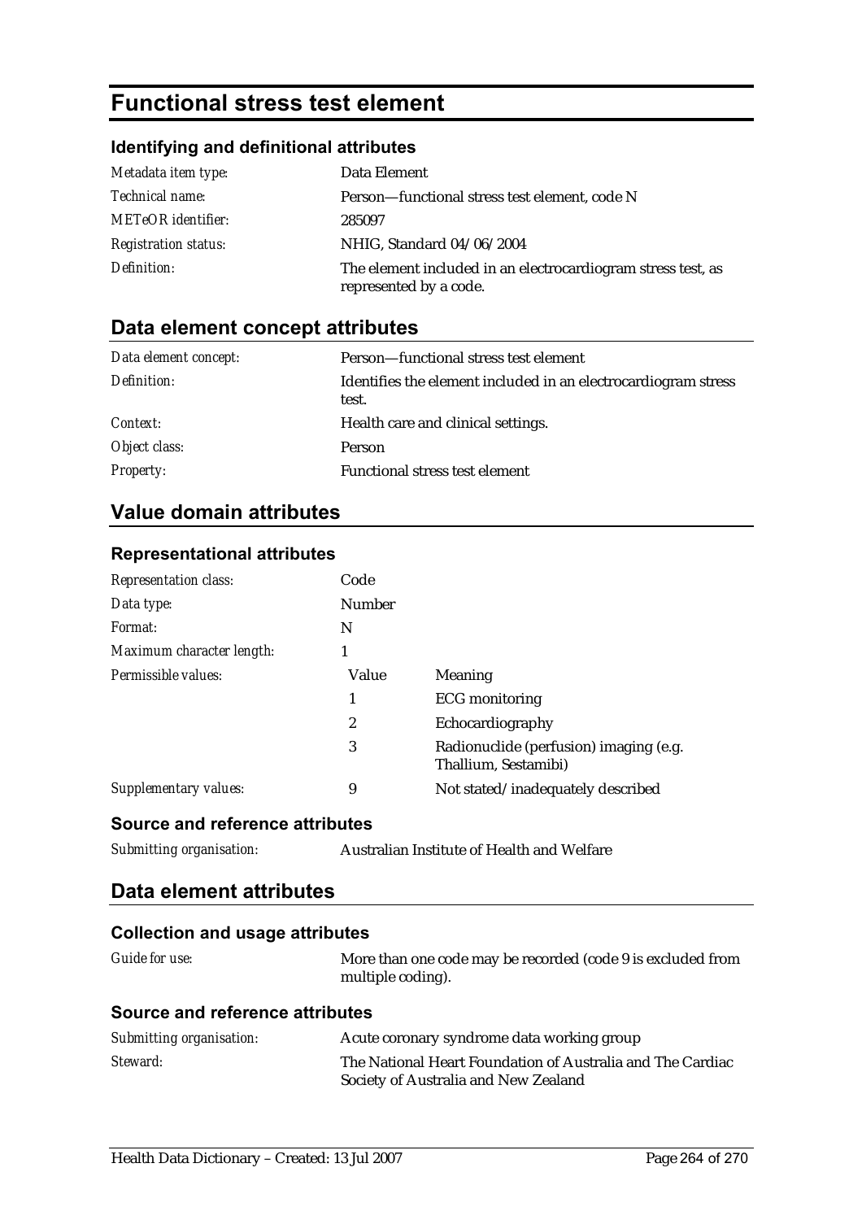# Functional stress test element

### Identifying and definitional attributes

| | |
|---|---|
| *Metadata item type:* | Data Element |
| *Technical name:* | Person—functional stress test element, code N |
| *METeOR identifier:* | 285097 |
| *Registration status:* | NHIG, Standard 04/06/2004 |
| *Definition:* | The element included in an electrocardiogram stress test, as represented by a code. |

## Data element concept attributes

| | |
|---|---|
| *Data element concept:* | Person—functional stress test element |
| *Definition:* | Identifies the element included in an electrocardiogram stress test. |
| *Context:* | Health care and clinical settings. |
| *Object class:* | Person |
| *Property:* | Functional stress test element |

## Value domain attributes

### Representational attributes

| | | |
|---|---|---|
| *Representation class:* | Code | |
| *Data type:* | Number | |
| *Format:* | N | |
| *Maximum character length:* | 1 | |
| *Permissible values:* | Value | Meaning |
| | 1 | ECG monitoring |
| | 2 | Echocardiography |
| | 3 | Radionuclide (perfusion) imaging (e.g. Thallium, Sestamibi) |
| *Supplementary values:* | 9 | Not stated/inadequately described |

### Source and reference attributes

| | |
|---|---|
| *Submitting organisation:* | Australian Institute of Health and Welfare |

## Data element attributes

### Collection and usage attributes

| | |
|---|---|
| *Guide for use:* | More than one code may be recorded (code 9 is excluded from multiple coding). |

### Source and reference attributes

| | |
|---|---|
| *Submitting organisation:* | Acute coronary syndrome data working group |
| *Steward:* | The National Heart Foundation of Australia and The Cardiac Society of Australia and New Zealand |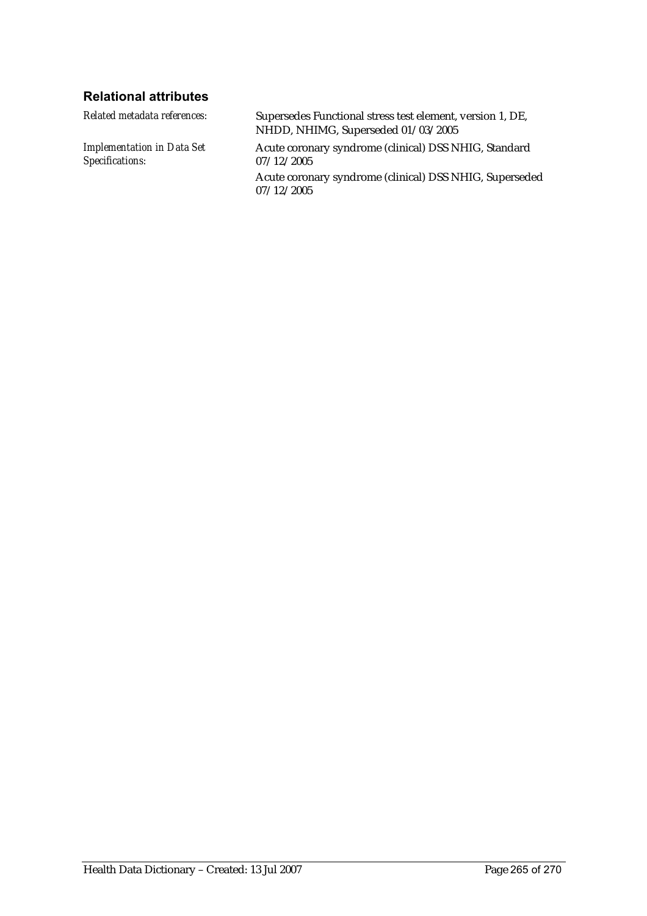### Relational attributes

*Related metadata references:* Supersedes Functional stress test element, version 1, DE, NHDD, NHIMG, Superseded 01/03/2005

*Implementation in Data Set Specifications:* Acute coronary syndrome (clinical) DSS NHIG, Standard 07/12/2005

Acute coronary syndrome (clinical) DSS NHIG, Superseded 07/12/2005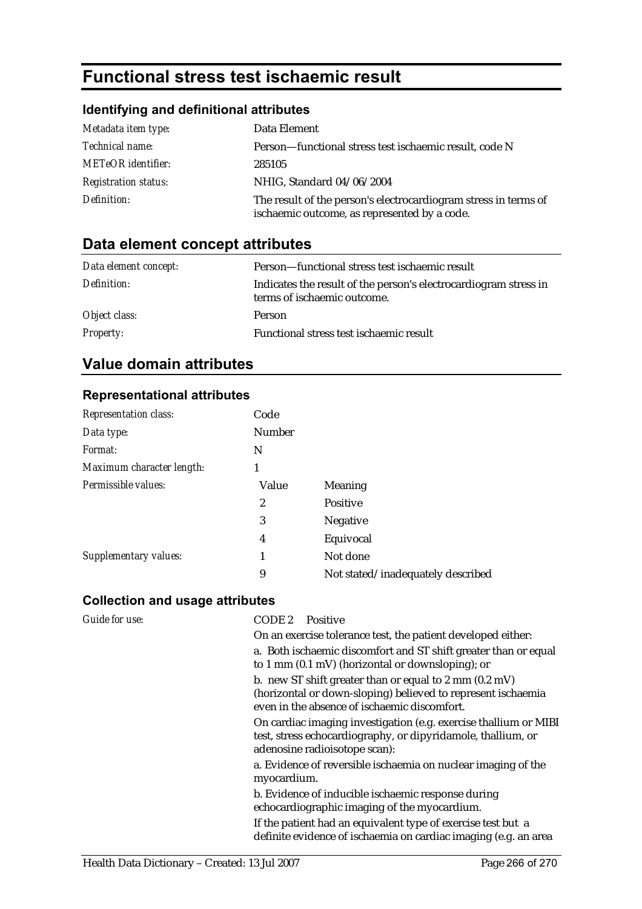# Functional stress test ischaemic result

## Identifying and definitional attributes

| | |
|---|---|
| *Metadata item type:* | Data Element |
| *Technical name:* | Person—functional stress test ischaemic result, code N |
| *METeOR identifier:* | 285105 |
| *Registration status:* | NHIG, Standard 04/06/2004 |
| *Definition:* | The result of the person's electrocardiogram stress in terms of ischaemic outcome, as represented by a code. |

## Data element concept attributes

| | |
|---|---|
| *Data element concept:* | Person—functional stress test ischaemic result |
| *Definition:* | Indicates the result of the person's electrocardiogram stress in terms of ischaemic outcome. |
| *Object class:* | Person |
| *Property:* | Functional stress test ischaemic result |

## Value domain attributes

### Representational attributes

| | | |
|---|---|---|
| *Representation class:* | Code | |
| *Data type:* | Number | |
| *Format:* | N | |
| *Maximum character length:* | 1 | |
| *Permissible values:* | Value | Meaning |
| | 2 | Positive |
| | 3 | Negative |
| | 4 | Equivocal |
| *Supplementary values:* | 1 | Not done |
| | 9 | Not stated/inadequately described |

### Collection and usage attributes

*Guide for use:*

CODE 2 Positive

On an exercise tolerance test, the patient developed either:

a. Both ischaemic discomfort and ST shift greater than or equal to 1 mm (0.1 mV) (horizontal or downsloping); or

b. new ST shift greater than or equal to 2 mm (0.2 mV) (horizontal or down-sloping) believed to represent ischaemia even in the absence of ischaemic discomfort.

On cardiac imaging investigation (e.g. exercise thallium or MIBI test, stress echocardiography, or dipyridamole, thallium, or adenosine radioisotope scan):

a. Evidence of reversible ischaemia on nuclear imaging of the myocardium.

b. Evidence of inducible ischaemic response during echocardiographic imaging of the myocardium.

If the patient had an equivalent type of exercise test but a definite evidence of ischaemia on cardiac imaging (e.g. an area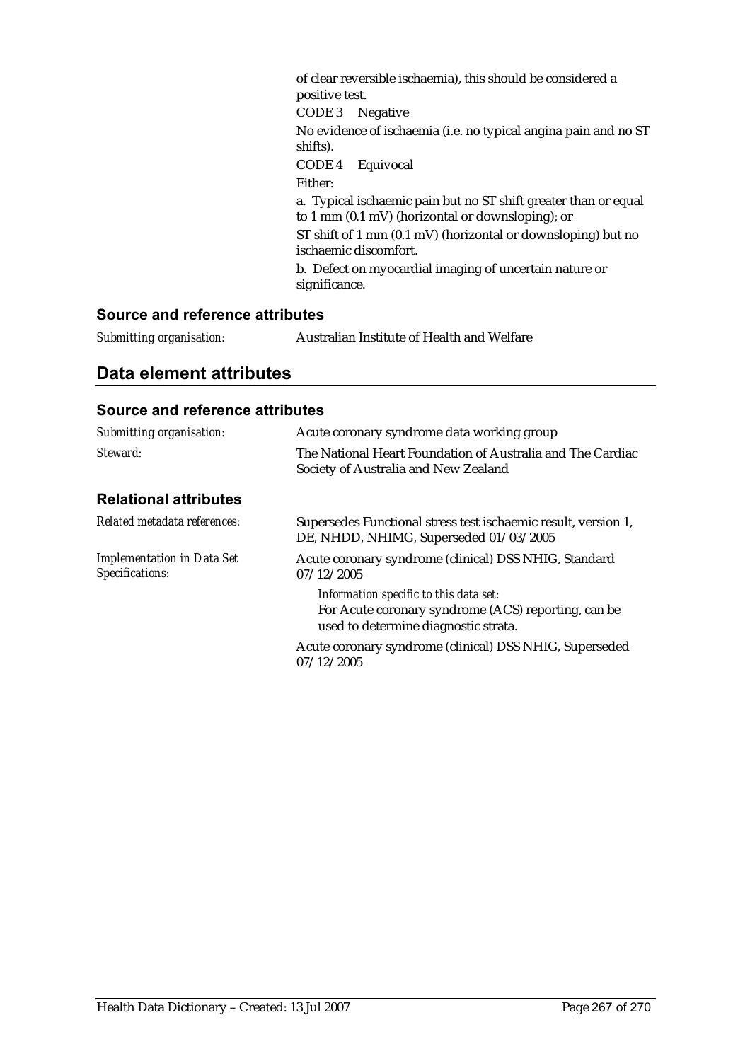of clear reversible ischaemia), this should be considered a positive test.

CODE 3 Negative

No evidence of ischaemia (i.e. no typical angina pain and no ST shifts).

CODE 4 Equivocal

Either:

a. Typical ischaemic pain but no ST shift greater than or equal to 1 mm (0.1 mV) (horizontal or downsloping); or

ST shift of 1 mm (0.1 mV) (horizontal or downsloping) but no ischaemic discomfort.

b. Defect on myocardial imaging of uncertain nature or significance.

### Source and reference attributes

*Submitting organisation:* Australian Institute of Health and Welfare

## Data element attributes

### Source and reference attributes

*Submitting organisation:* Acute coronary syndrome data working group

*Steward:* The National Heart Foundation of Australia and The Cardiac Society of Australia and New Zealand

### Relational attributes

*Related metadata references:* Supersedes Functional stress test ischaemic result, version 1, DE, NHDD, NHIMG, Superseded 01/03/2005

*Implementation in Data Set Specifications:* Acute coronary syndrome (clinical) DSS NHIG, Standard 07/12/2005

*Information specific to this data set:*
For Acute coronary syndrome (ACS) reporting, can be used to determine diagnostic strata.

Acute coronary syndrome (clinical) DSS NHIG, Superseded 07/12/2005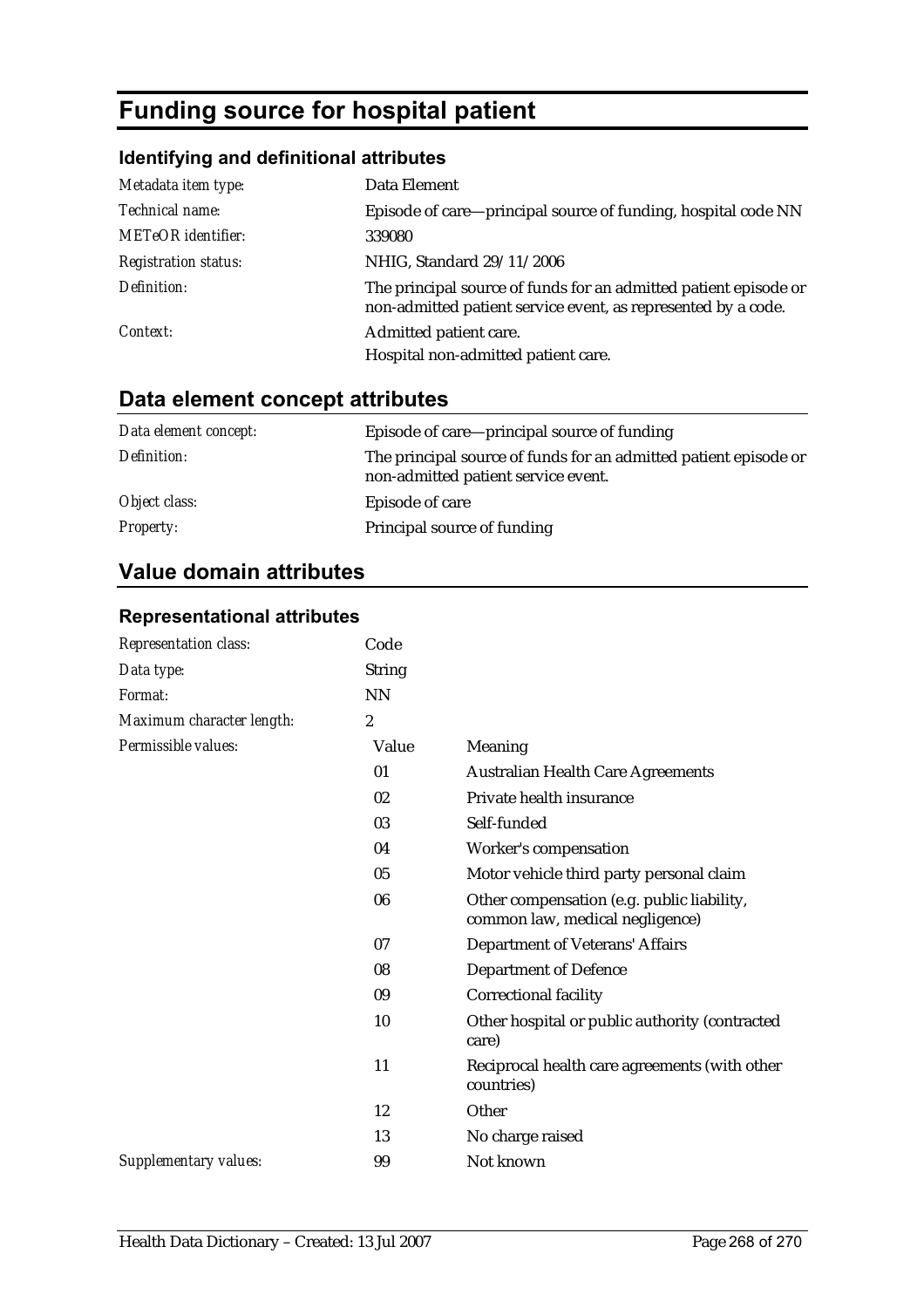# Funding source for hospital patient

### Identifying and definitional attributes

| | |
|---|---|
| *Metadata item type:* | Data Element |
| *Technical name:* | Episode of care—principal source of funding, hospital code NN |
| *METeOR identifier:* | 339080 |
| *Registration status:* | NHIG, Standard 29/11/2006 |
| *Definition:* | The principal source of funds for an admitted patient episode or non-admitted patient service event, as represented by a code. |
| *Context:* | Admitted patient care.<br>Hospital non-admitted patient care. |

## Data element concept attributes

| | |
|---|---|
| *Data element concept:* | Episode of care—principal source of funding |
| *Definition:* | The principal source of funds for an admitted patient episode or non-admitted patient service event. |
| *Object class:* | Episode of care |
| *Property:* | Principal source of funding |

## Value domain attributes

### Representational attributes

| | | |
|---|---|---|
| *Representation class:* | Code | |
| *Data type:* | String | |
| *Format:* | NN | |
| *Maximum character length:* | 2 | |
| *Permissible values:* | **Value** | **Meaning** |
| | 01 | Australian Health Care Agreements |
| | 02 | Private health insurance |
| | 03 | Self-funded |
| | 04 | Worker's compensation |
| | 05 | Motor vehicle third party personal claim |
| | 06 | Other compensation (e.g. public liability, common law, medical negligence) |
| | 07 | Department of Veterans' Affairs |
| | 08 | Department of Defence |
| | 09 | Correctional facility |
| | 10 | Other hospital or public authority (contracted care) |
| | 11 | Reciprocal health care agreements (with other countries) |
| | 12 | Other |
| | 13 | No charge raised |
| *Supplementary values:* | 99 | Not known |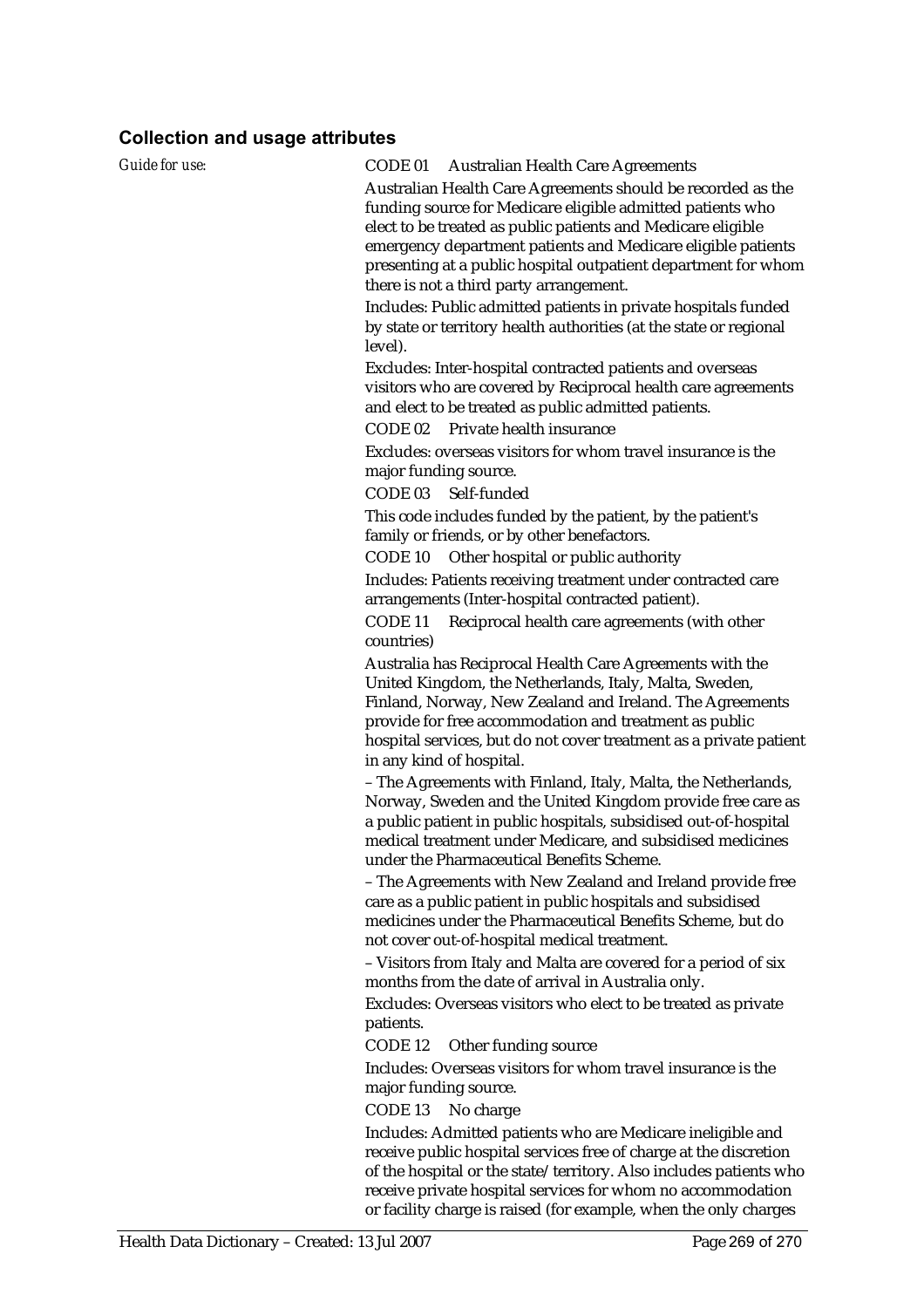### Collection and usage attributes

*Guide for use:*

CODE 01 Australian Health Care Agreements

Australian Health Care Agreements should be recorded as the funding source for Medicare eligible admitted patients who elect to be treated as public patients and Medicare eligible emergency department patients and Medicare eligible patients presenting at a public hospital outpatient department for whom there is not a third party arrangement.

Includes: Public admitted patients in private hospitals funded by state or territory health authorities (at the state or regional level).

Excludes: Inter-hospital contracted patients and overseas visitors who are covered by Reciprocal health care agreements and elect to be treated as public admitted patients.

CODE 02 Private health insurance

Excludes: overseas visitors for whom travel insurance is the major funding source.

CODE 03 Self-funded

This code includes funded by the patient, by the patient's family or friends, or by other benefactors.

CODE 10 Other hospital or public authority

Includes: Patients receiving treatment under contracted care arrangements (Inter-hospital contracted patient).

CODE 11 Reciprocal health care agreements (with other countries)

Australia has Reciprocal Health Care Agreements with the United Kingdom, the Netherlands, Italy, Malta, Sweden, Finland, Norway, New Zealand and Ireland. The Agreements provide for free accommodation and treatment as public hospital services, but do not cover treatment as a private patient in any kind of hospital.

– The Agreements with Finland, Italy, Malta, the Netherlands, Norway, Sweden and the United Kingdom provide free care as a public patient in public hospitals, subsidised out-of-hospital medical treatment under Medicare, and subsidised medicines under the Pharmaceutical Benefits Scheme.

– The Agreements with New Zealand and Ireland provide free care as a public patient in public hospitals and subsidised medicines under the Pharmaceutical Benefits Scheme, but do not cover out-of-hospital medical treatment.

– Visitors from Italy and Malta are covered for a period of six months from the date of arrival in Australia only.

Excludes: Overseas visitors who elect to be treated as private patients.

CODE 12 Other funding source

Includes: Overseas visitors for whom travel insurance is the major funding source.

CODE 13 No charge

Includes: Admitted patients who are Medicare ineligible and receive public hospital services free of charge at the discretion of the hospital or the state/territory. Also includes patients who receive private hospital services for whom no accommodation or facility charge is raised (for example, when the only charges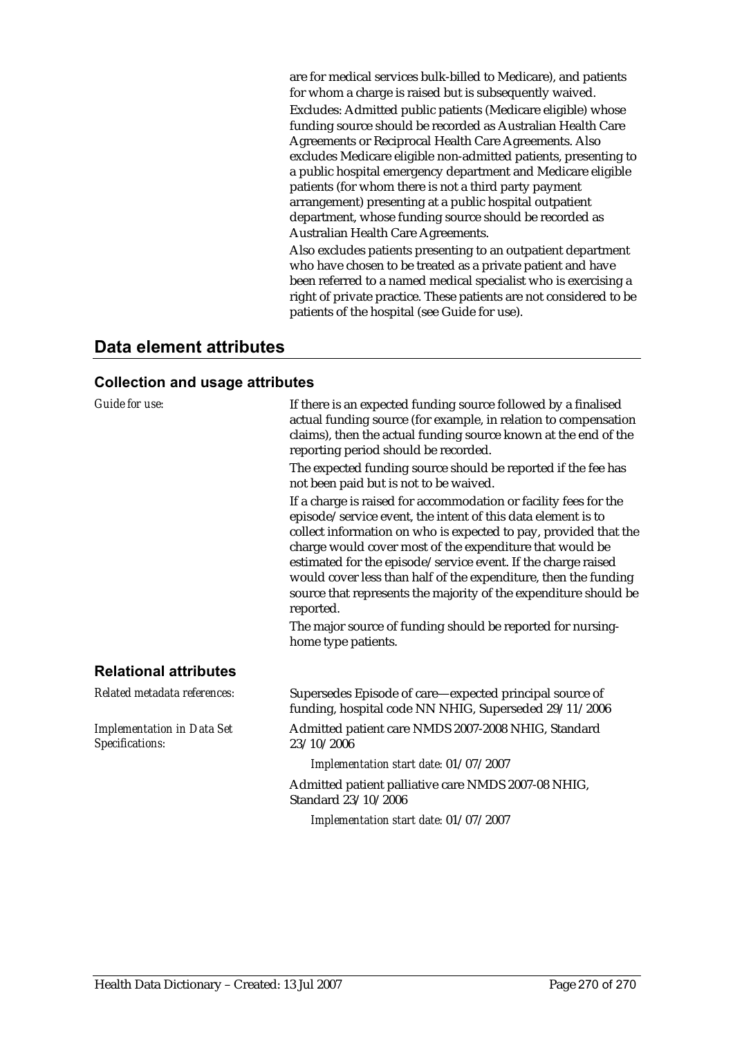are for medical services bulk-billed to Medicare), and patients for whom a charge is raised but is subsequently waived.

Excludes: Admitted public patients (Medicare eligible) whose funding source should be recorded as Australian Health Care Agreements or Reciprocal Health Care Agreements. Also excludes Medicare eligible non-admitted patients, presenting to a public hospital emergency department and Medicare eligible patients (for whom there is not a third party payment arrangement) presenting at a public hospital outpatient department, whose funding source should be recorded as Australian Health Care Agreements.

Also excludes patients presenting to an outpatient department who have chosen to be treated as a private patient and have been referred to a named medical specialist who is exercising a right of private practice. These patients are not considered to be patients of the hospital (see Guide for use).

## Data element attributes

### Collection and usage attributes

*Guide for use:*

If there is an expected funding source followed by a finalised actual funding source (for example, in relation to compensation claims), then the actual funding source known at the end of the reporting period should be recorded.

The expected funding source should be reported if the fee has not been paid but is not to be waived.

If a charge is raised for accommodation or facility fees for the episode/service event, the intent of this data element is to collect information on who is expected to pay, provided that the charge would cover most of the expenditure that would be estimated for the episode/service event. If the charge raised would cover less than half of the expenditure, then the funding source that represents the majority of the expenditure should be reported.

The major source of funding should be reported for nursing-home type patients.

### Relational attributes

*Related metadata references:*

Supersedes Episode of care—expected principal source of funding, hospital code NN NHIG, Superseded 29/11/2006

*Implementation in Data Set Specifications:*

Admitted patient care NMDS 2007-2008 NHIG, Standard 23/10/2006

*Implementation start date:* 01/07/2007

Admitted patient palliative care NMDS 2007-08 NHIG, Standard 23/10/2006

*Implementation start date:* 01/07/2007